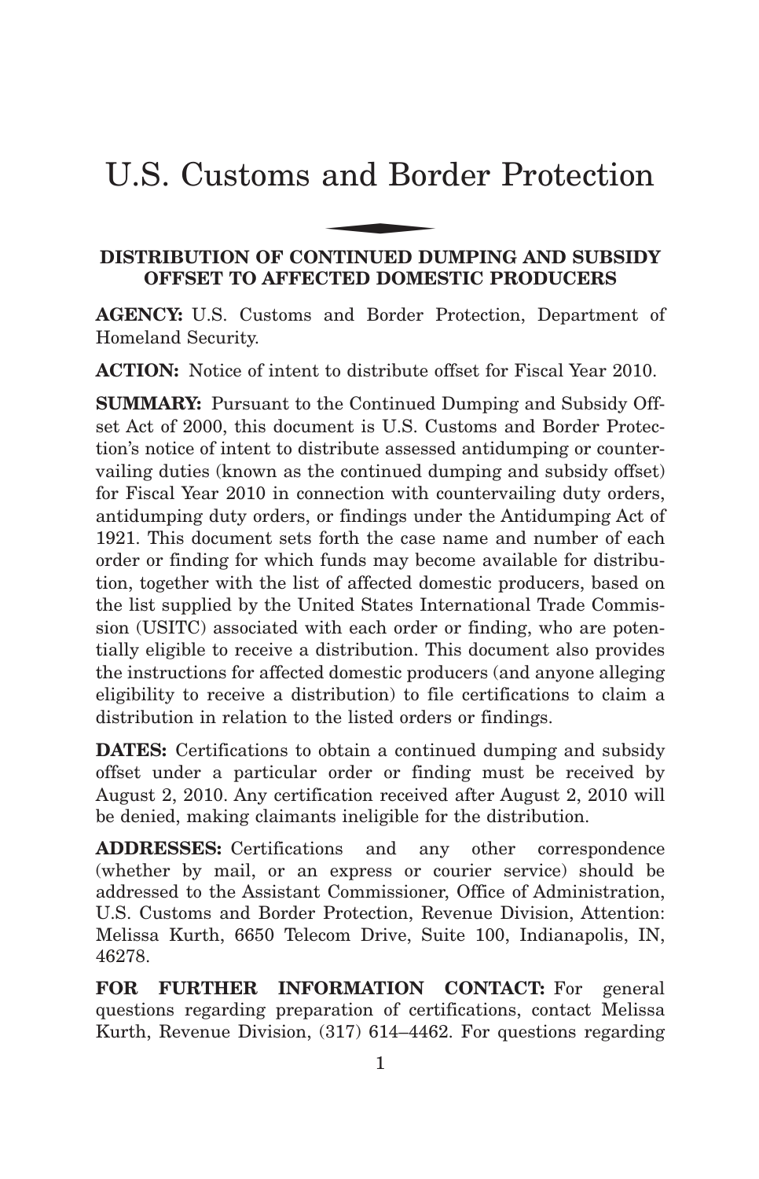# U.S. Customs and Border Protection

## DISTRIBUTION OF CONTINUED DUMPING AND SUBSIDY OFFSET TO AFFECTED DOMESTIC PRODUCERS

**AGENCY:** U.S. Customs and Border Protection, Department of Homeland Security.

**ACTION:** Notice of intent to distribute offset for Fiscal Year 2010.

**SUMMARY:** Pursuant to the Continued Dumping and Subsidy Offset Act of 2000, this document is U.S. Customs and Border Protection's notice of intent to distribute assessed antidumping or countervailing duties (known as the continued dumping and subsidy offset) for Fiscal Year 2010 in connection with countervailing duty orders, antidumping duty orders, or findings under the Antidumping Act of 1921. This document sets forth the case name and number of each order or finding for which funds may become available for distribution, together with the list of affected domestic producers, based on the list supplied by the United States International Trade Commission (USITC) associated with each order or finding, who are potentially eligible to receive a distribution. This document also provides the instructions for affected domestic producers (and anyone alleging eligibility to receive a distribution) to file certifications to claim a distribution in relation to the listed orders or findings.

**DATES:** Certifications to obtain a continued dumping and subsidy offset under a particular order or finding must be received by August 2, 2010. Any certification received after August 2, 2010 will be denied, making claimants ineligible for the distribution.

**ADDRESSES:** Certifications and any other correspondence (whether by mail, or an express or courier service) should be addressed to the Assistant Commissioner, Office of Administration, U.S. Customs and Border Protection, Revenue Division, Attention: Melissa Kurth, 6650 Telecom Drive, Suite 100, Indianapolis, IN, 46278.

**FOR FURTHER INFORMATION CONTACT:** For general questions regarding preparation of certifications, contact Melissa Kurth, Revenue Division, (317) 614–4462. For questions regarding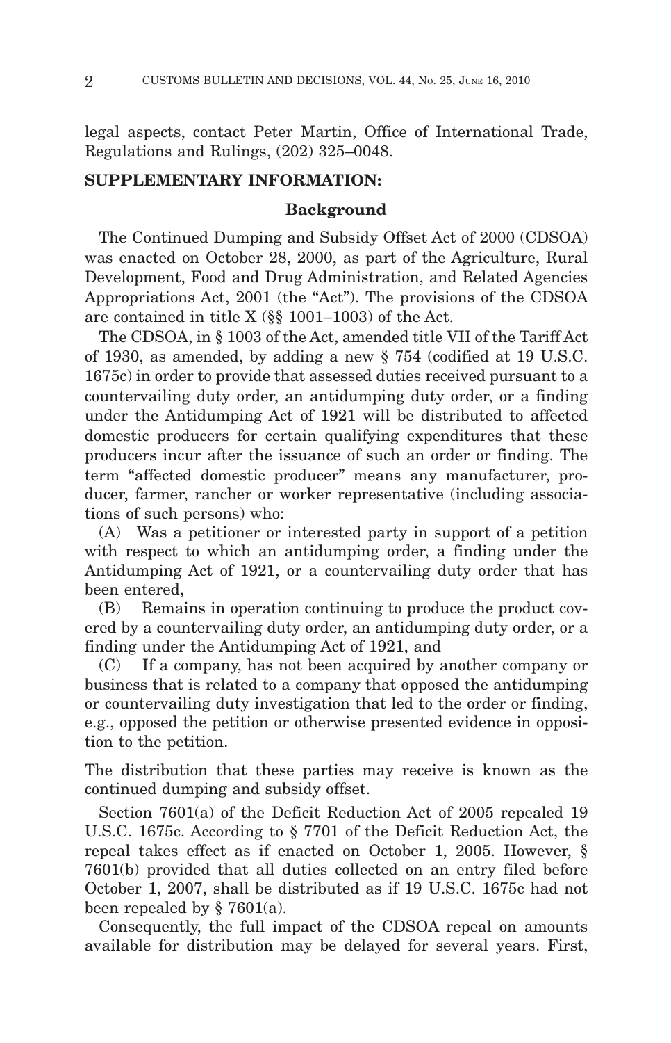legal aspects, contact Peter Martin, Office of International Trade, Regulations and Rulings, (202) 325–0048.

**SUPPLEMENTARY INFORMATION:**

**Background**

The Continued Dumping and Subsidy Offset Act of 2000 (CDSOA) was enacted on October 28, 2000, as part of the Agriculture, Rural Development, Food and Drug Administration, and Related Agencies Appropriations Act, 2001 (the "Act"). The provisions of the CDSOA are contained in title X (§§ 1001–1003) of the Act.

The CDSOA, in § 1003 of the Act, amended title VII of the Tariff Act of 1930, as amended, by adding a new § 754 (codified at 19 U.S.C. 1675c) in order to provide that assessed duties received pursuant to a countervailing duty order, an antidumping duty order, or a finding under the Antidumping Act of 1921 will be distributed to affected domestic producers for certain qualifying expenditures that these producers incur after the issuance of such an order or finding. The term "affected domestic producer" means any manufacturer, producer, farmer, rancher or worker representative (including associations of such persons) who:

(A) Was a petitioner or interested party in support of a petition with respect to which an antidumping order, a finding under the Antidumping Act of 1921, or a countervailing duty order that has been entered,

(B) Remains in operation continuing to produce the product covered by a countervailing duty order, an antidumping duty order, or a finding under the Antidumping Act of 1921, and

(C) If a company, has not been acquired by another company or business that is related to a company that opposed the antidumping or countervailing duty investigation that led to the order or finding, e.g., opposed the petition or otherwise presented evidence in opposition to the petition.

The distribution that these parties may receive is known as the continued dumping and subsidy offset.

Section 7601(a) of the Deficit Reduction Act of 2005 repealed 19 U.S.C. 1675c. According to § 7701 of the Deficit Reduction Act, the repeal takes effect as if enacted on October 1, 2005. However, § 7601(b) provided that all duties collected on an entry filed before October 1, 2007, shall be distributed as if 19 U.S.C. 1675c had not been repealed by § 7601(a).

Consequently, the full impact of the CDSOA repeal on amounts available for distribution may be delayed for several years. First,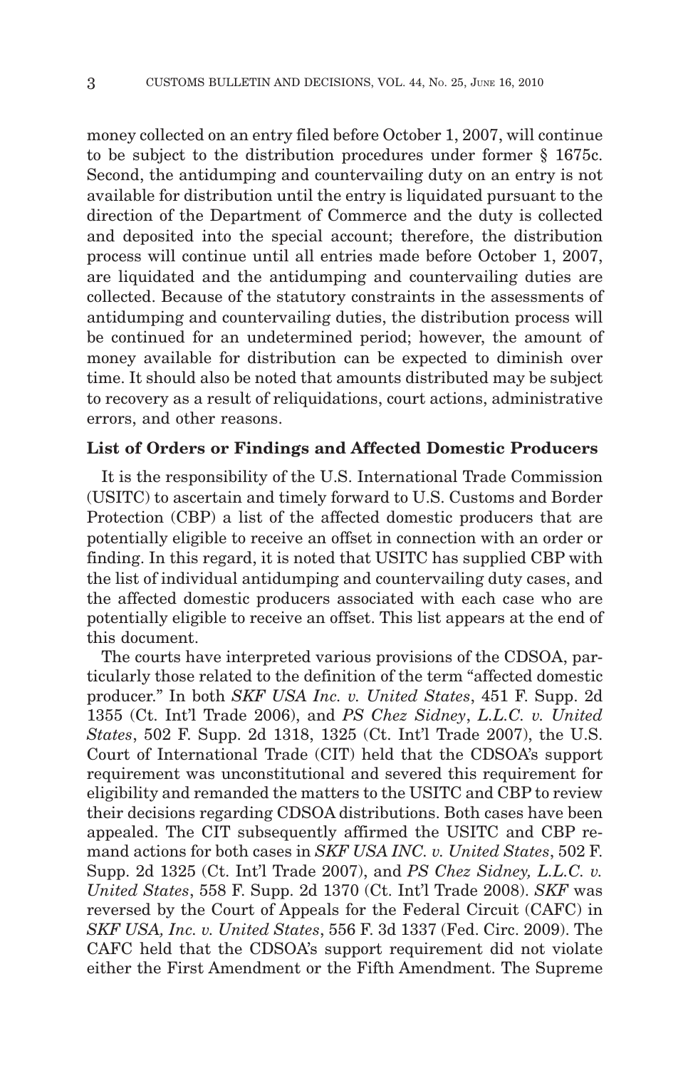money collected on an entry filed before October 1, 2007, will continue to be subject to the distribution procedures under former § 1675c. Second, the antidumping and countervailing duty on an entry is not available for distribution until the entry is liquidated pursuant to the direction of the Department of Commerce and the duty is collected and deposited into the special account; therefore, the distribution process will continue until all entries made before October 1, 2007, are liquidated and the antidumping and countervailing duties are collected. Because of the statutory constraints in the assessments of antidumping and countervailing duties, the distribution process will be continued for an undetermined period; however, the amount of money available for distribution can be expected to diminish over time. It should also be noted that amounts distributed may be subject to recovery as a result of reliquidations, court actions, administrative errors, and other reasons.

**List of Orders or Findings and Affected Domestic Producers**

It is the responsibility of the U.S. International Trade Commission (USITC) to ascertain and timely forward to U.S. Customs and Border Protection (CBP) a list of the affected domestic producers that are potentially eligible to receive an offset in connection with an order or finding. In this regard, it is noted that USITC has supplied CBP with the list of individual antidumping and countervailing duty cases, and the affected domestic producers associated with each case who are potentially eligible to receive an offset. This list appears at the end of this document.

The courts have interpreted various provisions of the CDSOA, particularly those related to the definition of the term "affected domestic producer." In both *SKF USA Inc. v. United States*, 451 F. Supp. 2d 1355 (Ct. Int'l Trade 2006), and *PS Chez Sidney*, *L.L.C. v. United States*, 502 F. Supp. 2d 1318, 1325 (Ct. Int'l Trade 2007), the U.S. Court of International Trade (CIT) held that the CDSOA's support requirement was unconstitutional and severed this requirement for eligibility and remanded the matters to the USITC and CBP to review their decisions regarding CDSOA distributions. Both cases have been appealed. The CIT subsequently affirmed the USITC and CBP remand actions for both cases in *SKF USA INC. v. United States*, 502 F. Supp. 2d 1325 (Ct. Int'l Trade 2007), and *PS Chez Sidney, L.L.C. v. United States*, 558 F. Supp. 2d 1370 (Ct. Int'l Trade 2008). *SKF* was reversed by the Court of Appeals for the Federal Circuit (CAFC) in *SKF USA, Inc. v. United States*, 556 F. 3d 1337 (Fed. Circ. 2009). The CAFC held that the CDSOA's support requirement did not violate either the First Amendment or the Fifth Amendment. The Supreme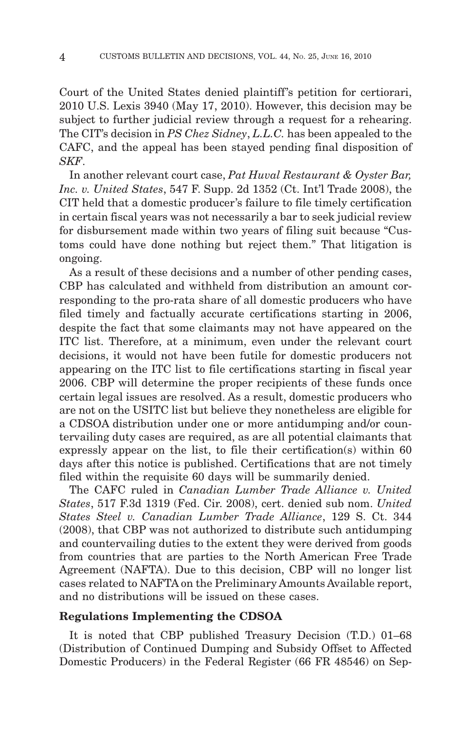Court of the United States denied plaintiff's petition for certiorari, 2010 U.S. Lexis 3940 (May 17, 2010). However, this decision may be subject to further judicial review through a request for a rehearing. The CIT's decision in *PS Chez Sidney*, *L.L.C.* has been appealed to the CAFC, and the appeal has been stayed pending final disposition of *SKF*.

In another relevant court case, *Pat Huval Restaurant & Oyster Bar, Inc. v. United States*, 547 F. Supp. 2d 1352 (Ct. Int'l Trade 2008), the CIT held that a domestic producer's failure to file timely certification in certain fiscal years was not necessarily a bar to seek judicial review for disbursement made within two years of filing suit because "Customs could have done nothing but reject them." That litigation is ongoing.

As a result of these decisions and a number of other pending cases, CBP has calculated and withheld from distribution an amount corresponding to the pro-rata share of all domestic producers who have filed timely and factually accurate certifications starting in 2006, despite the fact that some claimants may not have appeared on the ITC list. Therefore, at a minimum, even under the relevant court decisions, it would not have been futile for domestic producers not appearing on the ITC list to file certifications starting in fiscal year 2006. CBP will determine the proper recipients of these funds once certain legal issues are resolved. As a result, domestic producers who are not on the USITC list but believe they nonetheless are eligible for a CDSOA distribution under one or more antidumping and/or countervailing duty cases are required, as are all potential claimants that expressly appear on the list, to file their certification(s) within 60 days after this notice is published. Certifications that are not timely filed within the requisite 60 days will be summarily denied.

The CAFC ruled in *Canadian Lumber Trade Alliance v. United States*, 517 F.3d 1319 (Fed. Cir. 2008), cert. denied sub nom. *United States Steel v. Canadian Lumber Trade Alliance*, 129 S. Ct. 344 (2008), that CBP was not authorized to distribute such antidumping and countervailing duties to the extent they were derived from goods from countries that are parties to the North American Free Trade Agreement (NAFTA). Due to this decision, CBP will no longer list cases related to NAFTA on the Preliminary Amounts Available report, and no distributions will be issued on these cases.

## Regulations Implementing the CDSOA

It is noted that CBP published Treasury Decision (T.D.) 01–68 (Distribution of Continued Dumping and Subsidy Offset to Affected Domestic Producers) in the Federal Register (66 FR 48546) on Sep-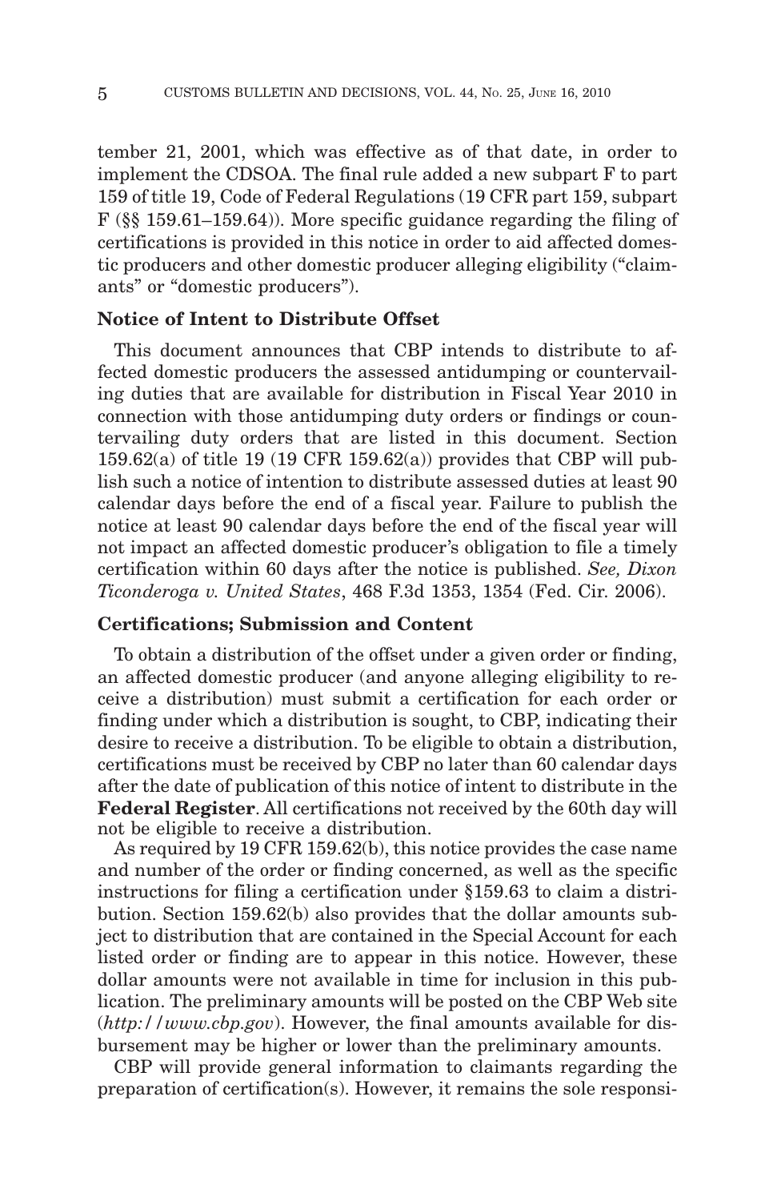tember 21, 2001, which was effective as of that date, in order to implement the CDSOA. The final rule added a new subpart F to part 159 of title 19, Code of Federal Regulations (19 CFR part 159, subpart F (§§ 159.61–159.64)). More specific guidance regarding the filing of certifications is provided in this notice in order to aid affected domestic producers and other domestic producer alleging eligibility ("claimants" or "domestic producers").

**Notice of Intent to Distribute Offset**

This document announces that CBP intends to distribute to affected domestic producers the assessed antidumping or countervailing duties that are available for distribution in Fiscal Year 2010 in connection with those antidumping duty orders or findings or countervailing duty orders that are listed in this document. Section 159.62(a) of title 19 (19 CFR 159.62(a)) provides that CBP will publish such a notice of intention to distribute assessed duties at least 90 calendar days before the end of a fiscal year. Failure to publish the notice at least 90 calendar days before the end of the fiscal year will not impact an affected domestic producer's obligation to file a timely certification within 60 days after the notice is published. *See, Dixon Ticonderoga v. United States*, 468 F.3d 1353, 1354 (Fed. Cir. 2006).

**Certifications; Submission and Content**

To obtain a distribution of the offset under a given order or finding, an affected domestic producer (and anyone alleging eligibility to receive a distribution) must submit a certification for each order or finding under which a distribution is sought, to CBP, indicating their desire to receive a distribution. To be eligible to obtain a distribution, certifications must be received by CBP no later than 60 calendar days after the date of publication of this notice of intent to distribute in the **Federal Register**. All certifications not received by the 60th day will not be eligible to receive a distribution.

As required by 19 CFR 159.62(b), this notice provides the case name and number of the order or finding concerned, as well as the specific instructions for filing a certification under §159.63 to claim a distribution. Section 159.62(b) also provides that the dollar amounts subject to distribution that are contained in the Special Account for each listed order or finding are to appear in this notice. However, these dollar amounts were not available in time for inclusion in this publication. The preliminary amounts will be posted on the CBP Web site (*http://www.cbp.gov*). However, the final amounts available for disbursement may be higher or lower than the preliminary amounts.

CBP will provide general information to claimants regarding the preparation of certification(s). However, it remains the sole responsi-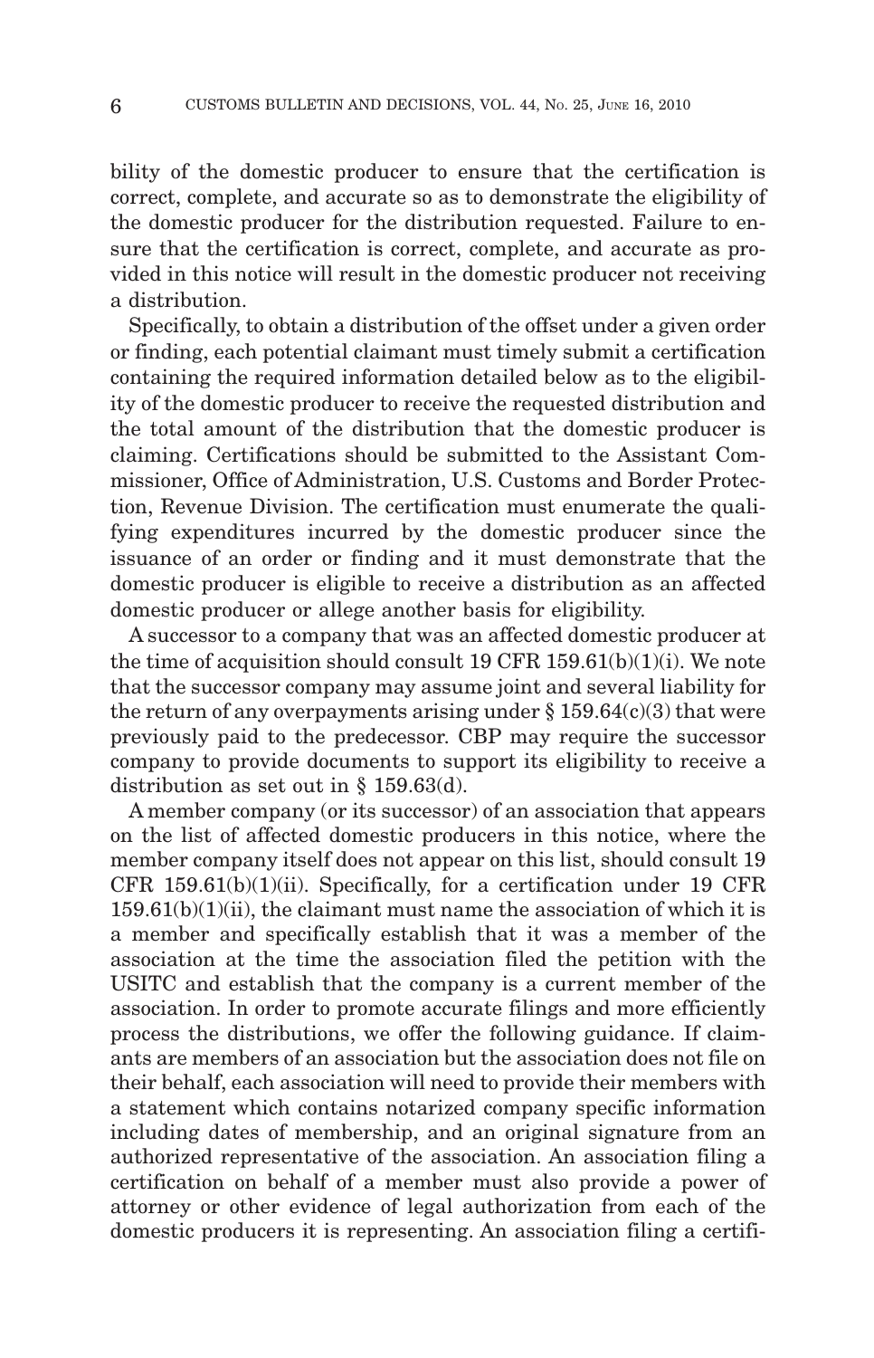bility of the domestic producer to ensure that the certification is correct, complete, and accurate so as to demonstrate the eligibility of the domestic producer for the distribution requested. Failure to ensure that the certification is correct, complete, and accurate as provided in this notice will result in the domestic producer not receiving a distribution.

Specifically, to obtain a distribution of the offset under a given order or finding, each potential claimant must timely submit a certification containing the required information detailed below as to the eligibility of the domestic producer to receive the requested distribution and the total amount of the distribution that the domestic producer is claiming. Certifications should be submitted to the Assistant Commissioner, Office of Administration, U.S. Customs and Border Protection, Revenue Division. The certification must enumerate the qualifying expenditures incurred by the domestic producer since the issuance of an order or finding and it must demonstrate that the domestic producer is eligible to receive a distribution as an affected domestic producer or allege another basis for eligibility.

A successor to a company that was an affected domestic producer at the time of acquisition should consult 19 CFR 159.61(b)(1)(i). We note that the successor company may assume joint and several liability for the return of any overpayments arising under § 159.64(c)(3) that were previously paid to the predecessor. CBP may require the successor company to provide documents to support its eligibility to receive a distribution as set out in § 159.63(d).

A member company (or its successor) of an association that appears on the list of affected domestic producers in this notice, where the member company itself does not appear on this list, should consult 19 CFR 159.61(b)(1)(ii). Specifically, for a certification under 19 CFR 159.61(b)(1)(ii), the claimant must name the association of which it is a member and specifically establish that it was a member of the association at the time the association filed the petition with the USITC and establish that the company is a current member of the association. In order to promote accurate filings and more efficiently process the distributions, we offer the following guidance. If claimants are members of an association but the association does not file on their behalf, each association will need to provide their members with a statement which contains notarized company specific information including dates of membership, and an original signature from an authorized representative of the association. An association filing a certification on behalf of a member must also provide a power of attorney or other evidence of legal authorization from each of the domestic producers it is representing. An association filing a certifi-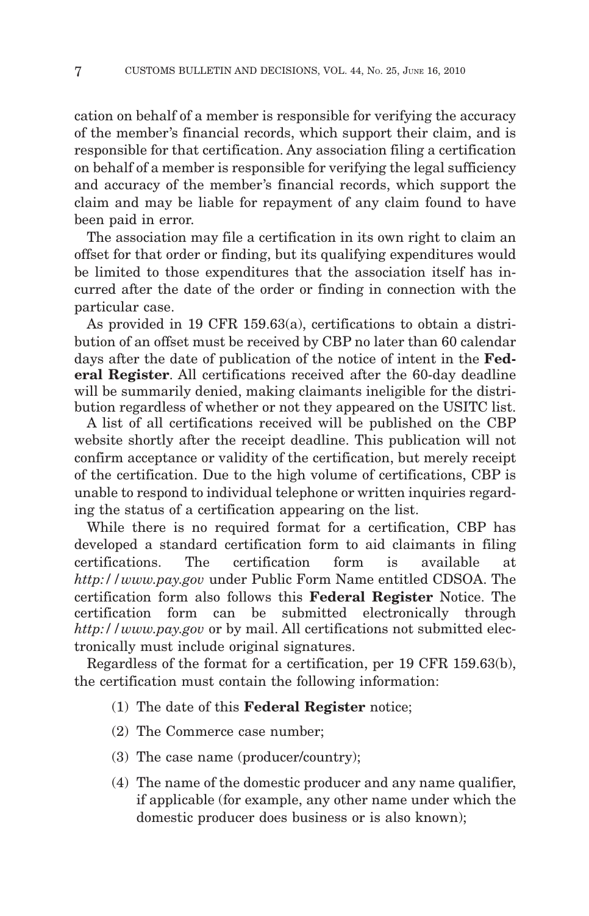cation on behalf of a member is responsible for verifying the accuracy of the member's financial records, which support their claim, and is responsible for that certification. Any association filing a certification on behalf of a member is responsible for verifying the legal sufficiency and accuracy of the member's financial records, which support the claim and may be liable for repayment of any claim found to have been paid in error.

The association may file a certification in its own right to claim an offset for that order or finding, but its qualifying expenditures would be limited to those expenditures that the association itself has incurred after the date of the order or finding in connection with the particular case.

As provided in 19 CFR 159.63(a), certifications to obtain a distribution of an offset must be received by CBP no later than 60 calendar days after the date of publication of the notice of intent in the **Federal Register**. All certifications received after the 60-day deadline will be summarily denied, making claimants ineligible for the distribution regardless of whether or not they appeared on the USITC list.

A list of all certifications received will be published on the CBP website shortly after the receipt deadline. This publication will not confirm acceptance or validity of the certification, but merely receipt of the certification. Due to the high volume of certifications, CBP is unable to respond to individual telephone or written inquiries regarding the status of a certification appearing on the list.

While there is no required format for a certification, CBP has developed a standard certification form to aid claimants in filing certifications. The certification form is available at *http://www.pay.gov* under Public Form Name entitled CDSOA. The certification form also follows this **Federal Register** Notice. The certification form can be submitted electronically through *http://www.pay.gov* or by mail. All certifications not submitted electronically must include original signatures.

Regardless of the format for a certification, per 19 CFR 159.63(b), the certification must contain the following information:

(1) The date of this **Federal Register** notice;

(2) The Commerce case number;

(3) The case name (producer/country);

(4) The name of the domestic producer and any name qualifier, if applicable (for example, any other name under which the domestic producer does business or is also known);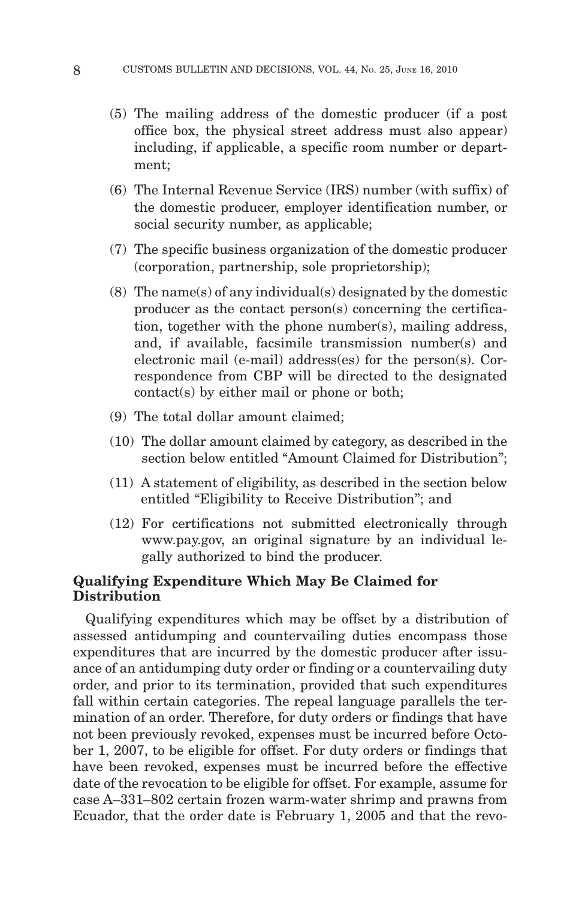(5) The mailing address of the domestic producer (if a post office box, the physical street address must also appear) including, if applicable, a specific room number or department;

(6) The Internal Revenue Service (IRS) number (with suffix) of the domestic producer, employer identification number, or social security number, as applicable;

(7) The specific business organization of the domestic producer (corporation, partnership, sole proprietorship);

(8) The name(s) of any individual(s) designated by the domestic producer as the contact person(s) concerning the certification, together with the phone number(s), mailing address, and, if available, facsimile transmission number(s) and electronic mail (e-mail) address(es) for the person(s). Correspondence from CBP will be directed to the designated contact(s) by either mail or phone or both;

(9) The total dollar amount claimed;

(10) The dollar amount claimed by category, as described in the section below entitled "Amount Claimed for Distribution";

(11) A statement of eligibility, as described in the section below entitled "Eligibility to Receive Distribution"; and

(12) For certifications not submitted electronically through www.pay.gov, an original signature by an individual legally authorized to bind the producer.

**Qualifying Expenditure Which May Be Claimed for Distribution**

Qualifying expenditures which may be offset by a distribution of assessed antidumping and countervailing duties encompass those expenditures that are incurred by the domestic producer after issuance of an antidumping duty order or finding or a countervailing duty order, and prior to its termination, provided that such expenditures fall within certain categories. The repeal language parallels the termination of an order. Therefore, for duty orders or findings that have not been previously revoked, expenses must be incurred before October 1, 2007, to be eligible for offset. For duty orders or findings that have been revoked, expenses must be incurred before the effective date of the revocation to be eligible for offset. For example, assume for case A–331–802 certain frozen warm-water shrimp and prawns from Ecuador, that the order date is February 1, 2005 and that the revo-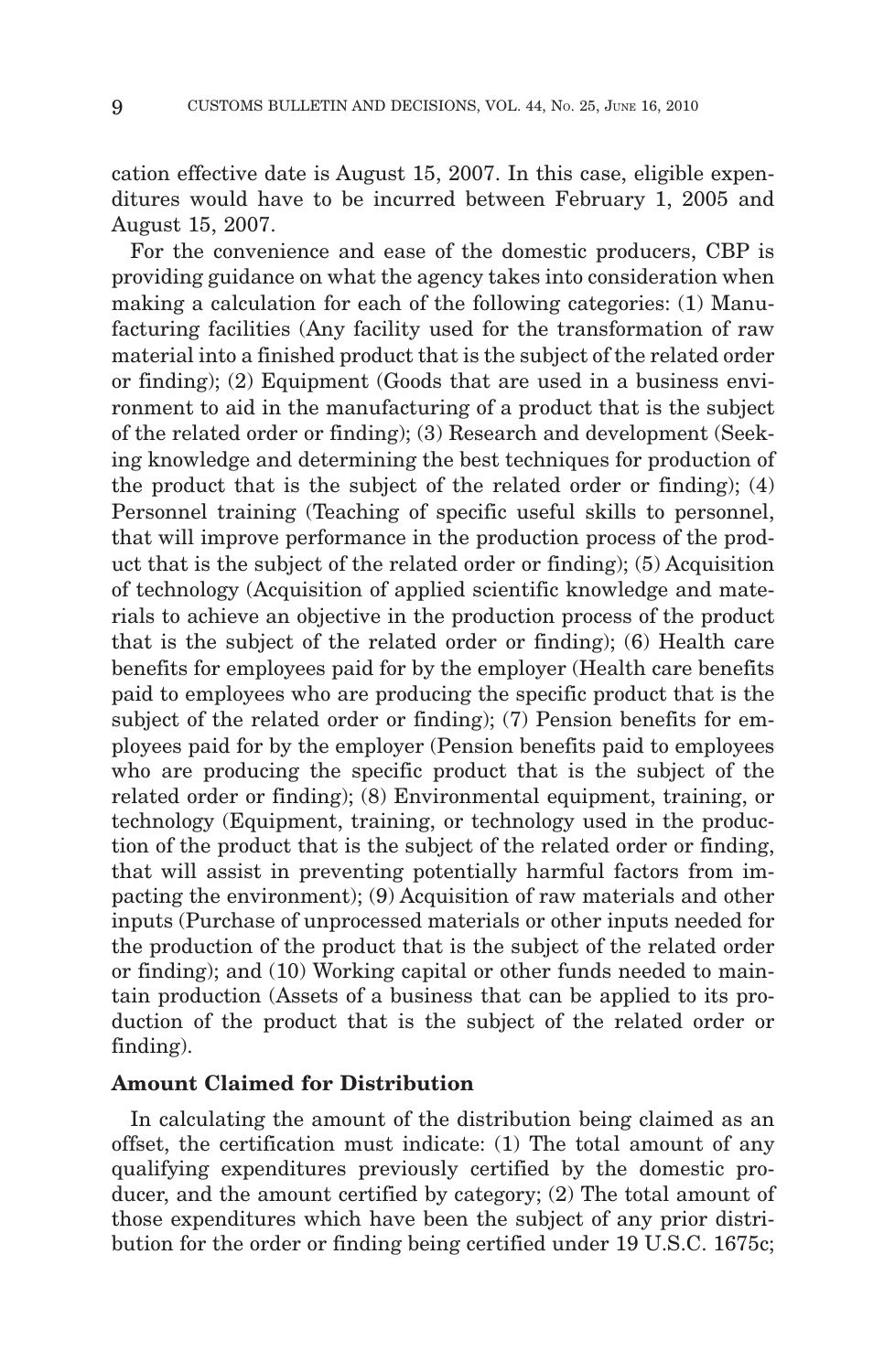cation effective date is August 15, 2007. In this case, eligible expenditures would have to be incurred between February 1, 2005 and August 15, 2007.

For the convenience and ease of the domestic producers, CBP is providing guidance on what the agency takes into consideration when making a calculation for each of the following categories: (1) Manufacturing facilities (Any facility used for the transformation of raw material into a finished product that is the subject of the related order or finding); (2) Equipment (Goods that are used in a business environment to aid in the manufacturing of a product that is the subject of the related order or finding); (3) Research and development (Seeking knowledge and determining the best techniques for production of the product that is the subject of the related order or finding); (4) Personnel training (Teaching of specific useful skills to personnel, that will improve performance in the production process of the product that is the subject of the related order or finding); (5) Acquisition of technology (Acquisition of applied scientific knowledge and materials to achieve an objective in the production process of the product that is the subject of the related order or finding); (6) Health care benefits for employees paid for by the employer (Health care benefits paid to employees who are producing the specific product that is the subject of the related order or finding); (7) Pension benefits for employees paid for by the employer (Pension benefits paid to employees who are producing the specific product that is the subject of the related order or finding); (8) Environmental equipment, training, or technology (Equipment, training, or technology used in the production of the product that is the subject of the related order or finding, that will assist in preventing potentially harmful factors from impacting the environment); (9) Acquisition of raw materials and other inputs (Purchase of unprocessed materials or other inputs needed for the production of the product that is the subject of the related order or finding); and (10) Working capital or other funds needed to maintain production (Assets of a business that can be applied to its production of the product that is the subject of the related order or finding).

**Amount Claimed for Distribution**

In calculating the amount of the distribution being claimed as an offset, the certification must indicate: (1) The total amount of any qualifying expenditures previously certified by the domestic producer, and the amount certified by category; (2) The total amount of those expenditures which have been the subject of any prior distribution for the order or finding being certified under 19 U.S.C. 1675c;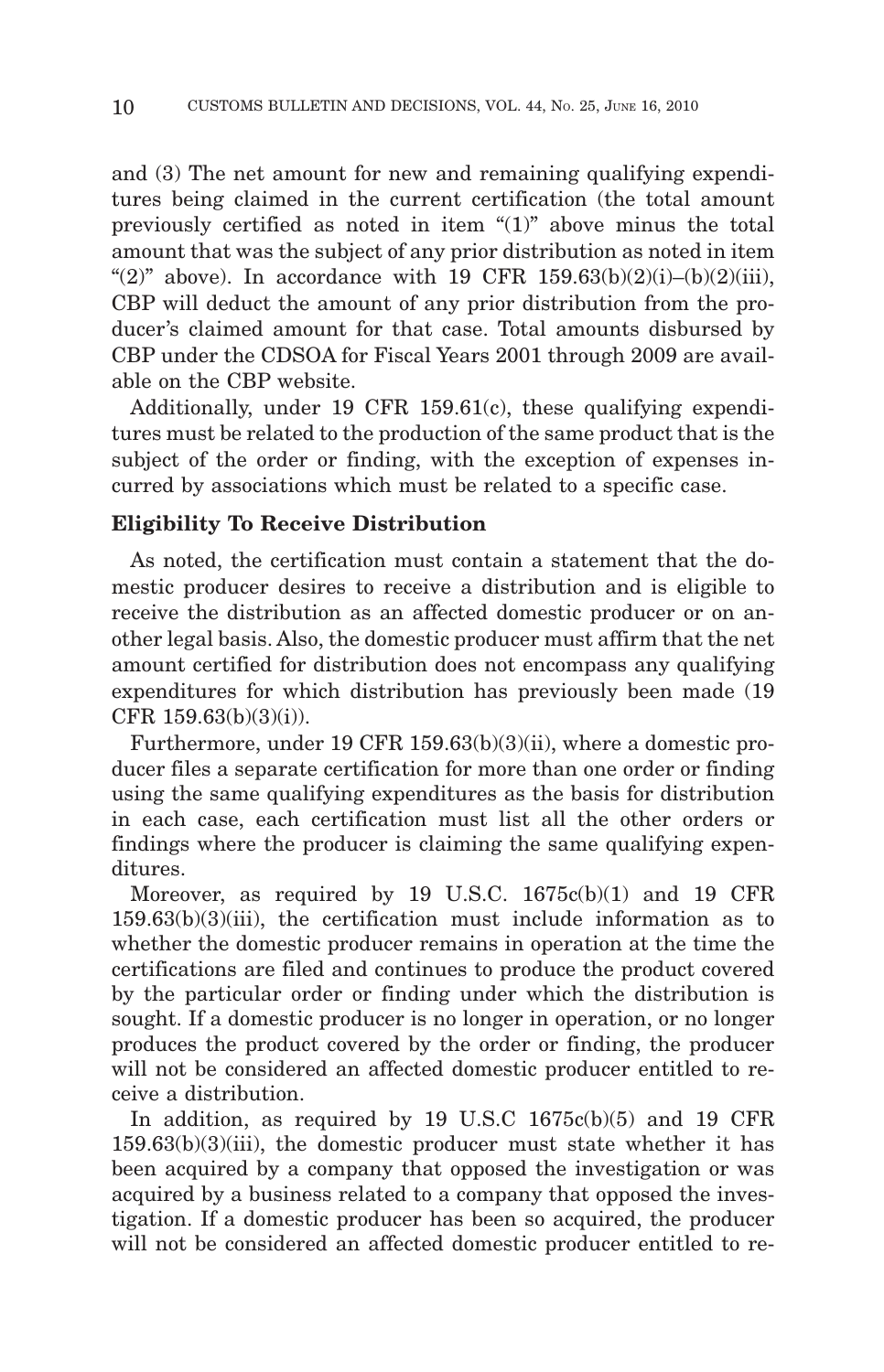and (3) The net amount for new and remaining qualifying expenditures being claimed in the current certification (the total amount previously certified as noted in item "(1)" above minus the total amount that was the subject of any prior distribution as noted in item "(2)" above). In accordance with 19 CFR 159.63(b)(2)(i)–(b)(2)(iii), CBP will deduct the amount of any prior distribution from the producer's claimed amount for that case. Total amounts disbursed by CBP under the CDSOA for Fiscal Years 2001 through 2009 are available on the CBP website.

Additionally, under 19 CFR 159.61(c), these qualifying expenditures must be related to the production of the same product that is the subject of the order or finding, with the exception of expenses incurred by associations which must be related to a specific case.

**Eligibility To Receive Distribution**

As noted, the certification must contain a statement that the domestic producer desires to receive a distribution and is eligible to receive the distribution as an affected domestic producer or on another legal basis. Also, the domestic producer must affirm that the net amount certified for distribution does not encompass any qualifying expenditures for which distribution has previously been made (19 CFR 159.63(b)(3)(i)).

Furthermore, under 19 CFR 159.63(b)(3)(ii), where a domestic producer files a separate certification for more than one order or finding using the same qualifying expenditures as the basis for distribution in each case, each certification must list all the other orders or findings where the producer is claiming the same qualifying expenditures.

Moreover, as required by 19 U.S.C. 1675c(b)(1) and 19 CFR 159.63(b)(3)(iii), the certification must include information as to whether the domestic producer remains in operation at the time the certifications are filed and continues to produce the product covered by the particular order or finding under which the distribution is sought. If a domestic producer is no longer in operation, or no longer produces the product covered by the order or finding, the producer will not be considered an affected domestic producer entitled to receive a distribution.

In addition, as required by 19 U.S.C 1675c(b)(5) and 19 CFR 159.63(b)(3)(iii), the domestic producer must state whether it has been acquired by a company that opposed the investigation or was acquired by a business related to a company that opposed the investigation. If a domestic producer has been so acquired, the producer will not be considered an affected domestic producer entitled to re-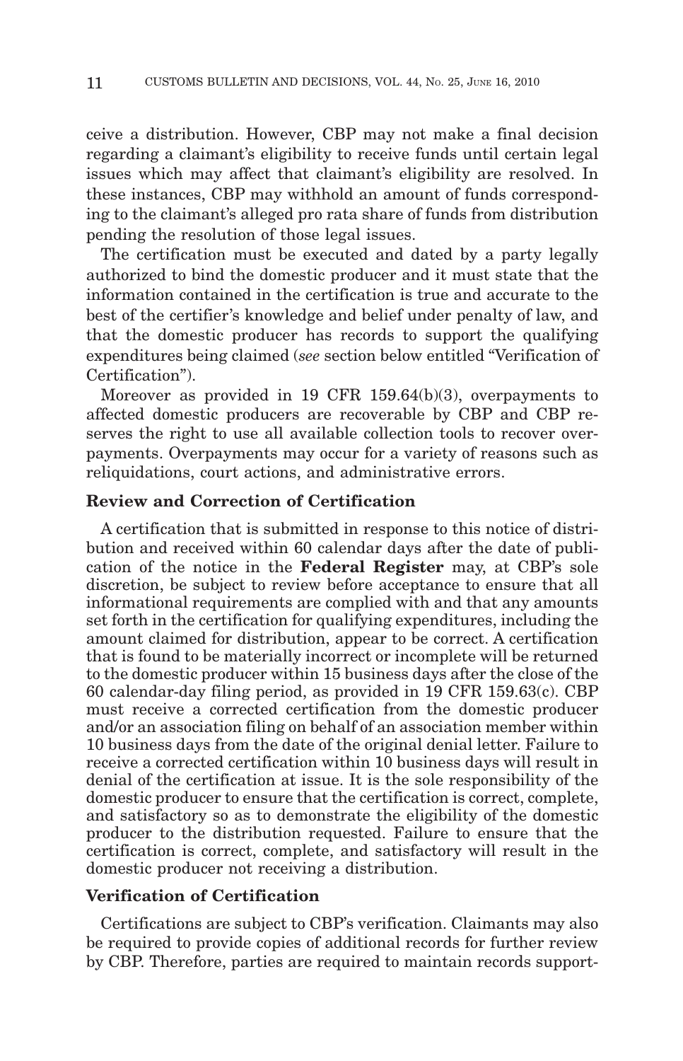ceive a distribution. However, CBP may not make a final decision regarding a claimant's eligibility to receive funds until certain legal issues which may affect that claimant's eligibility are resolved. In these instances, CBP may withhold an amount of funds corresponding to the claimant's alleged pro rata share of funds from distribution pending the resolution of those legal issues.

The certification must be executed and dated by a party legally authorized to bind the domestic producer and it must state that the information contained in the certification is true and accurate to the best of the certifier's knowledge and belief under penalty of law, and that the domestic producer has records to support the qualifying expenditures being claimed (*see* section below entitled "Verification of Certification").

Moreover as provided in 19 CFR 159.64(b)(3), overpayments to affected domestic producers are recoverable by CBP and CBP reserves the right to use all available collection tools to recover overpayments. Overpayments may occur for a variety of reasons such as reliquidations, court actions, and administrative errors.

**Review and Correction of Certification**

A certification that is submitted in response to this notice of distribution and received within 60 calendar days after the date of publication of the notice in the **Federal Register** may, at CBP's sole discretion, be subject to review before acceptance to ensure that all informational requirements are complied with and that any amounts set forth in the certification for qualifying expenditures, including the amount claimed for distribution, appear to be correct. A certification that is found to be materially incorrect or incomplete will be returned to the domestic producer within 15 business days after the close of the 60 calendar-day filing period, as provided in 19 CFR 159.63(c). CBP must receive a corrected certification from the domestic producer and/or an association filing on behalf of an association member within 10 business days from the date of the original denial letter. Failure to receive a corrected certification within 10 business days will result in denial of the certification at issue. It is the sole responsibility of the domestic producer to ensure that the certification is correct, complete, and satisfactory so as to demonstrate the eligibility of the domestic producer to the distribution requested. Failure to ensure that the certification is correct, complete, and satisfactory will result in the domestic producer not receiving a distribution.

**Verification of Certification**

Certifications are subject to CBP's verification. Claimants may also be required to provide copies of additional records for further review by CBP. Therefore, parties are required to maintain records support-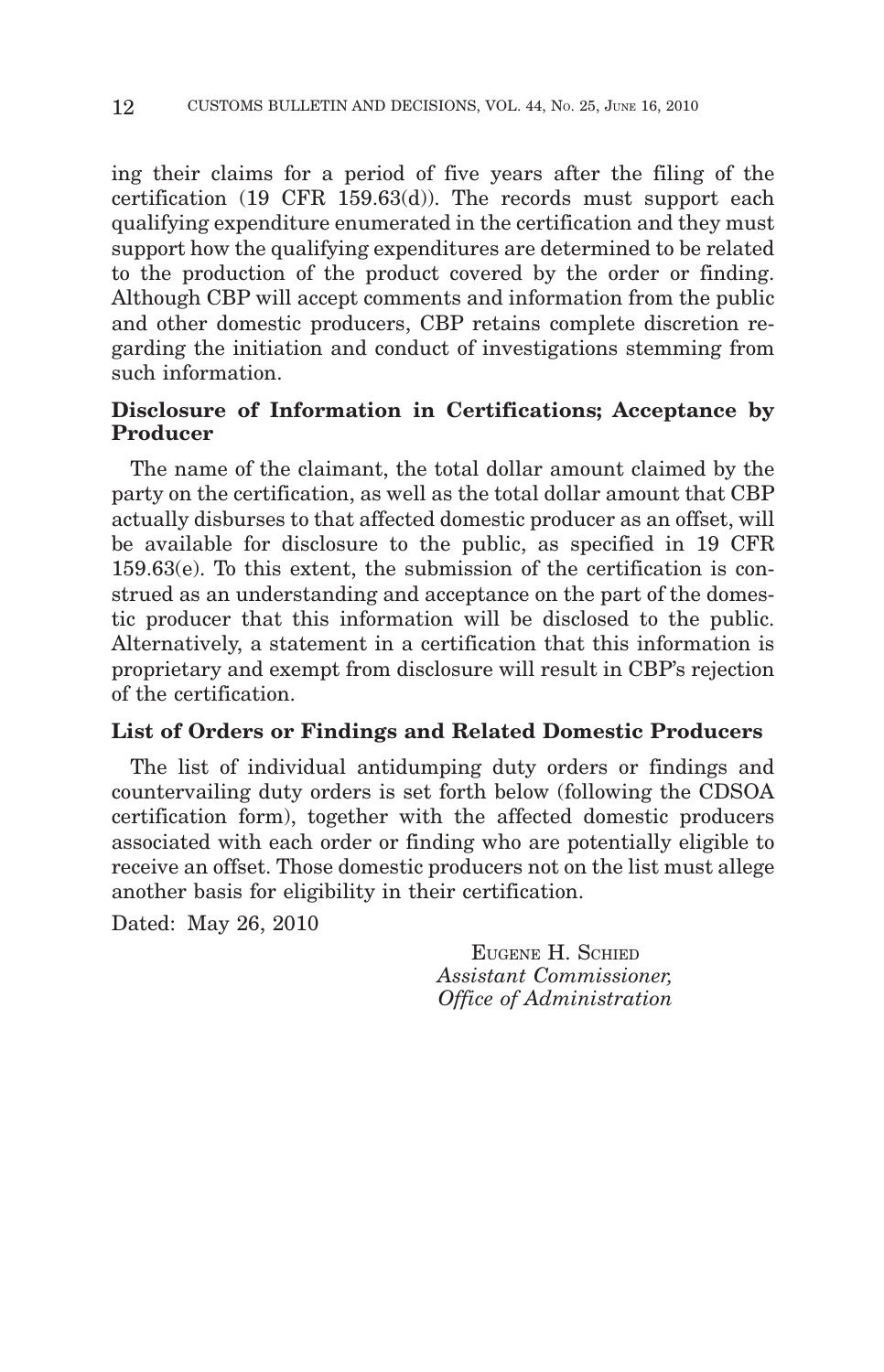ing their claims for a period of five years after the filing of the certification (19 CFR 159.63(d)). The records must support each qualifying expenditure enumerated in the certification and they must support how the qualifying expenditures are determined to be related to the production of the product covered by the order or finding. Although CBP will accept comments and information from the public and other domestic producers, CBP retains complete discretion regarding the initiation and conduct of investigations stemming from such information.

**Disclosure of Information in Certifications; Acceptance by Producer**

The name of the claimant, the total dollar amount claimed by the party on the certification, as well as the total dollar amount that CBP actually disburses to that affected domestic producer as an offset, will be available for disclosure to the public, as specified in 19 CFR 159.63(e). To this extent, the submission of the certification is construed as an understanding and acceptance on the part of the domestic producer that this information will be disclosed to the public. Alternatively, a statement in a certification that this information is proprietary and exempt from disclosure will result in CBP's rejection of the certification.

**List of Orders or Findings and Related Domestic Producers**

The list of individual antidumping duty orders or findings and countervailing duty orders is set forth below (following the CDSOA certification form), together with the affected domestic producers associated with each order or finding who are potentially eligible to receive an offset. Those domestic producers not on the list must allege another basis for eligibility in their certification.

Dated: May 26, 2010

EUGENE H. SCHIED
*Assistant Commissioner,*
*Office of Administration*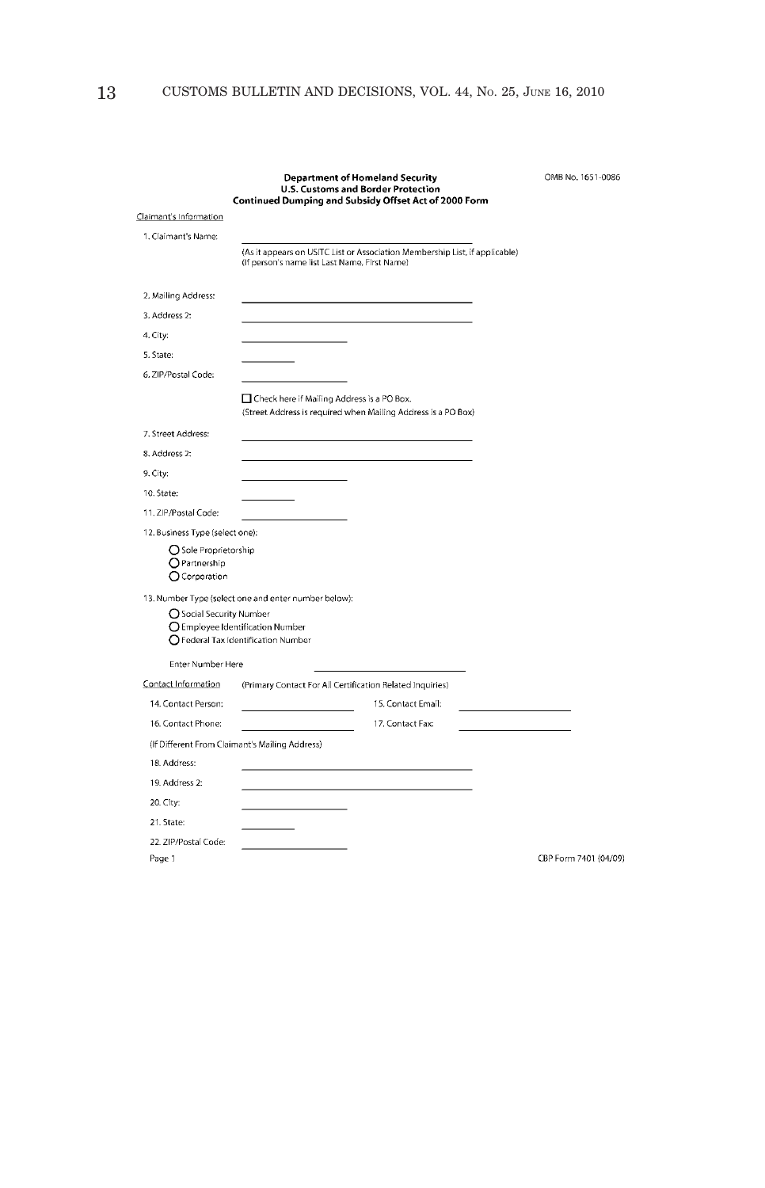**Department of Homeland Security**
**U.S. Customs and Border Protection**
**Continued Dumping and Subsidy Offset Act of 2000 Form**

OMB No. 1651-0086

Claimant's Information

1. Claimant's Name: ______________________
(As it appears on USITC List or Association Membership List, if applicable)
(If person's name list Last Name, First Name)

2. Mailing Address: ______________________

3. Address 2: ______________________

4. City: ______________

5. State: ________

6. ZIP/Postal Code: ______________

☐ Check here if Mailing Address is a PO Box.
(Street Address is required when Mailing Address is a PO Box)

7. Street Address: ______________________

8. Address 2: ______________________

9. City: ______________

10. State: ________

11. ZIP/Postal Code: ______________

12. Business Type (select one):

- ○ Sole Proprietorship
- ○ Partnership
- ○ Corporation

13. Number Type (select one and enter number below):

- ○ Social Security Number
- ○ Employee Identification Number
- ○ Federal Tax Identification Number

Enter Number Here ______________________

Contact Information (Primary Contact For All Certification Related Inquiries)

14. Contact Person: ______________ 15. Contact Email: ______________

16. Contact Phone: ______________ 17. Contact Fax: ______________

(If Different From Claimant's Mailing Address)

18. Address: ______________________

19. Address 2: ______________________

20. City: ______________

21. State: ________

22. ZIP/Postal Code: ______________

Page 1 CBP Form 7401 (04/09)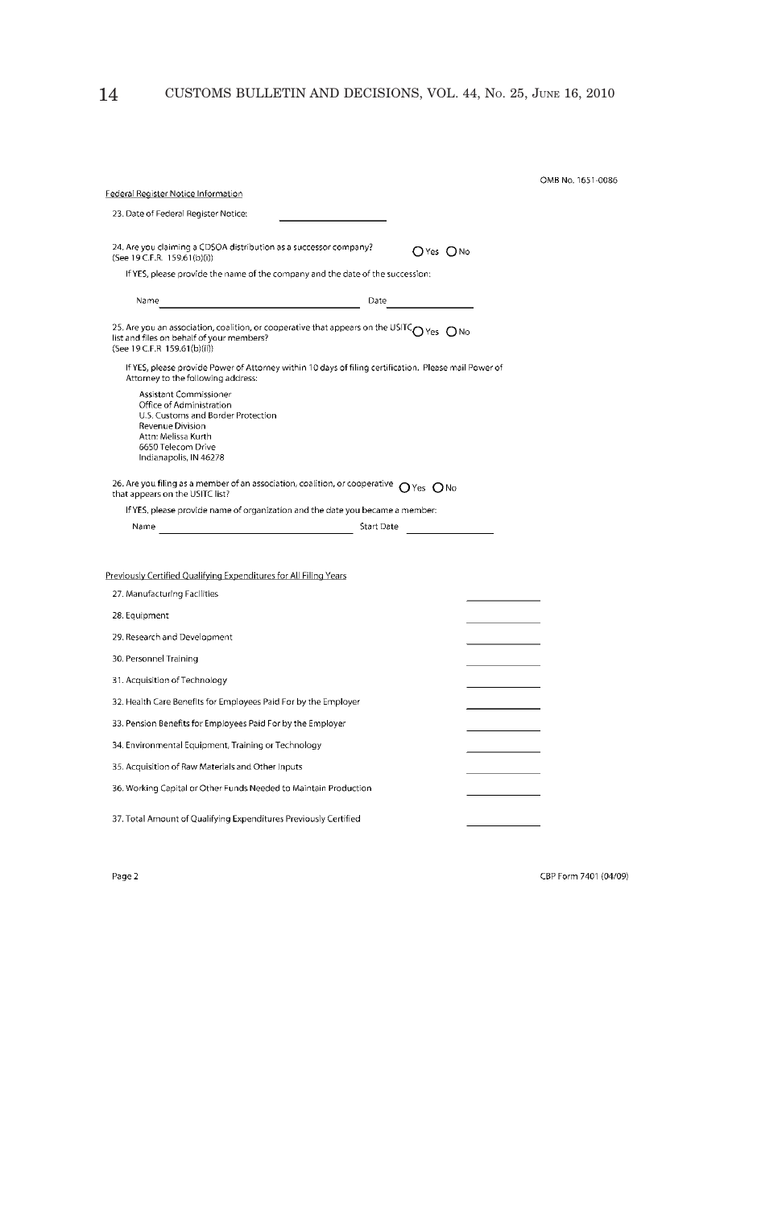OMB No. 1651-0086

Federal Register Notice Information

23. Date of Federal Register Notice: \_\_\_\_\_\_\_\_\_\_\_\_\_\_\_\_

24. Are you claiming a CDSOA distribution as a successor company? (See 19 C.F.R. 159.61(b)(i)) ◯ Yes ◯ No

If YES, please provide the name of the company and the date of the succession:

Name \_\_\_\_\_\_\_\_\_\_\_\_\_\_\_\_\_\_\_\_\_\_\_\_\_\_\_\_\_\_ Date \_\_\_\_\_\_\_\_\_\_\_\_\_\_\_\_

25. Are you an association, coalition, or cooperative that appears on the USITC list and files on behalf of your members? (See 19 C.F.R 159.61(b)(ii)) ◯ Yes ◯ No

If YES, please provide Power of Attorney within 10 days of filing certification. Please mail Power of Attorney to the following address:

Assistant Commissioner
Office of Administration
U.S. Customs and Border Protection
Revenue Division
Attn: Melissa Kurth
6650 Telecom Drive
Indianapolis, IN 46278

26. Are you filing as a member of an association, coalition, or cooperative that appears on the USITC list? ◯ Yes ◯ No

If YES, please provide name of organization and the date you became a member:

Name \_\_\_\_\_\_\_\_\_\_\_\_\_\_\_\_\_\_\_\_\_\_\_\_\_\_\_\_\_\_ Start Date \_\_\_\_\_\_\_\_\_\_\_\_\_\_\_\_

Previously Certified Qualifying Expenditures for All Filing Years

27. Manufacturing Facilities \_\_\_\_\_\_\_\_\_\_\_\_

28. Equipment \_\_\_\_\_\_\_\_\_\_\_\_

29. Research and Development \_\_\_\_\_\_\_\_\_\_\_\_

30. Personnel Training \_\_\_\_\_\_\_\_\_\_\_\_

31. Acquisition of Technology \_\_\_\_\_\_\_\_\_\_\_\_

32. Health Care Benefits for Employees Paid For by the Employer \_\_\_\_\_\_\_\_\_\_\_\_

33. Pension Benefits for Employees Paid For by the Employer \_\_\_\_\_\_\_\_\_\_\_\_

34. Environmental Equipment, Training or Technology \_\_\_\_\_\_\_\_\_\_\_\_

35. Acquisition of Raw Materials and Other Inputs \_\_\_\_\_\_\_\_\_\_\_\_

36. Working Capital or Other Funds Needed to Maintain Production \_\_\_\_\_\_\_\_\_\_\_\_

37. Total Amount of Qualifying Expenditures Previously Certified \_\_\_\_\_\_\_\_\_\_\_\_

Page 2 CBP Form 7401 (04/09)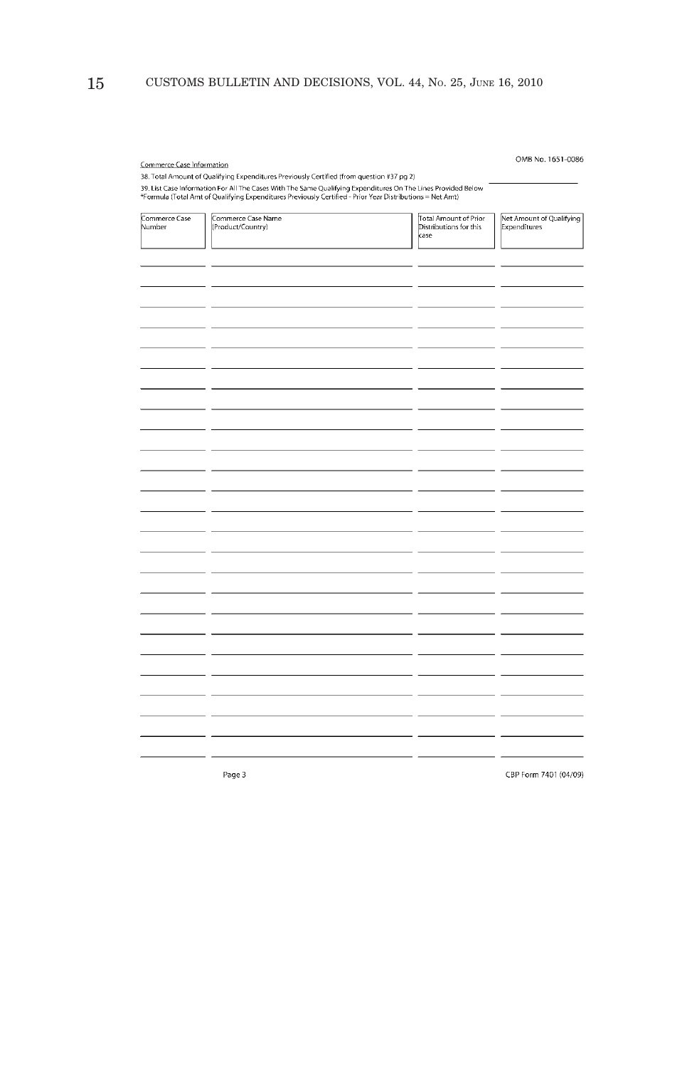OMB No. 1651-0086

Commerce Case Information

38. Total Amount of Qualifying Expenditures Previously Certified (from question #37 pg 2) ____________________

39. List Case Information For All The Cases With The Same Qualifying Expenditures On The Lines Provided Below
*Formula (Total Amt of Qualifying Expenditures Previously Certified – Prior Year Distributions = Net Amt)

| Commerce Case Number | Commerce Case Name (Product/Country) | Total Amount of Prior Distributions for this case | Net Amount of Qualifying Expenditures |
|---|---|---|---|
| | | | |
| | | | |
| | | | |
| | | | |
| | | | |
| | | | |
| | | | |
| | | | |
| | | | |
| | | | |
| | | | |
| | | | |
| | | | |
| | | | |
| | | | |
| | | | |
| | | | |
| | | | |
| | | | |
| | | | |
| | | | |
| | | | |
| | | | |
| | | | |
| | | | |

Page 3

CBP Form 7401 (04/09)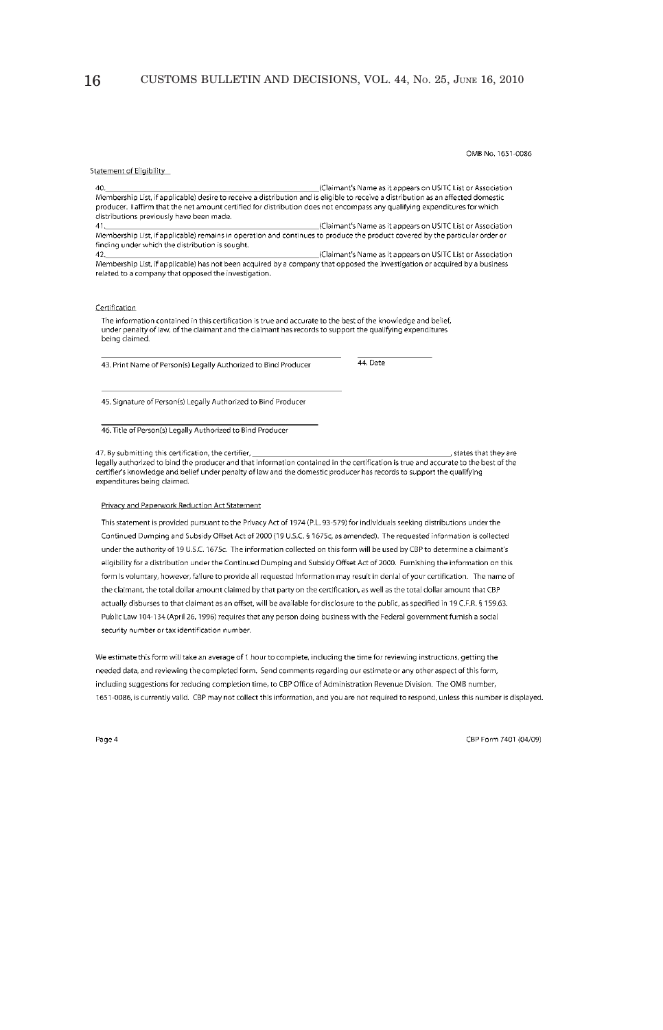OMB No. 1651-0086

Statement of Eligibility

40.\_\_\_\_\_\_\_\_\_\_\_\_\_\_\_\_\_\_\_\_\_\_\_\_\_\_\_\_\_\_\_\_\_\_\_\_\_\_\_\_(Claimant's Name as it appears on USITC List or Association Membership List, if applicable) desire to receive a distribution and is eligible to receive a distribution as an affected domestic producer. I affirm that the net amount certified for distribution does not encompass any qualifying expenditures for which distributions previously have been made.

41.\_\_\_\_\_\_\_\_\_\_\_\_\_\_\_\_\_\_\_\_\_\_\_\_\_\_\_\_\_\_\_\_\_\_\_\_\_\_\_\_(Claimant's Name as it appears on USITC List or Association Membership List, if applicable) remains in operation and continues to produce the product covered by the particular order or finding under which the distribution is sought.

42.\_\_\_\_\_\_\_\_\_\_\_\_\_\_\_\_\_\_\_\_\_\_\_\_\_\_\_\_\_\_\_\_\_\_\_\_\_\_\_\_(Claimant's Name as it appears on USITC List or Association Membership List, if applicable) has not been acquired by a company that opposed the investigation or acquired by a business related to a company that opposed the investigation.

Certification

The information contained in this certification is true and accurate to the best of the knowledge and belief, under penalty of law, of the claimant and the claimant has records to support the qualifying expenditures being claimed.

\_\_\_\_\_\_\_\_\_\_\_\_\_\_\_\_\_\_\_\_\_\_\_\_\_\_\_\_\_\_\_\_\_\_\_\_\_\_\_\_ \_\_\_\_\_\_\_\_\_\_\_\_\_\_\_\_

43. Print Name of Person(s) Legally Authorized to Bind Producer 44. Date

\_\_\_\_\_\_\_\_\_\_\_\_\_\_\_\_\_\_\_\_\_\_\_\_\_\_\_\_\_\_\_\_\_\_\_\_\_\_\_\_

45. Signature of Person(s) Legally Authorized to Bind Producer

\_\_\_\_\_\_\_\_\_\_\_\_\_\_\_\_\_\_\_\_\_\_\_\_\_\_\_\_\_\_\_\_\_\_\_\_\_\_\_\_

46. Title of Person(s) Legally Authorized to Bind Producer

47. By submitting this certification, the certifier, \_\_\_\_\_\_\_\_\_\_\_\_\_\_\_\_\_\_\_\_\_\_\_\_\_\_\_\_\_\_\_\_\_\_\_\_\_\_\_\_, states that they are legally authorized to bind the producer and that information contained in the certification is true and accurate to the best of the certifier's knowledge and belief under penalty of law and the domestic producer has records to support the qualifying expenditures being claimed.

Privacy and Paperwork Reduction Act Statement

This statement is provided pursuant to the Privacy Act of 1974 (P.L. 93-579) for individuals seeking distributions under the Continued Dumping and Subsidy Offset Act of 2000 (19 U.S.C. § 1675c, as amended). The requested information is collected under the authority of 19 U.S.C. 1675c. The information collected on this form will be used by CBP to determine a claimant's eligibility for a distribution under the Continued Dumping and Subsidy Offset Act of 2000. Furnishing the information on this form is voluntary, however, failure to provide all requested information may result in denial of your certification. The name of the claimant, the total dollar amount claimed by that party on the certification, as well as the total dollar amount that CBP actually disburses to that claimant as an offset, will be available for disclosure to the public, as specified in 19 C.F.R. § 159.63. Public Law 104-134 (April 26, 1996) requires that any person doing business with the Federal government furnish a social security number or tax identification number.

We estimate this form will take an average of 1 hour to complete, including the time for reviewing instructions, getting the needed data, and reviewing the completed form. Send comments regarding our estimate or any other aspect of this form, including suggestions for reducing completion time, to CBP Office of Administration Revenue Division. The OMB number, 1651-0086, is currently valid. CBP may not collect this information, and you are not required to respond, unless this number is displayed.

Page 4 CBP Form 7401 (04/09)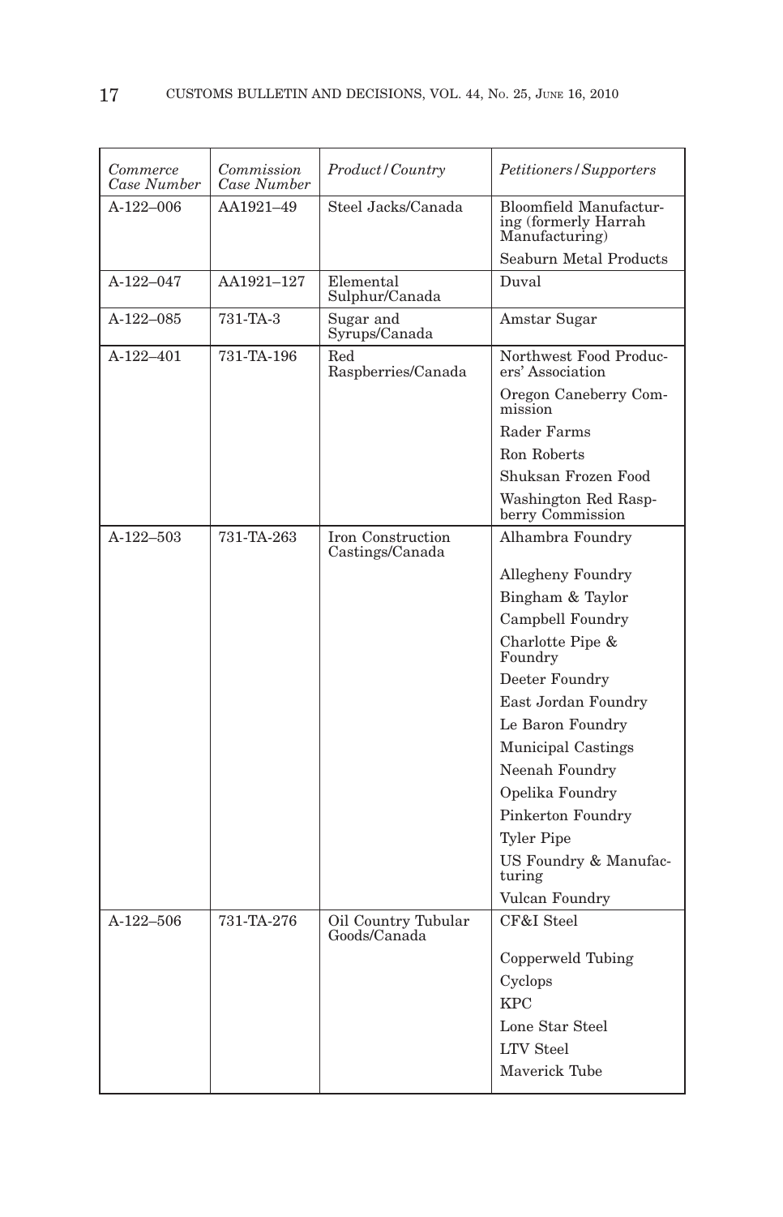| *Commerce Case Number* | *Commission Case Number* | *Product/Country* | *Petitioners/Supporters* |
|---|---|---|---|
| A-122–006 | AA1921–49 | Steel Jacks/Canada | Bloomfield Manufacturing (formerly Harrah Manufacturing) |
| | | | Seaburn Metal Products |
| A-122–047 | AA1921–127 | Elemental Sulphur/Canada | Duval |
| A-122–085 | 731-TA-3 | Sugar and Syrups/Canada | Amstar Sugar |
| A-122–401 | 731-TA-196 | Red Raspberries/Canada | Northwest Food Producers' Association |
| | | | Oregon Caneberry Commission |
| | | | Rader Farms |
| | | | Ron Roberts |
| | | | Shuksan Frozen Food |
| | | | Washington Red Raspberry Commission |
| A-122–503 | 731-TA-263 | Iron Construction Castings/Canada | Alhambra Foundry |
| | | | Allegheny Foundry |
| | | | Bingham & Taylor |
| | | | Campbell Foundry |
| | | | Charlotte Pipe & Foundry |
| | | | Deeter Foundry |
| | | | East Jordan Foundry |
| | | | Le Baron Foundry |
| | | | Municipal Castings |
| | | | Neenah Foundry |
| | | | Opelika Foundry |
| | | | Pinkerton Foundry |
| | | | Tyler Pipe |
| | | | US Foundry & Manufacturing |
| | | | Vulcan Foundry |
| A-122–506 | 731-TA-276 | Oil Country Tubular Goods/Canada | CF&I Steel |
| | | | Copperweld Tubing |
| | | | Cyclops |
| | | | KPC |
| | | | Lone Star Steel |
| | | | LTV Steel |
| | | | Maverick Tube |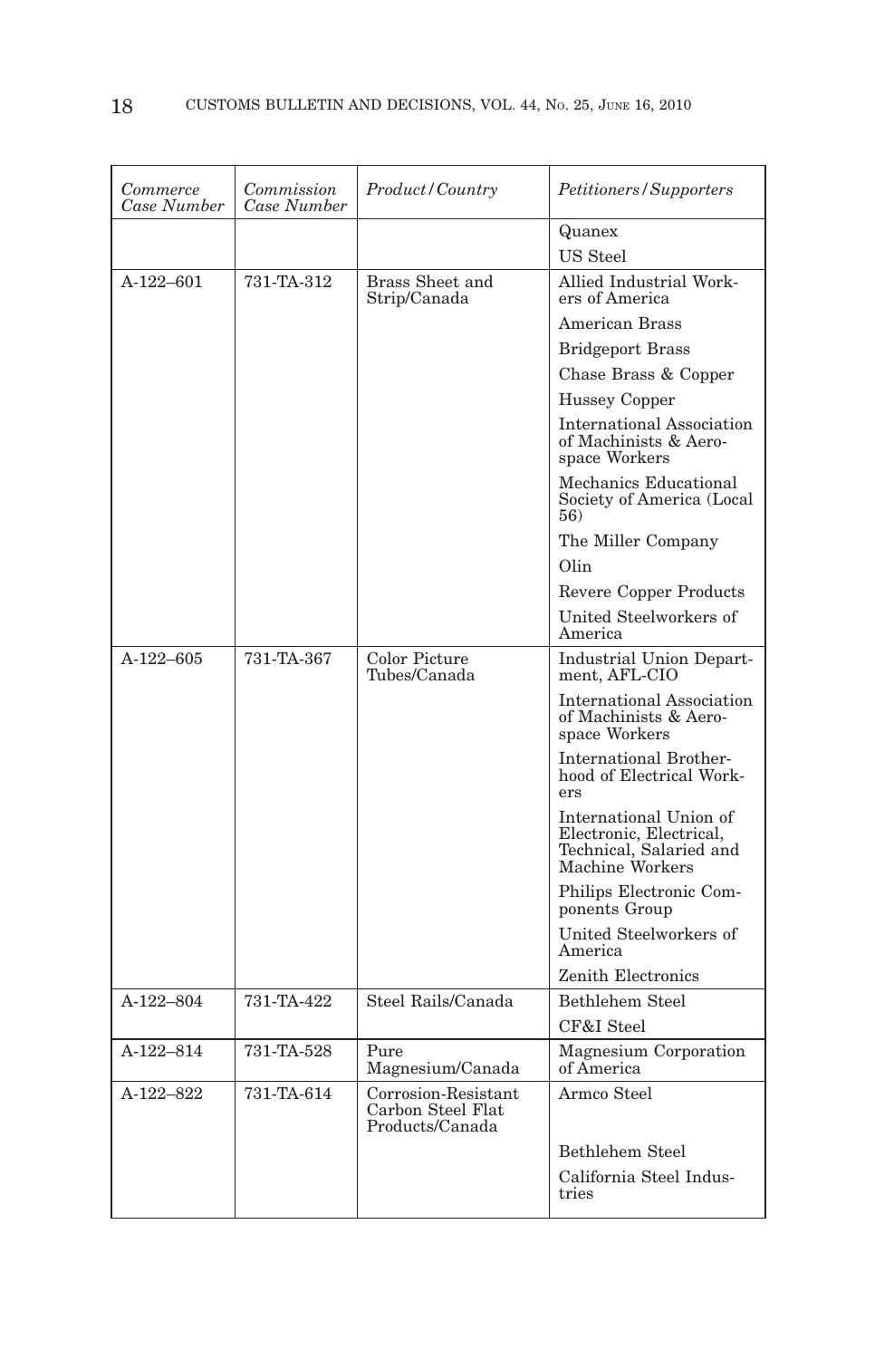| *Commerce Case Number* | *Commission Case Number* | *Product/Country* | *Petitioners/Supporters* |
|---|---|---|---|
| | | | Quanex |
| | | | US Steel |
| A-122–601 | 731-TA-312 | Brass Sheet and Strip/Canada | Allied Industrial Workers of America |
| | | | American Brass |
| | | | Bridgeport Brass |
| | | | Chase Brass & Copper |
| | | | Hussey Copper |
| | | | International Association of Machinists & Aerospace Workers |
| | | | Mechanics Educational Society of America (Local 56) |
| | | | The Miller Company |
| | | | Olin |
| | | | Revere Copper Products |
| | | | United Steelworkers of America |
| A-122–605 | 731-TA-367 | Color Picture Tubes/Canada | Industrial Union Department, AFL-CIO |
| | | | International Association of Machinists & Aerospace Workers |
| | | | International Brotherhood of Electrical Workers |
| | | | International Union of Electronic, Electrical, Technical, Salaried and Machine Workers |
| | | | Philips Electronic Components Group |
| | | | United Steelworkers of America |
| | | | Zenith Electronics |
| A-122–804 | 731-TA-422 | Steel Rails/Canada | Bethlehem Steel |
| | | | CF&I Steel |
| A-122–814 | 731-TA-528 | Pure Magnesium/Canada | Magnesium Corporation of America |
| A-122–822 | 731-TA-614 | Corrosion-Resistant Carbon Steel Flat Products/Canada | Armco Steel |
| | | | Bethlehem Steel |
| | | | California Steel Industries |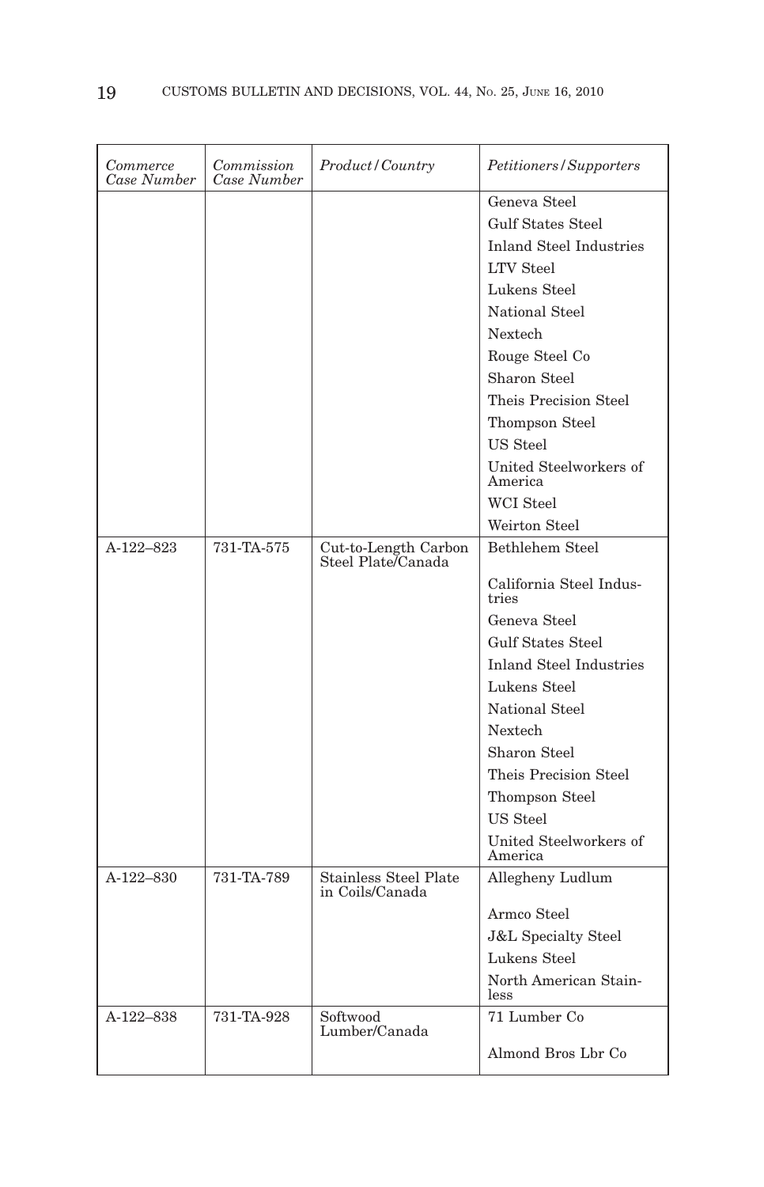| *Commerce Case Number* | *Commission Case Number* | *Product/Country* | *Petitioners/Supporters* |
|---|---|---|---|
| | | | Geneva Steel |
| | | | Gulf States Steel |
| | | | Inland Steel Industries |
| | | | LTV Steel |
| | | | Lukens Steel |
| | | | National Steel |
| | | | Nextech |
| | | | Rouge Steel Co |
| | | | Sharon Steel |
| | | | Theis Precision Steel |
| | | | Thompson Steel |
| | | | US Steel |
| | | | United Steelworkers of America |
| | | | WCI Steel |
| | | | Weirton Steel |
| A-122–823 | 731-TA-575 | Cut-to-Length Carbon Steel Plate/Canada | Bethlehem Steel |
| | | | California Steel Industries |
| | | | Geneva Steel |
| | | | Gulf States Steel |
| | | | Inland Steel Industries |
| | | | Lukens Steel |
| | | | National Steel |
| | | | Nextech |
| | | | Sharon Steel |
| | | | Theis Precision Steel |
| | | | Thompson Steel |
| | | | US Steel |
| | | | United Steelworkers of America |
| A-122–830 | 731-TA-789 | Stainless Steel Plate in Coils/Canada | Allegheny Ludlum |
| | | | Armco Steel |
| | | | J&L Specialty Steel |
| | | | Lukens Steel |
| | | | North American Stainless |
| A-122–838 | 731-TA-928 | Softwood Lumber/Canada | 71 Lumber Co |
| | | | Almond Bros Lbr Co |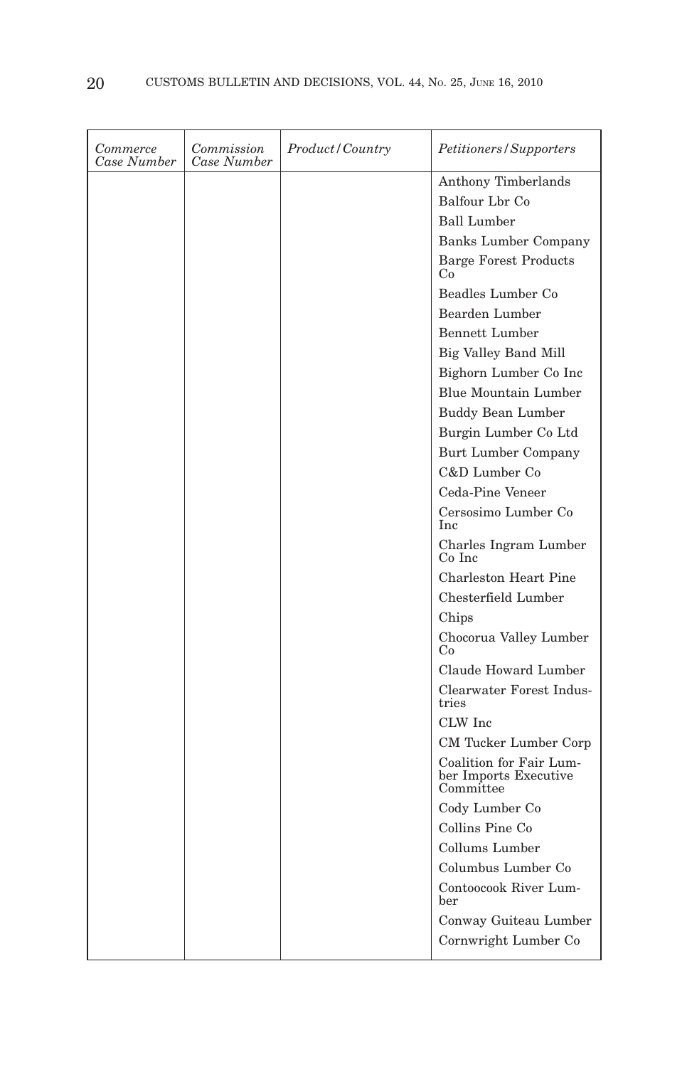| *Commerce Case Number* | *Commission Case Number* | *Product/Country* | *Petitioners/Supporters* |
|---|---|---|---|
| | | | Anthony Timberlands |
| | | | Balfour Lbr Co |
| | | | Ball Lumber |
| | | | Banks Lumber Company |
| | | | Barge Forest Products Co |
| | | | Beadles Lumber Co |
| | | | Bearden Lumber |
| | | | Bennett Lumber |
| | | | Big Valley Band Mill |
| | | | Bighorn Lumber Co Inc |
| | | | Blue Mountain Lumber |
| | | | Buddy Bean Lumber |
| | | | Burgin Lumber Co Ltd |
| | | | Burt Lumber Company |
| | | | C&D Lumber Co |
| | | | Ceda-Pine Veneer |
| | | | Cersosimo Lumber Co Inc |
| | | | Charles Ingram Lumber Co Inc |
| | | | Charleston Heart Pine |
| | | | Chesterfield Lumber |
| | | | Chips |
| | | | Chocorua Valley Lumber Co |
| | | | Claude Howard Lumber |
| | | | Clearwater Forest Industries |
| | | | CLW Inc |
| | | | CM Tucker Lumber Corp |
| | | | Coalition for Fair Lumber Imports Executive Committee |
| | | | Cody Lumber Co |
| | | | Collins Pine Co |
| | | | Collums Lumber |
| | | | Columbus Lumber Co |
| | | | Contoocook River Lumber |
| | | | Conway Guiteau Lumber |
| | | | Cornwright Lumber Co |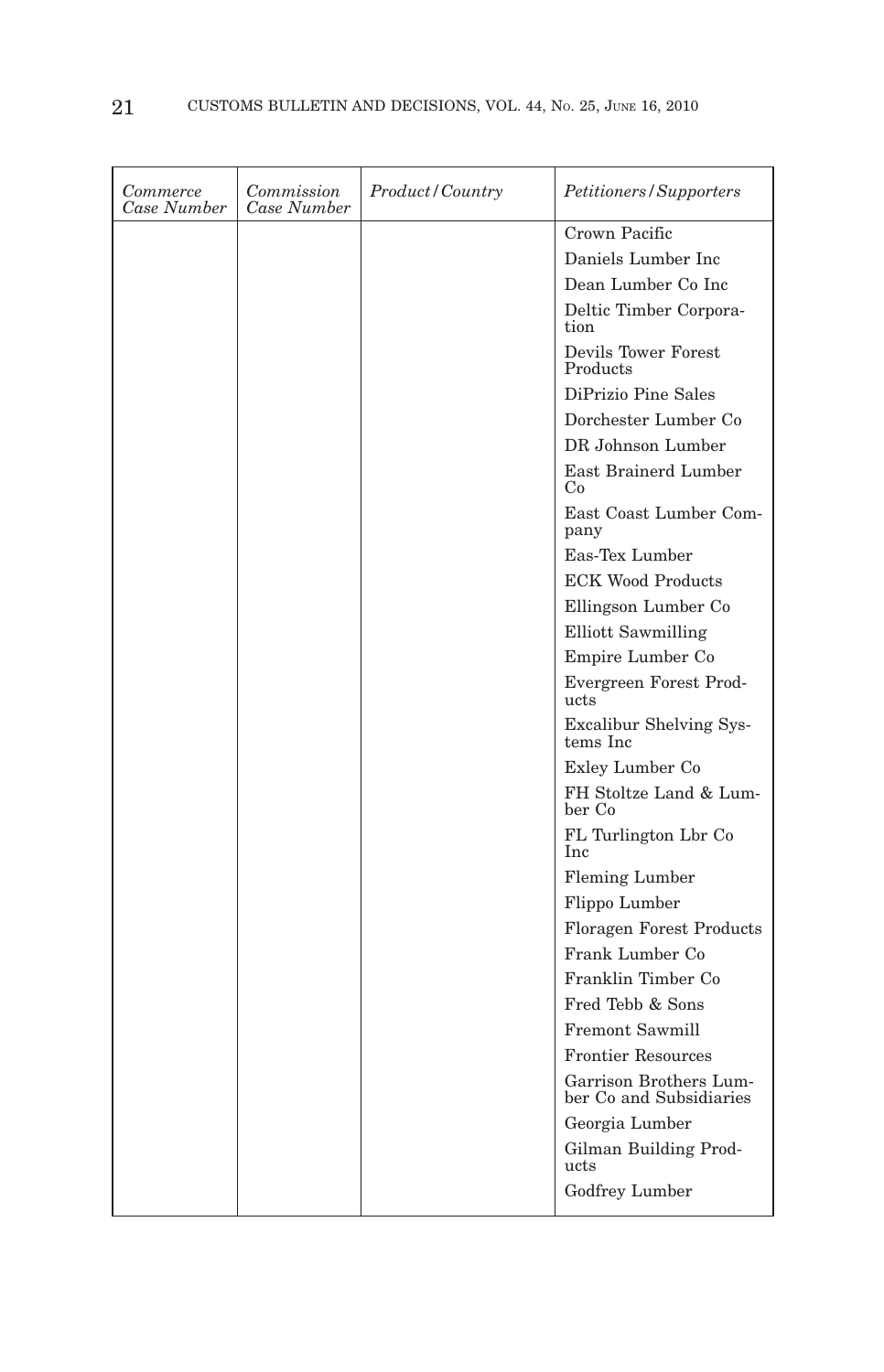| *Commerce Case Number* | *Commission Case Number* | *Product/Country* | *Petitioners/Supporters* |
|---|---|---|---|
| | | | Crown Pacific |
| | | | Daniels Lumber Inc |
| | | | Dean Lumber Co Inc |
| | | | Deltic Timber Corporation |
| | | | Devils Tower Forest Products |
| | | | DiPrizio Pine Sales |
| | | | Dorchester Lumber Co |
| | | | DR Johnson Lumber |
| | | | East Brainerd Lumber Co |
| | | | East Coast Lumber Company |
| | | | Eas-Tex Lumber |
| | | | ECK Wood Products |
| | | | Ellingson Lumber Co |
| | | | Elliott Sawmilling |
| | | | Empire Lumber Co |
| | | | Evergreen Forest Products |
| | | | Excalibur Shelving Systems Inc |
| | | | Exley Lumber Co |
| | | | FH Stoltze Land & Lumber Co |
| | | | FL Turlington Lbr Co Inc |
| | | | Fleming Lumber |
| | | | Flippo Lumber |
| | | | Floragen Forest Products |
| | | | Frank Lumber Co |
| | | | Franklin Timber Co |
| | | | Fred Tebb & Sons |
| | | | Fremont Sawmill |
| | | | Frontier Resources |
| | | | Garrison Brothers Lumber Co and Subsidiaries |
| | | | Georgia Lumber |
| | | | Gilman Building Products |
| | | | Godfrey Lumber |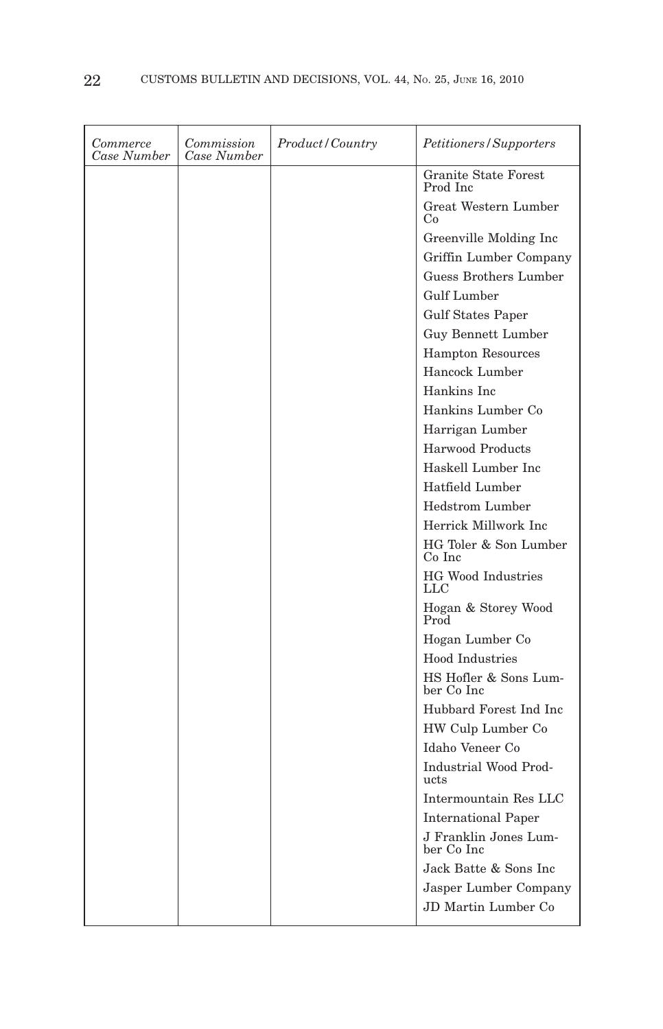| *Commerce Case Number* | *Commission Case Number* | *Product/Country* | *Petitioners/Supporters* |
|---|---|---|---|
| | | | Granite State Forest Prod Inc |
| | | | Great Western Lumber Co |
| | | | Greenville Molding Inc |
| | | | Griffin Lumber Company |
| | | | Guess Brothers Lumber |
| | | | Gulf Lumber |
| | | | Gulf States Paper |
| | | | Guy Bennett Lumber |
| | | | Hampton Resources |
| | | | Hancock Lumber |
| | | | Hankins Inc |
| | | | Hankins Lumber Co |
| | | | Harrigan Lumber |
| | | | Harwood Products |
| | | | Haskell Lumber Inc |
| | | | Hatfield Lumber |
| | | | Hedstrom Lumber |
| | | | Herrick Millwork Inc |
| | | | HG Toler & Son Lumber Co Inc |
| | | | HG Wood Industries LLC |
| | | | Hogan & Storey Wood Prod |
| | | | Hogan Lumber Co |
| | | | Hood Industries |
| | | | HS Hofler & Sons Lumber Co Inc |
| | | | Hubbard Forest Ind Inc |
| | | | HW Culp Lumber Co |
| | | | Idaho Veneer Co |
| | | | Industrial Wood Products |
| | | | Intermountain Res LLC |
| | | | International Paper |
| | | | J Franklin Jones Lumber Co Inc |
| | | | Jack Batte & Sons Inc |
| | | | Jasper Lumber Company |
| | | | JD Martin Lumber Co |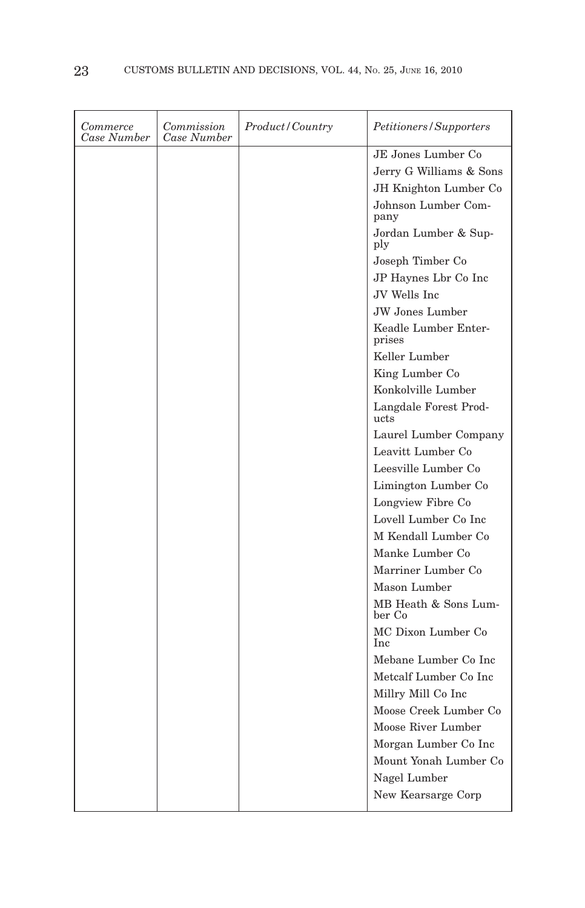| *Commerce Case Number* | *Commission Case Number* | *Product/Country* | *Petitioners/Supporters* |
|---|---|---|---|
| | | | JE Jones Lumber Co |
| | | | Jerry G Williams & Sons |
| | | | JH Knighton Lumber Co |
| | | | Johnson Lumber Company |
| | | | Jordan Lumber & Supply |
| | | | Joseph Timber Co |
| | | | JP Haynes Lbr Co Inc |
| | | | JV Wells Inc |
| | | | JW Jones Lumber |
| | | | Keadle Lumber Enterprises |
| | | | Keller Lumber |
| | | | King Lumber Co |
| | | | Konkolville Lumber |
| | | | Langdale Forest Products |
| | | | Laurel Lumber Company |
| | | | Leavitt Lumber Co |
| | | | Leesville Lumber Co |
| | | | Limington Lumber Co |
| | | | Longview Fibre Co |
| | | | Lovell Lumber Co Inc |
| | | | M Kendall Lumber Co |
| | | | Manke Lumber Co |
| | | | Marriner Lumber Co |
| | | | Mason Lumber |
| | | | MB Heath & Sons Lumber Co |
| | | | MC Dixon Lumber Co Inc |
| | | | Mebane Lumber Co Inc |
| | | | Metcalf Lumber Co Inc |
| | | | Millry Mill Co Inc |
| | | | Moose Creek Lumber Co |
| | | | Moose River Lumber |
| | | | Morgan Lumber Co Inc |
| | | | Mount Yonah Lumber Co |
| | | | Nagel Lumber |
| | | | New Kearsarge Corp |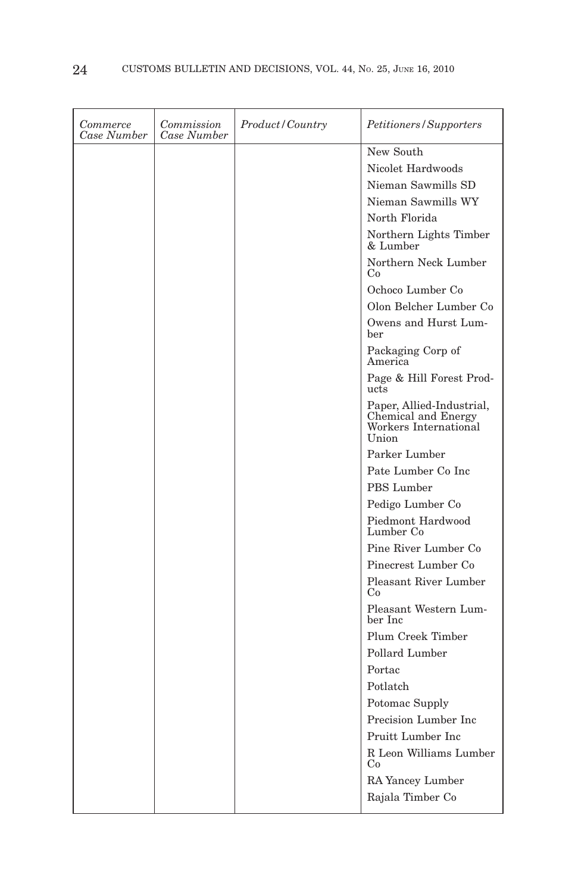| *Commerce Case Number* | *Commission Case Number* | *Product/Country* | *Petitioners/Supporters* |
|---|---|---|---|
| | | | New South |
| | | | Nicolet Hardwoods |
| | | | Nieman Sawmills SD |
| | | | Nieman Sawmills WY |
| | | | North Florida |
| | | | Northern Lights Timber & Lumber |
| | | | Northern Neck Lumber Co |
| | | | Ochoco Lumber Co |
| | | | Olon Belcher Lumber Co |
| | | | Owens and Hurst Lumber |
| | | | Packaging Corp of America |
| | | | Page & Hill Forest Products |
| | | | Paper, Allied-Industrial, Chemical and Energy Workers International Union |
| | | | Parker Lumber |
| | | | Pate Lumber Co Inc |
| | | | PBS Lumber |
| | | | Pedigo Lumber Co |
| | | | Piedmont Hardwood Lumber Co |
| | | | Pine River Lumber Co |
| | | | Pinecrest Lumber Co |
| | | | Pleasant River Lumber Co |
| | | | Pleasant Western Lumber Inc |
| | | | Plum Creek Timber |
| | | | Pollard Lumber |
| | | | Portac |
| | | | Potlatch |
| | | | Potomac Supply |
| | | | Precision Lumber Inc |
| | | | Pruitt Lumber Inc |
| | | | R Leon Williams Lumber Co |
| | | | RA Yancey Lumber |
| | | | Rajala Timber Co |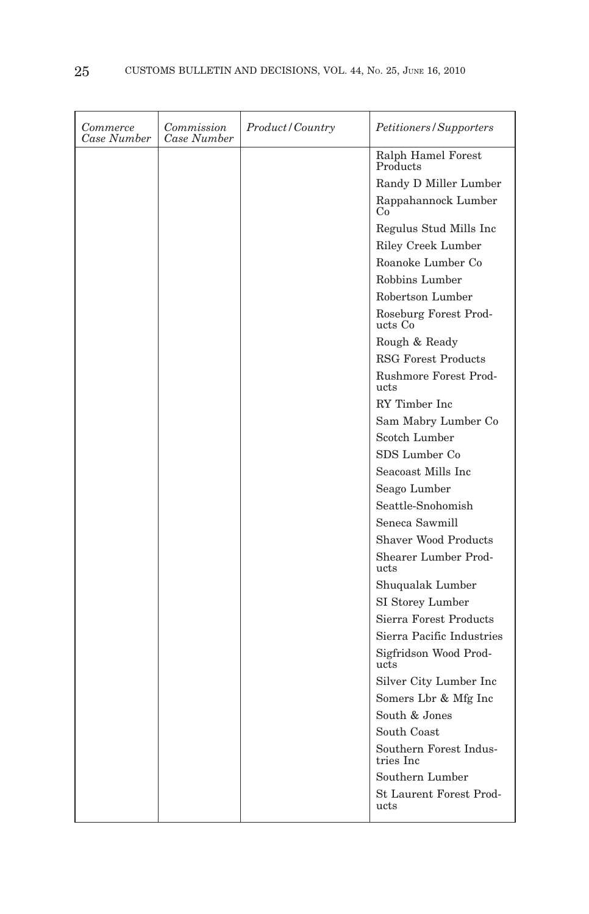| *Commerce Case Number* | *Commission Case Number* | *Product/Country* | *Petitioners/Supporters* |
| --- | --- | --- | --- |
| | | | Ralph Hamel Forest Products |
| | | | Randy D Miller Lumber |
| | | | Rappahannock Lumber Co |
| | | | Regulus Stud Mills Inc |
| | | | Riley Creek Lumber |
| | | | Roanoke Lumber Co |
| | | | Robbins Lumber |
| | | | Robertson Lumber |
| | | | Roseburg Forest Products Co |
| | | | Rough & Ready |
| | | | RSG Forest Products |
| | | | Rushmore Forest Products |
| | | | RY Timber Inc |
| | | | Sam Mabry Lumber Co |
| | | | Scotch Lumber |
| | | | SDS Lumber Co |
| | | | Seacoast Mills Inc |
| | | | Seago Lumber |
| | | | Seattle-Snohomish |
| | | | Seneca Sawmill |
| | | | Shaver Wood Products |
| | | | Shearer Lumber Products |
| | | | Shuqualak Lumber |
| | | | SI Storey Lumber |
| | | | Sierra Forest Products |
| | | | Sierra Pacific Industries |
| | | | Sigfridson Wood Products |
| | | | Silver City Lumber Inc |
| | | | Somers Lbr & Mfg Inc |
| | | | South & Jones |
| | | | South Coast |
| | | | Southern Forest Industries Inc |
| | | | Southern Lumber |
| | | | St Laurent Forest Products |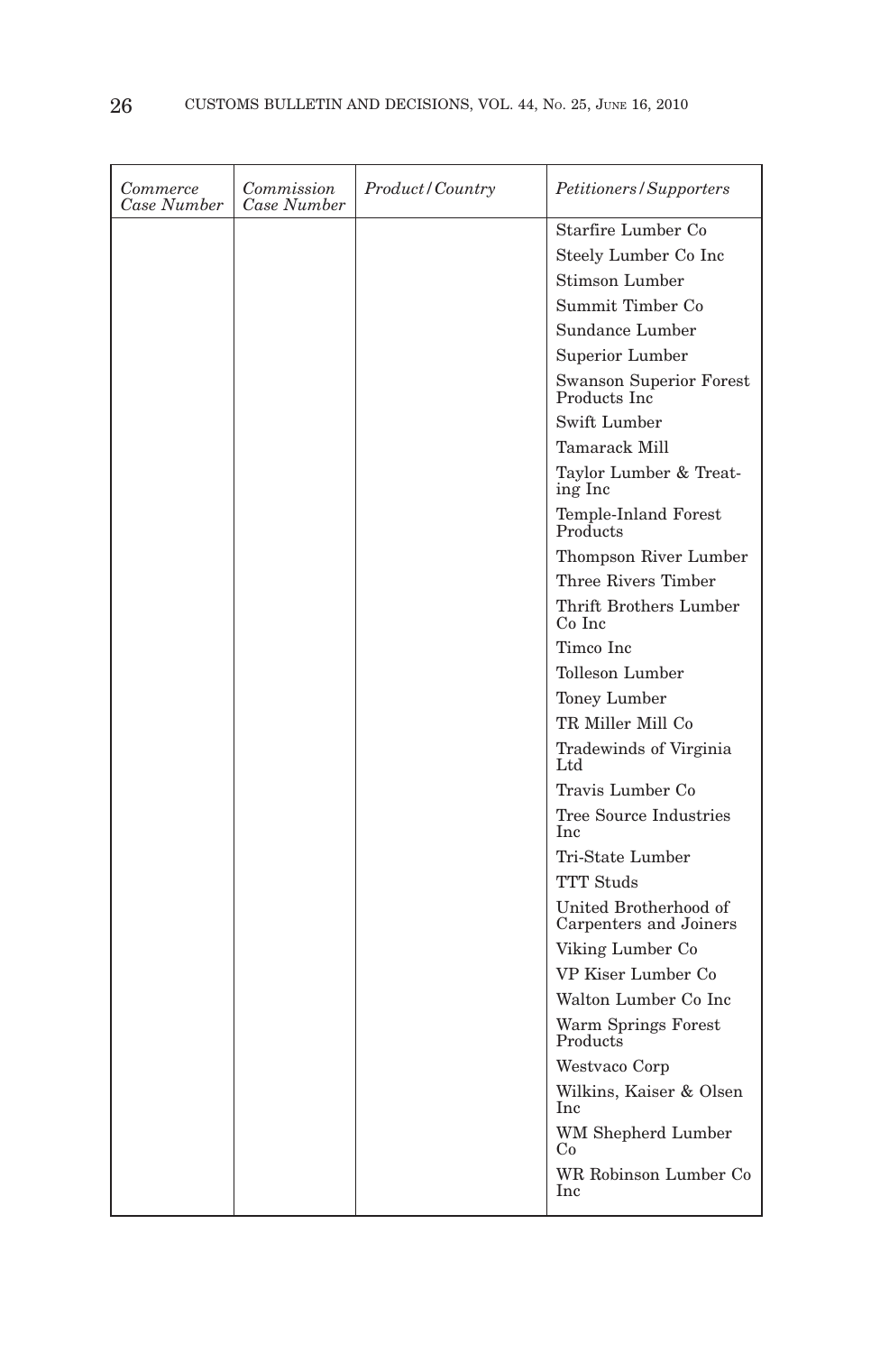| *Commerce Case Number* | *Commission Case Number* | *Product/Country* | *Petitioners/Supporters* |
|---|---|---|---|
| | | | Starfire Lumber Co |
| | | | Steely Lumber Co Inc |
| | | | Stimson Lumber |
| | | | Summit Timber Co |
| | | | Sundance Lumber |
| | | | Superior Lumber |
| | | | Swanson Superior Forest Products Inc |
| | | | Swift Lumber |
| | | | Tamarack Mill |
| | | | Taylor Lumber & Treating Inc |
| | | | Temple-Inland Forest Products |
| | | | Thompson River Lumber |
| | | | Three Rivers Timber |
| | | | Thrift Brothers Lumber Co Inc |
| | | | Timco Inc |
| | | | Tolleson Lumber |
| | | | Toney Lumber |
| | | | TR Miller Mill Co |
| | | | Tradewinds of Virginia Ltd |
| | | | Travis Lumber Co |
| | | | Tree Source Industries Inc |
| | | | Tri-State Lumber |
| | | | TTT Studs |
| | | | United Brotherhood of Carpenters and Joiners |
| | | | Viking Lumber Co |
| | | | VP Kiser Lumber Co |
| | | | Walton Lumber Co Inc |
| | | | Warm Springs Forest Products |
| | | | Westvaco Corp |
| | | | Wilkins, Kaiser & Olsen Inc |
| | | | WM Shepherd Lumber Co |
| | | | WR Robinson Lumber Co Inc |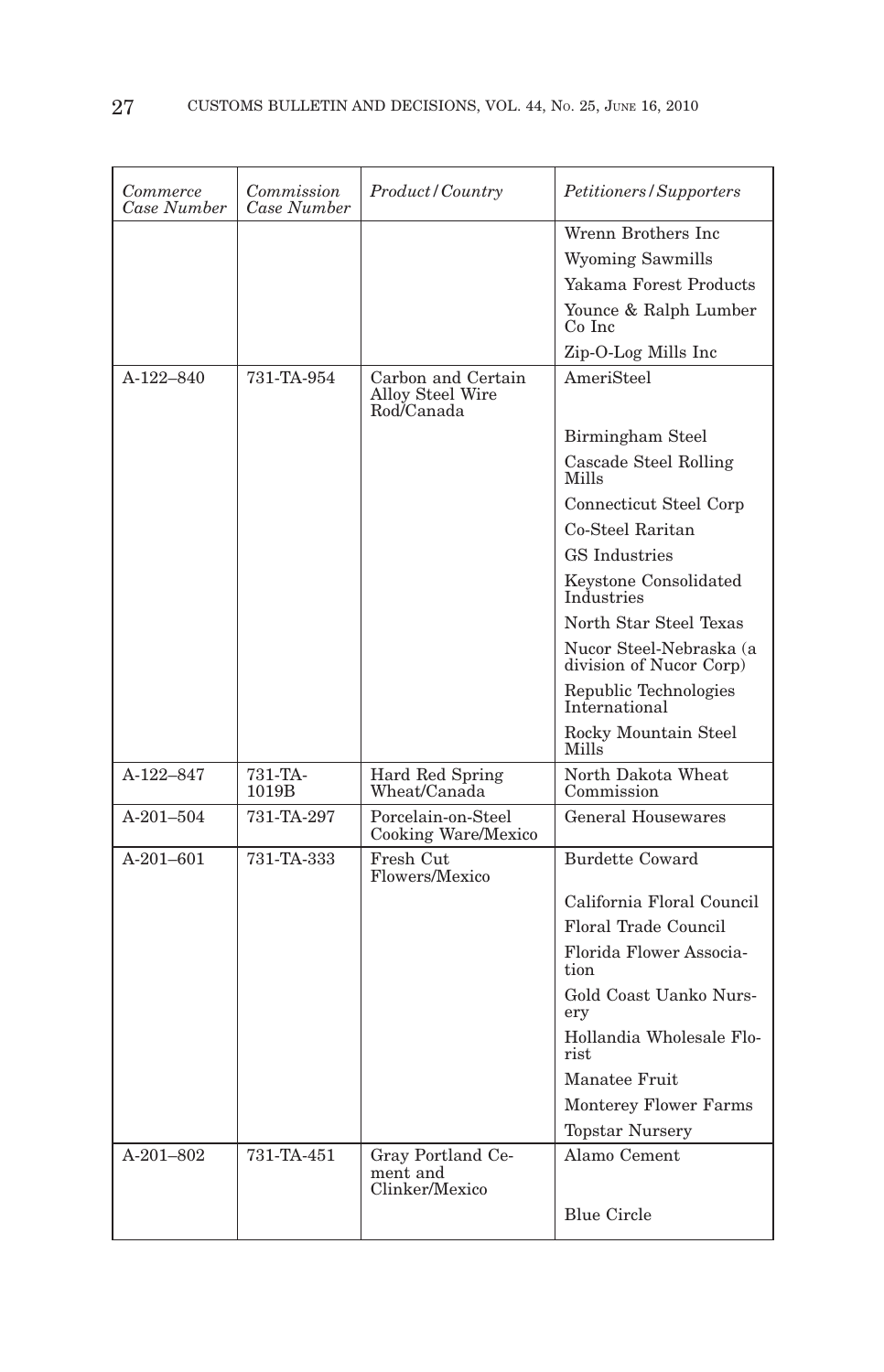| *Commerce Case Number* | *Commission Case Number* | *Product/Country* | *Petitioners/Supporters* |
|---|---|---|---|
| | | | Wrenn Brothers Inc |
| | | | Wyoming Sawmills |
| | | | Yakama Forest Products |
| | | | Younce & Ralph Lumber Co Inc |
| | | | Zip-O-Log Mills Inc |
| A-122–840 | 731-TA-954 | Carbon and Certain Alloy Steel Wire Rod/Canada | AmeriSteel |
| | | | Birmingham Steel |
| | | | Cascade Steel Rolling Mills |
| | | | Connecticut Steel Corp |
| | | | Co-Steel Raritan |
| | | | GS Industries |
| | | | Keystone Consolidated Industries |
| | | | North Star Steel Texas |
| | | | Nucor Steel-Nebraska (a division of Nucor Corp) |
| | | | Republic Technologies International |
| | | | Rocky Mountain Steel Mills |
| A-122–847 | 731-TA-1019B | Hard Red Spring Wheat/Canada | North Dakota Wheat Commission |
| A-201–504 | 731-TA-297 | Porcelain-on-Steel Cooking Ware/Mexico | General Housewares |
| A-201–601 | 731-TA-333 | Fresh Cut Flowers/Mexico | Burdette Coward |
| | | | California Floral Council |
| | | | Floral Trade Council |
| | | | Florida Flower Association |
| | | | Gold Coast Uanko Nursery |
| | | | Hollandia Wholesale Florist |
| | | | Manatee Fruit |
| | | | Monterey Flower Farms |
| | | | Topstar Nursery |
| A-201–802 | 731-TA-451 | Gray Portland Cement and Clinker/Mexico | Alamo Cement |
| | | | Blue Circle |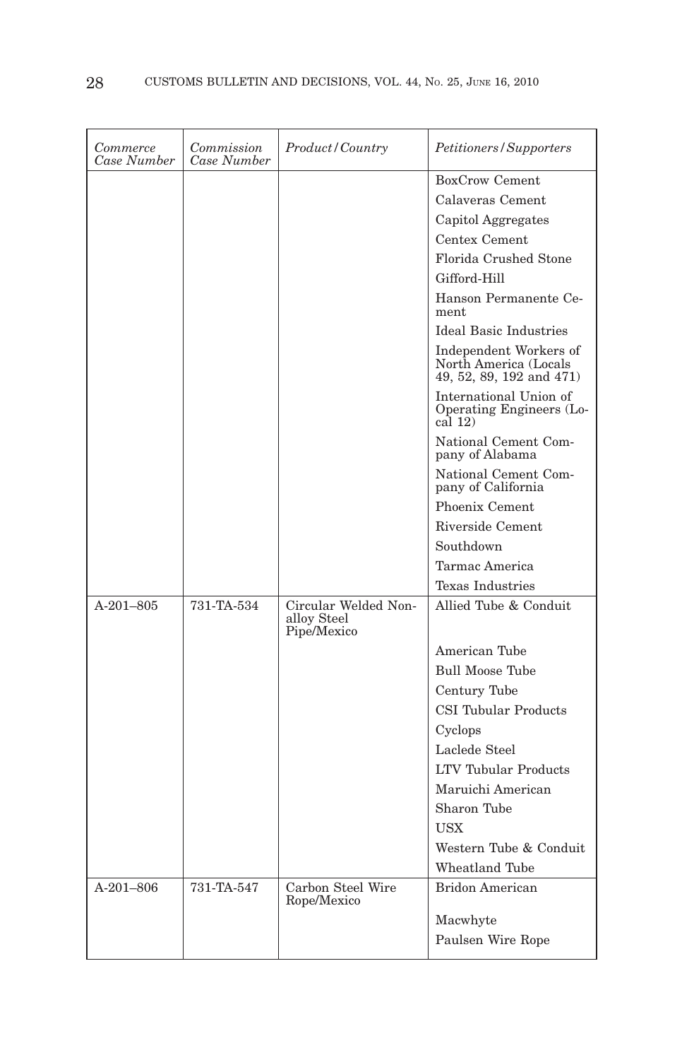| *Commerce Case Number* | *Commission Case Number* | *Product/Country* | *Petitioners/Supporters* |
|---|---|---|---|
| | | | BoxCrow Cement |
| | | | Calaveras Cement |
| | | | Capitol Aggregates |
| | | | Centex Cement |
| | | | Florida Crushed Stone |
| | | | Gifford-Hill |
| | | | Hanson Permanente Cement |
| | | | Ideal Basic Industries |
| | | | Independent Workers of North America (Locals 49, 52, 89, 192 and 471) |
| | | | International Union of Operating Engineers (Local 12) |
| | | | National Cement Company of Alabama |
| | | | National Cement Company of California |
| | | | Phoenix Cement |
| | | | Riverside Cement |
| | | | Southdown |
| | | | Tarmac America |
| | | | Texas Industries |
| A-201–805 | 731-TA-534 | Circular Welded Nonalloy Steel Pipe/Mexico | Allied Tube & Conduit |
| | | | American Tube |
| | | | Bull Moose Tube |
| | | | Century Tube |
| | | | CSI Tubular Products |
| | | | Cyclops |
| | | | Laclede Steel |
| | | | LTV Tubular Products |
| | | | Maruichi American |
| | | | Sharon Tube |
| | | | USX |
| | | | Western Tube & Conduit |
| | | | Wheatland Tube |
| A-201–806 | 731-TA-547 | Carbon Steel Wire Rope/Mexico | Bridon American |
| | | | Macwhyte |
| | | | Paulsen Wire Rope |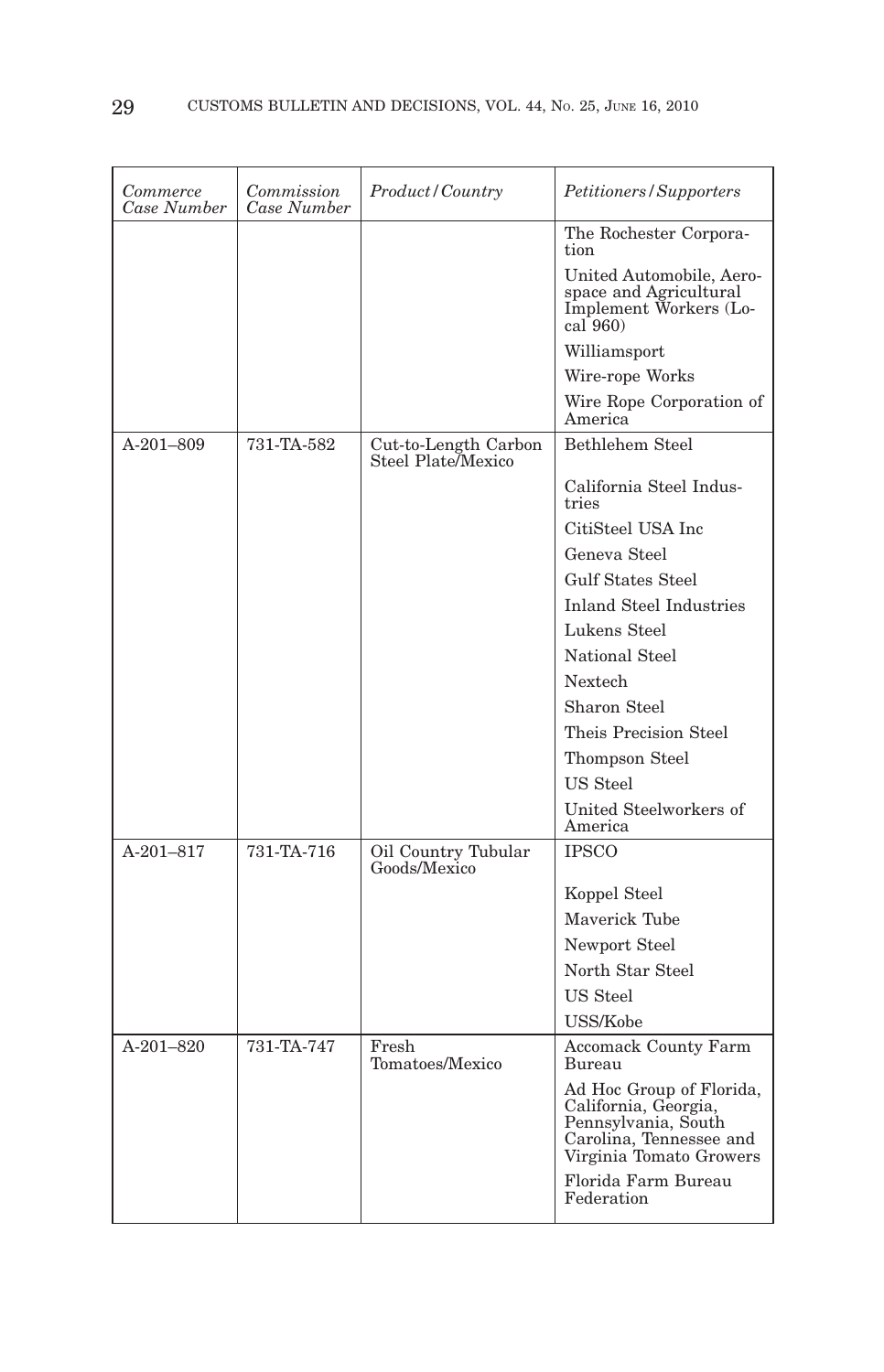| *Commerce Case Number* | *Commission Case Number* | *Product/Country* | *Petitioners/Supporters* |
|---|---|---|---|
| | | | The Rochester Corporation |
| | | | United Automobile, Aerospace and Agricultural Implement Workers (Local 960) |
| | | | Williamsport |
| | | | Wire-rope Works |
| | | | Wire Rope Corporation of America |
| A-201–809 | 731-TA-582 | Cut-to-Length Carbon Steel Plate/Mexico | Bethlehem Steel |
| | | | California Steel Industries |
| | | | CitiSteel USA Inc |
| | | | Geneva Steel |
| | | | Gulf States Steel |
| | | | Inland Steel Industries |
| | | | Lukens Steel |
| | | | National Steel |
| | | | Nextech |
| | | | Sharon Steel |
| | | | Theis Precision Steel |
| | | | Thompson Steel |
| | | | US Steel |
| | | | United Steelworkers of America |
| A-201–817 | 731-TA-716 | Oil Country Tubular Goods/Mexico | IPSCO |
| | | | Koppel Steel |
| | | | Maverick Tube |
| | | | Newport Steel |
| | | | North Star Steel |
| | | | US Steel |
| | | | USS/Kobe |
| A-201–820 | 731-TA-747 | Fresh Tomatoes/Mexico | Accomack County Farm Bureau |
| | | | Ad Hoc Group of Florida, California, Georgia, Pennsylvania, South Carolina, Tennessee and Virginia Tomato Growers |
| | | | Florida Farm Bureau Federation |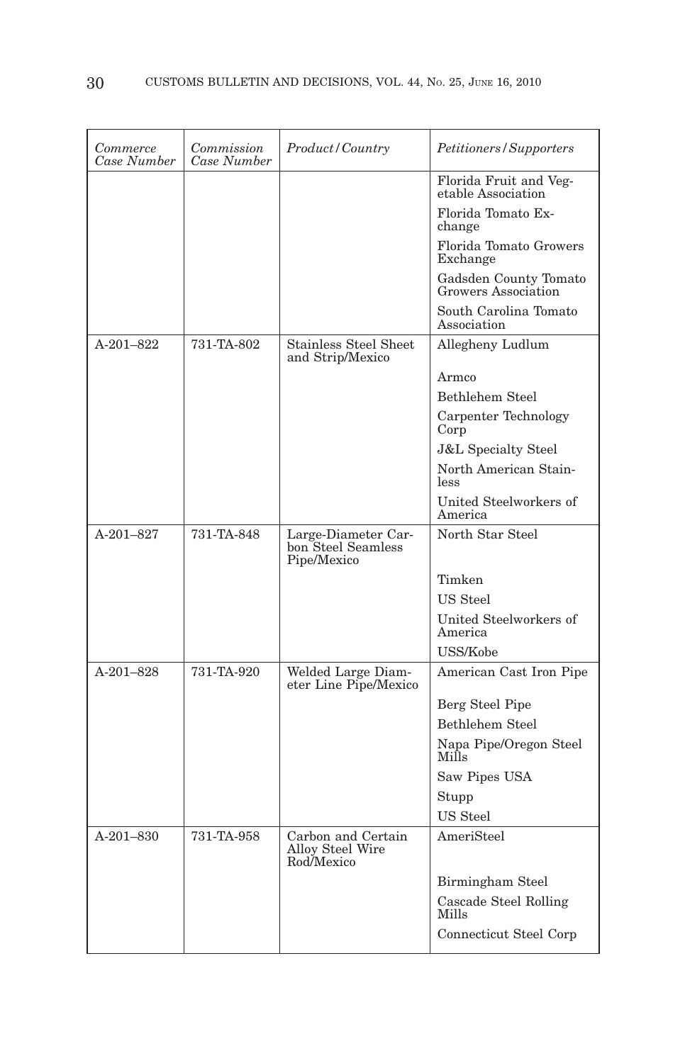| *Commerce Case Number* | *Commission Case Number* | *Product/Country* | *Petitioners/Supporters* |
|---|---|---|---|
| | | | Florida Fruit and Vegetable Association |
| | | | Florida Tomato Exchange |
| | | | Florida Tomato Growers Exchange |
| | | | Gadsden County Tomato Growers Association |
| | | | South Carolina Tomato Association |
| A-201–822 | 731-TA-802 | Stainless Steel Sheet and Strip/Mexico | Allegheny Ludlum |
| | | | Armco |
| | | | Bethlehem Steel |
| | | | Carpenter Technology Corp |
| | | | J&L Specialty Steel |
| | | | North American Stainless |
| | | | United Steelworkers of America |
| A-201–827 | 731-TA-848 | Large-Diameter Carbon Steel Seamless Pipe/Mexico | North Star Steel |
| | | | Timken |
| | | | US Steel |
| | | | United Steelworkers of America |
| | | | USS/Kobe |
| A-201–828 | 731-TA-920 | Welded Large Diameter Line Pipe/Mexico | American Cast Iron Pipe |
| | | | Berg Steel Pipe |
| | | | Bethlehem Steel |
| | | | Napa Pipe/Oregon Steel Mills |
| | | | Saw Pipes USA |
| | | | Stupp |
| | | | US Steel |
| A-201–830 | 731-TA-958 | Carbon and Certain Alloy Steel Wire Rod/Mexico | AmeriSteel |
| | | | Birmingham Steel |
| | | | Cascade Steel Rolling Mills |
| | | | Connecticut Steel Corp |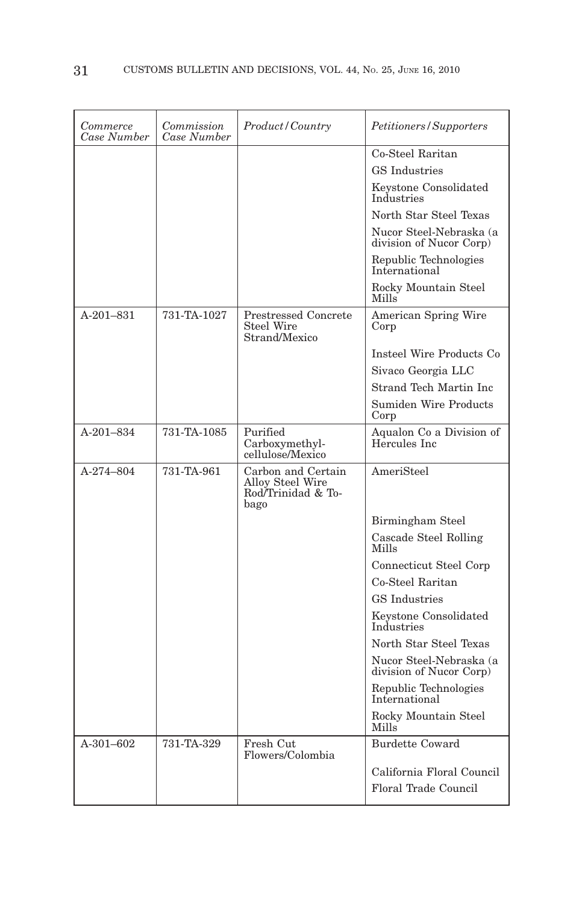| *Commerce Case Number* | *Commission Case Number* | *Product/Country* | *Petitioners/Supporters* |
| --- | --- | --- | --- |
| | | | Co-Steel Raritan |
| | | | GS Industries |
| | | | Keystone Consolidated Industries |
| | | | North Star Steel Texas |
| | | | Nucor Steel-Nebraska (a division of Nucor Corp) |
| | | | Republic Technologies International |
| | | | Rocky Mountain Steel Mills |
| A-201–831 | 731-TA-1027 | Prestressed Concrete Steel Wire Strand/Mexico | American Spring Wire Corp |
| | | | Insteel Wire Products Co |
| | | | Sivaco Georgia LLC |
| | | | Strand Tech Martin Inc |
| | | | Sumiden Wire Products Corp |
| A-201–834 | 731-TA-1085 | Purified Carboxymethyl-cellulose/Mexico | Aqualon Co a Division of Hercules Inc |
| A-274–804 | 731-TA-961 | Carbon and Certain Alloy Steel Wire Rod/Trinidad & Tobago | AmeriSteel |
| | | | Birmingham Steel |
| | | | Cascade Steel Rolling Mills |
| | | | Connecticut Steel Corp |
| | | | Co-Steel Raritan |
| | | | GS Industries |
| | | | Keystone Consolidated Industries |
| | | | North Star Steel Texas |
| | | | Nucor Steel-Nebraska (a division of Nucor Corp) |
| | | | Republic Technologies International |
| | | | Rocky Mountain Steel Mills |
| A-301–602 | 731-TA-329 | Fresh Cut Flowers/Colombia | Burdette Coward |
| | | | California Floral Council |
| | | | Floral Trade Council |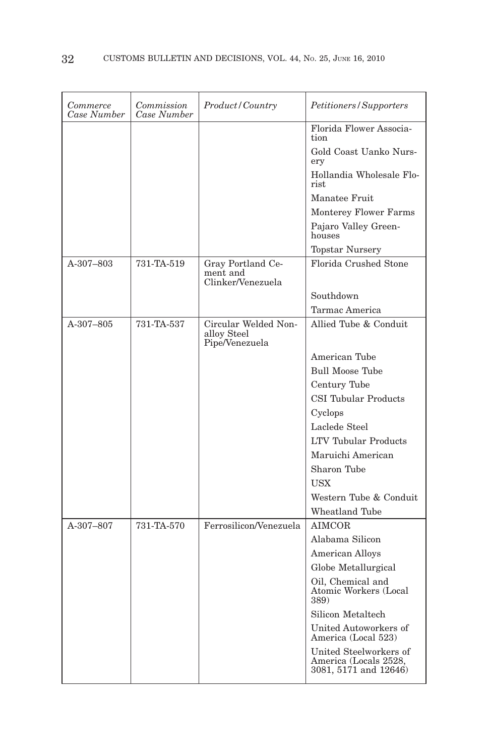| *Commerce Case Number* | *Commission Case Number* | *Product/Country* | *Petitioners/Supporters* |
| --- | --- | --- | --- |
| | | | Florida Flower Association |
| | | | Gold Coast Uanko Nursery |
| | | | Hollandia Wholesale Florist |
| | | | Manatee Fruit |
| | | | Monterey Flower Farms |
| | | | Pajaro Valley Greenhouses |
| | | | Topstar Nursery |
| A-307–803 | 731-TA-519 | Gray Portland Cement and Clinker/Venezuela | Florida Crushed Stone |
| | | | Southdown |
| | | | Tarmac America |
| A-307–805 | 731-TA-537 | Circular Welded Nonalloy Steel Pipe/Venezuela | Allied Tube & Conduit |
| | | | American Tube |
| | | | Bull Moose Tube |
| | | | Century Tube |
| | | | CSI Tubular Products |
| | | | Cyclops |
| | | | Laclede Steel |
| | | | LTV Tubular Products |
| | | | Maruichi American |
| | | | Sharon Tube |
| | | | USX |
| | | | Western Tube & Conduit |
| | | | Wheatland Tube |
| A-307–807 | 731-TA-570 | Ferrosilicon/Venezuela | AIMCOR |
| | | | Alabama Silicon |
| | | | American Alloys |
| | | | Globe Metallurgical |
| | | | Oil, Chemical and Atomic Workers (Local 389) |
| | | | Silicon Metaltech |
| | | | United Autoworkers of America (Local 523) |
| | | | United Steelworkers of America (Locals 2528, 3081, 5171 and 12646) |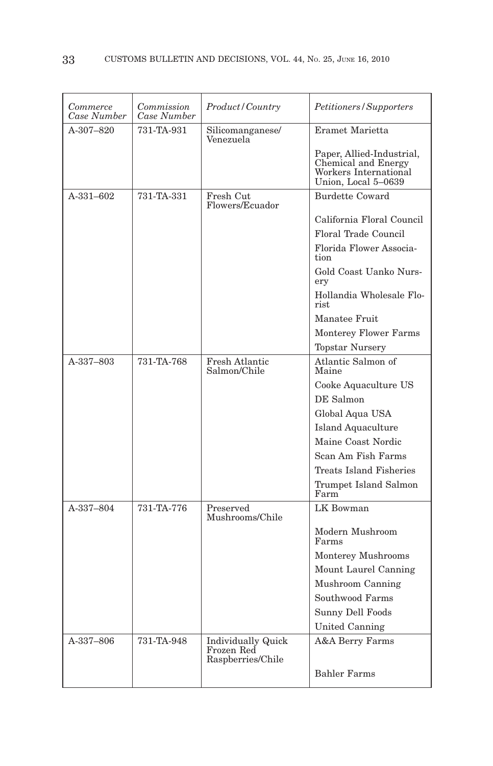| *Commerce Case Number* | *Commission Case Number* | *Product/Country* | *Petitioners/Supporters* |
|---|---|---|---|
| A-307–820 | 731-TA-931 | Silicomanganese/ Venezuela | Eramet Marietta |
| | | | Paper, Allied-Industrial, Chemical and Energy Workers International Union, Local 5–0639 |
| A-331–602 | 731-TA-331 | Fresh Cut Flowers/Ecuador | Burdette Coward |
| | | | California Floral Council |
| | | | Floral Trade Council |
| | | | Florida Flower Association |
| | | | Gold Coast Uanko Nursery |
| | | | Hollandia Wholesale Florist |
| | | | Manatee Fruit |
| | | | Monterey Flower Farms |
| | | | Topstar Nursery |
| A-337–803 | 731-TA-768 | Fresh Atlantic Salmon/Chile | Atlantic Salmon of Maine |
| | | | Cooke Aquaculture US |
| | | | DE Salmon |
| | | | Global Aqua USA |
| | | | Island Aquaculture |
| | | | Maine Coast Nordic |
| | | | Scan Am Fish Farms |
| | | | Treats Island Fisheries |
| | | | Trumpet Island Salmon Farm |
| A-337–804 | 731-TA-776 | Preserved Mushrooms/Chile | LK Bowman |
| | | | Modern Mushroom Farms |
| | | | Monterey Mushrooms |
| | | | Mount Laurel Canning |
| | | | Mushroom Canning |
| | | | Southwood Farms |
| | | | Sunny Dell Foods |
| | | | United Canning |
| A-337–806 | 731-TA-948 | Individually Quick Frozen Red Raspberries/Chile | A&A Berry Farms |
| | | | Bahler Farms |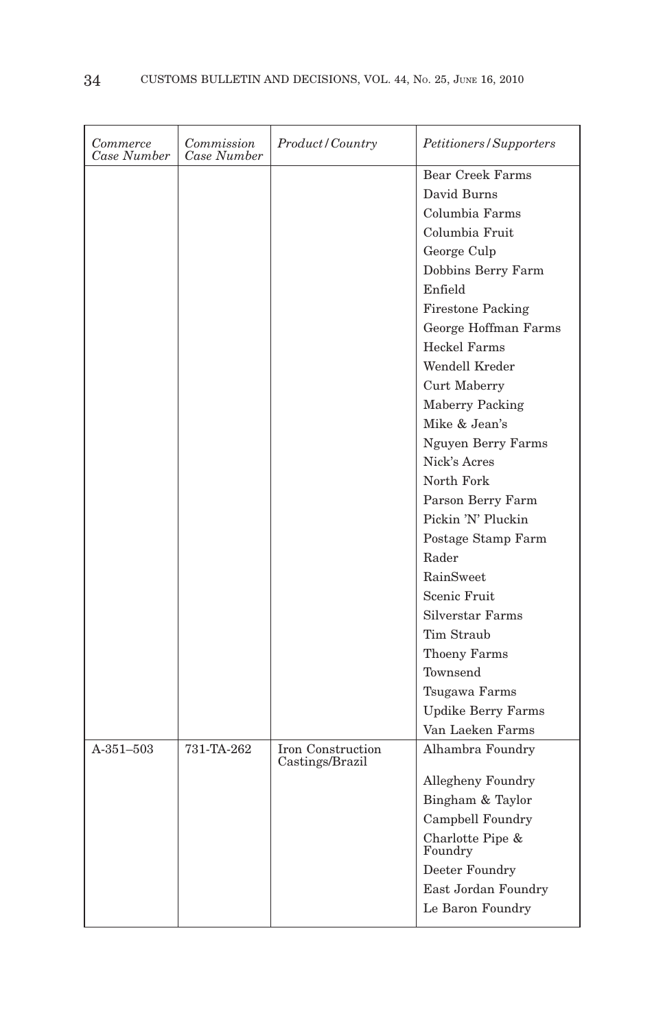| *Commerce Case Number* | *Commission Case Number* | *Product/Country* | *Petitioners/Supporters* |
|---|---|---|---|
| | | | Bear Creek Farms |
| | | | David Burns |
| | | | Columbia Farms |
| | | | Columbia Fruit |
| | | | George Culp |
| | | | Dobbins Berry Farm |
| | | | Enfield |
| | | | Firestone Packing |
| | | | George Hoffman Farms |
| | | | Heckel Farms |
| | | | Wendell Kreder |
| | | | Curt Maberry |
| | | | Maberry Packing |
| | | | Mike & Jean's |
| | | | Nguyen Berry Farms |
| | | | Nick's Acres |
| | | | North Fork |
| | | | Parson Berry Farm |
| | | | Pickin 'N' Pluckin |
| | | | Postage Stamp Farm |
| | | | Rader |
| | | | RainSweet |
| | | | Scenic Fruit |
| | | | Silverstar Farms |
| | | | Tim Straub |
| | | | Thoeny Farms |
| | | | Townsend |
| | | | Tsugawa Farms |
| | | | Updike Berry Farms |
| | | | Van Laeken Farms |
| A-351–503 | 731-TA-262 | Iron Construction Castings/Brazil | Alhambra Foundry |
| | | | Allegheny Foundry |
| | | | Bingham & Taylor |
| | | | Campbell Foundry |
| | | | Charlotte Pipe & Foundry |
| | | | Deeter Foundry |
| | | | East Jordan Foundry |
| | | | Le Baron Foundry |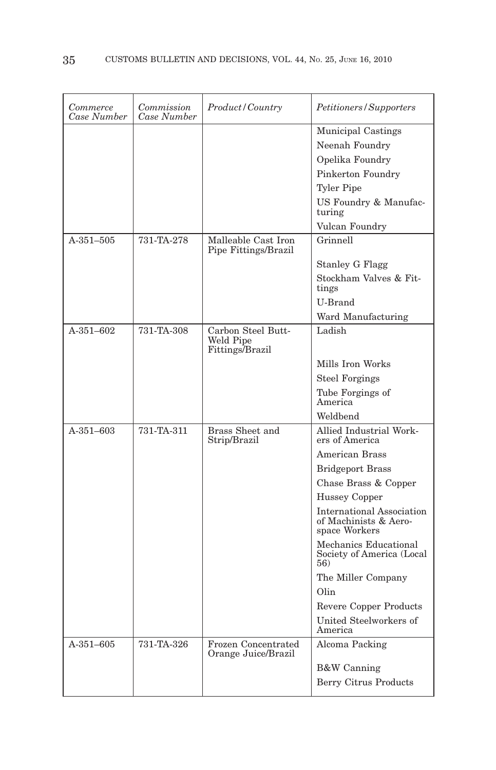| *Commerce Case Number* | *Commission Case Number* | *Product/Country* | *Petitioners/Supporters* |
|---|---|---|---|
| | | | Municipal Castings |
| | | | Neenah Foundry |
| | | | Opelika Foundry |
| | | | Pinkerton Foundry |
| | | | Tyler Pipe |
| | | | US Foundry & Manufacturing |
| | | | Vulcan Foundry |
| A-351–505 | 731-TA-278 | Malleable Cast Iron Pipe Fittings/Brazil | Grinnell |
| | | | Stanley G Flagg |
| | | | Stockham Valves & Fittings |
| | | | U-Brand |
| | | | Ward Manufacturing |
| A-351–602 | 731-TA-308 | Carbon Steel Butt-Weld Pipe Fittings/Brazil | Ladish |
| | | | Mills Iron Works |
| | | | Steel Forgings |
| | | | Tube Forgings of America |
| | | | Weldbend |
| A-351–603 | 731-TA-311 | Brass Sheet and Strip/Brazil | Allied Industrial Workers of America |
| | | | American Brass |
| | | | Bridgeport Brass |
| | | | Chase Brass & Copper |
| | | | Hussey Copper |
| | | | International Association of Machinists & Aerospace Workers |
| | | | Mechanics Educational Society of America (Local 56) |
| | | | The Miller Company |
| | | | Olin |
| | | | Revere Copper Products |
| | | | United Steelworkers of America |
| A-351–605 | 731-TA-326 | Frozen Concentrated Orange Juice/Brazil | Alcoma Packing |
| | | | B&W Canning |
| | | | Berry Citrus Products |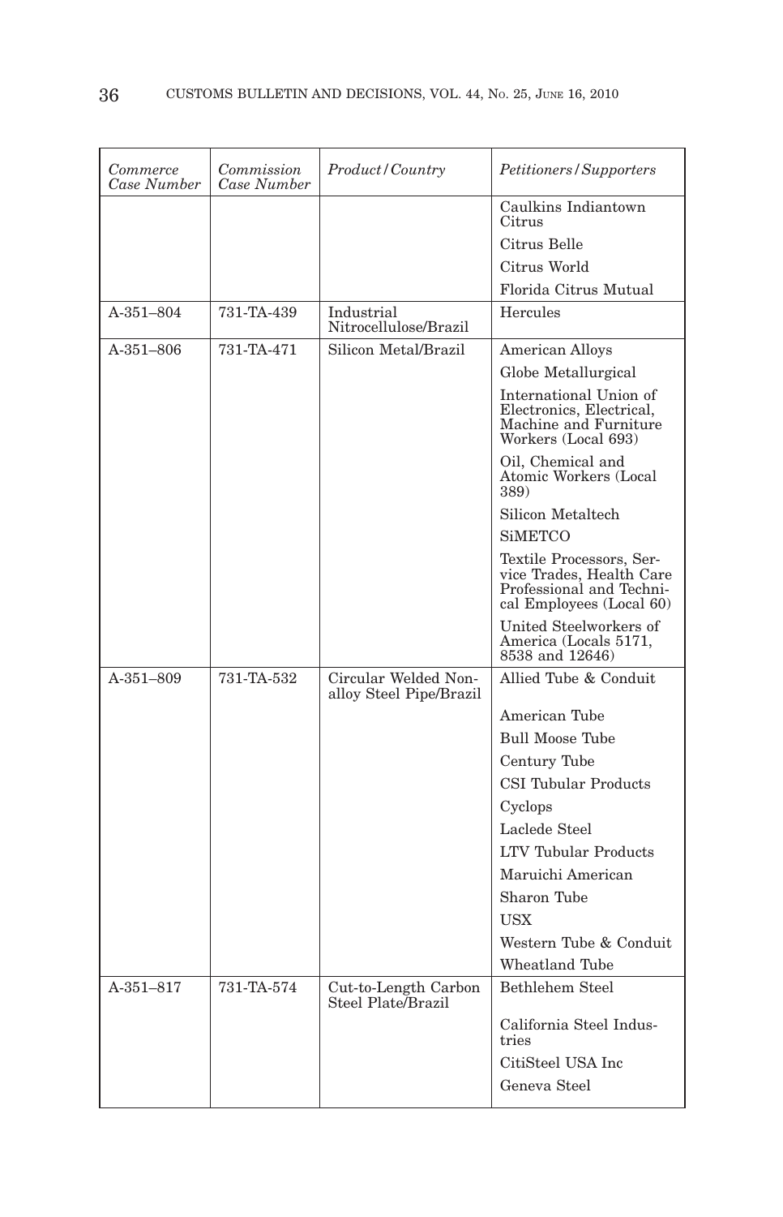| *Commerce Case Number* | *Commission Case Number* | *Product/Country* | *Petitioners/Supporters* |
|---|---|---|---|
| | | | Caulkins Indiantown Citrus |
| | | | Citrus Belle |
| | | | Citrus World |
| | | | Florida Citrus Mutual |
| A-351–804 | 731-TA-439 | Industrial Nitrocellulose/Brazil | Hercules |
| A-351–806 | 731-TA-471 | Silicon Metal/Brazil | American Alloys |
| | | | Globe Metallurgical |
| | | | International Union of Electronics, Electrical, Machine and Furniture Workers (Local 693) |
| | | | Oil, Chemical and Atomic Workers (Local 389) |
| | | | Silicon Metaltech |
| | | | SiMETCO |
| | | | Textile Processors, Service Trades, Health Care Professional and Technical Employees (Local 60) |
| | | | United Steelworkers of America (Locals 5171, 8538 and 12646) |
| A-351–809 | 731-TA-532 | Circular Welded Non-alloy Steel Pipe/Brazil | Allied Tube & Conduit |
| | | | American Tube |
| | | | Bull Moose Tube |
| | | | Century Tube |
| | | | CSI Tubular Products |
| | | | Cyclops |
| | | | Laclede Steel |
| | | | LTV Tubular Products |
| | | | Maruichi American |
| | | | Sharon Tube |
| | | | USX |
| | | | Western Tube & Conduit |
| | | | Wheatland Tube |
| A-351–817 | 731-TA-574 | Cut-to-Length Carbon Steel Plate/Brazil | Bethlehem Steel |
| | | | California Steel Industries |
| | | | CitiSteel USA Inc |
| | | | Geneva Steel |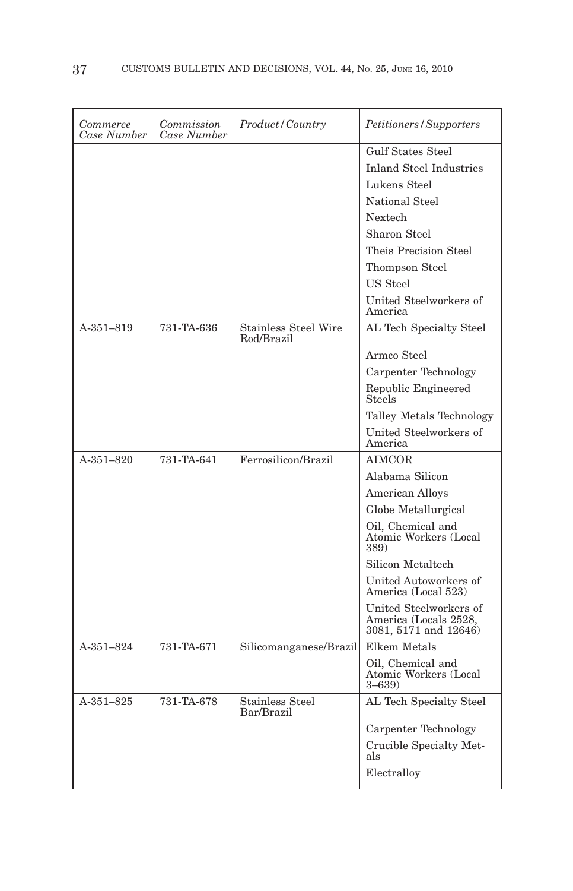| *Commerce Case Number* | *Commission Case Number* | *Product/Country* | *Petitioners/Supporters* |
|---|---|---|---|
| | | | Gulf States Steel |
| | | | Inland Steel Industries |
| | | | Lukens Steel |
| | | | National Steel |
| | | | Nextech |
| | | | Sharon Steel |
| | | | Theis Precision Steel |
| | | | Thompson Steel |
| | | | US Steel |
| | | | United Steelworkers of America |
| A-351–819 | 731-TA-636 | Stainless Steel Wire Rod/Brazil | AL Tech Specialty Steel |
| | | | Armco Steel |
| | | | Carpenter Technology |
| | | | Republic Engineered Steels |
| | | | Talley Metals Technology |
| | | | United Steelworkers of America |
| A-351–820 | 731-TA-641 | Ferrosilicon/Brazil | AIMCOR |
| | | | Alabama Silicon |
| | | | American Alloys |
| | | | Globe Metallurgical |
| | | | Oil, Chemical and Atomic Workers (Local 389) |
| | | | Silicon Metaltech |
| | | | United Autoworkers of America (Local 523) |
| | | | United Steelworkers of America (Locals 2528, 3081, 5171 and 12646) |
| A-351–824 | 731-TA-671 | Silicomanganese/Brazil | Elkem Metals |
| | | | Oil, Chemical and Atomic Workers (Local 3–639) |
| A-351–825 | 731-TA-678 | Stainless Steel Bar/Brazil | AL Tech Specialty Steel |
| | | | Carpenter Technology |
| | | | Crucible Specialty Metals |
| | | | Electralloy |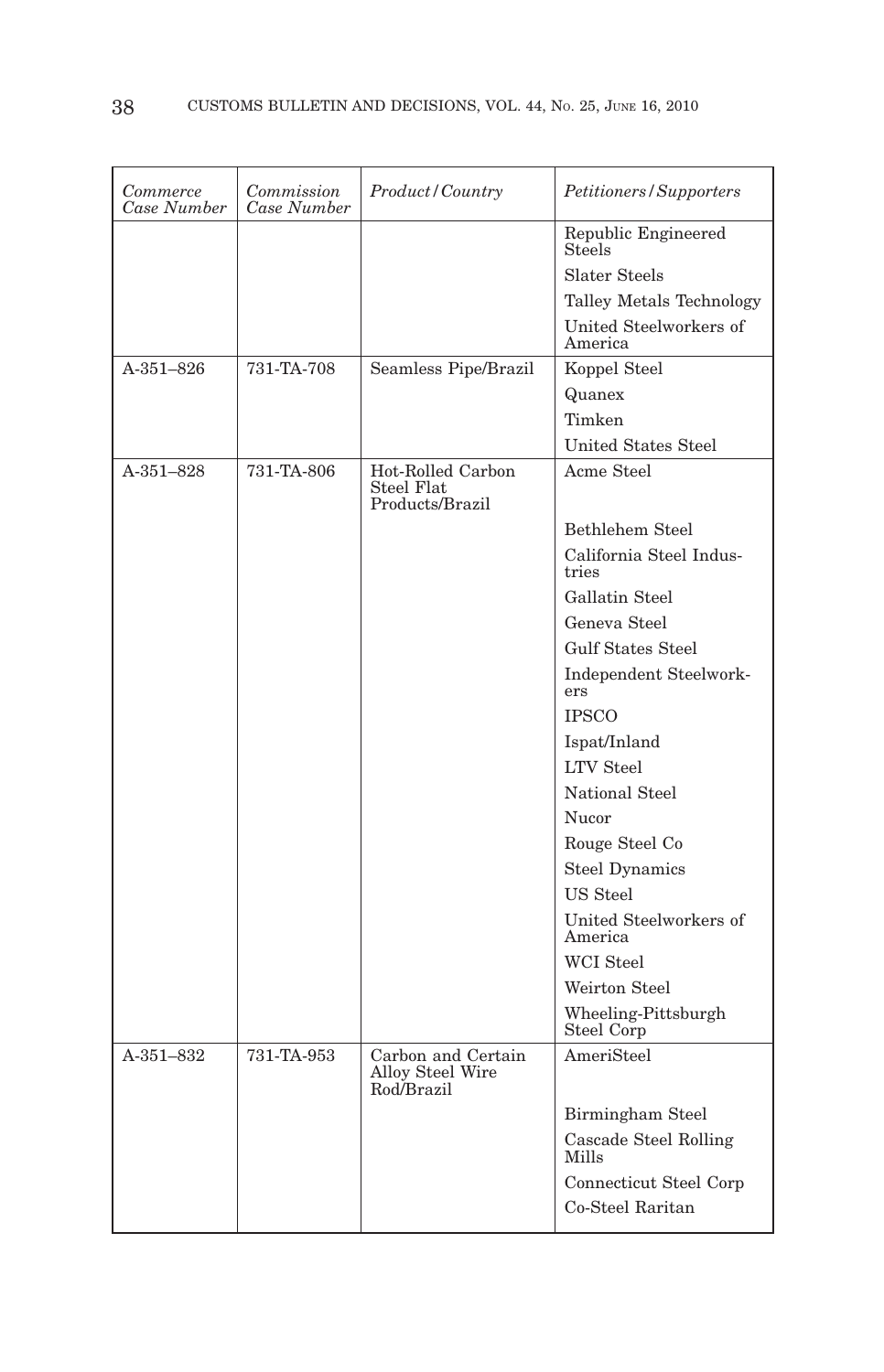| *Commerce Case Number* | *Commission Case Number* | *Product/Country* | *Petitioners/Supporters* |
|---|---|---|---|
| | | | Republic Engineered Steels |
| | | | Slater Steels |
| | | | Talley Metals Technology |
| | | | United Steelworkers of America |
| A-351–826 | 731-TA-708 | Seamless Pipe/Brazil | Koppel Steel |
| | | | Quanex |
| | | | Timken |
| | | | United States Steel |
| A-351–828 | 731-TA-806 | Hot-Rolled Carbon Steel Flat Products/Brazil | Acme Steel |
| | | | Bethlehem Steel |
| | | | California Steel Industries |
| | | | Gallatin Steel |
| | | | Geneva Steel |
| | | | Gulf States Steel |
| | | | Independent Steelworkers |
| | | | IPSCO |
| | | | Ispat/Inland |
| | | | LTV Steel |
| | | | National Steel |
| | | | Nucor |
| | | | Rouge Steel Co |
| | | | Steel Dynamics |
| | | | US Steel |
| | | | United Steelworkers of America |
| | | | WCI Steel |
| | | | Weirton Steel |
| | | | Wheeling-Pittsburgh Steel Corp |
| A-351–832 | 731-TA-953 | Carbon and Certain Alloy Steel Wire Rod/Brazil | AmeriSteel |
| | | | Birmingham Steel |
| | | | Cascade Steel Rolling Mills |
| | | | Connecticut Steel Corp |
| | | | Co-Steel Raritan |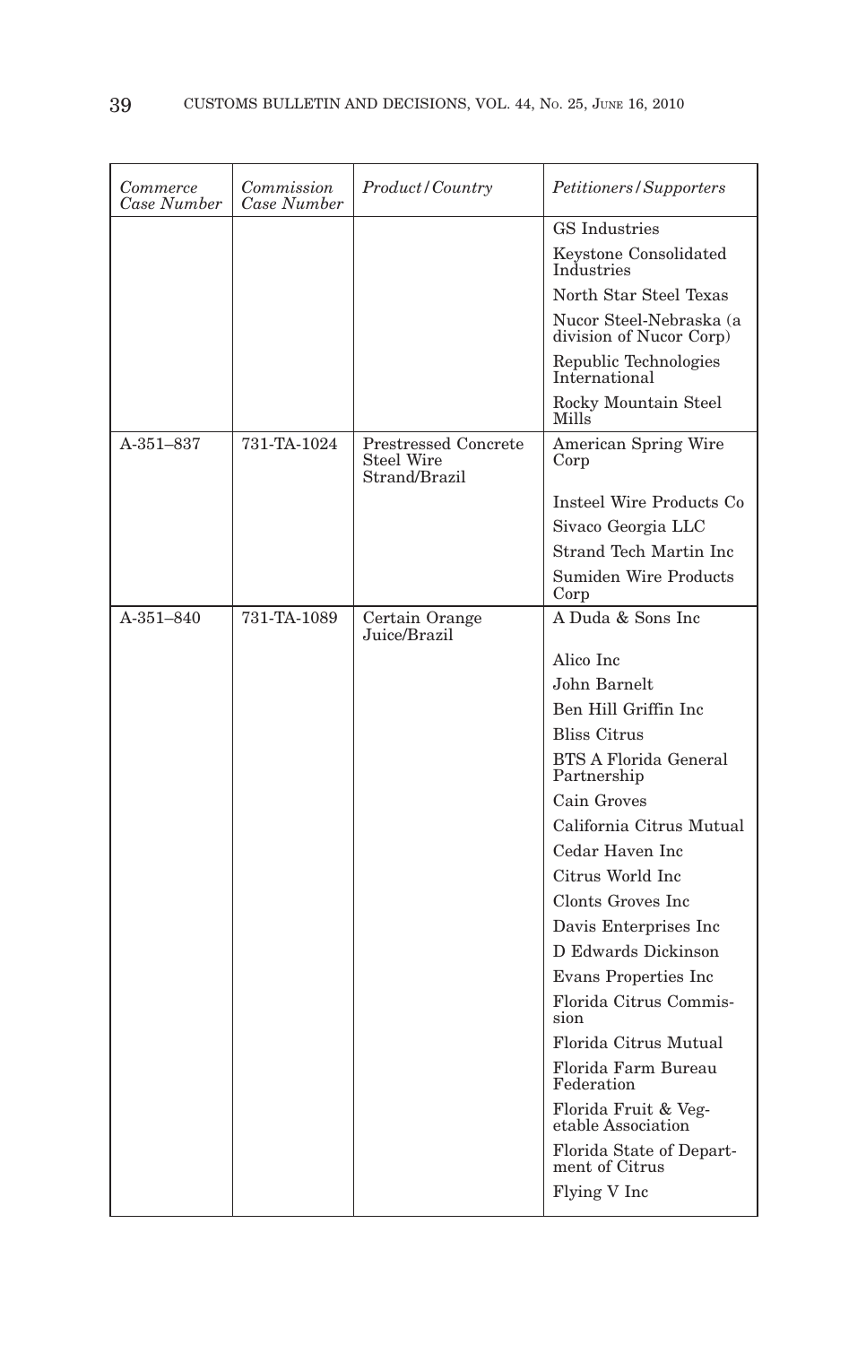| *Commerce Case Number* | *Commission Case Number* | *Product/Country* | *Petitioners/Supporters* |
|---|---|---|---|
| | | | GS Industries |
| | | | Keystone Consolidated Industries |
| | | | North Star Steel Texas |
| | | | Nucor Steel-Nebraska (a division of Nucor Corp) |
| | | | Republic Technologies International |
| | | | Rocky Mountain Steel Mills |
| A-351–837 | 731-TA-1024 | Prestressed Concrete Steel Wire Strand/Brazil | American Spring Wire Corp |
| | | | Insteel Wire Products Co |
| | | | Sivaco Georgia LLC |
| | | | Strand Tech Martin Inc |
| | | | Sumiden Wire Products Corp |
| A-351–840 | 731-TA-1089 | Certain Orange Juice/Brazil | A Duda & Sons Inc |
| | | | Alico Inc |
| | | | John Barnelt |
| | | | Ben Hill Griffin Inc |
| | | | Bliss Citrus |
| | | | BTS A Florida General Partnership |
| | | | Cain Groves |
| | | | California Citrus Mutual |
| | | | Cedar Haven Inc |
| | | | Citrus World Inc |
| | | | Clonts Groves Inc |
| | | | Davis Enterprises Inc |
| | | | D Edwards Dickinson |
| | | | Evans Properties Inc |
| | | | Florida Citrus Commission |
| | | | Florida Citrus Mutual |
| | | | Florida Farm Bureau Federation |
| | | | Florida Fruit & Vegetable Association |
| | | | Florida State of Department of Citrus |
| | | | Flying V Inc |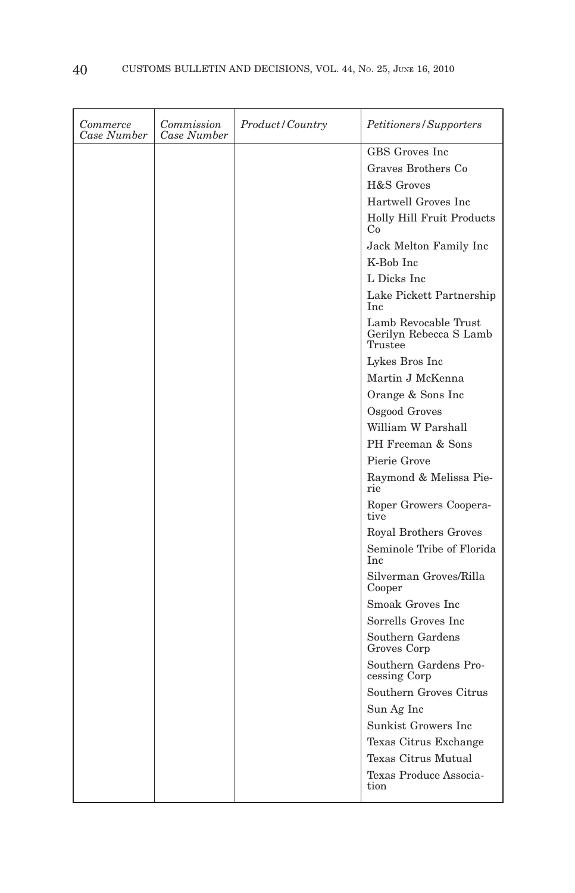| *Commerce Case Number* | *Commission Case Number* | *Product/Country* | *Petitioners/Supporters* |
|---|---|---|---|
| | | | GBS Groves Inc |
| | | | Graves Brothers Co |
| | | | H&S Groves |
| | | | Hartwell Groves Inc |
| | | | Holly Hill Fruit Products Co |
| | | | Jack Melton Family Inc |
| | | | K-Bob Inc |
| | | | L Dicks Inc |
| | | | Lake Pickett Partnership Inc |
| | | | Lamb Revocable Trust Gerilyn Rebecca S Lamb Trustee |
| | | | Lykes Bros Inc |
| | | | Martin J McKenna |
| | | | Orange & Sons Inc |
| | | | Osgood Groves |
| | | | William W Parshall |
| | | | PH Freeman & Sons |
| | | | Pierie Grove |
| | | | Raymond & Melissa Pierie |
| | | | Roper Growers Cooperative |
| | | | Royal Brothers Groves |
| | | | Seminole Tribe of Florida Inc |
| | | | Silverman Groves/Rilla Cooper |
| | | | Smoak Groves Inc |
| | | | Sorrells Groves Inc |
| | | | Southern Gardens Groves Corp |
| | | | Southern Gardens Processing Corp |
| | | | Southern Groves Citrus |
| | | | Sun Ag Inc |
| | | | Sunkist Growers Inc |
| | | | Texas Citrus Exchange |
| | | | Texas Citrus Mutual |
| | | | Texas Produce Association |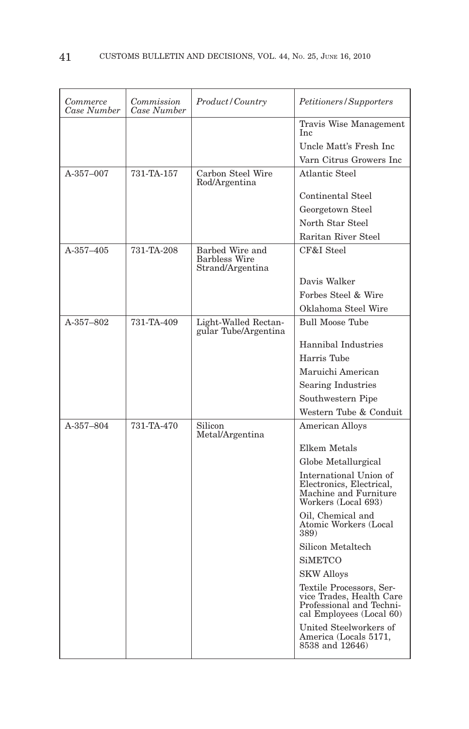| *Commerce Case Number* | *Commission Case Number* | *Product/Country* | *Petitioners/Supporters* |
|---|---|---|---|
| | | | Travis Wise Management Inc |
| | | | Uncle Matt's Fresh Inc |
| | | | Varn Citrus Growers Inc |
| A-357–007 | 731-TA-157 | Carbon Steel Wire Rod/Argentina | Atlantic Steel |
| | | | Continental Steel |
| | | | Georgetown Steel |
| | | | North Star Steel |
| | | | Raritan River Steel |
| A-357–405 | 731-TA-208 | Barbed Wire and Barbless Wire Strand/Argentina | CF&I Steel |
| | | | Davis Walker |
| | | | Forbes Steel & Wire |
| | | | Oklahoma Steel Wire |
| A-357–802 | 731-TA-409 | Light-Walled Rectangular Tube/Argentina | Bull Moose Tube |
| | | | Hannibal Industries |
| | | | Harris Tube |
| | | | Maruichi American |
| | | | Searing Industries |
| | | | Southwestern Pipe |
| | | | Western Tube & Conduit |
| A-357–804 | 731-TA-470 | Silicon Metal/Argentina | American Alloys |
| | | | Elkem Metals |
| | | | Globe Metallurgical |
| | | | International Union of Electronics, Electrical, Machine and Furniture Workers (Local 693) |
| | | | Oil, Chemical and Atomic Workers (Local 389) |
| | | | Silicon Metaltech |
| | | | SiMETCO |
| | | | SKW Alloys |
| | | | Textile Processors, Service Trades, Health Care Professional and Technical Employees (Local 60) |
| | | | United Steelworkers of America (Locals 5171, 8538 and 12646) |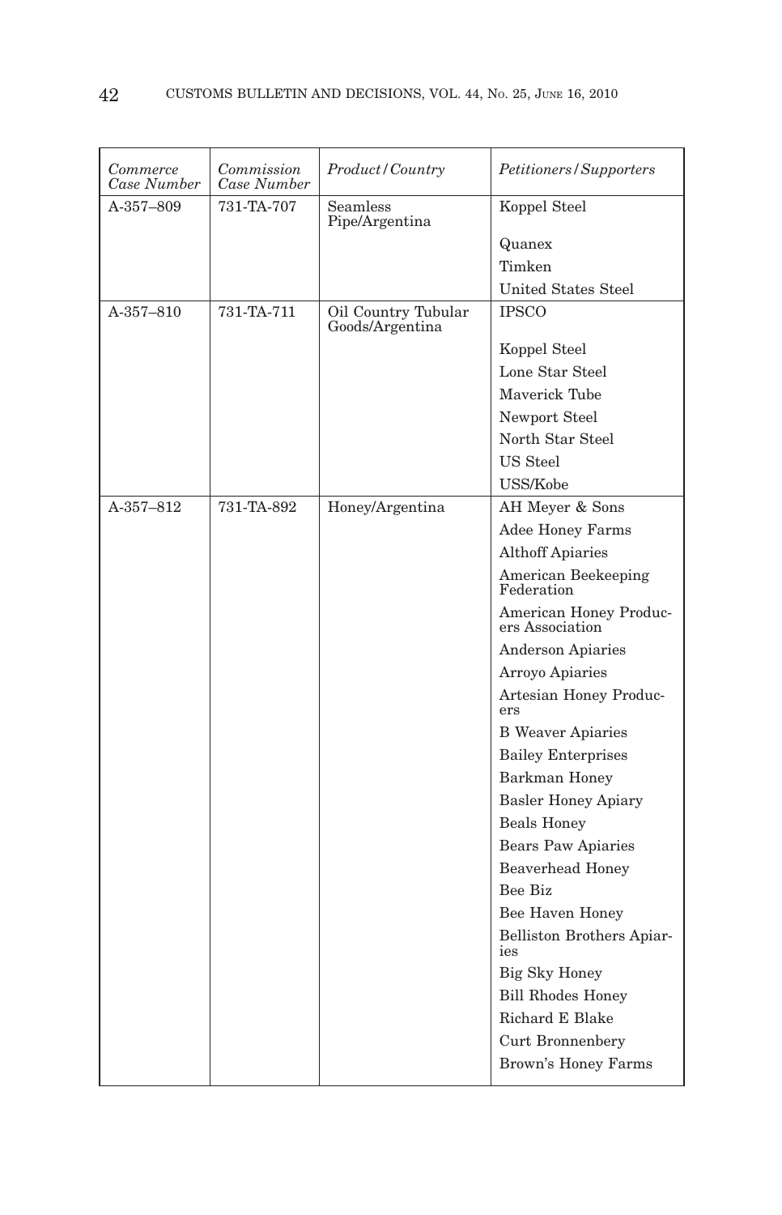| *Commerce Case Number* | *Commission Case Number* | *Product/Country* | *Petitioners/Supporters* |
|---|---|---|---|
| A-357–809 | 731-TA-707 | Seamless Pipe/Argentina | Koppel Steel |
| | | | Quanex |
| | | | Timken |
| | | | United States Steel |
| A-357–810 | 731-TA-711 | Oil Country Tubular Goods/Argentina | IPSCO |
| | | | Koppel Steel |
| | | | Lone Star Steel |
| | | | Maverick Tube |
| | | | Newport Steel |
| | | | North Star Steel |
| | | | US Steel |
| | | | USS/Kobe |
| A-357–812 | 731-TA-892 | Honey/Argentina | AH Meyer & Sons |
| | | | Adee Honey Farms |
| | | | Althoff Apiaries |
| | | | American Beekeeping Federation |
| | | | American Honey Producers Association |
| | | | Anderson Apiaries |
| | | | Arroyo Apiaries |
| | | | Artesian Honey Producers |
| | | | B Weaver Apiaries |
| | | | Bailey Enterprises |
| | | | Barkman Honey |
| | | | Basler Honey Apiary |
| | | | Beals Honey |
| | | | Bears Paw Apiaries |
| | | | Beaverhead Honey |
| | | | Bee Biz |
| | | | Bee Haven Honey |
| | | | Belliston Brothers Apiaries |
| | | | Big Sky Honey |
| | | | Bill Rhodes Honey |
| | | | Richard E Blake |
| | | | Curt Bronnenbery |
| | | | Brown's Honey Farms |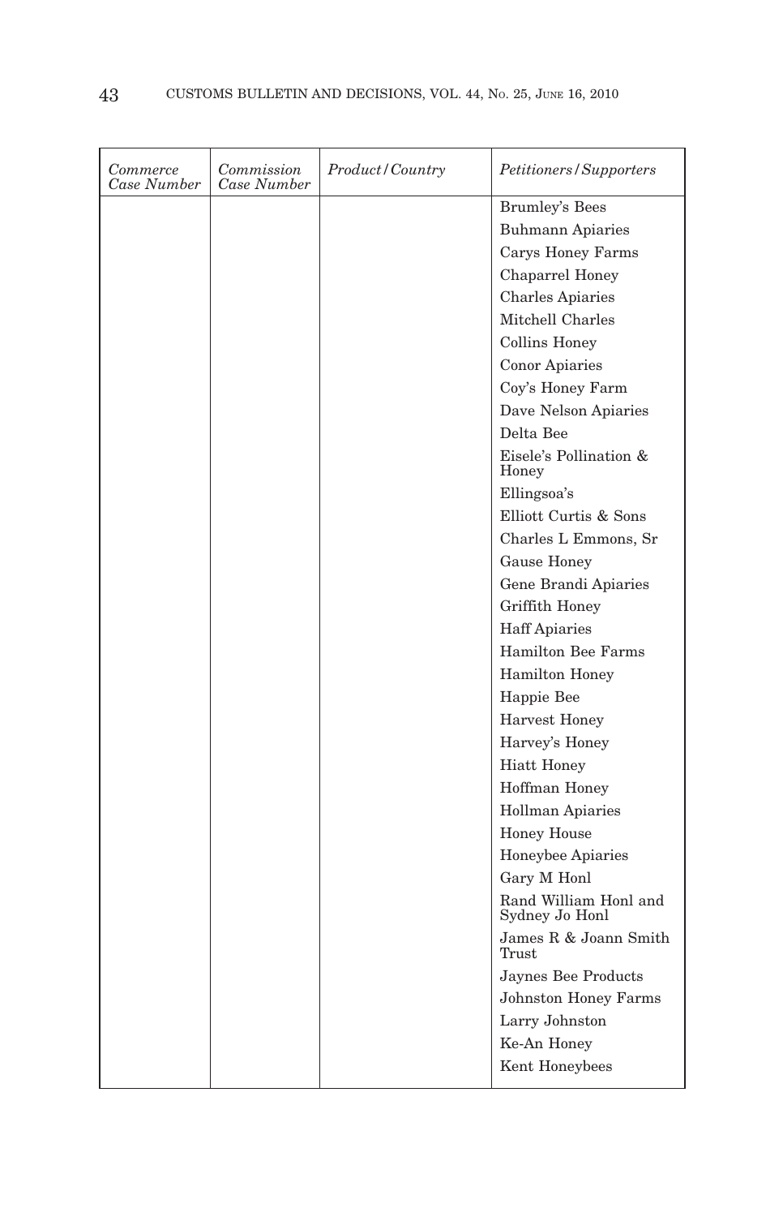| *Commerce Case Number* | *Commission Case Number* | *Product/Country* | *Petitioners/Supporters* |
|---|---|---|---|
| | | | Brumley's Bees |
| | | | Buhmann Apiaries |
| | | | Carys Honey Farms |
| | | | Chaparrel Honey |
| | | | Charles Apiaries |
| | | | Mitchell Charles |
| | | | Collins Honey |
| | | | Conor Apiaries |
| | | | Coy's Honey Farm |
| | | | Dave Nelson Apiaries |
| | | | Delta Bee |
| | | | Eisele's Pollination & Honey |
| | | | Ellingsoa's |
| | | | Elliott Curtis & Sons |
| | | | Charles L Emmons, Sr |
| | | | Gause Honey |
| | | | Gene Brandi Apiaries |
| | | | Griffith Honey |
| | | | Haff Apiaries |
| | | | Hamilton Bee Farms |
| | | | Hamilton Honey |
| | | | Happie Bee |
| | | | Harvest Honey |
| | | | Harvey's Honey |
| | | | Hiatt Honey |
| | | | Hoffman Honey |
| | | | Hollman Apiaries |
| | | | Honey House |
| | | | Honeybee Apiaries |
| | | | Gary M Honl |
| | | | Rand William Honl and Sydney Jo Honl |
| | | | James R & Joann Smith Trust |
| | | | Jaynes Bee Products |
| | | | Johnston Honey Farms |
| | | | Larry Johnston |
| | | | Ke-An Honey |
| | | | Kent Honeybees |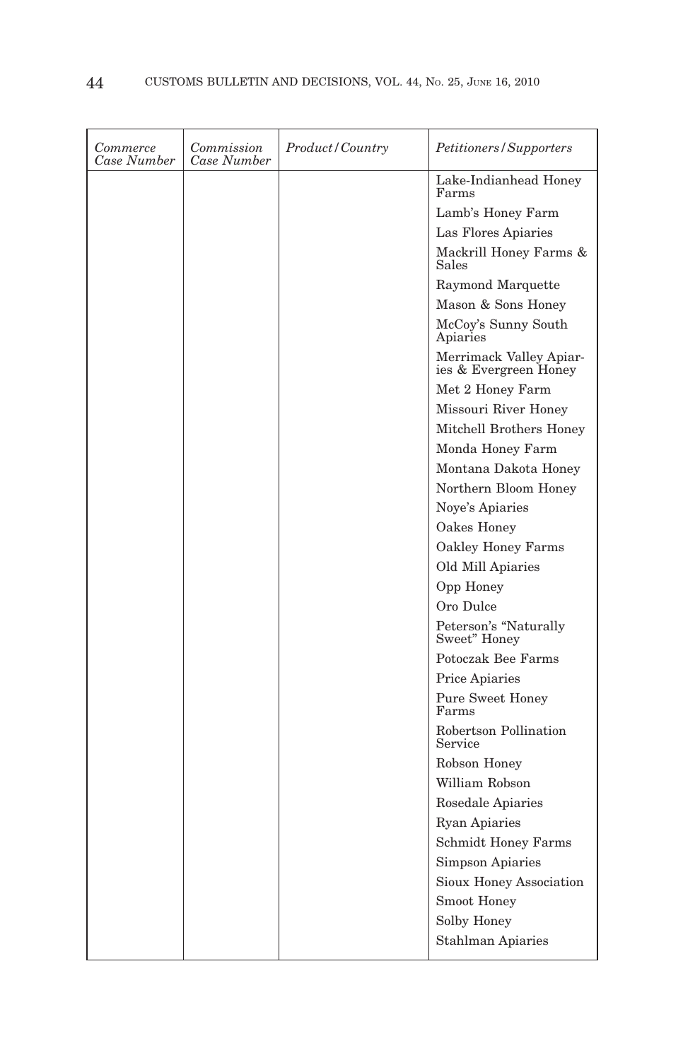| *Commerce Case Number* | *Commission Case Number* | *Product/Country* | *Petitioners/Supporters* |
|---|---|---|---|
| | | | Lake-Indianhead Honey Farms |
| | | | Lamb's Honey Farm |
| | | | Las Flores Apiaries |
| | | | Mackrill Honey Farms & Sales |
| | | | Raymond Marquette |
| | | | Mason & Sons Honey |
| | | | McCoy's Sunny South Apiaries |
| | | | Merrimack Valley Apiaries & Evergreen Honey |
| | | | Met 2 Honey Farm |
| | | | Missouri River Honey |
| | | | Mitchell Brothers Honey |
| | | | Monda Honey Farm |
| | | | Montana Dakota Honey |
| | | | Northern Bloom Honey |
| | | | Noye's Apiaries |
| | | | Oakes Honey |
| | | | Oakley Honey Farms |
| | | | Old Mill Apiaries |
| | | | Opp Honey |
| | | | Oro Dulce |
| | | | Peterson's "Naturally Sweet" Honey |
| | | | Potoczak Bee Farms |
| | | | Price Apiaries |
| | | | Pure Sweet Honey Farms |
| | | | Robertson Pollination Service |
| | | | Robson Honey |
| | | | William Robson |
| | | | Rosedale Apiaries |
| | | | Ryan Apiaries |
| | | | Schmidt Honey Farms |
| | | | Simpson Apiaries |
| | | | Sioux Honey Association |
| | | | Smoot Honey |
| | | | Solby Honey |
| | | | Stahlman Apiaries |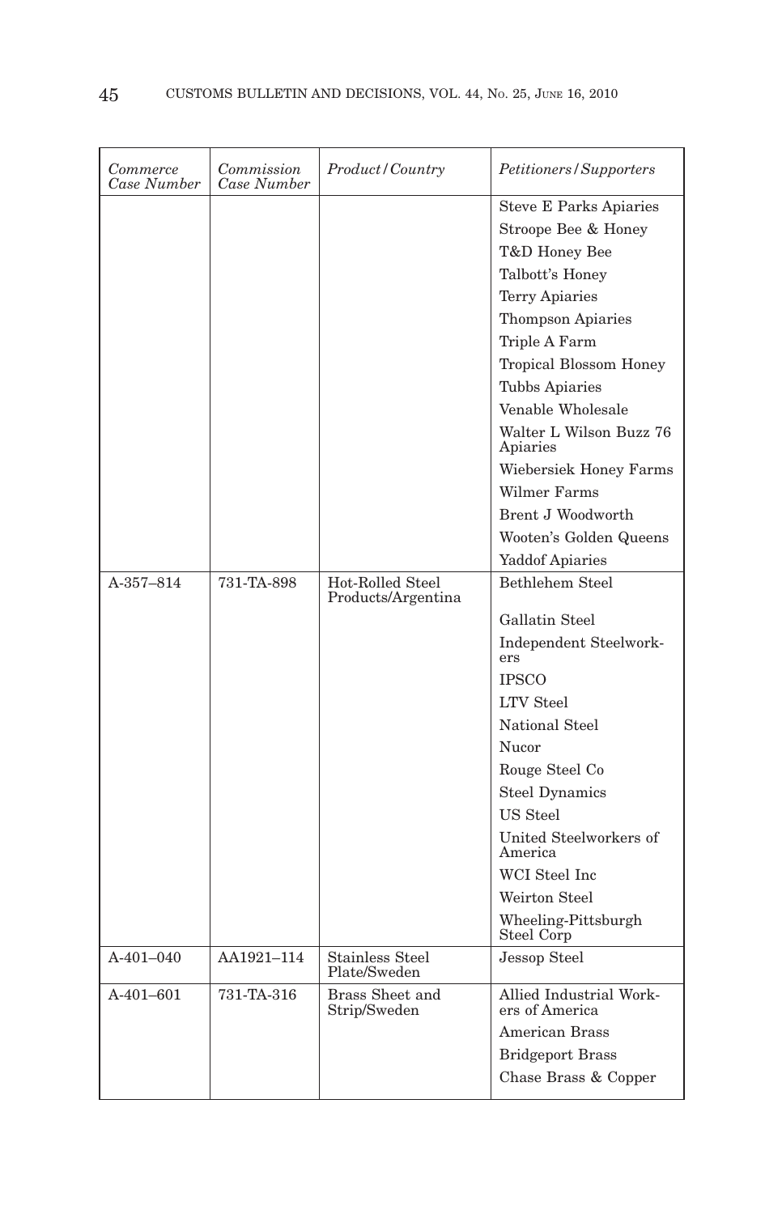| *Commerce Case Number* | *Commission Case Number* | *Product/Country* | *Petitioners/Supporters* |
|---|---|---|---|
| | | | Steve E Parks Apiaries |
| | | | Stroope Bee & Honey |
| | | | T&D Honey Bee |
| | | | Talbott's Honey |
| | | | Terry Apiaries |
| | | | Thompson Apiaries |
| | | | Triple A Farm |
| | | | Tropical Blossom Honey |
| | | | Tubbs Apiaries |
| | | | Venable Wholesale |
| | | | Walter L Wilson Buzz 76 Apiaries |
| | | | Wiebersiek Honey Farms |
| | | | Wilmer Farms |
| | | | Brent J Woodworth |
| | | | Wooten's Golden Queens |
| | | | Yaddof Apiaries |
| A-357–814 | 731-TA-898 | Hot-Rolled Steel Products/Argentina | Bethlehem Steel |
| | | | Gallatin Steel |
| | | | Independent Steelworkers |
| | | | IPSCO |
| | | | LTV Steel |
| | | | National Steel |
| | | | Nucor |
| | | | Rouge Steel Co |
| | | | Steel Dynamics |
| | | | US Steel |
| | | | United Steelworkers of America |
| | | | WCI Steel Inc |
| | | | Weirton Steel |
| | | | Wheeling-Pittsburgh Steel Corp |
| A-401–040 | AA1921–114 | Stainless Steel Plate/Sweden | Jessop Steel |
| A-401–601 | 731-TA-316 | Brass Sheet and Strip/Sweden | Allied Industrial Workers of America |
| | | | American Brass |
| | | | Bridgeport Brass |
| | | | Chase Brass & Copper |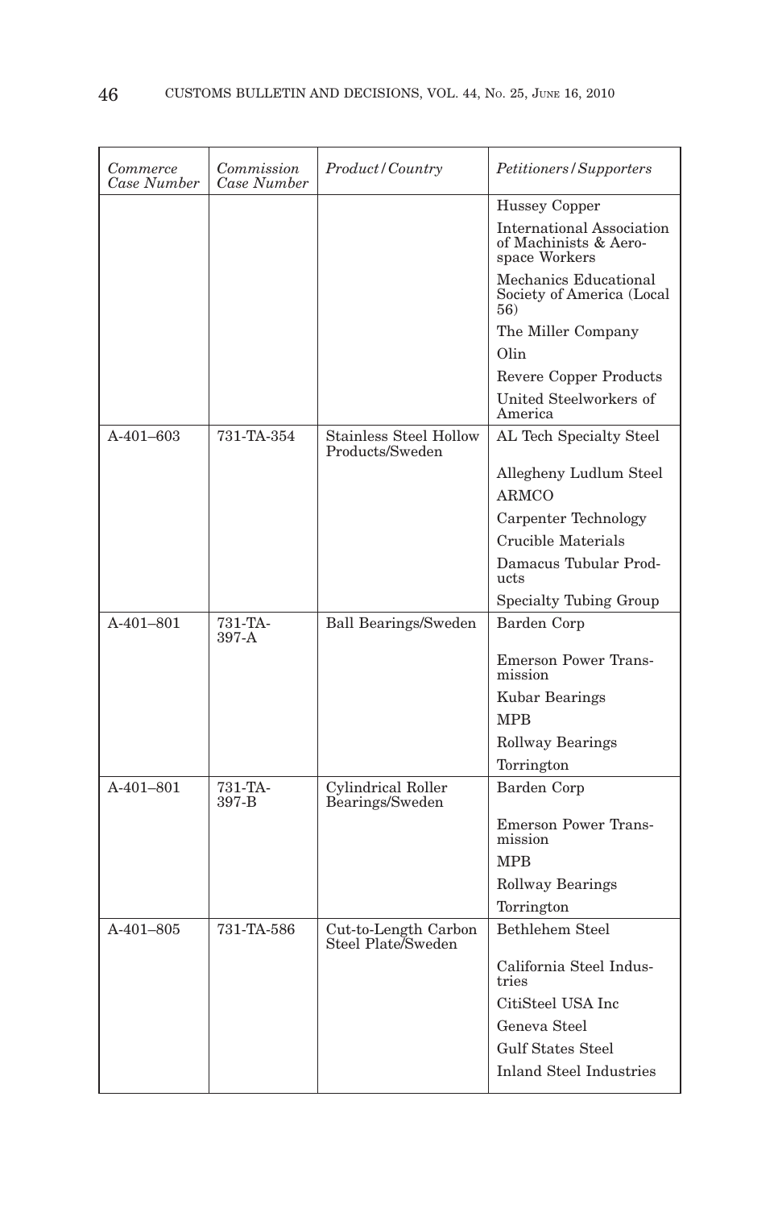| *Commerce Case Number* | *Commission Case Number* | *Product/Country* | *Petitioners/Supporters* |
|---|---|---|---|
| | | | Hussey Copper |
| | | | International Association of Machinists & Aerospace Workers |
| | | | Mechanics Educational Society of America (Local 56) |
| | | | The Miller Company |
| | | | Olin |
| | | | Revere Copper Products |
| | | | United Steelworkers of America |
| A-401–603 | 731-TA-354 | Stainless Steel Hollow Products/Sweden | AL Tech Specialty Steel |
| | | | Allegheny Ludlum Steel |
| | | | ARMCO |
| | | | Carpenter Technology |
| | | | Crucible Materials |
| | | | Damacus Tubular Products |
| | | | Specialty Tubing Group |
| A-401–801 | 731-TA-397-A | Ball Bearings/Sweden | Barden Corp |
| | | | Emerson Power Transmission |
| | | | Kubar Bearings |
| | | | MPB |
| | | | Rollway Bearings |
| | | | Torrington |
| A-401–801 | 731-TA-397-B | Cylindrical Roller Bearings/Sweden | Barden Corp |
| | | | Emerson Power Transmission |
| | | | MPB |
| | | | Rollway Bearings |
| | | | Torrington |
| A-401–805 | 731-TA-586 | Cut-to-Length Carbon Steel Plate/Sweden | Bethlehem Steel |
| | | | California Steel Industries |
| | | | CitiSteel USA Inc |
| | | | Geneva Steel |
| | | | Gulf States Steel |
| | | | Inland Steel Industries |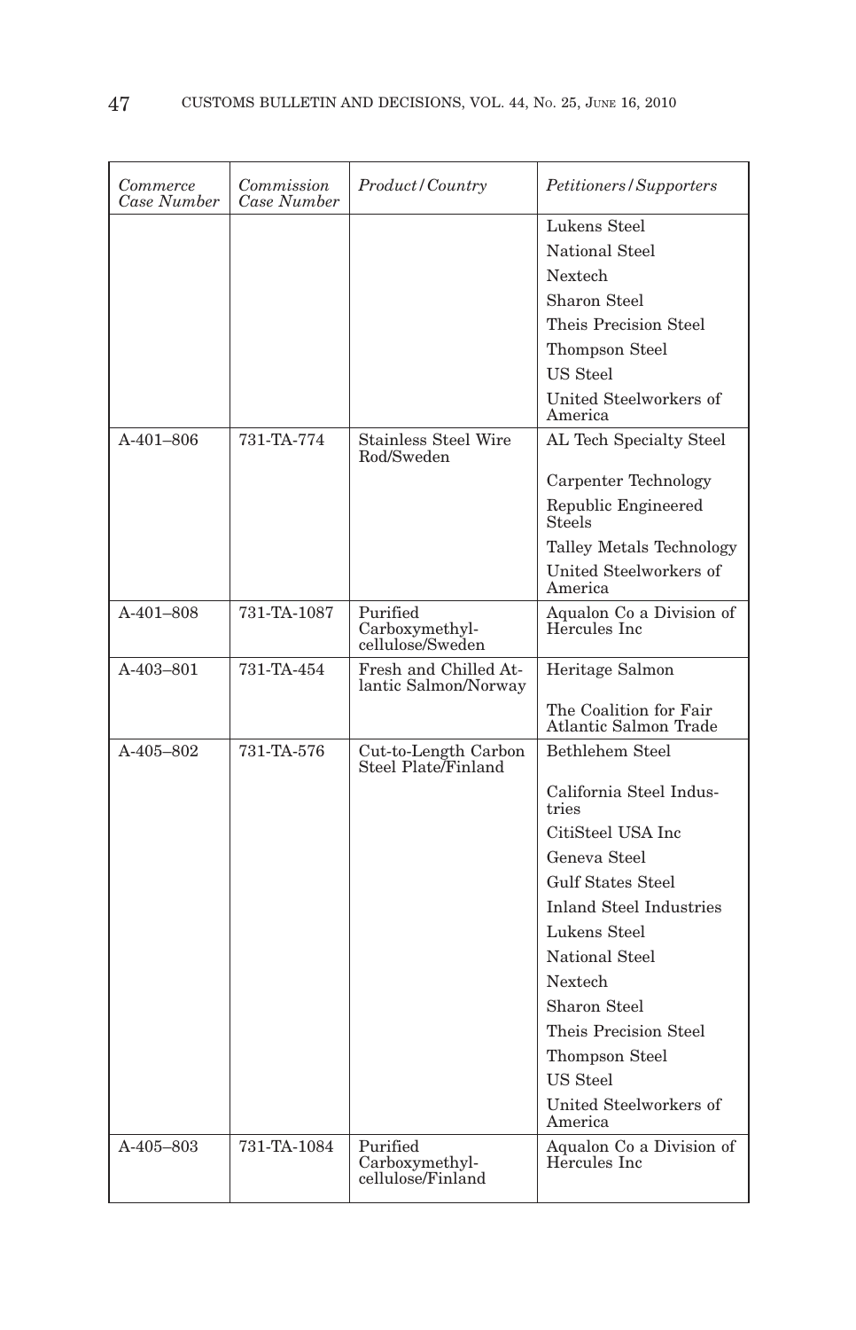| *Commerce Case Number* | *Commission Case Number* | *Product/Country* | *Petitioners/Supporters* |
|---|---|---|---|
| | | | Lukens Steel |
| | | | National Steel |
| | | | Nextech |
| | | | Sharon Steel |
| | | | Theis Precision Steel |
| | | | Thompson Steel |
| | | | US Steel |
| | | | United Steelworkers of America |
| A-401–806 | 731-TA-774 | Stainless Steel Wire Rod/Sweden | AL Tech Specialty Steel |
| | | | Carpenter Technology |
| | | | Republic Engineered Steels |
| | | | Talley Metals Technology |
| | | | United Steelworkers of America |
| A-401–808 | 731-TA-1087 | Purified Carboxymethyl-cellulose/Sweden | Aqualon Co a Division of Hercules Inc |
| A-403–801 | 731-TA-454 | Fresh and Chilled Atlantic Salmon/Norway | Heritage Salmon |
| | | | The Coalition for Fair Atlantic Salmon Trade |
| A-405–802 | 731-TA-576 | Cut-to-Length Carbon Steel Plate/Finland | Bethlehem Steel |
| | | | California Steel Industries |
| | | | CitiSteel USA Inc |
| | | | Geneva Steel |
| | | | Gulf States Steel |
| | | | Inland Steel Industries |
| | | | Lukens Steel |
| | | | National Steel |
| | | | Nextech |
| | | | Sharon Steel |
| | | | Theis Precision Steel |
| | | | Thompson Steel |
| | | | US Steel |
| | | | United Steelworkers of America |
| A-405–803 | 731-TA-1084 | Purified Carboxymethyl-cellulose/Finland | Aqualon Co a Division of Hercules Inc |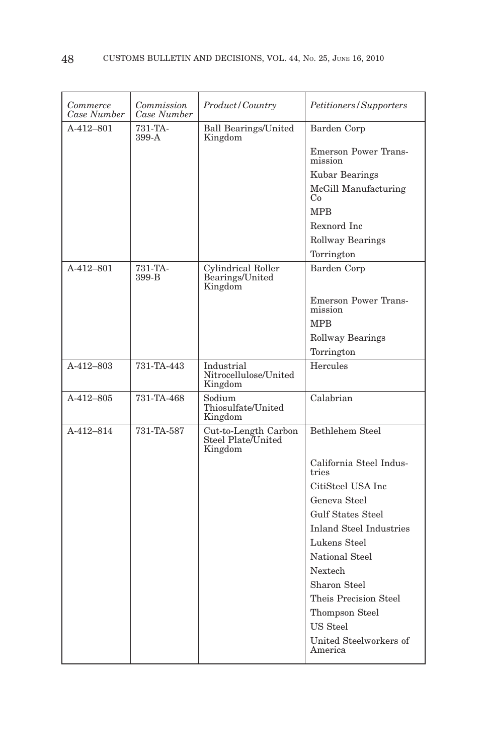| *Commerce Case Number* | *Commission Case Number* | *Product/Country* | *Petitioners/Supporters* |
|---|---|---|---|
| A-412–801 | 731-TA-399-A | Ball Bearings/United Kingdom | Barden Corp |
| | | | Emerson Power Transmission |
| | | | Kubar Bearings |
| | | | McGill Manufacturing Co |
| | | | MPB |
| | | | Rexnord Inc |
| | | | Rollway Bearings |
| | | | Torrington |
| A-412–801 | 731-TA-399-B | Cylindrical Roller Bearings/United Kingdom | Barden Corp |
| | | | Emerson Power Transmission |
| | | | MPB |
| | | | Rollway Bearings |
| | | | Torrington |
| A-412–803 | 731-TA-443 | Industrial Nitrocellulose/United Kingdom | Hercules |
| A-412–805 | 731-TA-468 | Sodium Thiosulfate/United Kingdom | Calabrian |
| A-412–814 | 731-TA-587 | Cut-to-Length Carbon Steel Plate/United Kingdom | Bethlehem Steel |
| | | | California Steel Industries |
| | | | CitiSteel USA Inc |
| | | | Geneva Steel |
| | | | Gulf States Steel |
| | | | Inland Steel Industries |
| | | | Lukens Steel |
| | | | National Steel |
| | | | Nextech |
| | | | Sharon Steel |
| | | | Theis Precision Steel |
| | | | Thompson Steel |
| | | | US Steel |
| | | | United Steelworkers of America |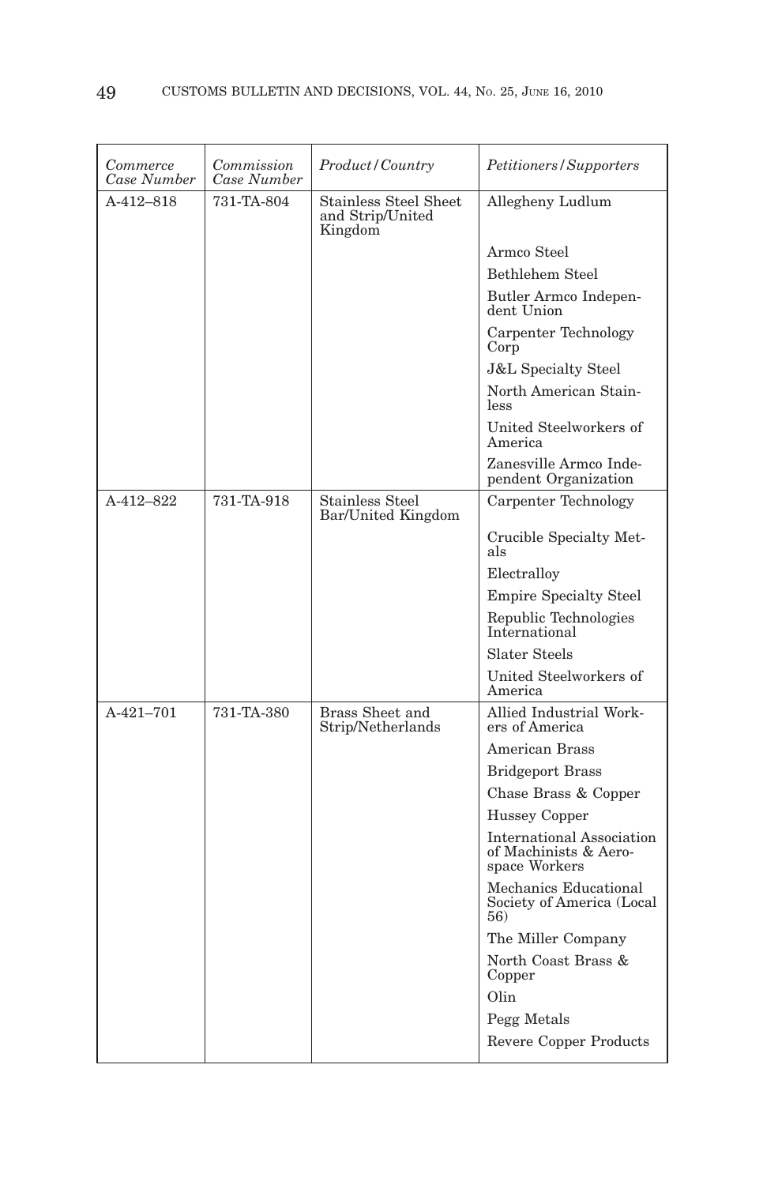| *Commerce Case Number* | *Commission Case Number* | *Product/Country* | *Petitioners/Supporters* |
|---|---|---|---|
| A-412–818 | 731-TA-804 | Stainless Steel Sheet and Strip/United Kingdom | Allegheny Ludlum |
| | | | Armco Steel |
| | | | Bethlehem Steel |
| | | | Butler Armco Independent Union |
| | | | Carpenter Technology Corp |
| | | | J&L Specialty Steel |
| | | | North American Stainless |
| | | | United Steelworkers of America |
| | | | Zanesville Armco Independent Organization |
| A-412–822 | 731-TA-918 | Stainless Steel Bar/United Kingdom | Carpenter Technology |
| | | | Crucible Specialty Metals |
| | | | Electralloy |
| | | | Empire Specialty Steel |
| | | | Republic Technologies International |
| | | | Slater Steels |
| | | | United Steelworkers of America |
| A-421–701 | 731-TA-380 | Brass Sheet and Strip/Netherlands | Allied Industrial Workers of America |
| | | | American Brass |
| | | | Bridgeport Brass |
| | | | Chase Brass & Copper |
| | | | Hussey Copper |
| | | | International Association of Machinists & Aerospace Workers |
| | | | Mechanics Educational Society of America (Local 56) |
| | | | The Miller Company |
| | | | North Coast Brass & Copper |
| | | | Olin |
| | | | Pegg Metals |
| | | | Revere Copper Products |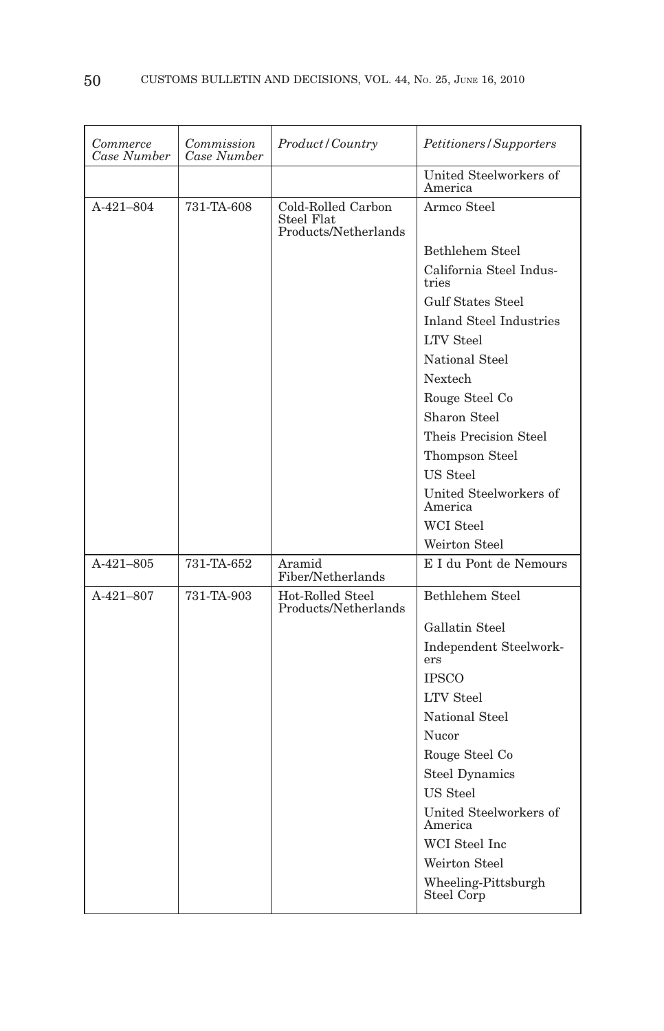| *Commerce Case Number* | *Commission Case Number* | *Product/Country* | *Petitioners/Supporters* |
| --- | --- | --- | --- |
| | | | United Steelworkers of America |
| A-421–804 | 731-TA-608 | Cold-Rolled Carbon Steel Flat Products/Netherlands | Armco Steel |
| | | | Bethlehem Steel |
| | | | California Steel Industries |
| | | | Gulf States Steel |
| | | | Inland Steel Industries |
| | | | LTV Steel |
| | | | National Steel |
| | | | Nextech |
| | | | Rouge Steel Co |
| | | | Sharon Steel |
| | | | Theis Precision Steel |
| | | | Thompson Steel |
| | | | US Steel |
| | | | United Steelworkers of America |
| | | | WCI Steel |
| | | | Weirton Steel |
| A-421–805 | 731-TA-652 | Aramid Fiber/Netherlands | E I du Pont de Nemours |
| A-421–807 | 731-TA-903 | Hot-Rolled Steel Products/Netherlands | Bethlehem Steel |
| | | | Gallatin Steel |
| | | | Independent Steelworkers |
| | | | IPSCO |
| | | | LTV Steel |
| | | | National Steel |
| | | | Nucor |
| | | | Rouge Steel Co |
| | | | Steel Dynamics |
| | | | US Steel |
| | | | United Steelworkers of America |
| | | | WCI Steel Inc |
| | | | Weirton Steel |
| | | | Wheeling-Pittsburgh Steel Corp |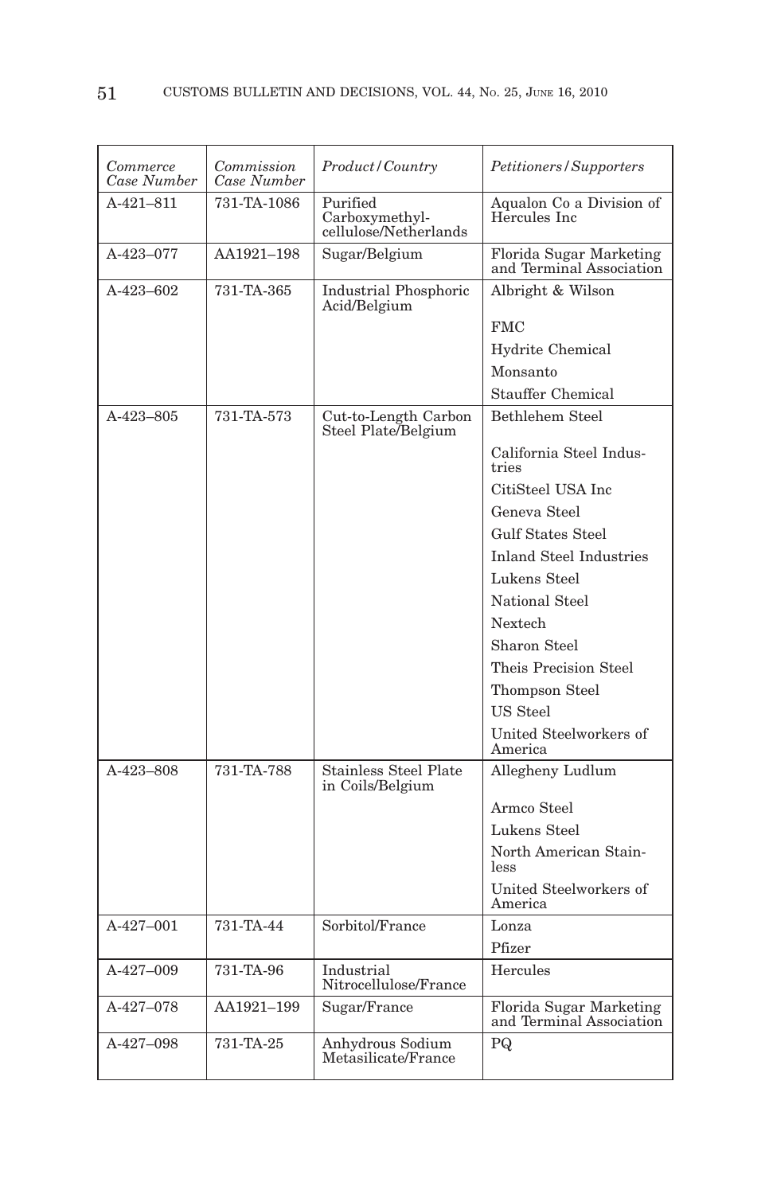| *Commerce Case Number* | *Commission Case Number* | *Product/Country* | *Petitioners/Supporters* |
|---|---|---|---|
| A-421–811 | 731-TA-1086 | Purified Carboxymethyl-cellulose/Netherlands | Aqualon Co a Division of Hercules Inc |
| A-423–077 | AA1921–198 | Sugar/Belgium | Florida Sugar Marketing and Terminal Association |
| A-423–602 | 731-TA-365 | Industrial Phosphoric Acid/Belgium | Albright & Wilson |
| | | | FMC |
| | | | Hydrite Chemical |
| | | | Monsanto |
| | | | Stauffer Chemical |
| A-423–805 | 731-TA-573 | Cut-to-Length Carbon Steel Plate/Belgium | Bethlehem Steel |
| | | | California Steel Industries |
| | | | CitiSteel USA Inc |
| | | | Geneva Steel |
| | | | Gulf States Steel |
| | | | Inland Steel Industries |
| | | | Lukens Steel |
| | | | National Steel |
| | | | Nextech |
| | | | Sharon Steel |
| | | | Theis Precision Steel |
| | | | Thompson Steel |
| | | | US Steel |
| | | | United Steelworkers of America |
| A-423–808 | 731-TA-788 | Stainless Steel Plate in Coils/Belgium | Allegheny Ludlum |
| | | | Armco Steel |
| | | | Lukens Steel |
| | | | North American Stainless |
| | | | United Steelworkers of America |
| A-427–001 | 731-TA-44 | Sorbitol/France | Lonza |
| | | | Pfizer |
| A-427–009 | 731-TA-96 | Industrial Nitrocellulose/France | Hercules |
| A-427–078 | AA1921–199 | Sugar/France | Florida Sugar Marketing and Terminal Association |
| A-427–098 | 731-TA-25 | Anhydrous Sodium Metasilicate/France | PQ |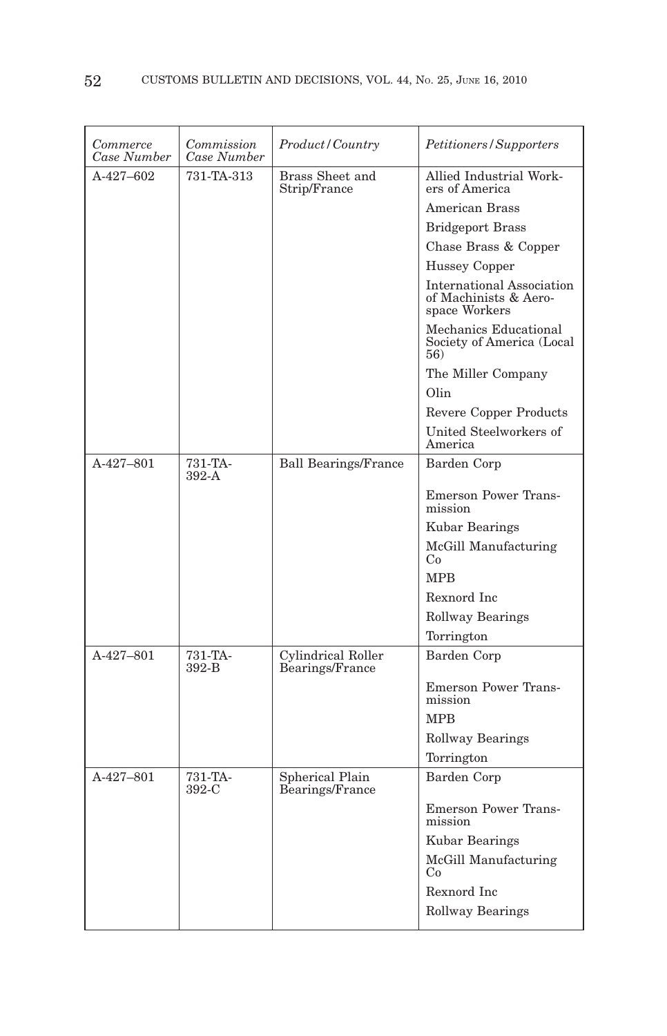| *Commerce Case Number* | *Commission Case Number* | *Product/Country* | *Petitioners/Supporters* |
|---|---|---|---|
| A-427–602 | 731-TA-313 | Brass Sheet and Strip/France | Allied Industrial Workers of America |
| | | | American Brass |
| | | | Bridgeport Brass |
| | | | Chase Brass & Copper |
| | | | Hussey Copper |
| | | | International Association of Machinists & Aerospace Workers |
| | | | Mechanics Educational Society of America (Local 56) |
| | | | The Miller Company |
| | | | Olin |
| | | | Revere Copper Products |
| | | | United Steelworkers of America |
| A-427–801 | 731-TA-392-A | Ball Bearings/France | Barden Corp |
| | | | Emerson Power Transmission |
| | | | Kubar Bearings |
| | | | McGill Manufacturing Co |
| | | | MPB |
| | | | Rexnord Inc |
| | | | Rollway Bearings |
| | | | Torrington |
| A-427–801 | 731-TA-392-B | Cylindrical Roller Bearings/France | Barden Corp |
| | | | Emerson Power Transmission |
| | | | MPB |
| | | | Rollway Bearings |
| | | | Torrington |
| A-427–801 | 731-TA-392-C | Spherical Plain Bearings/France | Barden Corp |
| | | | Emerson Power Transmission |
| | | | Kubar Bearings |
| | | | McGill Manufacturing Co |
| | | | Rexnord Inc |
| | | | Rollway Bearings |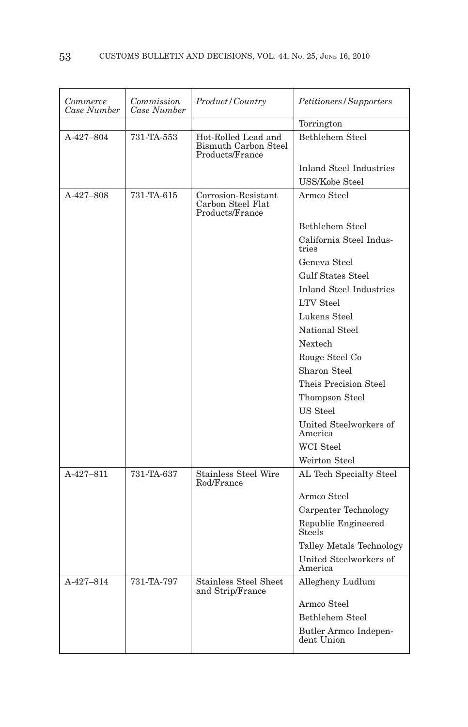| *Commerce Case Number* | *Commission Case Number* | *Product/Country* | *Petitioners/Supporters* |
|---|---|---|---|
| | | | Torrington |
| A-427–804 | 731-TA-553 | Hot-Rolled Lead and Bismuth Carbon Steel Products/France | Bethlehem Steel |
| | | | Inland Steel Industries |
| | | | USS/Kobe Steel |
| A-427–808 | 731-TA-615 | Corrosion-Resistant Carbon Steel Flat Products/France | Armco Steel |
| | | | Bethlehem Steel |
| | | | California Steel Industries |
| | | | Geneva Steel |
| | | | Gulf States Steel |
| | | | Inland Steel Industries |
| | | | LTV Steel |
| | | | Lukens Steel |
| | | | National Steel |
| | | | Nextech |
| | | | Rouge Steel Co |
| | | | Sharon Steel |
| | | | Theis Precision Steel |
| | | | Thompson Steel |
| | | | US Steel |
| | | | United Steelworkers of America |
| | | | WCI Steel |
| | | | Weirton Steel |
| A-427–811 | 731-TA-637 | Stainless Steel Wire Rod/France | AL Tech Specialty Steel |
| | | | Armco Steel |
| | | | Carpenter Technology |
| | | | Republic Engineered Steels |
| | | | Talley Metals Technology |
| | | | United Steelworkers of America |
| A-427–814 | 731-TA-797 | Stainless Steel Sheet and Strip/France | Allegheny Ludlum |
| | | | Armco Steel |
| | | | Bethlehem Steel |
| | | | Butler Armco Independent Union |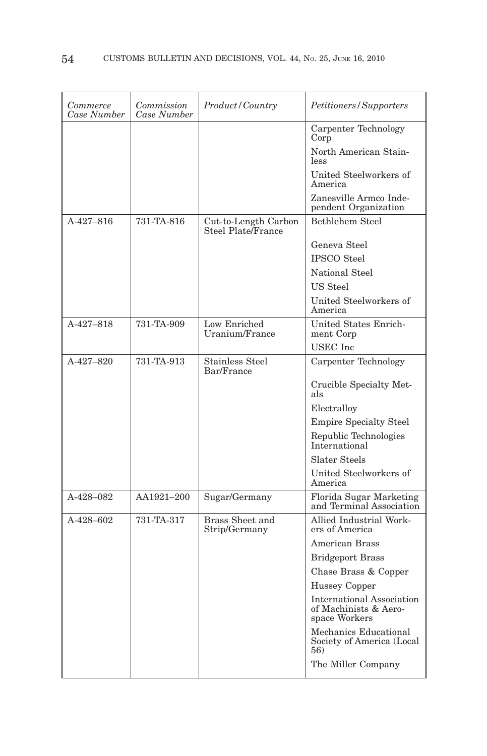| *Commerce Case Number* | *Commission Case Number* | *Product/Country* | *Petitioners/Supporters* |
|---|---|---|---|
| | | | Carpenter Technology Corp |
| | | | North American Stainless |
| | | | United Steelworkers of America |
| | | | Zanesville Armco Independent Organization |
| A-427–816 | 731-TA-816 | Cut-to-Length Carbon Steel Plate/France | Bethlehem Steel |
| | | | Geneva Steel |
| | | | IPSCO Steel |
| | | | National Steel |
| | | | US Steel |
| | | | United Steelworkers of America |
| A-427–818 | 731-TA-909 | Low Enriched Uranium/France | United States Enrichment Corp |
| | | | USEC Inc |
| A-427–820 | 731-TA-913 | Stainless Steel Bar/France | Carpenter Technology |
| | | | Crucible Specialty Metals |
| | | | Electralloy |
| | | | Empire Specialty Steel |
| | | | Republic Technologies International |
| | | | Slater Steels |
| | | | United Steelworkers of America |
| A-428–082 | AA1921–200 | Sugar/Germany | Florida Sugar Marketing and Terminal Association |
| A-428–602 | 731-TA-317 | Brass Sheet and Strip/Germany | Allied Industrial Workers of America |
| | | | American Brass |
| | | | Bridgeport Brass |
| | | | Chase Brass & Copper |
| | | | Hussey Copper |
| | | | International Association of Machinists & Aerospace Workers |
| | | | Mechanics Educational Society of America (Local 56) |
| | | | The Miller Company |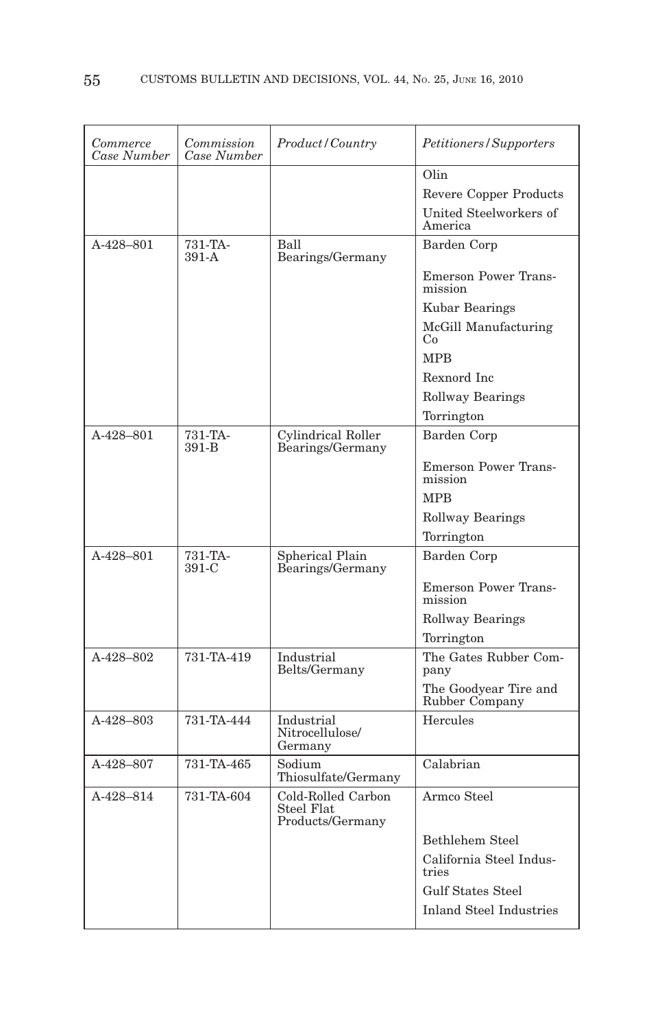| *Commerce Case Number* | *Commission Case Number* | *Product/Country* | *Petitioners/Supporters* |
|---|---|---|---|
| | | | Olin |
| | | | Revere Copper Products |
| | | | United Steelworkers of America |
| A-428–801 | 731-TA-391-A | Ball Bearings/Germany | Barden Corp |
| | | | Emerson Power Transmission |
| | | | Kubar Bearings |
| | | | McGill Manufacturing Co |
| | | | MPB |
| | | | Rexnord Inc |
| | | | Rollway Bearings |
| | | | Torrington |
| A-428–801 | 731-TA-391-B | Cylindrical Roller Bearings/Germany | Barden Corp |
| | | | Emerson Power Transmission |
| | | | MPB |
| | | | Rollway Bearings |
| | | | Torrington |
| A-428–801 | 731-TA-391-C | Spherical Plain Bearings/Germany | Barden Corp |
| | | | Emerson Power Transmission |
| | | | Rollway Bearings |
| | | | Torrington |
| A-428–802 | 731-TA-419 | Industrial Belts/Germany | The Gates Rubber Company |
| | | | The Goodyear Tire and Rubber Company |
| A-428–803 | 731-TA-444 | Industrial Nitrocellulose/Germany | Hercules |
| A-428–807 | 731-TA-465 | Sodium Thiosulfate/Germany | Calabrian |
| A-428–814 | 731-TA-604 | Cold-Rolled Carbon Steel Flat Products/Germany | Armco Steel |
| | | | Bethlehem Steel |
| | | | California Steel Industries |
| | | | Gulf States Steel |
| | | | Inland Steel Industries |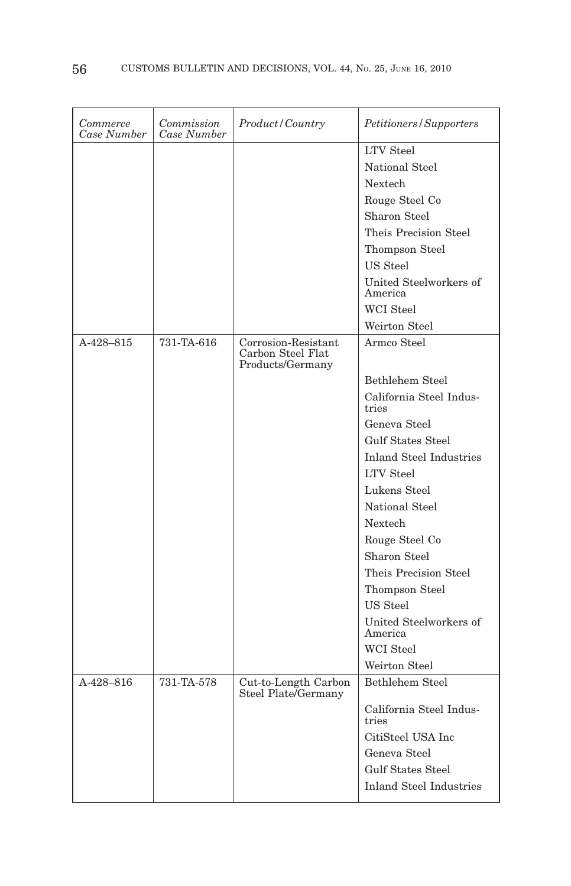| *Commerce Case Number* | *Commission Case Number* | *Product/Country* | *Petitioners/Supporters* |
|---|---|---|---|
| | | | LTV Steel |
| | | | National Steel |
| | | | Nextech |
| | | | Rouge Steel Co |
| | | | Sharon Steel |
| | | | Theis Precision Steel |
| | | | Thompson Steel |
| | | | US Steel |
| | | | United Steelworkers of America |
| | | | WCI Steel |
| | | | Weirton Steel |
| A-428–815 | 731-TA-616 | Corrosion-Resistant Carbon Steel Flat Products/Germany | Armco Steel |
| | | | Bethlehem Steel |
| | | | California Steel Industries |
| | | | Geneva Steel |
| | | | Gulf States Steel |
| | | | Inland Steel Industries |
| | | | LTV Steel |
| | | | Lukens Steel |
| | | | National Steel |
| | | | Nextech |
| | | | Rouge Steel Co |
| | | | Sharon Steel |
| | | | Theis Precision Steel |
| | | | Thompson Steel |
| | | | US Steel |
| | | | United Steelworkers of America |
| | | | WCI Steel |
| | | | Weirton Steel |
| A-428–816 | 731-TA-578 | Cut-to-Length Carbon Steel Plate/Germany | Bethlehem Steel |
| | | | California Steel Industries |
| | | | CitiSteel USA Inc |
| | | | Geneva Steel |
| | | | Gulf States Steel |
| | | | Inland Steel Industries |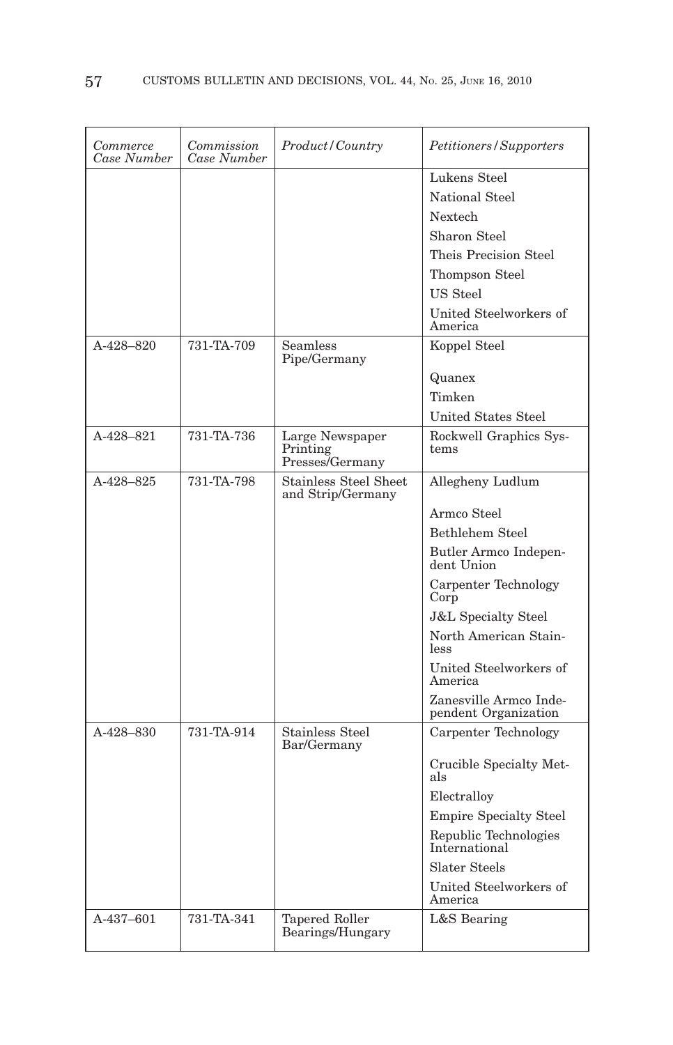| *Commerce Case Number* | *Commission Case Number* | *Product/Country* | *Petitioners/Supporters* |
|---|---|---|---|
| | | | Lukens Steel |
| | | | National Steel |
| | | | Nextech |
| | | | Sharon Steel |
| | | | Theis Precision Steel |
| | | | Thompson Steel |
| | | | US Steel |
| | | | United Steelworkers of America |
| A-428–820 | 731-TA-709 | Seamless Pipe/Germany | Koppel Steel |
| | | | Quanex |
| | | | Timken |
| | | | United States Steel |
| A-428–821 | 731-TA-736 | Large Newspaper Printing Presses/Germany | Rockwell Graphics Systems |
| A-428–825 | 731-TA-798 | Stainless Steel Sheet and Strip/Germany | Allegheny Ludlum |
| | | | Armco Steel |
| | | | Bethlehem Steel |
| | | | Butler Armco Independent Union |
| | | | Carpenter Technology Corp |
| | | | J&L Specialty Steel |
| | | | North American Stainless |
| | | | United Steelworkers of America |
| | | | Zanesville Armco Independent Organization |
| A-428–830 | 731-TA-914 | Stainless Steel Bar/Germany | Carpenter Technology |
| | | | Crucible Specialty Metals |
| | | | Electralloy |
| | | | Empire Specialty Steel |
| | | | Republic Technologies International |
| | | | Slater Steels |
| | | | United Steelworkers of America |
| A-437–601 | 731-TA-341 | Tapered Roller Bearings/Hungary | L&S Bearing |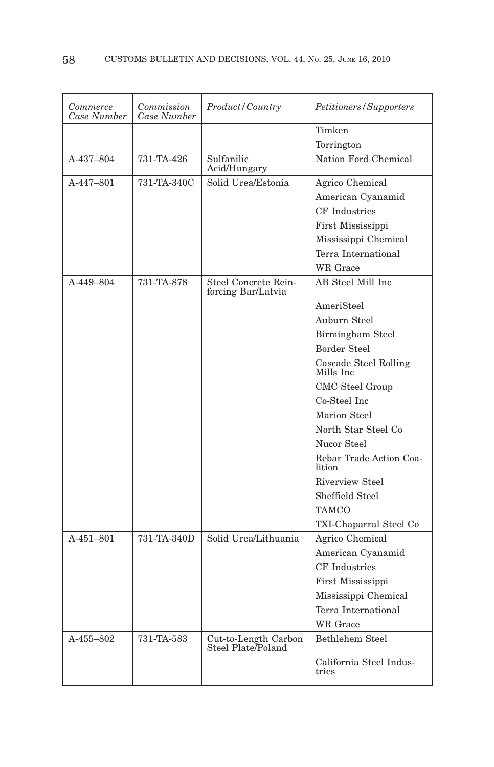| *Commerce Case Number* | *Commission Case Number* | *Product/Country* | *Petitioners/Supporters* |
|---|---|---|---|
| | | | Timken |
| | | | Torrington |
| A-437–804 | 731-TA-426 | Sulfanilic Acid/Hungary | Nation Ford Chemical |
| A-447–801 | 731-TA-340C | Solid Urea/Estonia | Agrico Chemical |
| | | | American Cyanamid |
| | | | CF Industries |
| | | | First Mississippi |
| | | | Mississippi Chemical |
| | | | Terra International |
| | | | WR Grace |
| A-449–804 | 731-TA-878 | Steel Concrete Reinforcing Bar/Latvia | AB Steel Mill Inc |
| | | | AmeriSteel |
| | | | Auburn Steel |
| | | | Birmingham Steel |
| | | | Border Steel |
| | | | Cascade Steel Rolling Mills Inc |
| | | | CMC Steel Group |
| | | | Co-Steel Inc |
| | | | Marion Steel |
| | | | North Star Steel Co |
| | | | Nucor Steel |
| | | | Rebar Trade Action Coalition |
| | | | Riverview Steel |
| | | | Sheffield Steel |
| | | | TAMCO |
| | | | TXI-Chaparral Steel Co |
| A-451–801 | 731-TA-340D | Solid Urea/Lithuania | Agrico Chemical |
| | | | American Cyanamid |
| | | | CF Industries |
| | | | First Mississippi |
| | | | Mississippi Chemical |
| | | | Terra International |
| | | | WR Grace |
| A-455–802 | 731-TA-583 | Cut-to-Length Carbon Steel Plate/Poland | Bethlehem Steel |
| | | | California Steel Industries |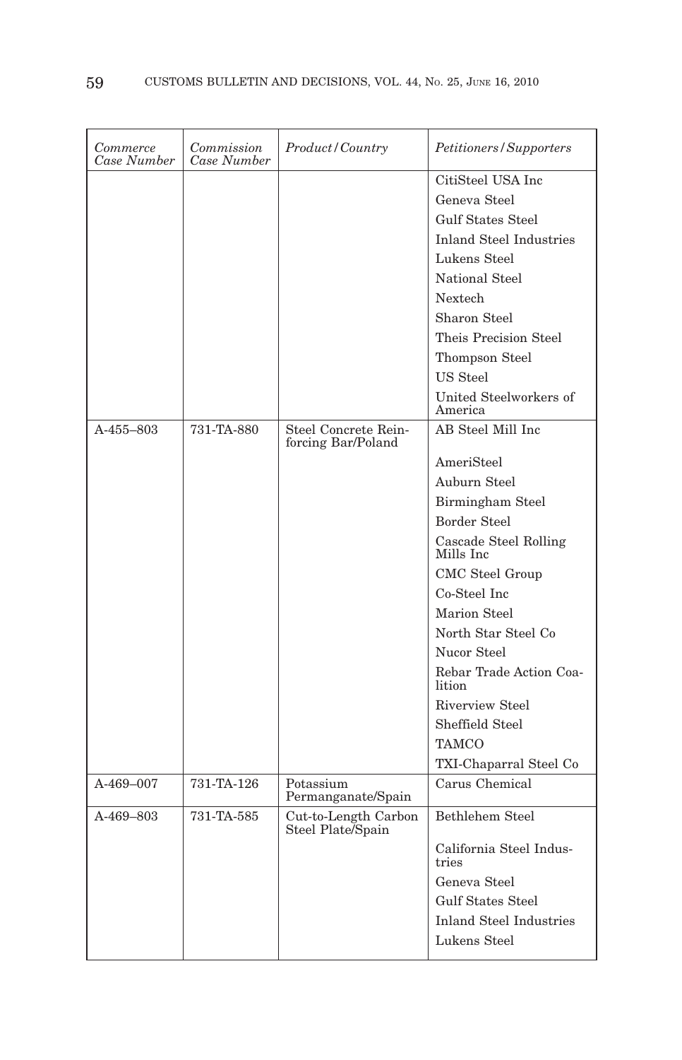| *Commerce Case Number* | *Commission Case Number* | *Product/Country* | *Petitioners/Supporters* |
|---|---|---|---|
| | | | CitiSteel USA Inc |
| | | | Geneva Steel |
| | | | Gulf States Steel |
| | | | Inland Steel Industries |
| | | | Lukens Steel |
| | | | National Steel |
| | | | Nextech |
| | | | Sharon Steel |
| | | | Theis Precision Steel |
| | | | Thompson Steel |
| | | | US Steel |
| | | | United Steelworkers of America |
| A-455–803 | 731-TA-880 | Steel Concrete Reinforcing Bar/Poland | AB Steel Mill Inc |
| | | | AmeriSteel |
| | | | Auburn Steel |
| | | | Birmingham Steel |
| | | | Border Steel |
| | | | Cascade Steel Rolling Mills Inc |
| | | | CMC Steel Group |
| | | | Co-Steel Inc |
| | | | Marion Steel |
| | | | North Star Steel Co |
| | | | Nucor Steel |
| | | | Rebar Trade Action Coalition |
| | | | Riverview Steel |
| | | | Sheffield Steel |
| | | | TAMCO |
| | | | TXI-Chaparral Steel Co |
| A-469–007 | 731-TA-126 | Potassium Permanganate/Spain | Carus Chemical |
| A-469–803 | 731-TA-585 | Cut-to-Length Carbon Steel Plate/Spain | Bethlehem Steel |
| | | | California Steel Industries |
| | | | Geneva Steel |
| | | | Gulf States Steel |
| | | | Inland Steel Industries |
| | | | Lukens Steel |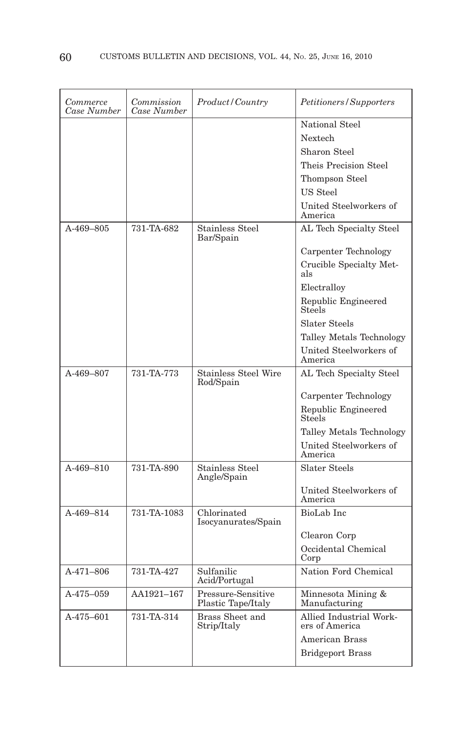| *Commerce Case Number* | *Commission Case Number* | *Product/Country* | *Petitioners/Supporters* |
|---|---|---|---|
| | | | National Steel |
| | | | Nextech |
| | | | Sharon Steel |
| | | | Theis Precision Steel |
| | | | Thompson Steel |
| | | | US Steel |
| | | | United Steelworkers of America |
| A-469–805 | 731-TA-682 | Stainless Steel Bar/Spain | AL Tech Specialty Steel |
| | | | Carpenter Technology |
| | | | Crucible Specialty Metals |
| | | | Electralloy |
| | | | Republic Engineered Steels |
| | | | Slater Steels |
| | | | Talley Metals Technology |
| | | | United Steelworkers of America |
| A-469–807 | 731-TA-773 | Stainless Steel Wire Rod/Spain | AL Tech Specialty Steel |
| | | | Carpenter Technology |
| | | | Republic Engineered Steels |
| | | | Talley Metals Technology |
| | | | United Steelworkers of America |
| A-469–810 | 731-TA-890 | Stainless Steel Angle/Spain | Slater Steels |
| | | | United Steelworkers of America |
| A-469–814 | 731-TA-1083 | Chlorinated Isocyanurates/Spain | BioLab Inc |
| | | | Clearon Corp |
| | | | Occidental Chemical Corp |
| A-471–806 | 731-TA-427 | Sulfanilic Acid/Portugal | Nation Ford Chemical |
| A-475–059 | AA1921–167 | Pressure-Sensitive Plastic Tape/Italy | Minnesota Mining & Manufacturing |
| A-475–601 | 731-TA-314 | Brass Sheet and Strip/Italy | Allied Industrial Workers of America |
| | | | American Brass |
| | | | Bridgeport Brass |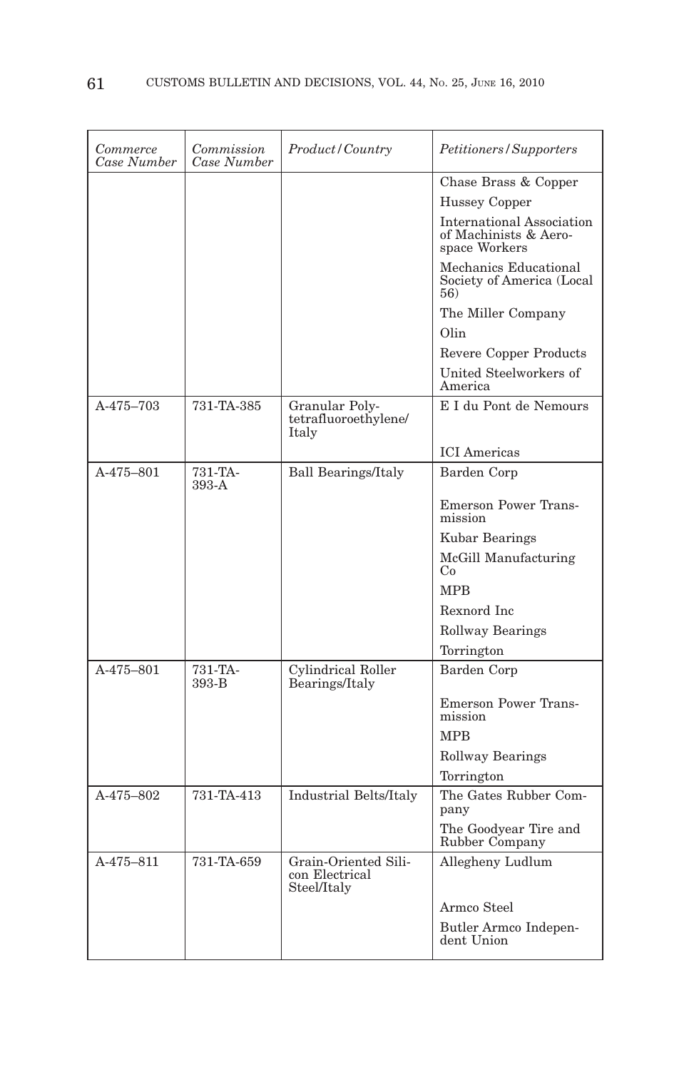| *Commerce Case Number* | *Commission Case Number* | *Product/Country* | *Petitioners/Supporters* |
|---|---|---|---|
| | | | Chase Brass & Copper |
| | | | Hussey Copper |
| | | | International Association of Machinists & Aerospace Workers |
| | | | Mechanics Educational Society of America (Local 56) |
| | | | The Miller Company |
| | | | Olin |
| | | | Revere Copper Products |
| | | | United Steelworkers of America |
| A-475–703 | 731-TA-385 | Granular Polytetrafluoroethylene/Italy | E I du Pont de Nemours |
| | | | ICI Americas |
| A-475–801 | 731-TA-393-A | Ball Bearings/Italy | Barden Corp |
| | | | Emerson Power Transmission |
| | | | Kubar Bearings |
| | | | McGill Manufacturing Co |
| | | | MPB |
| | | | Rexnord Inc |
| | | | Rollway Bearings |
| | | | Torrington |
| A-475–801 | 731-TA-393-B | Cylindrical Roller Bearings/Italy | Barden Corp |
| | | | Emerson Power Transmission |
| | | | MPB |
| | | | Rollway Bearings |
| | | | Torrington |
| A-475–802 | 731-TA-413 | Industrial Belts/Italy | The Gates Rubber Company |
| | | | The Goodyear Tire and Rubber Company |
| A-475–811 | 731-TA-659 | Grain-Oriented Silicon Electrical Steel/Italy | Allegheny Ludlum |
| | | | Armco Steel |
| | | | Butler Armco Independent Union |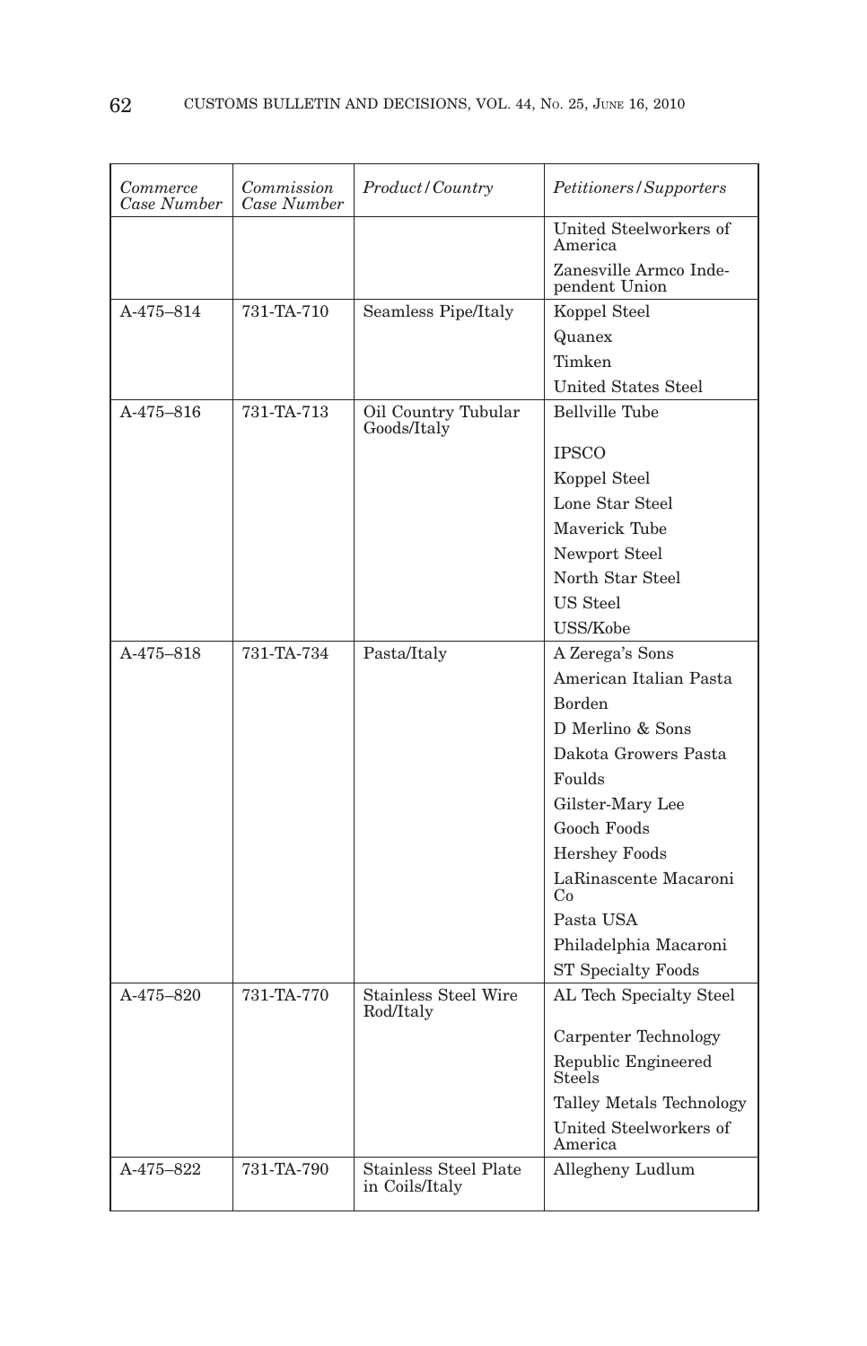| *Commerce Case Number* | *Commission Case Number* | *Product/Country* | *Petitioners/Supporters* |
|---|---|---|---|
| | | | United Steelworkers of America |
| | | | Zanesville Armco Independent Union |
| A-475–814 | 731-TA-710 | Seamless Pipe/Italy | Koppel Steel |
| | | | Quanex |
| | | | Timken |
| | | | United States Steel |
| A-475–816 | 731-TA-713 | Oil Country Tubular Goods/Italy | Bellville Tube |
| | | | IPSCO |
| | | | Koppel Steel |
| | | | Lone Star Steel |
| | | | Maverick Tube |
| | | | Newport Steel |
| | | | North Star Steel |
| | | | US Steel |
| | | | USS/Kobe |
| A-475–818 | 731-TA-734 | Pasta/Italy | A Zerega's Sons |
| | | | American Italian Pasta |
| | | | Borden |
| | | | D Merlino & Sons |
| | | | Dakota Growers Pasta |
| | | | Foulds |
| | | | Gilster-Mary Lee |
| | | | Gooch Foods |
| | | | Hershey Foods |
| | | | LaRinascente Macaroni Co |
| | | | Pasta USA |
| | | | Philadelphia Macaroni |
| | | | ST Specialty Foods |
| A-475–820 | 731-TA-770 | Stainless Steel Wire Rod/Italy | AL Tech Specialty Steel |
| | | | Carpenter Technology |
| | | | Republic Engineered Steels |
| | | | Talley Metals Technology |
| | | | United Steelworkers of America |
| A-475–822 | 731-TA-790 | Stainless Steel Plate in Coils/Italy | Allegheny Ludlum |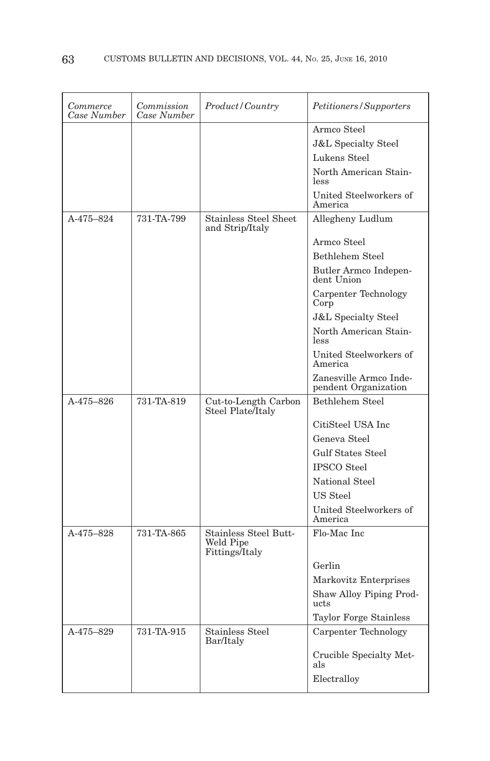| *Commerce Case Number* | *Commission Case Number* | *Product/Country* | *Petitioners/Supporters* |
|---|---|---|---|
| | | | Armco Steel |
| | | | J&L Specialty Steel |
| | | | Lukens Steel |
| | | | North American Stainless |
| | | | United Steelworkers of America |
| A-475–824 | 731-TA-799 | Stainless Steel Sheet and Strip/Italy | Allegheny Ludlum |
| | | | Armco Steel |
| | | | Bethlehem Steel |
| | | | Butler Armco Independent Union |
| | | | Carpenter Technology Corp |
| | | | J&L Specialty Steel |
| | | | North American Stainless |
| | | | United Steelworkers of America |
| | | | Zanesville Armco Independent Organization |
| A-475–826 | 731-TA-819 | Cut-to-Length Carbon Steel Plate/Italy | Bethlehem Steel |
| | | | CitiSteel USA Inc |
| | | | Geneva Steel |
| | | | Gulf States Steel |
| | | | IPSCO Steel |
| | | | National Steel |
| | | | US Steel |
| | | | United Steelworkers of America |
| A-475–828 | 731-TA-865 | Stainless Steel Butt-Weld Pipe Fittings/Italy | Flo-Mac Inc |
| | | | Gerlin |
| | | | Markovitz Enterprises |
| | | | Shaw Alloy Piping Products |
| | | | Taylor Forge Stainless |
| A-475–829 | 731-TA-915 | Stainless Steel Bar/Italy | Carpenter Technology |
| | | | Crucible Specialty Metals |
| | | | Electralloy |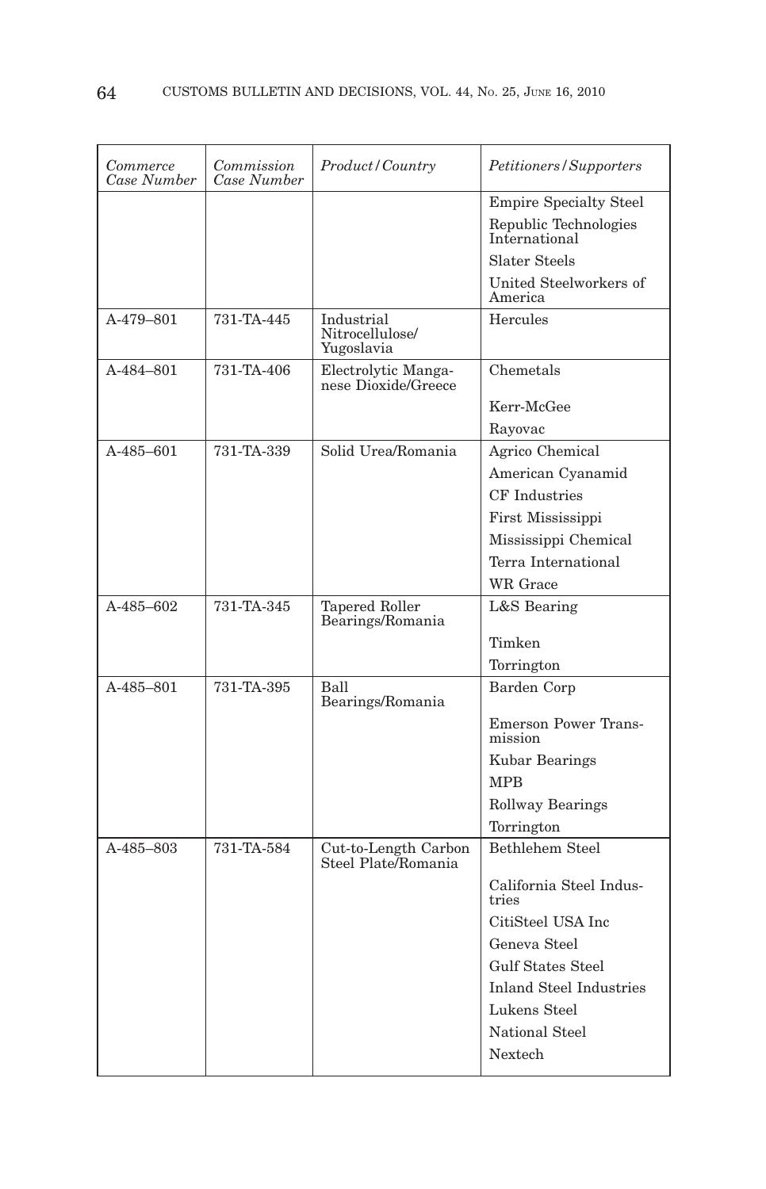| *Commerce Case Number* | *Commission Case Number* | *Product / Country* | *Petitioners / Supporters* |
|---|---|---|---|
| | | | Empire Specialty Steel |
| | | | Republic Technologies International |
| | | | Slater Steels |
| | | | United Steelworkers of America |
| A-479–801 | 731-TA-445 | Industrial Nitrocellulose/ Yugoslavia | Hercules |
| A-484–801 | 731-TA-406 | Electrolytic Manganese Dioxide/Greece | Chemetals |
| | | | Kerr-McGee |
| | | | Rayovac |
| A-485–601 | 731-TA-339 | Solid Urea/Romania | Agrico Chemical |
| | | | American Cyanamid |
| | | | CF Industries |
| | | | First Mississippi |
| | | | Mississippi Chemical |
| | | | Terra International |
| | | | WR Grace |
| A-485–602 | 731-TA-345 | Tapered Roller Bearings/Romania | L&S Bearing |
| | | | Timken |
| | | | Torrington |
| A-485–801 | 731-TA-395 | Ball Bearings/Romania | Barden Corp |
| | | | Emerson Power Transmission |
| | | | Kubar Bearings |
| | | | MPB |
| | | | Rollway Bearings |
| | | | Torrington |
| A-485–803 | 731-TA-584 | Cut-to-Length Carbon Steel Plate/Romania | Bethlehem Steel |
| | | | California Steel Industries |
| | | | CitiSteel USA Inc |
| | | | Geneva Steel |
| | | | Gulf States Steel |
| | | | Inland Steel Industries |
| | | | Lukens Steel |
| | | | National Steel |
| | | | Nextech |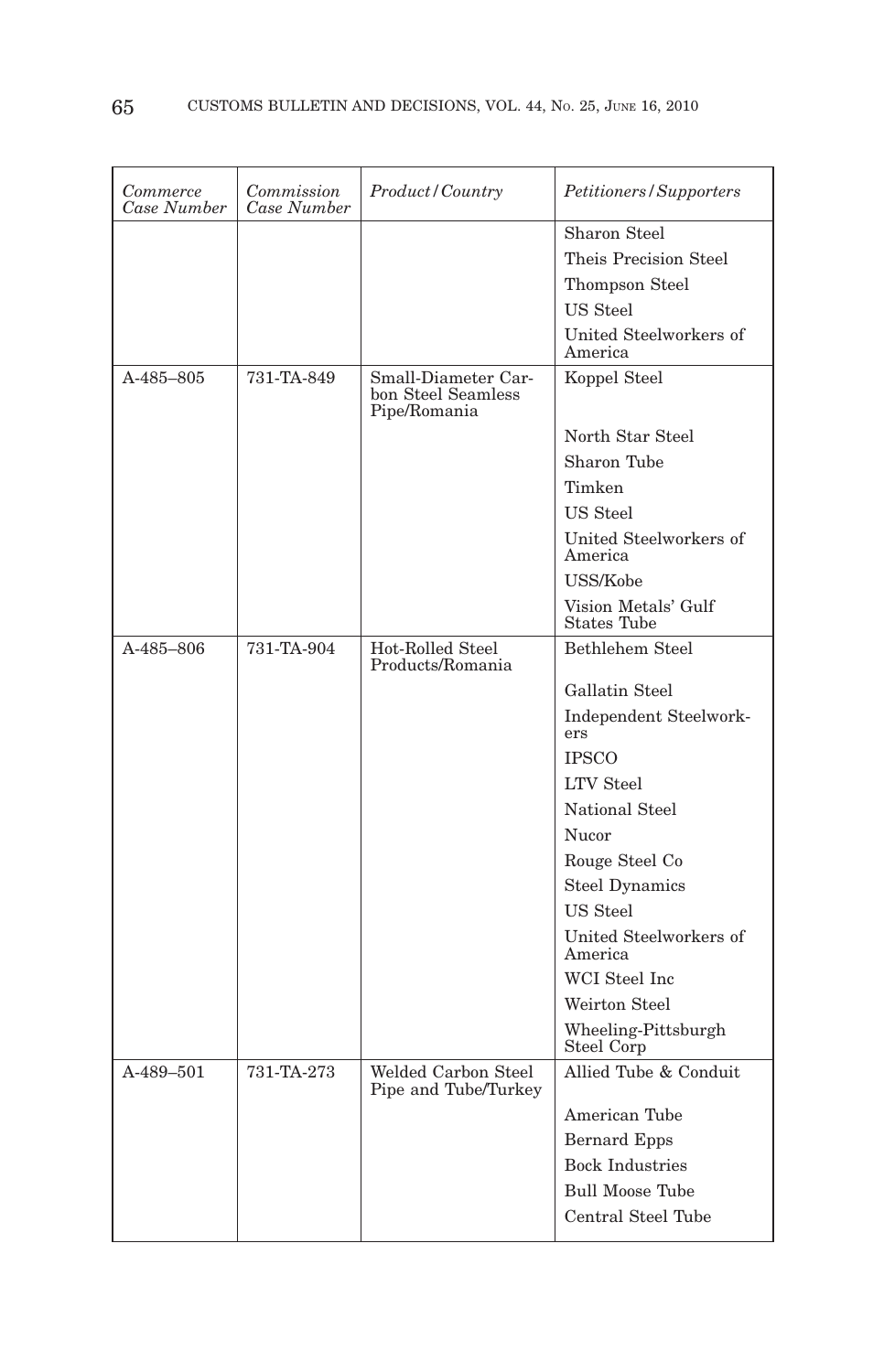| *Commerce Case Number* | *Commission Case Number* | *Product/Country* | *Petitioners/Supporters* |
|---|---|---|---|
| | | | Sharon Steel |
| | | | Theis Precision Steel |
| | | | Thompson Steel |
| | | | US Steel |
| | | | United Steelworkers of America |
| A-485–805 | 731-TA-849 | Small-Diameter Carbon Steel Seamless Pipe/Romania | Koppel Steel |
| | | | North Star Steel |
| | | | Sharon Tube |
| | | | Timken |
| | | | US Steel |
| | | | United Steelworkers of America |
| | | | USS/Kobe |
| | | | Vision Metals' Gulf States Tube |
| A-485–806 | 731-TA-904 | Hot-Rolled Steel Products/Romania | Bethlehem Steel |
| | | | Gallatin Steel |
| | | | Independent Steelworkers |
| | | | IPSCO |
| | | | LTV Steel |
| | | | National Steel |
| | | | Nucor |
| | | | Rouge Steel Co |
| | | | Steel Dynamics |
| | | | US Steel |
| | | | United Steelworkers of America |
| | | | WCI Steel Inc |
| | | | Weirton Steel |
| | | | Wheeling-Pittsburgh Steel Corp |
| A-489–501 | 731-TA-273 | Welded Carbon Steel Pipe and Tube/Turkey | Allied Tube & Conduit |
| | | | American Tube |
| | | | Bernard Epps |
| | | | Bock Industries |
| | | | Bull Moose Tube |
| | | | Central Steel Tube |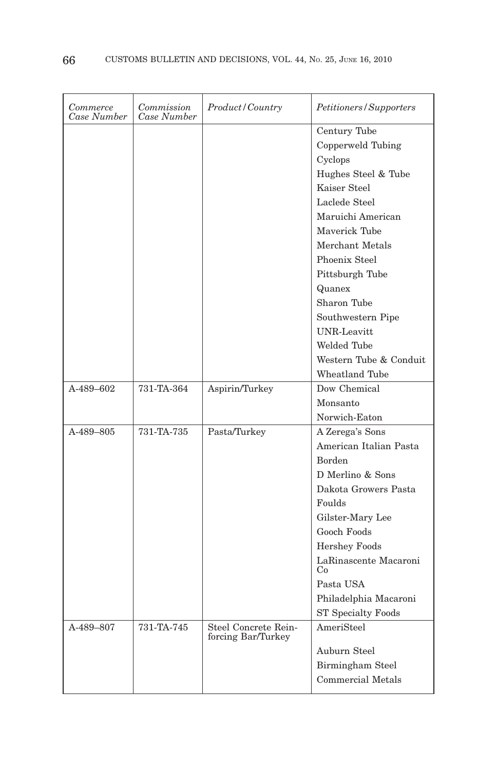| *Commerce Case Number* | *Commission Case Number* | *Product/Country* | *Petitioners/Supporters* |
|---|---|---|---|
| | | | Century Tube |
| | | | Copperweld Tubing |
| | | | Cyclops |
| | | | Hughes Steel & Tube |
| | | | Kaiser Steel |
| | | | Laclede Steel |
| | | | Maruichi American |
| | | | Maverick Tube |
| | | | Merchant Metals |
| | | | Phoenix Steel |
| | | | Pittsburgh Tube |
| | | | Quanex |
| | | | Sharon Tube |
| | | | Southwestern Pipe |
| | | | UNR-Leavitt |
| | | | Welded Tube |
| | | | Western Tube & Conduit |
| | | | Wheatland Tube |
| A-489–602 | 731-TA-364 | Aspirin/Turkey | Dow Chemical |
| | | | Monsanto |
| | | | Norwich-Eaton |
| A-489–805 | 731-TA-735 | Pasta/Turkey | A Zerega's Sons |
| | | | American Italian Pasta |
| | | | Borden |
| | | | D Merlino & Sons |
| | | | Dakota Growers Pasta |
| | | | Foulds |
| | | | Gilster-Mary Lee |
| | | | Gooch Foods |
| | | | Hershey Foods |
| | | | LaRinascente Macaroni Co |
| | | | Pasta USA |
| | | | Philadelphia Macaroni |
| | | | ST Specialty Foods |
| A-489–807 | 731-TA-745 | Steel Concrete Reinforcing Bar/Turkey | AmeriSteel |
| | | | Auburn Steel |
| | | | Birmingham Steel |
| | | | Commercial Metals |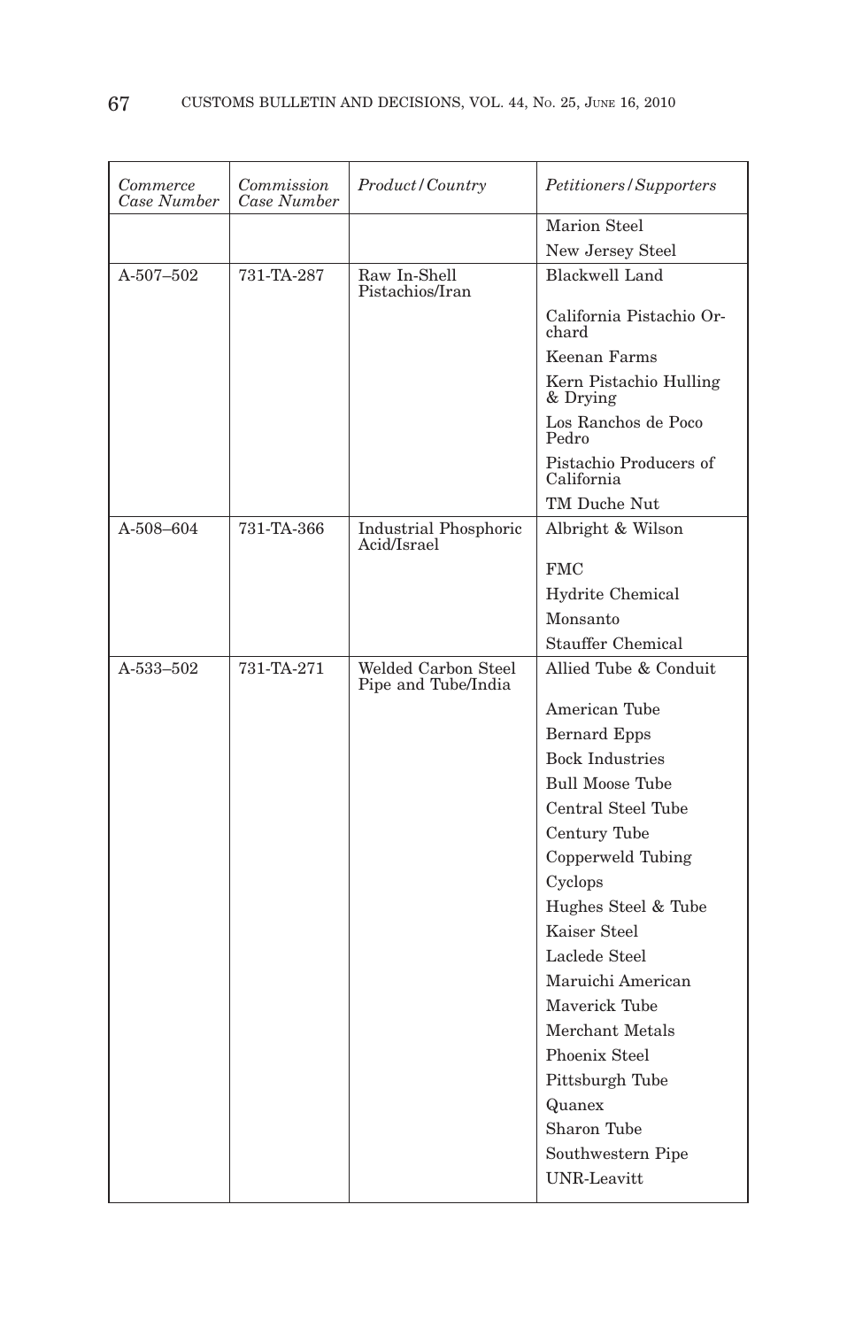| *Commerce Case Number* | *Commission Case Number* | *Product/Country* | *Petitioners/Supporters* |
|---|---|---|---|
| | | | Marion Steel |
| | | | New Jersey Steel |
| A-507–502 | 731-TA-287 | Raw In-Shell Pistachios/Iran | Blackwell Land |
| | | | California Pistachio Orchard |
| | | | Keenan Farms |
| | | | Kern Pistachio Hulling & Drying |
| | | | Los Ranchos de Poco Pedro |
| | | | Pistachio Producers of California |
| | | | TM Duche Nut |
| A-508–604 | 731-TA-366 | Industrial Phosphoric Acid/Israel | Albright & Wilson |
| | | | FMC |
| | | | Hydrite Chemical |
| | | | Monsanto |
| | | | Stauffer Chemical |
| A-533–502 | 731-TA-271 | Welded Carbon Steel Pipe and Tube/India | Allied Tube & Conduit |
| | | | American Tube |
| | | | Bernard Epps |
| | | | Bock Industries |
| | | | Bull Moose Tube |
| | | | Central Steel Tube |
| | | | Century Tube |
| | | | Copperweld Tubing |
| | | | Cyclops |
| | | | Hughes Steel & Tube |
| | | | Kaiser Steel |
| | | | Laclede Steel |
| | | | Maruichi American |
| | | | Maverick Tube |
| | | | Merchant Metals |
| | | | Phoenix Steel |
| | | | Pittsburgh Tube |
| | | | Quanex |
| | | | Sharon Tube |
| | | | Southwestern Pipe |
| | | | UNR-Leavitt |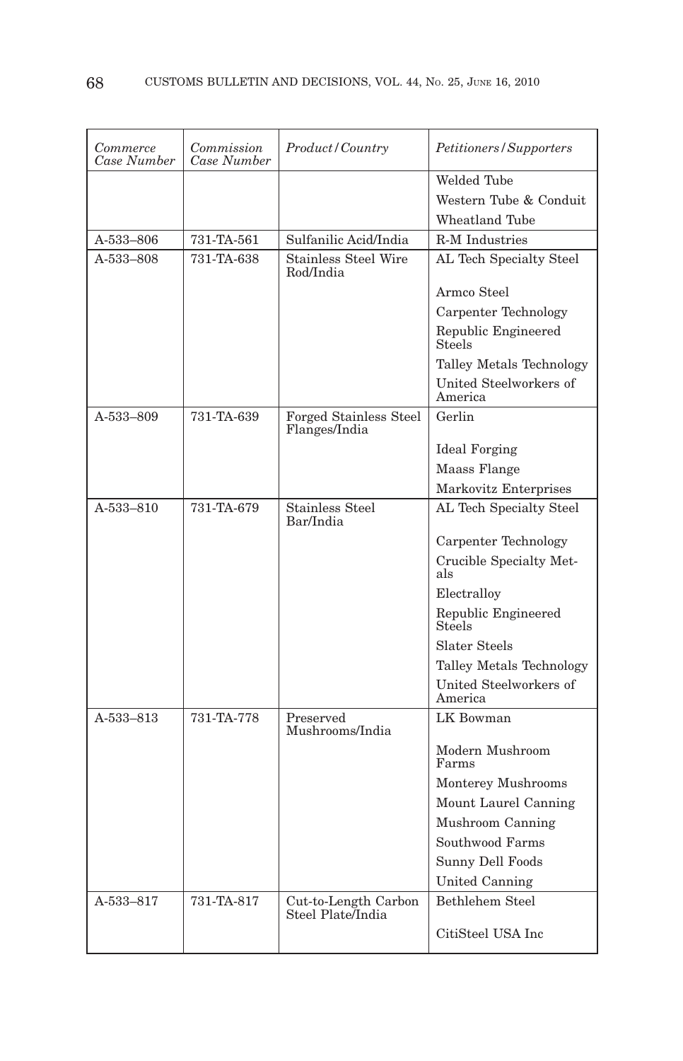| *Commerce Case Number* | *Commission Case Number* | *Product/Country* | *Petitioners/Supporters* |
|---|---|---|---|
| | | | Welded Tube |
| | | | Western Tube & Conduit |
| | | | Wheatland Tube |
| A-533–806 | 731-TA-561 | Sulfanilic Acid/India | R-M Industries |
| A-533–808 | 731-TA-638 | Stainless Steel Wire Rod/India | AL Tech Specialty Steel |
| | | | Armco Steel |
| | | | Carpenter Technology |
| | | | Republic Engineered Steels |
| | | | Talley Metals Technology |
| | | | United Steelworkers of America |
| A-533–809 | 731-TA-639 | Forged Stainless Steel Flanges/India | Gerlin |
| | | | Ideal Forging |
| | | | Maass Flange |
| | | | Markovitz Enterprises |
| A-533–810 | 731-TA-679 | Stainless Steel Bar/India | AL Tech Specialty Steel |
| | | | Carpenter Technology |
| | | | Crucible Specialty Metals |
| | | | Electralloy |
| | | | Republic Engineered Steels |
| | | | Slater Steels |
| | | | Talley Metals Technology |
| | | | United Steelworkers of America |
| A-533–813 | 731-TA-778 | Preserved Mushrooms/India | LK Bowman |
| | | | Modern Mushroom Farms |
| | | | Monterey Mushrooms |
| | | | Mount Laurel Canning |
| | | | Mushroom Canning |
| | | | Southwood Farms |
| | | | Sunny Dell Foods |
| | | | United Canning |
| A-533–817 | 731-TA-817 | Cut-to-Length Carbon Steel Plate/India | Bethlehem Steel |
| | | | CitiSteel USA Inc |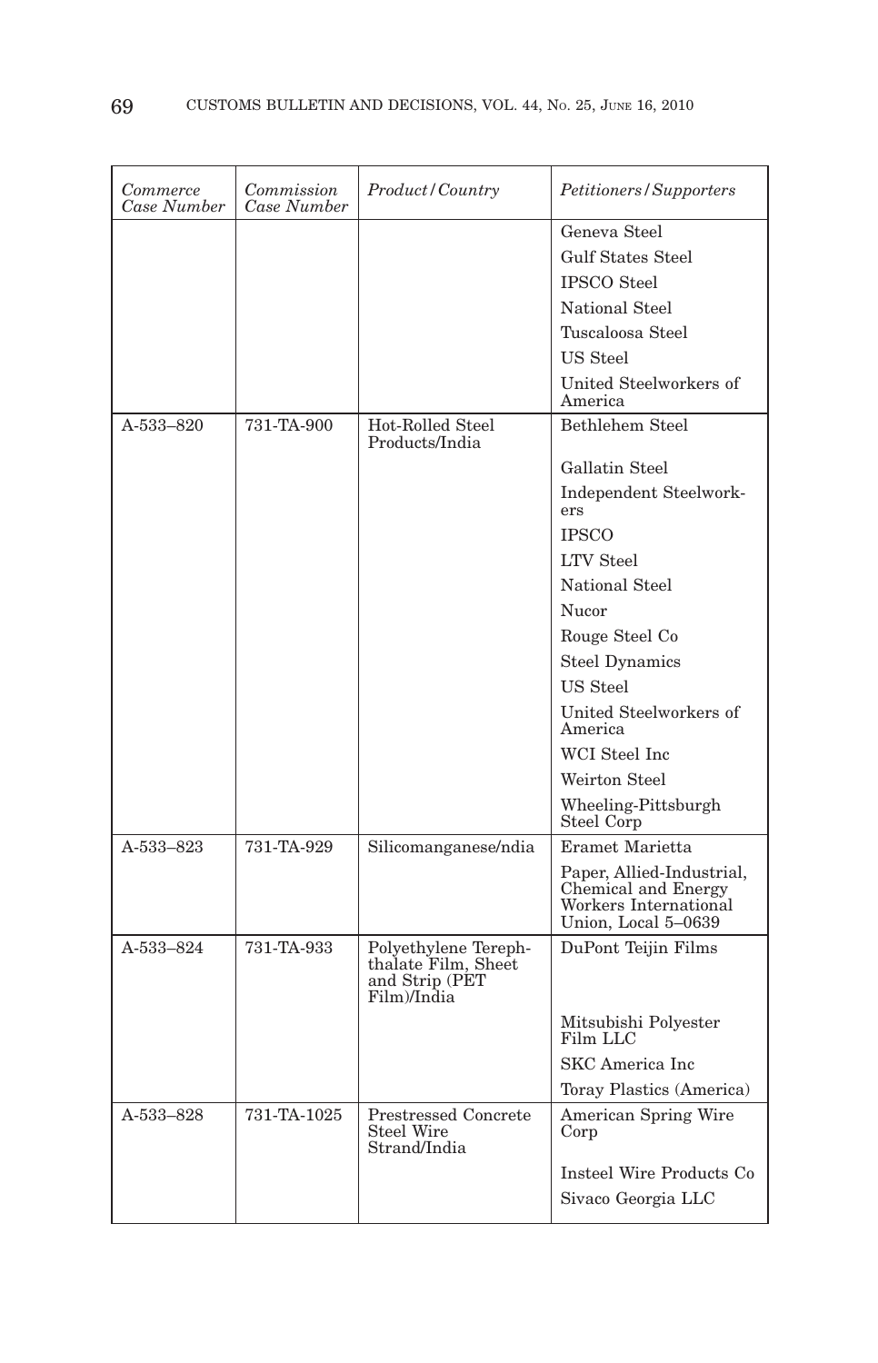| Commerce Case Number | Commission Case Number | Product/Country | Petitioners/Supporters |
|---|---|---|---|
| | | | Geneva Steel |
| | | | Gulf States Steel |
| | | | IPSCO Steel |
| | | | National Steel |
| | | | Tuscaloosa Steel |
| | | | US Steel |
| | | | United Steelworkers of America |
| A-533–820 | 731-TA-900 | Hot-Rolled Steel Products/India | Bethlehem Steel |
| | | | Gallatin Steel |
| | | | Independent Steelworkers |
| | | | IPSCO |
| | | | LTV Steel |
| | | | National Steel |
| | | | Nucor |
| | | | Rouge Steel Co |
| | | | Steel Dynamics |
| | | | US Steel |
| | | | United Steelworkers of America |
| | | | WCI Steel Inc |
| | | | Weirton Steel |
| | | | Wheeling-Pittsburgh Steel Corp |
| A-533–823 | 731-TA-929 | Silicomanganese/ndia | Eramet Marietta |
| | | | Paper, Allied-Industrial, Chemical and Energy Workers International Union, Local 5–0639 |
| A-533–824 | 731-TA-933 | Polyethylene Terephthalate Film, Sheet and Strip (PET Film)/India | DuPont Teijin Films |
| | | | Mitsubishi Polyester Film LLC |
| | | | SKC America Inc |
| | | | Toray Plastics (America) |
| A-533–828 | 731-TA-1025 | Prestressed Concrete Steel Wire Strand/India | American Spring Wire Corp |
| | | | Insteel Wire Products Co |
| | | | Sivaco Georgia LLC |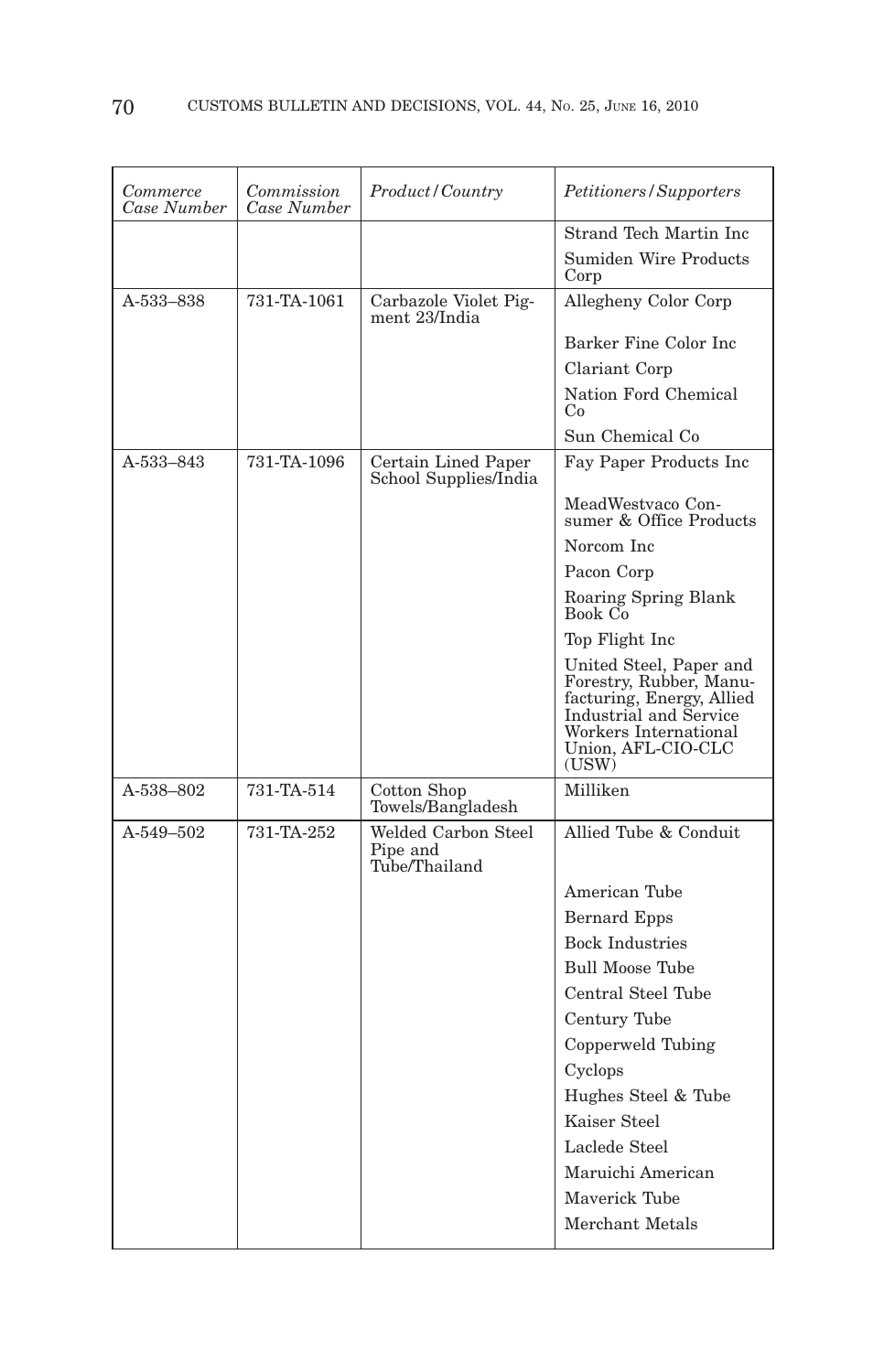| *Commerce Case Number* | *Commission Case Number* | *Product/Country* | *Petitioners/Supporters* |
| --- | --- | --- | --- |
| | | | Strand Tech Martin Inc |
| | | | Sumiden Wire Products Corp |
| A-533–838 | 731-TA-1061 | Carbazole Violet Pigment 23/India | Allegheny Color Corp |
| | | | Barker Fine Color Inc |
| | | | Clariant Corp |
| | | | Nation Ford Chemical Co |
| | | | Sun Chemical Co |
| A-533–843 | 731-TA-1096 | Certain Lined Paper School Supplies/India | Fay Paper Products Inc |
| | | | MeadWestvaco Consumer & Office Products |
| | | | Norcom Inc |
| | | | Pacon Corp |
| | | | Roaring Spring Blank Book Co |
| | | | Top Flight Inc |
| | | | United Steel, Paper and Forestry, Rubber, Manufacturing, Energy, Allied Industrial and Service Workers International Union, AFL-CIO-CLC (USW) |
| A-538–802 | 731-TA-514 | Cotton Shop Towels/Bangladesh | Milliken |
| A-549–502 | 731-TA-252 | Welded Carbon Steel Pipe and Tube/Thailand | Allied Tube & Conduit |
| | | | American Tube |
| | | | Bernard Epps |
| | | | Bock Industries |
| | | | Bull Moose Tube |
| | | | Central Steel Tube |
| | | | Century Tube |
| | | | Copperweld Tubing |
| | | | Cyclops |
| | | | Hughes Steel & Tube |
| | | | Kaiser Steel |
| | | | Laclede Steel |
| | | | Maruichi American |
| | | | Maverick Tube |
| | | | Merchant Metals |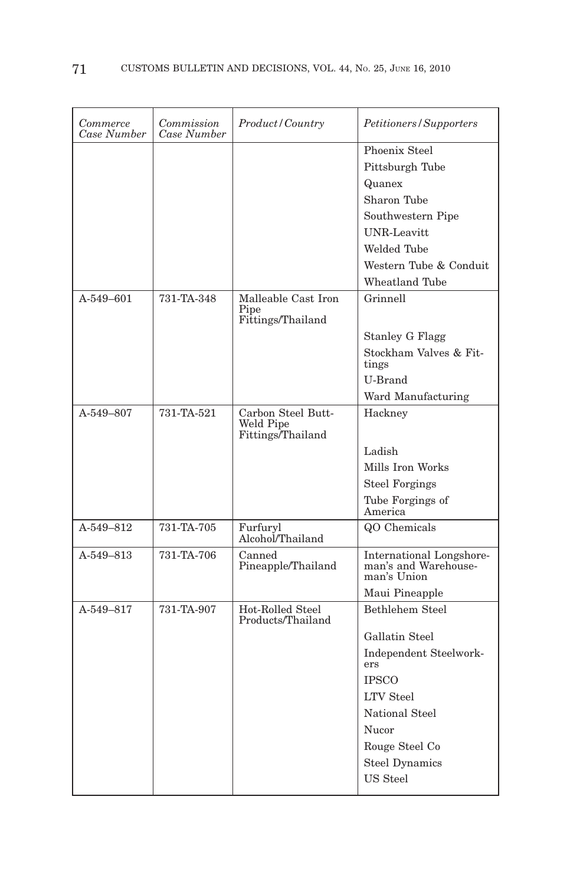| *Commerce Case Number* | *Commission Case Number* | *Product/Country* | *Petitioners/Supporters* |
|---|---|---|---|
| | | | Phoenix Steel |
| | | | Pittsburgh Tube |
| | | | Quanex |
| | | | Sharon Tube |
| | | | Southwestern Pipe |
| | | | UNR-Leavitt |
| | | | Welded Tube |
| | | | Western Tube & Conduit |
| | | | Wheatland Tube |
| A-549–601 | 731-TA-348 | Malleable Cast Iron Pipe Fittings/Thailand | Grinnell |
| | | | Stanley G Flagg |
| | | | Stockham Valves & Fittings |
| | | | U-Brand |
| | | | Ward Manufacturing |
| A-549–807 | 731-TA-521 | Carbon Steel Butt-Weld Pipe Fittings/Thailand | Hackney |
| | | | Ladish |
| | | | Mills Iron Works |
| | | | Steel Forgings |
| | | | Tube Forgings of America |
| A-549–812 | 731-TA-705 | Furfuryl Alcohol/Thailand | QO Chemicals |
| A-549–813 | 731-TA-706 | Canned Pineapple/Thailand | International Longshoreman's and Warehouseman's Union |
| | | | Maui Pineapple |
| A-549–817 | 731-TA-907 | Hot-Rolled Steel Products/Thailand | Bethlehem Steel |
| | | | Gallatin Steel |
| | | | Independent Steelworkers |
| | | | IPSCO |
| | | | LTV Steel |
| | | | National Steel |
| | | | Nucor |
| | | | Rouge Steel Co |
| | | | Steel Dynamics |
| | | | US Steel |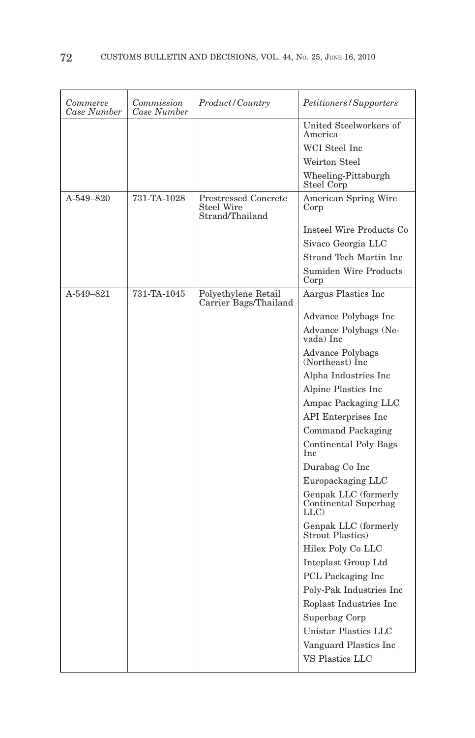| *Commerce Case Number* | *Commission Case Number* | *Product/Country* | *Petitioners/Supporters* |
|---|---|---|---|
| | | | United Steelworkers of America |
| | | | WCI Steel Inc |
| | | | Weirton Steel |
| | | | Wheeling-Pittsburgh Steel Corp |
| A-549–820 | 731-TA-1028 | Prestressed Concrete Steel Wire Strand/Thailand | American Spring Wire Corp |
| | | | Insteel Wire Products Co |
| | | | Sivaco Georgia LLC |
| | | | Strand Tech Martin Inc |
| | | | Sumiden Wire Products Corp |
| A-549–821 | 731-TA-1045 | Polyethylene Retail Carrier Bags/Thailand | Aargus Plastics Inc |
| | | | Advance Polybags Inc |
| | | | Advance Polybags (Nevada) Inc |
| | | | Advance Polybags (Northeast) Inc |
| | | | Alpha Industries Inc |
| | | | Alpine Plastics Inc |
| | | | Ampac Packaging LLC |
| | | | API Enterprises Inc |
| | | | Command Packaging |
| | | | Continental Poly Bags Inc |
| | | | Durabag Co Inc |
| | | | Europackaging LLC |
| | | | Genpak LLC (formerly Continental Superbag LLC) |
| | | | Genpak LLC (formerly Strout Plastics) |
| | | | Hilex Poly Co LLC |
| | | | Inteplast Group Ltd |
| | | | PCL Packaging Inc |
| | | | Poly-Pak Industries Inc |
| | | | Roplast Industries Inc |
| | | | Superbag Corp |
| | | | Unistar Plastics LLC |
| | | | Vanguard Plastics Inc |
| | | | VS Plastics LLC |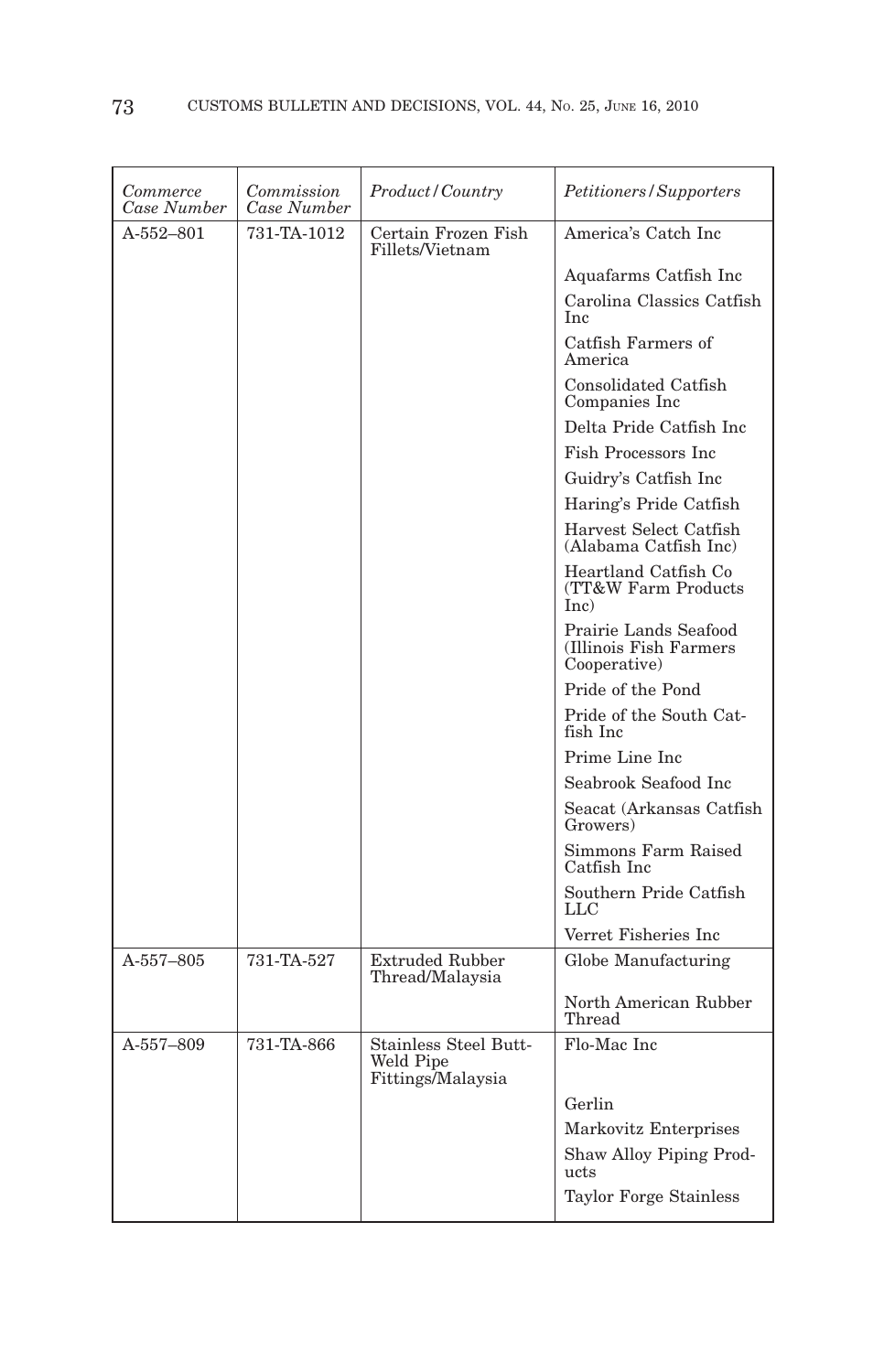| *Commerce Case Number* | *Commission Case Number* | *Product/Country* | *Petitioners/Supporters* |
|---|---|---|---|
| A-552–801 | 731-TA-1012 | Certain Frozen Fish Fillets/Vietnam | America's Catch Inc |
| | | | Aquafarms Catfish Inc |
| | | | Carolina Classics Catfish Inc |
| | | | Catfish Farmers of America |
| | | | Consolidated Catfish Companies Inc |
| | | | Delta Pride Catfish Inc |
| | | | Fish Processors Inc |
| | | | Guidry's Catfish Inc |
| | | | Haring's Pride Catfish |
| | | | Harvest Select Catfish (Alabama Catfish Inc) |
| | | | Heartland Catfish Co (TT&W Farm Products Inc) |
| | | | Prairie Lands Seafood (Illinois Fish Farmers Cooperative) |
| | | | Pride of the Pond |
| | | | Pride of the South Catfish Inc |
| | | | Prime Line Inc |
| | | | Seabrook Seafood Inc |
| | | | Seacat (Arkansas Catfish Growers) |
| | | | Simmons Farm Raised Catfish Inc |
| | | | Southern Pride Catfish LLC |
| | | | Verret Fisheries Inc |
| A-557–805 | 731-TA-527 | Extruded Rubber Thread/Malaysia | Globe Manufacturing |
| | | | North American Rubber Thread |
| A-557–809 | 731-TA-866 | Stainless Steel Butt-Weld Pipe Fittings/Malaysia | Flo-Mac Inc |
| | | | Gerlin |
| | | | Markovitz Enterprises |
| | | | Shaw Alloy Piping Products |
| | | | Taylor Forge Stainless |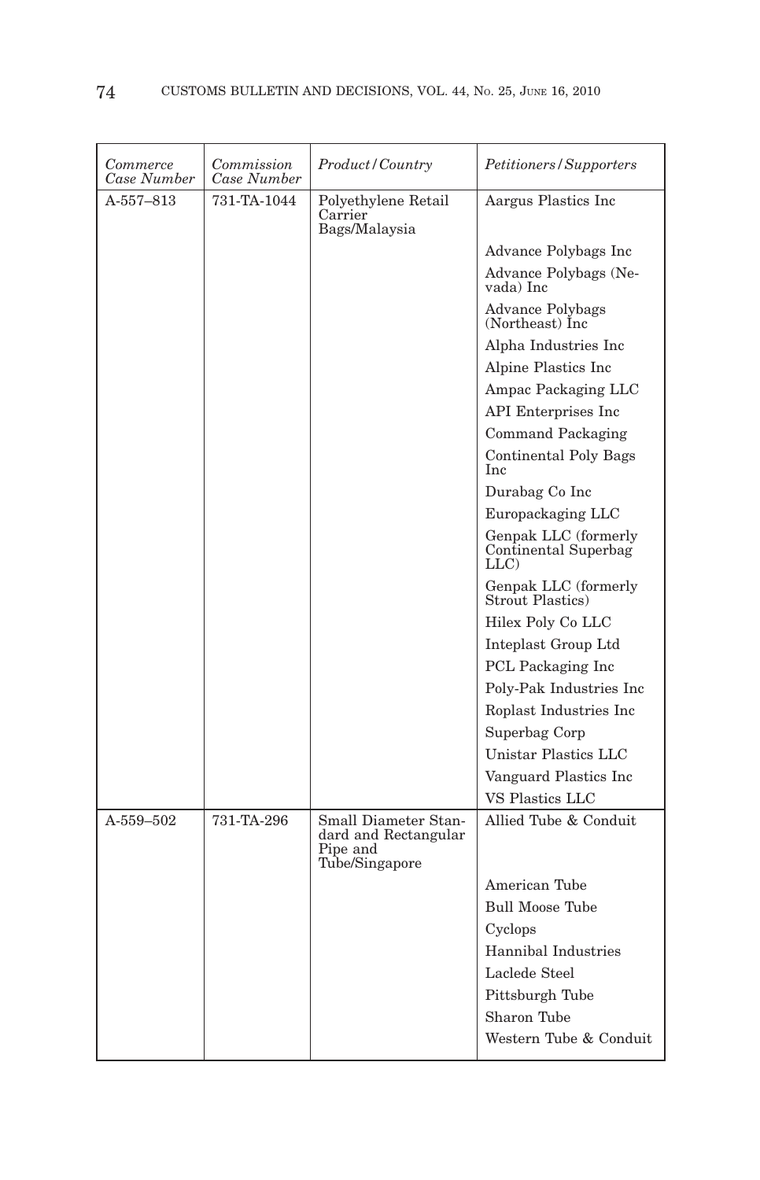| *Commerce Case Number* | *Commission Case Number* | *Product/Country* | *Petitioners/Supporters* |
|---|---|---|---|
| A-557–813 | 731-TA-1044 | Polyethylene Retail Carrier Bags/Malaysia | Aargus Plastics Inc |
| | | | Advance Polybags Inc |
| | | | Advance Polybags (Nevada) Inc |
| | | | Advance Polybags (Northeast) Inc |
| | | | Alpha Industries Inc |
| | | | Alpine Plastics Inc |
| | | | Ampac Packaging LLC |
| | | | API Enterprises Inc |
| | | | Command Packaging |
| | | | Continental Poly Bags Inc |
| | | | Durabag Co Inc |
| | | | Europackaging LLC |
| | | | Genpak LLC (formerly Continental Superbag LLC) |
| | | | Genpak LLC (formerly Strout Plastics) |
| | | | Hilex Poly Co LLC |
| | | | Inteplast Group Ltd |
| | | | PCL Packaging Inc |
| | | | Poly-Pak Industries Inc |
| | | | Roplast Industries Inc |
| | | | Superbag Corp |
| | | | Unistar Plastics LLC |
| | | | Vanguard Plastics Inc |
| | | | VS Plastics LLC |
| A-559–502 | 731-TA-296 | Small Diameter Standard and Rectangular Pipe and Tube/Singapore | Allied Tube & Conduit |
| | | | American Tube |
| | | | Bull Moose Tube |
| | | | Cyclops |
| | | | Hannibal Industries |
| | | | Laclede Steel |
| | | | Pittsburgh Tube |
| | | | Sharon Tube |
| | | | Western Tube & Conduit |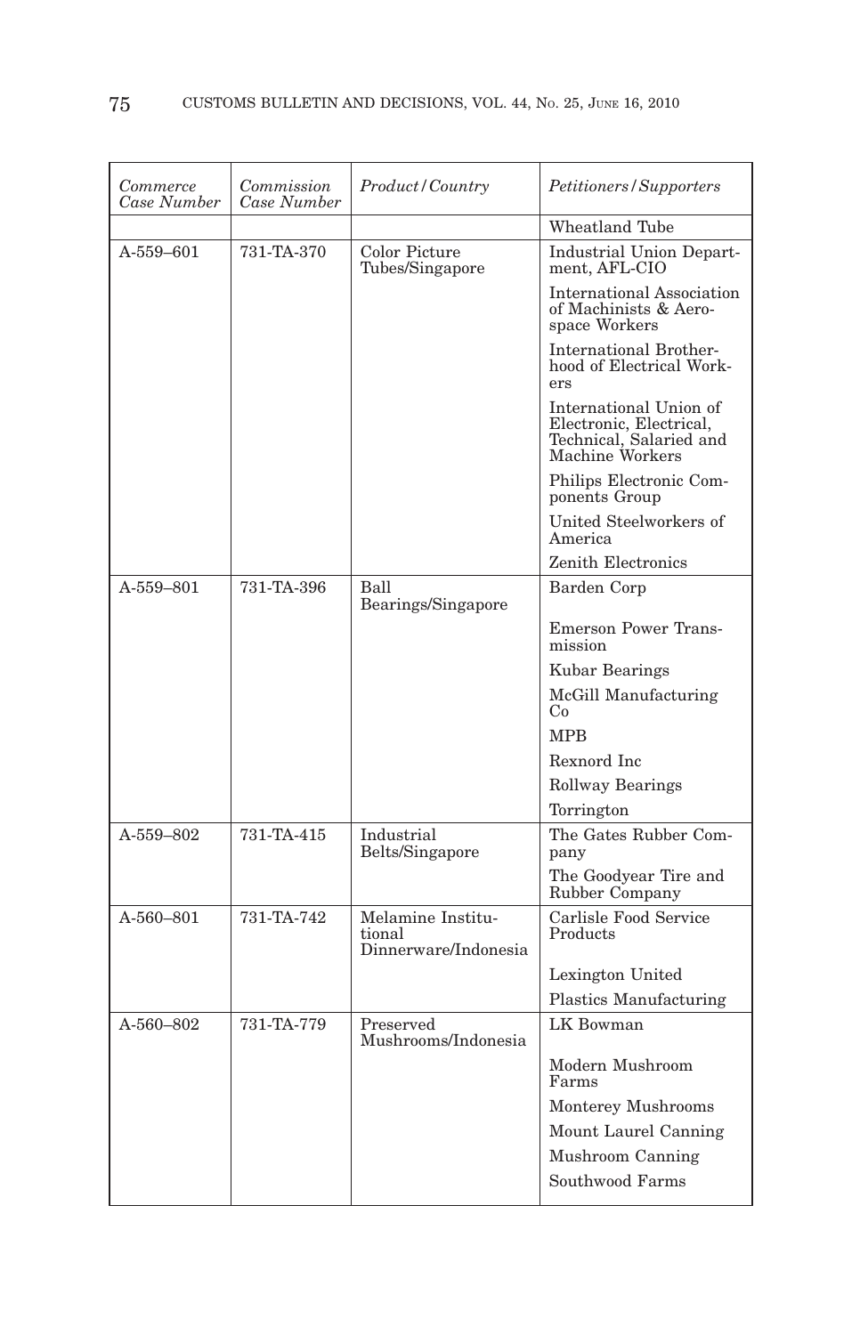| *Commerce Case Number* | *Commission Case Number* | *Product/Country* | *Petitioners/Supporters* |
|---|---|---|---|
| | | | Wheatland Tube |
| A-559–601 | 731-TA-370 | Color Picture Tubes/Singapore | Industrial Union Department, AFL-CIO |
| | | | International Association of Machinists & Aerospace Workers |
| | | | International Brotherhood of Electrical Workers |
| | | | International Union of Electronic, Electrical, Technical, Salaried and Machine Workers |
| | | | Philips Electronic Components Group |
| | | | United Steelworkers of America |
| | | | Zenith Electronics |
| A-559–801 | 731-TA-396 | Ball Bearings/Singapore | Barden Corp |
| | | | Emerson Power Transmission |
| | | | Kubar Bearings |
| | | | McGill Manufacturing Co |
| | | | MPB |
| | | | Rexnord Inc |
| | | | Rollway Bearings |
| | | | Torrington |
| A-559–802 | 731-TA-415 | Industrial Belts/Singapore | The Gates Rubber Company |
| | | | The Goodyear Tire and Rubber Company |
| A-560–801 | 731-TA-742 | Melamine Institutional Dinnerware/Indonesia | Carlisle Food Service Products |
| | | | Lexington United |
| | | | Plastics Manufacturing |
| A-560–802 | 731-TA-779 | Preserved Mushrooms/Indonesia | LK Bowman |
| | | | Modern Mushroom Farms |
| | | | Monterey Mushrooms |
| | | | Mount Laurel Canning |
| | | | Mushroom Canning |
| | | | Southwood Farms |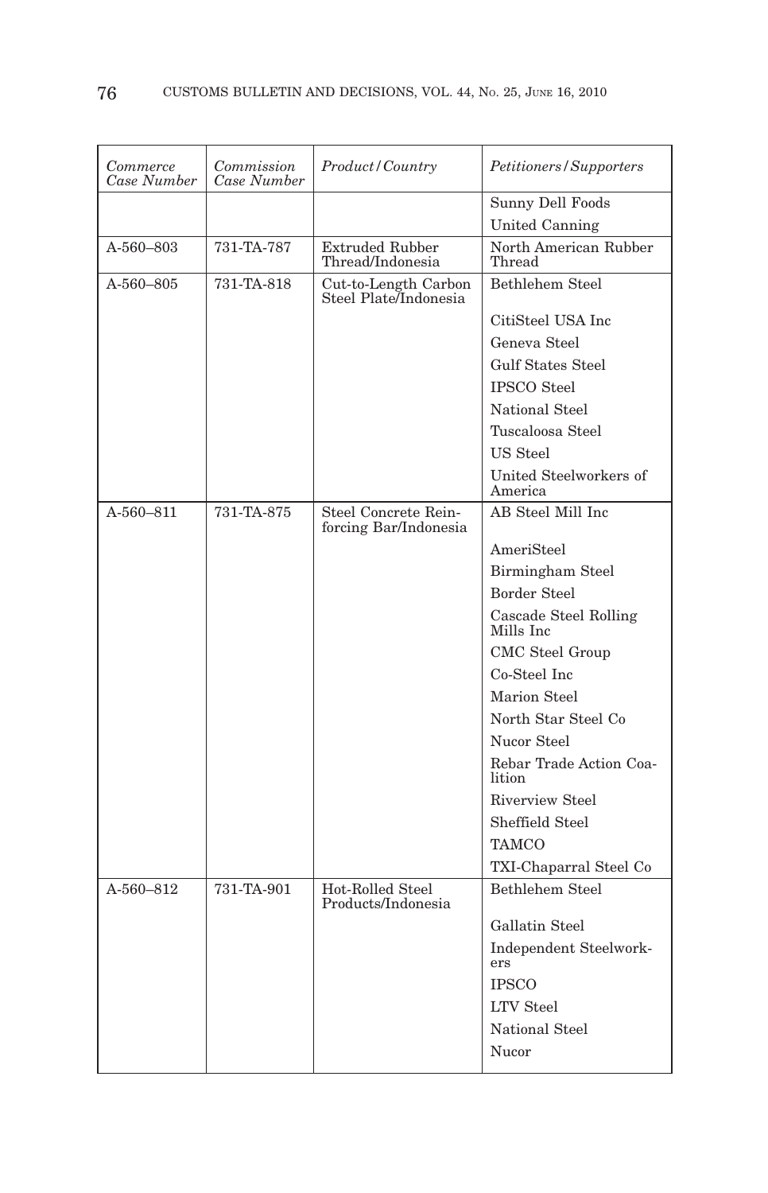| *Commerce Case Number* | *Commission Case Number* | *Product/Country* | *Petitioners/Supporters* |
|---|---|---|---|
| | | | Sunny Dell Foods |
| | | | United Canning |
| A-560–803 | 731-TA-787 | Extruded Rubber Thread/Indonesia | North American Rubber Thread |
| A-560–805 | 731-TA-818 | Cut-to-Length Carbon Steel Plate/Indonesia | Bethlehem Steel |
| | | | CitiSteel USA Inc |
| | | | Geneva Steel |
| | | | Gulf States Steel |
| | | | IPSCO Steel |
| | | | National Steel |
| | | | Tuscaloosa Steel |
| | | | US Steel |
| | | | United Steelworkers of America |
| A-560–811 | 731-TA-875 | Steel Concrete Reinforcing Bar/Indonesia | AB Steel Mill Inc |
| | | | AmeriSteel |
| | | | Birmingham Steel |
| | | | Border Steel |
| | | | Cascade Steel Rolling Mills Inc |
| | | | CMC Steel Group |
| | | | Co-Steel Inc |
| | | | Marion Steel |
| | | | North Star Steel Co |
| | | | Nucor Steel |
| | | | Rebar Trade Action Coalition |
| | | | Riverview Steel |
| | | | Sheffield Steel |
| | | | TAMCO |
| | | | TXI-Chaparral Steel Co |
| A-560–812 | 731-TA-901 | Hot-Rolled Steel Products/Indonesia | Bethlehem Steel |
| | | | Gallatin Steel |
| | | | Independent Steelworkers |
| | | | IPSCO |
| | | | LTV Steel |
| | | | National Steel |
| | | | Nucor |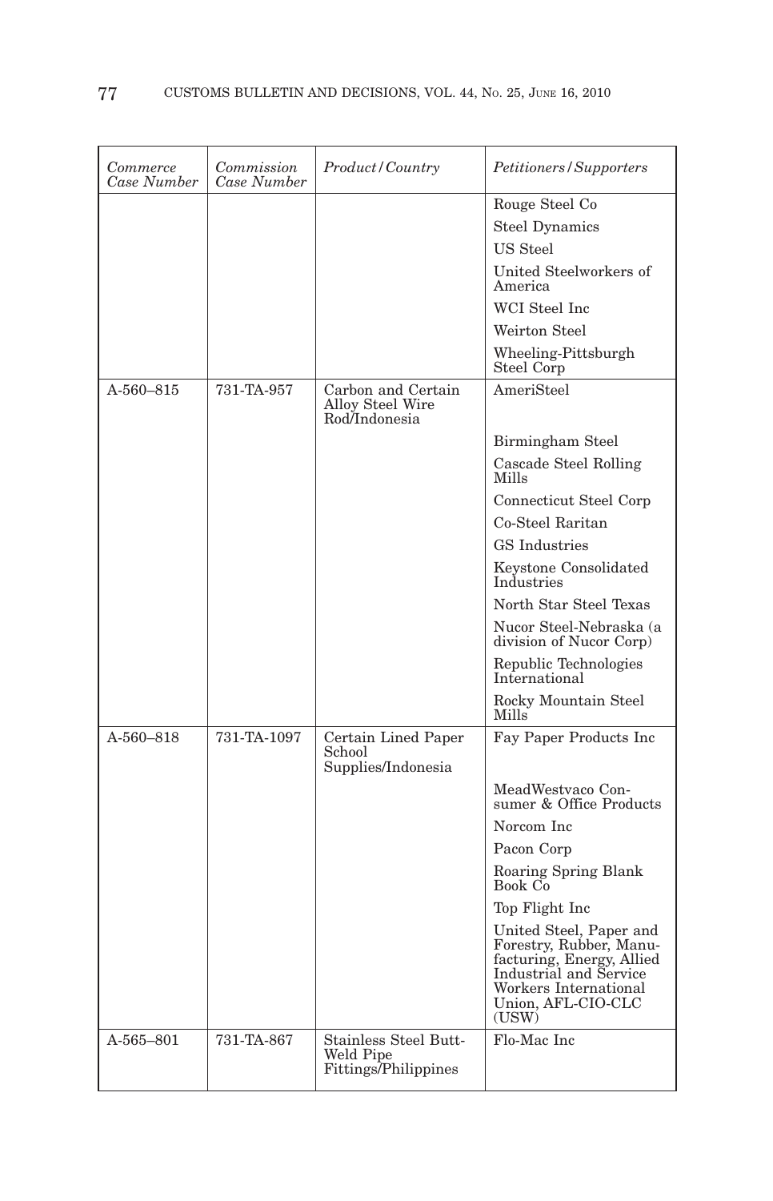| *Commerce Case Number* | *Commission Case Number* | *Product/Country* | *Petitioners/Supporters* |
|---|---|---|---|
| | | | Rouge Steel Co |
| | | | Steel Dynamics |
| | | | US Steel |
| | | | United Steelworkers of America |
| | | | WCI Steel Inc |
| | | | Weirton Steel |
| | | | Wheeling-Pittsburgh Steel Corp |
| A-560–815 | 731-TA-957 | Carbon and Certain Alloy Steel Wire Rod/Indonesia | AmeriSteel |
| | | | Birmingham Steel |
| | | | Cascade Steel Rolling Mills |
| | | | Connecticut Steel Corp |
| | | | Co-Steel Raritan |
| | | | GS Industries |
| | | | Keystone Consolidated Industries |
| | | | North Star Steel Texas |
| | | | Nucor Steel-Nebraska (a division of Nucor Corp) |
| | | | Republic Technologies International |
| | | | Rocky Mountain Steel Mills |
| A-560–818 | 731-TA-1097 | Certain Lined Paper School Supplies/Indonesia | Fay Paper Products Inc |
| | | | MeadWestvaco Consumer & Office Products |
| | | | Norcom Inc |
| | | | Pacon Corp |
| | | | Roaring Spring Blank Book Co |
| | | | Top Flight Inc |
| | | | United Steel, Paper and Forestry, Rubber, Manufacturing, Energy, Allied Industrial and Service Workers International Union, AFL-CIO-CLC (USW) |
| A-565–801 | 731-TA-867 | Stainless Steel Butt-Weld Pipe Fittings/Philippines | Flo-Mac Inc |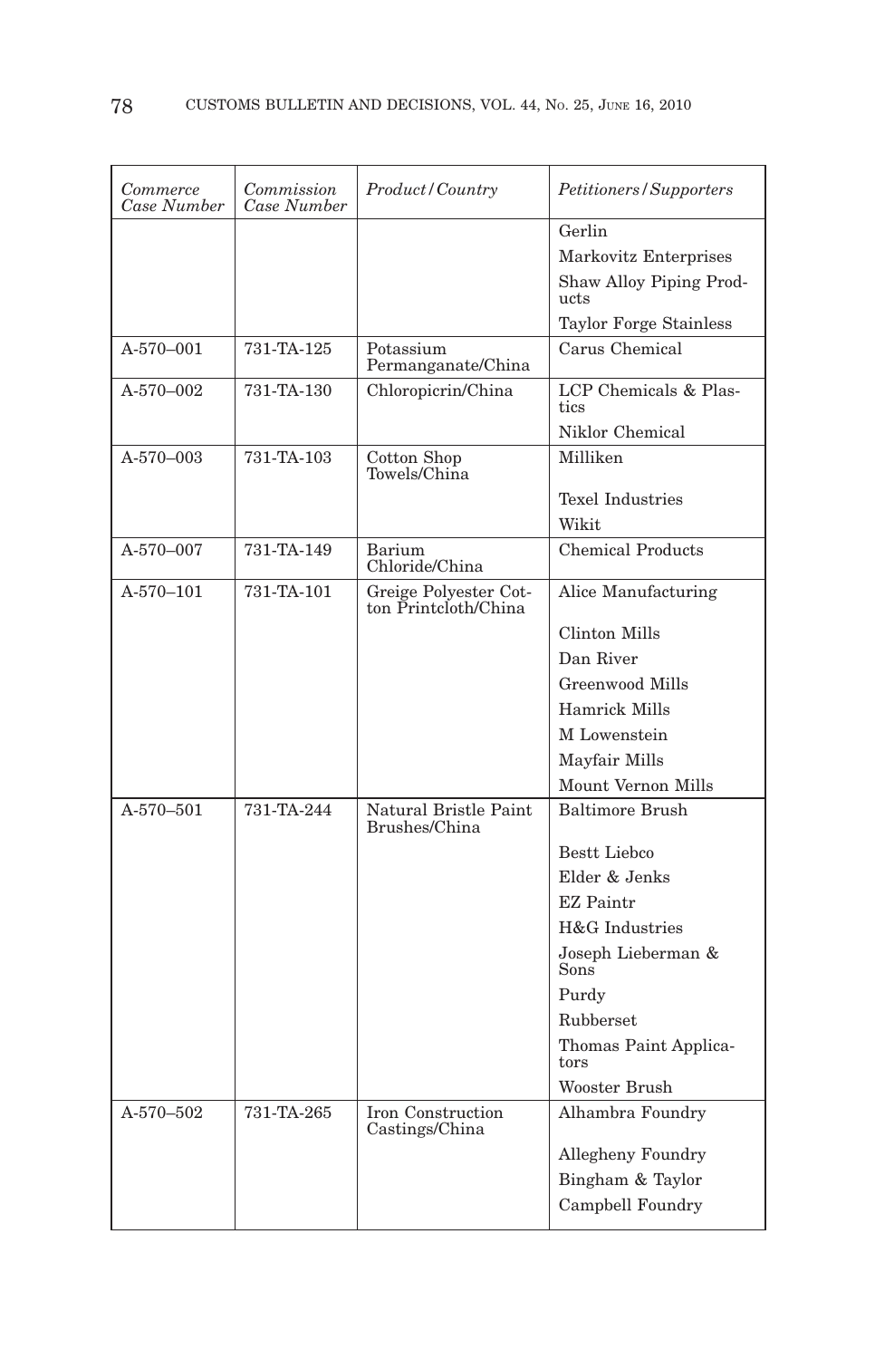| *Commerce Case Number* | *Commission Case Number* | *Product/Country* | *Petitioners/Supporters* |
|---|---|---|---|
| | | | Gerlin |
| | | | Markovitz Enterprises |
| | | | Shaw Alloy Piping Products |
| | | | Taylor Forge Stainless |
| A-570–001 | 731-TA-125 | Potassium Permanganate/China | Carus Chemical |
| A-570–002 | 731-TA-130 | Chloropicrin/China | LCP Chemicals & Plastics |
| | | | Niklor Chemical |
| A-570–003 | 731-TA-103 | Cotton Shop Towels/China | Milliken |
| | | | Texel Industries |
| | | | Wikit |
| A-570–007 | 731-TA-149 | Barium Chloride/China | Chemical Products |
| A-570–101 | 731-TA-101 | Greige Polyester Cotton Printcloth/China | Alice Manufacturing |
| | | | Clinton Mills |
| | | | Dan River |
| | | | Greenwood Mills |
| | | | Hamrick Mills |
| | | | M Lowenstein |
| | | | Mayfair Mills |
| | | | Mount Vernon Mills |
| A-570–501 | 731-TA-244 | Natural Bristle Paint Brushes/China | Baltimore Brush |
| | | | Bestt Liebco |
| | | | Elder & Jenks |
| | | | EZ Paintr |
| | | | H&G Industries |
| | | | Joseph Lieberman & Sons |
| | | | Purdy |
| | | | Rubberset |
| | | | Thomas Paint Applicators |
| | | | Wooster Brush |
| A-570–502 | 731-TA-265 | Iron Construction Castings/China | Alhambra Foundry |
| | | | Allegheny Foundry |
| | | | Bingham & Taylor |
| | | | Campbell Foundry |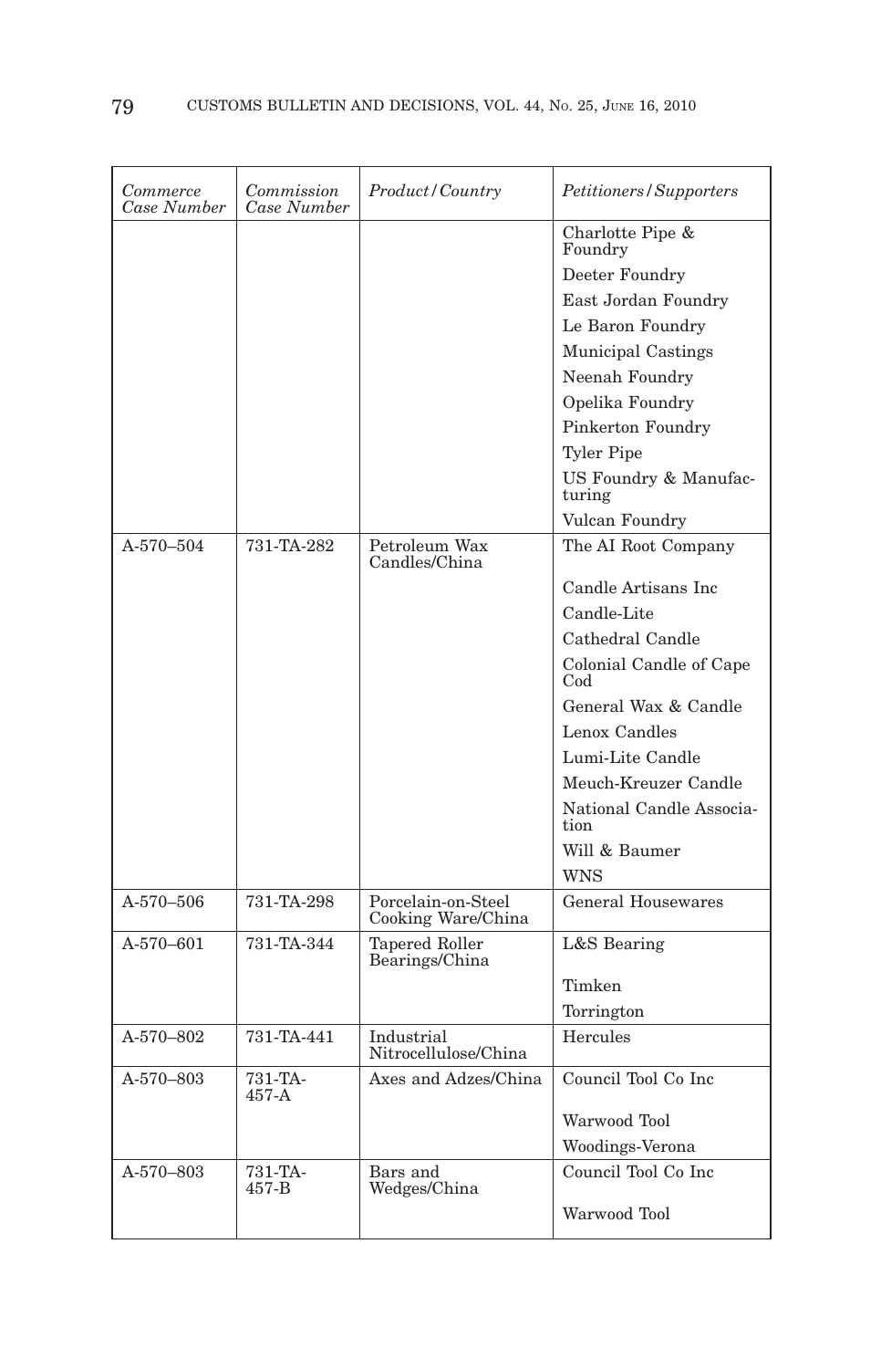| *Commerce Case Number* | *Commission Case Number* | *Product/Country* | *Petitioners/Supporters* |
|---|---|---|---|
| | | | Charlotte Pipe & Foundry |
| | | | Deeter Foundry |
| | | | East Jordan Foundry |
| | | | Le Baron Foundry |
| | | | Municipal Castings |
| | | | Neenah Foundry |
| | | | Opelika Foundry |
| | | | Pinkerton Foundry |
| | | | Tyler Pipe |
| | | | US Foundry & Manufacturing |
| | | | Vulcan Foundry |
| A-570–504 | 731-TA-282 | Petroleum Wax Candles/China | The AI Root Company |
| | | | Candle Artisans Inc |
| | | | Candle-Lite |
| | | | Cathedral Candle |
| | | | Colonial Candle of Cape Cod |
| | | | General Wax & Candle |
| | | | Lenox Candles |
| | | | Lumi-Lite Candle |
| | | | Meuch-Kreuzer Candle |
| | | | National Candle Association |
| | | | Will & Baumer |
| | | | WNS |
| A-570–506 | 731-TA-298 | Porcelain-on-Steel Cooking Ware/China | General Housewares |
| A-570–601 | 731-TA-344 | Tapered Roller Bearings/China | L&S Bearing |
| | | | Timken |
| | | | Torrington |
| A-570–802 | 731-TA-441 | Industrial Nitrocellulose/China | Hercules |
| A-570–803 | 731-TA-457-A | Axes and Adzes/China | Council Tool Co Inc |
| | | | Warwood Tool |
| | | | Woodings-Verona |
| A-570–803 | 731-TA-457-B | Bars and Wedges/China | Council Tool Co Inc |
| | | | Warwood Tool |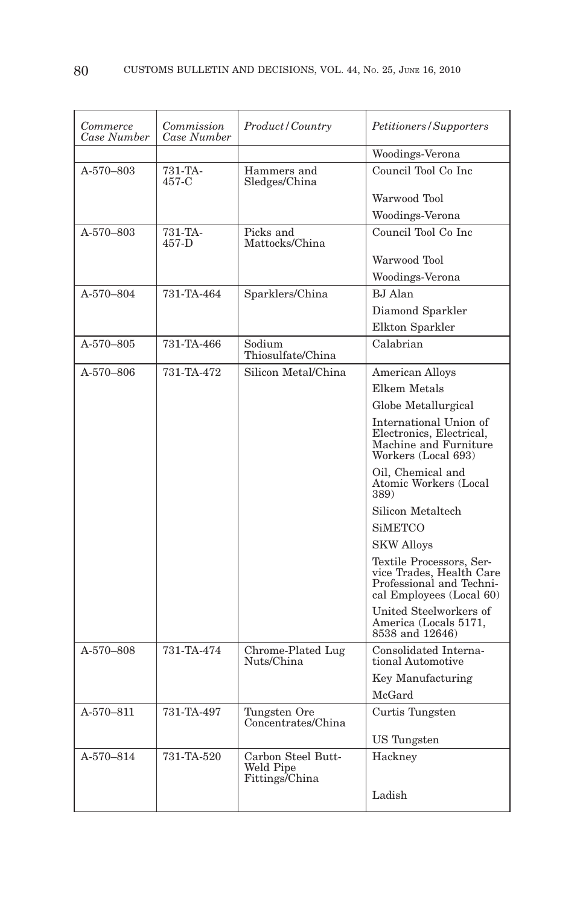| *Commerce Case Number* | *Commission Case Number* | *Product/Country* | *Petitioners/Supporters* |
|---|---|---|---|
| | | | Woodings-Verona |
| A-570–803 | 731-TA-457-C | Hammers and Sledges/China | Council Tool Co Inc |
| | | | Warwood Tool |
| | | | Woodings-Verona |
| A-570–803 | 731-TA-457-D | Picks and Mattocks/China | Council Tool Co Inc |
| | | | Warwood Tool |
| | | | Woodings-Verona |
| A-570–804 | 731-TA-464 | Sparklers/China | BJ Alan |
| | | | Diamond Sparkler |
| | | | Elkton Sparkler |
| A-570–805 | 731-TA-466 | Sodium Thiosulfate/China | Calabrian |
| A-570–806 | 731-TA-472 | Silicon Metal/China | American Alloys |
| | | | Elkem Metals |
| | | | Globe Metallurgical |
| | | | International Union of Electronics, Electrical, Machine and Furniture Workers (Local 693) |
| | | | Oil, Chemical and Atomic Workers (Local 389) |
| | | | Silicon Metaltech |
| | | | SiMETCO |
| | | | SKW Alloys |
| | | | Textile Processors, Service Trades, Health Care Professional and Technical Employees (Local 60) |
| | | | United Steelworkers of America (Locals 5171, 8538 and 12646) |
| A-570–808 | 731-TA-474 | Chrome-Plated Lug Nuts/China | Consolidated International Automotive |
| | | | Key Manufacturing |
| | | | McGard |
| A-570–811 | 731-TA-497 | Tungsten Ore Concentrates/China | Curtis Tungsten |
| | | | US Tungsten |
| A-570–814 | 731-TA-520 | Carbon Steel Butt-Weld Pipe Fittings/China | Hackney |
| | | | Ladish |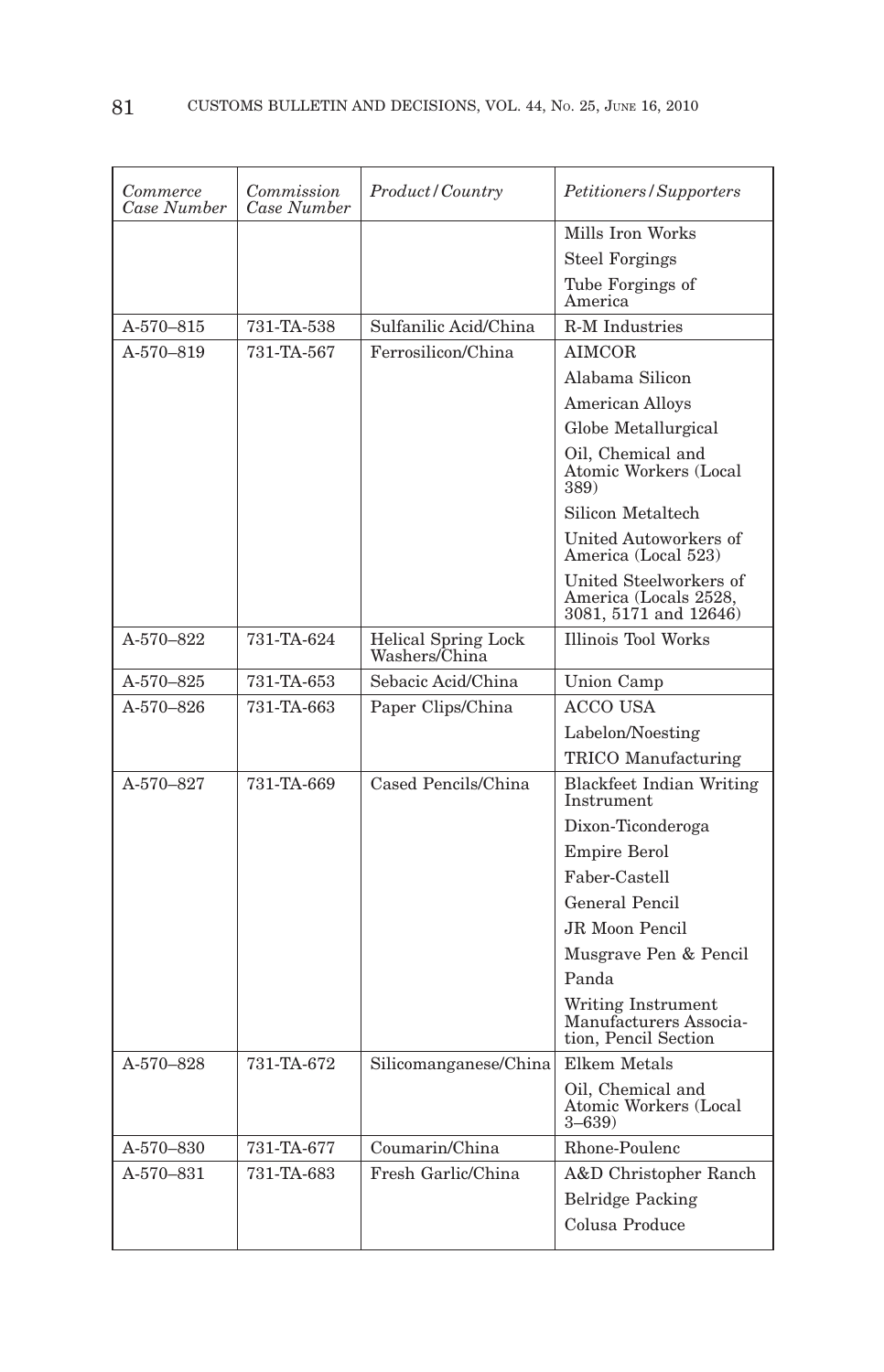| *Commerce Case Number* | *Commission Case Number* | *Product/Country* | *Petitioners/Supporters* |
|---|---|---|---|
| | | | Mills Iron Works |
| | | | Steel Forgings |
| | | | Tube Forgings of America |
| A-570–815 | 731-TA-538 | Sulfanilic Acid/China | R-M Industries |
| A-570–819 | 731-TA-567 | Ferrosilicon/China | AIMCOR |
| | | | Alabama Silicon |
| | | | American Alloys |
| | | | Globe Metallurgical |
| | | | Oil, Chemical and Atomic Workers (Local 389) |
| | | | Silicon Metaltech |
| | | | United Autoworkers of America (Local 523) |
| | | | United Steelworkers of America (Locals 2528, 3081, 5171 and 12646) |
| A-570–822 | 731-TA-624 | Helical Spring Lock Washers/China | Illinois Tool Works |
| A-570–825 | 731-TA-653 | Sebacic Acid/China | Union Camp |
| A-570–826 | 731-TA-663 | Paper Clips/China | ACCO USA |
| | | | Labelon/Noesting |
| | | | TRICO Manufacturing |
| A-570–827 | 731-TA-669 | Cased Pencils/China | Blackfeet Indian Writing Instrument |
| | | | Dixon-Ticonderoga |
| | | | Empire Berol |
| | | | Faber-Castell |
| | | | General Pencil |
| | | | JR Moon Pencil |
| | | | Musgrave Pen & Pencil |
| | | | Panda |
| | | | Writing Instrument Manufacturers Association, Pencil Section |
| A-570–828 | 731-TA-672 | Silicomanganese/China | Elkem Metals |
| | | | Oil, Chemical and Atomic Workers (Local 3–639) |
| A-570–830 | 731-TA-677 | Coumarin/China | Rhone-Poulenc |
| A-570–831 | 731-TA-683 | Fresh Garlic/China | A&D Christopher Ranch |
| | | | Belridge Packing |
| | | | Colusa Produce |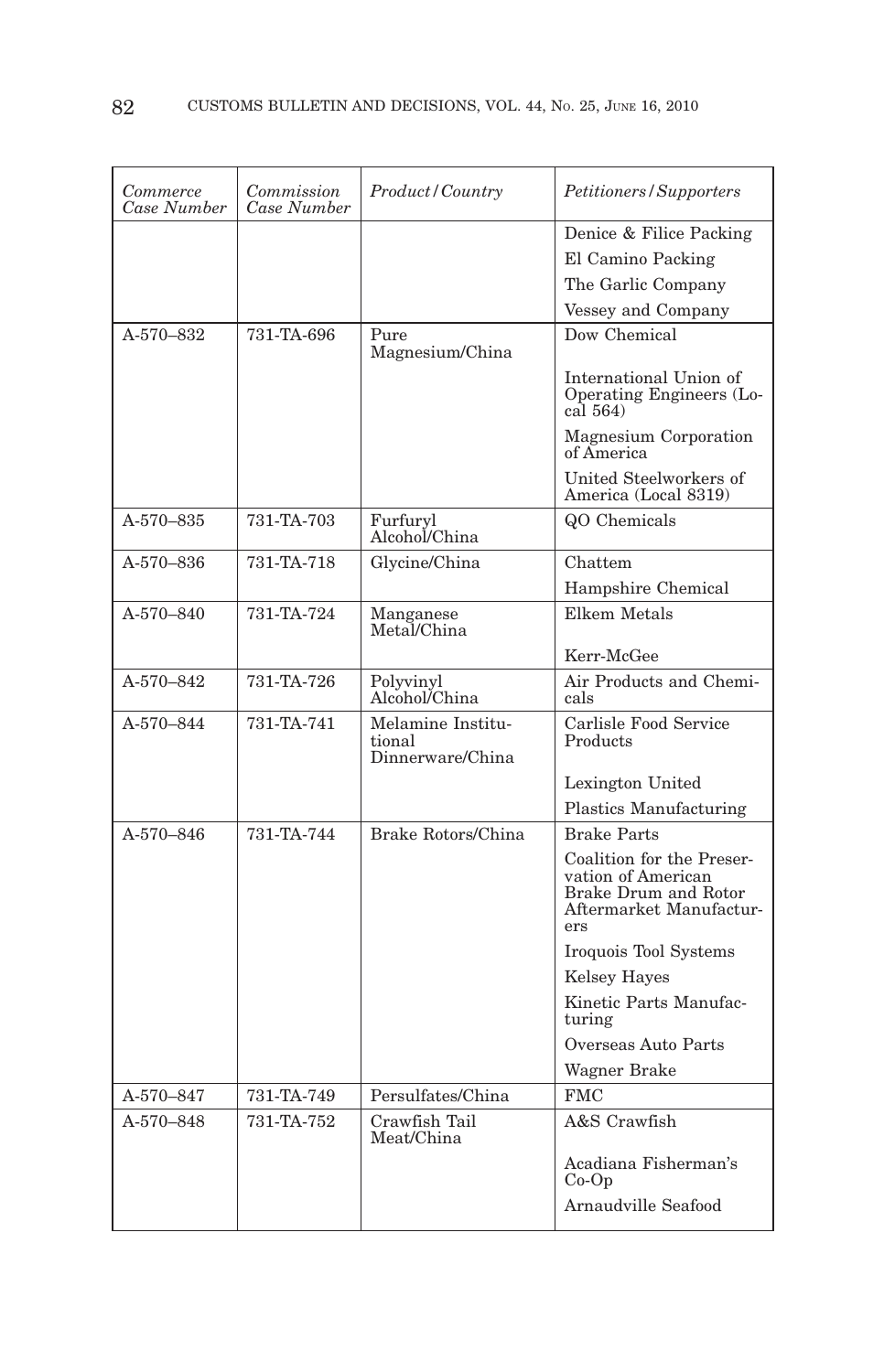| *Commerce Case Number* | *Commission Case Number* | *Product/Country* | *Petitioners/Supporters* |
|---|---|---|---|
| | | | Denice & Filice Packing |
| | | | El Camino Packing |
| | | | The Garlic Company |
| | | | Vessey and Company |
| A-570–832 | 731-TA-696 | Pure Magnesium/China | Dow Chemical |
| | | | International Union of Operating Engineers (Local 564) |
| | | | Magnesium Corporation of America |
| | | | United Steelworkers of America (Local 8319) |
| A-570–835 | 731-TA-703 | Furfuryl Alcohol/China | QO Chemicals |
| A-570–836 | 731-TA-718 | Glycine/China | Chattem |
| | | | Hampshire Chemical |
| A-570–840 | 731-TA-724 | Manganese Metal/China | Elkem Metals |
| | | | Kerr-McGee |
| A-570–842 | 731-TA-726 | Polyvinyl Alcohol/China | Air Products and Chemicals |
| A-570–844 | 731-TA-741 | Melamine Institutional Dinnerware/China | Carlisle Food Service Products |
| | | | Lexington United |
| | | | Plastics Manufacturing |
| A-570–846 | 731-TA-744 | Brake Rotors/China | Brake Parts |
| | | | Coalition for the Preservation of American Brake Drum and Rotor Aftermarket Manufacturers |
| | | | Iroquois Tool Systems |
| | | | Kelsey Hayes |
| | | | Kinetic Parts Manufacturing |
| | | | Overseas Auto Parts |
| | | | Wagner Brake |
| A-570–847 | 731-TA-749 | Persulfates/China | FMC |
| A-570–848 | 731-TA-752 | Crawfish Tail Meat/China | A&S Crawfish |
| | | | Acadiana Fisherman's Co-Op |
| | | | Arnaudville Seafood |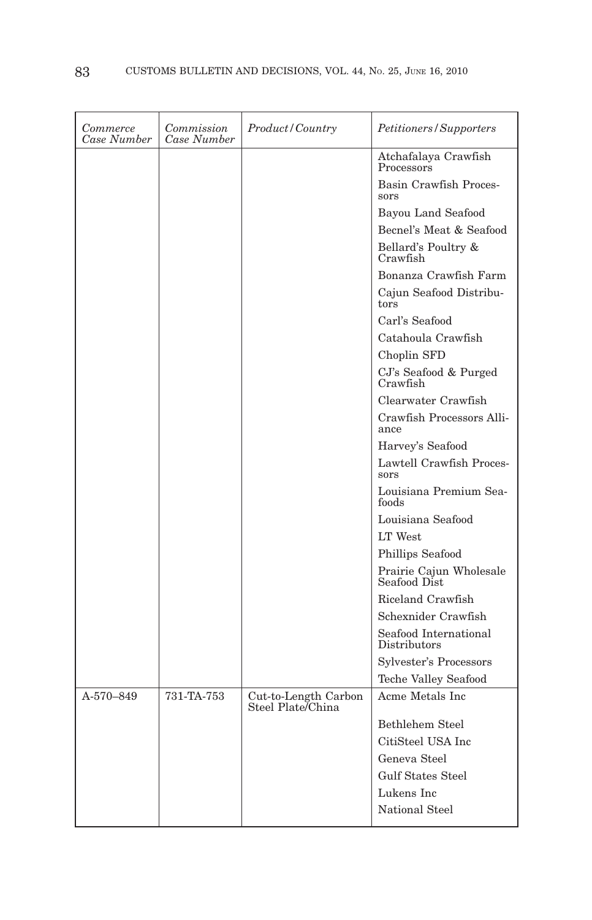| *Commerce Case Number* | *Commission Case Number* | *Product/Country* | *Petitioners/Supporters* |
|---|---|---|---|
| | | | Atchafalaya Crawfish Processors |
| | | | Basin Crawfish Processors |
| | | | Bayou Land Seafood |
| | | | Becnel's Meat & Seafood |
| | | | Bellard's Poultry & Crawfish |
| | | | Bonanza Crawfish Farm |
| | | | Cajun Seafood Distributors |
| | | | Carl's Seafood |
| | | | Catahoula Crawfish |
| | | | Choplin SFD |
| | | | CJ's Seafood & Purged Crawfish |
| | | | Clearwater Crawfish |
| | | | Crawfish Processors Alliance |
| | | | Harvey's Seafood |
| | | | Lawtell Crawfish Processors |
| | | | Louisiana Premium Seafoods |
| | | | Louisiana Seafood |
| | | | LT West |
| | | | Phillips Seafood |
| | | | Prairie Cajun Wholesale Seafood Dist |
| | | | Riceland Crawfish |
| | | | Schexnider Crawfish |
| | | | Seafood International Distributors |
| | | | Sylvester's Processors |
| | | | Teche Valley Seafood |
| A-570–849 | 731-TA-753 | Cut-to-Length Carbon Steel Plate/China | Acme Metals Inc |
| | | | Bethlehem Steel |
| | | | CitiSteel USA Inc |
| | | | Geneva Steel |
| | | | Gulf States Steel |
| | | | Lukens Inc |
| | | | National Steel |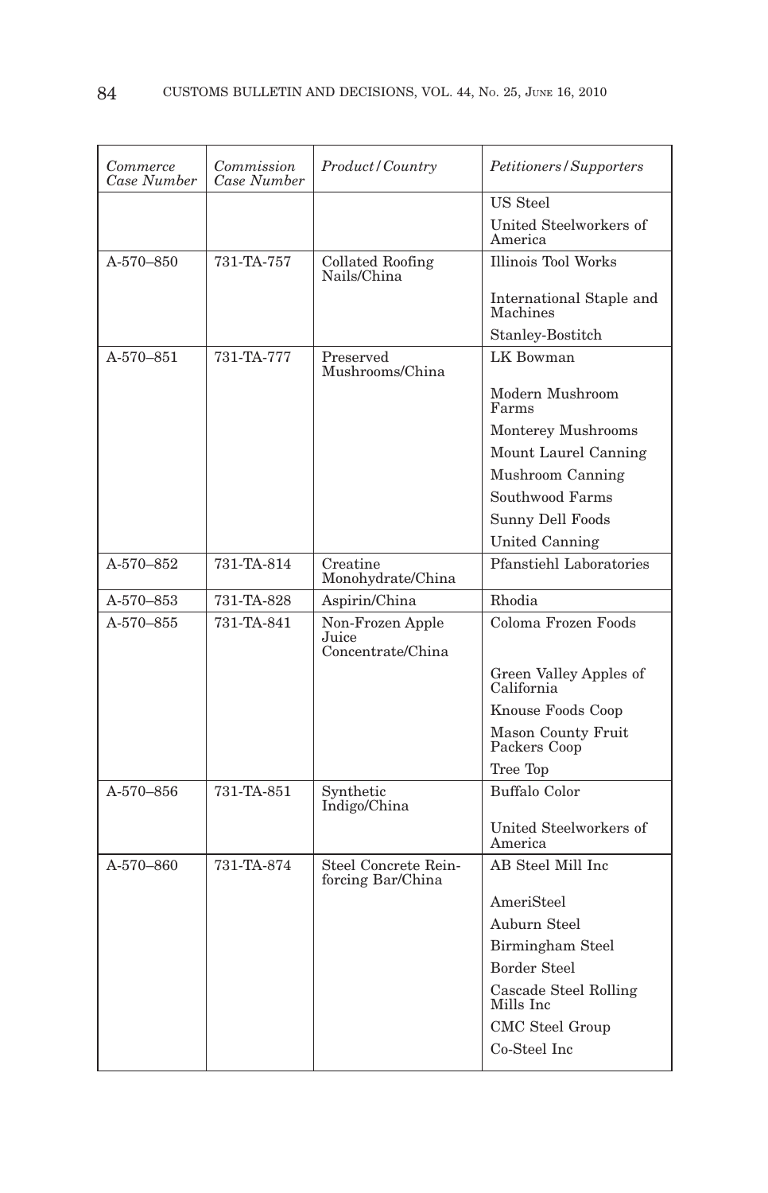| *Commerce Case Number* | *Commission Case Number* | *Product/Country* | *Petitioners/Supporters* |
|---|---|---|---|
| | | | US Steel |
| | | | United Steelworkers of America |
| A-570–850 | 731-TA-757 | Collated Roofing Nails/China | Illinois Tool Works |
| | | | International Staple and Machines |
| | | | Stanley-Bostitch |
| A-570–851 | 731-TA-777 | Preserved Mushrooms/China | LK Bowman |
| | | | Modern Mushroom Farms |
| | | | Monterey Mushrooms |
| | | | Mount Laurel Canning |
| | | | Mushroom Canning |
| | | | Southwood Farms |
| | | | Sunny Dell Foods |
| | | | United Canning |
| A-570–852 | 731-TA-814 | Creatine Monohydrate/China | Pfanstiehl Laboratories |
| A-570–853 | 731-TA-828 | Aspirin/China | Rhodia |
| A-570–855 | 731-TA-841 | Non-Frozen Apple Juice Concentrate/China | Coloma Frozen Foods |
| | | | Green Valley Apples of California |
| | | | Knouse Foods Coop |
| | | | Mason County Fruit Packers Coop |
| | | | Tree Top |
| A-570–856 | 731-TA-851 | Synthetic Indigo/China | Buffalo Color |
| | | | United Steelworkers of America |
| A-570–860 | 731-TA-874 | Steel Concrete Reinforcing Bar/China | AB Steel Mill Inc |
| | | | AmeriSteel |
| | | | Auburn Steel |
| | | | Birmingham Steel |
| | | | Border Steel |
| | | | Cascade Steel Rolling Mills Inc |
| | | | CMC Steel Group |
| | | | Co-Steel Inc |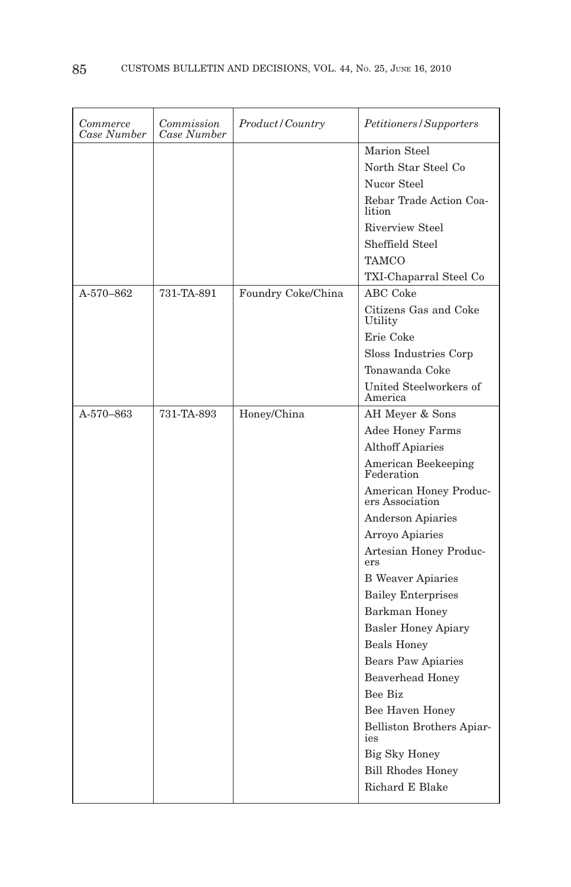| *Commerce Case Number* | *Commission Case Number* | *Product/Country* | *Petitioners/Supporters* |
|---|---|---|---|
| | | | Marion Steel |
| | | | North Star Steel Co |
| | | | Nucor Steel |
| | | | Rebar Trade Action Coalition |
| | | | Riverview Steel |
| | | | Sheffield Steel |
| | | | TAMCO |
| | | | TXI-Chaparral Steel Co |
| A-570–862 | 731-TA-891 | Foundry Coke/China | ABC Coke |
| | | | Citizens Gas and Coke Utility |
| | | | Erie Coke |
| | | | Sloss Industries Corp |
| | | | Tonawanda Coke |
| | | | United Steelworkers of America |
| A-570–863 | 731-TA-893 | Honey/China | AH Meyer & Sons |
| | | | Adee Honey Farms |
| | | | Althoff Apiaries |
| | | | American Beekeeping Federation |
| | | | American Honey Producers Association |
| | | | Anderson Apiaries |
| | | | Arroyo Apiaries |
| | | | Artesian Honey Producers |
| | | | B Weaver Apiaries |
| | | | Bailey Enterprises |
| | | | Barkman Honey |
| | | | Basler Honey Apiary |
| | | | Beals Honey |
| | | | Bears Paw Apiaries |
| | | | Beaverhead Honey |
| | | | Bee Biz |
| | | | Bee Haven Honey |
| | | | Belliston Brothers Apiaries |
| | | | Big Sky Honey |
| | | | Bill Rhodes Honey |
| | | | Richard E Blake |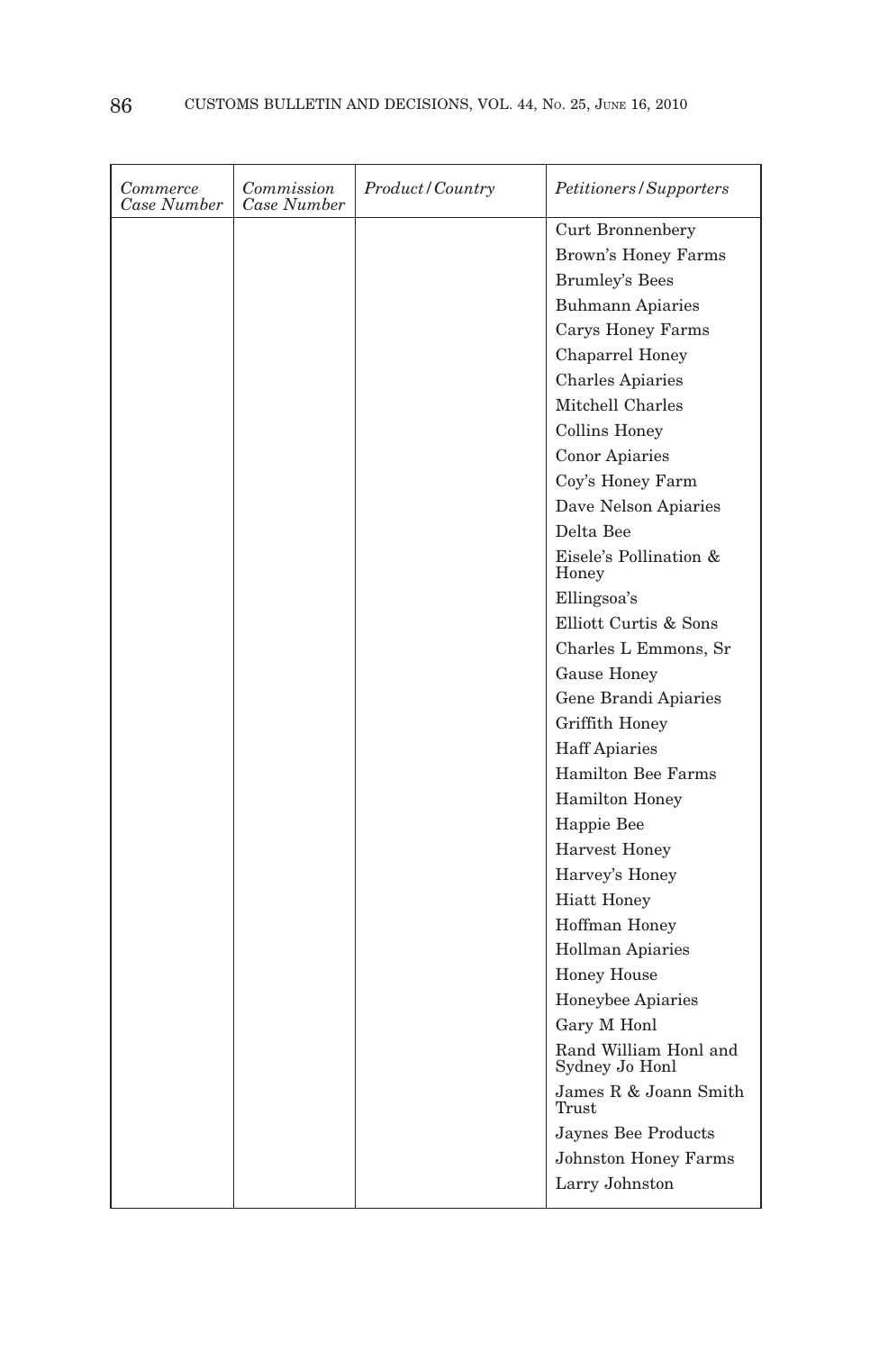| *Commerce Case Number* | *Commission Case Number* | *Product/Country* | *Petitioners/Supporters* |
|---|---|---|---|
| | | | Curt Bronnenbery |
| | | | Brown's Honey Farms |
| | | | Brumley's Bees |
| | | | Buhmann Apiaries |
| | | | Carys Honey Farms |
| | | | Chaparrel Honey |
| | | | Charles Apiaries |
| | | | Mitchell Charles |
| | | | Collins Honey |
| | | | Conor Apiaries |
| | | | Coy's Honey Farm |
| | | | Dave Nelson Apiaries |
| | | | Delta Bee |
| | | | Eisele's Pollination & Honey |
| | | | Ellingsoa's |
| | | | Elliott Curtis & Sons |
| | | | Charles L Emmons, Sr |
| | | | Gause Honey |
| | | | Gene Brandi Apiaries |
| | | | Griffith Honey |
| | | | Haff Apiaries |
| | | | Hamilton Bee Farms |
| | | | Hamilton Honey |
| | | | Happie Bee |
| | | | Harvest Honey |
| | | | Harvey's Honey |
| | | | Hiatt Honey |
| | | | Hoffman Honey |
| | | | Hollman Apiaries |
| | | | Honey House |
| | | | Honeybee Apiaries |
| | | | Gary M Honl |
| | | | Rand William Honl and Sydney Jo Honl |
| | | | James R & Joann Smith Trust |
| | | | Jaynes Bee Products |
| | | | Johnston Honey Farms |
| | | | Larry Johnston |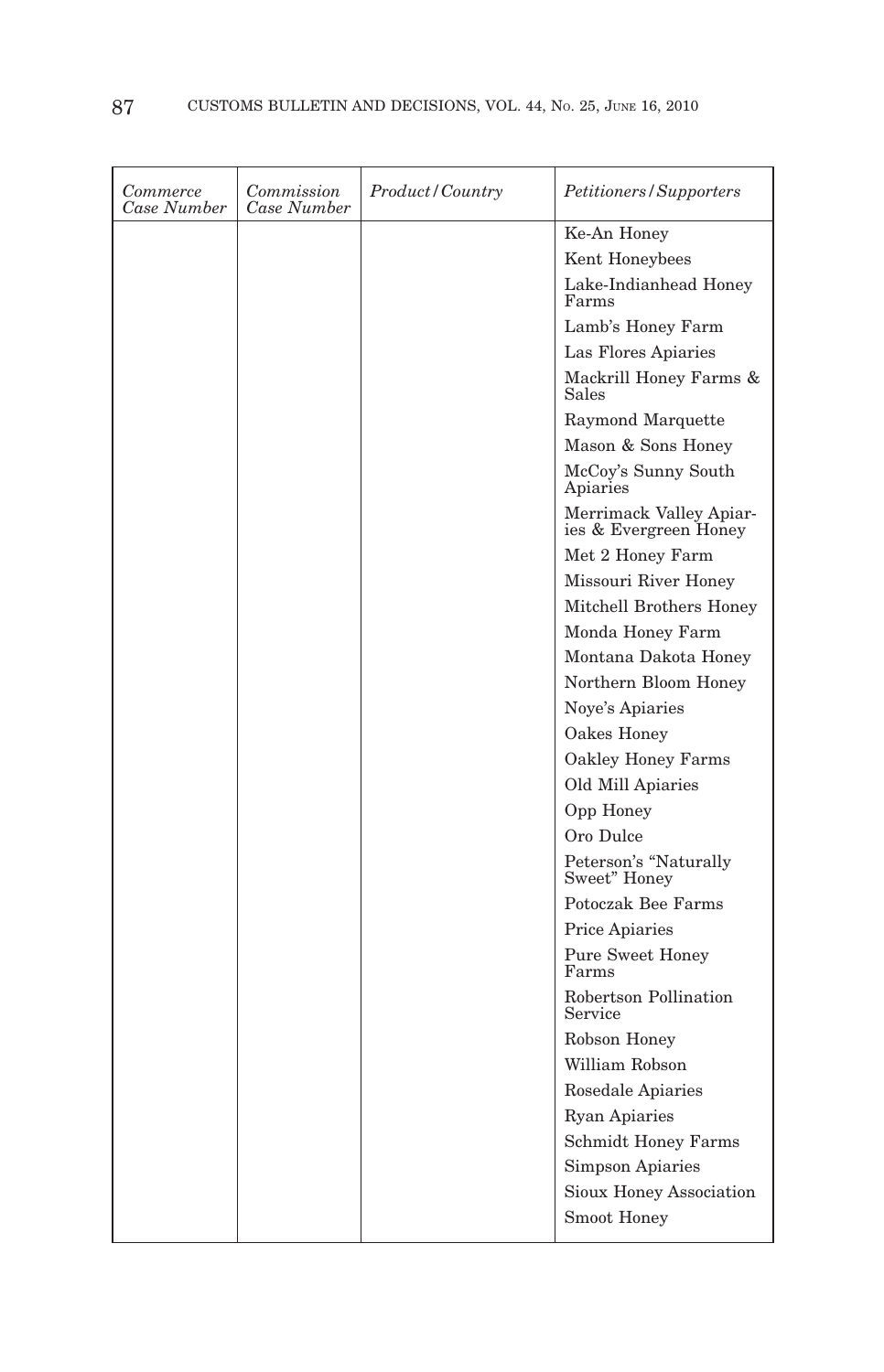| *Commerce Case Number* | *Commission Case Number* | *Product/Country* | *Petitioners/Supporters* |
|---|---|---|---|
| | | | Ke-An Honey |
| | | | Kent Honeybees |
| | | | Lake-Indianhead Honey Farms |
| | | | Lamb's Honey Farm |
| | | | Las Flores Apiaries |
| | | | Mackrill Honey Farms & Sales |
| | | | Raymond Marquette |
| | | | Mason & Sons Honey |
| | | | McCoy's Sunny South Apiaries |
| | | | Merrimack Valley Apiaries & Evergreen Honey |
| | | | Met 2 Honey Farm |
| | | | Missouri River Honey |
| | | | Mitchell Brothers Honey |
| | | | Monda Honey Farm |
| | | | Montana Dakota Honey |
| | | | Northern Bloom Honey |
| | | | Noye's Apiaries |
| | | | Oakes Honey |
| | | | Oakley Honey Farms |
| | | | Old Mill Apiaries |
| | | | Opp Honey |
| | | | Oro Dulce |
| | | | Peterson's "Naturally Sweet" Honey |
| | | | Potoczak Bee Farms |
| | | | Price Apiaries |
| | | | Pure Sweet Honey Farms |
| | | | Robertson Pollination Service |
| | | | Robson Honey |
| | | | William Robson |
| | | | Rosedale Apiaries |
| | | | Ryan Apiaries |
| | | | Schmidt Honey Farms |
| | | | Simpson Apiaries |
| | | | Sioux Honey Association |
| | | | Smoot Honey |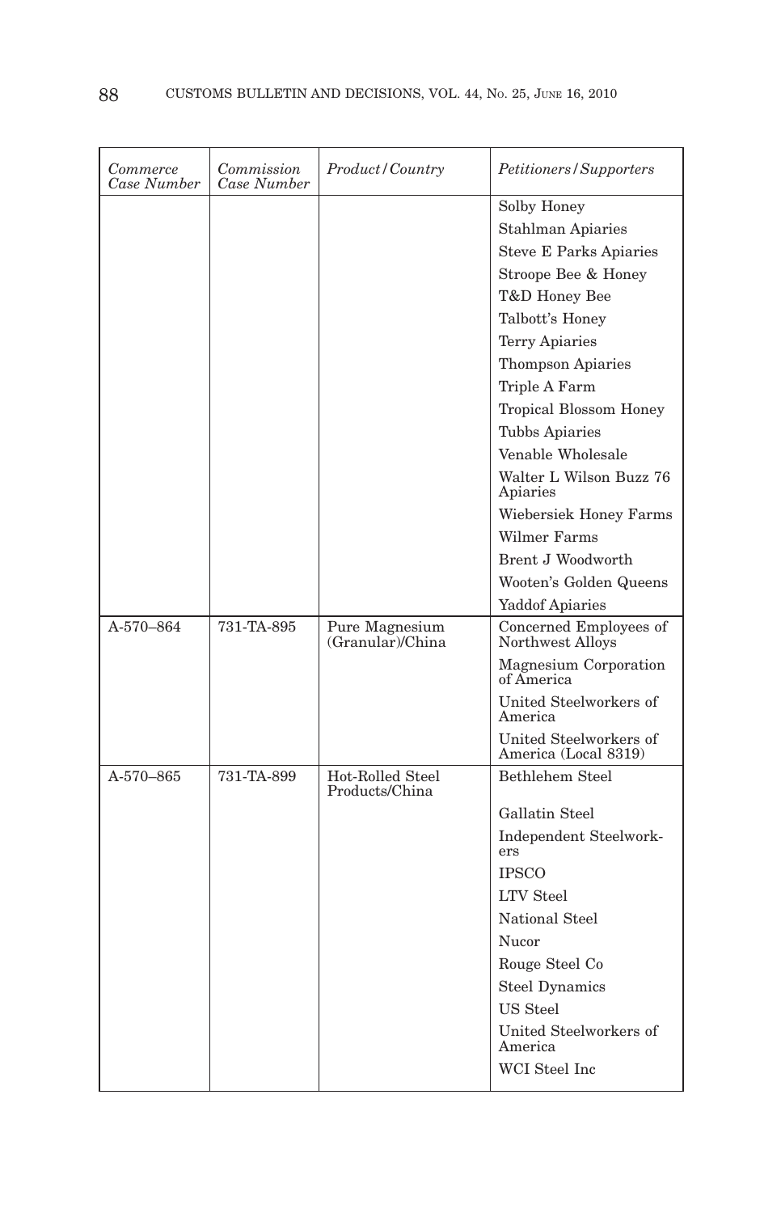| *Commerce Case Number* | *Commission Case Number* | *Product/Country* | *Petitioners/Supporters* |
| --- | --- | --- | --- |
| | | | Solby Honey |
| | | | Stahlman Apiaries |
| | | | Steve E Parks Apiaries |
| | | | Stroope Bee & Honey |
| | | | T&D Honey Bee |
| | | | Talbott's Honey |
| | | | Terry Apiaries |
| | | | Thompson Apiaries |
| | | | Triple A Farm |
| | | | Tropical Blossom Honey |
| | | | Tubbs Apiaries |
| | | | Venable Wholesale |
| | | | Walter L Wilson Buzz 76 Apiaries |
| | | | Wiebersiek Honey Farms |
| | | | Wilmer Farms |
| | | | Brent J Woodworth |
| | | | Wooten's Golden Queens |
| | | | Yaddof Apiaries |
| A-570–864 | 731-TA-895 | Pure Magnesium (Granular)/China | Concerned Employees of Northwest Alloys |
| | | | Magnesium Corporation of America |
| | | | United Steelworkers of America |
| | | | United Steelworkers of America (Local 8319) |
| A-570–865 | 731-TA-899 | Hot-Rolled Steel Products/China | Bethlehem Steel |
| | | | Gallatin Steel |
| | | | Independent Steelworkers |
| | | | IPSCO |
| | | | LTV Steel |
| | | | National Steel |
| | | | Nucor |
| | | | Rouge Steel Co |
| | | | Steel Dynamics |
| | | | US Steel |
| | | | United Steelworkers of America |
| | | | WCI Steel Inc |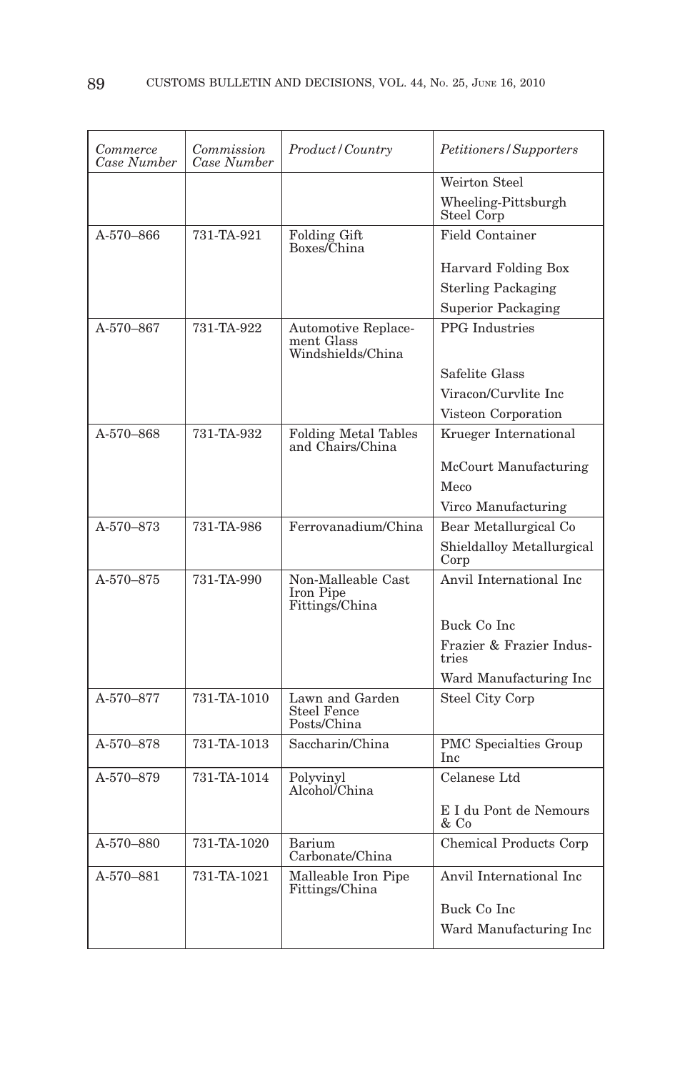| *Commerce Case Number* | *Commission Case Number* | *Product/Country* | *Petitioners/Supporters* |
|---|---|---|---|
| | | | Weirton Steel |
| | | | Wheeling-Pittsburgh Steel Corp |
| A-570–866 | 731-TA-921 | Folding Gift Boxes/China | Field Container |
| | | | Harvard Folding Box |
| | | | Sterling Packaging |
| | | | Superior Packaging |
| A-570–867 | 731-TA-922 | Automotive Replacement Glass Windshields/China | PPG Industries |
| | | | Safelite Glass |
| | | | Viracon/Curvlite Inc |
| | | | Visteon Corporation |
| A-570–868 | 731-TA-932 | Folding Metal Tables and Chairs/China | Krueger International |
| | | | McCourt Manufacturing |
| | | | Meco |
| | | | Virco Manufacturing |
| A-570–873 | 731-TA-986 | Ferrovanadium/China | Bear Metallurgical Co |
| | | | Shieldalloy Metallurgical Corp |
| A-570–875 | 731-TA-990 | Non-Malleable Cast Iron Pipe Fittings/China | Anvil International Inc |
| | | | Buck Co Inc |
| | | | Frazier & Frazier Industries |
| | | | Ward Manufacturing Inc |
| A-570–877 | 731-TA-1010 | Lawn and Garden Steel Fence Posts/China | Steel City Corp |
| A-570–878 | 731-TA-1013 | Saccharin/China | PMC Specialties Group Inc |
| A-570–879 | 731-TA-1014 | Polyvinyl Alcohol/China | Celanese Ltd |
| | | | E I du Pont de Nemours & Co |
| A-570–880 | 731-TA-1020 | Barium Carbonate/China | Chemical Products Corp |
| A-570–881 | 731-TA-1021 | Malleable Iron Pipe Fittings/China | Anvil International Inc |
| | | | Buck Co Inc |
| | | | Ward Manufacturing Inc |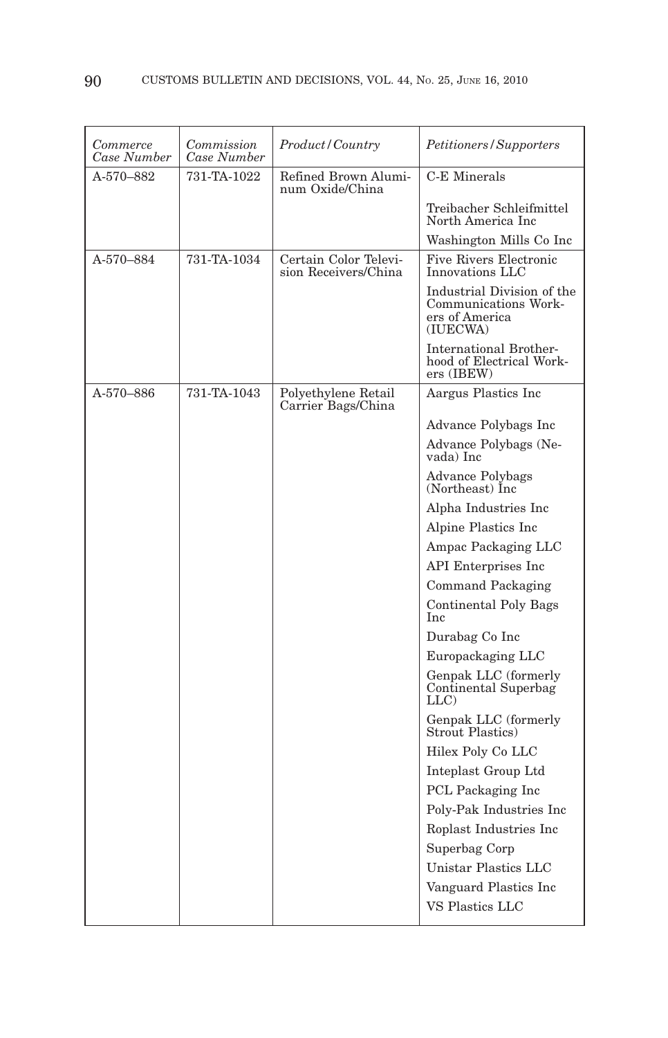| *Commerce Case Number* | *Commission Case Number* | *Product/Country* | *Petitioners/Supporters* |
|---|---|---|---|
| A-570–882 | 731-TA-1022 | Refined Brown Aluminum Oxide/China | C-E Minerals |
| | | | Treibacher Schleifmittel North America Inc |
| | | | Washington Mills Co Inc |
| A-570–884 | 731-TA-1034 | Certain Color Television Receivers/China | Five Rivers Electronic Innovations LLC |
| | | | Industrial Division of the Communications Workers of America (IUECWA) |
| | | | International Brotherhood of Electrical Workers (IBEW) |
| A-570–886 | 731-TA-1043 | Polyethylene Retail Carrier Bags/China | Aargus Plastics Inc |
| | | | Advance Polybags Inc |
| | | | Advance Polybags (Nevada) Inc |
| | | | Advance Polybags (Northeast) Inc |
| | | | Alpha Industries Inc |
| | | | Alpine Plastics Inc |
| | | | Ampac Packaging LLC |
| | | | API Enterprises Inc |
| | | | Command Packaging |
| | | | Continental Poly Bags Inc |
| | | | Durabag Co Inc |
| | | | Europackaging LLC |
| | | | Genpak LLC (formerly Continental Superbag LLC) |
| | | | Genpak LLC (formerly Strout Plastics) |
| | | | Hilex Poly Co LLC |
| | | | Inteplast Group Ltd |
| | | | PCL Packaging Inc |
| | | | Poly-Pak Industries Inc |
| | | | Roplast Industries Inc |
| | | | Superbag Corp |
| | | | Unistar Plastics LLC |
| | | | Vanguard Plastics Inc |
| | | | VS Plastics LLC |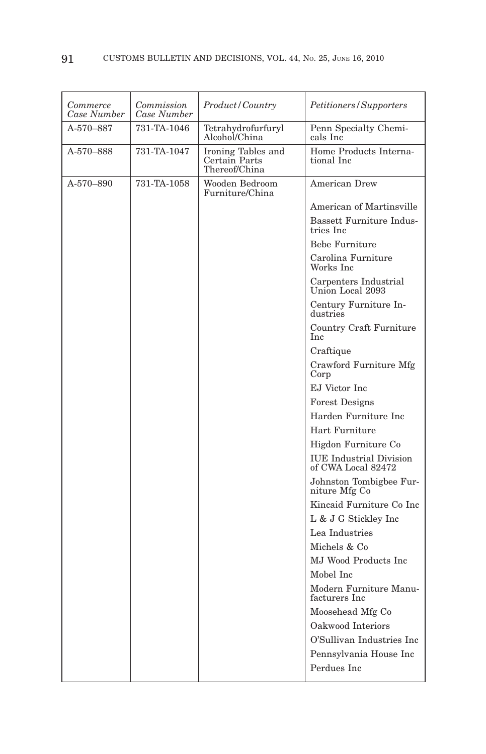| *Commerce Case Number* | *Commission Case Number* | *Product/Country* | *Petitioners/Supporters* |
|---|---|---|---|
| A-570–887 | 731-TA-1046 | Tetrahydrofurfuryl Alcohol/China | Penn Specialty Chemicals Inc |
| A-570–888 | 731-TA-1047 | Ironing Tables and Certain Parts Thereof/China | Home Products International Inc |
| A-570–890 | 731-TA-1058 | Wooden Bedroom Furniture/China | American Drew |
| | | | American of Martinsville |
| | | | Bassett Furniture Industries Inc |
| | | | Bebe Furniture |
| | | | Carolina Furniture Works Inc |
| | | | Carpenters Industrial Union Local 2093 |
| | | | Century Furniture Industries |
| | | | Country Craft Furniture Inc |
| | | | Craftique |
| | | | Crawford Furniture Mfg Corp |
| | | | EJ Victor Inc |
| | | | Forest Designs |
| | | | Harden Furniture Inc |
| | | | Hart Furniture |
| | | | Higdon Furniture Co |
| | | | IUE Industrial Division of CWA Local 82472 |
| | | | Johnston Tombigbee Furniture Mfg Co |
| | | | Kincaid Furniture Co Inc |
| | | | L & J G Stickley Inc |
| | | | Lea Industries |
| | | | Michels & Co |
| | | | MJ Wood Products Inc |
| | | | Mobel Inc |
| | | | Modern Furniture Manufacturers Inc |
| | | | Moosehead Mfg Co |
| | | | Oakwood Interiors |
| | | | O'Sullivan Industries Inc |
| | | | Pennsylvania House Inc |
| | | | Perdues Inc |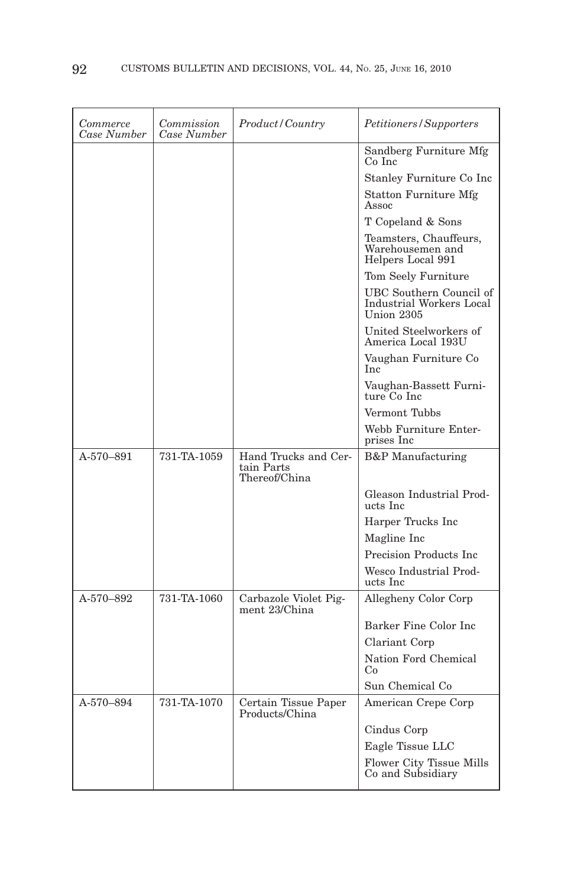| *Commerce Case Number* | *Commission Case Number* | *Product/Country* | *Petitioners/Supporters* |
|---|---|---|---|
| | | | Sandberg Furniture Mfg Co Inc |
| | | | Stanley Furniture Co Inc |
| | | | Statton Furniture Mfg Assoc |
| | | | T Copeland & Sons |
| | | | Teamsters, Chauffeurs, Warehousemen and Helpers Local 991 |
| | | | Tom Seely Furniture |
| | | | UBC Southern Council of Industrial Workers Local Union 2305 |
| | | | United Steelworkers of America Local 193U |
| | | | Vaughan Furniture Co Inc |
| | | | Vaughan-Bassett Furniture Co Inc |
| | | | Vermont Tubbs |
| | | | Webb Furniture Enterprises Inc |
| A-570–891 | 731-TA-1059 | Hand Trucks and Certain Parts Thereof/China | B&P Manufacturing |
| | | | Gleason Industrial Products Inc |
| | | | Harper Trucks Inc |
| | | | Magline Inc |
| | | | Precision Products Inc |
| | | | Wesco Industrial Products Inc |
| A-570–892 | 731-TA-1060 | Carbazole Violet Pigment 23/China | Allegheny Color Corp |
| | | | Barker Fine Color Inc |
| | | | Clariant Corp |
| | | | Nation Ford Chemical Co |
| | | | Sun Chemical Co |
| A-570–894 | 731-TA-1070 | Certain Tissue Paper Products/China | American Crepe Corp |
| | | | Cindus Corp |
| | | | Eagle Tissue LLC |
| | | | Flower City Tissue Mills Co and Subsidiary |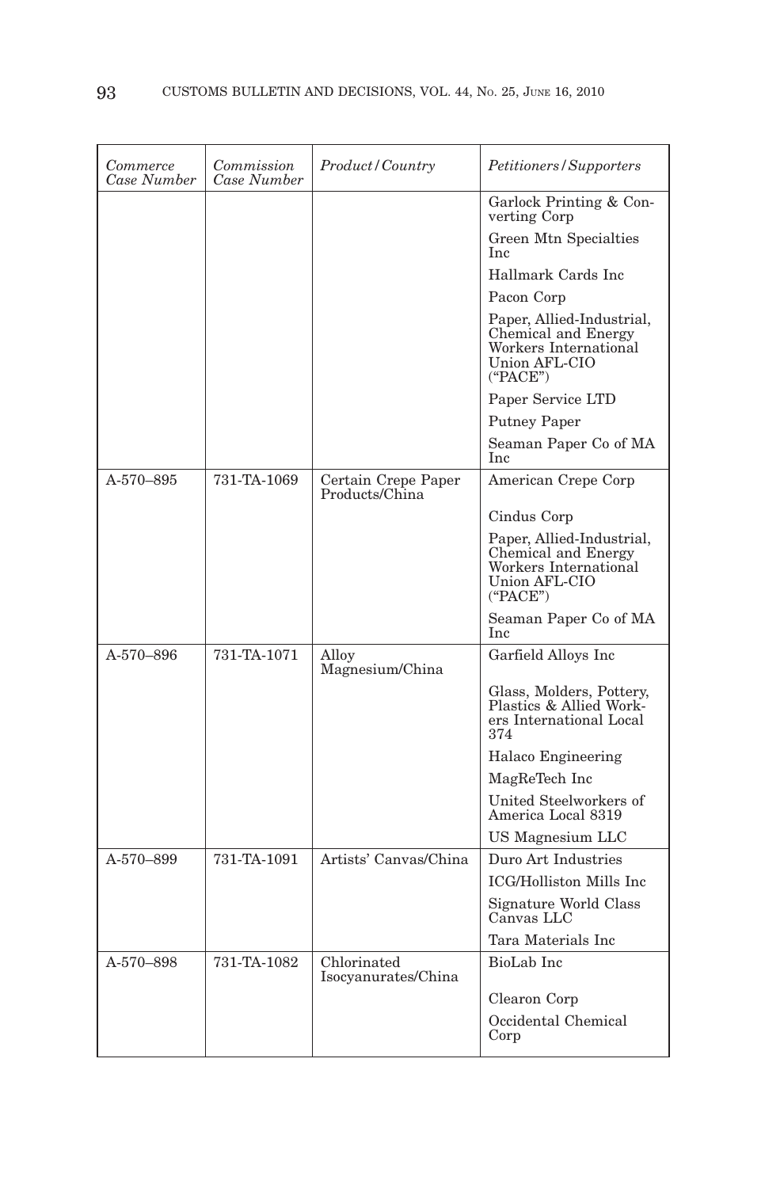| *Commerce Case Number* | *Commission Case Number* | *Product/Country* | *Petitioners/Supporters* |
|---|---|---|---|
| | | | Garlock Printing & Converting Corp |
| | | | Green Mtn Specialties Inc |
| | | | Hallmark Cards Inc |
| | | | Pacon Corp |
| | | | Paper, Allied-Industrial, Chemical and Energy Workers International Union AFL-CIO ("PACE") |
| | | | Paper Service LTD |
| | | | Putney Paper |
| | | | Seaman Paper Co of MA Inc |
| A-570–895 | 731-TA-1069 | Certain Crepe Paper Products/China | American Crepe Corp |
| | | | Cindus Corp |
| | | | Paper, Allied-Industrial, Chemical and Energy Workers International Union AFL-CIO ("PACE") |
| | | | Seaman Paper Co of MA Inc |
| A-570–896 | 731-TA-1071 | Alloy Magnesium/China | Garfield Alloys Inc |
| | | | Glass, Molders, Pottery, Plastics & Allied Workers International Local 374 |
| | | | Halaco Engineering |
| | | | MagReTech Inc |
| | | | United Steelworkers of America Local 8319 |
| | | | US Magnesium LLC |
| A-570–899 | 731-TA-1091 | Artists' Canvas/China | Duro Art Industries |
| | | | ICG/Holliston Mills Inc |
| | | | Signature World Class Canvas LLC |
| | | | Tara Materials Inc |
| A-570–898 | 731-TA-1082 | Chlorinated Isocyanurates/China | BioLab Inc |
| | | | Clearon Corp |
| | | | Occidental Chemical Corp |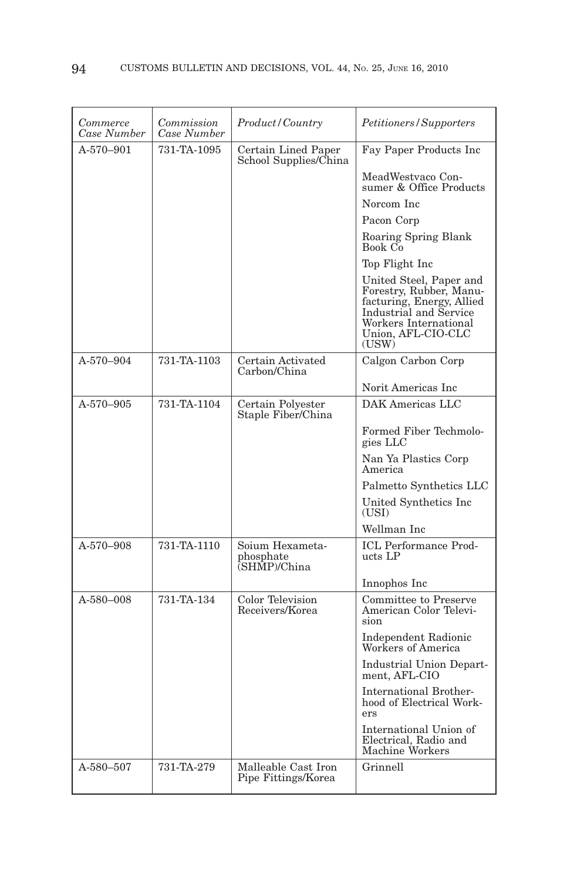| *Commerce Case Number* | *Commission Case Number* | *Product/Country* | *Petitioners/Supporters* |
|---|---|---|---|
| A-570–901 | 731-TA-1095 | Certain Lined Paper School Supplies/China | Fay Paper Products Inc |
| | | | MeadWestvaco Consumer & Office Products |
| | | | Norcom Inc |
| | | | Pacon Corp |
| | | | Roaring Spring Blank Book Co |
| | | | Top Flight Inc |
| | | | United Steel, Paper and Forestry, Rubber, Manufacturing, Energy, Allied Industrial and Service Workers International Union, AFL-CIO-CLC (USW) |
| A-570–904 | 731-TA-1103 | Certain Activated Carbon/China | Calgon Carbon Corp |
| | | | Norit Americas Inc |
| A-570–905 | 731-TA-1104 | Certain Polyester Staple Fiber/China | DAK Americas LLC |
| | | | Formed Fiber Techmologies LLC |
| | | | Nan Ya Plastics Corp America |
| | | | Palmetto Synthetics LLC |
| | | | United Synthetics Inc (USI) |
| | | | Wellman Inc |
| A-570–908 | 731-TA-1110 | Soium Hexametaphosphate (SHMP)/China | ICL Performance Products LP |
| | | | Innophos Inc |
| A-580–008 | 731-TA-134 | Color Television Receivers/Korea | Committee to Preserve American Color Television |
| | | | Independent Radionic Workers of America |
| | | | Industrial Union Department, AFL-CIO |
| | | | International Brotherhood of Electrical Workers |
| | | | International Union of Electrical, Radio and Machine Workers |
| A-580–507 | 731-TA-279 | Malleable Cast Iron Pipe Fittings/Korea | Grinnell |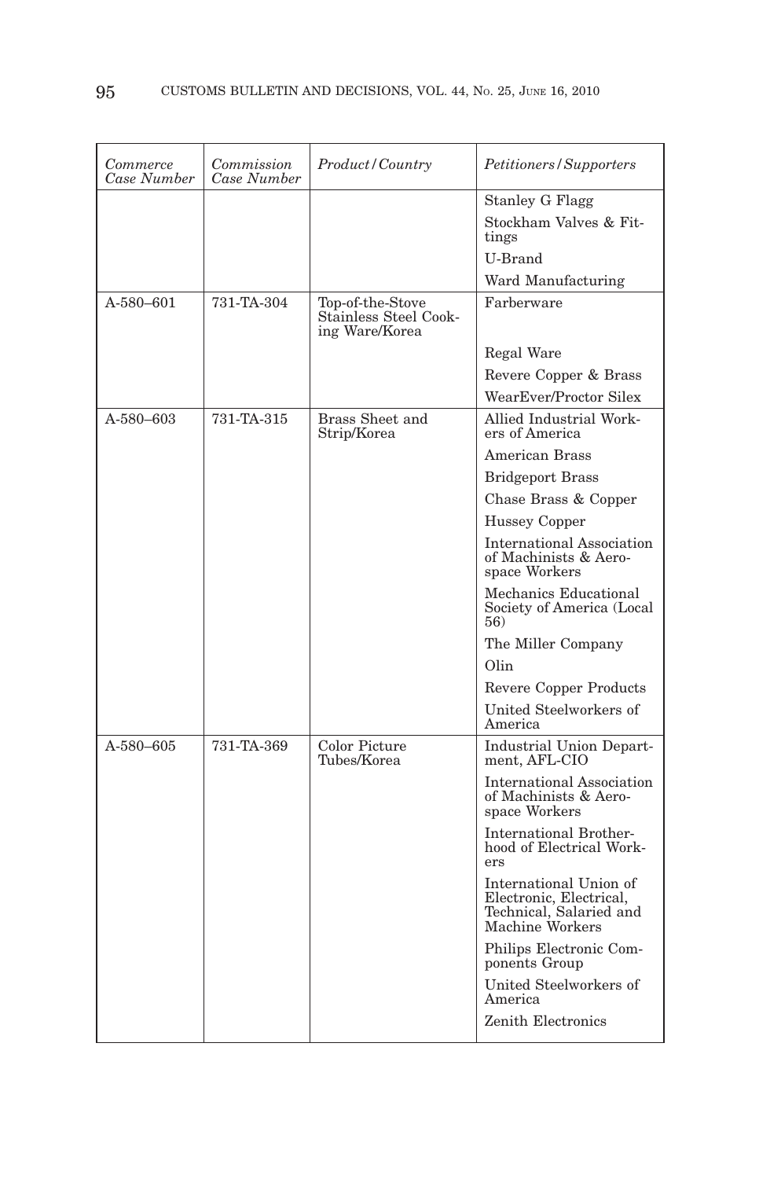| *Commerce Case Number* | *Commission Case Number* | *Product/Country* | *Petitioners/Supporters* |
|---|---|---|---|
| | | | Stanley G Flagg |
| | | | Stockham Valves & Fittings |
| | | | U-Brand |
| | | | Ward Manufacturing |
| A-580–601 | 731-TA-304 | Top-of-the-Stove Stainless Steel Cooking Ware/Korea | Farberware |
| | | | Regal Ware |
| | | | Revere Copper & Brass |
| | | | WearEver/Proctor Silex |
| A-580–603 | 731-TA-315 | Brass Sheet and Strip/Korea | Allied Industrial Workers of America |
| | | | American Brass |
| | | | Bridgeport Brass |
| | | | Chase Brass & Copper |
| | | | Hussey Copper |
| | | | International Association of Machinists & Aerospace Workers |
| | | | Mechanics Educational Society of America (Local 56) |
| | | | The Miller Company |
| | | | Olin |
| | | | Revere Copper Products |
| | | | United Steelworkers of America |
| A-580–605 | 731-TA-369 | Color Picture Tubes/Korea | Industrial Union Department, AFL-CIO |
| | | | International Association of Machinists & Aerospace Workers |
| | | | International Brotherhood of Electrical Workers |
| | | | International Union of Electronic, Electrical, Technical, Salaried and Machine Workers |
| | | | Philips Electronic Components Group |
| | | | United Steelworkers of America |
| | | | Zenith Electronics |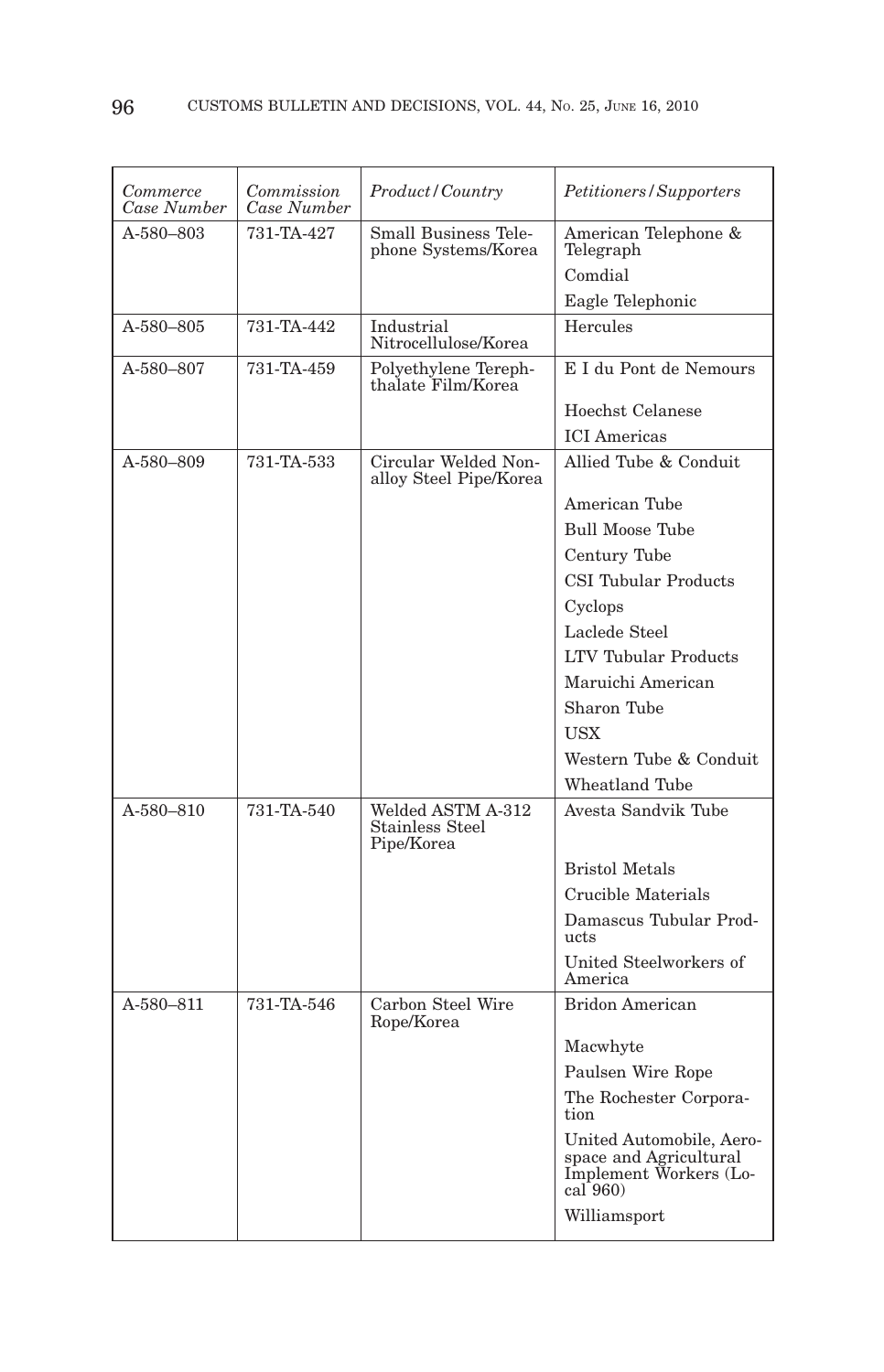| *Commerce Case Number* | *Commission Case Number* | *Product/Country* | *Petitioners/Supporters* |
|---|---|---|---|
| A-580–803 | 731-TA-427 | Small Business Telephone Systems/Korea | American Telephone & Telegraph |
| | | | Comdial |
| | | | Eagle Telephonic |
| A-580–805 | 731-TA-442 | Industrial Nitrocellulose/Korea | Hercules |
| A-580–807 | 731-TA-459 | Polyethylene Terephthalate Film/Korea | E I du Pont de Nemours |
| | | | Hoechst Celanese |
| | | | ICI Americas |
| A-580–809 | 731-TA-533 | Circular Welded Nonalloy Steel Pipe/Korea | Allied Tube & Conduit |
| | | | American Tube |
| | | | Bull Moose Tube |
| | | | Century Tube |
| | | | CSI Tubular Products |
| | | | Cyclops |
| | | | Laclede Steel |
| | | | LTV Tubular Products |
| | | | Maruichi American |
| | | | Sharon Tube |
| | | | USX |
| | | | Western Tube & Conduit |
| | | | Wheatland Tube |
| A-580–810 | 731-TA-540 | Welded ASTM A-312 Stainless Steel Pipe/Korea | Avesta Sandvik Tube |
| | | | Bristol Metals |
| | | | Crucible Materials |
| | | | Damascus Tubular Products |
| | | | United Steelworkers of America |
| A-580–811 | 731-TA-546 | Carbon Steel Wire Rope/Korea | Bridon American |
| | | | Macwhyte |
| | | | Paulsen Wire Rope |
| | | | The Rochester Corporation |
| | | | United Automobile, Aerospace and Agricultural Implement Workers (Local 960) |
| | | | Williamsport |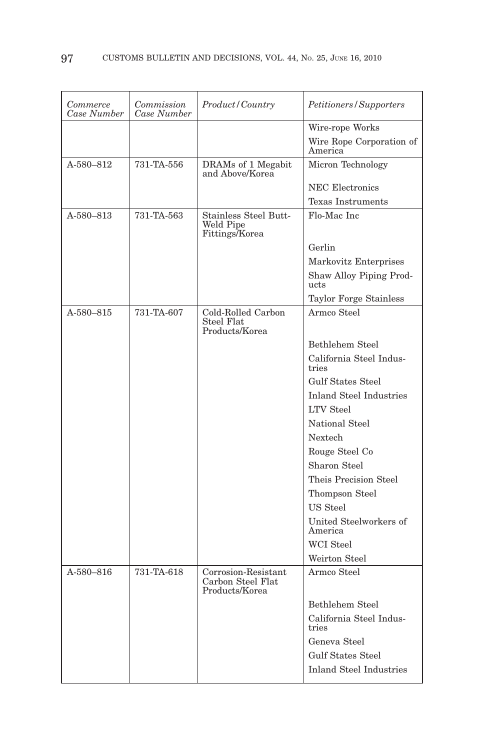| *Commerce Case Number* | *Commission Case Number* | *Product/Country* | *Petitioners/Supporters* |
|---|---|---|---|
| | | | Wire-rope Works |
| | | | Wire Rope Corporation of America |
| A-580–812 | 731-TA-556 | DRAMs of 1 Megabit and Above/Korea | Micron Technology |
| | | | NEC Electronics |
| | | | Texas Instruments |
| A-580–813 | 731-TA-563 | Stainless Steel Butt-Weld Pipe Fittings/Korea | Flo-Mac Inc |
| | | | Gerlin |
| | | | Markovitz Enterprises |
| | | | Shaw Alloy Piping Products |
| | | | Taylor Forge Stainless |
| A-580–815 | 731-TA-607 | Cold-Rolled Carbon Steel Flat Products/Korea | Armco Steel |
| | | | Bethlehem Steel |
| | | | California Steel Industries |
| | | | Gulf States Steel |
| | | | Inland Steel Industries |
| | | | LTV Steel |
| | | | National Steel |
| | | | Nextech |
| | | | Rouge Steel Co |
| | | | Sharon Steel |
| | | | Theis Precision Steel |
| | | | Thompson Steel |
| | | | US Steel |
| | | | United Steelworkers of America |
| | | | WCI Steel |
| | | | Weirton Steel |
| A-580–816 | 731-TA-618 | Corrosion-Resistant Carbon Steel Flat Products/Korea | Armco Steel |
| | | | Bethlehem Steel |
| | | | California Steel Industries |
| | | | Geneva Steel |
| | | | Gulf States Steel |
| | | | Inland Steel Industries |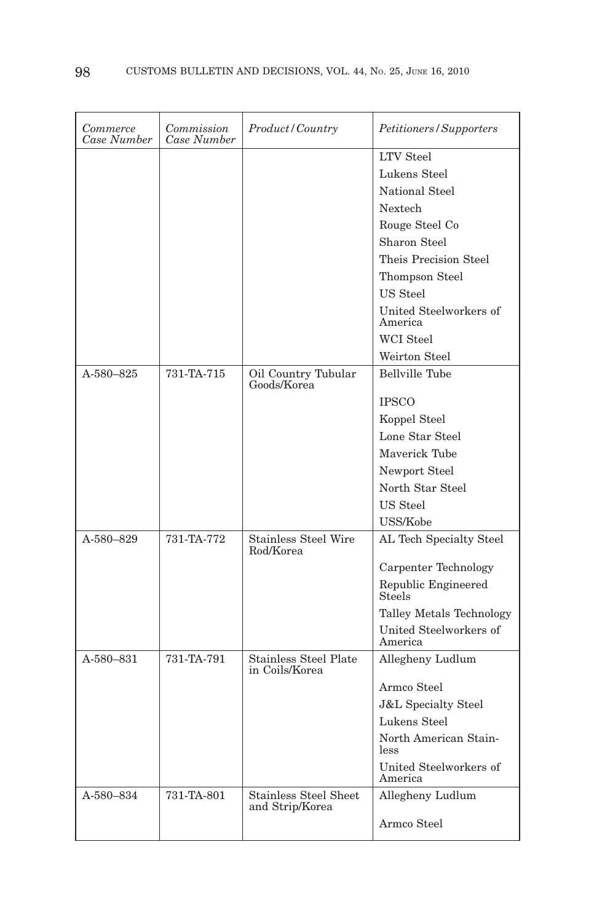| *Commerce Case Number* | *Commission Case Number* | *Product/Country* | *Petitioners/Supporters* |
| --- | --- | --- | --- |
| | | | LTV Steel |
| | | | Lukens Steel |
| | | | National Steel |
| | | | Nextech |
| | | | Rouge Steel Co |
| | | | Sharon Steel |
| | | | Theis Precision Steel |
| | | | Thompson Steel |
| | | | US Steel |
| | | | United Steelworkers of America |
| | | | WCI Steel |
| | | | Weirton Steel |
| A-580–825 | 731-TA-715 | Oil Country Tubular Goods/Korea | Bellville Tube |
| | | | IPSCO |
| | | | Koppel Steel |
| | | | Lone Star Steel |
| | | | Maverick Tube |
| | | | Newport Steel |
| | | | North Star Steel |
| | | | US Steel |
| | | | USS/Kobe |
| A-580–829 | 731-TA-772 | Stainless Steel Wire Rod/Korea | AL Tech Specialty Steel |
| | | | Carpenter Technology |
| | | | Republic Engineered Steels |
| | | | Talley Metals Technology |
| | | | United Steelworkers of America |
| A-580–831 | 731-TA-791 | Stainless Steel Plate in Coils/Korea | Allegheny Ludlum |
| | | | Armco Steel |
| | | | J&L Specialty Steel |
| | | | Lukens Steel |
| | | | North American Stainless |
| | | | United Steelworkers of America |
| A-580–834 | 731-TA-801 | Stainless Steel Sheet and Strip/Korea | Allegheny Ludlum |
| | | | Armco Steel |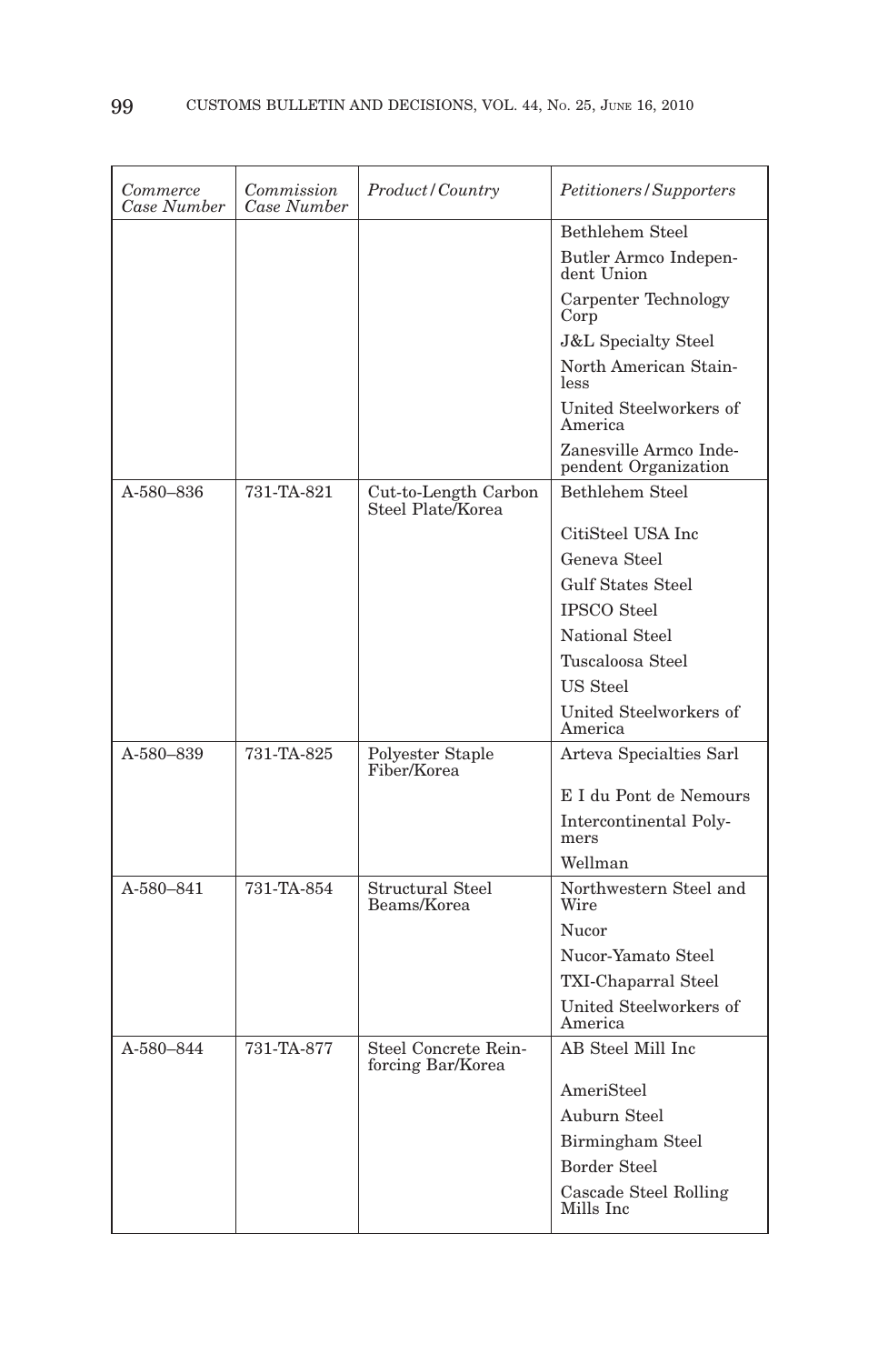| *Commerce Case Number* | *Commission Case Number* | *Product/Country* | *Petitioners/Supporters* |
|---|---|---|---|
| | | | Bethlehem Steel |
| | | | Butler Armco Independent Union |
| | | | Carpenter Technology Corp |
| | | | J&L Specialty Steel |
| | | | North American Stainless |
| | | | United Steelworkers of America |
| | | | Zanesville Armco Independent Organization |
| A-580–836 | 731-TA-821 | Cut-to-Length Carbon Steel Plate/Korea | Bethlehem Steel |
| | | | CitiSteel USA Inc |
| | | | Geneva Steel |
| | | | Gulf States Steel |
| | | | IPSCO Steel |
| | | | National Steel |
| | | | Tuscaloosa Steel |
| | | | US Steel |
| | | | United Steelworkers of America |
| A-580–839 | 731-TA-825 | Polyester Staple Fiber/Korea | Arteva Specialties Sarl |
| | | | E I du Pont de Nemours |
| | | | Intercontinental Polymers |
| | | | Wellman |
| A-580–841 | 731-TA-854 | Structural Steel Beams/Korea | Northwestern Steel and Wire |
| | | | Nucor |
| | | | Nucor-Yamato Steel |
| | | | TXI-Chaparral Steel |
| | | | United Steelworkers of America |
| A-580–844 | 731-TA-877 | Steel Concrete Reinforcing Bar/Korea | AB Steel Mill Inc |
| | | | AmeriSteel |
| | | | Auburn Steel |
| | | | Birmingham Steel |
| | | | Border Steel |
| | | | Cascade Steel Rolling Mills Inc |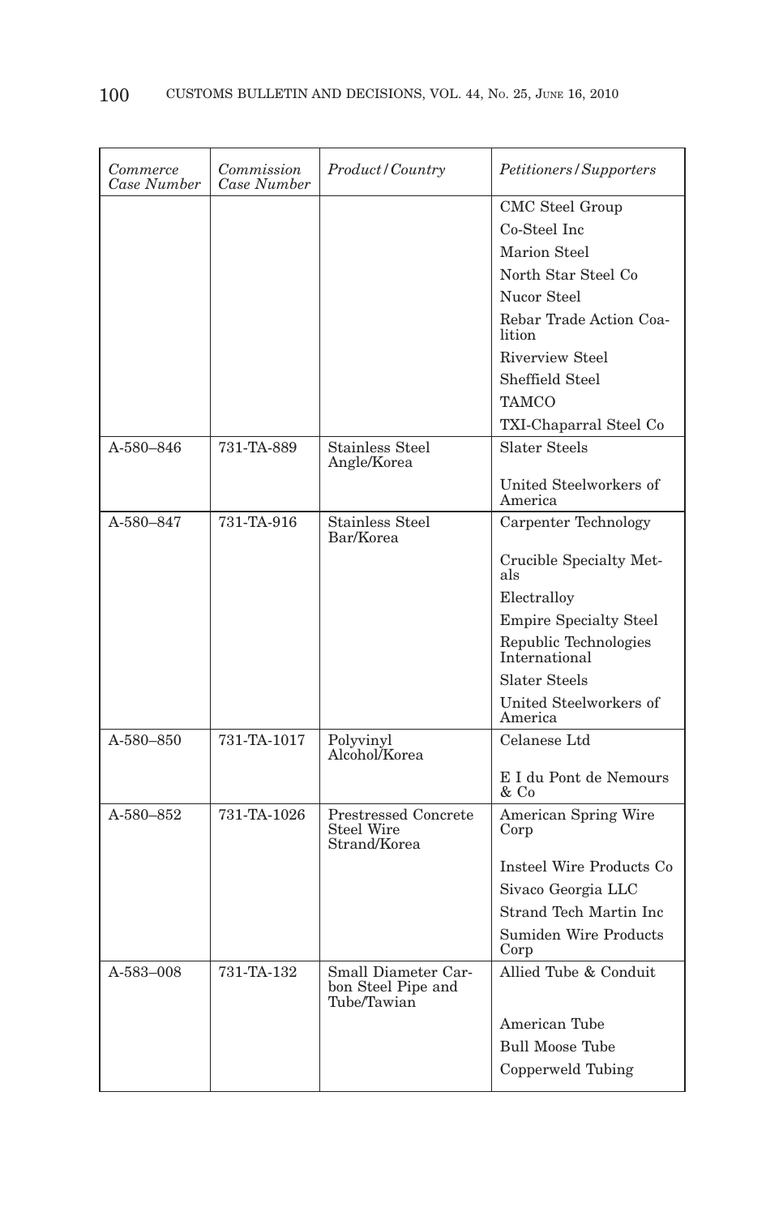| *Commerce Case Number* | *Commission Case Number* | *Product/Country* | *Petitioners/Supporters* |
|---|---|---|---|
| | | | CMC Steel Group |
| | | | Co-Steel Inc |
| | | | Marion Steel |
| | | | North Star Steel Co |
| | | | Nucor Steel |
| | | | Rebar Trade Action Coalition |
| | | | Riverview Steel |
| | | | Sheffield Steel |
| | | | TAMCO |
| | | | TXI-Chaparral Steel Co |
| A-580–846 | 731-TA-889 | Stainless Steel Angle/Korea | Slater Steels |
| | | | United Steelworkers of America |
| A-580–847 | 731-TA-916 | Stainless Steel Bar/Korea | Carpenter Technology |
| | | | Crucible Specialty Metals |
| | | | Electralloy |
| | | | Empire Specialty Steel |
| | | | Republic Technologies International |
| | | | Slater Steels |
| | | | United Steelworkers of America |
| A-580–850 | 731-TA-1017 | Polyvinyl Alcohol/Korea | Celanese Ltd |
| | | | E I du Pont de Nemours & Co |
| A-580–852 | 731-TA-1026 | Prestressed Concrete Steel Wire Strand/Korea | American Spring Wire Corp |
| | | | Insteel Wire Products Co |
| | | | Sivaco Georgia LLC |
| | | | Strand Tech Martin Inc |
| | | | Sumiden Wire Products Corp |
| A-583–008 | 731-TA-132 | Small Diameter Carbon Steel Pipe and Tube/Tawian | Allied Tube & Conduit |
| | | | American Tube |
| | | | Bull Moose Tube |
| | | | Copperweld Tubing |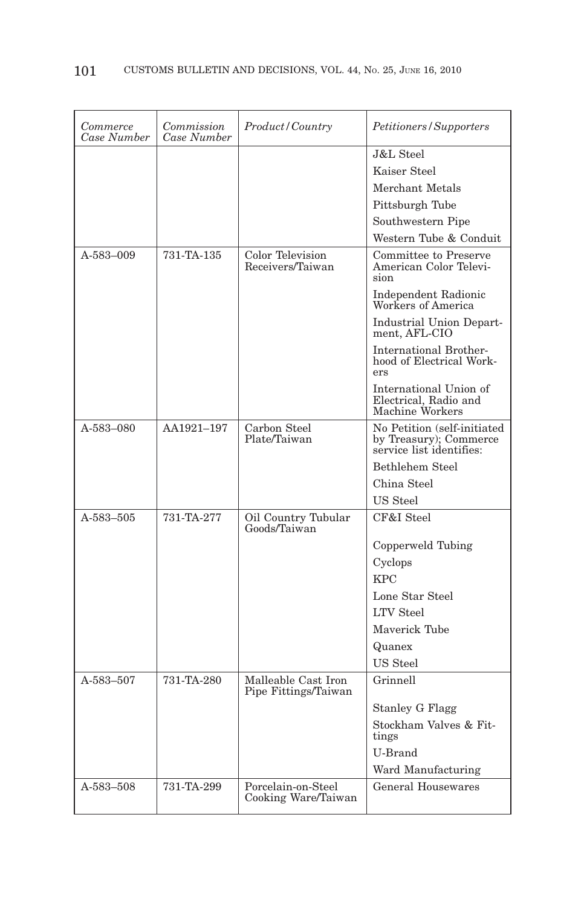| *Commerce Case Number* | *Commission Case Number* | *Product/Country* | *Petitioners/Supporters* |
|---|---|---|---|
| | | | J&L Steel |
| | | | Kaiser Steel |
| | | | Merchant Metals |
| | | | Pittsburgh Tube |
| | | | Southwestern Pipe |
| | | | Western Tube & Conduit |
| A-583–009 | 731-TA-135 | Color Television Receivers/Taiwan | Committee to Preserve American Color Television |
| | | | Independent Radionic Workers of America |
| | | | Industrial Union Department, AFL-CIO |
| | | | International Brotherhood of Electrical Workers |
| | | | International Union of Electrical, Radio and Machine Workers |
| A-583–080 | AA1921–197 | Carbon Steel Plate/Taiwan | No Petition (self-initiated by Treasury); Commerce service list identifies: |
| | | | Bethlehem Steel |
| | | | China Steel |
| | | | US Steel |
| A-583–505 | 731-TA-277 | Oil Country Tubular Goods/Taiwan | CF&I Steel |
| | | | Copperweld Tubing |
| | | | Cyclops |
| | | | KPC |
| | | | Lone Star Steel |
| | | | LTV Steel |
| | | | Maverick Tube |
| | | | Quanex |
| | | | US Steel |
| A-583–507 | 731-TA-280 | Malleable Cast Iron Pipe Fittings/Taiwan | Grinnell |
| | | | Stanley G Flagg |
| | | | Stockham Valves & Fittings |
| | | | U-Brand |
| | | | Ward Manufacturing |
| A-583–508 | 731-TA-299 | Porcelain-on-Steel Cooking Ware/Taiwan | General Housewares |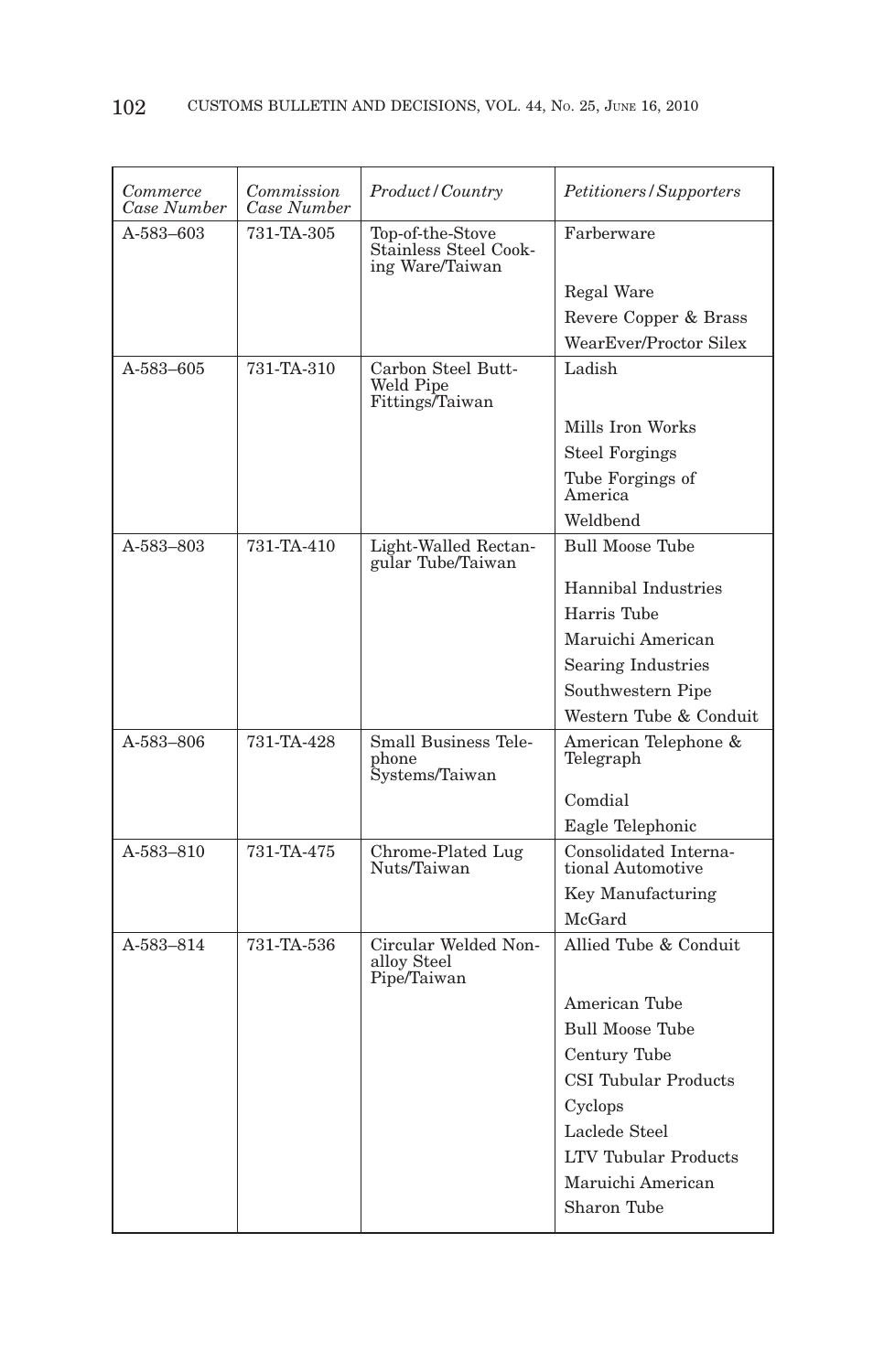| *Commerce Case Number* | *Commission Case Number* | *Product/Country* | *Petitioners/Supporters* |
|---|---|---|---|
| A-583–603 | 731-TA-305 | Top-of-the-Stove Stainless Steel Cooking Ware/Taiwan | Farberware |
| | | | Regal Ware |
| | | | Revere Copper & Brass |
| | | | WearEver/Proctor Silex |
| A-583–605 | 731-TA-310 | Carbon Steel Butt-Weld Pipe Fittings/Taiwan | Ladish |
| | | | Mills Iron Works |
| | | | Steel Forgings |
| | | | Tube Forgings of America |
| | | | Weldbend |
| A-583–803 | 731-TA-410 | Light-Walled Rectangular Tube/Taiwan | Bull Moose Tube |
| | | | Hannibal Industries |
| | | | Harris Tube |
| | | | Maruichi American |
| | | | Searing Industries |
| | | | Southwestern Pipe |
| | | | Western Tube & Conduit |
| A-583–806 | 731-TA-428 | Small Business Telephone Systems/Taiwan | American Telephone & Telegraph |
| | | | Comdial |
| | | | Eagle Telephonic |
| A-583–810 | 731-TA-475 | Chrome-Plated Lug Nuts/Taiwan | Consolidated International Automotive |
| | | | Key Manufacturing |
| | | | McGard |
| A-583–814 | 731-TA-536 | Circular Welded Nonalloy Steel Pipe/Taiwan | Allied Tube & Conduit |
| | | | American Tube |
| | | | Bull Moose Tube |
| | | | Century Tube |
| | | | CSI Tubular Products |
| | | | Cyclops |
| | | | Laclede Steel |
| | | | LTV Tubular Products |
| | | | Maruichi American |
| | | | Sharon Tube |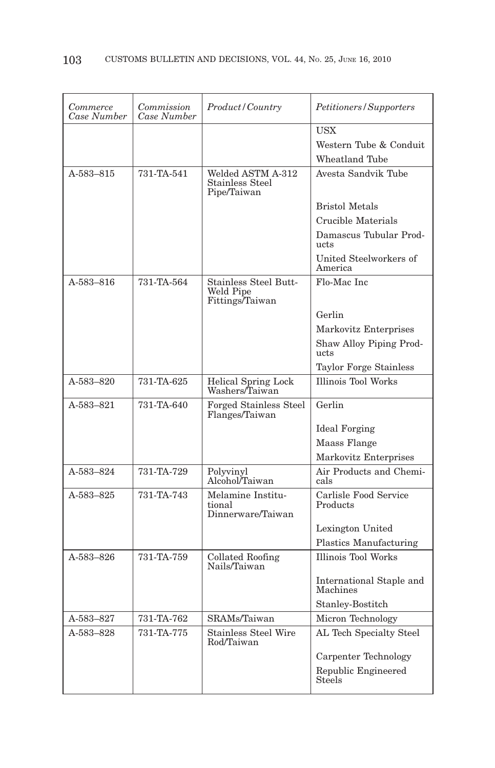| *Commerce Case Number* | *Commission Case Number* | *Product/Country* | *Petitioners/Supporters* |
|---|---|---|---|
| | | | USX |
| | | | Western Tube & Conduit |
| | | | Wheatland Tube |
| A-583–815 | 731-TA-541 | Welded ASTM A-312 Stainless Steel Pipe/Taiwan | Avesta Sandvik Tube |
| | | | Bristol Metals |
| | | | Crucible Materials |
| | | | Damascus Tubular Products |
| | | | United Steelworkers of America |
| A-583–816 | 731-TA-564 | Stainless Steel Butt-Weld Pipe Fittings/Taiwan | Flo-Mac Inc |
| | | | Gerlin |
| | | | Markovitz Enterprises |
| | | | Shaw Alloy Piping Products |
| | | | Taylor Forge Stainless |
| A-583–820 | 731-TA-625 | Helical Spring Lock Washers/Taiwan | Illinois Tool Works |
| A-583–821 | 731-TA-640 | Forged Stainless Steel Flanges/Taiwan | Gerlin |
| | | | Ideal Forging |
| | | | Maass Flange |
| | | | Markovitz Enterprises |
| A-583–824 | 731-TA-729 | Polyvinyl Alcohol/Taiwan | Air Products and Chemicals |
| A-583–825 | 731-TA-743 | Melamine Institutional Dinnerware/Taiwan | Carlisle Food Service Products |
| | | | Lexington United |
| | | | Plastics Manufacturing |
| A-583–826 | 731-TA-759 | Collated Roofing Nails/Taiwan | Illinois Tool Works |
| | | | International Staple and Machines |
| | | | Stanley-Bostitch |
| A-583–827 | 731-TA-762 | SRAMs/Taiwan | Micron Technology |
| A-583–828 | 731-TA-775 | Stainless Steel Wire Rod/Taiwan | AL Tech Specialty Steel |
| | | | Carpenter Technology |
| | | | Republic Engineered Steels |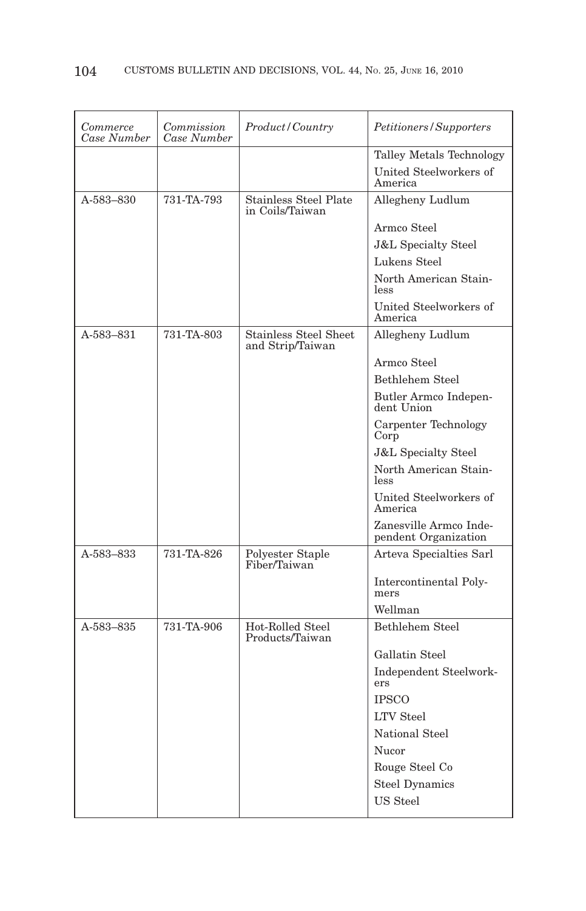| *Commerce Case Number* | *Commission Case Number* | *Product/Country* | *Petitioners/Supporters* |
|---|---|---|---|
| | | | Talley Metals Technology |
| | | | United Steelworkers of America |
| A-583–830 | 731-TA-793 | Stainless Steel Plate in Coils/Taiwan | Allegheny Ludlum |
| | | | Armco Steel |
| | | | J&L Specialty Steel |
| | | | Lukens Steel |
| | | | North American Stainless |
| | | | United Steelworkers of America |
| A-583–831 | 731-TA-803 | Stainless Steel Sheet and Strip/Taiwan | Allegheny Ludlum |
| | | | Armco Steel |
| | | | Bethlehem Steel |
| | | | Butler Armco Independent Union |
| | | | Carpenter Technology Corp |
| | | | J&L Specialty Steel |
| | | | North American Stainless |
| | | | United Steelworkers of America |
| | | | Zanesville Armco Independent Organization |
| A-583–833 | 731-TA-826 | Polyester Staple Fiber/Taiwan | Arteva Specialties Sarl |
| | | | Intercontinental Polymers |
| | | | Wellman |
| A-583–835 | 731-TA-906 | Hot-Rolled Steel Products/Taiwan | Bethlehem Steel |
| | | | Gallatin Steel |
| | | | Independent Steelworkers |
| | | | IPSCO |
| | | | LTV Steel |
| | | | National Steel |
| | | | Nucor |
| | | | Rouge Steel Co |
| | | | Steel Dynamics |
| | | | US Steel |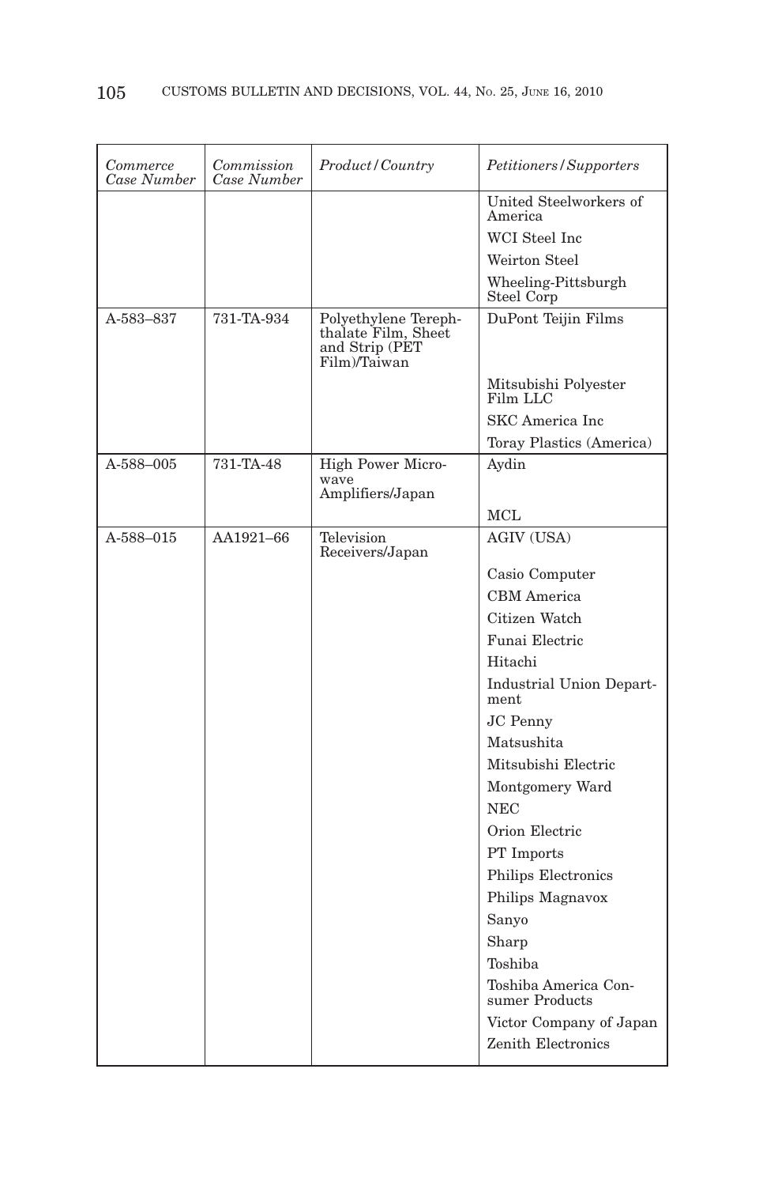| *Commerce Case Number* | *Commission Case Number* | *Product/Country* | *Petitioners/Supporters* |
|---|---|---|---|
| | | | United Steelworkers of America |
| | | | WCI Steel Inc |
| | | | Weirton Steel |
| | | | Wheeling-Pittsburgh Steel Corp |
| A-583–837 | 731-TA-934 | Polyethylene Terephthalate Film, Sheet and Strip (PET Film)/Taiwan | DuPont Teijin Films |
| | | | Mitsubishi Polyester Film LLC |
| | | | SKC America Inc |
| | | | Toray Plastics (America) |
| A-588–005 | 731-TA-48 | High Power Microwave Amplifiers/Japan | Aydin |
| | | | MCL |
| A-588–015 | AA1921–66 | Television Receivers/Japan | AGIV (USA) |
| | | | Casio Computer |
| | | | CBM America |
| | | | Citizen Watch |
| | | | Funai Electric |
| | | | Hitachi |
| | | | Industrial Union Department |
| | | | JC Penny |
| | | | Matsushita |
| | | | Mitsubishi Electric |
| | | | Montgomery Ward |
| | | | NEC |
| | | | Orion Electric |
| | | | PT Imports |
| | | | Philips Electronics |
| | | | Philips Magnavox |
| | | | Sanyo |
| | | | Sharp |
| | | | Toshiba |
| | | | Toshiba America Consumer Products |
| | | | Victor Company of Japan |
| | | | Zenith Electronics |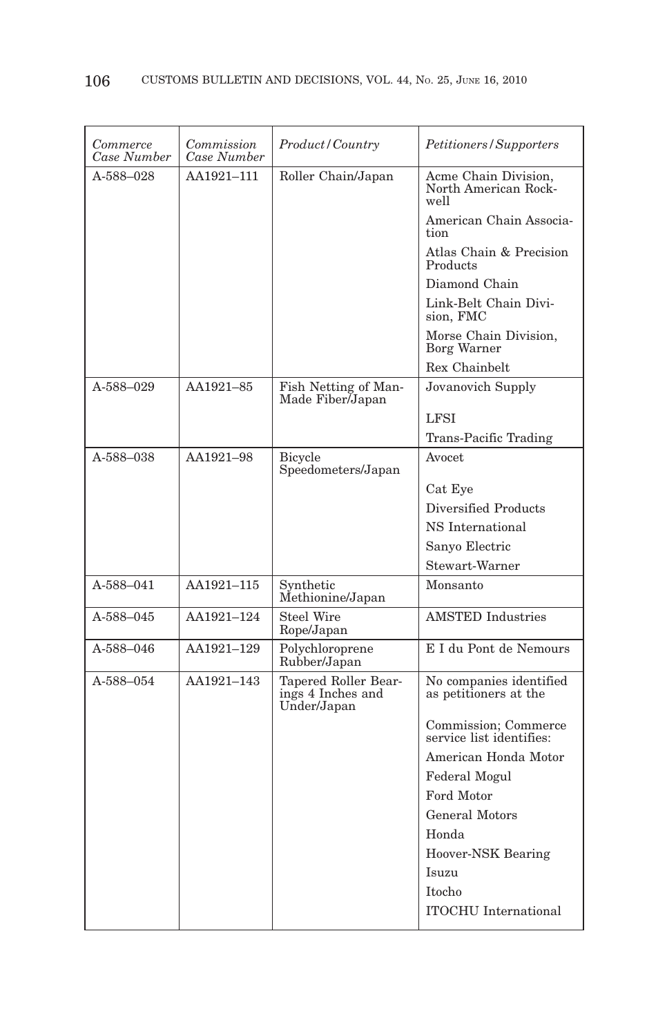| *Commerce Case Number* | *Commission Case Number* | *Product/Country* | *Petitioners/Supporters* |
|---|---|---|---|
| A-588–028 | AA1921–111 | Roller Chain/Japan | Acme Chain Division, North American Rockwell |
| | | | American Chain Association |
| | | | Atlas Chain & Precision Products |
| | | | Diamond Chain |
| | | | Link-Belt Chain Division, FMC |
| | | | Morse Chain Division, Borg Warner |
| | | | Rex Chainbelt |
| A-588–029 | AA1921–85 | Fish Netting of Man-Made Fiber/Japan | Jovanovich Supply |
| | | | LFSI |
| | | | Trans-Pacific Trading |
| A-588–038 | AA1921–98 | Bicycle Speedometers/Japan | Avocet |
| | | | Cat Eye |
| | | | Diversified Products |
| | | | NS International |
| | | | Sanyo Electric |
| | | | Stewart-Warner |
| A-588–041 | AA1921–115 | Synthetic Methionine/Japan | Monsanto |
| A-588–045 | AA1921–124 | Steel Wire Rope/Japan | AMSTED Industries |
| A-588–046 | AA1921–129 | Polychloroprene Rubber/Japan | E I du Pont de Nemours |
| A-588–054 | AA1921–143 | Tapered Roller Bearings 4 Inches and Under/Japan | No companies identified as petitioners at the |
| | | | Commission; Commerce service list identifies: |
| | | | American Honda Motor |
| | | | Federal Mogul |
| | | | Ford Motor |
| | | | General Motors |
| | | | Honda |
| | | | Hoover-NSK Bearing |
| | | | Isuzu |
| | | | Itocho |
| | | | ITOCHU International |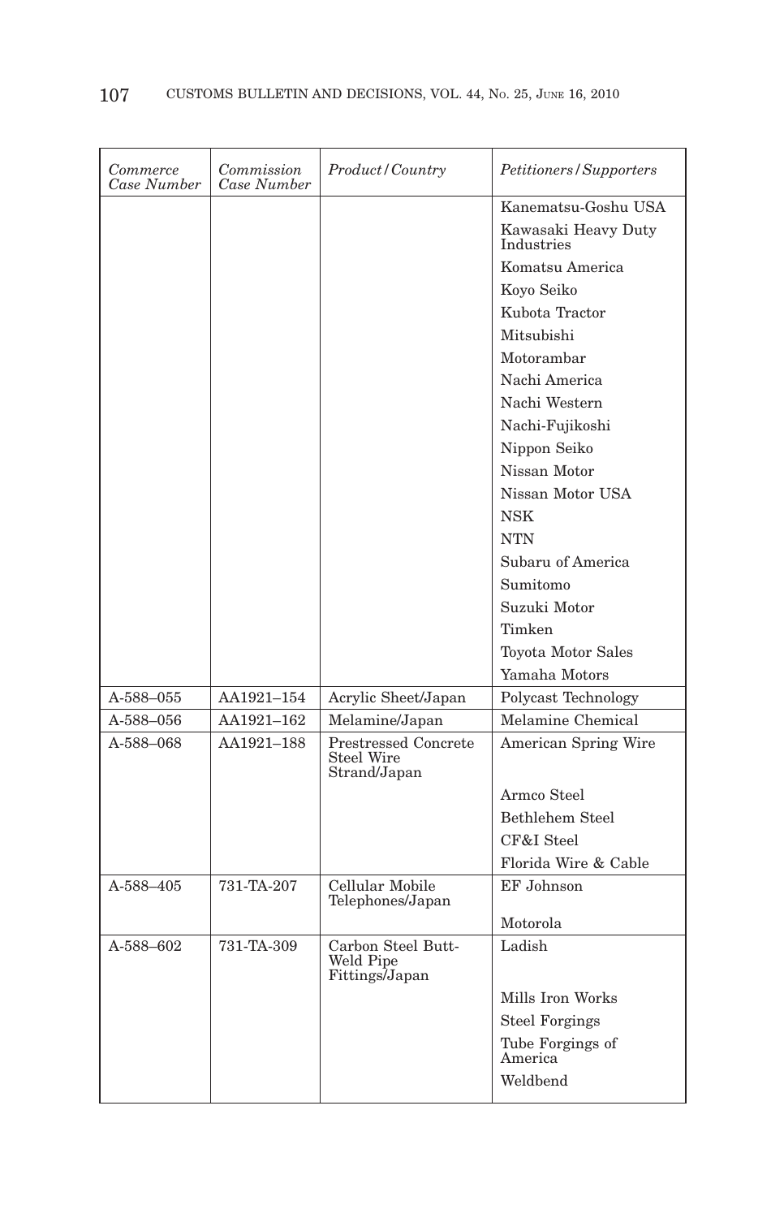| *Commerce Case Number* | *Commission Case Number* | *Product/Country* | *Petitioners/Supporters* |
|---|---|---|---|
| | | | Kanematsu-Goshu USA |
| | | | Kawasaki Heavy Duty Industries |
| | | | Komatsu America |
| | | | Koyo Seiko |
| | | | Kubota Tractor |
| | | | Mitsubishi |
| | | | Motorambar |
| | | | Nachi America |
| | | | Nachi Western |
| | | | Nachi-Fujikoshi |
| | | | Nippon Seiko |
| | | | Nissan Motor |
| | | | Nissan Motor USA |
| | | | NSK |
| | | | NTN |
| | | | Subaru of America |
| | | | Sumitomo |
| | | | Suzuki Motor |
| | | | Timken |
| | | | Toyota Motor Sales |
| | | | Yamaha Motors |
| A-588–055 | AA1921–154 | Acrylic Sheet/Japan | Polycast Technology |
| A-588–056 | AA1921–162 | Melamine/Japan | Melamine Chemical |
| A-588–068 | AA1921–188 | Prestressed Concrete Steel Wire Strand/Japan | American Spring Wire |
| | | | Armco Steel |
| | | | Bethlehem Steel |
| | | | CF&I Steel |
| | | | Florida Wire & Cable |
| A-588–405 | 731-TA-207 | Cellular Mobile Telephones/Japan | EF Johnson |
| | | | Motorola |
| A-588–602 | 731-TA-309 | Carbon Steel Butt-Weld Pipe Fittings/Japan | Ladish |
| | | | Mills Iron Works |
| | | | Steel Forgings |
| | | | Tube Forgings of America |
| | | | Weldbend |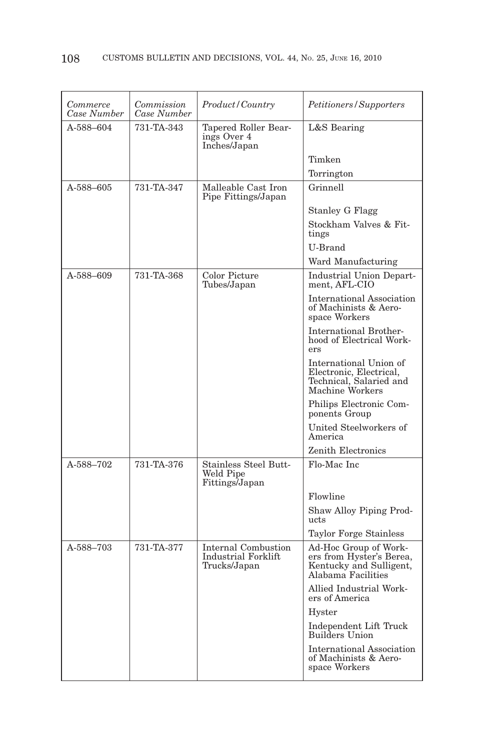| *Commerce Case Number* | *Commission Case Number* | *Product/Country* | *Petitioners/Supporters* |
|---|---|---|---|
| A-588–604 | 731-TA-343 | Tapered Roller Bearings Over 4 Inches/Japan | L&S Bearing |
| | | | Timken |
| | | | Torrington |
| A-588–605 | 731-TA-347 | Malleable Cast Iron Pipe Fittings/Japan | Grinnell |
| | | | Stanley G Flagg |
| | | | Stockham Valves & Fittings |
| | | | U-Brand |
| | | | Ward Manufacturing |
| A-588–609 | 731-TA-368 | Color Picture Tubes/Japan | Industrial Union Department, AFL-CIO |
| | | | International Association of Machinists & Aerospace Workers |
| | | | International Brotherhood of Electrical Workers |
| | | | International Union of Electronic, Electrical, Technical, Salaried and Machine Workers |
| | | | Philips Electronic Components Group |
| | | | United Steelworkers of America |
| | | | Zenith Electronics |
| A-588–702 | 731-TA-376 | Stainless Steel Butt-Weld Pipe Fittings/Japan | Flo-Mac Inc |
| | | | Flowline |
| | | | Shaw Alloy Piping Products |
| | | | Taylor Forge Stainless |
| A-588–703 | 731-TA-377 | Internal Combustion Industrial Forklift Trucks/Japan | Ad-Hoc Group of Workers from Hyster's Berea, Kentucky and Sulligent, Alabama Facilities |
| | | | Allied Industrial Workers of America |
| | | | Hyster |
| | | | Independent Lift Truck Builders Union |
| | | | International Association of Machinists & Aerospace Workers |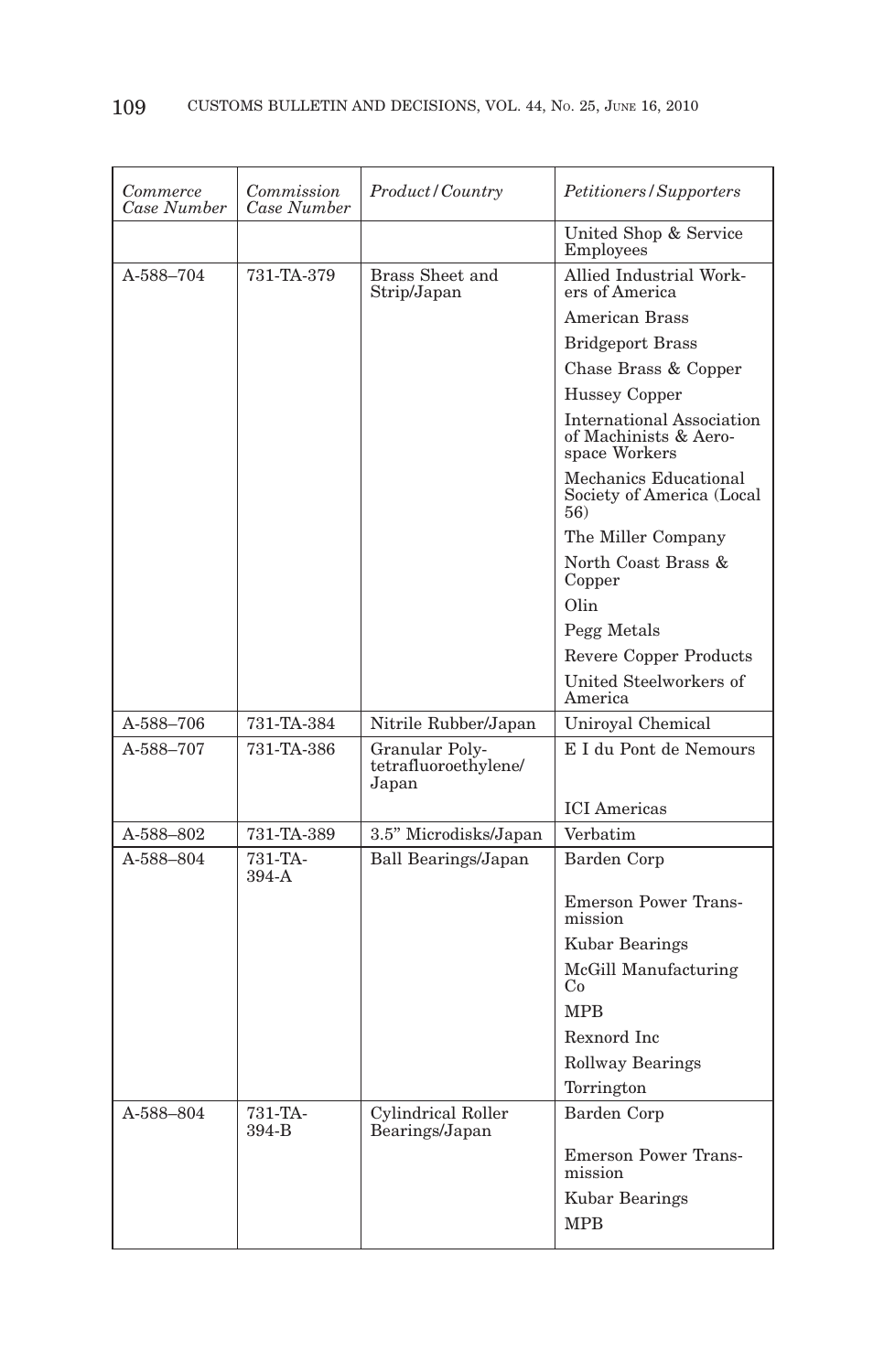| *Commerce Case Number* | *Commission Case Number* | *Product/Country* | *Petitioners/Supporters* |
|---|---|---|---|
| | | | United Shop & Service Employees |
| A-588–704 | 731-TA-379 | Brass Sheet and Strip/Japan | Allied Industrial Workers of America |
| | | | American Brass |
| | | | Bridgeport Brass |
| | | | Chase Brass & Copper |
| | | | Hussey Copper |
| | | | International Association of Machinists & Aerospace Workers |
| | | | Mechanics Educational Society of America (Local 56) |
| | | | The Miller Company |
| | | | North Coast Brass & Copper |
| | | | Olin |
| | | | Pegg Metals |
| | | | Revere Copper Products |
| | | | United Steelworkers of America |
| A-588–706 | 731-TA-384 | Nitrile Rubber/Japan | Uniroyal Chemical |
| A-588–707 | 731-TA-386 | Granular Polytetrafluoroethylene/Japan | E I du Pont de Nemours |
| | | | ICI Americas |
| A-588–802 | 731-TA-389 | 3.5" Microdisks/Japan | Verbatim |
| A-588–804 | 731-TA-394-A | Ball Bearings/Japan | Barden Corp |
| | | | Emerson Power Transmission |
| | | | Kubar Bearings |
| | | | McGill Manufacturing Co |
| | | | MPB |
| | | | Rexnord Inc |
| | | | Rollway Bearings |
| | | | Torrington |
| A-588–804 | 731-TA-394-B | Cylindrical Roller Bearings/Japan | Barden Corp |
| | | | Emerson Power Transmission |
| | | | Kubar Bearings |
| | | | MPB |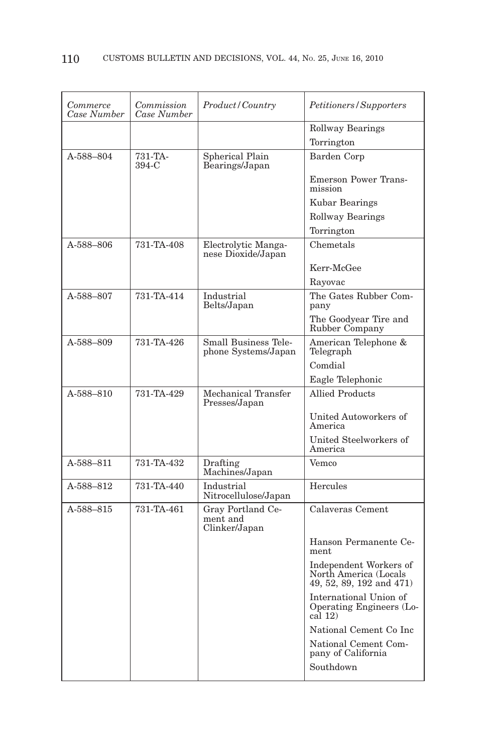| *Commerce Case Number* | *Commission Case Number* | *Product/Country* | *Petitioners/Supporters* |
|---|---|---|---|
| | | | Rollway Bearings |
| | | | Torrington |
| A-588–804 | 731-TA-394-C | Spherical Plain Bearings/Japan | Barden Corp |
| | | | Emerson Power Transmission |
| | | | Kubar Bearings |
| | | | Rollway Bearings |
| | | | Torrington |
| A-588–806 | 731-TA-408 | Electrolytic Manganese Dioxide/Japan | Chemetals |
| | | | Kerr-McGee |
| | | | Rayovac |
| A-588–807 | 731-TA-414 | Industrial Belts/Japan | The Gates Rubber Company |
| | | | The Goodyear Tire and Rubber Company |
| A-588–809 | 731-TA-426 | Small Business Telephone Systems/Japan | American Telephone & Telegraph |
| | | | Comdial |
| | | | Eagle Telephonic |
| A-588–810 | 731-TA-429 | Mechanical Transfer Presses/Japan | Allied Products |
| | | | United Autoworkers of America |
| | | | United Steelworkers of America |
| A-588–811 | 731-TA-432 | Drafting Machines/Japan | Vemco |
| A-588–812 | 731-TA-440 | Industrial Nitrocellulose/Japan | Hercules |
| A-588–815 | 731-TA-461 | Gray Portland Cement and Clinker/Japan | Calaveras Cement |
| | | | Hanson Permanente Cement |
| | | | Independent Workers of North America (Locals 49, 52, 89, 192 and 471) |
| | | | International Union of Operating Engineers (Local 12) |
| | | | National Cement Co Inc |
| | | | National Cement Company of California |
| | | | Southdown |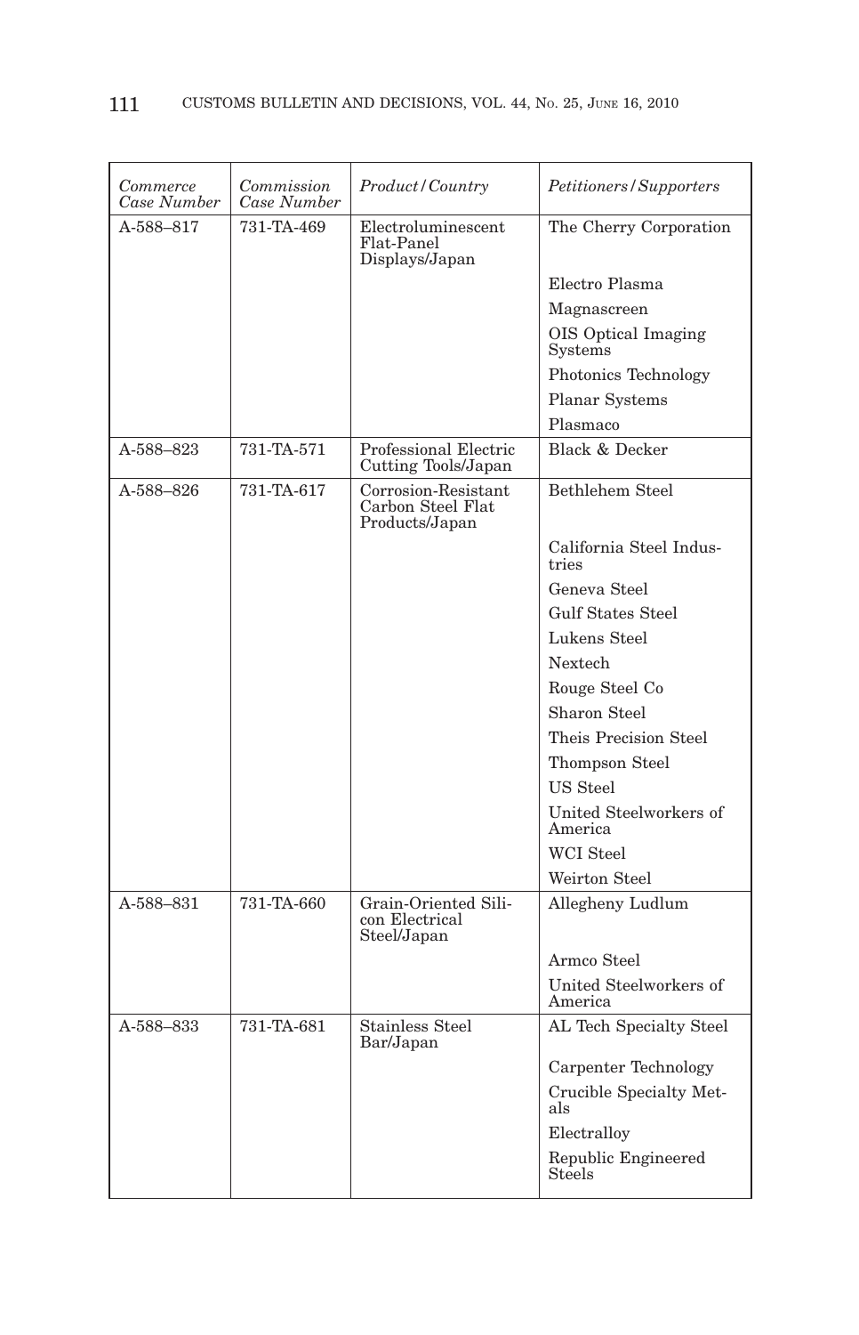| *Commerce Case Number* | *Commission Case Number* | *Product/Country* | *Petitioners/Supporters* |
|---|---|---|---|
| A-588–817 | 731-TA-469 | Electroluminescent Flat-Panel Displays/Japan | The Cherry Corporation |
| | | | Electro Plasma |
| | | | Magnascreen |
| | | | OIS Optical Imaging Systems |
| | | | Photonics Technology |
| | | | Planar Systems |
| | | | Plasmaco |
| A-588–823 | 731-TA-571 | Professional Electric Cutting Tools/Japan | Black & Decker |
| A-588–826 | 731-TA-617 | Corrosion-Resistant Carbon Steel Flat Products/Japan | Bethlehem Steel |
| | | | California Steel Industries |
| | | | Geneva Steel |
| | | | Gulf States Steel |
| | | | Lukens Steel |
| | | | Nextech |
| | | | Rouge Steel Co |
| | | | Sharon Steel |
| | | | Theis Precision Steel |
| | | | Thompson Steel |
| | | | US Steel |
| | | | United Steelworkers of America |
| | | | WCI Steel |
| | | | Weirton Steel |
| A-588–831 | 731-TA-660 | Grain-Oriented Silicon Electrical Steel/Japan | Allegheny Ludlum |
| | | | Armco Steel |
| | | | United Steelworkers of America |
| A-588–833 | 731-TA-681 | Stainless Steel Bar/Japan | AL Tech Specialty Steel |
| | | | Carpenter Technology |
| | | | Crucible Specialty Metals |
| | | | Electralloy |
| | | | Republic Engineered Steels |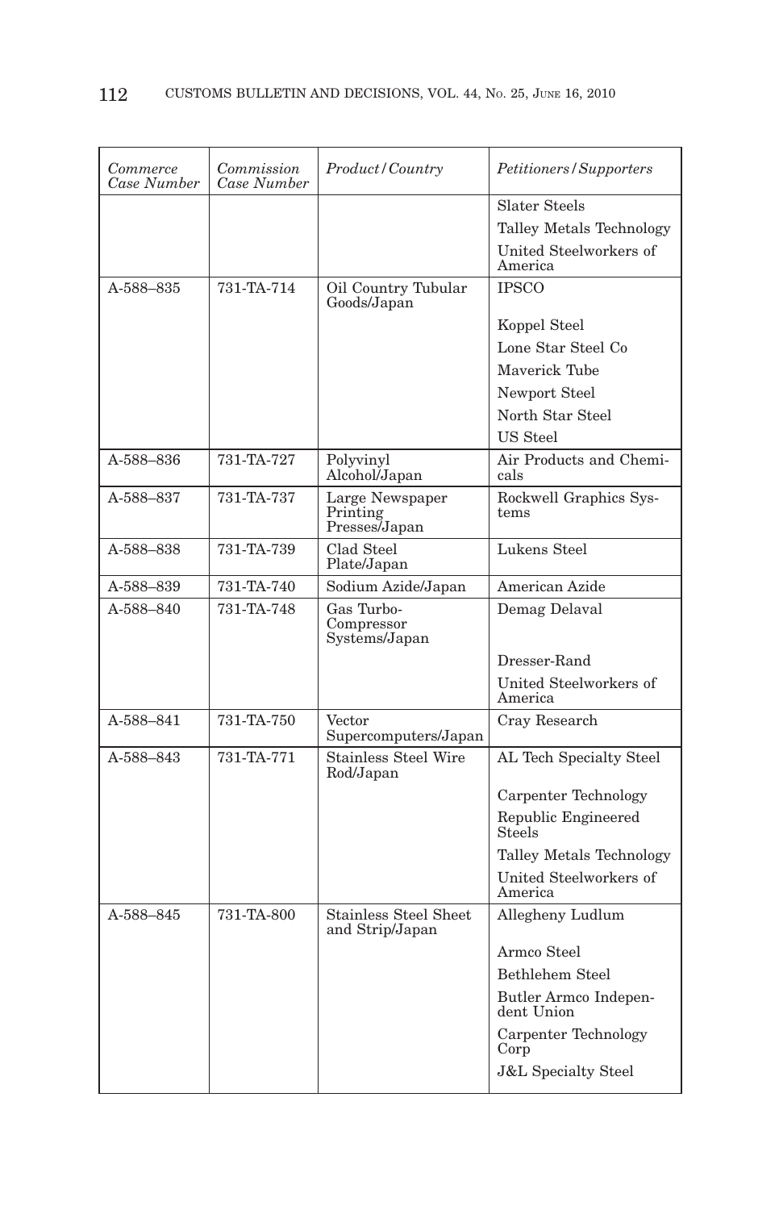| *Commerce Case Number* | *Commission Case Number* | *Product/Country* | *Petitioners/Supporters* |
|---|---|---|---|
| | | | Slater Steels |
| | | | Talley Metals Technology |
| | | | United Steelworkers of America |
| A-588–835 | 731-TA-714 | Oil Country Tubular Goods/Japan | IPSCO |
| | | | Koppel Steel |
| | | | Lone Star Steel Co |
| | | | Maverick Tube |
| | | | Newport Steel |
| | | | North Star Steel |
| | | | US Steel |
| A-588–836 | 731-TA-727 | Polyvinyl Alcohol/Japan | Air Products and Chemicals |
| A-588–837 | 731-TA-737 | Large Newspaper Printing Presses/Japan | Rockwell Graphics Systems |
| A-588–838 | 731-TA-739 | Clad Steel Plate/Japan | Lukens Steel |
| A-588–839 | 731-TA-740 | Sodium Azide/Japan | American Azide |
| A-588–840 | 731-TA-748 | Gas Turbo-Compressor Systems/Japan | Demag Delaval |
| | | | Dresser-Rand |
| | | | United Steelworkers of America |
| A-588–841 | 731-TA-750 | Vector Supercomputers/Japan | Cray Research |
| A-588–843 | 731-TA-771 | Stainless Steel Wire Rod/Japan | AL Tech Specialty Steel |
| | | | Carpenter Technology |
| | | | Republic Engineered Steels |
| | | | Talley Metals Technology |
| | | | United Steelworkers of America |
| A-588–845 | 731-TA-800 | Stainless Steel Sheet and Strip/Japan | Allegheny Ludlum |
| | | | Armco Steel |
| | | | Bethlehem Steel |
| | | | Butler Armco Independent Union |
| | | | Carpenter Technology Corp |
| | | | J&L Specialty Steel |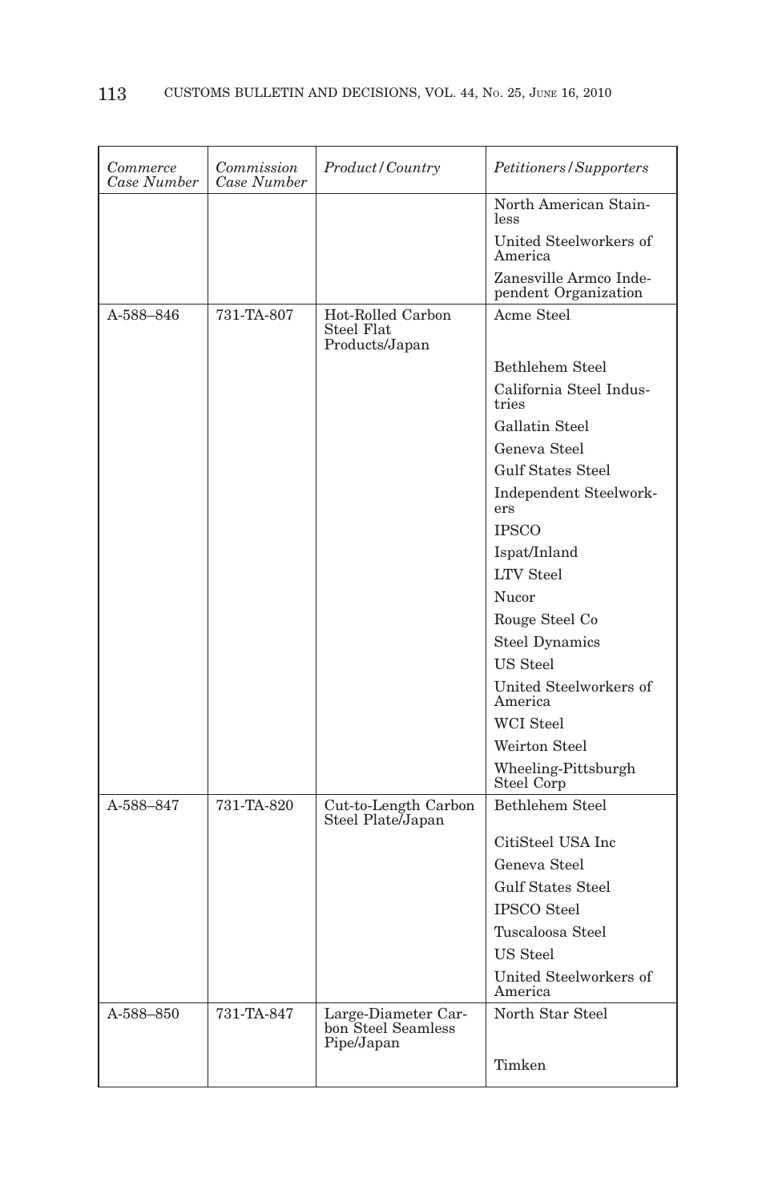| *Commerce Case Number* | *Commission Case Number* | *Product/Country* | *Petitioners/Supporters* |
| --- | --- | --- | --- |
| | | | North American Stainless |
| | | | United Steelworkers of America |
| | | | Zanesville Armco Independent Organization |
| A-588–846 | 731-TA-807 | Hot-Rolled Carbon Steel Flat Products/Japan | Acme Steel |
| | | | Bethlehem Steel |
| | | | California Steel Industries |
| | | | Gallatin Steel |
| | | | Geneva Steel |
| | | | Gulf States Steel |
| | | | Independent Steelworkers |
| | | | IPSCO |
| | | | Ispat/Inland |
| | | | LTV Steel |
| | | | Nucor |
| | | | Rouge Steel Co |
| | | | Steel Dynamics |
| | | | US Steel |
| | | | United Steelworkers of America |
| | | | WCI Steel |
| | | | Weirton Steel |
| | | | Wheeling-Pittsburgh Steel Corp |
| A-588–847 | 731-TA-820 | Cut-to-Length Carbon Steel Plate/Japan | Bethlehem Steel |
| | | | CitiSteel USA Inc |
| | | | Geneva Steel |
| | | | Gulf States Steel |
| | | | IPSCO Steel |
| | | | Tuscaloosa Steel |
| | | | US Steel |
| | | | United Steelworkers of America |
| A-588–850 | 731-TA-847 | Large-Diameter Carbon Steel Seamless Pipe/Japan | North Star Steel |
| | | | Timken |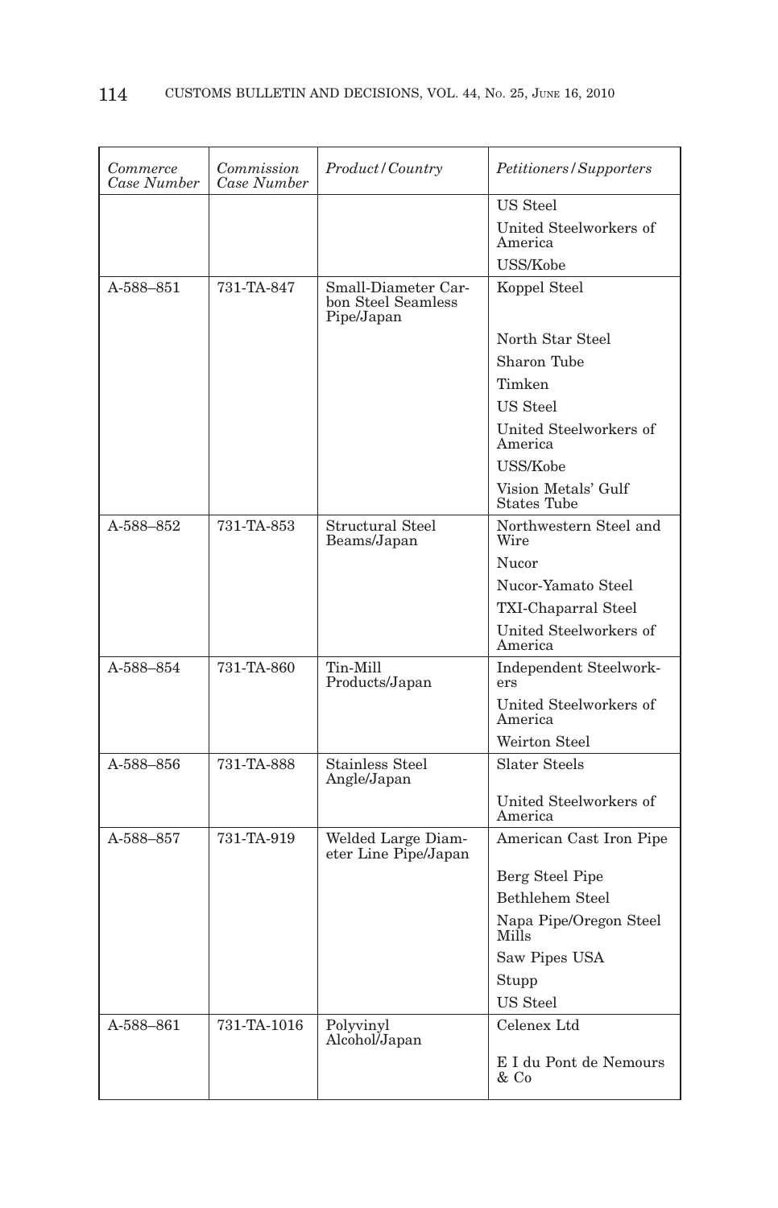| *Commerce Case Number* | *Commission Case Number* | *Product/Country* | *Petitioners/Supporters* |
|---|---|---|---|
| | | | US Steel |
| | | | United Steelworkers of America |
| | | | USS/Kobe |
| A-588–851 | 731-TA-847 | Small-Diameter Carbon Steel Seamless Pipe/Japan | Koppel Steel |
| | | | North Star Steel |
| | | | Sharon Tube |
| | | | Timken |
| | | | US Steel |
| | | | United Steelworkers of America |
| | | | USS/Kobe |
| | | | Vision Metals' Gulf States Tube |
| A-588–852 | 731-TA-853 | Structural Steel Beams/Japan | Northwestern Steel and Wire |
| | | | Nucor |
| | | | Nucor-Yamato Steel |
| | | | TXI-Chaparral Steel |
| | | | United Steelworkers of America |
| A-588–854 | 731-TA-860 | Tin-Mill Products/Japan | Independent Steelworkers |
| | | | United Steelworkers of America |
| | | | Weirton Steel |
| A-588–856 | 731-TA-888 | Stainless Steel Angle/Japan | Slater Steels |
| | | | United Steelworkers of America |
| A-588–857 | 731-TA-919 | Welded Large Diameter Line Pipe/Japan | American Cast Iron Pipe |
| | | | Berg Steel Pipe |
| | | | Bethlehem Steel |
| | | | Napa Pipe/Oregon Steel Mills |
| | | | Saw Pipes USA |
| | | | Stupp |
| | | | US Steel |
| A-588–861 | 731-TA-1016 | Polyvinyl Alcohol/Japan | Celenex Ltd |
| | | | E I du Pont de Nemours & Co |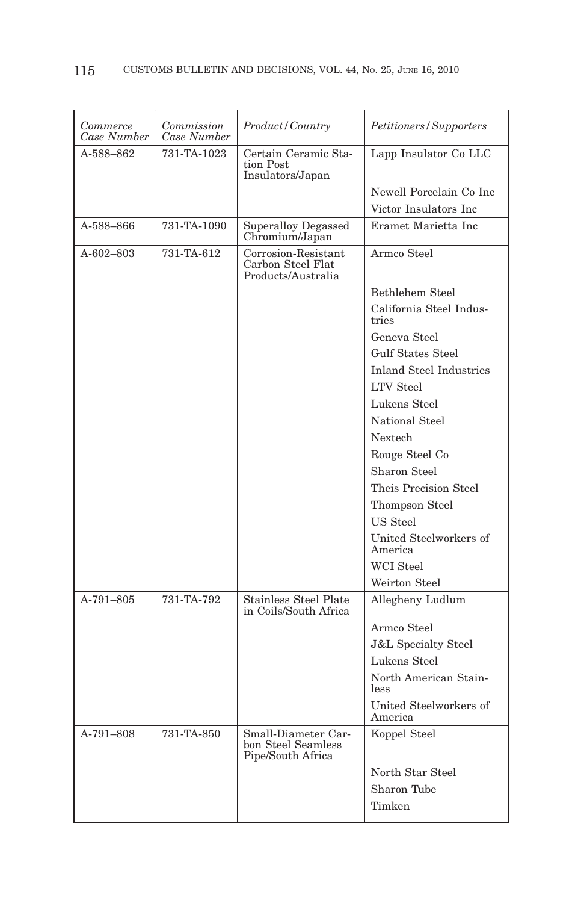| *Commerce Case Number* | *Commission Case Number* | *Product/Country* | *Petitioners/Supporters* |
|---|---|---|---|
| A-588–862 | 731-TA-1023 | Certain Ceramic Station Post Insulators/Japan | Lapp Insulator Co LLC |
| | | | Newell Porcelain Co Inc |
| | | | Victor Insulators Inc |
| A-588–866 | 731-TA-1090 | Superalloy Degassed Chromium/Japan | Eramet Marietta Inc |
| A-602–803 | 731-TA-612 | Corrosion-Resistant Carbon Steel Flat Products/Australia | Armco Steel |
| | | | Bethlehem Steel |
| | | | California Steel Industries |
| | | | Geneva Steel |
| | | | Gulf States Steel |
| | | | Inland Steel Industries |
| | | | LTV Steel |
| | | | Lukens Steel |
| | | | National Steel |
| | | | Nextech |
| | | | Rouge Steel Co |
| | | | Sharon Steel |
| | | | Theis Precision Steel |
| | | | Thompson Steel |
| | | | US Steel |
| | | | United Steelworkers of America |
| | | | WCI Steel |
| | | | Weirton Steel |
| A-791–805 | 731-TA-792 | Stainless Steel Plate in Coils/South Africa | Allegheny Ludlum |
| | | | Armco Steel |
| | | | J&L Specialty Steel |
| | | | Lukens Steel |
| | | | North American Stainless |
| | | | United Steelworkers of America |
| A-791–808 | 731-TA-850 | Small-Diameter Carbon Steel Seamless Pipe/South Africa | Koppel Steel |
| | | | North Star Steel |
| | | | Sharon Tube |
| | | | Timken |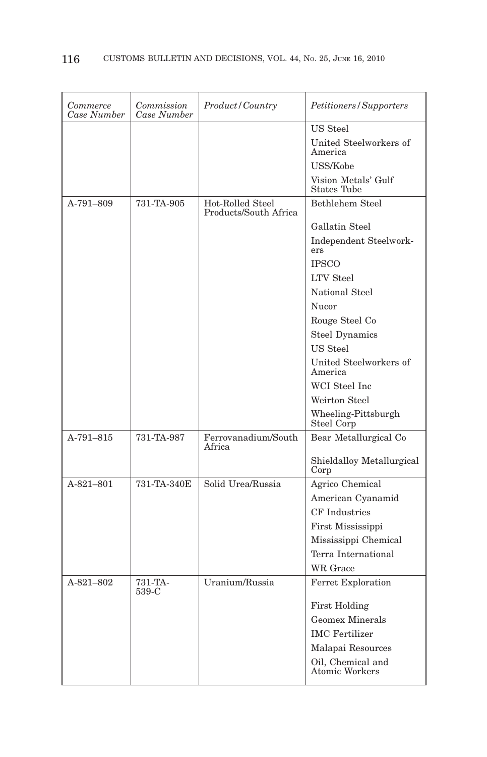| *Commerce Case Number* | *Commission Case Number* | *Product/Country* | *Petitioners/Supporters* |
|---|---|---|---|
| | | | US Steel |
| | | | United Steelworkers of America |
| | | | USS/Kobe |
| | | | Vision Metals' Gulf States Tube |
| A-791–809 | 731-TA-905 | Hot-Rolled Steel Products/South Africa | Bethlehem Steel |
| | | | Gallatin Steel |
| | | | Independent Steelworkers |
| | | | IPSCO |
| | | | LTV Steel |
| | | | National Steel |
| | | | Nucor |
| | | | Rouge Steel Co |
| | | | Steel Dynamics |
| | | | US Steel |
| | | | United Steelworkers of America |
| | | | WCI Steel Inc |
| | | | Weirton Steel |
| | | | Wheeling-Pittsburgh Steel Corp |
| A-791–815 | 731-TA-987 | Ferrovanadium/South Africa | Bear Metallurgical Co |
| | | | Shieldalloy Metallurgical Corp |
| A-821–801 | 731-TA-340E | Solid Urea/Russia | Agrico Chemical |
| | | | American Cyanamid |
| | | | CF Industries |
| | | | First Mississippi |
| | | | Mississippi Chemical |
| | | | Terra International |
| | | | WR Grace |
| A-821–802 | 731-TA-539-C | Uranium/Russia | Ferret Exploration |
| | | | First Holding |
| | | | Geomex Minerals |
| | | | IMC Fertilizer |
| | | | Malapai Resources |
| | | | Oil, Chemical and Atomic Workers |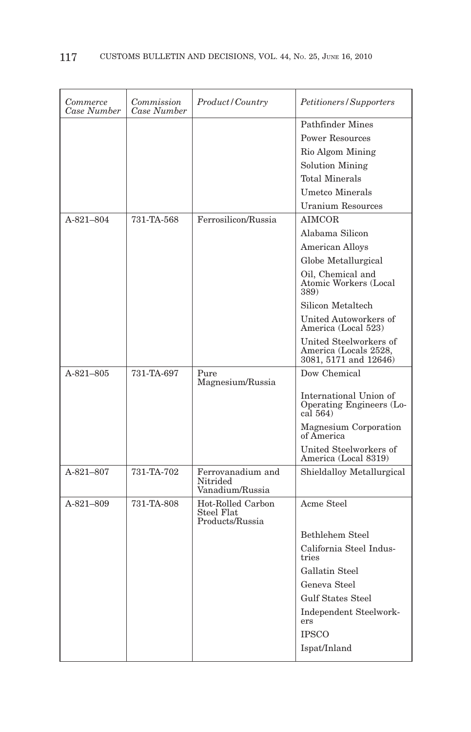| *Commerce Case Number* | *Commission Case Number* | *Product/Country* | *Petitioners/Supporters* |
|---|---|---|---|
| | | | Pathfinder Mines |
| | | | Power Resources |
| | | | Rio Algom Mining |
| | | | Solution Mining |
| | | | Total Minerals |
| | | | Umetco Minerals |
| | | | Uranium Resources |
| A-821–804 | 731-TA-568 | Ferrosilicon/Russia | AIMCOR |
| | | | Alabama Silicon |
| | | | American Alloys |
| | | | Globe Metallurgical |
| | | | Oil, Chemical and Atomic Workers (Local 389) |
| | | | Silicon Metaltech |
| | | | United Autoworkers of America (Local 523) |
| | | | United Steelworkers of America (Locals 2528, 3081, 5171 and 12646) |
| A-821–805 | 731-TA-697 | Pure Magnesium/Russia | Dow Chemical |
| | | | International Union of Operating Engineers (Local 564) |
| | | | Magnesium Corporation of America |
| | | | United Steelworkers of America (Local 8319) |
| A-821–807 | 731-TA-702 | Ferrovanadium and Nitrided Vanadium/Russia | Shieldalloy Metallurgical |
| A-821–809 | 731-TA-808 | Hot-Rolled Carbon Steel Flat Products/Russia | Acme Steel |
| | | | Bethlehem Steel |
| | | | California Steel Industries |
| | | | Gallatin Steel |
| | | | Geneva Steel |
| | | | Gulf States Steel |
| | | | Independent Steelworkers |
| | | | IPSCO |
| | | | Ispat/Inland |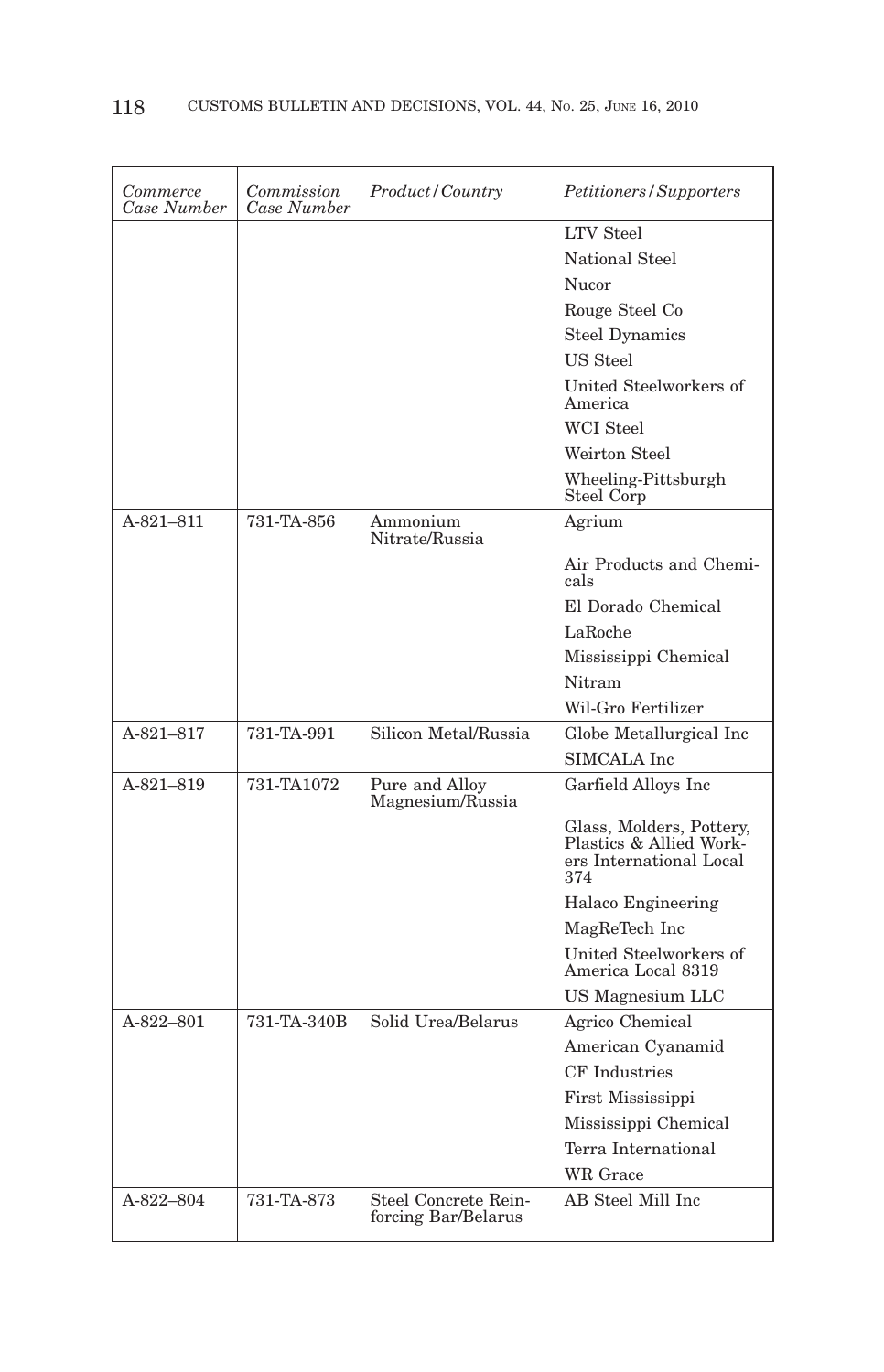| *Commerce Case Number* | *Commission Case Number* | *Product/Country* | *Petitioners/Supporters* |
|---|---|---|---|
| | | | LTV Steel |
| | | | National Steel |
| | | | Nucor |
| | | | Rouge Steel Co |
| | | | Steel Dynamics |
| | | | US Steel |
| | | | United Steelworkers of America |
| | | | WCI Steel |
| | | | Weirton Steel |
| | | | Wheeling-Pittsburgh Steel Corp |
| A-821–811 | 731-TA-856 | Ammonium Nitrate/Russia | Agrium |
| | | | Air Products and Chemicals |
| | | | El Dorado Chemical |
| | | | LaRoche |
| | | | Mississippi Chemical |
| | | | Nitram |
| | | | Wil-Gro Fertilizer |
| A-821–817 | 731-TA-991 | Silicon Metal/Russia | Globe Metallurgical Inc |
| | | | SIMCALA Inc |
| A-821–819 | 731-TA1072 | Pure and Alloy Magnesium/Russia | Garfield Alloys Inc |
| | | | Glass, Molders, Pottery, Plastics & Allied Workers International Local 374 |
| | | | Halaco Engineering |
| | | | MagReTech Inc |
| | | | United Steelworkers of America Local 8319 |
| | | | US Magnesium LLC |
| A-822–801 | 731-TA-340B | Solid Urea/Belarus | Agrico Chemical |
| | | | American Cyanamid |
| | | | CF Industries |
| | | | First Mississippi |
| | | | Mississippi Chemical |
| | | | Terra International |
| | | | WR Grace |
| A-822–804 | 731-TA-873 | Steel Concrete Reinforcing Bar/Belarus | AB Steel Mill Inc |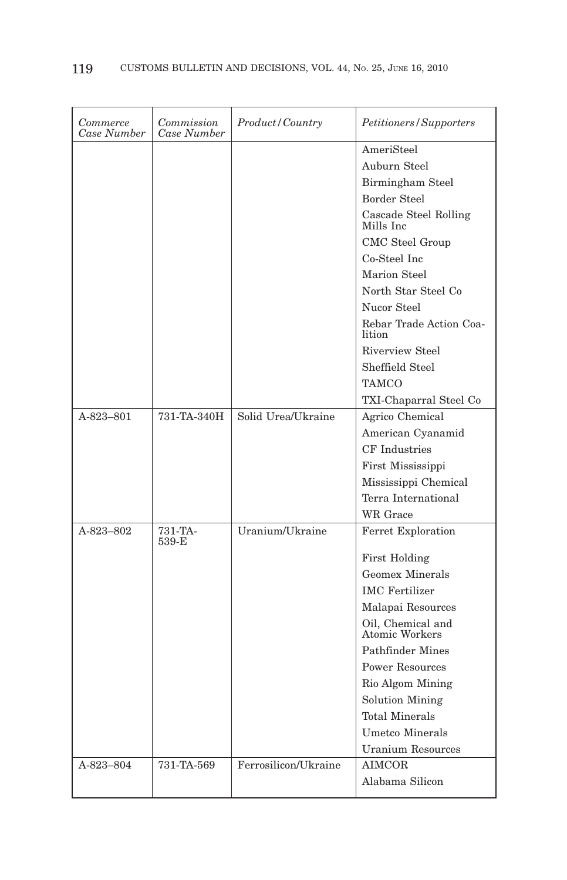| Commerce Case Number | Commission Case Number | Product/Country | Petitioners/Supporters |
|---|---|---|---|
| | | | AmeriSteel |
| | | | Auburn Steel |
| | | | Birmingham Steel |
| | | | Border Steel |
| | | | Cascade Steel Rolling Mills Inc |
| | | | CMC Steel Group |
| | | | Co-Steel Inc |
| | | | Marion Steel |
| | | | North Star Steel Co |
| | | | Nucor Steel |
| | | | Rebar Trade Action Coalition |
| | | | Riverview Steel |
| | | | Sheffield Steel |
| | | | TAMCO |
| | | | TXI-Chaparral Steel Co |
| A-823–801 | 731-TA-340H | Solid Urea/Ukraine | Agrico Chemical |
| | | | American Cyanamid |
| | | | CF Industries |
| | | | First Mississippi |
| | | | Mississippi Chemical |
| | | | Terra International |
| | | | WR Grace |
| A-823–802 | 731-TA-539-E | Uranium/Ukraine | Ferret Exploration |
| | | | First Holding |
| | | | Geomex Minerals |
| | | | IMC Fertilizer |
| | | | Malapai Resources |
| | | | Oil, Chemical and Atomic Workers |
| | | | Pathfinder Mines |
| | | | Power Resources |
| | | | Rio Algom Mining |
| | | | Solution Mining |
| | | | Total Minerals |
| | | | Umetco Minerals |
| | | | Uranium Resources |
| A-823–804 | 731-TA-569 | Ferrosilicon/Ukraine | AIMCOR |
| | | | Alabama Silicon |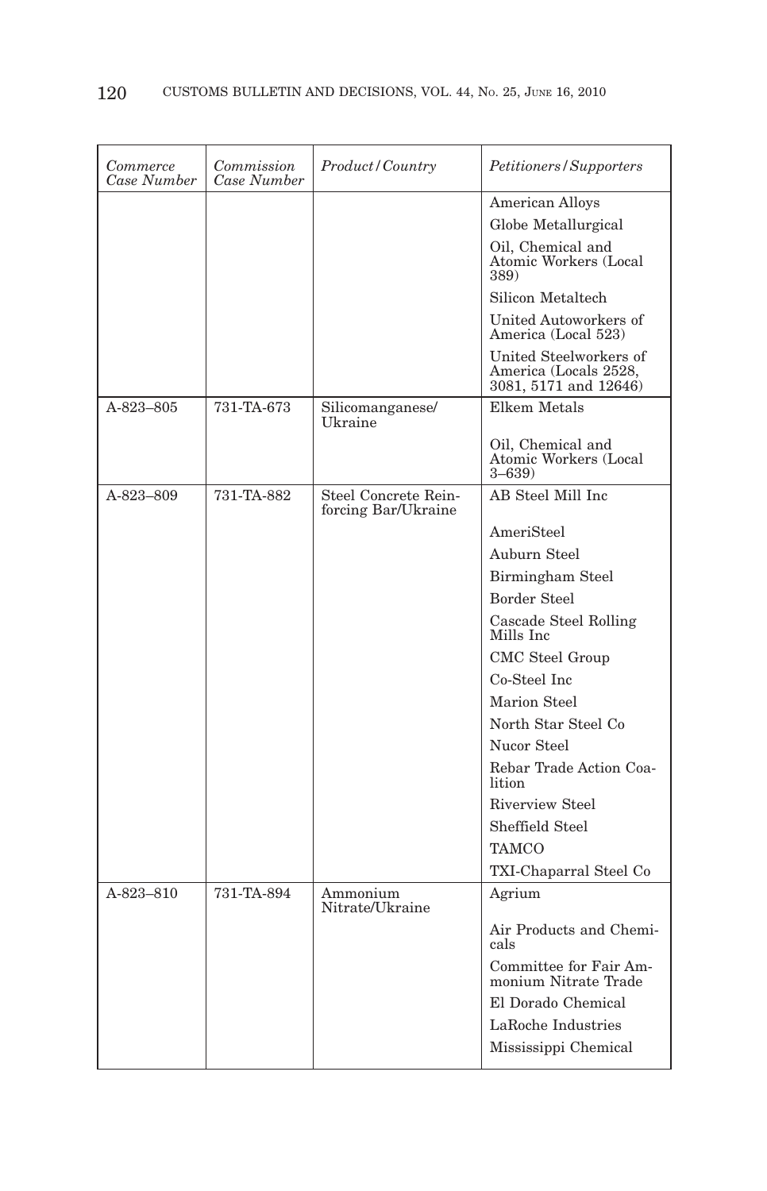| Commerce Case Number | Commission Case Number | Product/Country | Petitioners/Supporters |
|---|---|---|---|
| | | | American Alloys |
| | | | Globe Metallurgical |
| | | | Oil, Chemical and Atomic Workers (Local 389) |
| | | | Silicon Metaltech |
| | | | United Autoworkers of America (Local 523) |
| | | | United Steelworkers of America (Locals 2528, 3081, 5171 and 12646) |
| A-823–805 | 731-TA-673 | Silicomanganese/ Ukraine | Elkem Metals |
| | | | Oil, Chemical and Atomic Workers (Local 3–639) |
| A-823–809 | 731-TA-882 | Steel Concrete Reinforcing Bar/Ukraine | AB Steel Mill Inc |
| | | | AmeriSteel |
| | | | Auburn Steel |
| | | | Birmingham Steel |
| | | | Border Steel |
| | | | Cascade Steel Rolling Mills Inc |
| | | | CMC Steel Group |
| | | | Co-Steel Inc |
| | | | Marion Steel |
| | | | North Star Steel Co |
| | | | Nucor Steel |
| | | | Rebar Trade Action Coalition |
| | | | Riverview Steel |
| | | | Sheffield Steel |
| | | | TAMCO |
| | | | TXI-Chaparral Steel Co |
| A-823–810 | 731-TA-894 | Ammonium Nitrate/Ukraine | Agrium |
| | | | Air Products and Chemicals |
| | | | Committee for Fair Ammonium Nitrate Trade |
| | | | El Dorado Chemical |
| | | | LaRoche Industries |
| | | | Mississippi Chemical |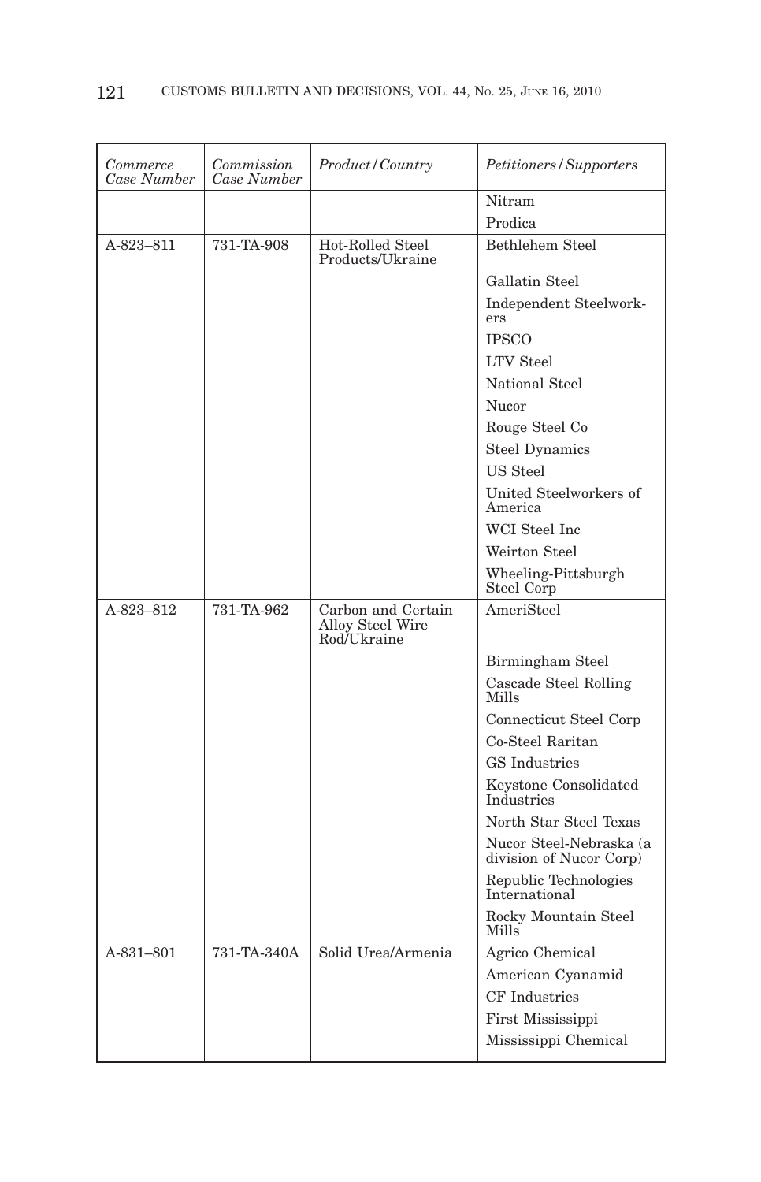| *Commerce Case Number* | *Commission Case Number* | *Product/Country* | *Petitioners/Supporters* |
|---|---|---|---|
| | | | Nitram |
| | | | Prodica |
| A-823–811 | 731-TA-908 | Hot-Rolled Steel Products/Ukraine | Bethlehem Steel |
| | | | Gallatin Steel |
| | | | Independent Steelworkers |
| | | | IPSCO |
| | | | LTV Steel |
| | | | National Steel |
| | | | Nucor |
| | | | Rouge Steel Co |
| | | | Steel Dynamics |
| | | | US Steel |
| | | | United Steelworkers of America |
| | | | WCI Steel Inc |
| | | | Weirton Steel |
| | | | Wheeling-Pittsburgh Steel Corp |
| A-823–812 | 731-TA-962 | Carbon and Certain Alloy Steel Wire Rod/Ukraine | AmeriSteel |
| | | | Birmingham Steel |
| | | | Cascade Steel Rolling Mills |
| | | | Connecticut Steel Corp |
| | | | Co-Steel Raritan |
| | | | GS Industries |
| | | | Keystone Consolidated Industries |
| | | | North Star Steel Texas |
| | | | Nucor Steel-Nebraska (a division of Nucor Corp) |
| | | | Republic Technologies International |
| | | | Rocky Mountain Steel Mills |
| A-831–801 | 731-TA-340A | Solid Urea/Armenia | Agrico Chemical |
| | | | American Cyanamid |
| | | | CF Industries |
| | | | First Mississippi |
| | | | Mississippi Chemical |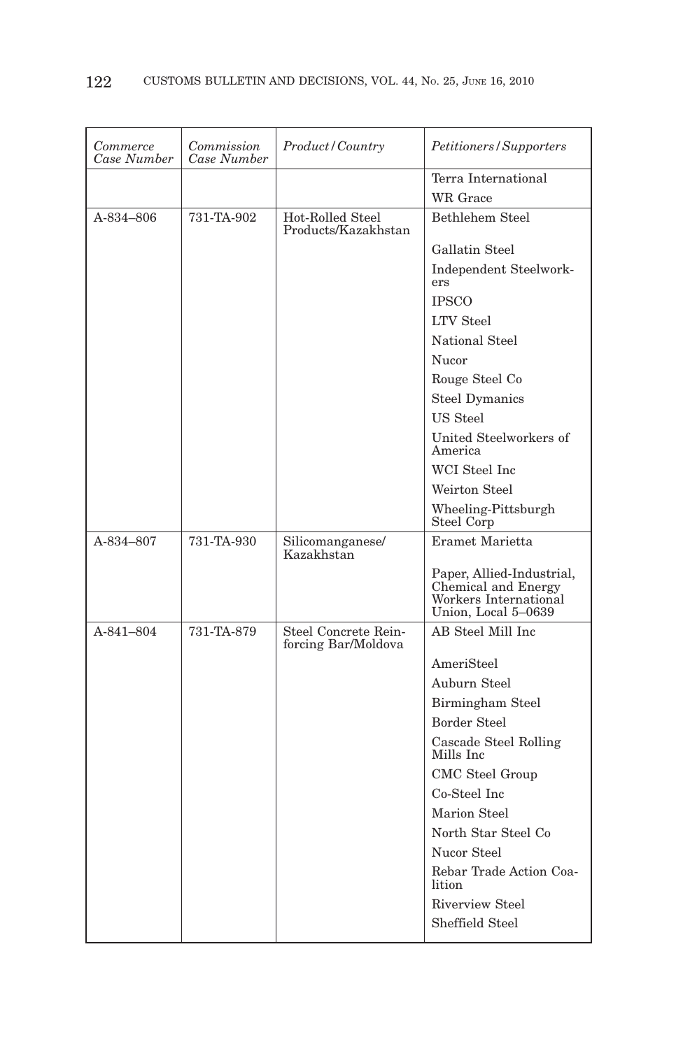| *Commerce Case Number* | *Commission Case Number* | *Product/Country* | *Petitioners/Supporters* |
|---|---|---|---|
| | | | Terra International |
| | | | WR Grace |
| A-834–806 | 731-TA-902 | Hot-Rolled Steel Products/Kazakhstan | Bethlehem Steel |
| | | | Gallatin Steel |
| | | | Independent Steelworkers |
| | | | IPSCO |
| | | | LTV Steel |
| | | | National Steel |
| | | | Nucor |
| | | | Rouge Steel Co |
| | | | Steel Dymanics |
| | | | US Steel |
| | | | United Steelworkers of America |
| | | | WCI Steel Inc |
| | | | Weirton Steel |
| | | | Wheeling-Pittsburgh Steel Corp |
| A-834–807 | 731-TA-930 | Silicomanganese/Kazakhstan | Eramet Marietta |
| | | | Paper, Allied-Industrial, Chemical and Energy Workers International Union, Local 5–0639 |
| A-841–804 | 731-TA-879 | Steel Concrete Reinforcing Bar/Moldova | AB Steel Mill Inc |
| | | | AmeriSteel |
| | | | Auburn Steel |
| | | | Birmingham Steel |
| | | | Border Steel |
| | | | Cascade Steel Rolling Mills Inc |
| | | | CMC Steel Group |
| | | | Co-Steel Inc |
| | | | Marion Steel |
| | | | North Star Steel Co |
| | | | Nucor Steel |
| | | | Rebar Trade Action Coalition |
| | | | Riverview Steel |
| | | | Sheffield Steel |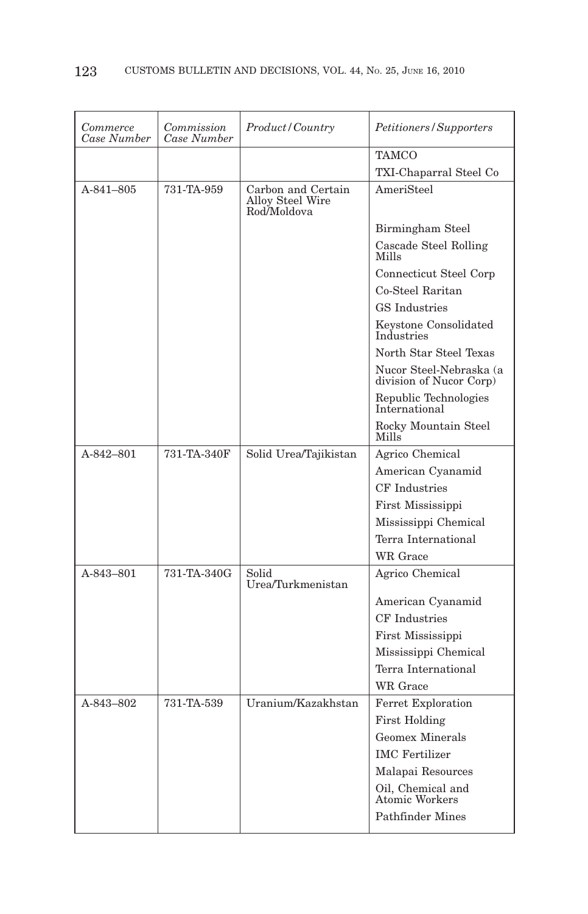| *Commerce Case Number* | *Commission Case Number* | *Product/Country* | *Petitioners/Supporters* |
|---|---|---|---|
| | | | TAMCO |
| | | | TXI-Chaparral Steel Co |
| A-841–805 | 731-TA-959 | Carbon and Certain Alloy Steel Wire Rod/Moldova | AmeriSteel |
| | | | Birmingham Steel |
| | | | Cascade Steel Rolling Mills |
| | | | Connecticut Steel Corp |
| | | | Co-Steel Raritan |
| | | | GS Industries |
| | | | Keystone Consolidated Industries |
| | | | North Star Steel Texas |
| | | | Nucor Steel-Nebraska (a division of Nucor Corp) |
| | | | Republic Technologies International |
| | | | Rocky Mountain Steel Mills |
| A-842–801 | 731-TA-340F | Solid Urea/Tajikistan | Agrico Chemical |
| | | | American Cyanamid |
| | | | CF Industries |
| | | | First Mississippi |
| | | | Mississippi Chemical |
| | | | Terra International |
| | | | WR Grace |
| A-843–801 | 731-TA-340G | Solid Urea/Turkmenistan | Agrico Chemical |
| | | | American Cyanamid |
| | | | CF Industries |
| | | | First Mississippi |
| | | | Mississippi Chemical |
| | | | Terra International |
| | | | WR Grace |
| A-843–802 | 731-TA-539 | Uranium/Kazakhstan | Ferret Exploration |
| | | | First Holding |
| | | | Geomex Minerals |
| | | | IMC Fertilizer |
| | | | Malapai Resources |
| | | | Oil, Chemical and Atomic Workers |
| | | | Pathfinder Mines |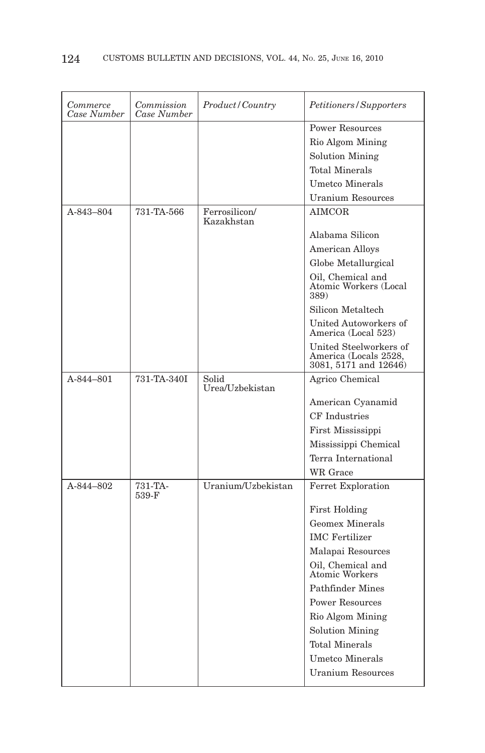| *Commerce Case Number* | *Commission Case Number* | *Product/Country* | *Petitioners/Supporters* |
|---|---|---|---|
| | | | Power Resources |
| | | | Rio Algom Mining |
| | | | Solution Mining |
| | | | Total Minerals |
| | | | Umetco Minerals |
| | | | Uranium Resources |
| A-843–804 | 731-TA-566 | Ferrosilicon/ Kazakhstan | AIMCOR |
| | | | Alabama Silicon |
| | | | American Alloys |
| | | | Globe Metallurgical |
| | | | Oil, Chemical and Atomic Workers (Local 389) |
| | | | Silicon Metaltech |
| | | | United Autoworkers of America (Local 523) |
| | | | United Steelworkers of America (Locals 2528, 3081, 5171 and 12646) |
| A-844–801 | 731-TA-340I | Solid Urea/Uzbekistan | Agrico Chemical |
| | | | American Cyanamid |
| | | | CF Industries |
| | | | First Mississippi |
| | | | Mississippi Chemical |
| | | | Terra International |
| | | | WR Grace |
| A-844–802 | 731-TA-539-F | Uranium/Uzbekistan | Ferret Exploration |
| | | | First Holding |
| | | | Geomex Minerals |
| | | | IMC Fertilizer |
| | | | Malapai Resources |
| | | | Oil, Chemical and Atomic Workers |
| | | | Pathfinder Mines |
| | | | Power Resources |
| | | | Rio Algom Mining |
| | | | Solution Mining |
| | | | Total Minerals |
| | | | Umetco Minerals |
| | | | Uranium Resources |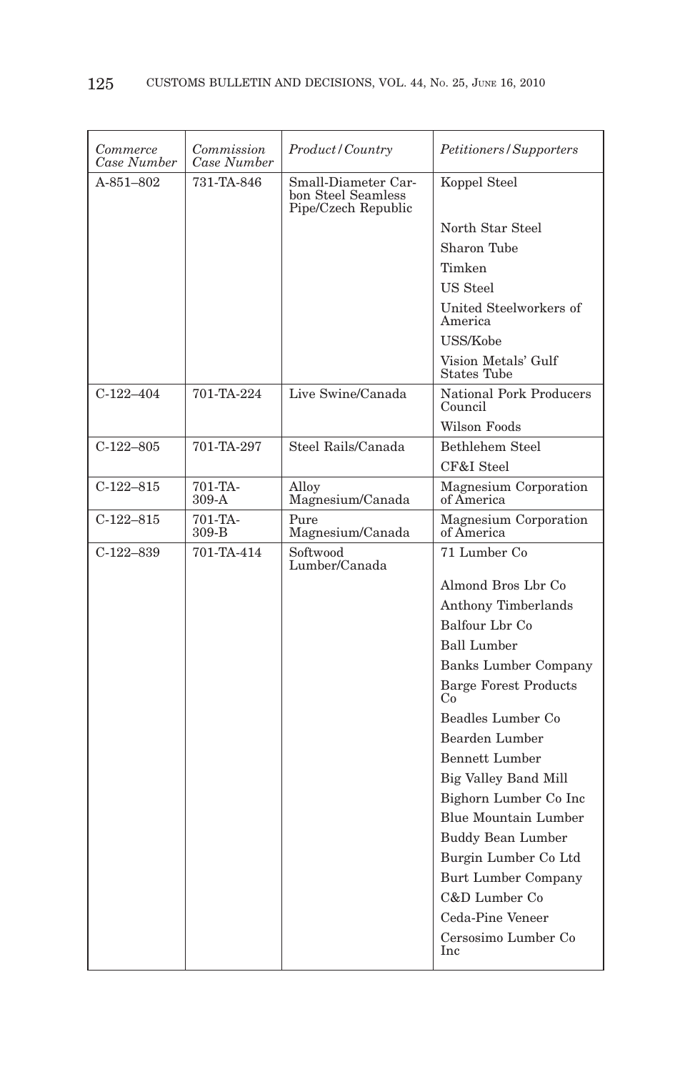| *Commerce Case Number* | *Commission Case Number* | *Product/Country* | *Petitioners/Supporters* |
|---|---|---|---|
| A-851–802 | 731-TA-846 | Small-Diameter Carbon Steel Seamless Pipe/Czech Republic | Koppel Steel |
| | | | North Star Steel |
| | | | Sharon Tube |
| | | | Timken |
| | | | US Steel |
| | | | United Steelworkers of America |
| | | | USS/Kobe |
| | | | Vision Metals' Gulf States Tube |
| C-122–404 | 701-TA-224 | Live Swine/Canada | National Pork Producers Council |
| | | | Wilson Foods |
| C-122–805 | 701-TA-297 | Steel Rails/Canada | Bethlehem Steel |
| | | | CF&I Steel |
| C-122–815 | 701-TA-309-A | Alloy Magnesium/Canada | Magnesium Corporation of America |
| C-122–815 | 701-TA-309-B | Pure Magnesium/Canada | Magnesium Corporation of America |
| C-122–839 | 701-TA-414 | Softwood Lumber/Canada | 71 Lumber Co |
| | | | Almond Bros Lbr Co |
| | | | Anthony Timberlands |
| | | | Balfour Lbr Co |
| | | | Ball Lumber |
| | | | Banks Lumber Company |
| | | | Barge Forest Products Co |
| | | | Beadles Lumber Co |
| | | | Bearden Lumber |
| | | | Bennett Lumber |
| | | | Big Valley Band Mill |
| | | | Bighorn Lumber Co Inc |
| | | | Blue Mountain Lumber |
| | | | Buddy Bean Lumber |
| | | | Burgin Lumber Co Ltd |
| | | | Burt Lumber Company |
| | | | C&D Lumber Co |
| | | | Ceda-Pine Veneer |
| | | | Cersosimo Lumber Co Inc |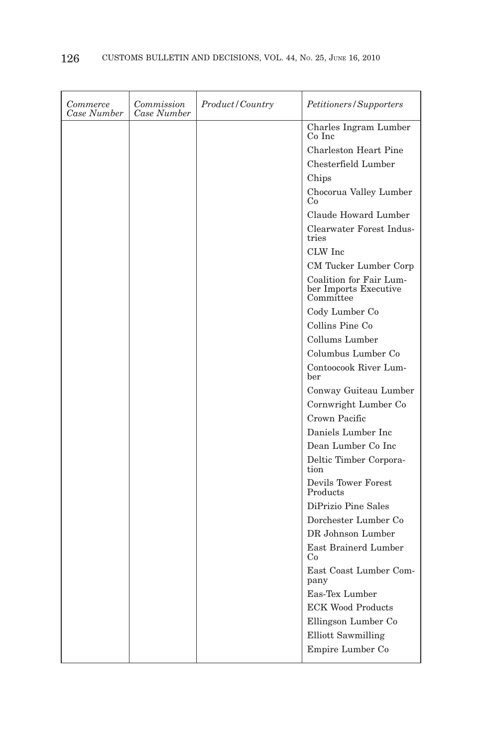| *Commerce Case Number* | *Commission Case Number* | *Product/Country* | *Petitioners/Supporters* |
|---|---|---|---|
| | | | Charles Ingram Lumber Co Inc |
| | | | Charleston Heart Pine |
| | | | Chesterfield Lumber |
| | | | Chips |
| | | | Chocorua Valley Lumber Co |
| | | | Claude Howard Lumber |
| | | | Clearwater Forest Industries |
| | | | CLW Inc |
| | | | CM Tucker Lumber Corp |
| | | | Coalition for Fair Lumber Imports Executive Committee |
| | | | Cody Lumber Co |
| | | | Collins Pine Co |
| | | | Collums Lumber |
| | | | Columbus Lumber Co |
| | | | Contoocook River Lumber |
| | | | Conway Guiteau Lumber |
| | | | Cornwright Lumber Co |
| | | | Crown Pacific |
| | | | Daniels Lumber Inc |
| | | | Dean Lumber Co Inc |
| | | | Deltic Timber Corporation |
| | | | Devils Tower Forest Products |
| | | | DiPrizio Pine Sales |
| | | | Dorchester Lumber Co |
| | | | DR Johnson Lumber |
| | | | East Brainerd Lumber Co |
| | | | East Coast Lumber Company |
| | | | Eas-Tex Lumber |
| | | | ECK Wood Products |
| | | | Ellingson Lumber Co |
| | | | Elliott Sawmilling |
| | | | Empire Lumber Co |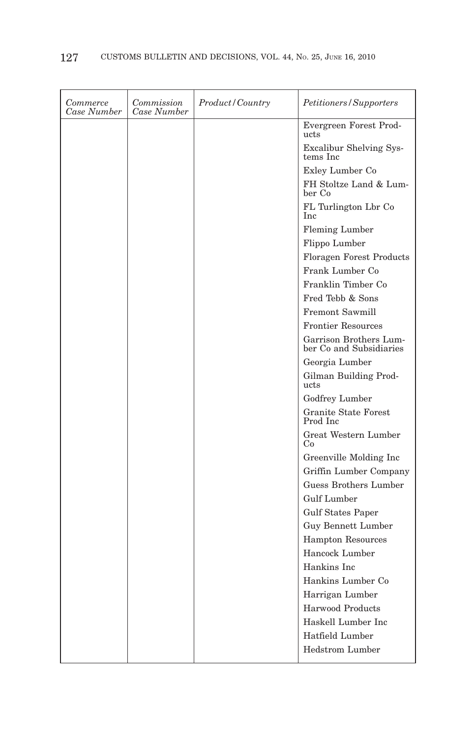| *Commerce Case Number* | *Commission Case Number* | *Product/Country* | *Petitioners/Supporters* |
|---|---|---|---|
| | | | Evergreen Forest Products |
| | | | Excalibur Shelving Systems Inc |
| | | | Exley Lumber Co |
| | | | FH Stoltze Land & Lumber Co |
| | | | FL Turlington Lbr Co Inc |
| | | | Fleming Lumber |
| | | | Flippo Lumber |
| | | | Floragen Forest Products |
| | | | Frank Lumber Co |
| | | | Franklin Timber Co |
| | | | Fred Tebb & Sons |
| | | | Fremont Sawmill |
| | | | Frontier Resources |
| | | | Garrison Brothers Lumber Co and Subsidiaries |
| | | | Georgia Lumber |
| | | | Gilman Building Products |
| | | | Godfrey Lumber |
| | | | Granite State Forest Prod Inc |
| | | | Great Western Lumber Co |
| | | | Greenville Molding Inc |
| | | | Griffin Lumber Company |
| | | | Guess Brothers Lumber |
| | | | Gulf Lumber |
| | | | Gulf States Paper |
| | | | Guy Bennett Lumber |
| | | | Hampton Resources |
| | | | Hancock Lumber |
| | | | Hankins Inc |
| | | | Hankins Lumber Co |
| | | | Harrigan Lumber |
| | | | Harwood Products |
| | | | Haskell Lumber Inc |
| | | | Hatfield Lumber |
| | | | Hedstrom Lumber |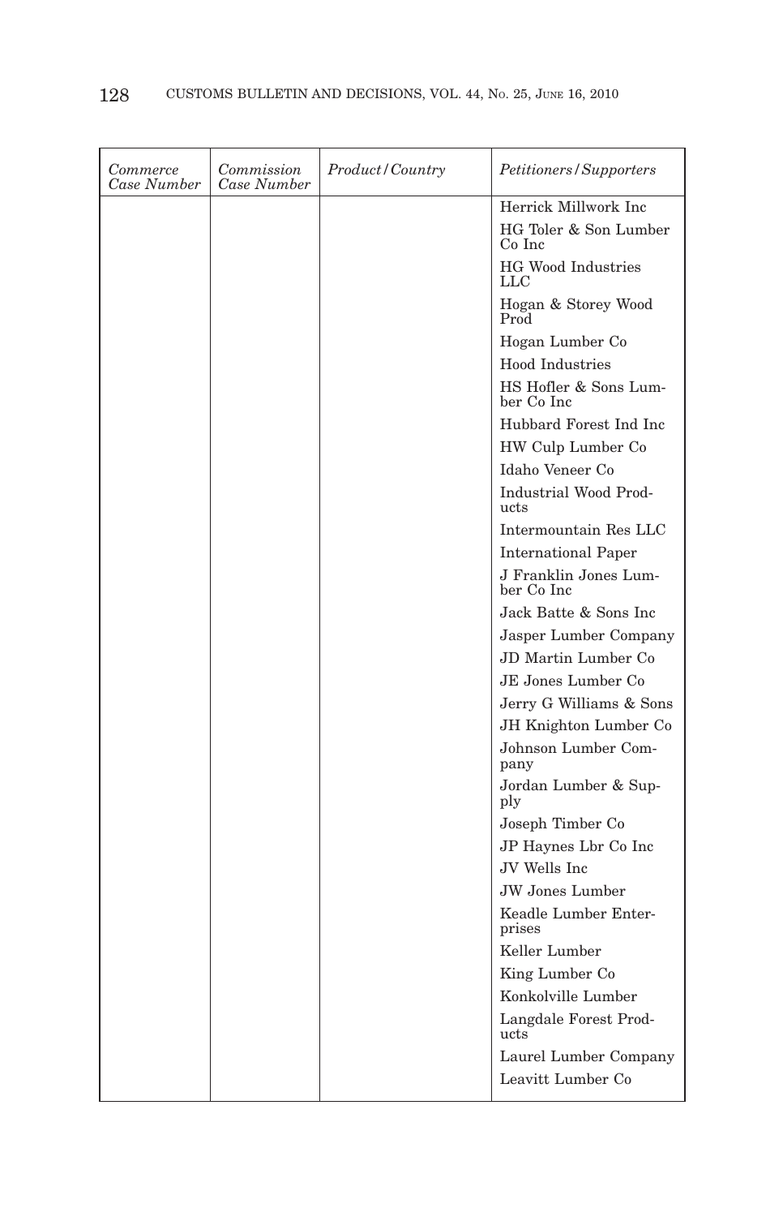| *Commerce Case Number* | *Commission Case Number* | *Product/Country* | *Petitioners/Supporters* |
|---|---|---|---|
| | | | Herrick Millwork Inc |
| | | | HG Toler & Son Lumber Co Inc |
| | | | HG Wood Industries LLC |
| | | | Hogan & Storey Wood Prod |
| | | | Hogan Lumber Co |
| | | | Hood Industries |
| | | | HS Hofler & Sons Lumber Co Inc |
| | | | Hubbard Forest Ind Inc |
| | | | HW Culp Lumber Co |
| | | | Idaho Veneer Co |
| | | | Industrial Wood Products |
| | | | Intermountain Res LLC |
| | | | International Paper |
| | | | J Franklin Jones Lumber Co Inc |
| | | | Jack Batte & Sons Inc |
| | | | Jasper Lumber Company |
| | | | JD Martin Lumber Co |
| | | | JE Jones Lumber Co |
| | | | Jerry G Williams & Sons |
| | | | JH Knighton Lumber Co |
| | | | Johnson Lumber Company |
| | | | Jordan Lumber & Supply |
| | | | Joseph Timber Co |
| | | | JP Haynes Lbr Co Inc |
| | | | JV Wells Inc |
| | | | JW Jones Lumber |
| | | | Keadle Lumber Enterprises |
| | | | Keller Lumber |
| | | | King Lumber Co |
| | | | Konkolville Lumber |
| | | | Langdale Forest Products |
| | | | Laurel Lumber Company |
| | | | Leavitt Lumber Co |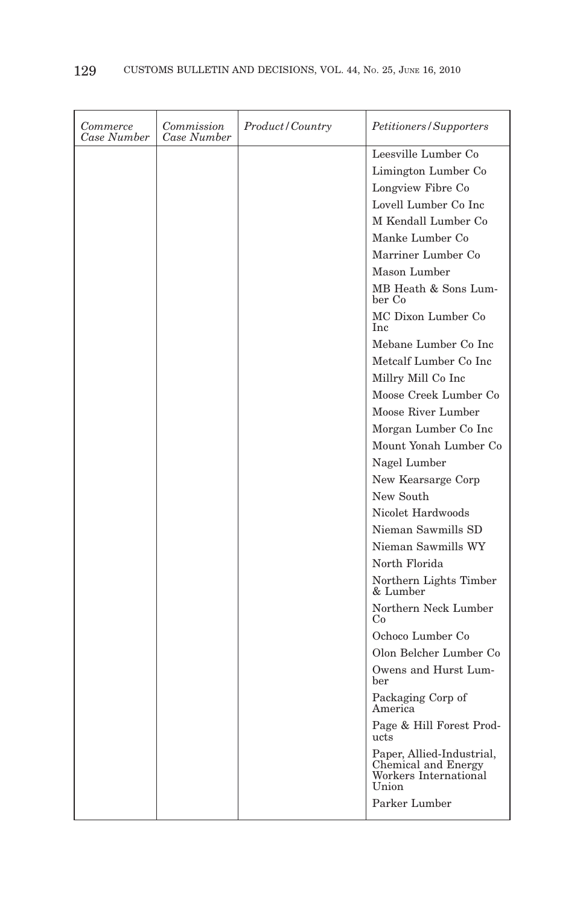| *Commerce Case Number* | *Commission Case Number* | *Product/Country* | *Petitioners/Supporters* |
| --- | --- | --- | --- |
| | | | Leesville Lumber Co |
| | | | Limington Lumber Co |
| | | | Longview Fibre Co |
| | | | Lovell Lumber Co Inc |
| | | | M Kendall Lumber Co |
| | | | Manke Lumber Co |
| | | | Marriner Lumber Co |
| | | | Mason Lumber |
| | | | MB Heath & Sons Lumber Co |
| | | | MC Dixon Lumber Co Inc |
| | | | Mebane Lumber Co Inc |
| | | | Metcalf Lumber Co Inc |
| | | | Millry Mill Co Inc |
| | | | Moose Creek Lumber Co |
| | | | Moose River Lumber |
| | | | Morgan Lumber Co Inc |
| | | | Mount Yonah Lumber Co |
| | | | Nagel Lumber |
| | | | New Kearsarge Corp |
| | | | New South |
| | | | Nicolet Hardwoods |
| | | | Nieman Sawmills SD |
| | | | Nieman Sawmills WY |
| | | | North Florida |
| | | | Northern Lights Timber & Lumber |
| | | | Northern Neck Lumber Co |
| | | | Ochoco Lumber Co |
| | | | Olon Belcher Lumber Co |
| | | | Owens and Hurst Lumber |
| | | | Packaging Corp of America |
| | | | Page & Hill Forest Products |
| | | | Paper, Allied-Industrial, Chemical and Energy Workers International Union |
| | | | Parker Lumber |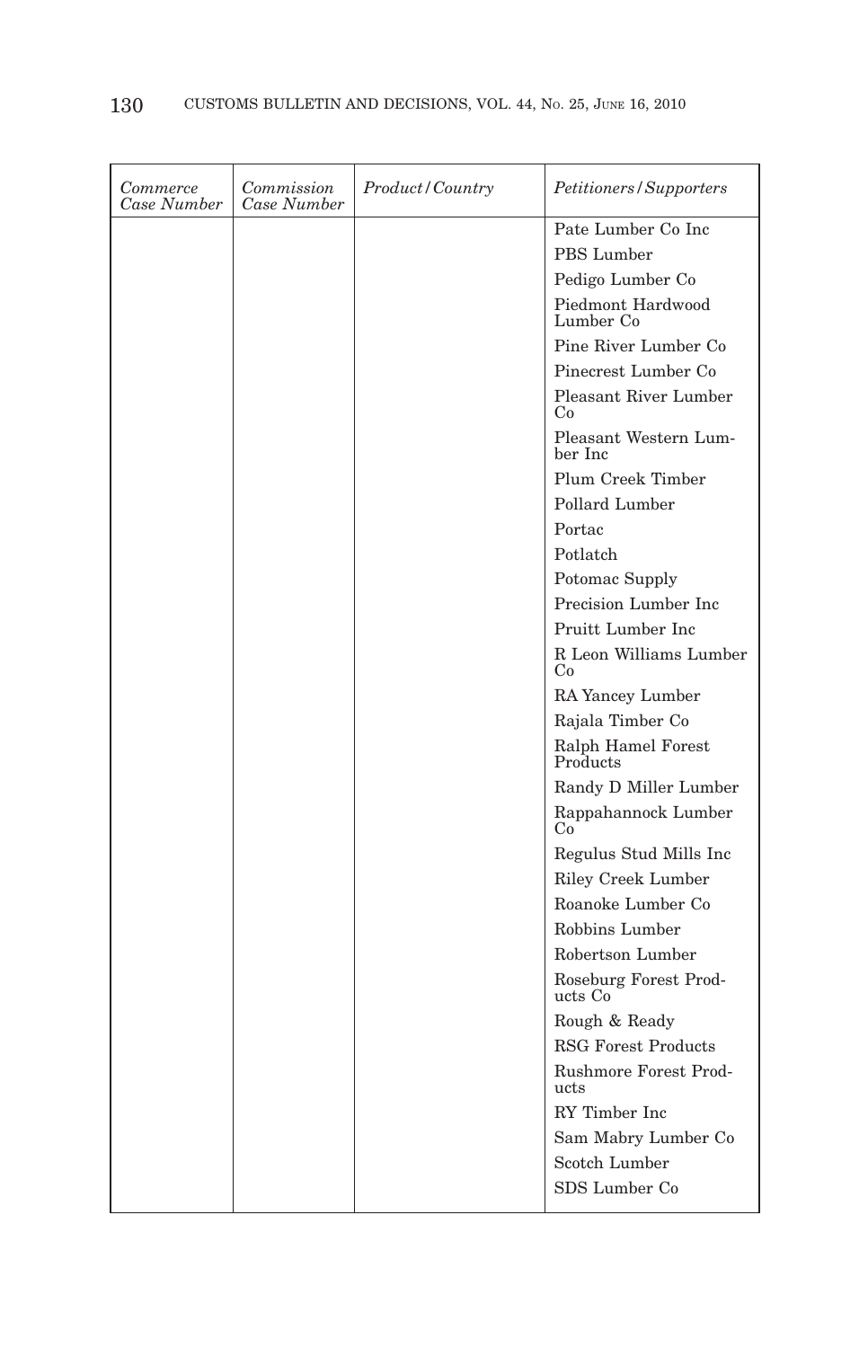| *Commerce Case Number* | *Commission Case Number* | *Product/Country* | *Petitioners/Supporters* |
|---|---|---|---|
| | | | Pate Lumber Co Inc |
| | | | PBS Lumber |
| | | | Pedigo Lumber Co |
| | | | Piedmont Hardwood Lumber Co |
| | | | Pine River Lumber Co |
| | | | Pinecrest Lumber Co |
| | | | Pleasant River Lumber Co |
| | | | Pleasant Western Lumber Inc |
| | | | Plum Creek Timber |
| | | | Pollard Lumber |
| | | | Portac |
| | | | Potlatch |
| | | | Potomac Supply |
| | | | Precision Lumber Inc |
| | | | Pruitt Lumber Inc |
| | | | R Leon Williams Lumber Co |
| | | | RA Yancey Lumber |
| | | | Rajala Timber Co |
| | | | Ralph Hamel Forest Products |
| | | | Randy D Miller Lumber |
| | | | Rappahannock Lumber Co |
| | | | Regulus Stud Mills Inc |
| | | | Riley Creek Lumber |
| | | | Roanoke Lumber Co |
| | | | Robbins Lumber |
| | | | Robertson Lumber |
| | | | Roseburg Forest Products Co |
| | | | Rough & Ready |
| | | | RSG Forest Products |
| | | | Rushmore Forest Products |
| | | | RY Timber Inc |
| | | | Sam Mabry Lumber Co |
| | | | Scotch Lumber |
| | | | SDS Lumber Co |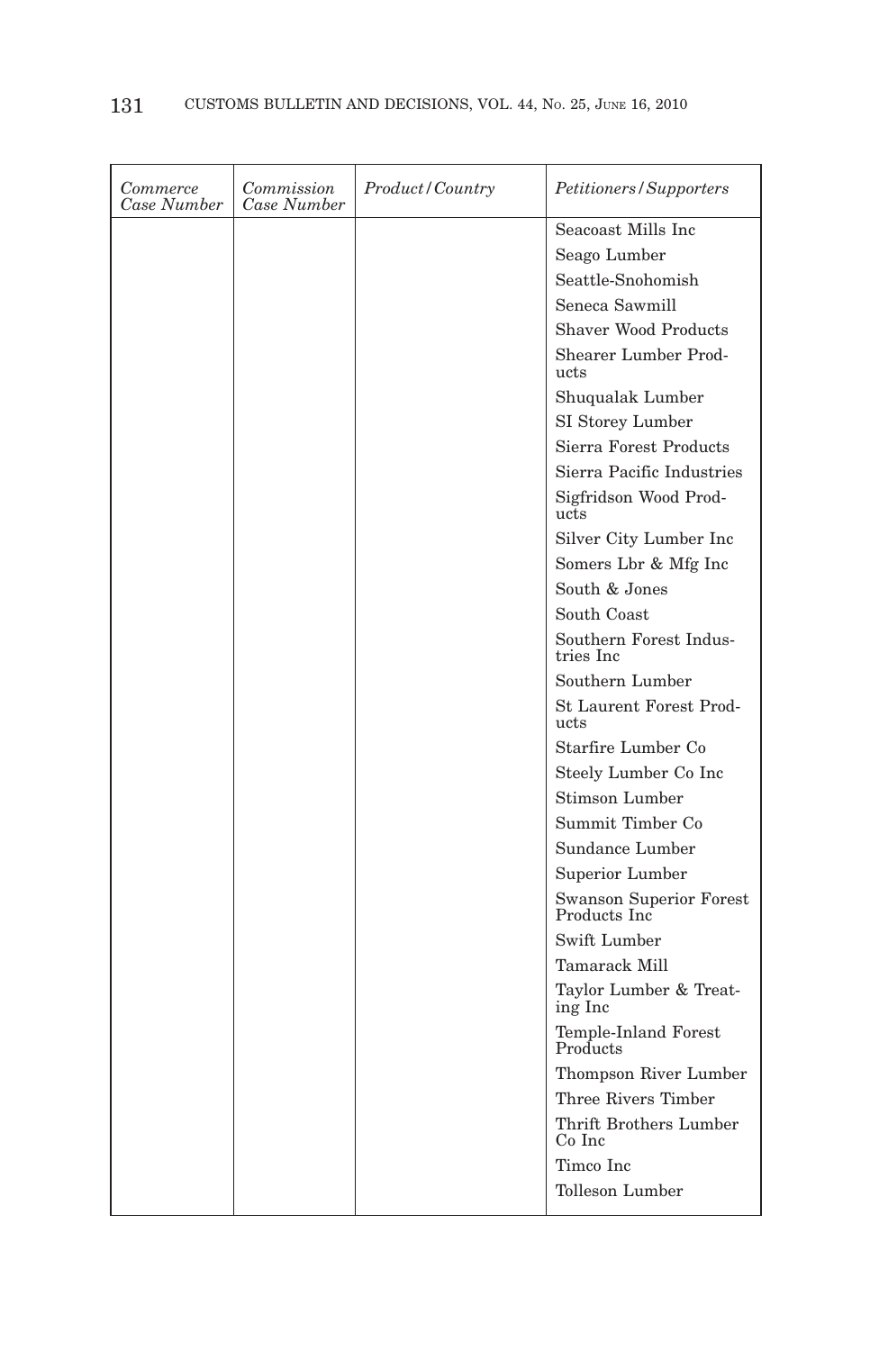| *Commerce Case Number* | *Commission Case Number* | *Product/Country* | *Petitioners/Supporters* |
|---|---|---|---|
| | | | Seacoast Mills Inc |
| | | | Seago Lumber |
| | | | Seattle-Snohomish |
| | | | Seneca Sawmill |
| | | | Shaver Wood Products |
| | | | Shearer Lumber Products |
| | | | Shuqualak Lumber |
| | | | SI Storey Lumber |
| | | | Sierra Forest Products |
| | | | Sierra Pacific Industries |
| | | | Sigfridson Wood Products |
| | | | Silver City Lumber Inc |
| | | | Somers Lbr & Mfg Inc |
| | | | South & Jones |
| | | | South Coast |
| | | | Southern Forest Industries Inc |
| | | | Southern Lumber |
| | | | St Laurent Forest Products |
| | | | Starfire Lumber Co |
| | | | Steely Lumber Co Inc |
| | | | Stimson Lumber |
| | | | Summit Timber Co |
| | | | Sundance Lumber |
| | | | Superior Lumber |
| | | | Swanson Superior Forest Products Inc |
| | | | Swift Lumber |
| | | | Tamarack Mill |
| | | | Taylor Lumber & Treating Inc |
| | | | Temple-Inland Forest Products |
| | | | Thompson River Lumber |
| | | | Three Rivers Timber |
| | | | Thrift Brothers Lumber Co Inc |
| | | | Timco Inc |
| | | | Tolleson Lumber |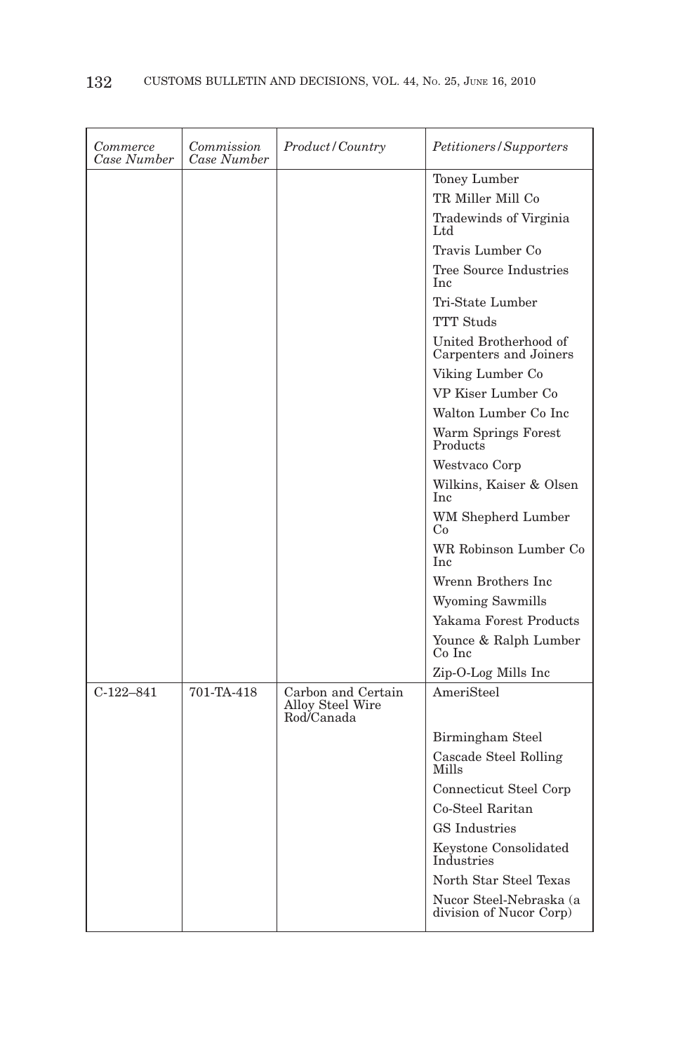| *Commerce Case Number* | *Commission Case Number* | *Product/Country* | *Petitioners/Supporters* |
| --- | --- | --- | --- |
| | | | Toney Lumber |
| | | | TR Miller Mill Co |
| | | | Tradewinds of Virginia Ltd |
| | | | Travis Lumber Co |
| | | | Tree Source Industries Inc |
| | | | Tri-State Lumber |
| | | | TTT Studs |
| | | | United Brotherhood of Carpenters and Joiners |
| | | | Viking Lumber Co |
| | | | VP Kiser Lumber Co |
| | | | Walton Lumber Co Inc |
| | | | Warm Springs Forest Products |
| | | | Westvaco Corp |
| | | | Wilkins, Kaiser & Olsen Inc |
| | | | WM Shepherd Lumber Co |
| | | | WR Robinson Lumber Co Inc |
| | | | Wrenn Brothers Inc |
| | | | Wyoming Sawmills |
| | | | Yakama Forest Products |
| | | | Younce & Ralph Lumber Co Inc |
| | | | Zip-O-Log Mills Inc |
| C-122–841 | 701-TA-418 | Carbon and Certain Alloy Steel Wire Rod/Canada | AmeriSteel |
| | | | Birmingham Steel |
| | | | Cascade Steel Rolling Mills |
| | | | Connecticut Steel Corp |
| | | | Co-Steel Raritan |
| | | | GS Industries |
| | | | Keystone Consolidated Industries |
| | | | North Star Steel Texas |
| | | | Nucor Steel-Nebraska (a division of Nucor Corp) |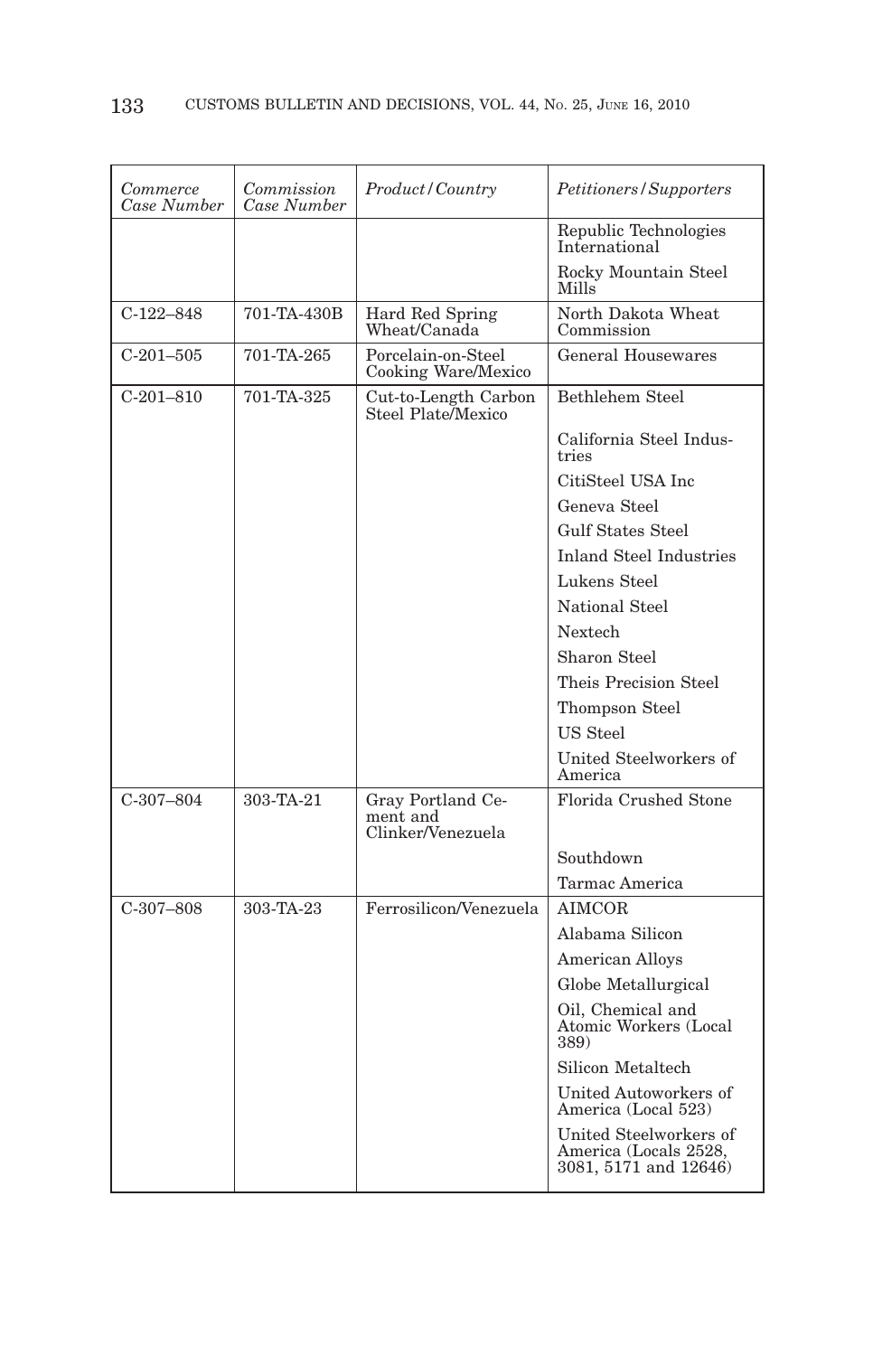| *Commerce Case Number* | *Commission Case Number* | *Product/Country* | *Petitioners/Supporters* |
| --- | --- | --- | --- |
| | | | Republic Technologies International |
| | | | Rocky Mountain Steel Mills |
| C-122–848 | 701-TA-430B | Hard Red Spring Wheat/Canada | North Dakota Wheat Commission |
| C-201–505 | 701-TA-265 | Porcelain-on-Steel Cooking Ware/Mexico | General Housewares |
| C-201–810 | 701-TA-325 | Cut-to-Length Carbon Steel Plate/Mexico | Bethlehem Steel |
| | | | California Steel Industries |
| | | | CitiSteel USA Inc |
| | | | Geneva Steel |
| | | | Gulf States Steel |
| | | | Inland Steel Industries |
| | | | Lukens Steel |
| | | | National Steel |
| | | | Nextech |
| | | | Sharon Steel |
| | | | Theis Precision Steel |
| | | | Thompson Steel |
| | | | US Steel |
| | | | United Steelworkers of America |
| C-307–804 | 303-TA-21 | Gray Portland Cement and Clinker/Venezuela | Florida Crushed Stone |
| | | | Southdown |
| | | | Tarmac America |
| C-307–808 | 303-TA-23 | Ferrosilicon/Venezuela | AIMCOR |
| | | | Alabama Silicon |
| | | | American Alloys |
| | | | Globe Metallurgical |
| | | | Oil, Chemical and Atomic Workers (Local 389) |
| | | | Silicon Metaltech |
| | | | United Autoworkers of America (Local 523) |
| | | | United Steelworkers of America (Locals 2528, 3081, 5171 and 12646) |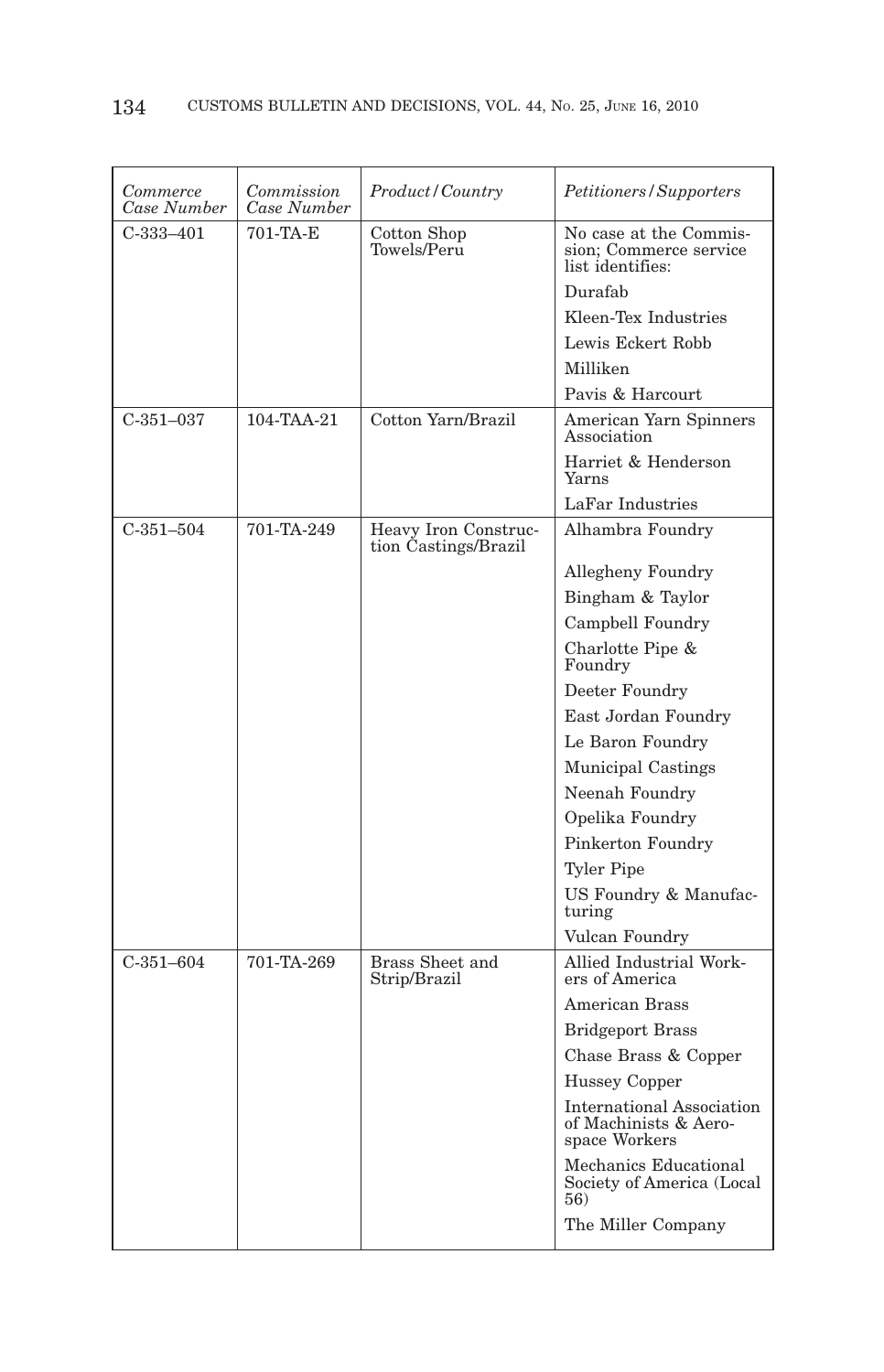| *Commerce Case Number* | *Commission Case Number* | *Product/Country* | *Petitioners/Supporters* |
|---|---|---|---|
| C-333–401 | 701-TA-E | Cotton Shop Towels/Peru | No case at the Commission; Commerce service list identifies: |
| | | | Durafab |
| | | | Kleen-Tex Industries |
| | | | Lewis Eckert Robb |
| | | | Milliken |
| | | | Pavis & Harcourt |
| C-351–037 | 104-TAA-21 | Cotton Yarn/Brazil | American Yarn Spinners Association |
| | | | Harriet & Henderson Yarns |
| | | | LaFar Industries |
| C-351–504 | 701-TA-249 | Heavy Iron Construction Castings/Brazil | Alhambra Foundry |
| | | | Allegheny Foundry |
| | | | Bingham & Taylor |
| | | | Campbell Foundry |
| | | | Charlotte Pipe & Foundry |
| | | | Deeter Foundry |
| | | | East Jordan Foundry |
| | | | Le Baron Foundry |
| | | | Municipal Castings |
| | | | Neenah Foundry |
| | | | Opelika Foundry |
| | | | Pinkerton Foundry |
| | | | Tyler Pipe |
| | | | US Foundry & Manufacturing |
| | | | Vulcan Foundry |
| C-351–604 | 701-TA-269 | Brass Sheet and Strip/Brazil | Allied Industrial Workers of America |
| | | | American Brass |
| | | | Bridgeport Brass |
| | | | Chase Brass & Copper |
| | | | Hussey Copper |
| | | | International Association of Machinists & Aerospace Workers |
| | | | Mechanics Educational Society of America (Local 56) |
| | | | The Miller Company |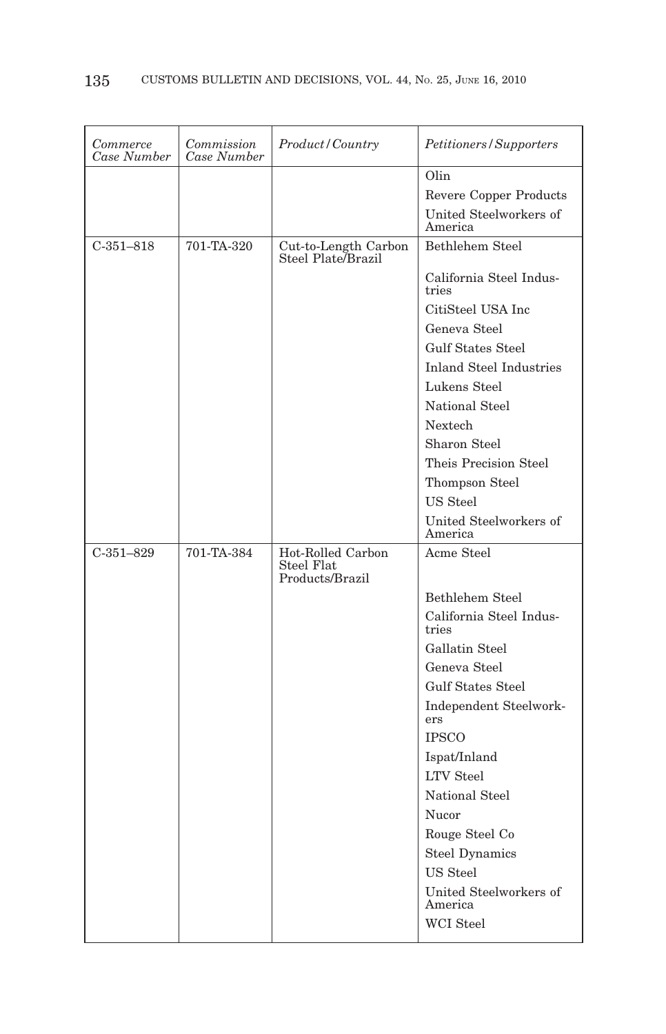| *Commerce Case Number* | *Commission Case Number* | *Product/Country* | *Petitioners/Supporters* |
| --- | --- | --- | --- |
| | | | Olin |
| | | | Revere Copper Products |
| | | | United Steelworkers of America |
| C-351–818 | 701-TA-320 | Cut-to-Length Carbon Steel Plate/Brazil | Bethlehem Steel |
| | | | California Steel Industries |
| | | | CitiSteel USA Inc |
| | | | Geneva Steel |
| | | | Gulf States Steel |
| | | | Inland Steel Industries |
| | | | Lukens Steel |
| | | | National Steel |
| | | | Nextech |
| | | | Sharon Steel |
| | | | Theis Precision Steel |
| | | | Thompson Steel |
| | | | US Steel |
| | | | United Steelworkers of America |
| C-351–829 | 701-TA-384 | Hot-Rolled Carbon Steel Flat Products/Brazil | Acme Steel |
| | | | Bethlehem Steel |
| | | | California Steel Industries |
| | | | Gallatin Steel |
| | | | Geneva Steel |
| | | | Gulf States Steel |
| | | | Independent Steelworkers |
| | | | IPSCO |
| | | | Ispat/Inland |
| | | | LTV Steel |
| | | | National Steel |
| | | | Nucor |
| | | | Rouge Steel Co |
| | | | Steel Dynamics |
| | | | US Steel |
| | | | United Steelworkers of America |
| | | | WCI Steel |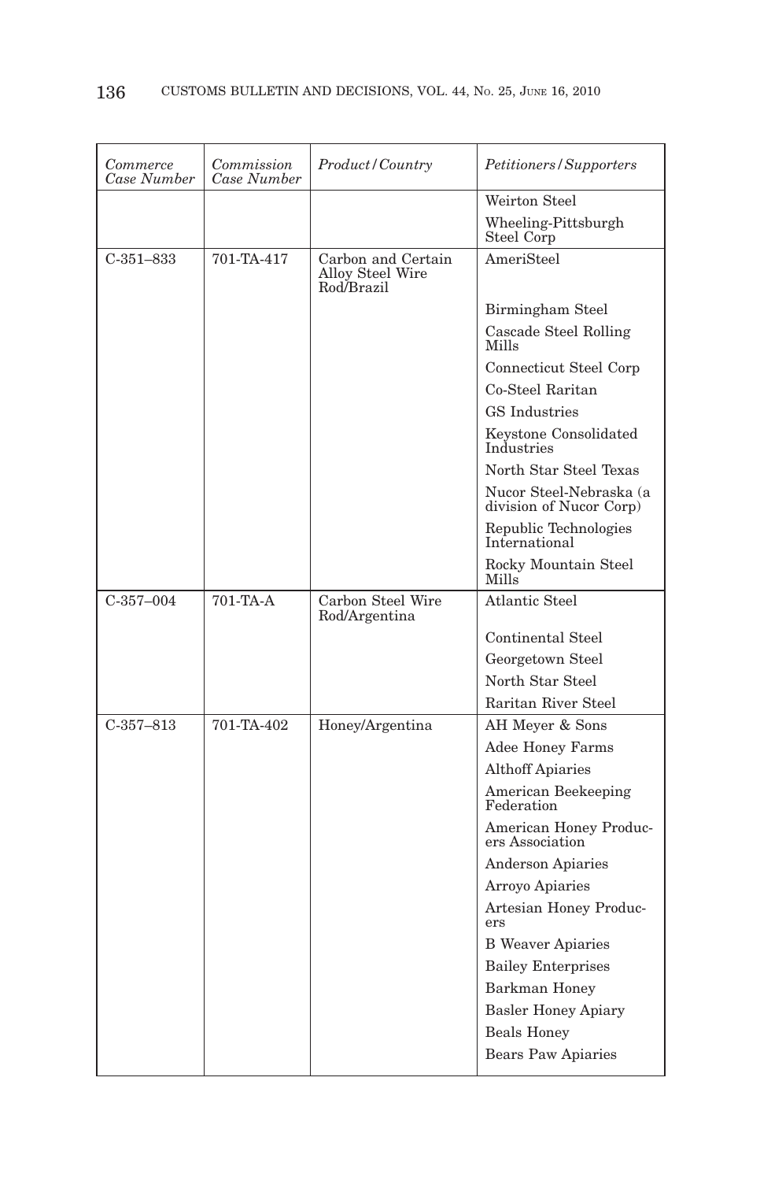| *Commerce Case Number* | *Commission Case Number* | *Product/Country* | *Petitioners/Supporters* |
|---|---|---|---|
| | | | Weirton Steel |
| | | | Wheeling-Pittsburgh Steel Corp |
| C-351–833 | 701-TA-417 | Carbon and Certain Alloy Steel Wire Rod/Brazil | AmeriSteel |
| | | | Birmingham Steel |
| | | | Cascade Steel Rolling Mills |
| | | | Connecticut Steel Corp |
| | | | Co-Steel Raritan |
| | | | GS Industries |
| | | | Keystone Consolidated Industries |
| | | | North Star Steel Texas |
| | | | Nucor Steel-Nebraska (a division of Nucor Corp) |
| | | | Republic Technologies International |
| | | | Rocky Mountain Steel Mills |
| C-357–004 | 701-TA-A | Carbon Steel Wire Rod/Argentina | Atlantic Steel |
| | | | Continental Steel |
| | | | Georgetown Steel |
| | | | North Star Steel |
| | | | Raritan River Steel |
| C-357–813 | 701-TA-402 | Honey/Argentina | AH Meyer & Sons |
| | | | Adee Honey Farms |
| | | | Althoff Apiaries |
| | | | American Beekeeping Federation |
| | | | American Honey Producers Association |
| | | | Anderson Apiaries |
| | | | Arroyo Apiaries |
| | | | Artesian Honey Producers |
| | | | B Weaver Apiaries |
| | | | Bailey Enterprises |
| | | | Barkman Honey |
| | | | Basler Honey Apiary |
| | | | Beals Honey |
| | | | Bears Paw Apiaries |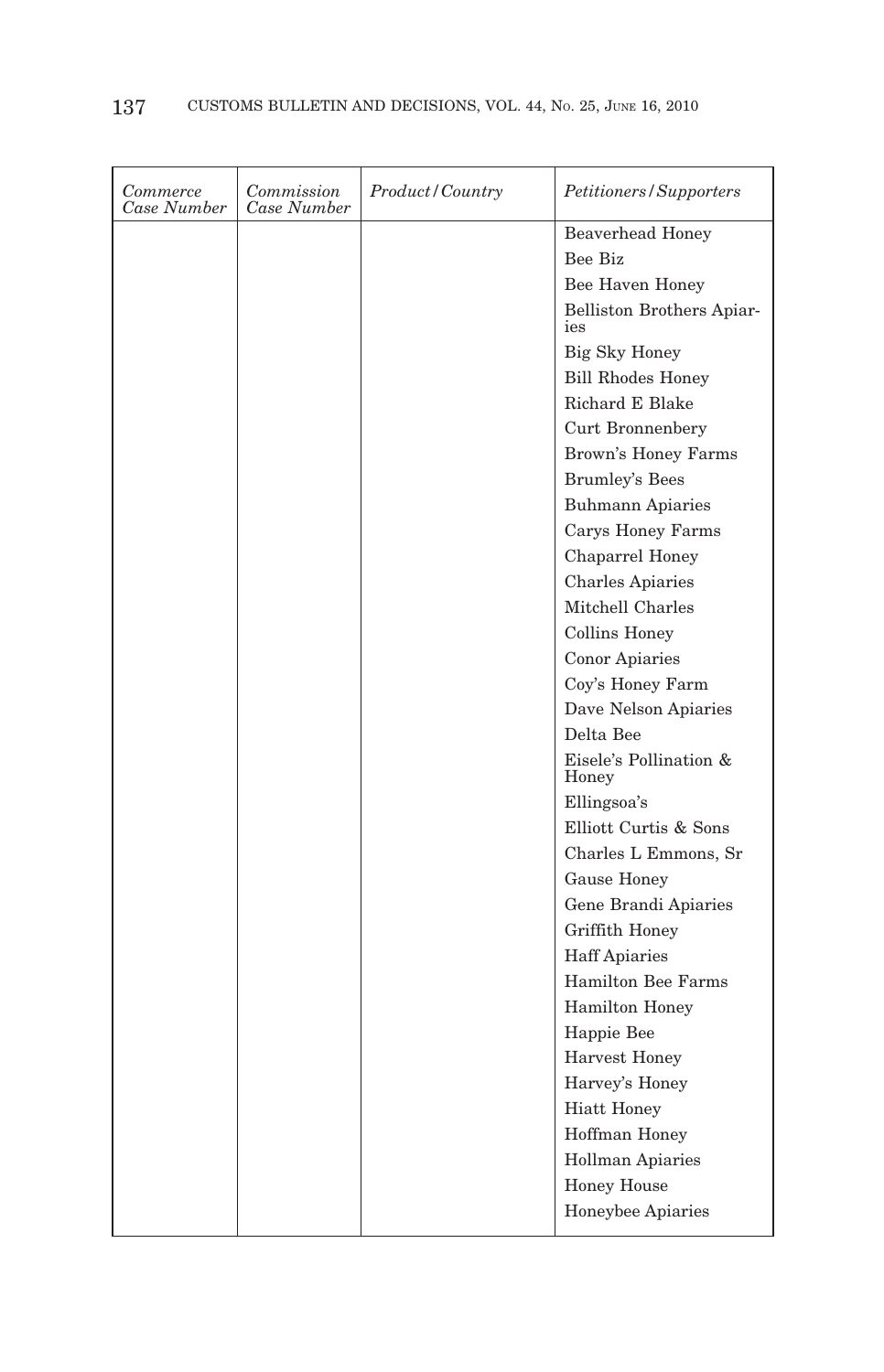| *Commerce Case Number* | *Commission Case Number* | *Product/Country* | *Petitioners/Supporters* |
|---|---|---|---|
| | | | Beaverhead Honey |
| | | | Bee Biz |
| | | | Bee Haven Honey |
| | | | Belliston Brothers Apiaries |
| | | | Big Sky Honey |
| | | | Bill Rhodes Honey |
| | | | Richard E Blake |
| | | | Curt Bronnenbery |
| | | | Brown's Honey Farms |
| | | | Brumley's Bees |
| | | | Buhmann Apiaries |
| | | | Carys Honey Farms |
| | | | Chaparrel Honey |
| | | | Charles Apiaries |
| | | | Mitchell Charles |
| | | | Collins Honey |
| | | | Conor Apiaries |
| | | | Coy's Honey Farm |
| | | | Dave Nelson Apiaries |
| | | | Delta Bee |
| | | | Eisele's Pollination & Honey |
| | | | Ellingsoa's |
| | | | Elliott Curtis & Sons |
| | | | Charles L Emmons, Sr |
| | | | Gause Honey |
| | | | Gene Brandi Apiaries |
| | | | Griffith Honey |
| | | | Haff Apiaries |
| | | | Hamilton Bee Farms |
| | | | Hamilton Honey |
| | | | Happie Bee |
| | | | Harvest Honey |
| | | | Harvey's Honey |
| | | | Hiatt Honey |
| | | | Hoffman Honey |
| | | | Hollman Apiaries |
| | | | Honey House |
| | | | Honeybee Apiaries |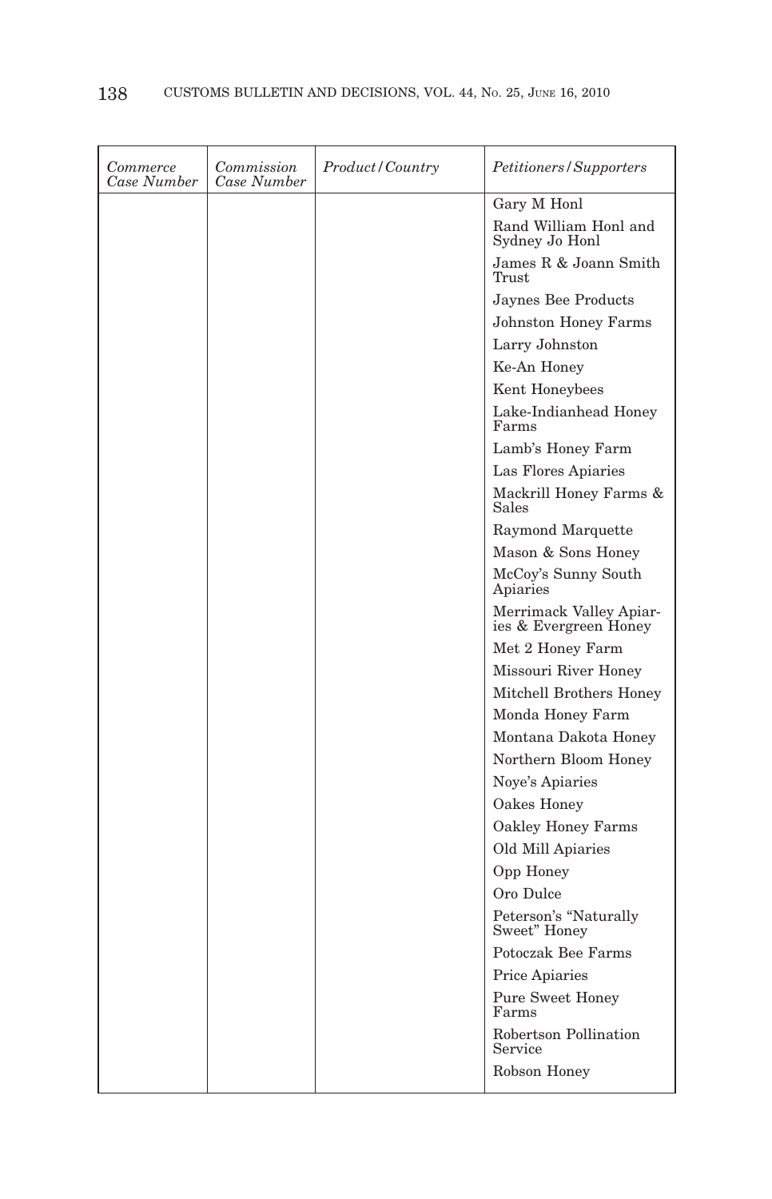| *Commerce Case Number* | *Commission Case Number* | *Product/Country* | *Petitioners/Supporters* |
|---|---|---|---|
| | | | Gary M Honl |
| | | | Rand William Honl and Sydney Jo Honl |
| | | | James R & Joann Smith Trust |
| | | | Jaynes Bee Products |
| | | | Johnston Honey Farms |
| | | | Larry Johnston |
| | | | Ke-An Honey |
| | | | Kent Honeybees |
| | | | Lake-Indianhead Honey Farms |
| | | | Lamb's Honey Farm |
| | | | Las Flores Apiaries |
| | | | Mackrill Honey Farms & Sales |
| | | | Raymond Marquette |
| | | | Mason & Sons Honey |
| | | | McCoy's Sunny South Apiaries |
| | | | Merrimack Valley Apiaries & Evergreen Honey |
| | | | Met 2 Honey Farm |
| | | | Missouri River Honey |
| | | | Mitchell Brothers Honey |
| | | | Monda Honey Farm |
| | | | Montana Dakota Honey |
| | | | Northern Bloom Honey |
| | | | Noye's Apiaries |
| | | | Oakes Honey |
| | | | Oakley Honey Farms |
| | | | Old Mill Apiaries |
| | | | Opp Honey |
| | | | Oro Dulce |
| | | | Peterson's "Naturally Sweet" Honey |
| | | | Potoczak Bee Farms |
| | | | Price Apiaries |
| | | | Pure Sweet Honey Farms |
| | | | Robertson Pollination Service |
| | | | Robson Honey |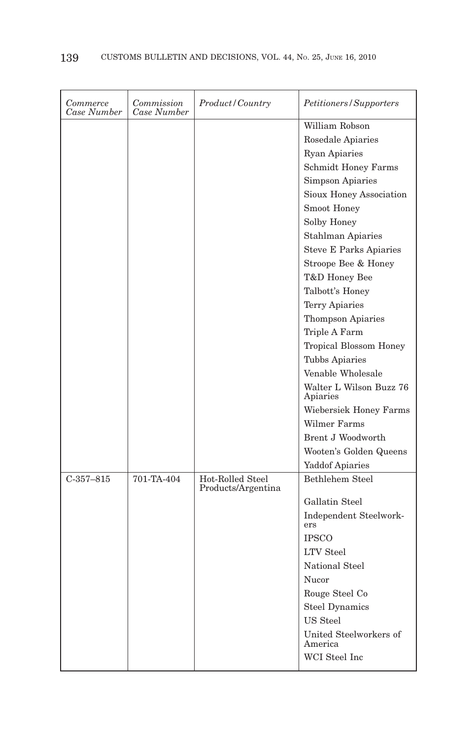| *Commerce Case Number* | *Commission Case Number* | *Product/Country* | *Petitioners/Supporters* |
|---|---|---|---|
| | | | William Robson |
| | | | Rosedale Apiaries |
| | | | Ryan Apiaries |
| | | | Schmidt Honey Farms |
| | | | Simpson Apiaries |
| | | | Sioux Honey Association |
| | | | Smoot Honey |
| | | | Solby Honey |
| | | | Stahlman Apiaries |
| | | | Steve E Parks Apiaries |
| | | | Stroope Bee & Honey |
| | | | T&D Honey Bee |
| | | | Talbott's Honey |
| | | | Terry Apiaries |
| | | | Thompson Apiaries |
| | | | Triple A Farm |
| | | | Tropical Blossom Honey |
| | | | Tubbs Apiaries |
| | | | Venable Wholesale |
| | | | Walter L Wilson Buzz 76 Apiaries |
| | | | Wiebersiek Honey Farms |
| | | | Wilmer Farms |
| | | | Brent J Woodworth |
| | | | Wooten's Golden Queens |
| | | | Yaddof Apiaries |
| C-357–815 | 701-TA-404 | Hot-Rolled Steel Products/Argentina | Bethlehem Steel |
| | | | Gallatin Steel |
| | | | Independent Steelworkers |
| | | | IPSCO |
| | | | LTV Steel |
| | | | National Steel |
| | | | Nucor |
| | | | Rouge Steel Co |
| | | | Steel Dynamics |
| | | | US Steel |
| | | | United Steelworkers of America |
| | | | WCI Steel Inc |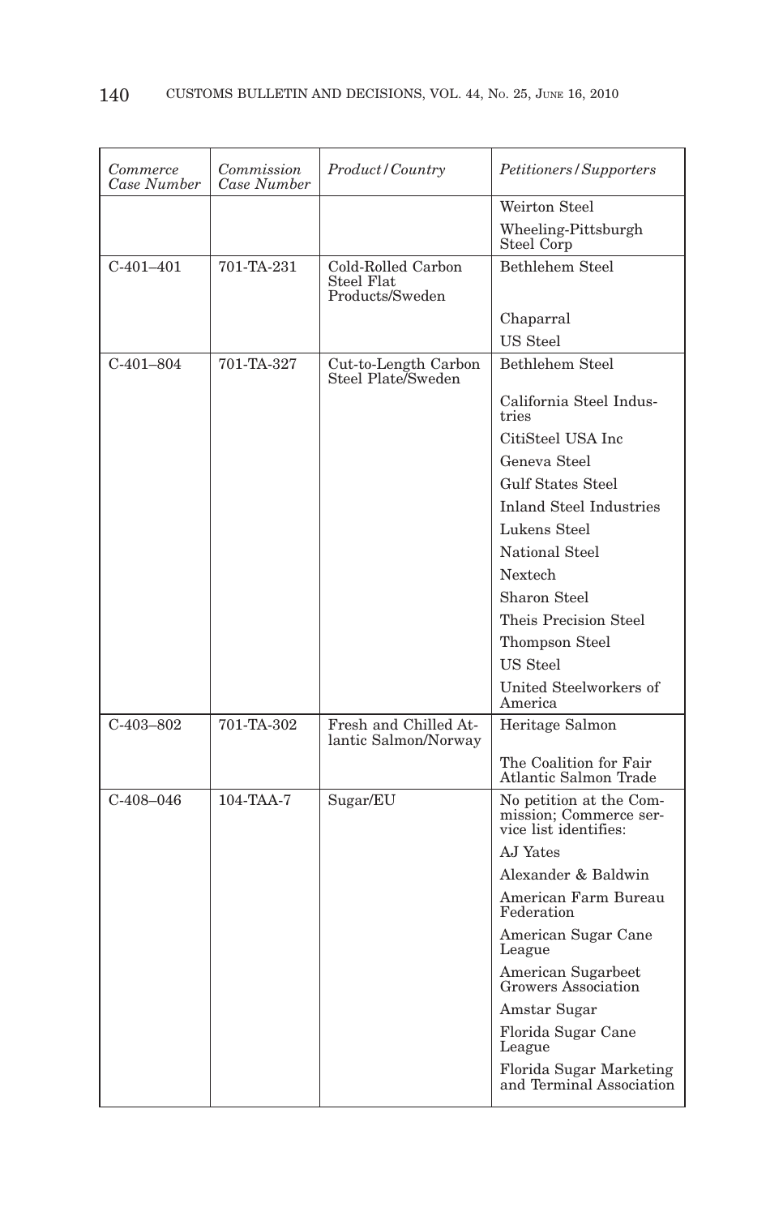| *Commerce Case Number* | *Commission Case Number* | *Product/Country* | *Petitioners/Supporters* |
|---|---|---|---|
| | | | Weirton Steel |
| | | | Wheeling-Pittsburgh Steel Corp |
| C-401–401 | 701-TA-231 | Cold-Rolled Carbon Steel Flat Products/Sweden | Bethlehem Steel |
| | | | Chaparral |
| | | | US Steel |
| C-401–804 | 701-TA-327 | Cut-to-Length Carbon Steel Plate/Sweden | Bethlehem Steel |
| | | | California Steel Industries |
| | | | CitiSteel USA Inc |
| | | | Geneva Steel |
| | | | Gulf States Steel |
| | | | Inland Steel Industries |
| | | | Lukens Steel |
| | | | National Steel |
| | | | Nextech |
| | | | Sharon Steel |
| | | | Theis Precision Steel |
| | | | Thompson Steel |
| | | | US Steel |
| | | | United Steelworkers of America |
| C-403–802 | 701-TA-302 | Fresh and Chilled Atlantic Salmon/Norway | Heritage Salmon |
| | | | The Coalition for Fair Atlantic Salmon Trade |
| C-408–046 | 104-TAA-7 | Sugar/EU | No petition at the Commission; Commerce service list identifies: |
| | | | AJ Yates |
| | | | Alexander & Baldwin |
| | | | American Farm Bureau Federation |
| | | | American Sugar Cane League |
| | | | American Sugarbeet Growers Association |
| | | | Amstar Sugar |
| | | | Florida Sugar Cane League |
| | | | Florida Sugar Marketing and Terminal Association |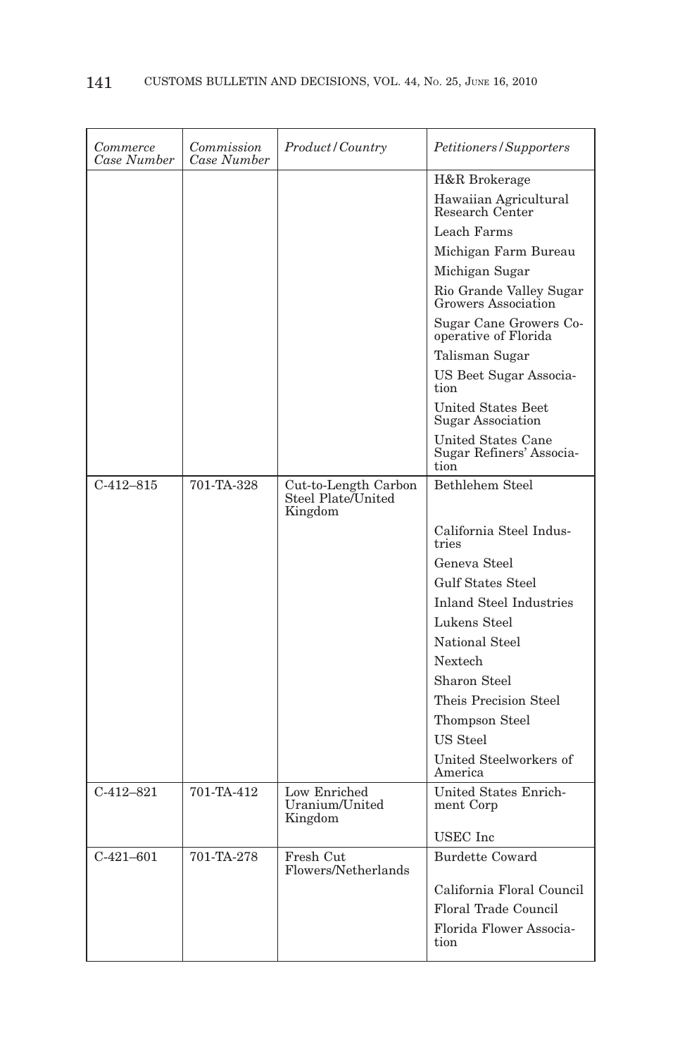| *Commerce Case Number* | *Commission Case Number* | *Product/Country* | *Petitioners/Supporters* |
|---|---|---|---|
| | | | H&R Brokerage |
| | | | Hawaiian Agricultural Research Center |
| | | | Leach Farms |
| | | | Michigan Farm Bureau |
| | | | Michigan Sugar |
| | | | Rio Grande Valley Sugar Growers Association |
| | | | Sugar Cane Growers Cooperative of Florida |
| | | | Talisman Sugar |
| | | | US Beet Sugar Association |
| | | | United States Beet Sugar Association |
| | | | United States Cane Sugar Refiners' Association |
| C-412–815 | 701-TA-328 | Cut-to-Length Carbon Steel Plate/United Kingdom | Bethlehem Steel |
| | | | California Steel Industries |
| | | | Geneva Steel |
| | | | Gulf States Steel |
| | | | Inland Steel Industries |
| | | | Lukens Steel |
| | | | National Steel |
| | | | Nextech |
| | | | Sharon Steel |
| | | | Theis Precision Steel |
| | | | Thompson Steel |
| | | | US Steel |
| | | | United Steelworkers of America |
| C-412–821 | 701-TA-412 | Low Enriched Uranium/United Kingdom | United States Enrichment Corp |
| | | | USEC Inc |
| C-421–601 | 701-TA-278 | Fresh Cut Flowers/Netherlands | Burdette Coward |
| | | | California Floral Council |
| | | | Floral Trade Council |
| | | | Florida Flower Association |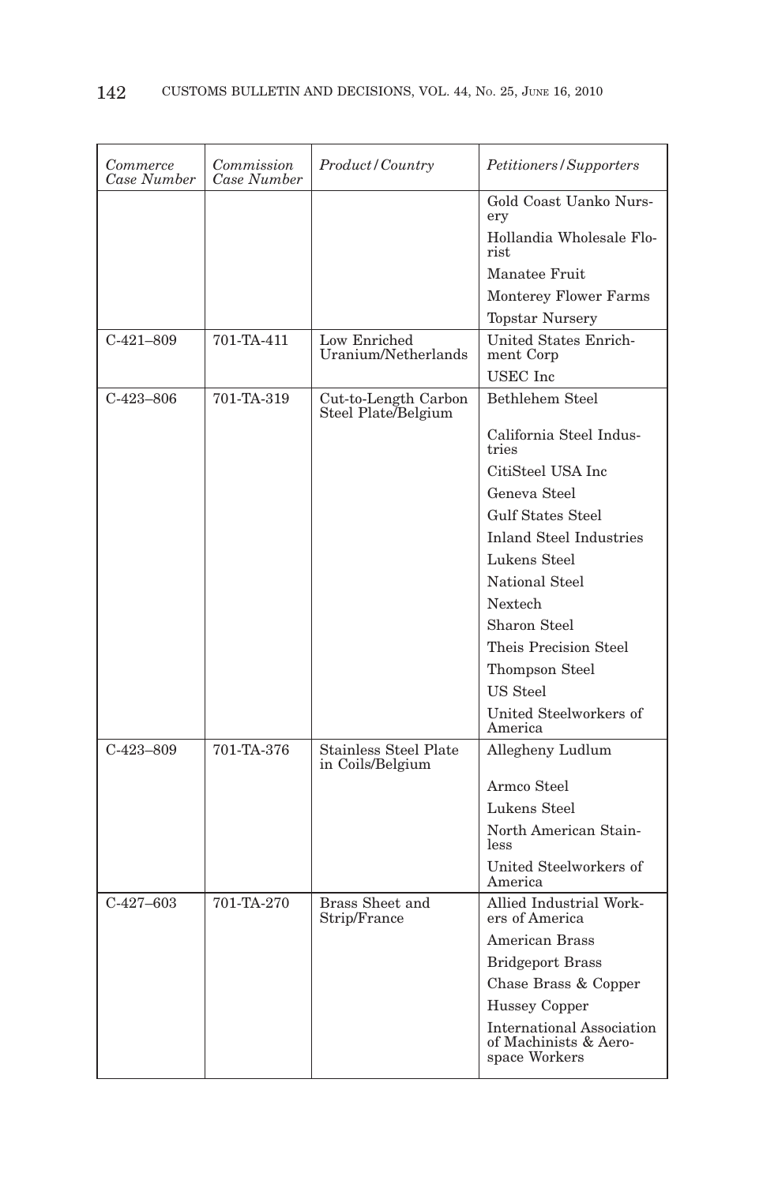| *Commerce Case Number* | *Commission Case Number* | *Product/Country* | *Petitioners/Supporters* |
|---|---|---|---|
| | | | Gold Coast Uanko Nursery |
| | | | Hollandia Wholesale Florist |
| | | | Manatee Fruit |
| | | | Monterey Flower Farms |
| | | | Topstar Nursery |
| C-421–809 | 701-TA-411 | Low Enriched Uranium/Netherlands | United States Enrichment Corp |
| | | | USEC Inc |
| C-423–806 | 701-TA-319 | Cut-to-Length Carbon Steel Plate/Belgium | Bethlehem Steel |
| | | | California Steel Industries |
| | | | CitiSteel USA Inc |
| | | | Geneva Steel |
| | | | Gulf States Steel |
| | | | Inland Steel Industries |
| | | | Lukens Steel |
| | | | National Steel |
| | | | Nextech |
| | | | Sharon Steel |
| | | | Theis Precision Steel |
| | | | Thompson Steel |
| | | | US Steel |
| | | | United Steelworkers of America |
| C-423–809 | 701-TA-376 | Stainless Steel Plate in Coils/Belgium | Allegheny Ludlum |
| | | | Armco Steel |
| | | | Lukens Steel |
| | | | North American Stainless |
| | | | United Steelworkers of America |
| C-427–603 | 701-TA-270 | Brass Sheet and Strip/France | Allied Industrial Workers of America |
| | | | American Brass |
| | | | Bridgeport Brass |
| | | | Chase Brass & Copper |
| | | | Hussey Copper |
| | | | International Association of Machinists & Aerospace Workers |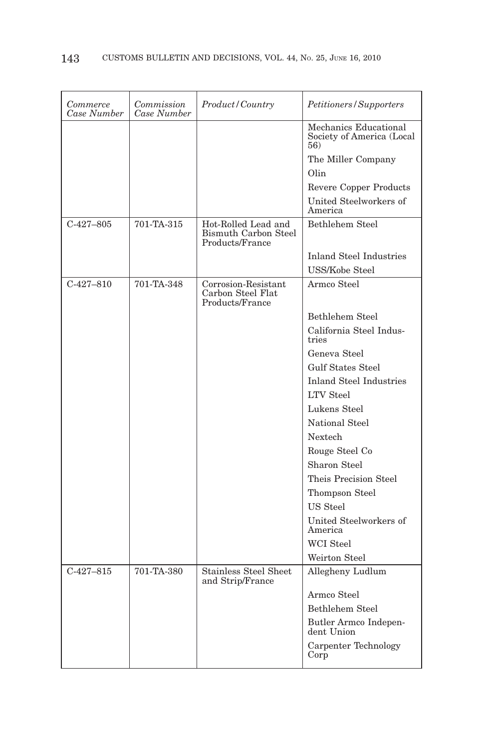| *Commerce Case Number* | *Commission Case Number* | *Product/Country* | *Petitioners/Supporters* |
|---|---|---|---|
| | | | Mechanics Educational Society of America (Local 56) |
| | | | The Miller Company |
| | | | Olin |
| | | | Revere Copper Products |
| | | | United Steelworkers of America |
| C-427–805 | 701-TA-315 | Hot-Rolled Lead and Bismuth Carbon Steel Products/France | Bethlehem Steel |
| | | | Inland Steel Industries |
| | | | USS/Kobe Steel |
| C-427–810 | 701-TA-348 | Corrosion-Resistant Carbon Steel Flat Products/France | Armco Steel |
| | | | Bethlehem Steel |
| | | | California Steel Industries |
| | | | Geneva Steel |
| | | | Gulf States Steel |
| | | | Inland Steel Industries |
| | | | LTV Steel |
| | | | Lukens Steel |
| | | | National Steel |
| | | | Nextech |
| | | | Rouge Steel Co |
| | | | Sharon Steel |
| | | | Theis Precision Steel |
| | | | Thompson Steel |
| | | | US Steel |
| | | | United Steelworkers of America |
| | | | WCI Steel |
| | | | Weirton Steel |
| C-427–815 | 701-TA-380 | Stainless Steel Sheet and Strip/France | Allegheny Ludlum |
| | | | Armco Steel |
| | | | Bethlehem Steel |
| | | | Butler Armco Independent Union |
| | | | Carpenter Technology Corp |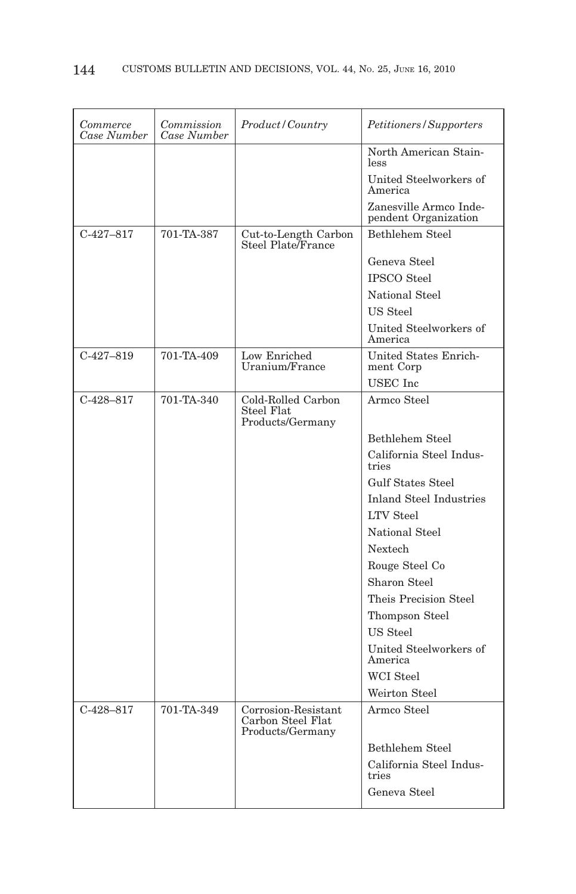| *Commerce Case Number* | *Commission Case Number* | *Product/Country* | *Petitioners/Supporters* |
|---|---|---|---|
| | | | North American Stainless |
| | | | United Steelworkers of America |
| | | | Zanesville Armco Independent Organization |
| C-427–817 | 701-TA-387 | Cut-to-Length Carbon Steel Plate/France | Bethlehem Steel |
| | | | Geneva Steel |
| | | | IPSCO Steel |
| | | | National Steel |
| | | | US Steel |
| | | | United Steelworkers of America |
| C-427–819 | 701-TA-409 | Low Enriched Uranium/France | United States Enrichment Corp |
| | | | USEC Inc |
| C-428–817 | 701-TA-340 | Cold-Rolled Carbon Steel Flat Products/Germany | Armco Steel |
| | | | Bethlehem Steel |
| | | | California Steel Industries |
| | | | Gulf States Steel |
| | | | Inland Steel Industries |
| | | | LTV Steel |
| | | | National Steel |
| | | | Nextech |
| | | | Rouge Steel Co |
| | | | Sharon Steel |
| | | | Theis Precision Steel |
| | | | Thompson Steel |
| | | | US Steel |
| | | | United Steelworkers of America |
| | | | WCI Steel |
| | | | Weirton Steel |
| C-428–817 | 701-TA-349 | Corrosion-Resistant Carbon Steel Flat Products/Germany | Armco Steel |
| | | | Bethlehem Steel |
| | | | California Steel Industries |
| | | | Geneva Steel |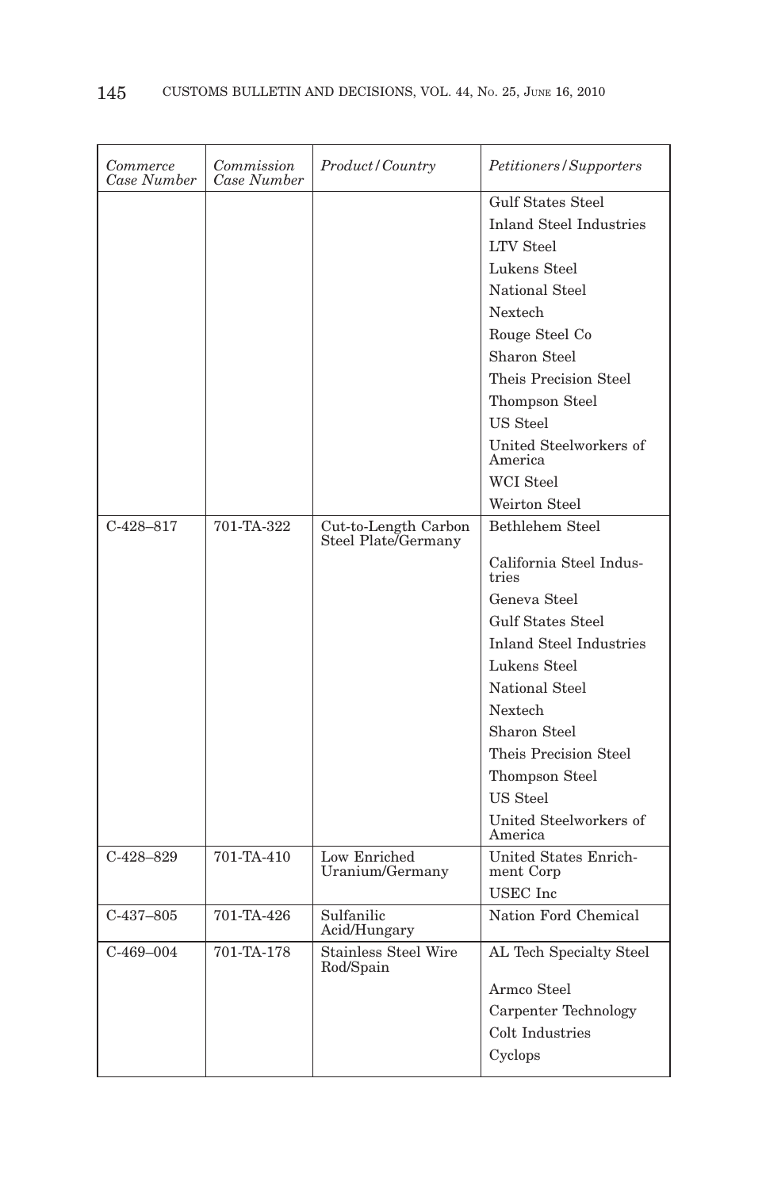| *Commerce Case Number* | *Commission Case Number* | *Product/Country* | *Petitioners/Supporters* |
|---|---|---|---|
| | | | Gulf States Steel |
| | | | Inland Steel Industries |
| | | | LTV Steel |
| | | | Lukens Steel |
| | | | National Steel |
| | | | Nextech |
| | | | Rouge Steel Co |
| | | | Sharon Steel |
| | | | Theis Precision Steel |
| | | | Thompson Steel |
| | | | US Steel |
| | | | United Steelworkers of America |
| | | | WCI Steel |
| | | | Weirton Steel |
| C-428–817 | 701-TA-322 | Cut-to-Length Carbon Steel Plate/Germany | Bethlehem Steel |
| | | | California Steel Industries |
| | | | Geneva Steel |
| | | | Gulf States Steel |
| | | | Inland Steel Industries |
| | | | Lukens Steel |
| | | | National Steel |
| | | | Nextech |
| | | | Sharon Steel |
| | | | Theis Precision Steel |
| | | | Thompson Steel |
| | | | US Steel |
| | | | United Steelworkers of America |
| C-428–829 | 701-TA-410 | Low Enriched Uranium/Germany | United States Enrichment Corp |
| | | | USEC Inc |
| C-437–805 | 701-TA-426 | Sulfanilic Acid/Hungary | Nation Ford Chemical |
| C-469–004 | 701-TA-178 | Stainless Steel Wire Rod/Spain | AL Tech Specialty Steel |
| | | | Armco Steel |
| | | | Carpenter Technology |
| | | | Colt Industries |
| | | | Cyclops |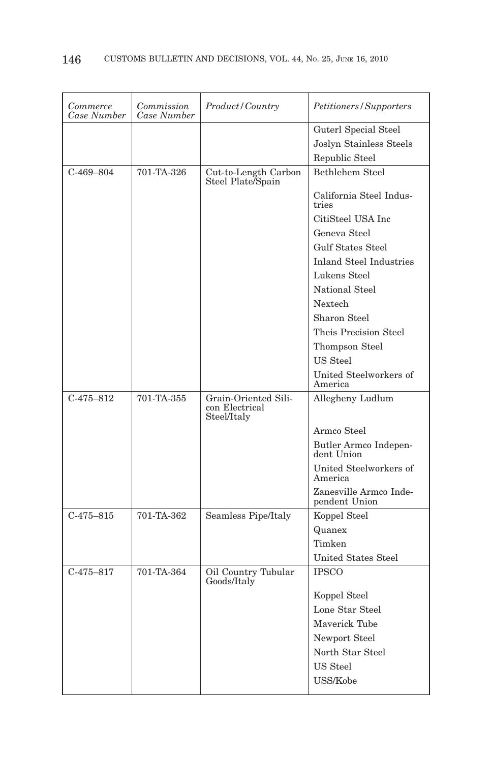| *Commerce Case Number* | *Commission Case Number* | *Product/Country* | *Petitioners/Supporters* |
|---|---|---|---|
| | | | Guterl Special Steel |
| | | | Joslyn Stainless Steels |
| | | | Republic Steel |
| C-469–804 | 701-TA-326 | Cut-to-Length Carbon Steel Plate/Spain | Bethlehem Steel |
| | | | California Steel Industries |
| | | | CitiSteel USA Inc |
| | | | Geneva Steel |
| | | | Gulf States Steel |
| | | | Inland Steel Industries |
| | | | Lukens Steel |
| | | | National Steel |
| | | | Nextech |
| | | | Sharon Steel |
| | | | Theis Precision Steel |
| | | | Thompson Steel |
| | | | US Steel |
| | | | United Steelworkers of America |
| C-475–812 | 701-TA-355 | Grain-Oriented Silicon Electrical Steel/Italy | Allegheny Ludlum |
| | | | Armco Steel |
| | | | Butler Armco Independent Union |
| | | | United Steelworkers of America |
| | | | Zanesville Armco Independent Union |
| C-475–815 | 701-TA-362 | Seamless Pipe/Italy | Koppel Steel |
| | | | Quanex |
| | | | Timken |
| | | | United States Steel |
| C-475–817 | 701-TA-364 | Oil Country Tubular Goods/Italy | IPSCO |
| | | | Koppel Steel |
| | | | Lone Star Steel |
| | | | Maverick Tube |
| | | | Newport Steel |
| | | | North Star Steel |
| | | | US Steel |
| | | | USS/Kobe |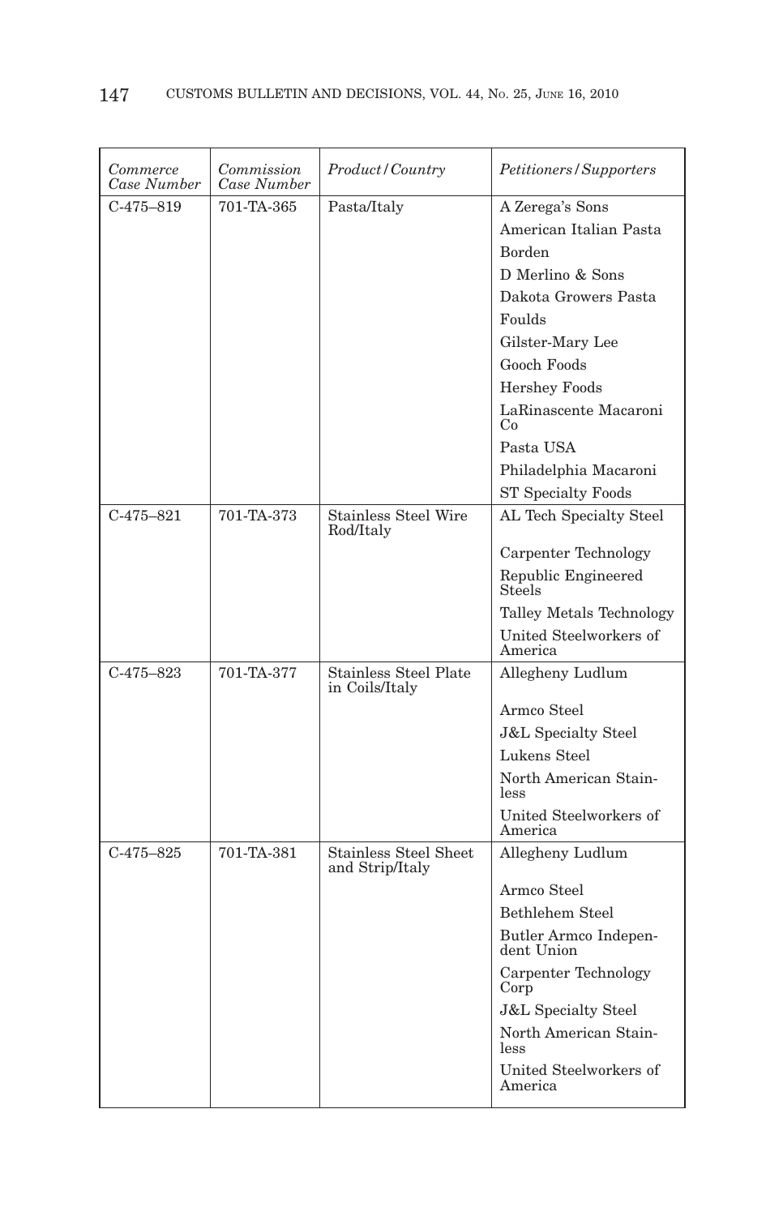| *Commerce Case Number* | *Commission Case Number* | *Product/Country* | *Petitioners/Supporters* |
| --- | --- | --- | --- |
| C-475–819 | 701-TA-365 | Pasta/Italy | A Zerega's Sons |
| | | | American Italian Pasta |
| | | | Borden |
| | | | D Merlino & Sons |
| | | | Dakota Growers Pasta |
| | | | Foulds |
| | | | Gilster-Mary Lee |
| | | | Gooch Foods |
| | | | Hershey Foods |
| | | | LaRinascente Macaroni Co |
| | | | Pasta USA |
| | | | Philadelphia Macaroni |
| | | | ST Specialty Foods |
| C-475–821 | 701-TA-373 | Stainless Steel Wire Rod/Italy | AL Tech Specialty Steel |
| | | | Carpenter Technology |
| | | | Republic Engineered Steels |
| | | | Talley Metals Technology |
| | | | United Steelworkers of America |
| C-475–823 | 701-TA-377 | Stainless Steel Plate in Coils/Italy | Allegheny Ludlum |
| | | | Armco Steel |
| | | | J&L Specialty Steel |
| | | | Lukens Steel |
| | | | North American Stainless |
| | | | United Steelworkers of America |
| C-475–825 | 701-TA-381 | Stainless Steel Sheet and Strip/Italy | Allegheny Ludlum |
| | | | Armco Steel |
| | | | Bethlehem Steel |
| | | | Butler Armco Independent Union |
| | | | Carpenter Technology Corp |
| | | | J&L Specialty Steel |
| | | | North American Stainless |
| | | | United Steelworkers of America |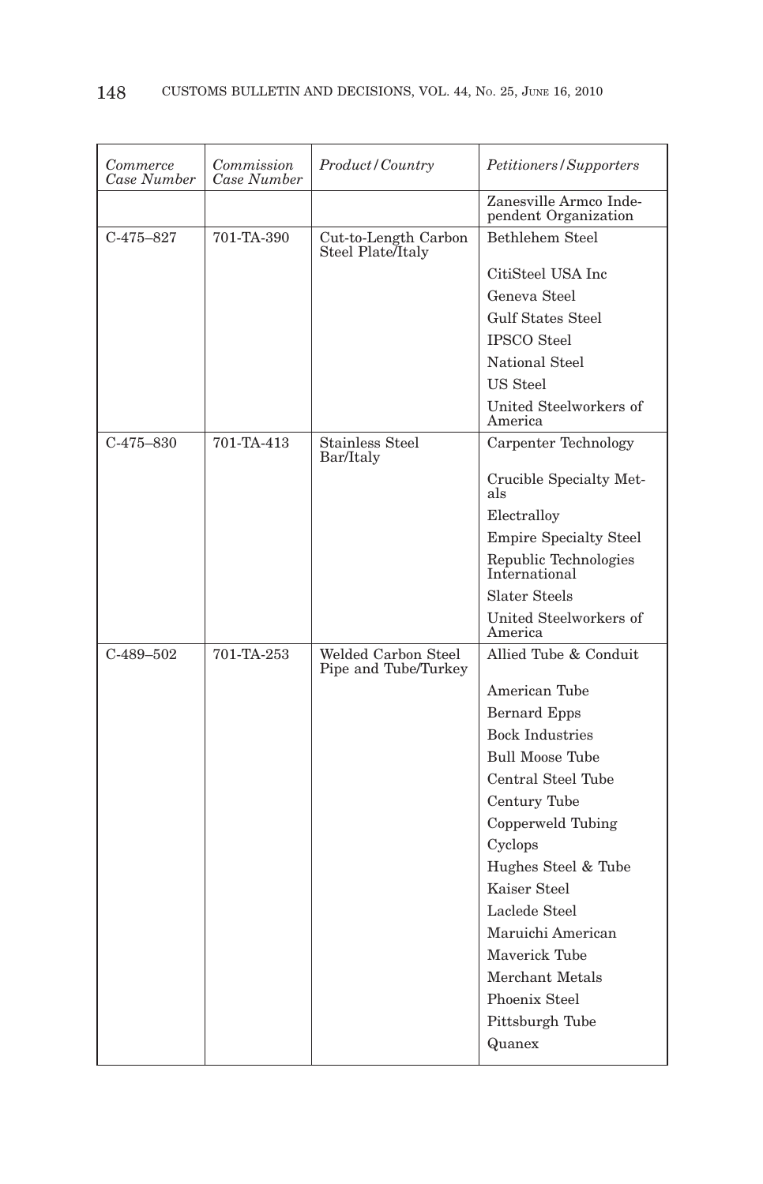| *Commerce Case Number* | *Commission Case Number* | *Product/Country* | *Petitioners/Supporters* |
|---|---|---|---|
| | | | Zanesville Armco Independent Organization |
| C-475–827 | 701-TA-390 | Cut-to-Length Carbon Steel Plate/Italy | Bethlehem Steel |
| | | | CitiSteel USA Inc |
| | | | Geneva Steel |
| | | | Gulf States Steel |
| | | | IPSCO Steel |
| | | | National Steel |
| | | | US Steel |
| | | | United Steelworkers of America |
| C-475–830 | 701-TA-413 | Stainless Steel Bar/Italy | Carpenter Technology |
| | | | Crucible Specialty Metals |
| | | | Electralloy |
| | | | Empire Specialty Steel |
| | | | Republic Technologies International |
| | | | Slater Steels |
| | | | United Steelworkers of America |
| C-489–502 | 701-TA-253 | Welded Carbon Steel Pipe and Tube/Turkey | Allied Tube & Conduit |
| | | | American Tube |
| | | | Bernard Epps |
| | | | Bock Industries |
| | | | Bull Moose Tube |
| | | | Central Steel Tube |
| | | | Century Tube |
| | | | Copperweld Tubing |
| | | | Cyclops |
| | | | Hughes Steel & Tube |
| | | | Kaiser Steel |
| | | | Laclede Steel |
| | | | Maruichi American |
| | | | Maverick Tube |
| | | | Merchant Metals |
| | | | Phoenix Steel |
| | | | Pittsburgh Tube |
| | | | Quanex |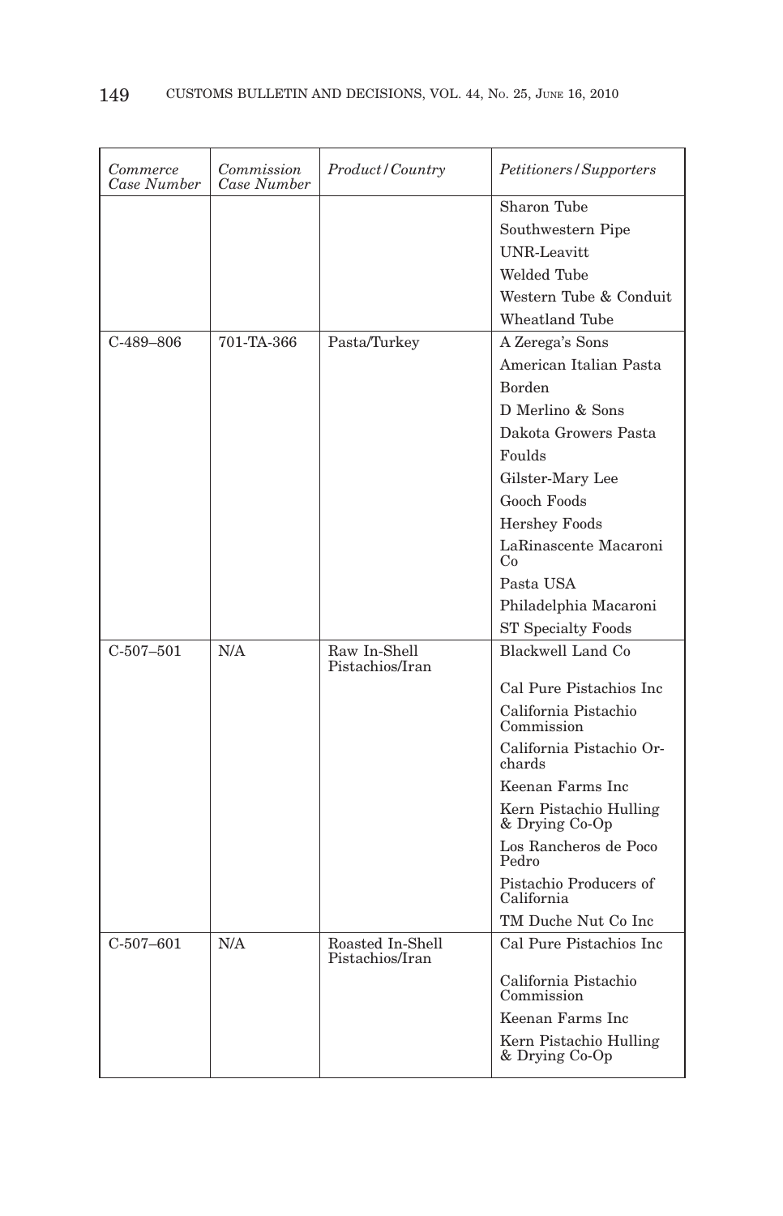| *Commerce Case Number* | *Commission Case Number* | *Product/Country* | *Petitioners/Supporters* |
|---|---|---|---|
| | | | Sharon Tube |
| | | | Southwestern Pipe |
| | | | UNR-Leavitt |
| | | | Welded Tube |
| | | | Western Tube & Conduit |
| | | | Wheatland Tube |
| C-489–806 | 701-TA-366 | Pasta/Turkey | A Zerega's Sons |
| | | | American Italian Pasta |
| | | | Borden |
| | | | D Merlino & Sons |
| | | | Dakota Growers Pasta |
| | | | Foulds |
| | | | Gilster-Mary Lee |
| | | | Gooch Foods |
| | | | Hershey Foods |
| | | | LaRinascente Macaroni Co |
| | | | Pasta USA |
| | | | Philadelphia Macaroni |
| | | | ST Specialty Foods |
| C-507–501 | N/A | Raw In-Shell Pistachios/Iran | Blackwell Land Co |
| | | | Cal Pure Pistachios Inc |
| | | | California Pistachio Commission |
| | | | California Pistachio Orchards |
| | | | Keenan Farms Inc |
| | | | Kern Pistachio Hulling & Drying Co-Op |
| | | | Los Rancheros de Poco Pedro |
| | | | Pistachio Producers of California |
| | | | TM Duche Nut Co Inc |
| C-507–601 | N/A | Roasted In-Shell Pistachios/Iran | Cal Pure Pistachios Inc |
| | | | California Pistachio Commission |
| | | | Keenan Farms Inc |
| | | | Kern Pistachio Hulling & Drying Co-Op |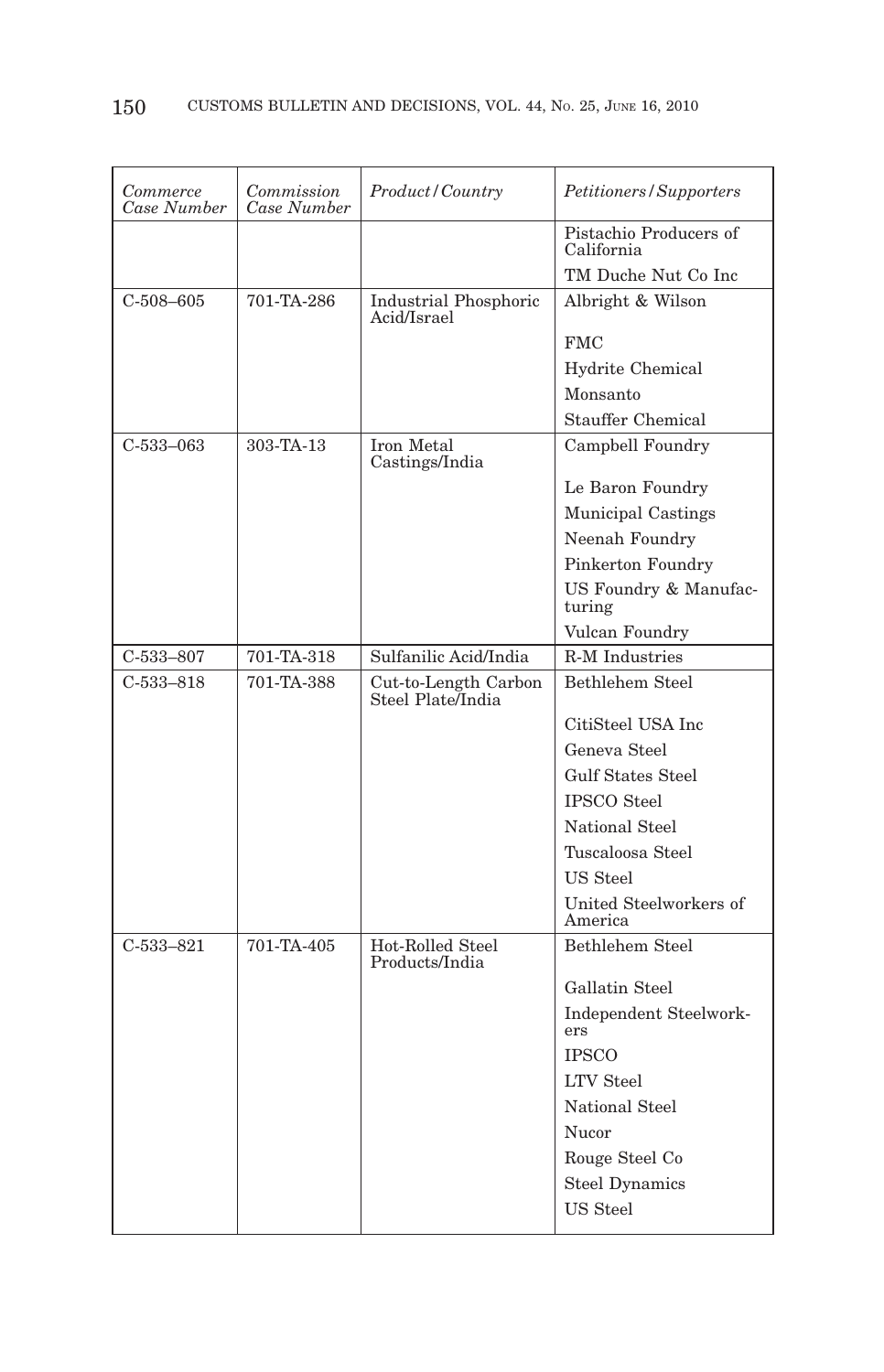| *Commerce Case Number* | *Commission Case Number* | *Product/Country* | *Petitioners/Supporters* |
|---|---|---|---|
| | | | Pistachio Producers of California |
| | | | TM Duche Nut Co Inc |
| C-508–605 | 701-TA-286 | Industrial Phosphoric Acid/Israel | Albright & Wilson |
| | | | FMC |
| | | | Hydrite Chemical |
| | | | Monsanto |
| | | | Stauffer Chemical |
| C-533–063 | 303-TA-13 | Iron Metal Castings/India | Campbell Foundry |
| | | | Le Baron Foundry |
| | | | Municipal Castings |
| | | | Neenah Foundry |
| | | | Pinkerton Foundry |
| | | | US Foundry & Manufacturing |
| | | | Vulcan Foundry |
| C-533–807 | 701-TA-318 | Sulfanilic Acid/India | R-M Industries |
| C-533–818 | 701-TA-388 | Cut-to-Length Carbon Steel Plate/India | Bethlehem Steel |
| | | | CitiSteel USA Inc |
| | | | Geneva Steel |
| | | | Gulf States Steel |
| | | | IPSCO Steel |
| | | | National Steel |
| | | | Tuscaloosa Steel |
| | | | US Steel |
| | | | United Steelworkers of America |
| C-533–821 | 701-TA-405 | Hot-Rolled Steel Products/India | Bethlehem Steel |
| | | | Gallatin Steel |
| | | | Independent Steelworkers |
| | | | IPSCO |
| | | | LTV Steel |
| | | | National Steel |
| | | | Nucor |
| | | | Rouge Steel Co |
| | | | Steel Dynamics |
| | | | US Steel |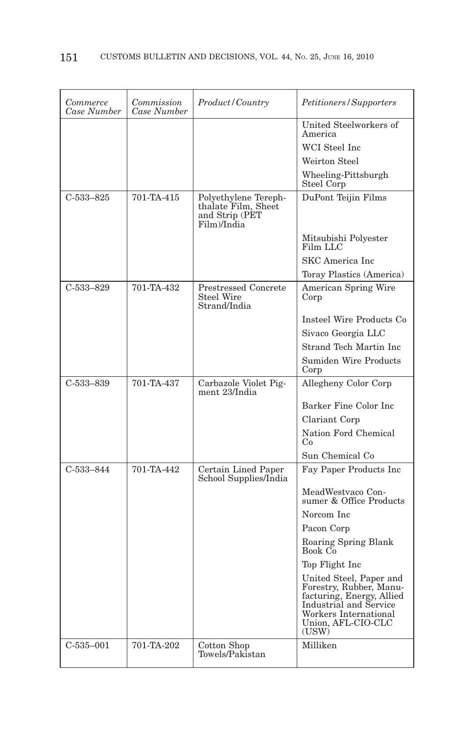| *Commerce Case Number* | *Commission Case Number* | *Product/Country* | *Petitioners/Supporters* |
|---|---|---|---|
| | | | United Steelworkers of America |
| | | | WCI Steel Inc |
| | | | Weirton Steel |
| | | | Wheeling-Pittsburgh Steel Corp |
| C-533–825 | 701-TA-415 | Polyethylene Terephthalate Film, Sheet and Strip (PET Film)/India | DuPont Teijin Films |
| | | | Mitsubishi Polyester Film LLC |
| | | | SKC America Inc |
| | | | Toray Plastics (America) |
| C-533–829 | 701-TA-432 | Prestressed Concrete Steel Wire Strand/India | American Spring Wire Corp |
| | | | Insteel Wire Products Co |
| | | | Sivaco Georgia LLC |
| | | | Strand Tech Martin Inc |
| | | | Sumiden Wire Products Corp |
| C-533–839 | 701-TA-437 | Carbazole Violet Pigment 23/India | Allegheny Color Corp |
| | | | Barker Fine Color Inc |
| | | | Clariant Corp |
| | | | Nation Ford Chemical Co |
| | | | Sun Chemical Co |
| C-533–844 | 701-TA-442 | Certain Lined Paper School Supplies/India | Fay Paper Products Inc |
| | | | MeadWestvaco Consumer & Office Products |
| | | | Norcom Inc |
| | | | Pacon Corp |
| | | | Roaring Spring Blank Book Co |
| | | | Top Flight Inc |
| | | | United Steel, Paper and Forestry, Rubber, Manufacturing, Energy, Allied Industrial and Service Workers International Union, AFL-CIO-CLC (USW) |
| C-535–001 | 701-TA-202 | Cotton Shop Towels/Pakistan | Milliken |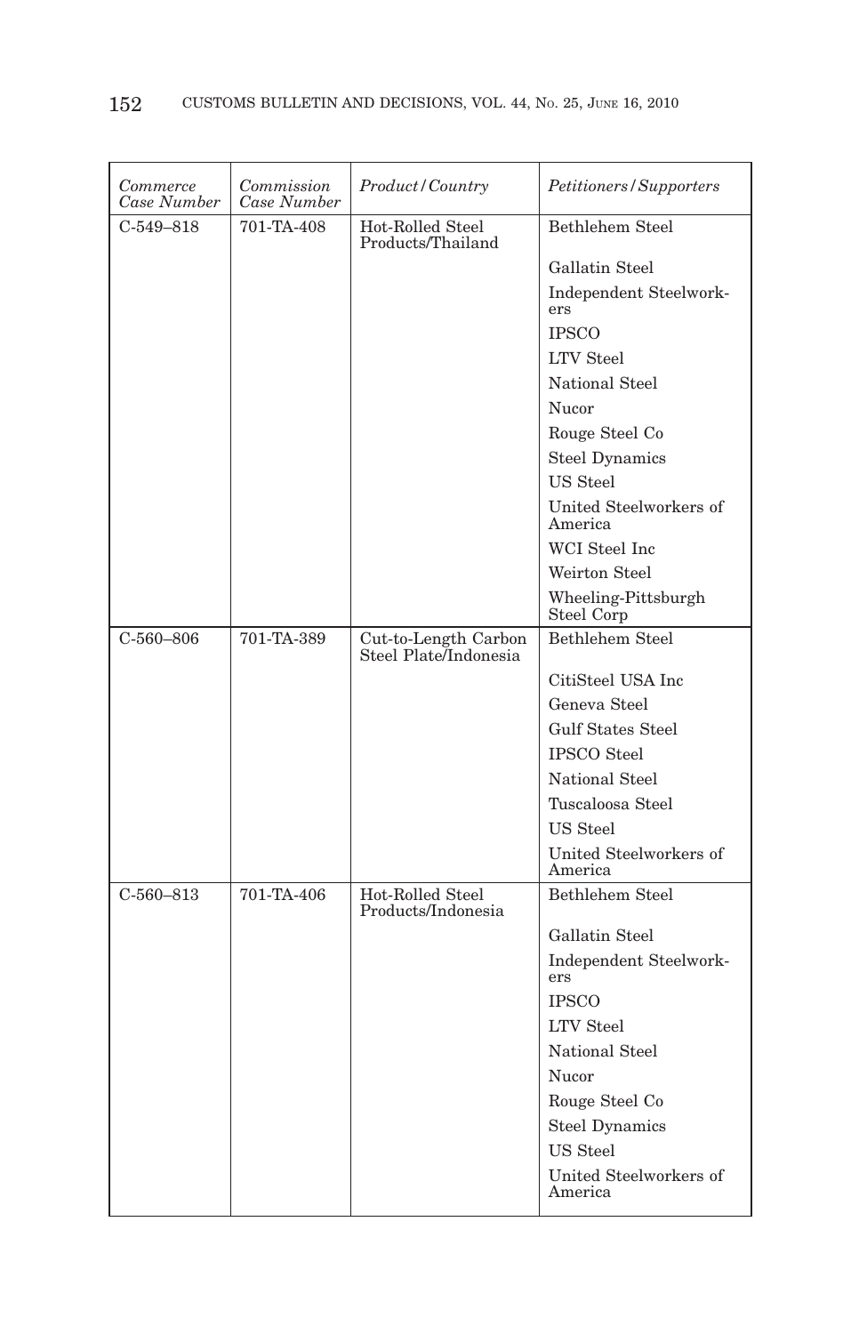| *Commerce Case Number* | *Commission Case Number* | *Product/Country* | *Petitioners/Supporters* |
|---|---|---|---|
| C-549–818 | 701-TA-408 | Hot-Rolled Steel Products/Thailand | Bethlehem Steel |
| | | | Gallatin Steel |
| | | | Independent Steelworkers |
| | | | IPSCO |
| | | | LTV Steel |
| | | | National Steel |
| | | | Nucor |
| | | | Rouge Steel Co |
| | | | Steel Dynamics |
| | | | US Steel |
| | | | United Steelworkers of America |
| | | | WCI Steel Inc |
| | | | Weirton Steel |
| | | | Wheeling-Pittsburgh Steel Corp |
| C-560–806 | 701-TA-389 | Cut-to-Length Carbon Steel Plate/Indonesia | Bethlehem Steel |
| | | | CitiSteel USA Inc |
| | | | Geneva Steel |
| | | | Gulf States Steel |
| | | | IPSCO Steel |
| | | | National Steel |
| | | | Tuscaloosa Steel |
| | | | US Steel |
| | | | United Steelworkers of America |
| C-560–813 | 701-TA-406 | Hot-Rolled Steel Products/Indonesia | Bethlehem Steel |
| | | | Gallatin Steel |
| | | | Independent Steelworkers |
| | | | IPSCO |
| | | | LTV Steel |
| | | | National Steel |
| | | | Nucor |
| | | | Rouge Steel Co |
| | | | Steel Dynamics |
| | | | US Steel |
| | | | United Steelworkers of America |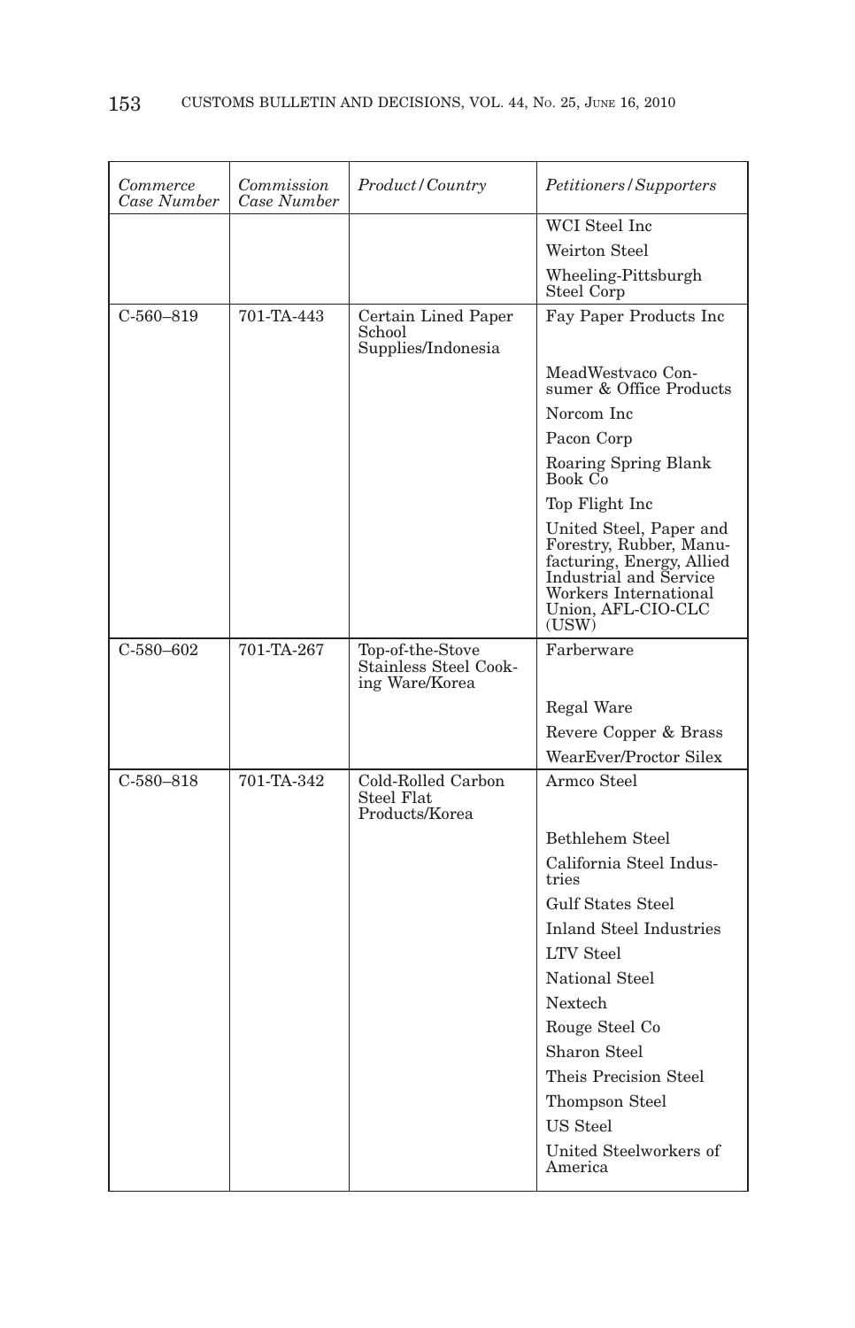| Commerce Case Number | Commission Case Number | Product/Country | Petitioners/Supporters |
|---|---|---|---|
| | | | WCI Steel Inc |
| | | | Weirton Steel |
| | | | Wheeling-Pittsburgh Steel Corp |
| C-560–819 | 701-TA-443 | Certain Lined Paper School Supplies/Indonesia | Fay Paper Products Inc |
| | | | MeadWestvaco Consumer & Office Products |
| | | | Norcom Inc |
| | | | Pacon Corp |
| | | | Roaring Spring Blank Book Co |
| | | | Top Flight Inc |
| | | | United Steel, Paper and Forestry, Rubber, Manufacturing, Energy, Allied Industrial and Service Workers International Union, AFL-CIO-CLC (USW) |
| C-580–602 | 701-TA-267 | Top-of-the-Stove Stainless Steel Cooking Ware/Korea | Farberware |
| | | | Regal Ware |
| | | | Revere Copper & Brass |
| | | | WearEver/Proctor Silex |
| C-580–818 | 701-TA-342 | Cold-Rolled Carbon Steel Flat Products/Korea | Armco Steel |
| | | | Bethlehem Steel |
| | | | California Steel Industries |
| | | | Gulf States Steel |
| | | | Inland Steel Industries |
| | | | LTV Steel |
| | | | National Steel |
| | | | Nextech |
| | | | Rouge Steel Co |
| | | | Sharon Steel |
| | | | Theis Precision Steel |
| | | | Thompson Steel |
| | | | US Steel |
| | | | United Steelworkers of America |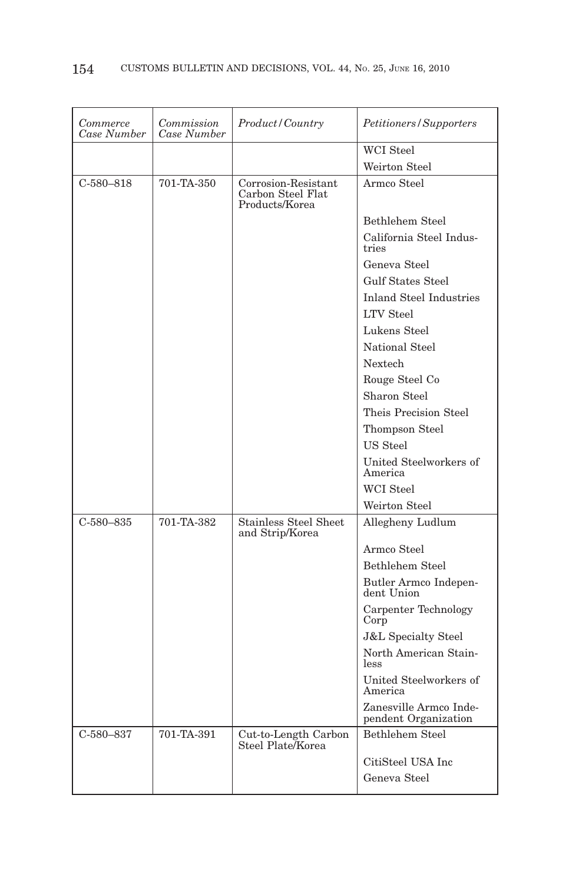| *Commerce Case Number* | *Commission Case Number* | *Product/Country* | *Petitioners/Supporters* |
|---|---|---|---|
| | | | WCI Steel |
| | | | Weirton Steel |
| C-580–818 | 701-TA-350 | Corrosion-Resistant Carbon Steel Flat Products/Korea | Armco Steel |
| | | | Bethlehem Steel |
| | | | California Steel Industries |
| | | | Geneva Steel |
| | | | Gulf States Steel |
| | | | Inland Steel Industries |
| | | | LTV Steel |
| | | | Lukens Steel |
| | | | National Steel |
| | | | Nextech |
| | | | Rouge Steel Co |
| | | | Sharon Steel |
| | | | Theis Precision Steel |
| | | | Thompson Steel |
| | | | US Steel |
| | | | United Steelworkers of America |
| | | | WCI Steel |
| | | | Weirton Steel |
| C-580–835 | 701-TA-382 | Stainless Steel Sheet and Strip/Korea | Allegheny Ludlum |
| | | | Armco Steel |
| | | | Bethlehem Steel |
| | | | Butler Armco Independent Union |
| | | | Carpenter Technology Corp |
| | | | J&L Specialty Steel |
| | | | North American Stainless |
| | | | United Steelworkers of America |
| | | | Zanesville Armco Independent Organization |
| C-580–837 | 701-TA-391 | Cut-to-Length Carbon Steel Plate/Korea | Bethlehem Steel |
| | | | CitiSteel USA Inc |
| | | | Geneva Steel |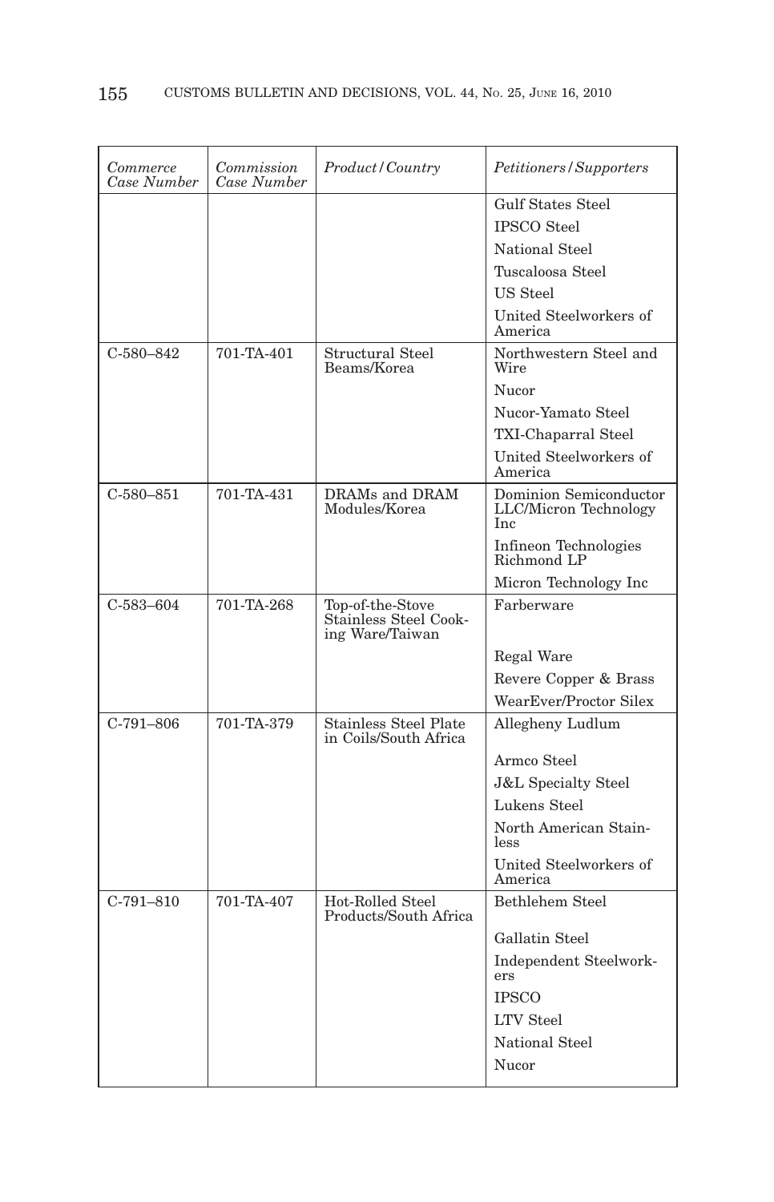| *Commerce Case Number* | *Commission Case Number* | *Product/Country* | *Petitioners/Supporters* |
|---|---|---|---|
| | | | Gulf States Steel |
| | | | IPSCO Steel |
| | | | National Steel |
| | | | Tuscaloosa Steel |
| | | | US Steel |
| | | | United Steelworkers of America |
| C-580–842 | 701-TA-401 | Structural Steel Beams/Korea | Northwestern Steel and Wire |
| | | | Nucor |
| | | | Nucor-Yamato Steel |
| | | | TXI-Chaparral Steel |
| | | | United Steelworkers of America |
| C-580–851 | 701-TA-431 | DRAMs and DRAM Modules/Korea | Dominion Semiconductor LLC/Micron Technology Inc |
| | | | Infineon Technologies Richmond LP |
| | | | Micron Technology Inc |
| C-583–604 | 701-TA-268 | Top-of-the-Stove Stainless Steel Cooking Ware/Taiwan | Farberware |
| | | | Regal Ware |
| | | | Revere Copper & Brass |
| | | | WearEver/Proctor Silex |
| C-791–806 | 701-TA-379 | Stainless Steel Plate in Coils/South Africa | Allegheny Ludlum |
| | | | Armco Steel |
| | | | J&L Specialty Steel |
| | | | Lukens Steel |
| | | | North American Stainless |
| | | | United Steelworkers of America |
| C-791–810 | 701-TA-407 | Hot-Rolled Steel Products/South Africa | Bethlehem Steel |
| | | | Gallatin Steel |
| | | | Independent Steelworkers |
| | | | IPSCO |
| | | | LTV Steel |
| | | | National Steel |
| | | | Nucor |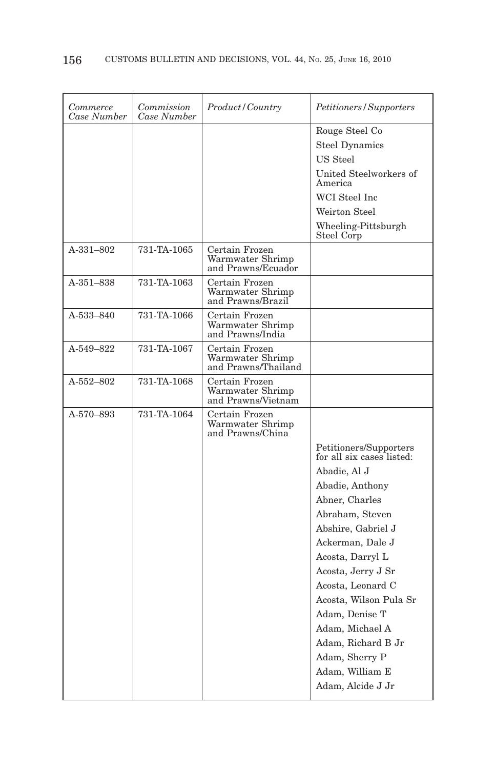| *Commerce Case Number* | *Commission Case Number* | *Product/Country* | *Petitioners/Supporters* |
|---|---|---|---|
| | | | Rouge Steel Co |
| | | | Steel Dynamics |
| | | | US Steel |
| | | | United Steelworkers of America |
| | | | WCI Steel Inc |
| | | | Weirton Steel |
| | | | Wheeling-Pittsburgh Steel Corp |
| A-331–802 | 731-TA-1065 | Certain Frozen Warmwater Shrimp and Prawns/Ecuador | |
| A-351–838 | 731-TA-1063 | Certain Frozen Warmwater Shrimp and Prawns/Brazil | |
| A-533–840 | 731-TA-1066 | Certain Frozen Warmwater Shrimp and Prawns/India | |
| A-549–822 | 731-TA-1067 | Certain Frozen Warmwater Shrimp and Prawns/Thailand | |
| A-552–802 | 731-TA-1068 | Certain Frozen Warmwater Shrimp and Prawns/Vietnam | |
| A-570–893 | 731-TA-1064 | Certain Frozen Warmwater Shrimp and Prawns/China | |
| | | | Petitioners/Supporters for all six cases listed: |
| | | | Abadie, Al J |
| | | | Abadie, Anthony |
| | | | Abner, Charles |
| | | | Abraham, Steven |
| | | | Abshire, Gabriel J |
| | | | Ackerman, Dale J |
| | | | Acosta, Darryl L |
| | | | Acosta, Jerry J Sr |
| | | | Acosta, Leonard C |
| | | | Acosta, Wilson Pula Sr |
| | | | Adam, Denise T |
| | | | Adam, Michael A |
| | | | Adam, Richard B Jr |
| | | | Adam, Sherry P |
| | | | Adam, William E |
| | | | Adam, Alcide J Jr |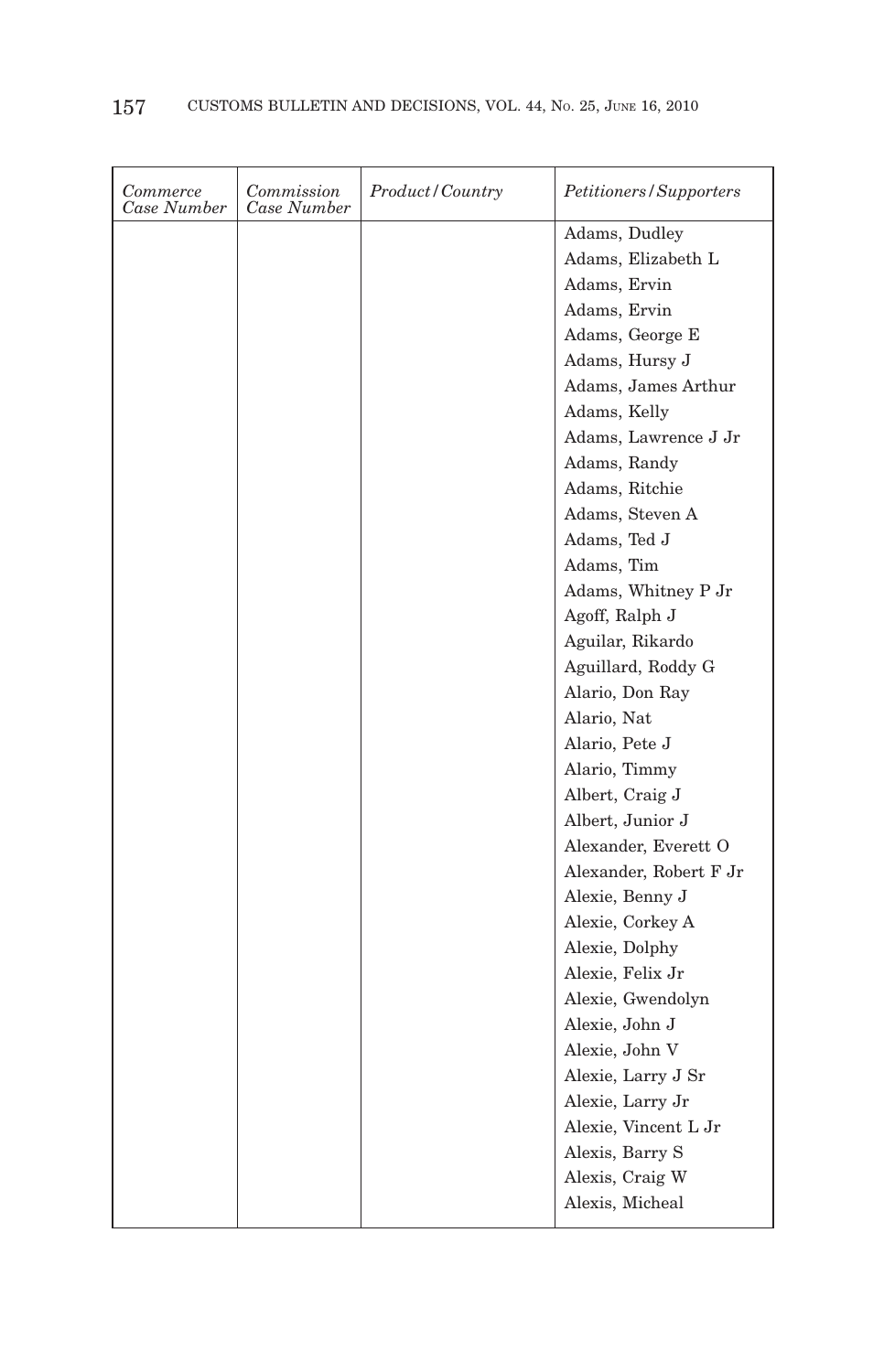| *Commerce Case Number* | *Commission Case Number* | *Product/Country* | *Petitioners/Supporters* |
|---|---|---|---|
| | | | Adams, Dudley |
| | | | Adams, Elizabeth L |
| | | | Adams, Ervin |
| | | | Adams, Ervin |
| | | | Adams, George E |
| | | | Adams, Hursy J |
| | | | Adams, James Arthur |
| | | | Adams, Kelly |
| | | | Adams, Lawrence J Jr |
| | | | Adams, Randy |
| | | | Adams, Ritchie |
| | | | Adams, Steven A |
| | | | Adams, Ted J |
| | | | Adams, Tim |
| | | | Adams, Whitney P Jr |
| | | | Agoff, Ralph J |
| | | | Aguilar, Rikardo |
| | | | Aguillard, Roddy G |
| | | | Alario, Don Ray |
| | | | Alario, Nat |
| | | | Alario, Pete J |
| | | | Alario, Timmy |
| | | | Albert, Craig J |
| | | | Albert, Junior J |
| | | | Alexander, Everett O |
| | | | Alexander, Robert F Jr |
| | | | Alexie, Benny J |
| | | | Alexie, Corkey A |
| | | | Alexie, Dolphy |
| | | | Alexie, Felix Jr |
| | | | Alexie, Gwendolyn |
| | | | Alexie, John J |
| | | | Alexie, John V |
| | | | Alexie, Larry J Sr |
| | | | Alexie, Larry Jr |
| | | | Alexie, Vincent L Jr |
| | | | Alexis, Barry S |
| | | | Alexis, Craig W |
| | | | Alexis, Micheal |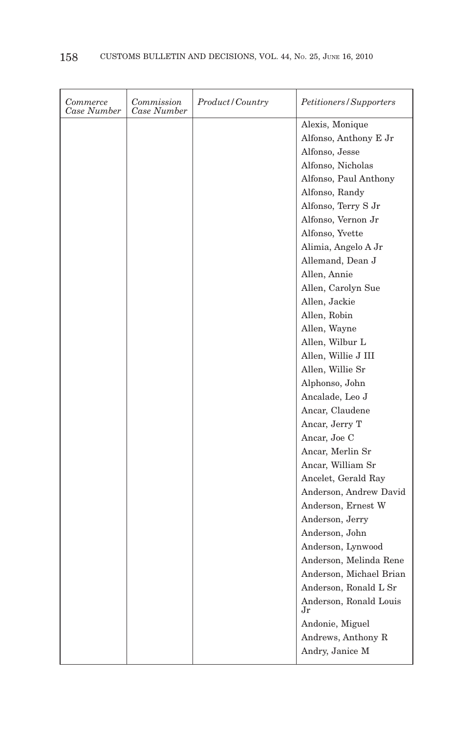| *Commerce Case Number* | *Commission Case Number* | *Product/Country* | *Petitioners/Supporters* |
|---|---|---|---|
| | | | Alexis, Monique |
| | | | Alfonso, Anthony E Jr |
| | | | Alfonso, Jesse |
| | | | Alfonso, Nicholas |
| | | | Alfonso, Paul Anthony |
| | | | Alfonso, Randy |
| | | | Alfonso, Terry S Jr |
| | | | Alfonso, Vernon Jr |
| | | | Alfonso, Yvette |
| | | | Alimia, Angelo A Jr |
| | | | Allemand, Dean J |
| | | | Allen, Annie |
| | | | Allen, Carolyn Sue |
| | | | Allen, Jackie |
| | | | Allen, Robin |
| | | | Allen, Wayne |
| | | | Allen, Wilbur L |
| | | | Allen, Willie J III |
| | | | Allen, Willie Sr |
| | | | Alphonso, John |
| | | | Ancalade, Leo J |
| | | | Ancar, Claudene |
| | | | Ancar, Jerry T |
| | | | Ancar, Joe C |
| | | | Ancar, Merlin Sr |
| | | | Ancar, William Sr |
| | | | Ancelet, Gerald Ray |
| | | | Anderson, Andrew David |
| | | | Anderson, Ernest W |
| | | | Anderson, Jerry |
| | | | Anderson, John |
| | | | Anderson, Lynwood |
| | | | Anderson, Melinda Rene |
| | | | Anderson, Michael Brian |
| | | | Anderson, Ronald L Sr |
| | | | Anderson, Ronald Louis Jr |
| | | | Andonie, Miguel |
| | | | Andrews, Anthony R |
| | | | Andry, Janice M |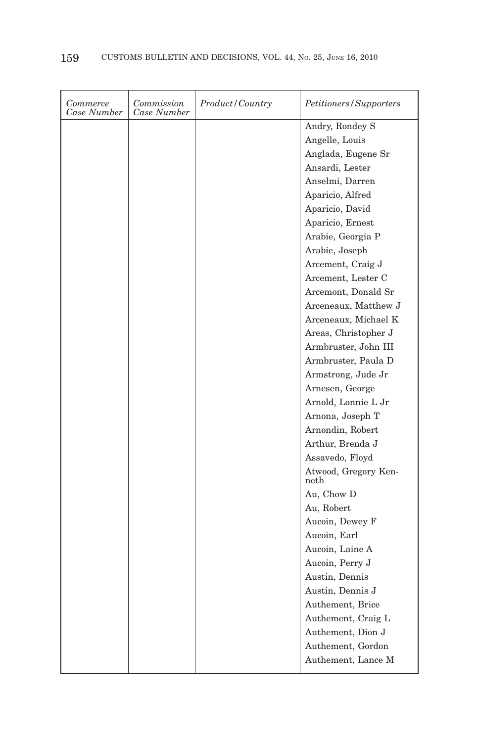| *Commerce Case Number* | *Commission Case Number* | *Product/Country* | *Petitioners/Supporters* |
|---|---|---|---|
| | | | Andry, Rondey S |
| | | | Angelle, Louis |
| | | | Anglada, Eugene Sr |
| | | | Ansardi, Lester |
| | | | Anselmi, Darren |
| | | | Aparicio, Alfred |
| | | | Aparicio, David |
| | | | Aparicio, Ernest |
| | | | Arabie, Georgia P |
| | | | Arabie, Joseph |
| | | | Arcement, Craig J |
| | | | Arcement, Lester C |
| | | | Arcemont, Donald Sr |
| | | | Arceneaux, Matthew J |
| | | | Arceneaux, Michael K |
| | | | Areas, Christopher J |
| | | | Armbruster, John III |
| | | | Armbruster, Paula D |
| | | | Armstrong, Jude Jr |
| | | | Arnesen, George |
| | | | Arnold, Lonnie L Jr |
| | | | Arnona, Joseph T |
| | | | Arnondin, Robert |
| | | | Arthur, Brenda J |
| | | | Assavedo, Floyd |
| | | | Atwood, Gregory Kenneth |
| | | | Au, Chow D |
| | | | Au, Robert |
| | | | Aucoin, Dewey F |
| | | | Aucoin, Earl |
| | | | Aucoin, Laine A |
| | | | Aucoin, Perry J |
| | | | Austin, Dennis |
| | | | Austin, Dennis J |
| | | | Authement, Brice |
| | | | Authement, Craig L |
| | | | Authement, Dion J |
| | | | Authement, Gordon |
| | | | Authement, Lance M |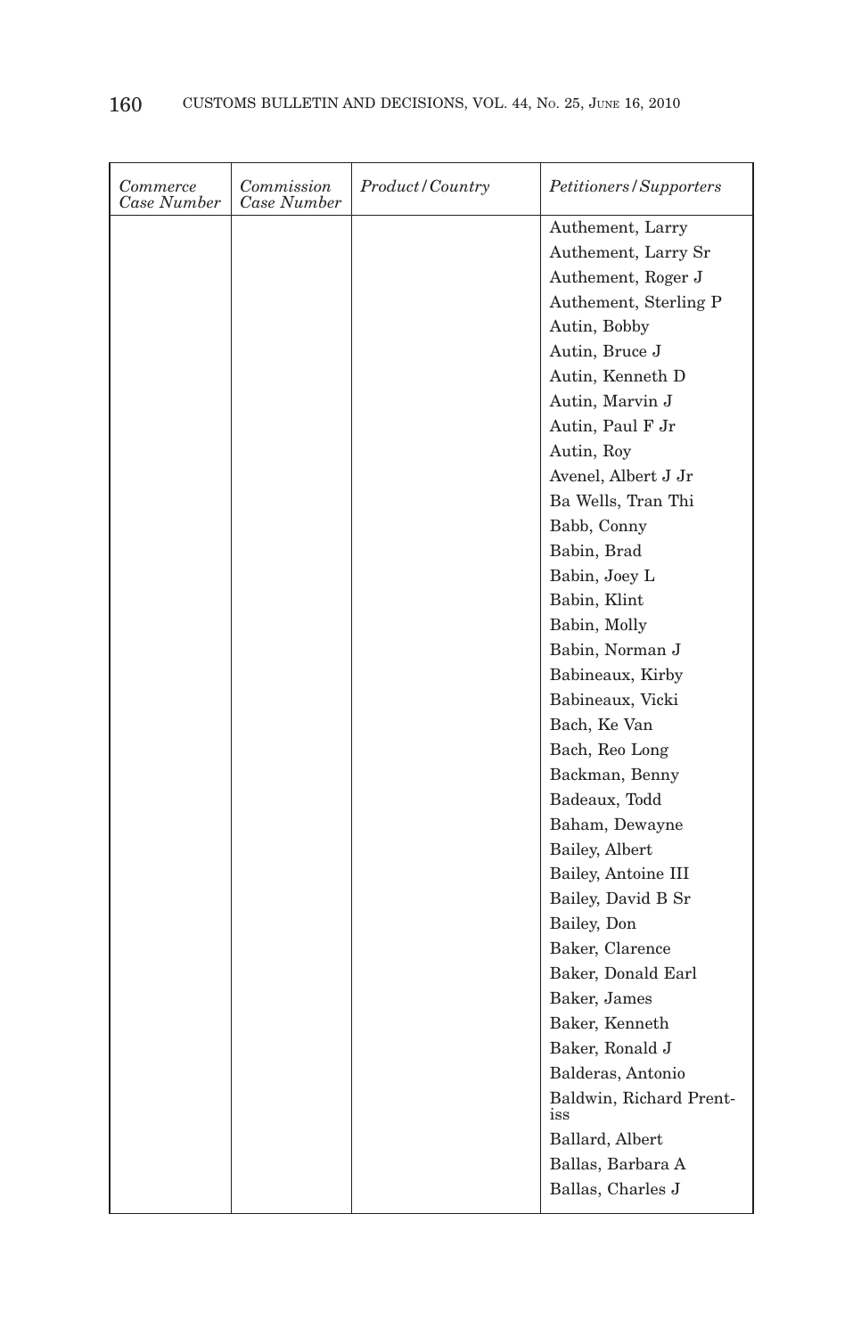| *Commerce Case Number* | *Commission Case Number* | *Product/Country* | *Petitioners/Supporters* |
|---|---|---|---|
| | | | Authement, Larry |
| | | | Authement, Larry Sr |
| | | | Authement, Roger J |
| | | | Authement, Sterling P |
| | | | Autin, Bobby |
| | | | Autin, Bruce J |
| | | | Autin, Kenneth D |
| | | | Autin, Marvin J |
| | | | Autin, Paul F Jr |
| | | | Autin, Roy |
| | | | Avenel, Albert J Jr |
| | | | Ba Wells, Tran Thi |
| | | | Babb, Conny |
| | | | Babin, Brad |
| | | | Babin, Joey L |
| | | | Babin, Klint |
| | | | Babin, Molly |
| | | | Babin, Norman J |
| | | | Babineaux, Kirby |
| | | | Babineaux, Vicki |
| | | | Bach, Ke Van |
| | | | Bach, Reo Long |
| | | | Backman, Benny |
| | | | Badeaux, Todd |
| | | | Baham, Dewayne |
| | | | Bailey, Albert |
| | | | Bailey, Antoine III |
| | | | Bailey, David B Sr |
| | | | Bailey, Don |
| | | | Baker, Clarence |
| | | | Baker, Donald Earl |
| | | | Baker, James |
| | | | Baker, Kenneth |
| | | | Baker, Ronald J |
| | | | Balderas, Antonio |
| | | | Baldwin, Richard Prentiss |
| | | | Ballard, Albert |
| | | | Ballas, Barbara A |
| | | | Ballas, Charles J |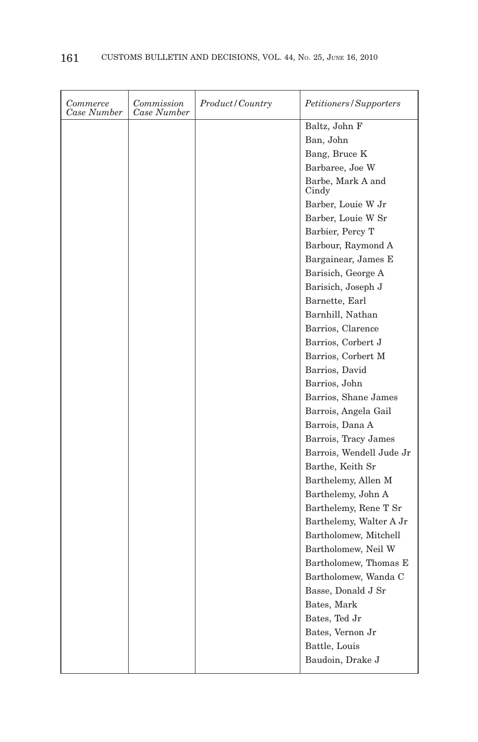| Commerce Case Number | Commission Case Number | Product/Country | Petitioners/Supporters |
|---|---|---|---|
| | | | Baltz, John F |
| | | | Ban, John |
| | | | Bang, Bruce K |
| | | | Barbaree, Joe W |
| | | | Barbe, Mark A and Cindy |
| | | | Barber, Louie W Jr |
| | | | Barber, Louie W Sr |
| | | | Barbier, Percy T |
| | | | Barbour, Raymond A |
| | | | Bargainear, James E |
| | | | Barisich, George A |
| | | | Barisich, Joseph J |
| | | | Barnette, Earl |
| | | | Barnhill, Nathan |
| | | | Barrios, Clarence |
| | | | Barrios, Corbert J |
| | | | Barrios, Corbert M |
| | | | Barrios, David |
| | | | Barrios, John |
| | | | Barrios, Shane James |
| | | | Barrois, Angela Gail |
| | | | Barrois, Dana A |
| | | | Barrois, Tracy James |
| | | | Barrois, Wendell Jude Jr |
| | | | Barthe, Keith Sr |
| | | | Barthelemy, Allen M |
| | | | Barthelemy, John A |
| | | | Barthelemy, Rene T Sr |
| | | | Barthelemy, Walter A Jr |
| | | | Bartholomew, Mitchell |
| | | | Bartholomew, Neil W |
| | | | Bartholomew, Thomas E |
| | | | Bartholomew, Wanda C |
| | | | Basse, Donald J Sr |
| | | | Bates, Mark |
| | | | Bates, Ted Jr |
| | | | Bates, Vernon Jr |
| | | | Battle, Louis |
| | | | Baudoin, Drake J |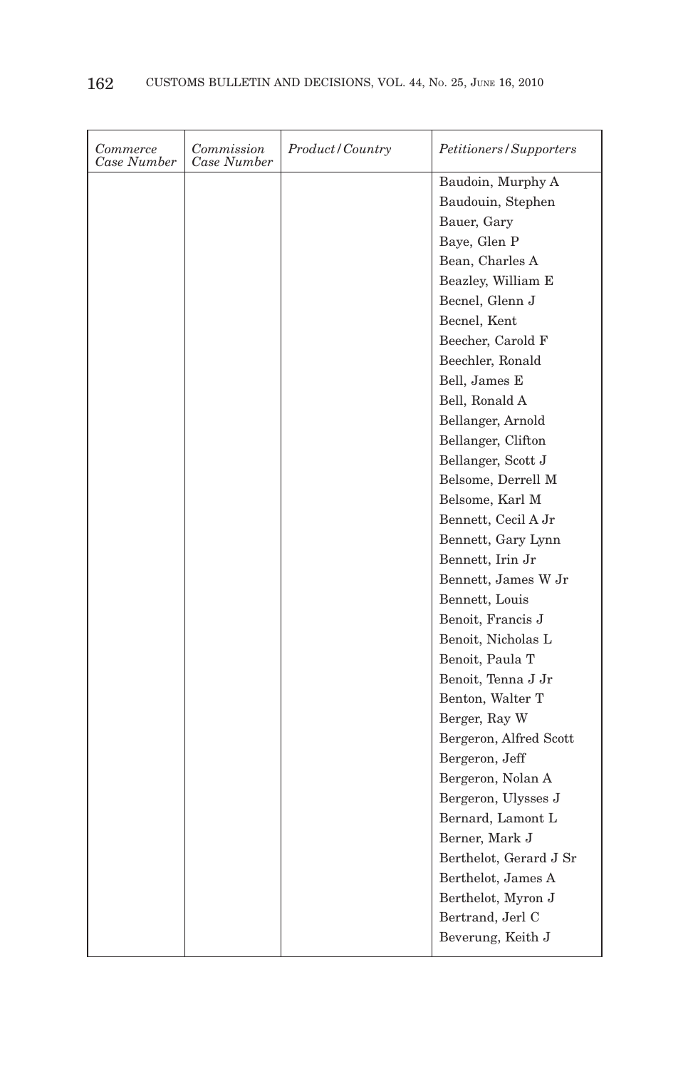| *Commerce Case Number* | *Commission Case Number* | *Product/Country* | *Petitioners/Supporters* |
|---|---|---|---|
| | | | Baudoin, Murphy A |
| | | | Baudouin, Stephen |
| | | | Bauer, Gary |
| | | | Baye, Glen P |
| | | | Bean, Charles A |
| | | | Beazley, William E |
| | | | Becnel, Glenn J |
| | | | Becnel, Kent |
| | | | Beecher, Carold F |
| | | | Beechler, Ronald |
| | | | Bell, James E |
| | | | Bell, Ronald A |
| | | | Bellanger, Arnold |
| | | | Bellanger, Clifton |
| | | | Bellanger, Scott J |
| | | | Belsome, Derrell M |
| | | | Belsome, Karl M |
| | | | Bennett, Cecil A Jr |
| | | | Bennett, Gary Lynn |
| | | | Bennett, Irin Jr |
| | | | Bennett, James W Jr |
| | | | Bennett, Louis |
| | | | Benoit, Francis J |
| | | | Benoit, Nicholas L |
| | | | Benoit, Paula T |
| | | | Benoit, Tenna J Jr |
| | | | Benton, Walter T |
| | | | Berger, Ray W |
| | | | Bergeron, Alfred Scott |
| | | | Bergeron, Jeff |
| | | | Bergeron, Nolan A |
| | | | Bergeron, Ulysses J |
| | | | Bernard, Lamont L |
| | | | Berner, Mark J |
| | | | Berthelot, Gerard J Sr |
| | | | Berthelot, James A |
| | | | Berthelot, Myron J |
| | | | Bertrand, Jerl C |
| | | | Beverung, Keith J |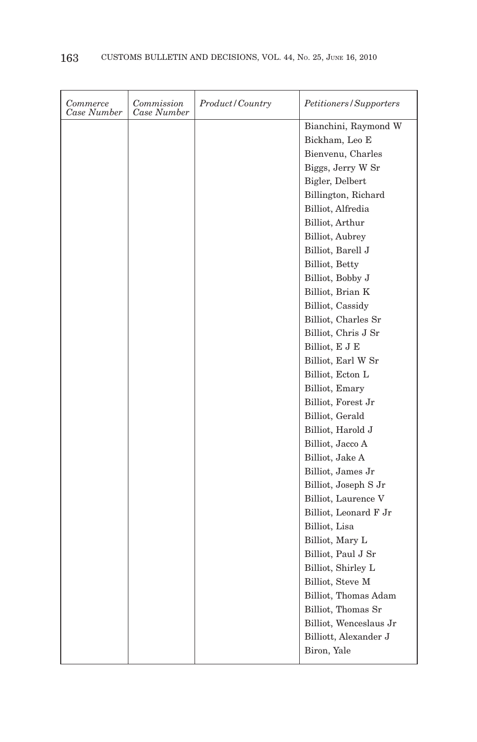| *Commerce Case Number* | *Commission Case Number* | *Product/Country* | *Petitioners/Supporters* |
|---|---|---|---|
| | | | Bianchini, Raymond W |
| | | | Bickham, Leo E |
| | | | Bienvenu, Charles |
| | | | Biggs, Jerry W Sr |
| | | | Bigler, Delbert |
| | | | Billington, Richard |
| | | | Billiot, Alfredia |
| | | | Billiot, Arthur |
| | | | Billiot, Aubrey |
| | | | Billiot, Barell J |
| | | | Billiot, Betty |
| | | | Billiot, Bobby J |
| | | | Billiot, Brian K |
| | | | Billiot, Cassidy |
| | | | Billiot, Charles Sr |
| | | | Billiot, Chris J Sr |
| | | | Billiot, E J E |
| | | | Billiot, Earl W Sr |
| | | | Billiot, Ecton L |
| | | | Billiot, Emary |
| | | | Billiot, Forest Jr |
| | | | Billiot, Gerald |
| | | | Billiot, Harold J |
| | | | Billiot, Jacco A |
| | | | Billiot, Jake A |
| | | | Billiot, James Jr |
| | | | Billiot, Joseph S Jr |
| | | | Billiot, Laurence V |
| | | | Billiot, Leonard F Jr |
| | | | Billiot, Lisa |
| | | | Billiot, Mary L |
| | | | Billiot, Paul J Sr |
| | | | Billiot, Shirley L |
| | | | Billiot, Steve M |
| | | | Billiot, Thomas Adam |
| | | | Billiot, Thomas Sr |
| | | | Billiot, Wenceslaus Jr |
| | | | Billiott, Alexander J |
| | | | Biron, Yale |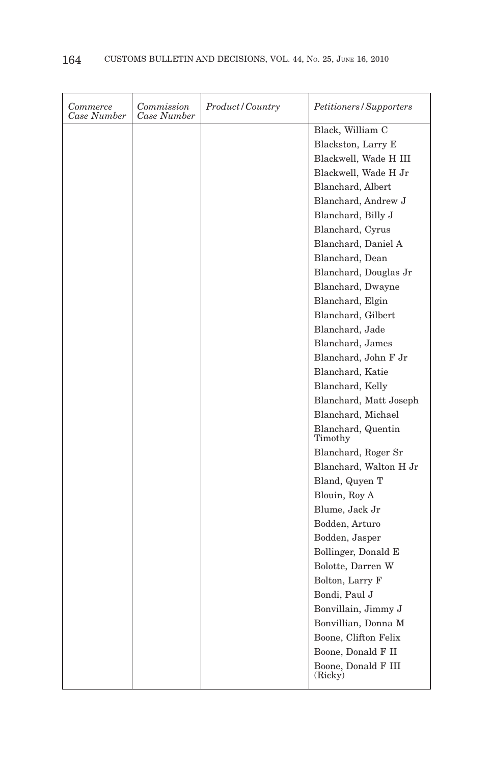| *Commerce Case Number* | *Commission Case Number* | *Product/Country* | *Petitioners/Supporters* |
|---|---|---|---|
| | | | Black, William C |
| | | | Blackston, Larry E |
| | | | Blackwell, Wade H III |
| | | | Blackwell, Wade H Jr |
| | | | Blanchard, Albert |
| | | | Blanchard, Andrew J |
| | | | Blanchard, Billy J |
| | | | Blanchard, Cyrus |
| | | | Blanchard, Daniel A |
| | | | Blanchard, Dean |
| | | | Blanchard, Douglas Jr |
| | | | Blanchard, Dwayne |
| | | | Blanchard, Elgin |
| | | | Blanchard, Gilbert |
| | | | Blanchard, Jade |
| | | | Blanchard, James |
| | | | Blanchard, John F Jr |
| | | | Blanchard, Katie |
| | | | Blanchard, Kelly |
| | | | Blanchard, Matt Joseph |
| | | | Blanchard, Michael |
| | | | Blanchard, Quentin Timothy |
| | | | Blanchard, Roger Sr |
| | | | Blanchard, Walton H Jr |
| | | | Bland, Quyen T |
| | | | Blouin, Roy A |
| | | | Blume, Jack Jr |
| | | | Bodden, Arturo |
| | | | Bodden, Jasper |
| | | | Bollinger, Donald E |
| | | | Bolotte, Darren W |
| | | | Bolton, Larry F |
| | | | Bondi, Paul J |
| | | | Bonvillain, Jimmy J |
| | | | Bonvillian, Donna M |
| | | | Boone, Clifton Felix |
| | | | Boone, Donald F II |
| | | | Boone, Donald F III (Ricky) |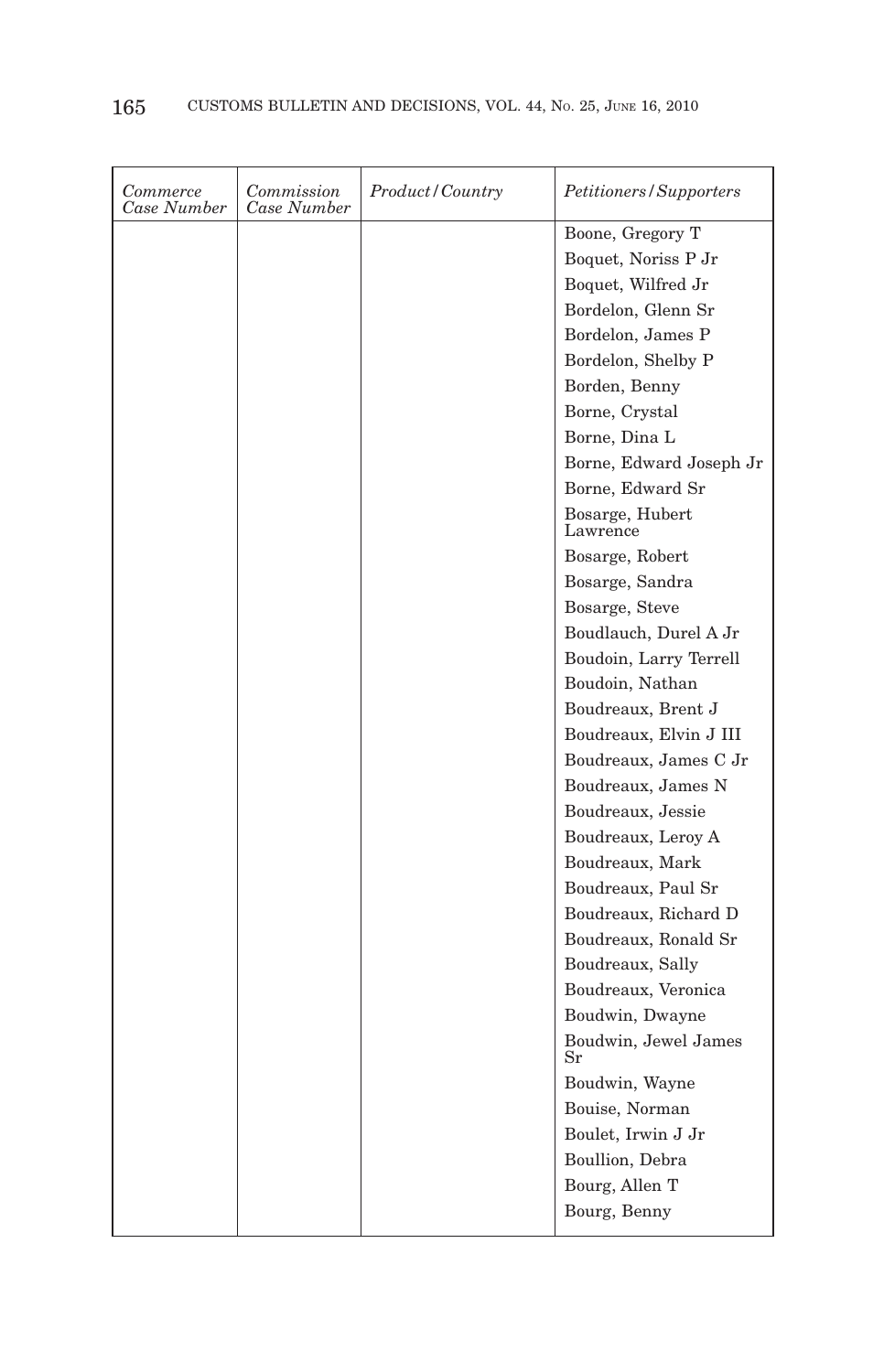| *Commerce Case Number* | *Commission Case Number* | *Product/Country* | *Petitioners/Supporters* |
|---|---|---|---|
| | | | Boone, Gregory T |
| | | | Boquet, Noriss P Jr |
| | | | Boquet, Wilfred Jr |
| | | | Bordelon, Glenn Sr |
| | | | Bordelon, James P |
| | | | Bordelon, Shelby P |
| | | | Borden, Benny |
| | | | Borne, Crystal |
| | | | Borne, Dina L |
| | | | Borne, Edward Joseph Jr |
| | | | Borne, Edward Sr |
| | | | Bosarge, Hubert Lawrence |
| | | | Bosarge, Robert |
| | | | Bosarge, Sandra |
| | | | Bosarge, Steve |
| | | | Boudlauch, Durel A Jr |
| | | | Boudoin, Larry Terrell |
| | | | Boudoin, Nathan |
| | | | Boudreaux, Brent J |
| | | | Boudreaux, Elvin J III |
| | | | Boudreaux, James C Jr |
| | | | Boudreaux, James N |
| | | | Boudreaux, Jessie |
| | | | Boudreaux, Leroy A |
| | | | Boudreaux, Mark |
| | | | Boudreaux, Paul Sr |
| | | | Boudreaux, Richard D |
| | | | Boudreaux, Ronald Sr |
| | | | Boudreaux, Sally |
| | | | Boudreaux, Veronica |
| | | | Boudwin, Dwayne |
| | | | Boudwin, Jewel James Sr |
| | | | Boudwin, Wayne |
| | | | Bouise, Norman |
| | | | Boulet, Irwin J Jr |
| | | | Boullion, Debra |
| | | | Bourg, Allen T |
| | | | Bourg, Benny |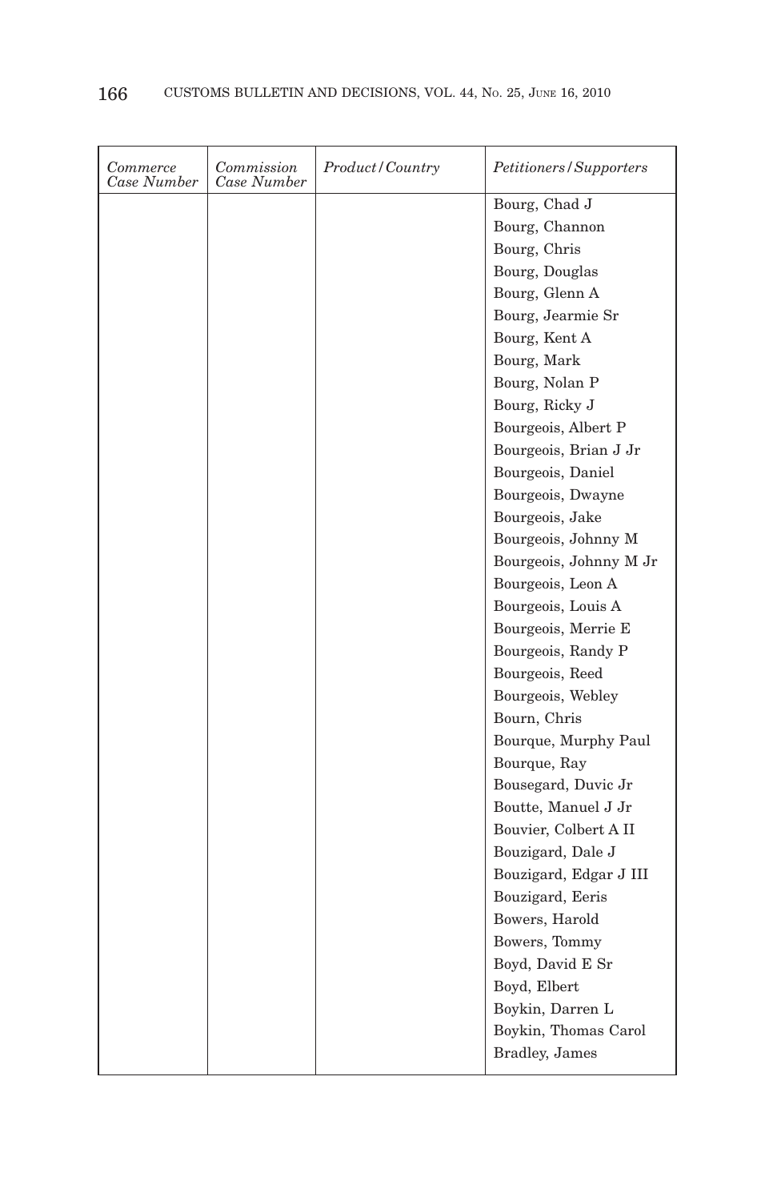| *Commerce Case Number* | *Commission Case Number* | *Product/Country* | *Petitioners/Supporters* |
|---|---|---|---|
| | | | Bourg, Chad J |
| | | | Bourg, Channon |
| | | | Bourg, Chris |
| | | | Bourg, Douglas |
| | | | Bourg, Glenn A |
| | | | Bourg, Jearmie Sr |
| | | | Bourg, Kent A |
| | | | Bourg, Mark |
| | | | Bourg, Nolan P |
| | | | Bourg, Ricky J |
| | | | Bourgeois, Albert P |
| | | | Bourgeois, Brian J Jr |
| | | | Bourgeois, Daniel |
| | | | Bourgeois, Dwayne |
| | | | Bourgeois, Jake |
| | | | Bourgeois, Johnny M |
| | | | Bourgeois, Johnny M Jr |
| | | | Bourgeois, Leon A |
| | | | Bourgeois, Louis A |
| | | | Bourgeois, Merrie E |
| | | | Bourgeois, Randy P |
| | | | Bourgeois, Reed |
| | | | Bourgeois, Webley |
| | | | Bourn, Chris |
| | | | Bourque, Murphy Paul |
| | | | Bourque, Ray |
| | | | Bousegard, Duvic Jr |
| | | | Boutte, Manuel J Jr |
| | | | Bouvier, Colbert A II |
| | | | Bouzigard, Dale J |
| | | | Bouzigard, Edgar J III |
| | | | Bouzigard, Eeris |
| | | | Bowers, Harold |
| | | | Bowers, Tommy |
| | | | Boyd, David E Sr |
| | | | Boyd, Elbert |
| | | | Boykin, Darren L |
| | | | Boykin, Thomas Carol |
| | | | Bradley, James |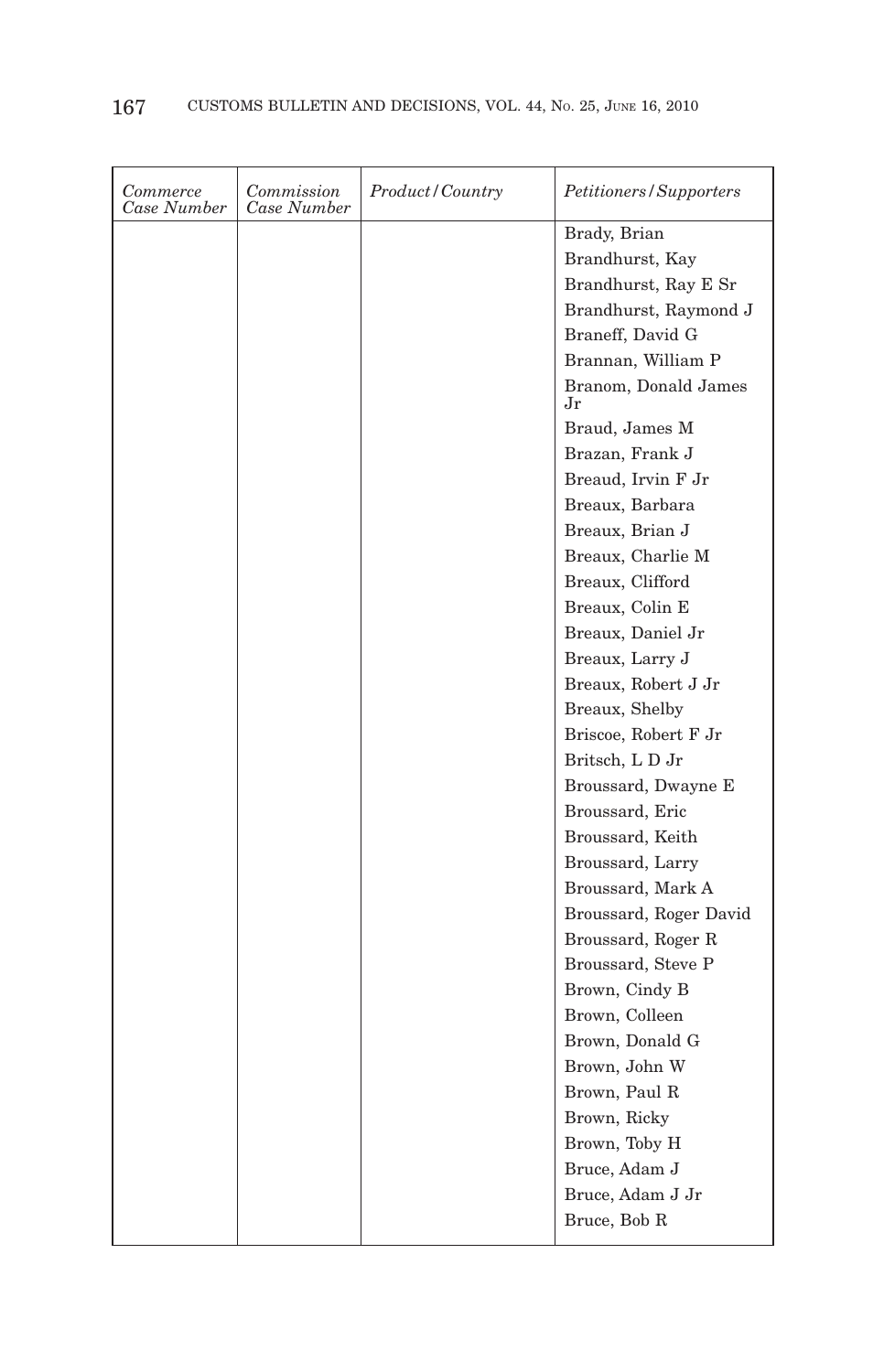| *Commerce Case Number* | *Commission Case Number* | *Product/Country* | *Petitioners/Supporters* |
|---|---|---|---|
| | | | Brady, Brian |
| | | | Brandhurst, Kay |
| | | | Brandhurst, Ray E Sr |
| | | | Brandhurst, Raymond J |
| | | | Braneff, David G |
| | | | Brannan, William P |
| | | | Branom, Donald James Jr |
| | | | Braud, James M |
| | | | Brazan, Frank J |
| | | | Breaud, Irvin F Jr |
| | | | Breaux, Barbara |
| | | | Breaux, Brian J |
| | | | Breaux, Charlie M |
| | | | Breaux, Clifford |
| | | | Breaux, Colin E |
| | | | Breaux, Daniel Jr |
| | | | Breaux, Larry J |
| | | | Breaux, Robert J Jr |
| | | | Breaux, Shelby |
| | | | Briscoe, Robert F Jr |
| | | | Britsch, L D Jr |
| | | | Broussard, Dwayne E |
| | | | Broussard, Eric |
| | | | Broussard, Keith |
| | | | Broussard, Larry |
| | | | Broussard, Mark A |
| | | | Broussard, Roger David |
| | | | Broussard, Roger R |
| | | | Broussard, Steve P |
| | | | Brown, Cindy B |
| | | | Brown, Colleen |
| | | | Brown, Donald G |
| | | | Brown, John W |
| | | | Brown, Paul R |
| | | | Brown, Ricky |
| | | | Brown, Toby H |
| | | | Bruce, Adam J |
| | | | Bruce, Adam J Jr |
| | | | Bruce, Bob R |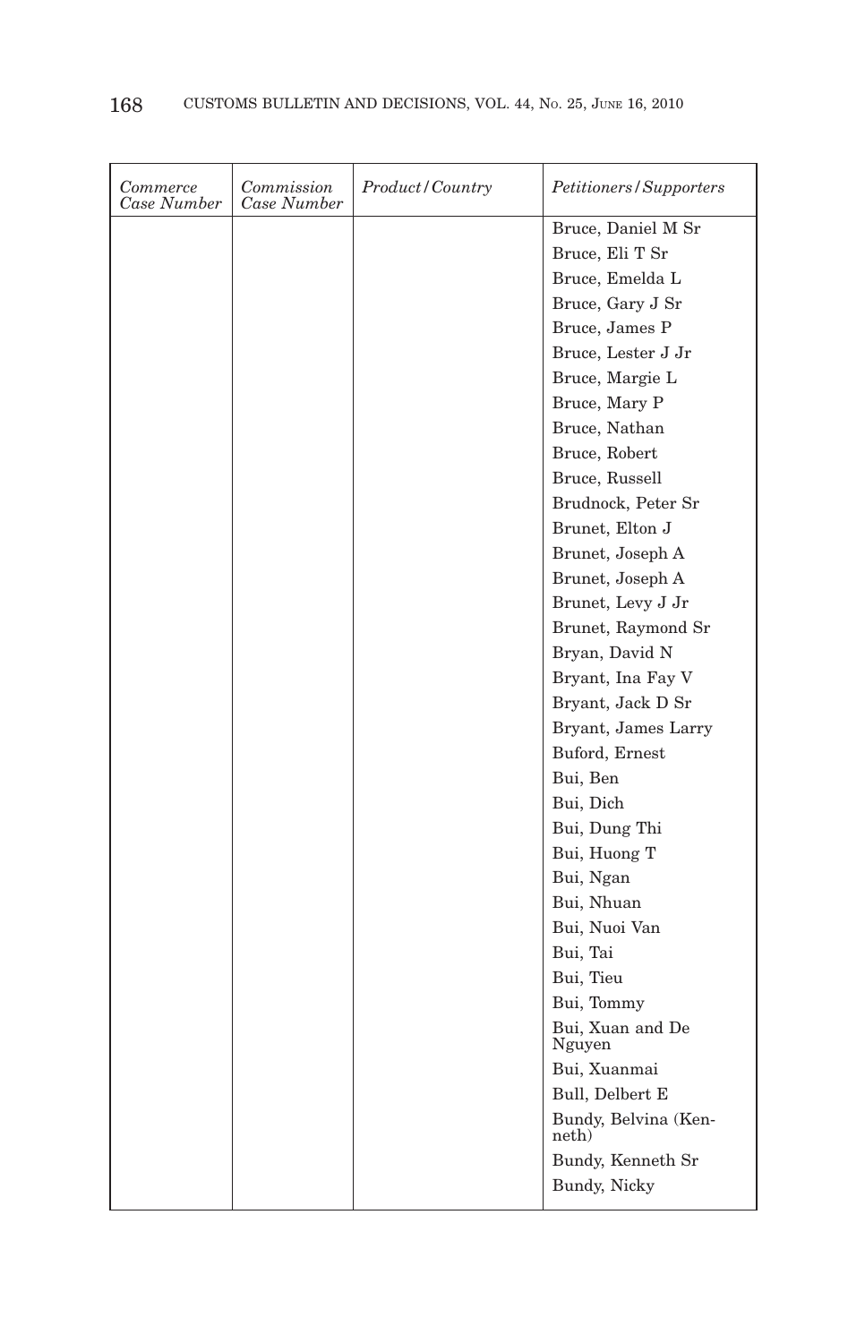| *Commerce Case Number* | *Commission Case Number* | *Product/Country* | *Petitioners/Supporters* |
|---|---|---|---|
| | | | Bruce, Daniel M Sr |
| | | | Bruce, Eli T Sr |
| | | | Bruce, Emelda L |
| | | | Bruce, Gary J Sr |
| | | | Bruce, James P |
| | | | Bruce, Lester J Jr |
| | | | Bruce, Margie L |
| | | | Bruce, Mary P |
| | | | Bruce, Nathan |
| | | | Bruce, Robert |
| | | | Bruce, Russell |
| | | | Brudnock, Peter Sr |
| | | | Brunet, Elton J |
| | | | Brunet, Joseph A |
| | | | Brunet, Joseph A |
| | | | Brunet, Levy J Jr |
| | | | Brunet, Raymond Sr |
| | | | Bryan, David N |
| | | | Bryant, Ina Fay V |
| | | | Bryant, Jack D Sr |
| | | | Bryant, James Larry |
| | | | Buford, Ernest |
| | | | Bui, Ben |
| | | | Bui, Dich |
| | | | Bui, Dung Thi |
| | | | Bui, Huong T |
| | | | Bui, Ngan |
| | | | Bui, Nhuan |
| | | | Bui, Nuoi Van |
| | | | Bui, Tai |
| | | | Bui, Tieu |
| | | | Bui, Tommy |
| | | | Bui, Xuan and De Nguyen |
| | | | Bui, Xuanmai |
| | | | Bull, Delbert E |
| | | | Bundy, Belvina (Kenneth) |
| | | | Bundy, Kenneth Sr |
| | | | Bundy, Nicky |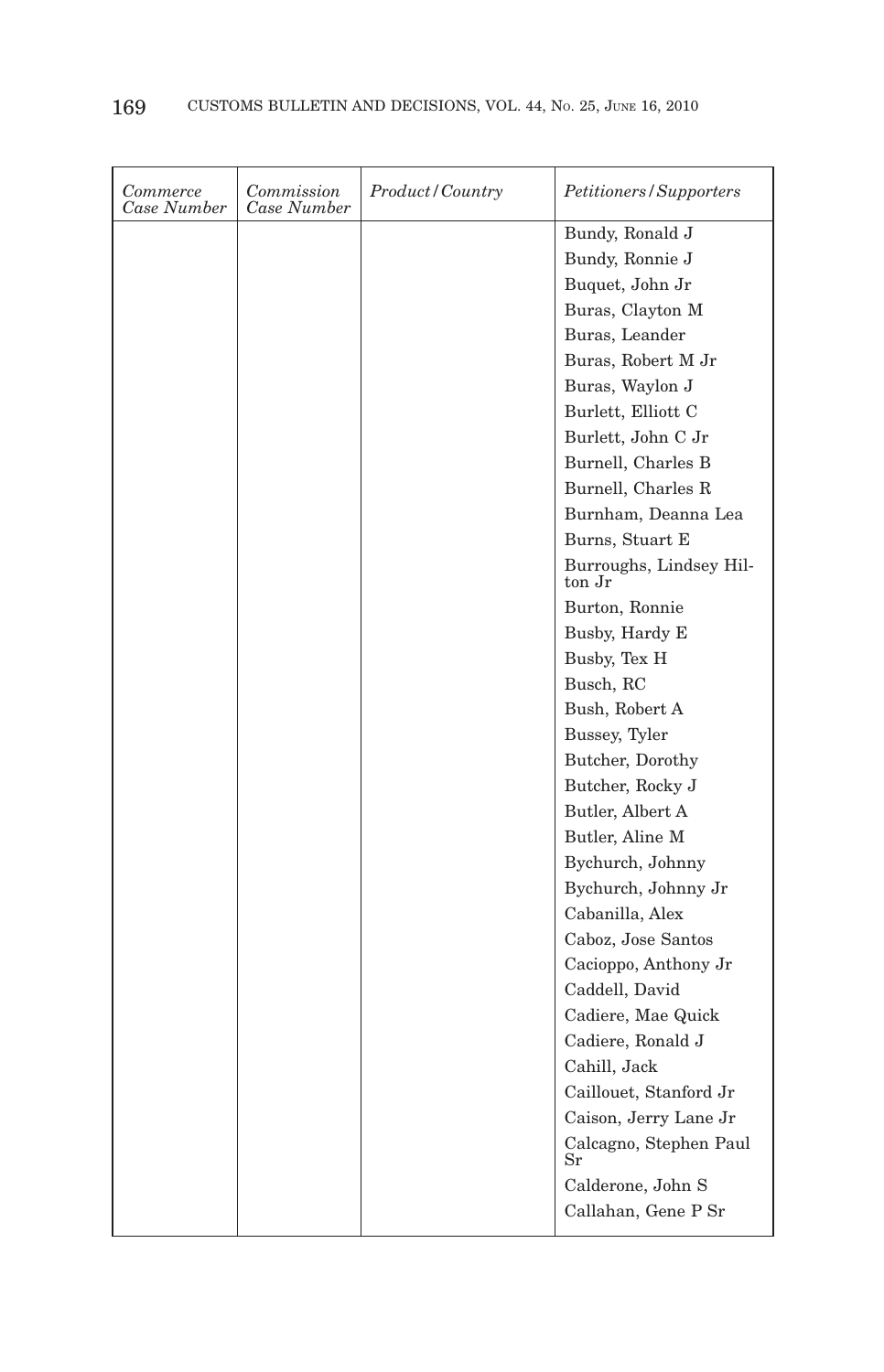| *Commerce Case Number* | *Commission Case Number* | *Product/Country* | *Petitioners/Supporters* |
|---|---|---|---|
| | | | Bundy, Ronald J |
| | | | Bundy, Ronnie J |
| | | | Buquet, John Jr |
| | | | Buras, Clayton M |
| | | | Buras, Leander |
| | | | Buras, Robert M Jr |
| | | | Buras, Waylon J |
| | | | Burlett, Elliott C |
| | | | Burlett, John C Jr |
| | | | Burnell, Charles B |
| | | | Burnell, Charles R |
| | | | Burnham, Deanna Lea |
| | | | Burns, Stuart E |
| | | | Burroughs, Lindsey Hilton Jr |
| | | | Burton, Ronnie |
| | | | Busby, Hardy E |
| | | | Busby, Tex H |
| | | | Busch, RC |
| | | | Bush, Robert A |
| | | | Bussey, Tyler |
| | | | Butcher, Dorothy |
| | | | Butcher, Rocky J |
| | | | Butler, Albert A |
| | | | Butler, Aline M |
| | | | Bychurch, Johnny |
| | | | Bychurch, Johnny Jr |
| | | | Cabanilla, Alex |
| | | | Caboz, Jose Santos |
| | | | Cacioppo, Anthony Jr |
| | | | Caddell, David |
| | | | Cadiere, Mae Quick |
| | | | Cadiere, Ronald J |
| | | | Cahill, Jack |
| | | | Caillouet, Stanford Jr |
| | | | Caison, Jerry Lane Jr |
| | | | Calcagno, Stephen Paul Sr |
| | | | Calderone, John S |
| | | | Callahan, Gene P Sr |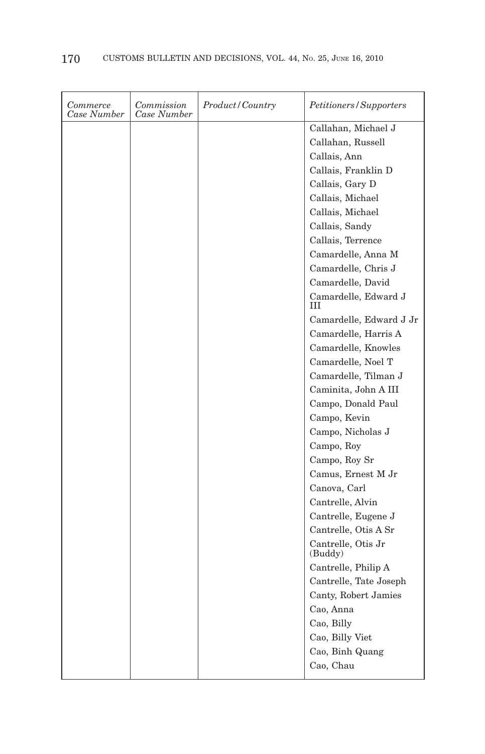| *Commerce Case Number* | *Commission Case Number* | *Product/Country* | *Petitioners/Supporters* |
|---|---|---|---|
| | | | Callahan, Michael J |
| | | | Callahan, Russell |
| | | | Callais, Ann |
| | | | Callais, Franklin D |
| | | | Callais, Gary D |
| | | | Callais, Michael |
| | | | Callais, Michael |
| | | | Callais, Sandy |
| | | | Callais, Terrence |
| | | | Camardelle, Anna M |
| | | | Camardelle, Chris J |
| | | | Camardelle, David |
| | | | Camardelle, Edward J III |
| | | | Camardelle, Edward J Jr |
| | | | Camardelle, Harris A |
| | | | Camardelle, Knowles |
| | | | Camardelle, Noel T |
| | | | Camardelle, Tilman J |
| | | | Caminita, John A III |
| | | | Campo, Donald Paul |
| | | | Campo, Kevin |
| | | | Campo, Nicholas J |
| | | | Campo, Roy |
| | | | Campo, Roy Sr |
| | | | Camus, Ernest M Jr |
| | | | Canova, Carl |
| | | | Cantrelle, Alvin |
| | | | Cantrelle, Eugene J |
| | | | Cantrelle, Otis A Sr |
| | | | Cantrelle, Otis Jr (Buddy) |
| | | | Cantrelle, Philip A |
| | | | Cantrelle, Tate Joseph |
| | | | Canty, Robert Jamies |
| | | | Cao, Anna |
| | | | Cao, Billy |
| | | | Cao, Billy Viet |
| | | | Cao, Binh Quang |
| | | | Cao, Chau |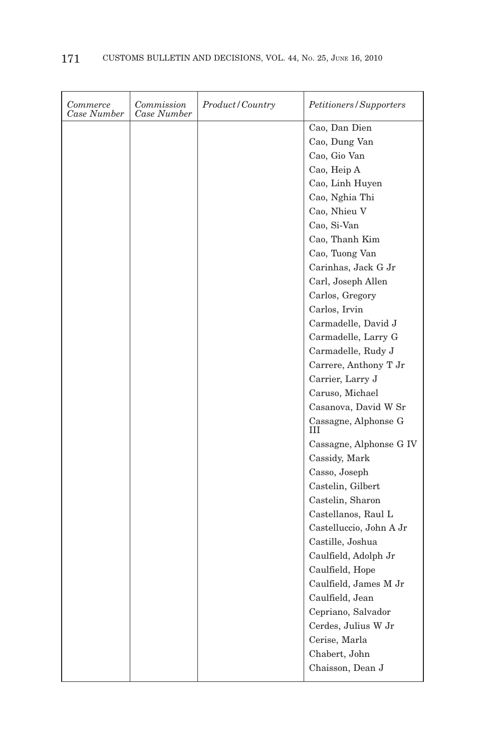| *Commerce Case Number* | *Commission Case Number* | *Product/Country* | *Petitioners/Supporters* |
|---|---|---|---|
| | | | Cao, Dan Dien |
| | | | Cao, Dung Van |
| | | | Cao, Gio Van |
| | | | Cao, Heip A |
| | | | Cao, Linh Huyen |
| | | | Cao, Nghia Thi |
| | | | Cao, Nhieu V |
| | | | Cao, Si-Van |
| | | | Cao, Thanh Kim |
| | | | Cao, Tuong Van |
| | | | Carinhas, Jack G Jr |
| | | | Carl, Joseph Allen |
| | | | Carlos, Gregory |
| | | | Carlos, Irvin |
| | | | Carmadelle, David J |
| | | | Carmadelle, Larry G |
| | | | Carmadelle, Rudy J |
| | | | Carrere, Anthony T Jr |
| | | | Carrier, Larry J |
| | | | Caruso, Michael |
| | | | Casanova, David W Sr |
| | | | Cassagne, Alphonse G III |
| | | | Cassagne, Alphonse G IV |
| | | | Cassidy, Mark |
| | | | Casso, Joseph |
| | | | Castelin, Gilbert |
| | | | Castelin, Sharon |
| | | | Castellanos, Raul L |
| | | | Castelluccio, John A Jr |
| | | | Castille, Joshua |
| | | | Caulfield, Adolph Jr |
| | | | Caulfield, Hope |
| | | | Caulfield, James M Jr |
| | | | Caulfield, Jean |
| | | | Cepriano, Salvador |
| | | | Cerdes, Julius W Jr |
| | | | Cerise, Marla |
| | | | Chabert, John |
| | | | Chaisson, Dean J |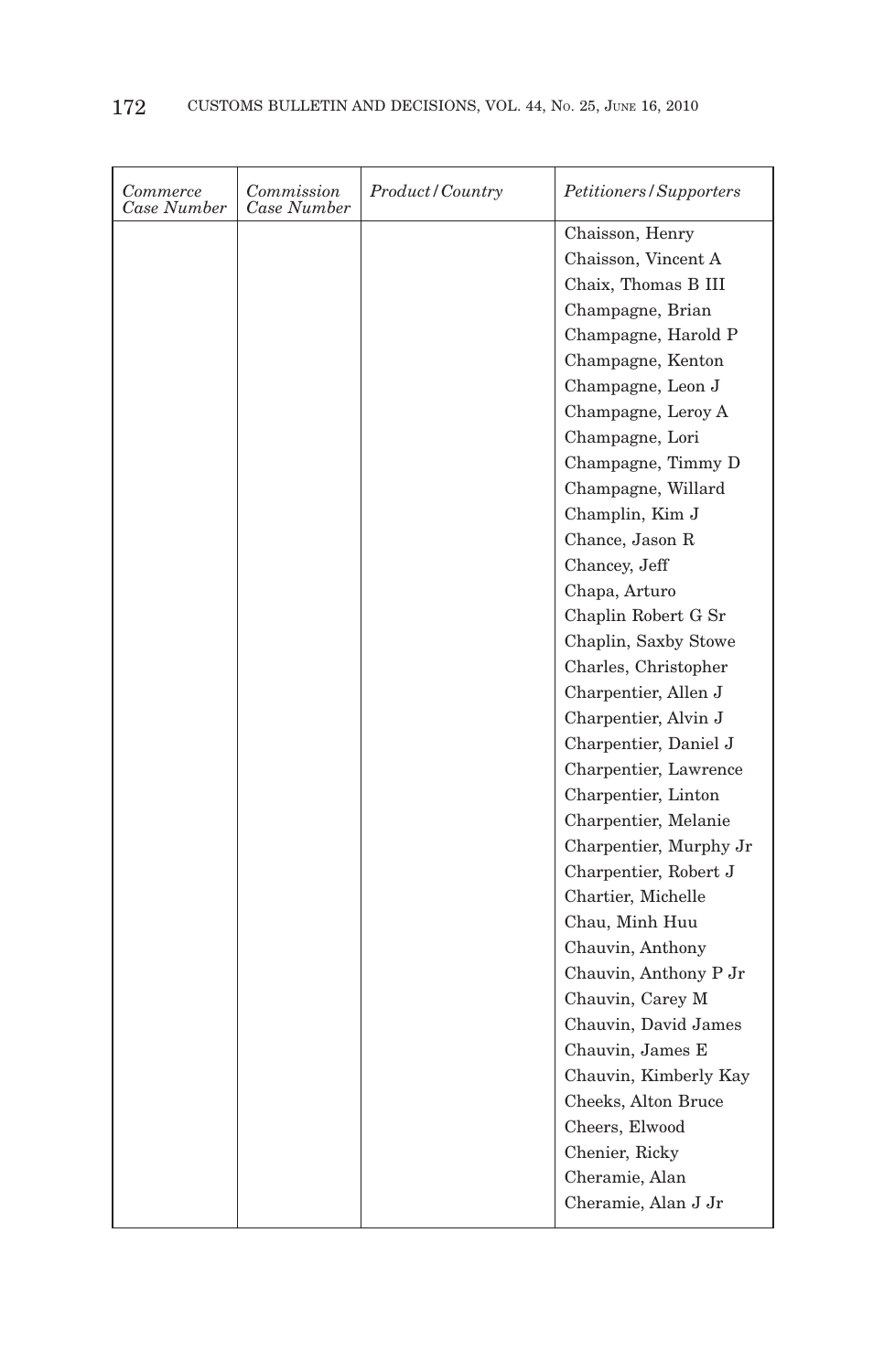| *Commerce Case Number* | *Commission Case Number* | *Product/Country* | *Petitioners/Supporters* |
|---|---|---|---|
| | | | Chaisson, Henry |
| | | | Chaisson, Vincent A |
| | | | Chaix, Thomas B III |
| | | | Champagne, Brian |
| | | | Champagne, Harold P |
| | | | Champagne, Kenton |
| | | | Champagne, Leon J |
| | | | Champagne, Leroy A |
| | | | Champagne, Lori |
| | | | Champagne, Timmy D |
| | | | Champagne, Willard |
| | | | Champlin, Kim J |
| | | | Chance, Jason R |
| | | | Chancey, Jeff |
| | | | Chapa, Arturo |
| | | | Chaplin Robert G Sr |
| | | | Chaplin, Saxby Stowe |
| | | | Charles, Christopher |
| | | | Charpentier, Allen J |
| | | | Charpentier, Alvin J |
| | | | Charpentier, Daniel J |
| | | | Charpentier, Lawrence |
| | | | Charpentier, Linton |
| | | | Charpentier, Melanie |
| | | | Charpentier, Murphy Jr |
| | | | Charpentier, Robert J |
| | | | Chartier, Michelle |
| | | | Chau, Minh Huu |
| | | | Chauvin, Anthony |
| | | | Chauvin, Anthony P Jr |
| | | | Chauvin, Carey M |
| | | | Chauvin, David James |
| | | | Chauvin, James E |
| | | | Chauvin, Kimberly Kay |
| | | | Cheeks, Alton Bruce |
| | | | Cheers, Elwood |
| | | | Chenier, Ricky |
| | | | Cheramie, Alan |
| | | | Cheramie, Alan J Jr |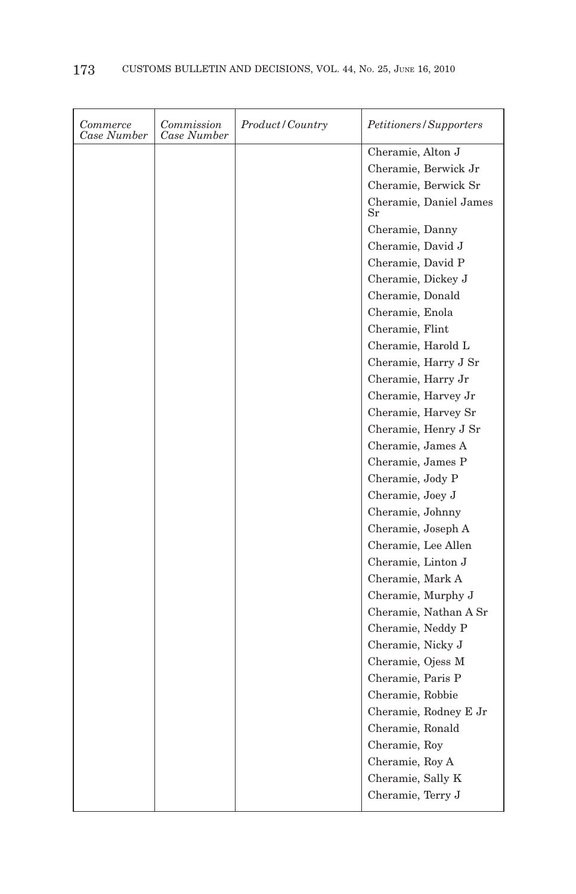| *Commerce Case Number* | *Commission Case Number* | *Product/Country* | *Petitioners/Supporters* |
|---|---|---|---|
| | | | Cheramie, Alton J |
| | | | Cheramie, Berwick Jr |
| | | | Cheramie, Berwick Sr |
| | | | Cheramie, Daniel James Sr |
| | | | Cheramie, Danny |
| | | | Cheramie, David J |
| | | | Cheramie, David P |
| | | | Cheramie, Dickey J |
| | | | Cheramie, Donald |
| | | | Cheramie, Enola |
| | | | Cheramie, Flint |
| | | | Cheramie, Harold L |
| | | | Cheramie, Harry J Sr |
| | | | Cheramie, Harry Jr |
| | | | Cheramie, Harvey Jr |
| | | | Cheramie, Harvey Sr |
| | | | Cheramie, Henry J Sr |
| | | | Cheramie, James A |
| | | | Cheramie, James P |
| | | | Cheramie, Jody P |
| | | | Cheramie, Joey J |
| | | | Cheramie, Johnny |
| | | | Cheramie, Joseph A |
| | | | Cheramie, Lee Allen |
| | | | Cheramie, Linton J |
| | | | Cheramie, Mark A |
| | | | Cheramie, Murphy J |
| | | | Cheramie, Nathan A Sr |
| | | | Cheramie, Neddy P |
| | | | Cheramie, Nicky J |
| | | | Cheramie, Ojess M |
| | | | Cheramie, Paris P |
| | | | Cheramie, Robbie |
| | | | Cheramie, Rodney E Jr |
| | | | Cheramie, Ronald |
| | | | Cheramie, Roy |
| | | | Cheramie, Roy A |
| | | | Cheramie, Sally K |
| | | | Cheramie, Terry J |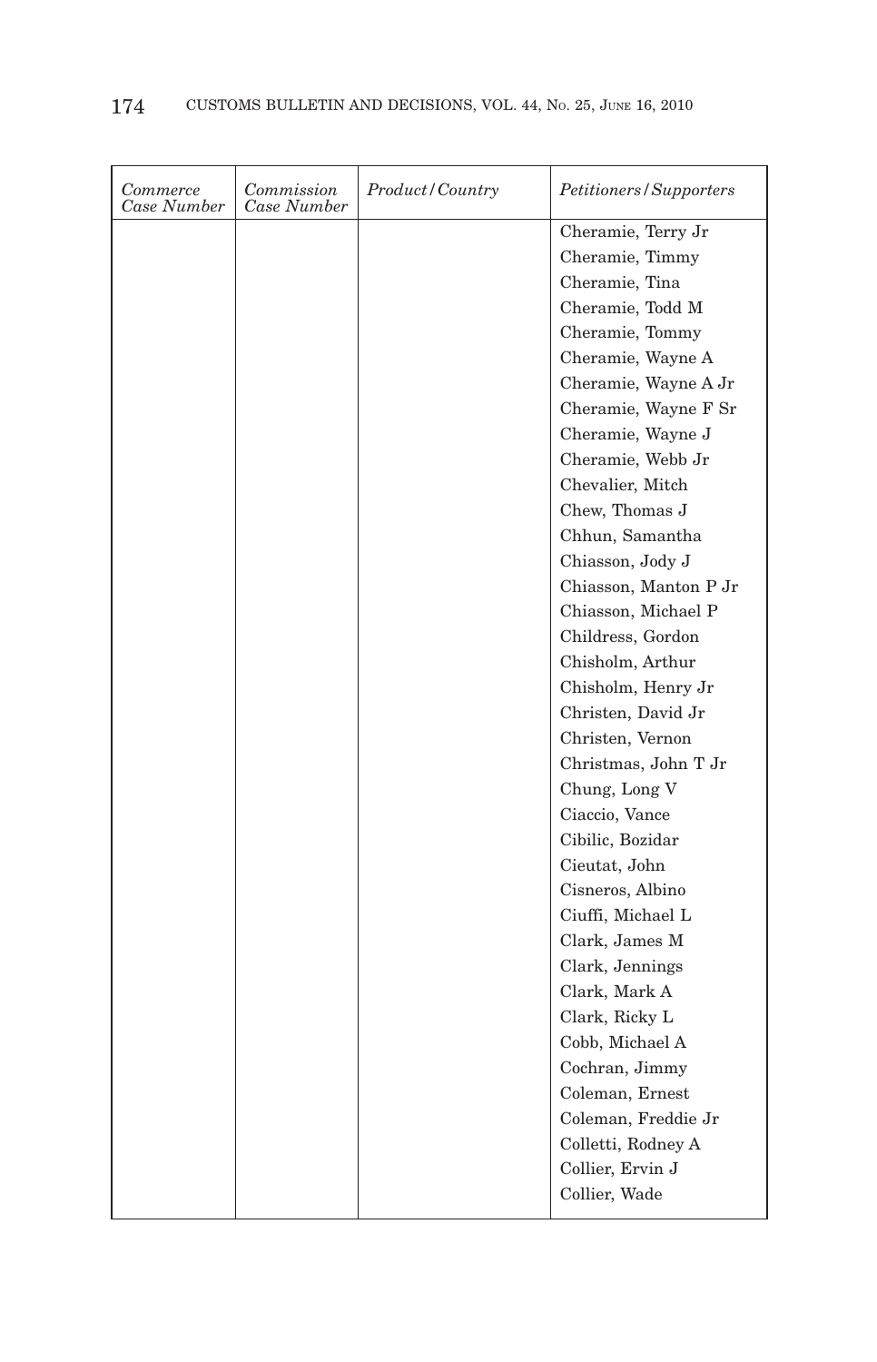| *Commerce Case Number* | *Commission Case Number* | *Product/Country* | *Petitioners/Supporters* |
|---|---|---|---|
| | | | Cheramie, Terry Jr |
| | | | Cheramie, Timmy |
| | | | Cheramie, Tina |
| | | | Cheramie, Todd M |
| | | | Cheramie, Tommy |
| | | | Cheramie, Wayne A |
| | | | Cheramie, Wayne A Jr |
| | | | Cheramie, Wayne F Sr |
| | | | Cheramie, Wayne J |
| | | | Cheramie, Webb Jr |
| | | | Chevalier, Mitch |
| | | | Chew, Thomas J |
| | | | Chhun, Samantha |
| | | | Chiasson, Jody J |
| | | | Chiasson, Manton P Jr |
| | | | Chiasson, Michael P |
| | | | Childress, Gordon |
| | | | Chisholm, Arthur |
| | | | Chisholm, Henry Jr |
| | | | Christen, David Jr |
| | | | Christen, Vernon |
| | | | Christmas, John T Jr |
| | | | Chung, Long V |
| | | | Ciaccio, Vance |
| | | | Cibilic, Bozidar |
| | | | Cieutat, John |
| | | | Cisneros, Albino |
| | | | Ciuffi, Michael L |
| | | | Clark, James M |
| | | | Clark, Jennings |
| | | | Clark, Mark A |
| | | | Clark, Ricky L |
| | | | Cobb, Michael A |
| | | | Cochran, Jimmy |
| | | | Coleman, Ernest |
| | | | Coleman, Freddie Jr |
| | | | Colletti, Rodney A |
| | | | Collier, Ervin J |
| | | | Collier, Wade |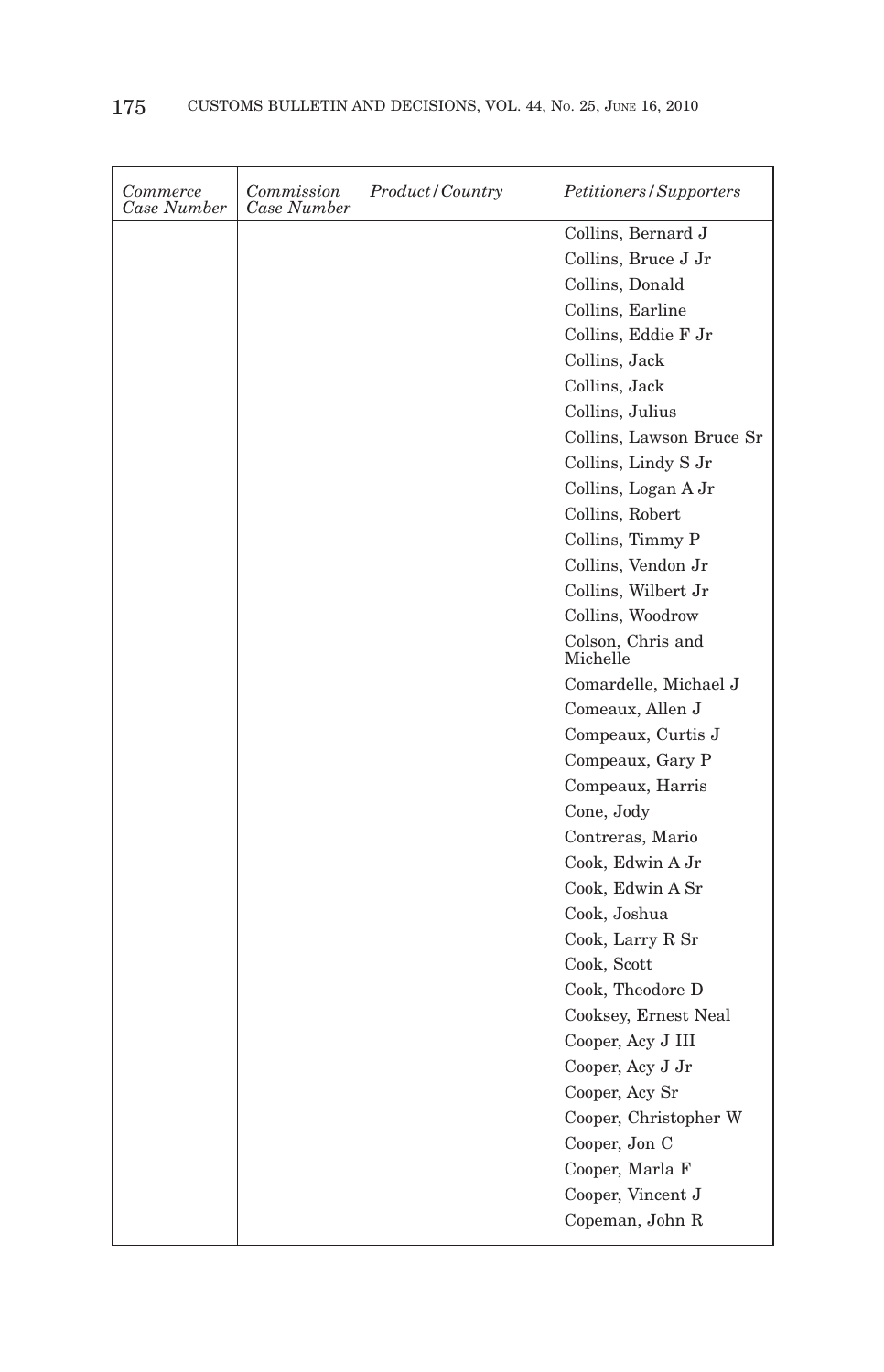| *Commerce Case Number* | *Commission Case Number* | *Product/Country* | *Petitioners/Supporters* |
|---|---|---|---|
| | | | Collins, Bernard J |
| | | | Collins, Bruce J Jr |
| | | | Collins, Donald |
| | | | Collins, Earline |
| | | | Collins, Eddie F Jr |
| | | | Collins, Jack |
| | | | Collins, Jack |
| | | | Collins, Julius |
| | | | Collins, Lawson Bruce Sr |
| | | | Collins, Lindy S Jr |
| | | | Collins, Logan A Jr |
| | | | Collins, Robert |
| | | | Collins, Timmy P |
| | | | Collins, Vendon Jr |
| | | | Collins, Wilbert Jr |
| | | | Collins, Woodrow |
| | | | Colson, Chris and Michelle |
| | | | Comardelle, Michael J |
| | | | Comeaux, Allen J |
| | | | Compeaux, Curtis J |
| | | | Compeaux, Gary P |
| | | | Compeaux, Harris |
| | | | Cone, Jody |
| | | | Contreras, Mario |
| | | | Cook, Edwin A Jr |
| | | | Cook, Edwin A Sr |
| | | | Cook, Joshua |
| | | | Cook, Larry R Sr |
| | | | Cook, Scott |
| | | | Cook, Theodore D |
| | | | Cooksey, Ernest Neal |
| | | | Cooper, Acy J III |
| | | | Cooper, Acy J Jr |
| | | | Cooper, Acy Sr |
| | | | Cooper, Christopher W |
| | | | Cooper, Jon C |
| | | | Cooper, Marla F |
| | | | Cooper, Vincent J |
| | | | Copeman, John R |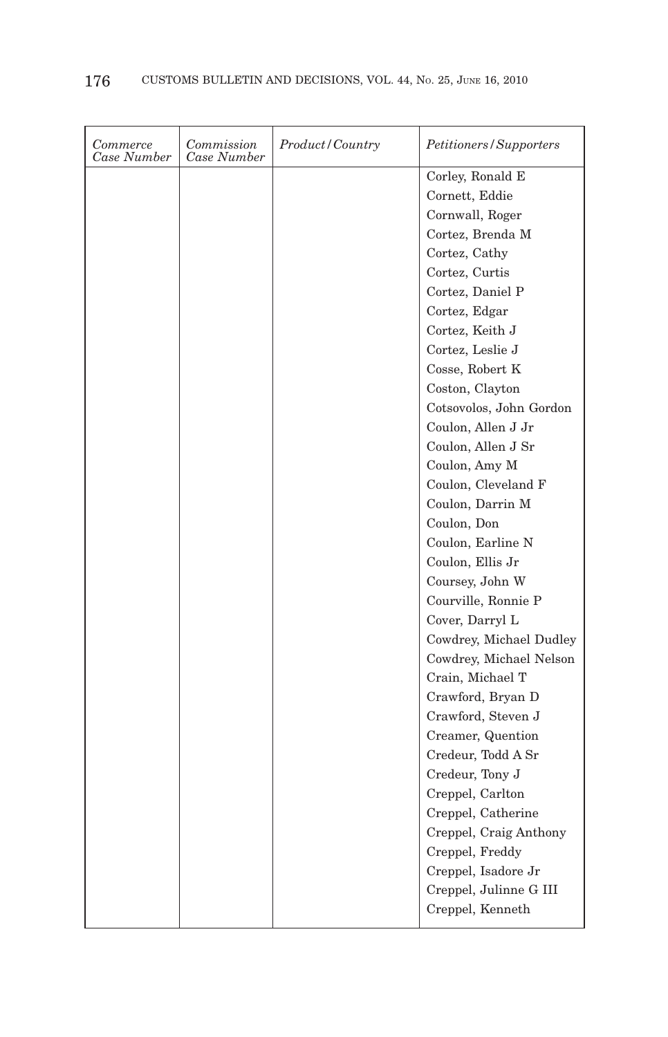| *Commerce Case Number* | *Commission Case Number* | *Product/Country* | *Petitioners/Supporters* |
|---|---|---|---|
| | | | Corley, Ronald E |
| | | | Cornett, Eddie |
| | | | Cornwall, Roger |
| | | | Cortez, Brenda M |
| | | | Cortez, Cathy |
| | | | Cortez, Curtis |
| | | | Cortez, Daniel P |
| | | | Cortez, Edgar |
| | | | Cortez, Keith J |
| | | | Cortez, Leslie J |
| | | | Cosse, Robert K |
| | | | Coston, Clayton |
| | | | Cotsovolos, John Gordon |
| | | | Coulon, Allen J Jr |
| | | | Coulon, Allen J Sr |
| | | | Coulon, Amy M |
| | | | Coulon, Cleveland F |
| | | | Coulon, Darrin M |
| | | | Coulon, Don |
| | | | Coulon, Earline N |
| | | | Coulon, Ellis Jr |
| | | | Coursey, John W |
| | | | Courville, Ronnie P |
| | | | Cover, Darryl L |
| | | | Cowdrey, Michael Dudley |
| | | | Cowdrey, Michael Nelson |
| | | | Crain, Michael T |
| | | | Crawford, Bryan D |
| | | | Crawford, Steven J |
| | | | Creamer, Quention |
| | | | Credeur, Todd A Sr |
| | | | Credeur, Tony J |
| | | | Creppel, Carlton |
| | | | Creppel, Catherine |
| | | | Creppel, Craig Anthony |
| | | | Creppel, Freddy |
| | | | Creppel, Isadore Jr |
| | | | Creppel, Julinne G III |
| | | | Creppel, Kenneth |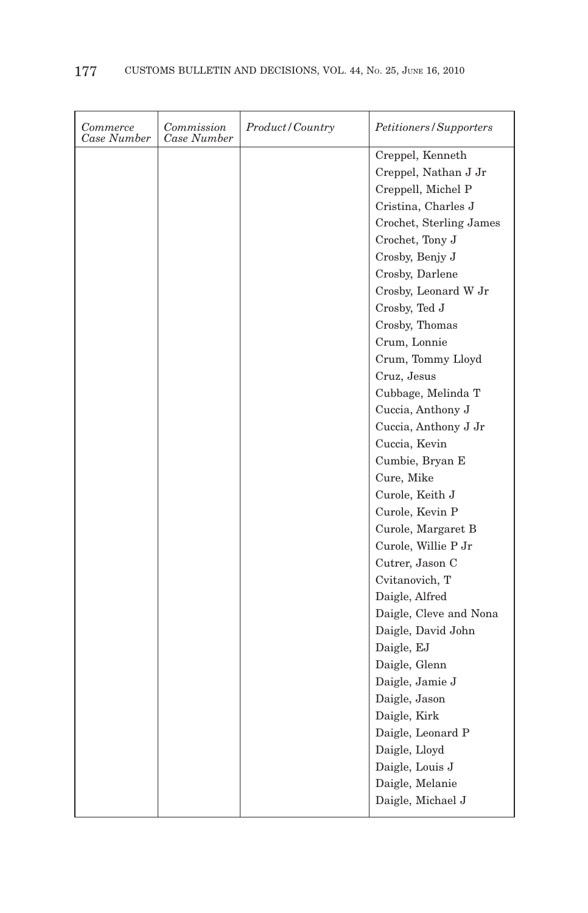| *Commerce Case Number* | *Commission Case Number* | *Product/Country* | *Petitioners/Supporters* |
|---|---|---|---|
| | | | Creppel, Kenneth |
| | | | Creppel, Nathan J Jr |
| | | | Creppell, Michel P |
| | | | Cristina, Charles J |
| | | | Crochet, Sterling James |
| | | | Crochet, Tony J |
| | | | Crosby, Benjy J |
| | | | Crosby, Darlene |
| | | | Crosby, Leonard W Jr |
| | | | Crosby, Ted J |
| | | | Crosby, Thomas |
| | | | Crum, Lonnie |
| | | | Crum, Tommy Lloyd |
| | | | Cruz, Jesus |
| | | | Cubbage, Melinda T |
| | | | Cuccia, Anthony J |
| | | | Cuccia, Anthony J Jr |
| | | | Cuccia, Kevin |
| | | | Cumbie, Bryan E |
| | | | Cure, Mike |
| | | | Curole, Keith J |
| | | | Curole, Kevin P |
| | | | Curole, Margaret B |
| | | | Curole, Willie P Jr |
| | | | Cutrer, Jason C |
| | | | Cvitanovich, T |
| | | | Daigle, Alfred |
| | | | Daigle, Cleve and Nona |
| | | | Daigle, David John |
| | | | Daigle, EJ |
| | | | Daigle, Glenn |
| | | | Daigle, Jamie J |
| | | | Daigle, Jason |
| | | | Daigle, Kirk |
| | | | Daigle, Leonard P |
| | | | Daigle, Lloyd |
| | | | Daigle, Louis J |
| | | | Daigle, Melanie |
| | | | Daigle, Michael J |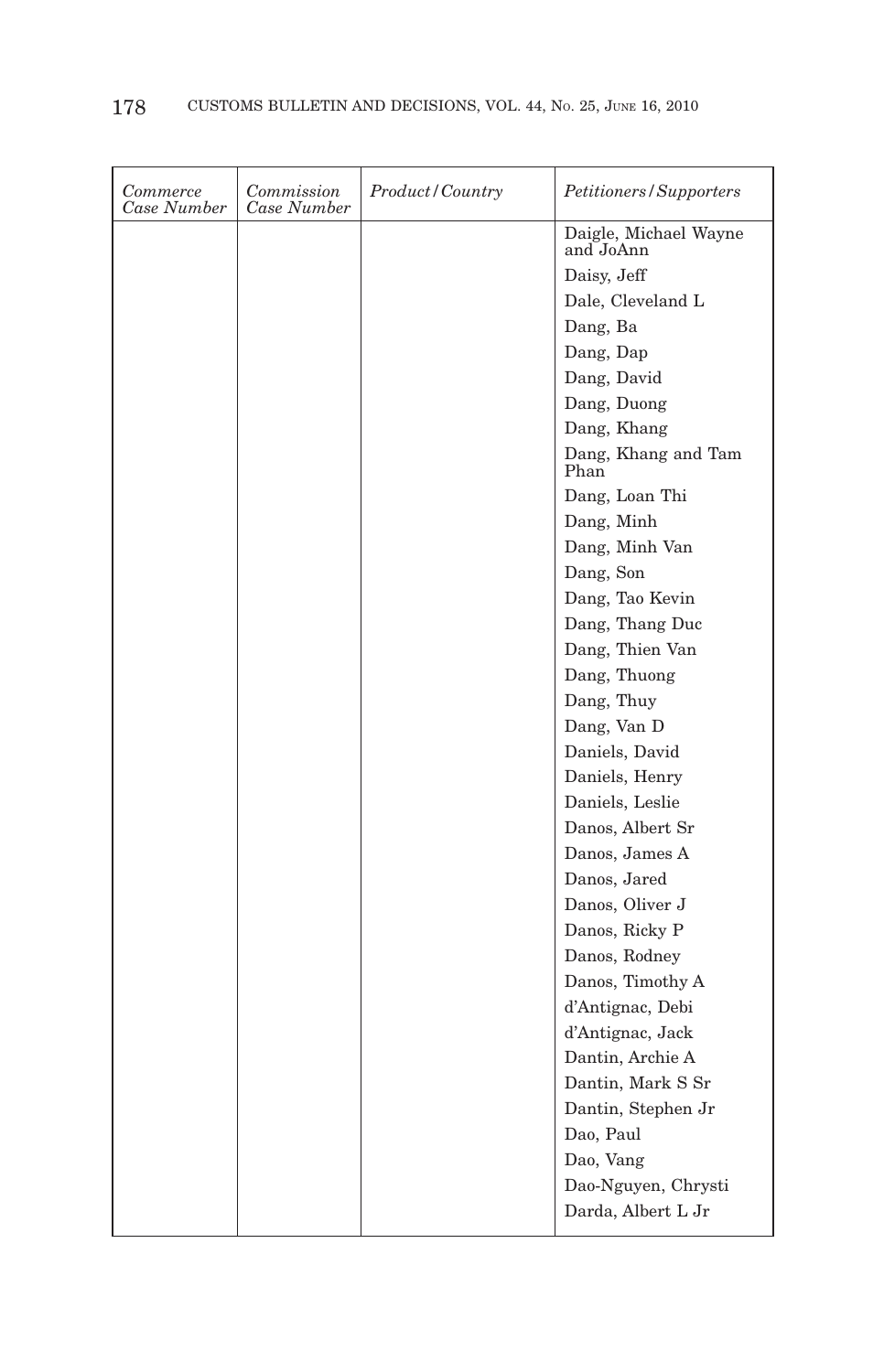| *Commerce Case Number* | *Commission Case Number* | *Product/Country* | *Petitioners/Supporters* |
|---|---|---|---|
| | | | Daigle, Michael Wayne and JoAnn |
| | | | Daisy, Jeff |
| | | | Dale, Cleveland L |
| | | | Dang, Ba |
| | | | Dang, Dap |
| | | | Dang, David |
| | | | Dang, Duong |
| | | | Dang, Khang |
| | | | Dang, Khang and Tam Phan |
| | | | Dang, Loan Thi |
| | | | Dang, Minh |
| | | | Dang, Minh Van |
| | | | Dang, Son |
| | | | Dang, Tao Kevin |
| | | | Dang, Thang Duc |
| | | | Dang, Thien Van |
| | | | Dang, Thuong |
| | | | Dang, Thuy |
| | | | Dang, Van D |
| | | | Daniels, David |
| | | | Daniels, Henry |
| | | | Daniels, Leslie |
| | | | Danos, Albert Sr |
| | | | Danos, James A |
| | | | Danos, Jared |
| | | | Danos, Oliver J |
| | | | Danos, Ricky P |
| | | | Danos, Rodney |
| | | | Danos, Timothy A |
| | | | d'Antignac, Debi |
| | | | d'Antignac, Jack |
| | | | Dantin, Archie A |
| | | | Dantin, Mark S Sr |
| | | | Dantin, Stephen Jr |
| | | | Dao, Paul |
| | | | Dao, Vang |
| | | | Dao-Nguyen, Chrysti |
| | | | Darda, Albert L Jr |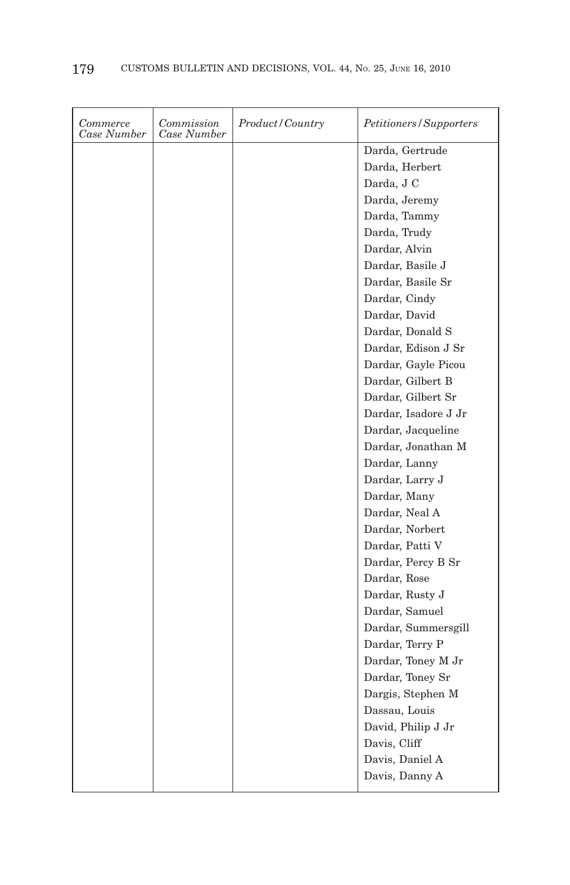| *Commerce Case Number* | *Commission Case Number* | *Product/Country* | *Petitioners/Supporters* |
| --- | --- | --- | --- |
| | | | Darda, Gertrude |
| | | | Darda, Herbert |
| | | | Darda, J C |
| | | | Darda, Jeremy |
| | | | Darda, Tammy |
| | | | Darda, Trudy |
| | | | Dardar, Alvin |
| | | | Dardar, Basile J |
| | | | Dardar, Basile Sr |
| | | | Dardar, Cindy |
| | | | Dardar, David |
| | | | Dardar, Donald S |
| | | | Dardar, Edison J Sr |
| | | | Dardar, Gayle Picou |
| | | | Dardar, Gilbert B |
| | | | Dardar, Gilbert Sr |
| | | | Dardar, Isadore J Jr |
| | | | Dardar, Jacqueline |
| | | | Dardar, Jonathan M |
| | | | Dardar, Lanny |
| | | | Dardar, Larry J |
| | | | Dardar, Many |
| | | | Dardar, Neal A |
| | | | Dardar, Norbert |
| | | | Dardar, Patti V |
| | | | Dardar, Percy B Sr |
| | | | Dardar, Rose |
| | | | Dardar, Rusty J |
| | | | Dardar, Samuel |
| | | | Dardar, Summersgill |
| | | | Dardar, Terry P |
| | | | Dardar, Toney M Jr |
| | | | Dardar, Toney Sr |
| | | | Dargis, Stephen M |
| | | | Dassau, Louis |
| | | | David, Philip J Jr |
| | | | Davis, Cliff |
| | | | Davis, Daniel A |
| | | | Davis, Danny A |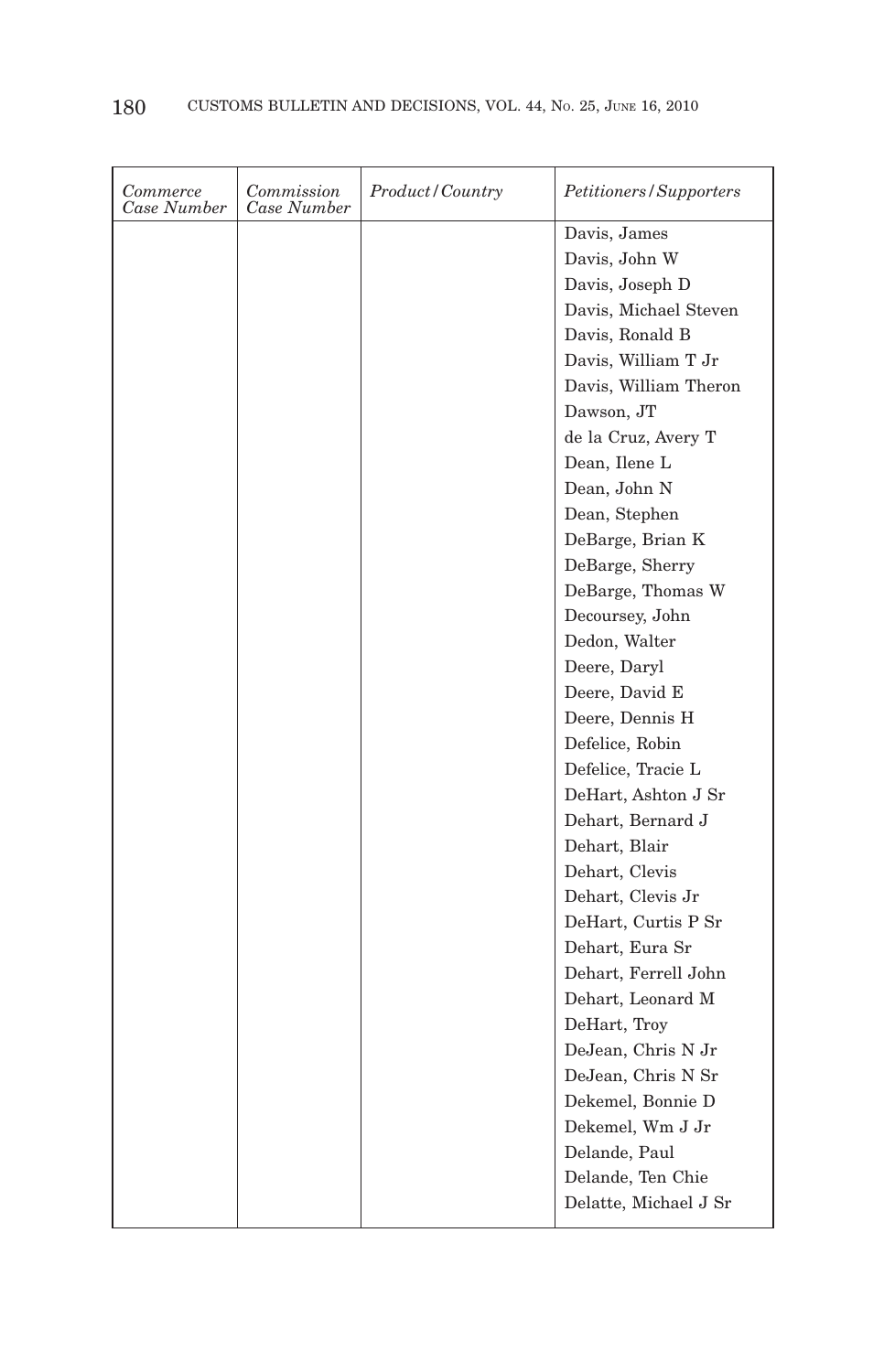| *Commerce Case Number* | *Commission Case Number* | *Product/Country* | *Petitioners/Supporters* |
|---|---|---|---|
| | | | Davis, James |
| | | | Davis, John W |
| | | | Davis, Joseph D |
| | | | Davis, Michael Steven |
| | | | Davis, Ronald B |
| | | | Davis, William T Jr |
| | | | Davis, William Theron |
| | | | Dawson, JT |
| | | | de la Cruz, Avery T |
| | | | Dean, Ilene L |
| | | | Dean, John N |
| | | | Dean, Stephen |
| | | | DeBarge, Brian K |
| | | | DeBarge, Sherry |
| | | | DeBarge, Thomas W |
| | | | Decoursey, John |
| | | | Dedon, Walter |
| | | | Deere, Daryl |
| | | | Deere, David E |
| | | | Deere, Dennis H |
| | | | Defelice, Robin |
| | | | Defelice, Tracie L |
| | | | DeHart, Ashton J Sr |
| | | | Dehart, Bernard J |
| | | | Dehart, Blair |
| | | | Dehart, Clevis |
| | | | Dehart, Clevis Jr |
| | | | DeHart, Curtis P Sr |
| | | | Dehart, Eura Sr |
| | | | Dehart, Ferrell John |
| | | | Dehart, Leonard M |
| | | | DeHart, Troy |
| | | | DeJean, Chris N Jr |
| | | | DeJean, Chris N Sr |
| | | | Dekemel, Bonnie D |
| | | | Dekemel, Wm J Jr |
| | | | Delande, Paul |
| | | | Delande, Ten Chie |
| | | | Delatte, Michael J Sr |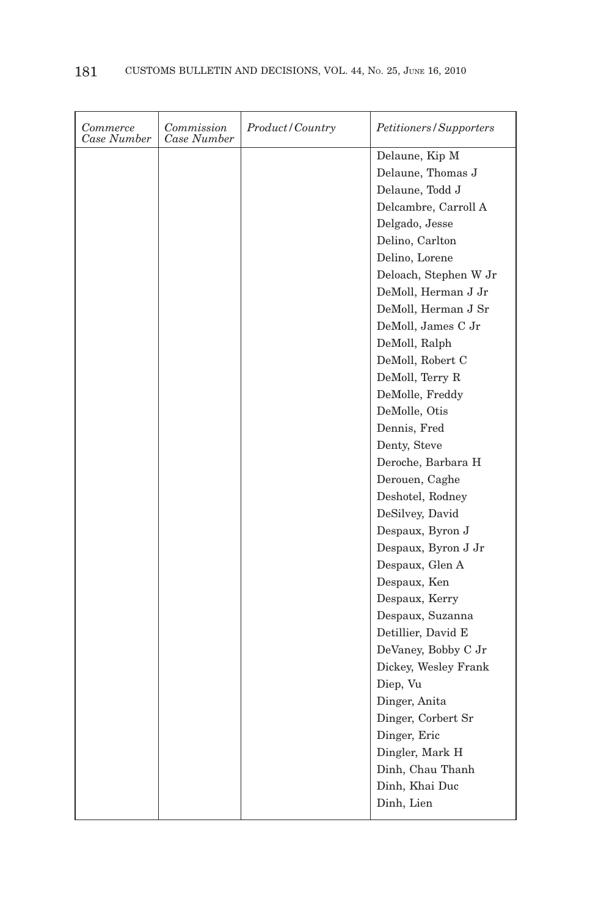| *Commerce Case Number* | *Commission Case Number* | *Product/Country* | *Petitioners/Supporters* |
|---|---|---|---|
| | | | Delaune, Kip M |
| | | | Delaune, Thomas J |
| | | | Delaune, Todd J |
| | | | Delcambre, Carroll A |
| | | | Delgado, Jesse |
| | | | Delino, Carlton |
| | | | Delino, Lorene |
| | | | Deloach, Stephen W Jr |
| | | | DeMoll, Herman J Jr |
| | | | DeMoll, Herman J Sr |
| | | | DeMoll, James C Jr |
| | | | DeMoll, Ralph |
| | | | DeMoll, Robert C |
| | | | DeMoll, Terry R |
| | | | DeMolle, Freddy |
| | | | DeMolle, Otis |
| | | | Dennis, Fred |
| | | | Denty, Steve |
| | | | Deroche, Barbara H |
| | | | Derouen, Caghe |
| | | | Deshotel, Rodney |
| | | | DeSilvey, David |
| | | | Despaux, Byron J |
| | | | Despaux, Byron J Jr |
| | | | Despaux, Glen A |
| | | | Despaux, Ken |
| | | | Despaux, Kerry |
| | | | Despaux, Suzanna |
| | | | Detillier, David E |
| | | | DeVaney, Bobby C Jr |
| | | | Dickey, Wesley Frank |
| | | | Diep, Vu |
| | | | Dinger, Anita |
| | | | Dinger, Corbert Sr |
| | | | Dinger, Eric |
| | | | Dingler, Mark H |
| | | | Dinh, Chau Thanh |
| | | | Dinh, Khai Duc |
| | | | Dinh, Lien |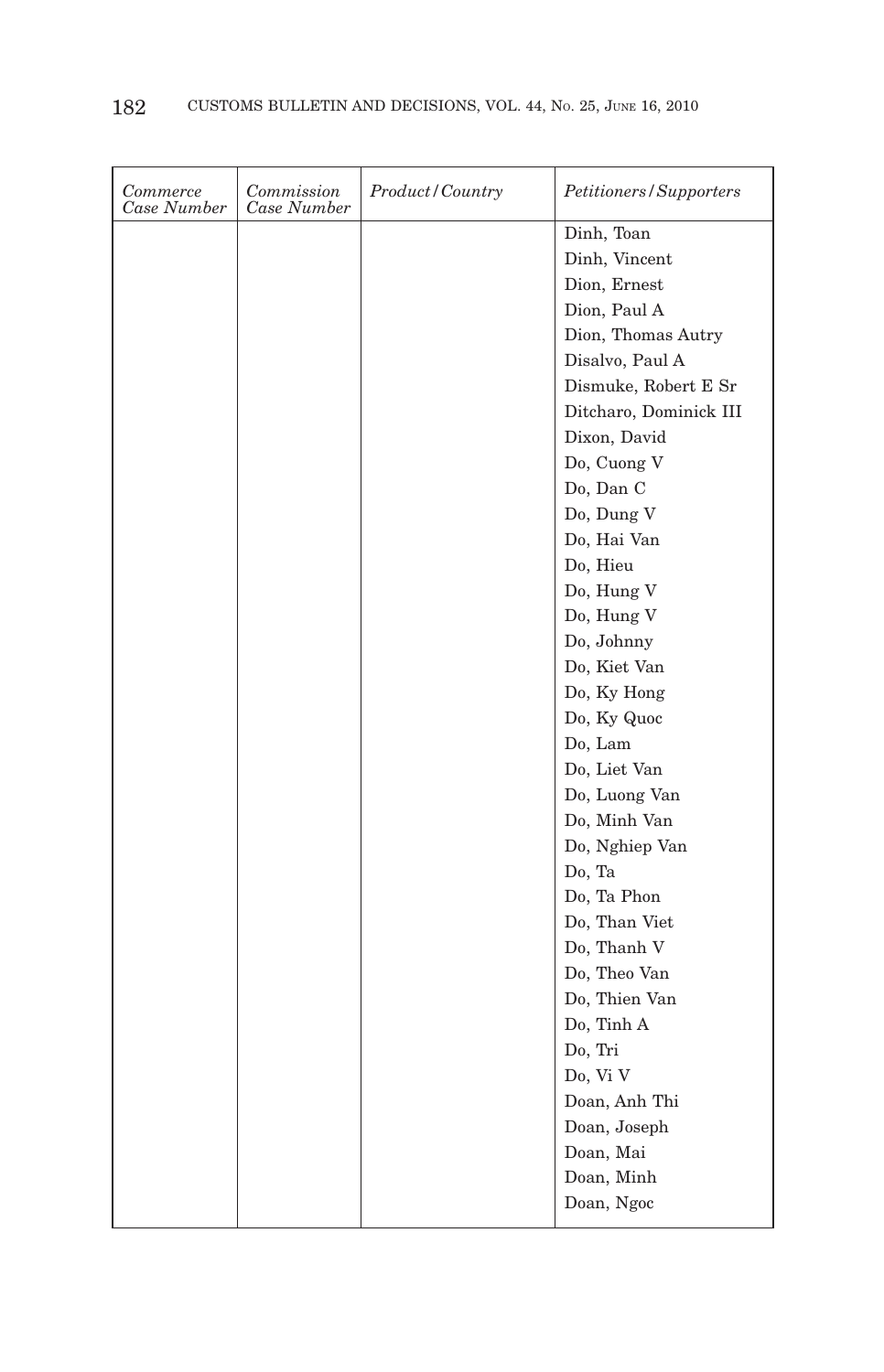| *Commerce Case Number* | *Commission Case Number* | *Product/Country* | *Petitioners/Supporters* |
|---|---|---|---|
| | | | Dinh, Toan |
| | | | Dinh, Vincent |
| | | | Dion, Ernest |
| | | | Dion, Paul A |
| | | | Dion, Thomas Autry |
| | | | Disalvo, Paul A |
| | | | Dismuke, Robert E Sr |
| | | | Ditcharo, Dominick III |
| | | | Dixon, David |
| | | | Do, Cuong V |
| | | | Do, Dan C |
| | | | Do, Dung V |
| | | | Do, Hai Van |
| | | | Do, Hieu |
| | | | Do, Hung V |
| | | | Do, Hung V |
| | | | Do, Johnny |
| | | | Do, Kiet Van |
| | | | Do, Ky Hong |
| | | | Do, Ky Quoc |
| | | | Do, Lam |
| | | | Do, Liet Van |
| | | | Do, Luong Van |
| | | | Do, Minh Van |
| | | | Do, Nghiep Van |
| | | | Do, Ta |
| | | | Do, Ta Phon |
| | | | Do, Than Viet |
| | | | Do, Thanh V |
| | | | Do, Theo Van |
| | | | Do, Thien Van |
| | | | Do, Tinh A |
| | | | Do, Tri |
| | | | Do, Vi V |
| | | | Doan, Anh Thi |
| | | | Doan, Joseph |
| | | | Doan, Mai |
| | | | Doan, Minh |
| | | | Doan, Ngoc |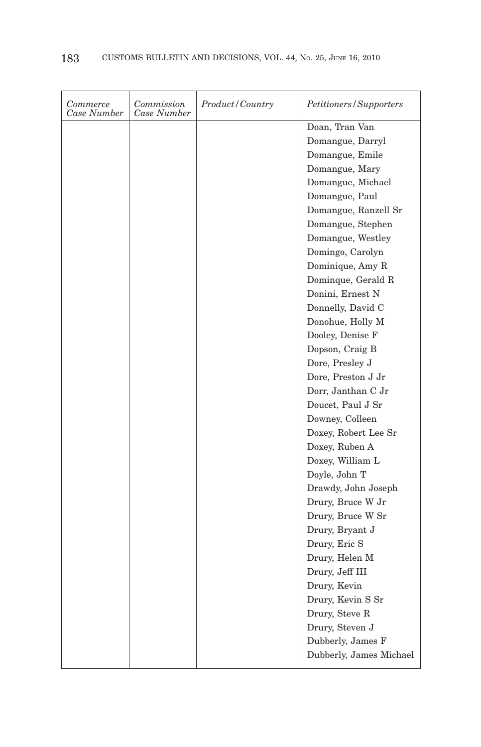| *Commerce Case Number* | *Commission Case Number* | *Product/Country* | *Petitioners/Supporters* |
|---|---|---|---|
| | | | Doan, Tran Van |
| | | | Domangue, Darryl |
| | | | Domangue, Emile |
| | | | Domangue, Mary |
| | | | Domangue, Michael |
| | | | Domangue, Paul |
| | | | Domangue, Ranzell Sr |
| | | | Domangue, Stephen |
| | | | Domangue, Westley |
| | | | Domingo, Carolyn |
| | | | Dominique, Amy R |
| | | | Dominque, Gerald R |
| | | | Donini, Ernest N |
| | | | Donnelly, David C |
| | | | Donohue, Holly M |
| | | | Dooley, Denise F |
| | | | Dopson, Craig B |
| | | | Dore, Presley J |
| | | | Dore, Preston J Jr |
| | | | Dorr, Janthan C Jr |
| | | | Doucet, Paul J Sr |
| | | | Downey, Colleen |
| | | | Doxey, Robert Lee Sr |
| | | | Doxey, Ruben A |
| | | | Doxey, William L |
| | | | Doyle, John T |
| | | | Drawdy, John Joseph |
| | | | Drury, Bruce W Jr |
| | | | Drury, Bruce W Sr |
| | | | Drury, Bryant J |
| | | | Drury, Eric S |
| | | | Drury, Helen M |
| | | | Drury, Jeff III |
| | | | Drury, Kevin |
| | | | Drury, Kevin S Sr |
| | | | Drury, Steve R |
| | | | Drury, Steven J |
| | | | Dubberly, James F |
| | | | Dubberly, James Michael |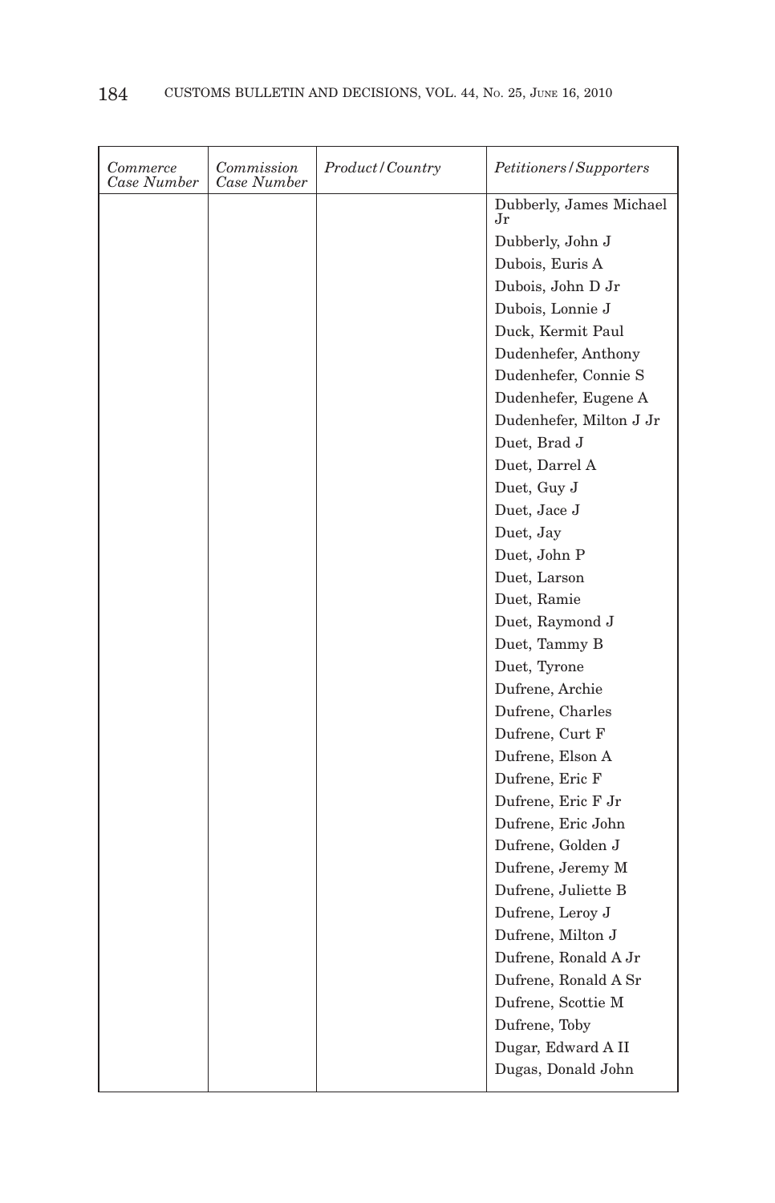| *Commerce Case Number* | *Commission Case Number* | *Product/Country* | *Petitioners/Supporters* |
|---|---|---|---|
| | | | Dubberly, James Michael Jr |
| | | | Dubberly, John J |
| | | | Dubois, Euris A |
| | | | Dubois, John D Jr |
| | | | Dubois, Lonnie J |
| | | | Duck, Kermit Paul |
| | | | Dudenhefer, Anthony |
| | | | Dudenhefer, Connie S |
| | | | Dudenhefer, Eugene A |
| | | | Dudenhefer, Milton J Jr |
| | | | Duet, Brad J |
| | | | Duet, Darrel A |
| | | | Duet, Guy J |
| | | | Duet, Jace J |
| | | | Duet, Jay |
| | | | Duet, John P |
| | | | Duet, Larson |
| | | | Duet, Ramie |
| | | | Duet, Raymond J |
| | | | Duet, Tammy B |
| | | | Duet, Tyrone |
| | | | Dufrene, Archie |
| | | | Dufrene, Charles |
| | | | Dufrene, Curt F |
| | | | Dufrene, Elson A |
| | | | Dufrene, Eric F |
| | | | Dufrene, Eric F Jr |
| | | | Dufrene, Eric John |
| | | | Dufrene, Golden J |
| | | | Dufrene, Jeremy M |
| | | | Dufrene, Juliette B |
| | | | Dufrene, Leroy J |
| | | | Dufrene, Milton J |
| | | | Dufrene, Ronald A Jr |
| | | | Dufrene, Ronald A Sr |
| | | | Dufrene, Scottie M |
| | | | Dufrene, Toby |
| | | | Dugar, Edward A II |
| | | | Dugas, Donald John |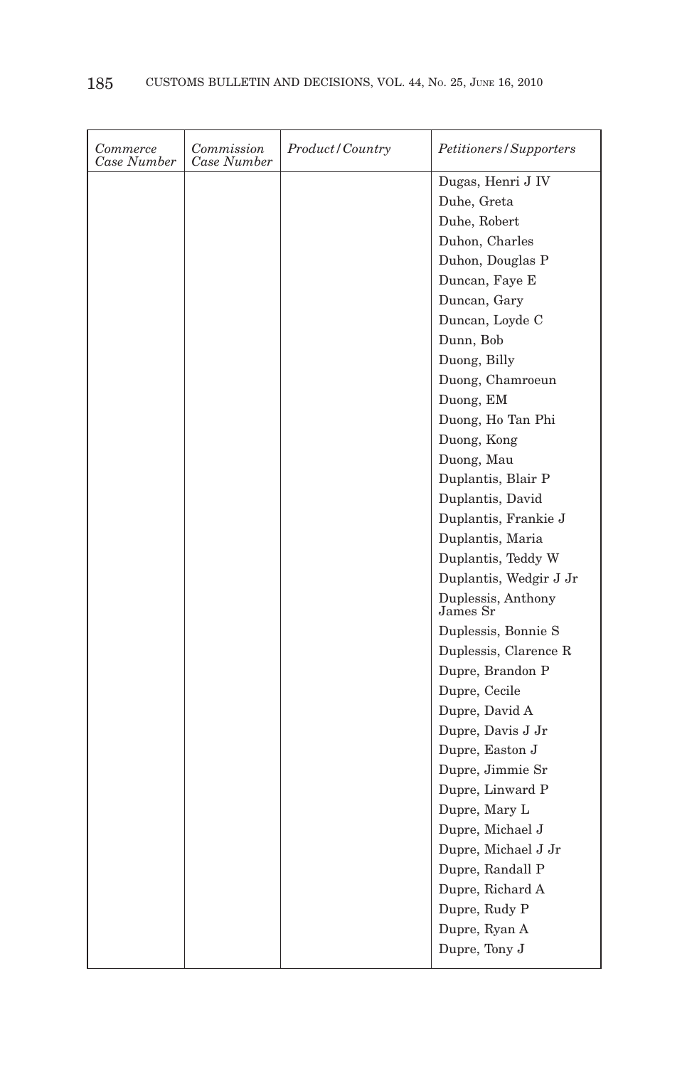| *Commerce Case Number* | *Commission Case Number* | *Product/Country* | *Petitioners/Supporters* |
|---|---|---|---|
| | | | Dugas, Henri J IV |
| | | | Duhe, Greta |
| | | | Duhe, Robert |
| | | | Duhon, Charles |
| | | | Duhon, Douglas P |
| | | | Duncan, Faye E |
| | | | Duncan, Gary |
| | | | Duncan, Loyde C |
| | | | Dunn, Bob |
| | | | Duong, Billy |
| | | | Duong, Chamroeun |
| | | | Duong, EM |
| | | | Duong, Ho Tan Phi |
| | | | Duong, Kong |
| | | | Duong, Mau |
| | | | Duplantis, Blair P |
| | | | Duplantis, David |
| | | | Duplantis, Frankie J |
| | | | Duplantis, Maria |
| | | | Duplantis, Teddy W |
| | | | Duplantis, Wedgir J Jr |
| | | | Duplessis, Anthony James Sr |
| | | | Duplessis, Bonnie S |
| | | | Duplessis, Clarence R |
| | | | Dupre, Brandon P |
| | | | Dupre, Cecile |
| | | | Dupre, David A |
| | | | Dupre, Davis J Jr |
| | | | Dupre, Easton J |
| | | | Dupre, Jimmie Sr |
| | | | Dupre, Linward P |
| | | | Dupre, Mary L |
| | | | Dupre, Michael J |
| | | | Dupre, Michael J Jr |
| | | | Dupre, Randall P |
| | | | Dupre, Richard A |
| | | | Dupre, Rudy P |
| | | | Dupre, Ryan A |
| | | | Dupre, Tony J |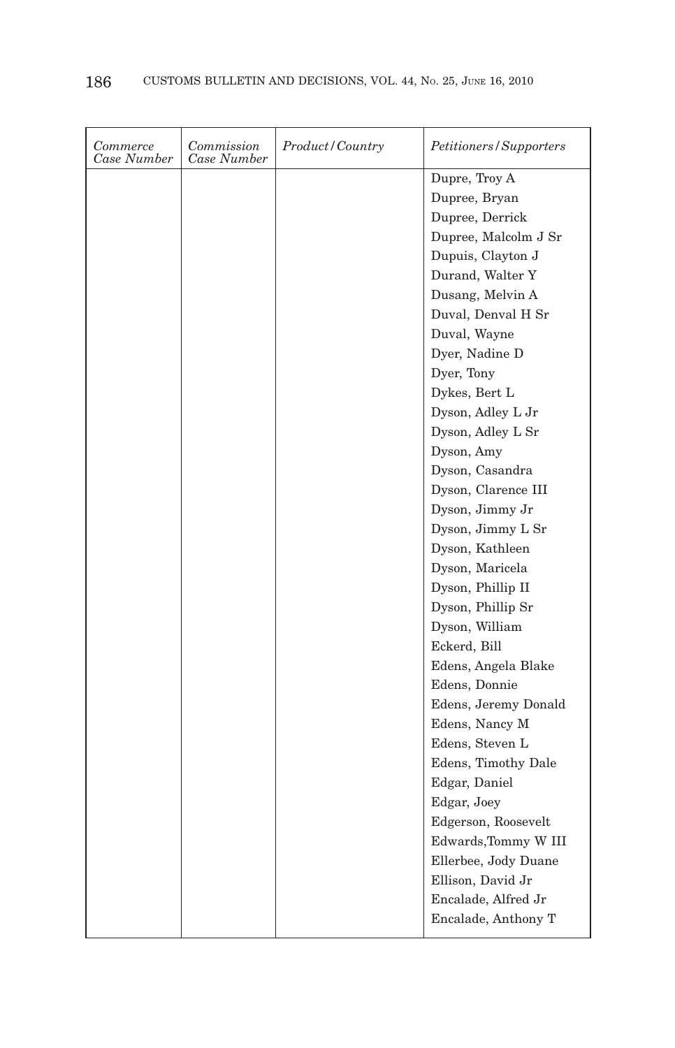| *Commerce Case Number* | *Commission Case Number* | *Product/Country* | *Petitioners/Supporters* |
|---|---|---|---|
| | | | Dupre, Troy A |
| | | | Dupree, Bryan |
| | | | Dupree, Derrick |
| | | | Dupree, Malcolm J Sr |
| | | | Dupuis, Clayton J |
| | | | Durand, Walter Y |
| | | | Dusang, Melvin A |
| | | | Duval, Denval H Sr |
| | | | Duval, Wayne |
| | | | Dyer, Nadine D |
| | | | Dyer, Tony |
| | | | Dykes, Bert L |
| | | | Dyson, Adley L Jr |
| | | | Dyson, Adley L Sr |
| | | | Dyson, Amy |
| | | | Dyson, Casandra |
| | | | Dyson, Clarence III |
| | | | Dyson, Jimmy Jr |
| | | | Dyson, Jimmy L Sr |
| | | | Dyson, Kathleen |
| | | | Dyson, Maricela |
| | | | Dyson, Phillip II |
| | | | Dyson, Phillip Sr |
| | | | Dyson, William |
| | | | Eckerd, Bill |
| | | | Edens, Angela Blake |
| | | | Edens, Donnie |
| | | | Edens, Jeremy Donald |
| | | | Edens, Nancy M |
| | | | Edens, Steven L |
| | | | Edens, Timothy Dale |
| | | | Edgar, Daniel |
| | | | Edgar, Joey |
| | | | Edgerson, Roosevelt |
| | | | Edwards,Tommy W III |
| | | | Ellerbee, Jody Duane |
| | | | Ellison, David Jr |
| | | | Encalade, Alfred Jr |
| | | | Encalade, Anthony T |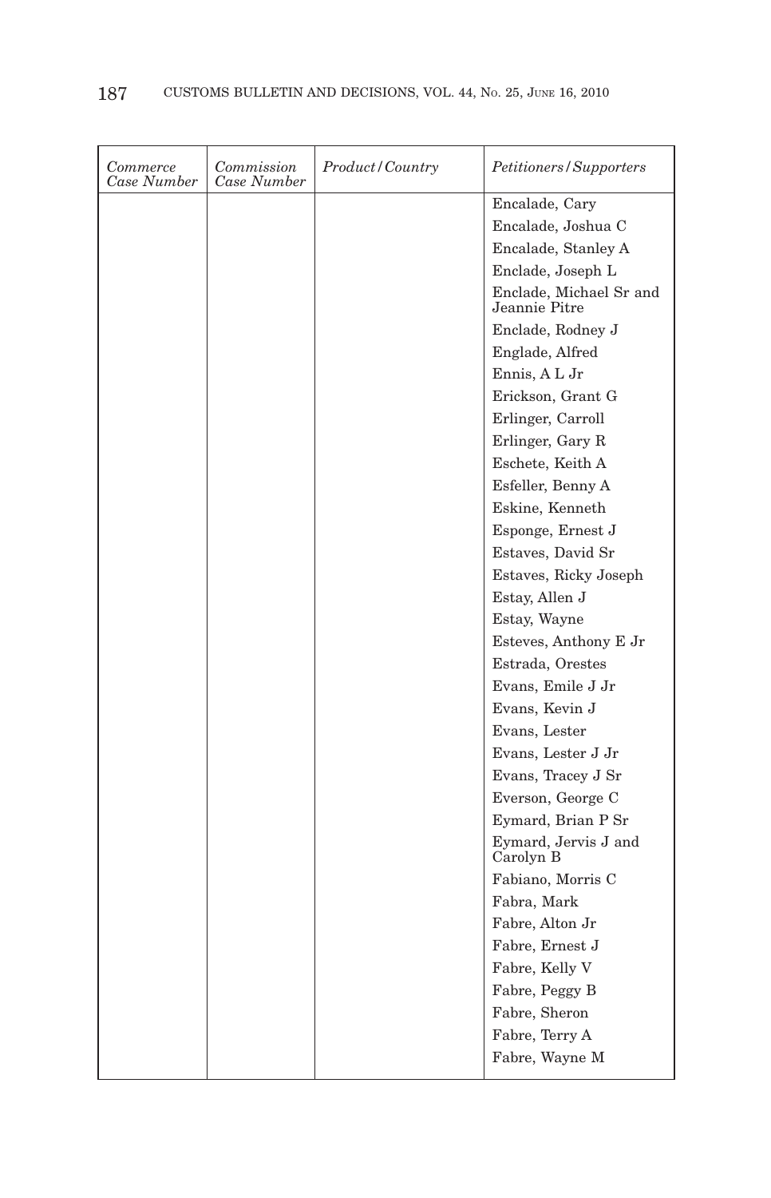| *Commerce Case Number* | *Commission Case Number* | *Product/Country* | *Petitioners/Supporters* |
|---|---|---|---|
| | | | Encalade, Cary |
| | | | Encalade, Joshua C |
| | | | Encalade, Stanley A |
| | | | Enclade, Joseph L |
| | | | Enclade, Michael Sr and Jeannie Pitre |
| | | | Enclade, Rodney J |
| | | | Englade, Alfred |
| | | | Ennis, A L Jr |
| | | | Erickson, Grant G |
| | | | Erlinger, Carroll |
| | | | Erlinger, Gary R |
| | | | Eschete, Keith A |
| | | | Esfeller, Benny A |
| | | | Eskine, Kenneth |
| | | | Esponge, Ernest J |
| | | | Estaves, David Sr |
| | | | Estaves, Ricky Joseph |
| | | | Estay, Allen J |
| | | | Estay, Wayne |
| | | | Esteves, Anthony E Jr |
| | | | Estrada, Orestes |
| | | | Evans, Emile J Jr |
| | | | Evans, Kevin J |
| | | | Evans, Lester |
| | | | Evans, Lester J Jr |
| | | | Evans, Tracey J Sr |
| | | | Everson, George C |
| | | | Eymard, Brian P Sr |
| | | | Eymard, Jervis J and Carolyn B |
| | | | Fabiano, Morris C |
| | | | Fabra, Mark |
| | | | Fabre, Alton Jr |
| | | | Fabre, Ernest J |
| | | | Fabre, Kelly V |
| | | | Fabre, Peggy B |
| | | | Fabre, Sheron |
| | | | Fabre, Terry A |
| | | | Fabre, Wayne M |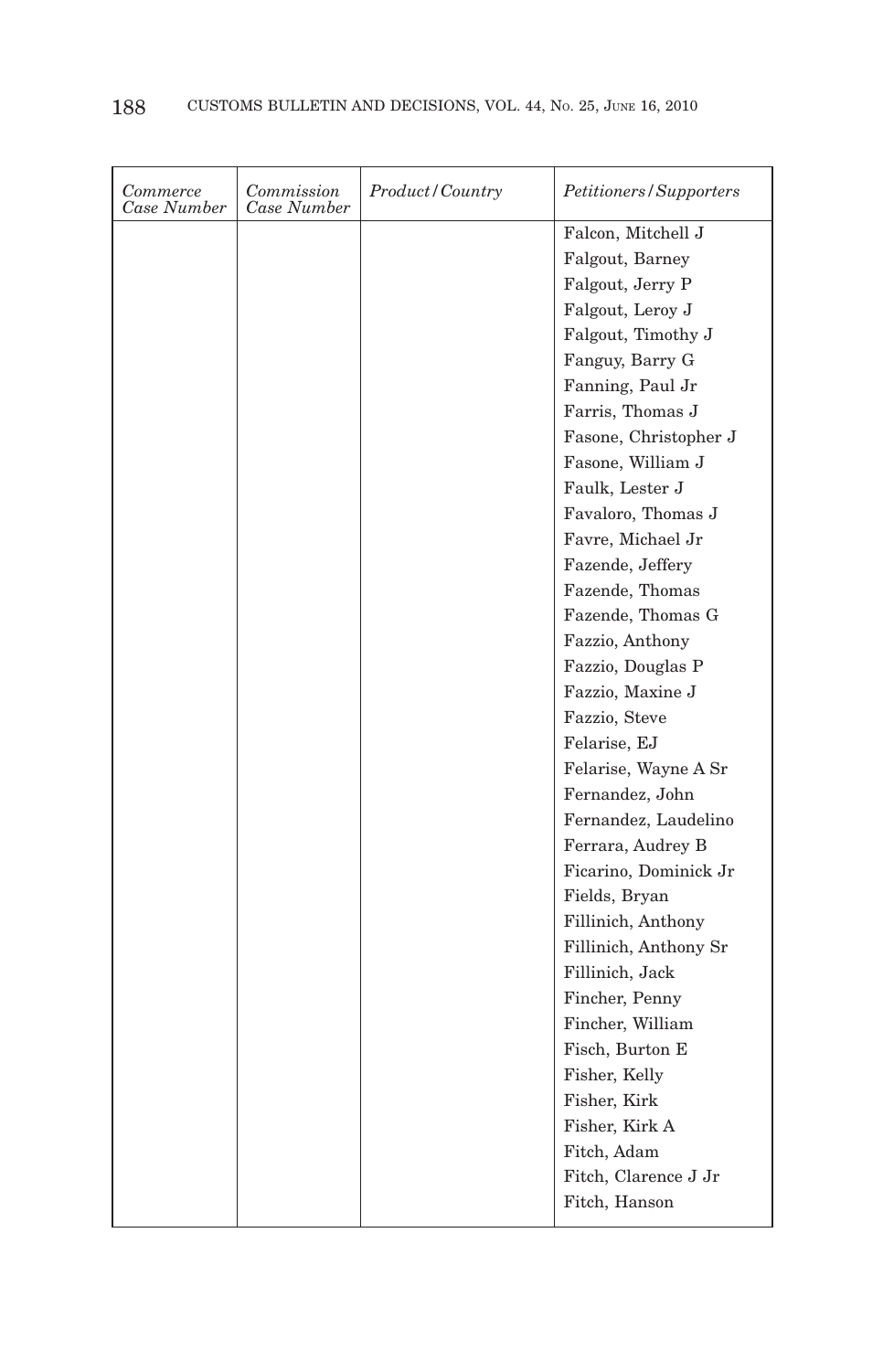| *Commerce Case Number* | *Commission Case Number* | *Product/Country* | *Petitioners/Supporters* |
|---|---|---|---|
| | | | Falcon, Mitchell J |
| | | | Falgout, Barney |
| | | | Falgout, Jerry P |
| | | | Falgout, Leroy J |
| | | | Falgout, Timothy J |
| | | | Fanguy, Barry G |
| | | | Fanning, Paul Jr |
| | | | Farris, Thomas J |
| | | | Fasone, Christopher J |
| | | | Fasone, William J |
| | | | Faulk, Lester J |
| | | | Favaloro, Thomas J |
| | | | Favre, Michael Jr |
| | | | Fazende, Jeffery |
| | | | Fazende, Thomas |
| | | | Fazende, Thomas G |
| | | | Fazzio, Anthony |
| | | | Fazzio, Douglas P |
| | | | Fazzio, Maxine J |
| | | | Fazzio, Steve |
| | | | Felarise, EJ |
| | | | Felarise, Wayne A Sr |
| | | | Fernandez, John |
| | | | Fernandez, Laudelino |
| | | | Ferrara, Audrey B |
| | | | Ficarino, Dominick Jr |
| | | | Fields, Bryan |
| | | | Fillinich, Anthony |
| | | | Fillinich, Anthony Sr |
| | | | Fillinich, Jack |
| | | | Fincher, Penny |
| | | | Fincher, William |
| | | | Fisch, Burton E |
| | | | Fisher, Kelly |
| | | | Fisher, Kirk |
| | | | Fisher, Kirk A |
| | | | Fitch, Adam |
| | | | Fitch, Clarence J Jr |
| | | | Fitch, Hanson |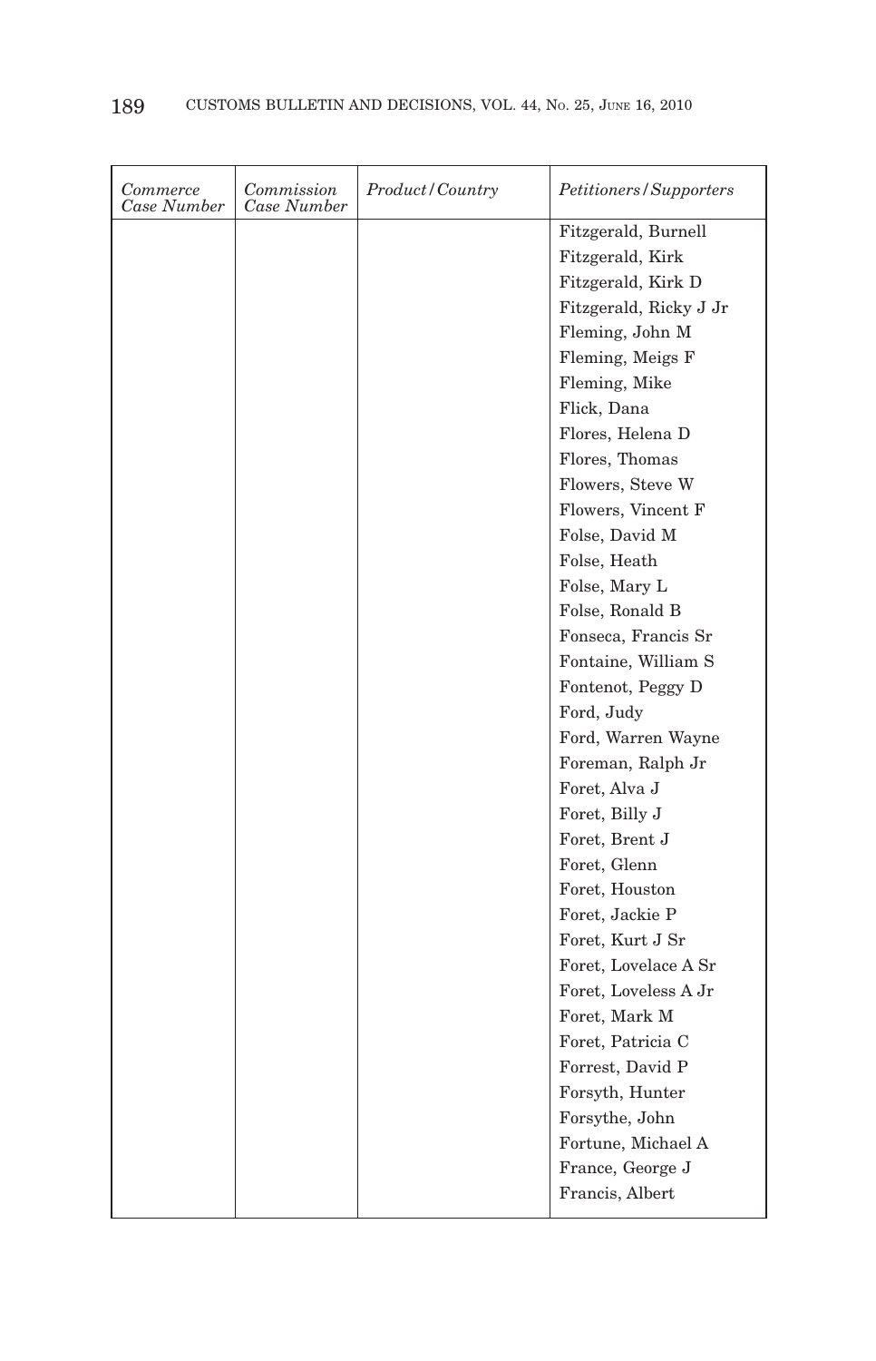| *Commerce Case Number* | *Commission Case Number* | *Product/Country* | *Petitioners/Supporters* |
|---|---|---|---|
| | | | Fitzgerald, Burnell |
| | | | Fitzgerald, Kirk |
| | | | Fitzgerald, Kirk D |
| | | | Fitzgerald, Ricky J Jr |
| | | | Fleming, John M |
| | | | Fleming, Meigs F |
| | | | Fleming, Mike |
| | | | Flick, Dana |
| | | | Flores, Helena D |
| | | | Flores, Thomas |
| | | | Flowers, Steve W |
| | | | Flowers, Vincent F |
| | | | Folse, David M |
| | | | Folse, Heath |
| | | | Folse, Mary L |
| | | | Folse, Ronald B |
| | | | Fonseca, Francis Sr |
| | | | Fontaine, William S |
| | | | Fontenot, Peggy D |
| | | | Ford, Judy |
| | | | Ford, Warren Wayne |
| | | | Foreman, Ralph Jr |
| | | | Foret, Alva J |
| | | | Foret, Billy J |
| | | | Foret, Brent J |
| | | | Foret, Glenn |
| | | | Foret, Houston |
| | | | Foret, Jackie P |
| | | | Foret, Kurt J Sr |
| | | | Foret, Lovelace A Sr |
| | | | Foret, Loveless A Jr |
| | | | Foret, Mark M |
| | | | Foret, Patricia C |
| | | | Forrest, David P |
| | | | Forsyth, Hunter |
| | | | Forsythe, John |
| | | | Fortune, Michael A |
| | | | France, George J |
| | | | Francis, Albert |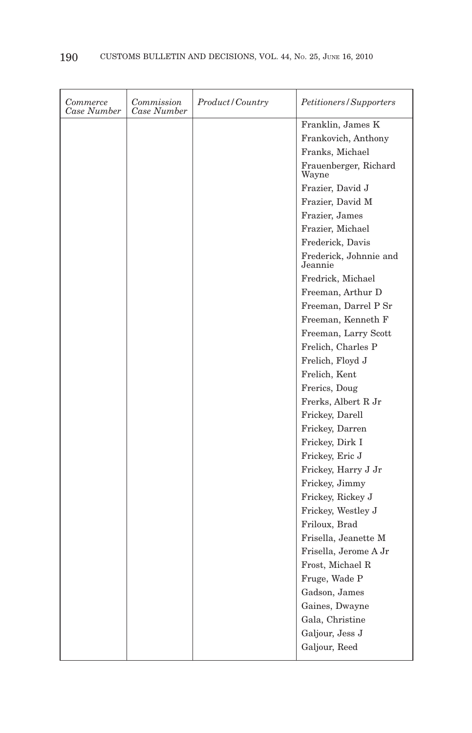| *Commerce Case Number* | *Commission Case Number* | *Product/Country* | *Petitioners/Supporters* |
|---|---|---|---|
| | | | Franklin, James K |
| | | | Frankovich, Anthony |
| | | | Franks, Michael |
| | | | Frauenberger, Richard Wayne |
| | | | Frazier, David J |
| | | | Frazier, David M |
| | | | Frazier, James |
| | | | Frazier, Michael |
| | | | Frederick, Davis |
| | | | Frederick, Johnnie and Jeannie |
| | | | Fredrick, Michael |
| | | | Freeman, Arthur D |
| | | | Freeman, Darrel P Sr |
| | | | Freeman, Kenneth F |
| | | | Freeman, Larry Scott |
| | | | Frelich, Charles P |
| | | | Frelich, Floyd J |
| | | | Frelich, Kent |
| | | | Frerics, Doug |
| | | | Frerks, Albert R Jr |
| | | | Frickey, Darell |
| | | | Frickey, Darren |
| | | | Frickey, Dirk I |
| | | | Frickey, Eric J |
| | | | Frickey, Harry J Jr |
| | | | Frickey, Jimmy |
| | | | Frickey, Rickey J |
| | | | Frickey, Westley J |
| | | | Friloux, Brad |
| | | | Frisella, Jeanette M |
| | | | Frisella, Jerome A Jr |
| | | | Frost, Michael R |
| | | | Fruge, Wade P |
| | | | Gadson, James |
| | | | Gaines, Dwayne |
| | | | Gala, Christine |
| | | | Galjour, Jess J |
| | | | Galjour, Reed |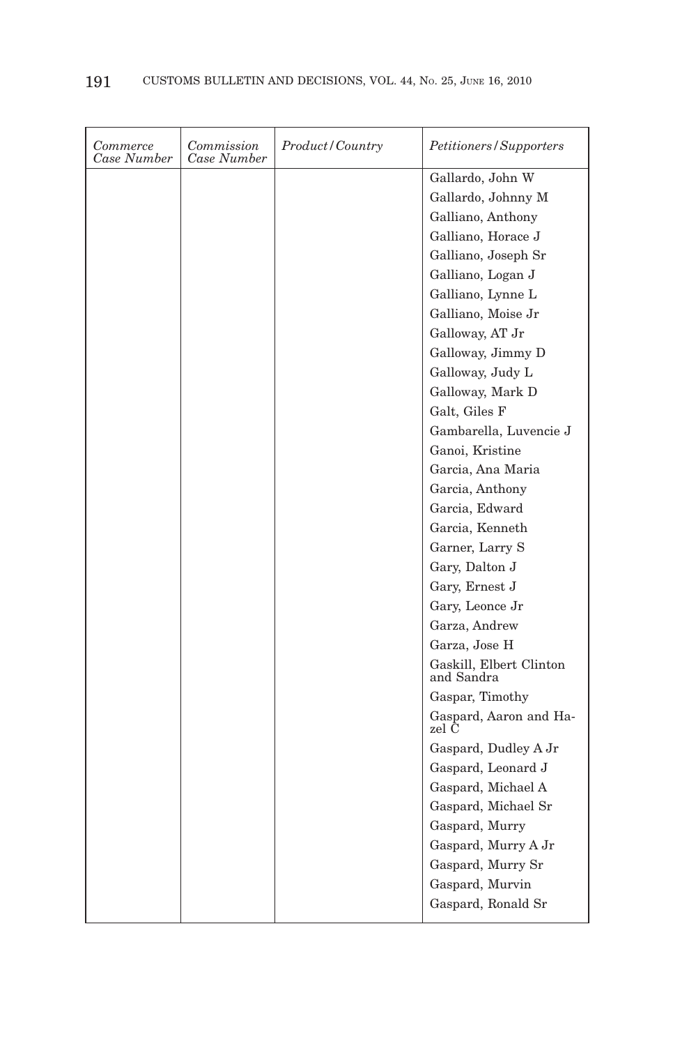| *Commerce Case Number* | *Commission Case Number* | *Product/Country* | *Petitioners/Supporters* |
| --- | --- | --- | --- |
| | | | Gallardo, John W |
| | | | Gallardo, Johnny M |
| | | | Galliano, Anthony |
| | | | Galliano, Horace J |
| | | | Galliano, Joseph Sr |
| | | | Galliano, Logan J |
| | | | Galliano, Lynne L |
| | | | Galliano, Moise Jr |
| | | | Galloway, AT Jr |
| | | | Galloway, Jimmy D |
| | | | Galloway, Judy L |
| | | | Galloway, Mark D |
| | | | Galt, Giles F |
| | | | Gambarella, Luvencie J |
| | | | Ganoi, Kristine |
| | | | Garcia, Ana Maria |
| | | | Garcia, Anthony |
| | | | Garcia, Edward |
| | | | Garcia, Kenneth |
| | | | Garner, Larry S |
| | | | Gary, Dalton J |
| | | | Gary, Ernest J |
| | | | Gary, Leonce Jr |
| | | | Garza, Andrew |
| | | | Garza, Jose H |
| | | | Gaskill, Elbert Clinton and Sandra |
| | | | Gaspar, Timothy |
| | | | Gaspard, Aaron and Hazel C |
| | | | Gaspard, Dudley A Jr |
| | | | Gaspard, Leonard J |
| | | | Gaspard, Michael A |
| | | | Gaspard, Michael Sr |
| | | | Gaspard, Murry |
| | | | Gaspard, Murry A Jr |
| | | | Gaspard, Murry Sr |
| | | | Gaspard, Murvin |
| | | | Gaspard, Ronald Sr |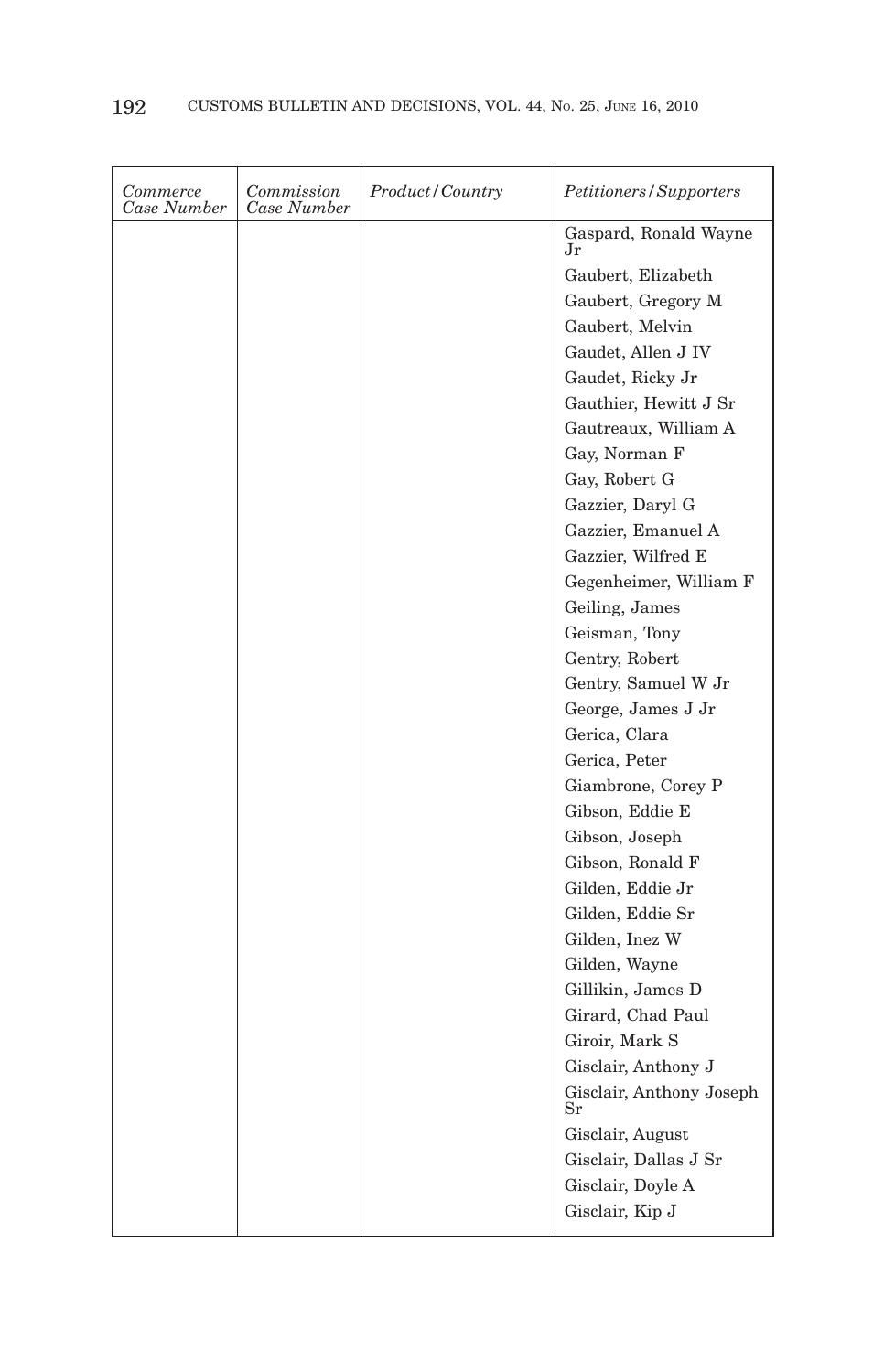| *Commerce Case Number* | *Commission Case Number* | *Product/Country* | *Petitioners/Supporters* |
|---|---|---|---|
| | | | Gaspard, Ronald Wayne Jr |
| | | | Gaubert, Elizabeth |
| | | | Gaubert, Gregory M |
| | | | Gaubert, Melvin |
| | | | Gaudet, Allen J IV |
| | | | Gaudet, Ricky Jr |
| | | | Gauthier, Hewitt J Sr |
| | | | Gautreaux, William A |
| | | | Gay, Norman F |
| | | | Gay, Robert G |
| | | | Gazzier, Daryl G |
| | | | Gazzier, Emanuel A |
| | | | Gazzier, Wilfred E |
| | | | Gegenheimer, William F |
| | | | Geiling, James |
| | | | Geisman, Tony |
| | | | Gentry, Robert |
| | | | Gentry, Samuel W Jr |
| | | | George, James J Jr |
| | | | Gerica, Clara |
| | | | Gerica, Peter |
| | | | Giambrone, Corey P |
| | | | Gibson, Eddie E |
| | | | Gibson, Joseph |
| | | | Gibson, Ronald F |
| | | | Gilden, Eddie Jr |
| | | | Gilden, Eddie Sr |
| | | | Gilden, Inez W |
| | | | Gilden, Wayne |
| | | | Gillikin, James D |
| | | | Girard, Chad Paul |
| | | | Giroir, Mark S |
| | | | Gisclair, Anthony J |
| | | | Gisclair, Anthony Joseph Sr |
| | | | Gisclair, August |
| | | | Gisclair, Dallas J Sr |
| | | | Gisclair, Doyle A |
| | | | Gisclair, Kip J |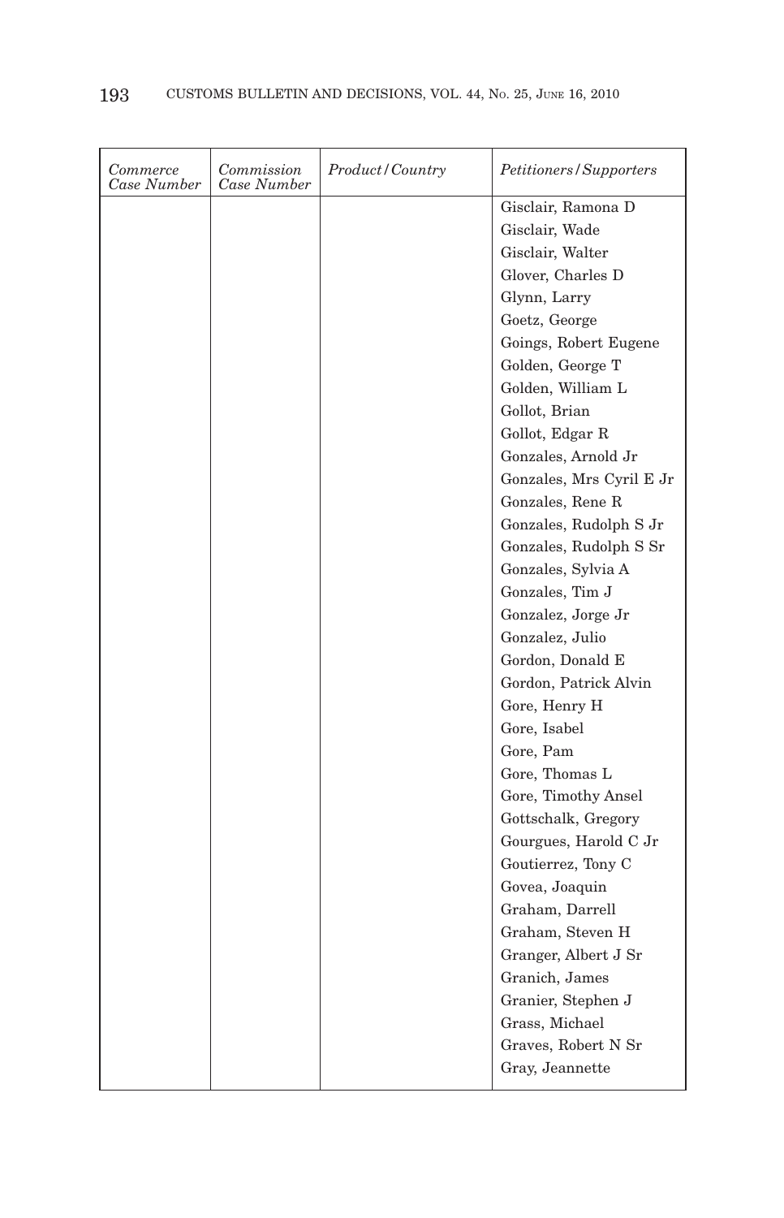| *Commerce Case Number* | *Commission Case Number* | *Product/Country* | *Petitioners/Supporters* |
|---|---|---|---|
| | | | Gisclair, Ramona D |
| | | | Gisclair, Wade |
| | | | Gisclair, Walter |
| | | | Glover, Charles D |
| | | | Glynn, Larry |
| | | | Goetz, George |
| | | | Goings, Robert Eugene |
| | | | Golden, George T |
| | | | Golden, William L |
| | | | Gollot, Brian |
| | | | Gollot, Edgar R |
| | | | Gonzales, Arnold Jr |
| | | | Gonzales, Mrs Cyril E Jr |
| | | | Gonzales, Rene R |
| | | | Gonzales, Rudolph S Jr |
| | | | Gonzales, Rudolph S Sr |
| | | | Gonzales, Sylvia A |
| | | | Gonzales, Tim J |
| | | | Gonzalez, Jorge Jr |
| | | | Gonzalez, Julio |
| | | | Gordon, Donald E |
| | | | Gordon, Patrick Alvin |
| | | | Gore, Henry H |
| | | | Gore, Isabel |
| | | | Gore, Pam |
| | | | Gore, Thomas L |
| | | | Gore, Timothy Ansel |
| | | | Gottschalk, Gregory |
| | | | Gourgues, Harold C Jr |
| | | | Goutierrez, Tony C |
| | | | Govea, Joaquin |
| | | | Graham, Darrell |
| | | | Graham, Steven H |
| | | | Granger, Albert J Sr |
| | | | Granich, James |
| | | | Granier, Stephen J |
| | | | Grass, Michael |
| | | | Graves, Robert N Sr |
| | | | Gray, Jeannette |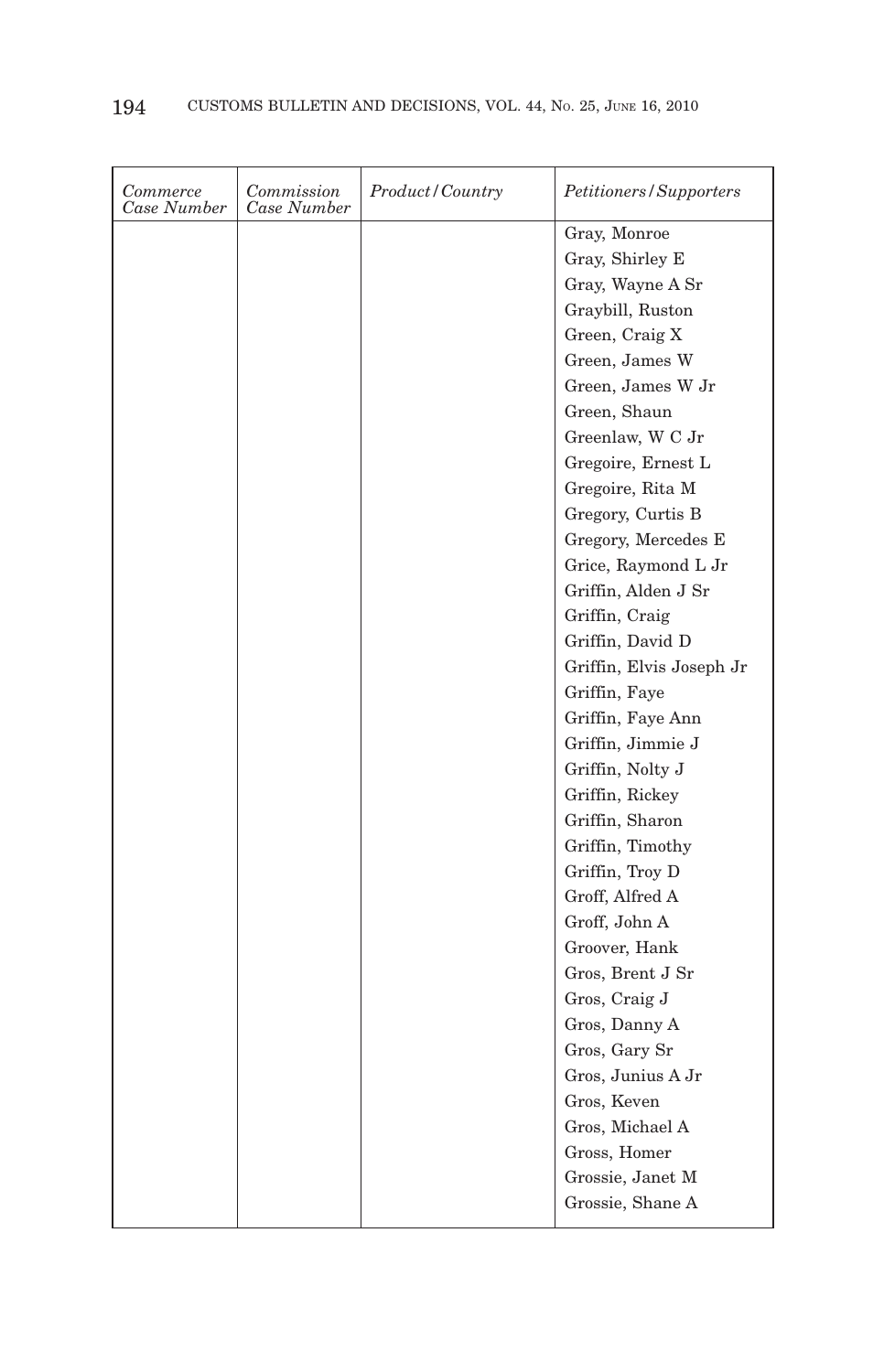| *Commerce Case Number* | *Commission Case Number* | *Product/Country* | *Petitioners/Supporters* |
|---|---|---|---|
| | | | Gray, Monroe |
| | | | Gray, Shirley E |
| | | | Gray, Wayne A Sr |
| | | | Graybill, Ruston |
| | | | Green, Craig X |
| | | | Green, James W |
| | | | Green, James W Jr |
| | | | Green, Shaun |
| | | | Greenlaw, W C Jr |
| | | | Gregoire, Ernest L |
| | | | Gregoire, Rita M |
| | | | Gregory, Curtis B |
| | | | Gregory, Mercedes E |
| | | | Grice, Raymond L Jr |
| | | | Griffin, Alden J Sr |
| | | | Griffin, Craig |
| | | | Griffin, David D |
| | | | Griffin, Elvis Joseph Jr |
| | | | Griffin, Faye |
| | | | Griffin, Faye Ann |
| | | | Griffin, Jimmie J |
| | | | Griffin, Nolty J |
| | | | Griffin, Rickey |
| | | | Griffin, Sharon |
| | | | Griffin, Timothy |
| | | | Griffin, Troy D |
| | | | Groff, Alfred A |
| | | | Groff, John A |
| | | | Groover, Hank |
| | | | Gros, Brent J Sr |
| | | | Gros, Craig J |
| | | | Gros, Danny A |
| | | | Gros, Gary Sr |
| | | | Gros, Junius A Jr |
| | | | Gros, Keven |
| | | | Gros, Michael A |
| | | | Gross, Homer |
| | | | Grossie, Janet M |
| | | | Grossie, Shane A |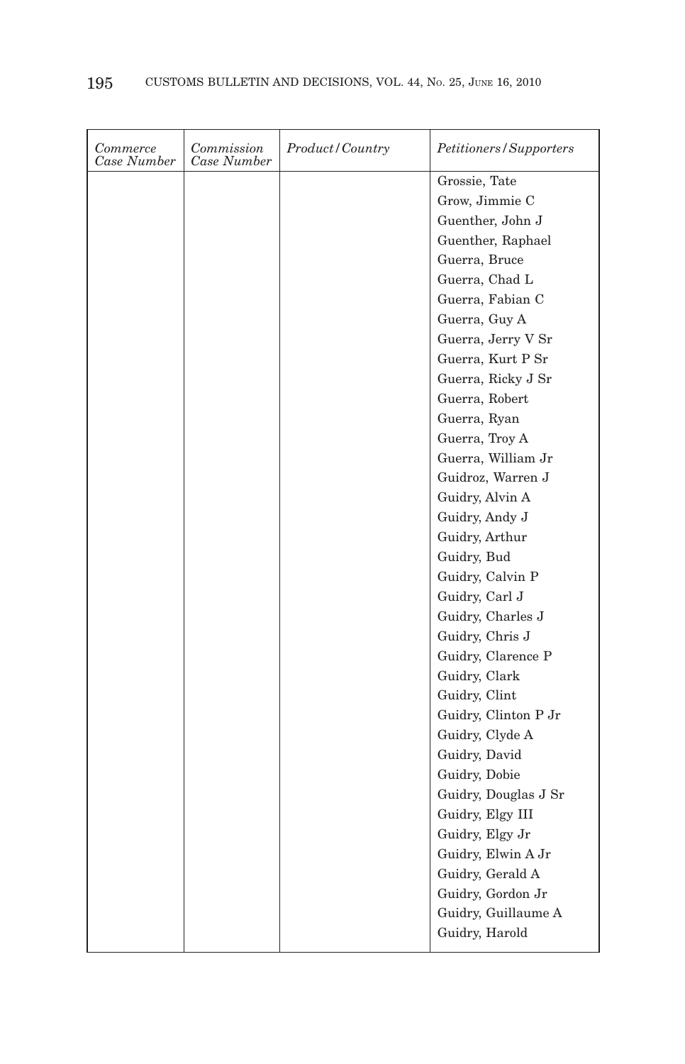| *Commerce Case Number* | *Commission Case Number* | *Product/Country* | *Petitioners/Supporters* |
|---|---|---|---|
| | | | Grossie, Tate |
| | | | Grow, Jimmie C |
| | | | Guenther, John J |
| | | | Guenther, Raphael |
| | | | Guerra, Bruce |
| | | | Guerra, Chad L |
| | | | Guerra, Fabian C |
| | | | Guerra, Guy A |
| | | | Guerra, Jerry V Sr |
| | | | Guerra, Kurt P Sr |
| | | | Guerra, Ricky J Sr |
| | | | Guerra, Robert |
| | | | Guerra, Ryan |
| | | | Guerra, Troy A |
| | | | Guerra, William Jr |
| | | | Guidroz, Warren J |
| | | | Guidry, Alvin A |
| | | | Guidry, Andy J |
| | | | Guidry, Arthur |
| | | | Guidry, Bud |
| | | | Guidry, Calvin P |
| | | | Guidry, Carl J |
| | | | Guidry, Charles J |
| | | | Guidry, Chris J |
| | | | Guidry, Clarence P |
| | | | Guidry, Clark |
| | | | Guidry, Clint |
| | | | Guidry, Clinton P Jr |
| | | | Guidry, Clyde A |
| | | | Guidry, David |
| | | | Guidry, Dobie |
| | | | Guidry, Douglas J Sr |
| | | | Guidry, Elgy III |
| | | | Guidry, Elgy Jr |
| | | | Guidry, Elwin A Jr |
| | | | Guidry, Gerald A |
| | | | Guidry, Gordon Jr |
| | | | Guidry, Guillaume A |
| | | | Guidry, Harold |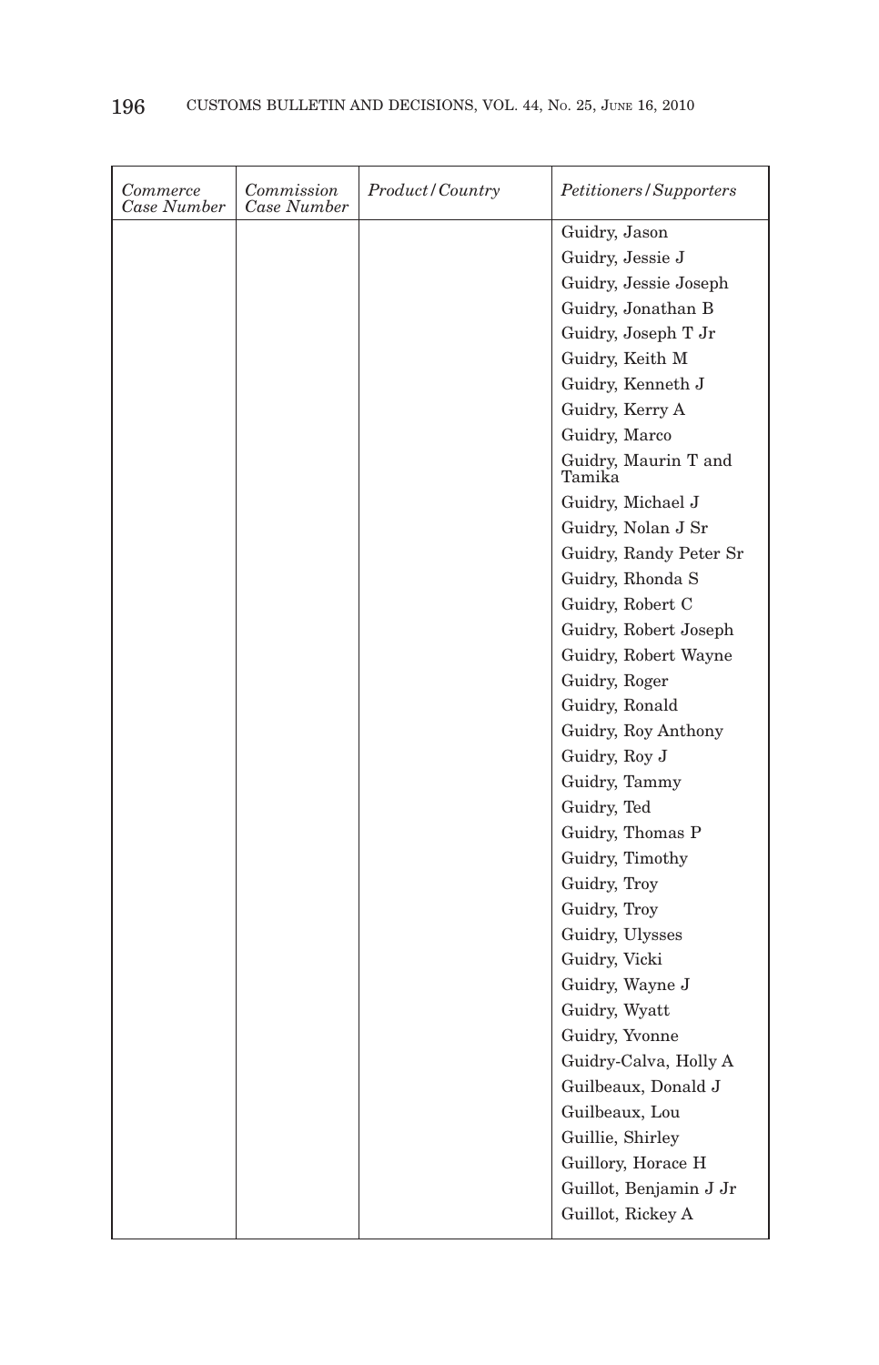| *Commerce Case Number* | *Commission Case Number* | *Product/Country* | *Petitioners/Supporters* |
|---|---|---|---|
| | | | Guidry, Jason |
| | | | Guidry, Jessie J |
| | | | Guidry, Jessie Joseph |
| | | | Guidry, Jonathan B |
| | | | Guidry, Joseph T Jr |
| | | | Guidry, Keith M |
| | | | Guidry, Kenneth J |
| | | | Guidry, Kerry A |
| | | | Guidry, Marco |
| | | | Guidry, Maurin T and Tamika |
| | | | Guidry, Michael J |
| | | | Guidry, Nolan J Sr |
| | | | Guidry, Randy Peter Sr |
| | | | Guidry, Rhonda S |
| | | | Guidry, Robert C |
| | | | Guidry, Robert Joseph |
| | | | Guidry, Robert Wayne |
| | | | Guidry, Roger |
| | | | Guidry, Ronald |
| | | | Guidry, Roy Anthony |
| | | | Guidry, Roy J |
| | | | Guidry, Tammy |
| | | | Guidry, Ted |
| | | | Guidry, Thomas P |
| | | | Guidry, Timothy |
| | | | Guidry, Troy |
| | | | Guidry, Troy |
| | | | Guidry, Ulysses |
| | | | Guidry, Vicki |
| | | | Guidry, Wayne J |
| | | | Guidry, Wyatt |
| | | | Guidry, Yvonne |
| | | | Guidry-Calva, Holly A |
| | | | Guilbeaux, Donald J |
| | | | Guilbeaux, Lou |
| | | | Guillie, Shirley |
| | | | Guillory, Horace H |
| | | | Guillot, Benjamin J Jr |
| | | | Guillot, Rickey A |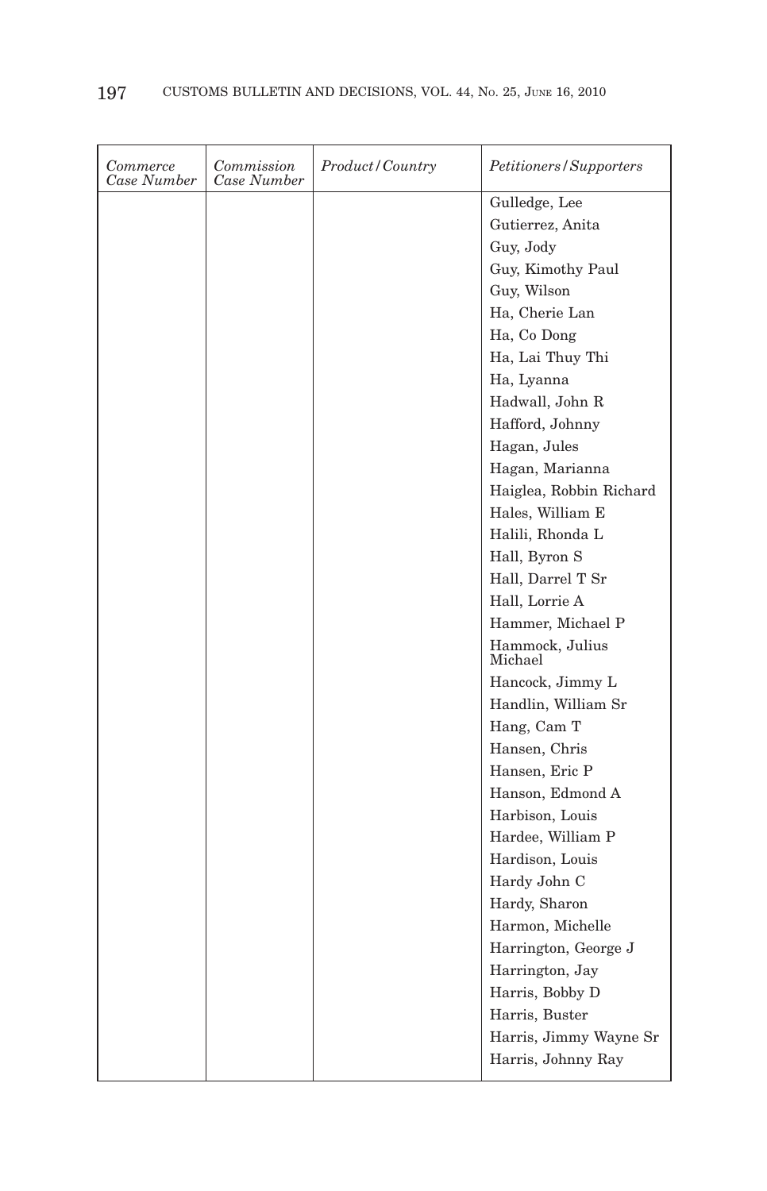| *Commerce Case Number* | *Commission Case Number* | *Product/Country* | *Petitioners/Supporters* |
|---|---|---|---|
| | | | Gulledge, Lee |
| | | | Gutierrez, Anita |
| | | | Guy, Jody |
| | | | Guy, Kimothy Paul |
| | | | Guy, Wilson |
| | | | Ha, Cherie Lan |
| | | | Ha, Co Dong |
| | | | Ha, Lai Thuy Thi |
| | | | Ha, Lyanna |
| | | | Hadwall, John R |
| | | | Hafford, Johnny |
| | | | Hagan, Jules |
| | | | Hagan, Marianna |
| | | | Haiglea, Robbin Richard |
| | | | Hales, William E |
| | | | Halili, Rhonda L |
| | | | Hall, Byron S |
| | | | Hall, Darrel T Sr |
| | | | Hall, Lorrie A |
| | | | Hammer, Michael P |
| | | | Hammock, Julius Michael |
| | | | Hancock, Jimmy L |
| | | | Handlin, William Sr |
| | | | Hang, Cam T |
| | | | Hansen, Chris |
| | | | Hansen, Eric P |
| | | | Hanson, Edmond A |
| | | | Harbison, Louis |
| | | | Hardee, William P |
| | | | Hardison, Louis |
| | | | Hardy John C |
| | | | Hardy, Sharon |
| | | | Harmon, Michelle |
| | | | Harrington, George J |
| | | | Harrington, Jay |
| | | | Harris, Bobby D |
| | | | Harris, Buster |
| | | | Harris, Jimmy Wayne Sr |
| | | | Harris, Johnny Ray |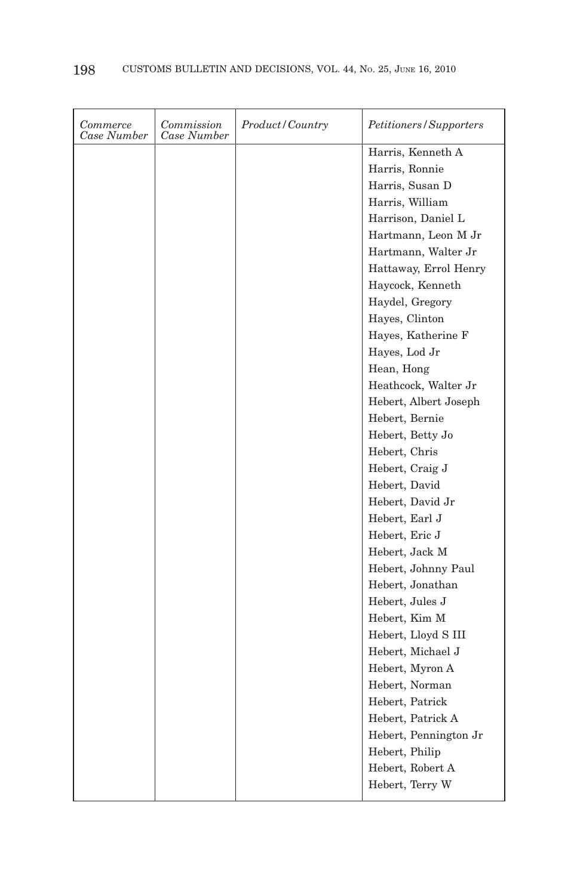| *Commerce Case Number* | *Commission Case Number* | *Product/Country* | *Petitioners/Supporters* |
|---|---|---|---|
| | | | Harris, Kenneth A |
| | | | Harris, Ronnie |
| | | | Harris, Susan D |
| | | | Harris, William |
| | | | Harrison, Daniel L |
| | | | Hartmann, Leon M Jr |
| | | | Hartmann, Walter Jr |
| | | | Hattaway, Errol Henry |
| | | | Haycock, Kenneth |
| | | | Haydel, Gregory |
| | | | Hayes, Clinton |
| | | | Hayes, Katherine F |
| | | | Hayes, Lod Jr |
| | | | Hean, Hong |
| | | | Heathcock, Walter Jr |
| | | | Hebert, Albert Joseph |
| | | | Hebert, Bernie |
| | | | Hebert, Betty Jo |
| | | | Hebert, Chris |
| | | | Hebert, Craig J |
| | | | Hebert, David |
| | | | Hebert, David Jr |
| | | | Hebert, Earl J |
| | | | Hebert, Eric J |
| | | | Hebert, Jack M |
| | | | Hebert, Johnny Paul |
| | | | Hebert, Jonathan |
| | | | Hebert, Jules J |
| | | | Hebert, Kim M |
| | | | Hebert, Lloyd S III |
| | | | Hebert, Michael J |
| | | | Hebert, Myron A |
| | | | Hebert, Norman |
| | | | Hebert, Patrick |
| | | | Hebert, Patrick A |
| | | | Hebert, Pennington Jr |
| | | | Hebert, Philip |
| | | | Hebert, Robert A |
| | | | Hebert, Terry W |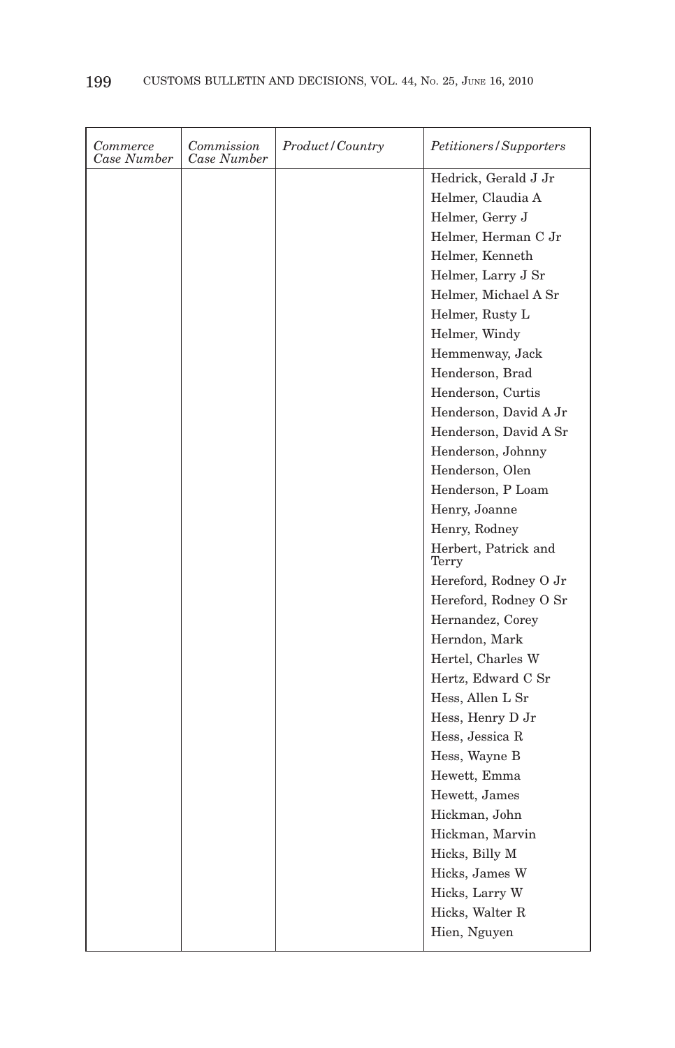| *Commerce Case Number* | *Commission Case Number* | *Product/Country* | *Petitioners/Supporters* |
|---|---|---|---|
| | | | Hedrick, Gerald J Jr |
| | | | Helmer, Claudia A |
| | | | Helmer, Gerry J |
| | | | Helmer, Herman C Jr |
| | | | Helmer, Kenneth |
| | | | Helmer, Larry J Sr |
| | | | Helmer, Michael A Sr |
| | | | Helmer, Rusty L |
| | | | Helmer, Windy |
| | | | Hemmenway, Jack |
| | | | Henderson, Brad |
| | | | Henderson, Curtis |
| | | | Henderson, David A Jr |
| | | | Henderson, David A Sr |
| | | | Henderson, Johnny |
| | | | Henderson, Olen |
| | | | Henderson, P Loam |
| | | | Henry, Joanne |
| | | | Henry, Rodney |
| | | | Herbert, Patrick and Terry |
| | | | Hereford, Rodney O Jr |
| | | | Hereford, Rodney O Sr |
| | | | Hernandez, Corey |
| | | | Herndon, Mark |
| | | | Hertel, Charles W |
| | | | Hertz, Edward C Sr |
| | | | Hess, Allen L Sr |
| | | | Hess, Henry D Jr |
| | | | Hess, Jessica R |
| | | | Hess, Wayne B |
| | | | Hewett, Emma |
| | | | Hewett, James |
| | | | Hickman, John |
| | | | Hickman, Marvin |
| | | | Hicks, Billy M |
| | | | Hicks, James W |
| | | | Hicks, Larry W |
| | | | Hicks, Walter R |
| | | | Hien, Nguyen |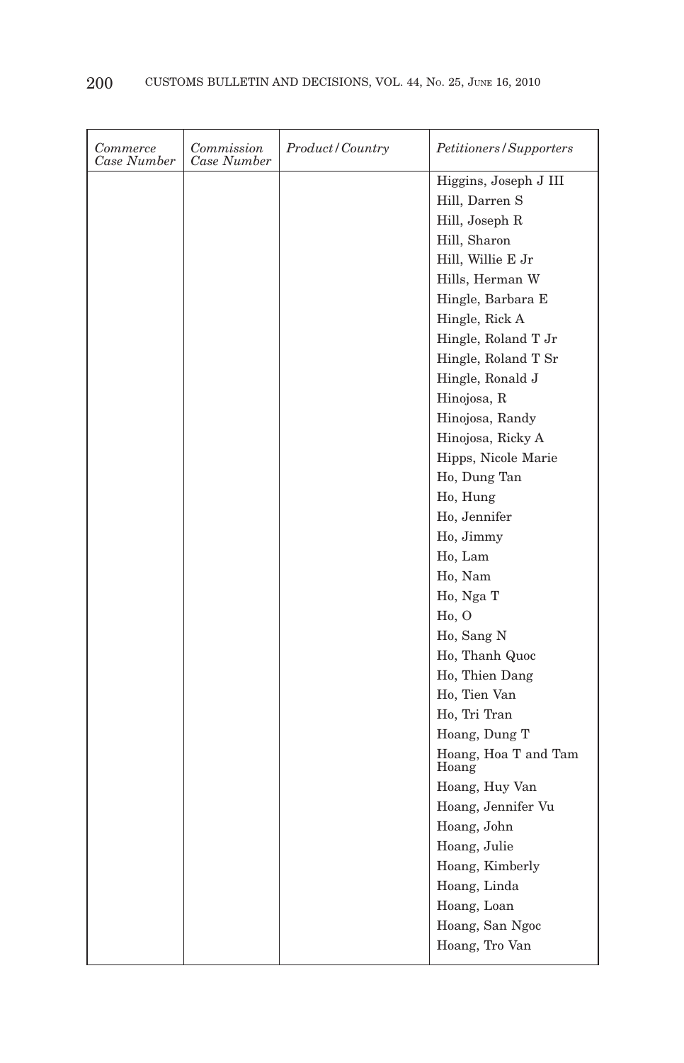| *Commerce Case Number* | *Commission Case Number* | *Product/Country* | *Petitioners/Supporters* |
|---|---|---|---|
| | | | Higgins, Joseph J III |
| | | | Hill, Darren S |
| | | | Hill, Joseph R |
| | | | Hill, Sharon |
| | | | Hill, Willie E Jr |
| | | | Hills, Herman W |
| | | | Hingle, Barbara E |
| | | | Hingle, Rick A |
| | | | Hingle, Roland T Jr |
| | | | Hingle, Roland T Sr |
| | | | Hingle, Ronald J |
| | | | Hinojosa, R |
| | | | Hinojosa, Randy |
| | | | Hinojosa, Ricky A |
| | | | Hipps, Nicole Marie |
| | | | Ho, Dung Tan |
| | | | Ho, Hung |
| | | | Ho, Jennifer |
| | | | Ho, Jimmy |
| | | | Ho, Lam |
| | | | Ho, Nam |
| | | | Ho, Nga T |
| | | | Ho, O |
| | | | Ho, Sang N |
| | | | Ho, Thanh Quoc |
| | | | Ho, Thien Dang |
| | | | Ho, Tien Van |
| | | | Ho, Tri Tran |
| | | | Hoang, Dung T |
| | | | Hoang, Hoa T and Tam Hoang |
| | | | Hoang, Huy Van |
| | | | Hoang, Jennifer Vu |
| | | | Hoang, John |
| | | | Hoang, Julie |
| | | | Hoang, Kimberly |
| | | | Hoang, Linda |
| | | | Hoang, Loan |
| | | | Hoang, San Ngoc |
| | | | Hoang, Tro Van |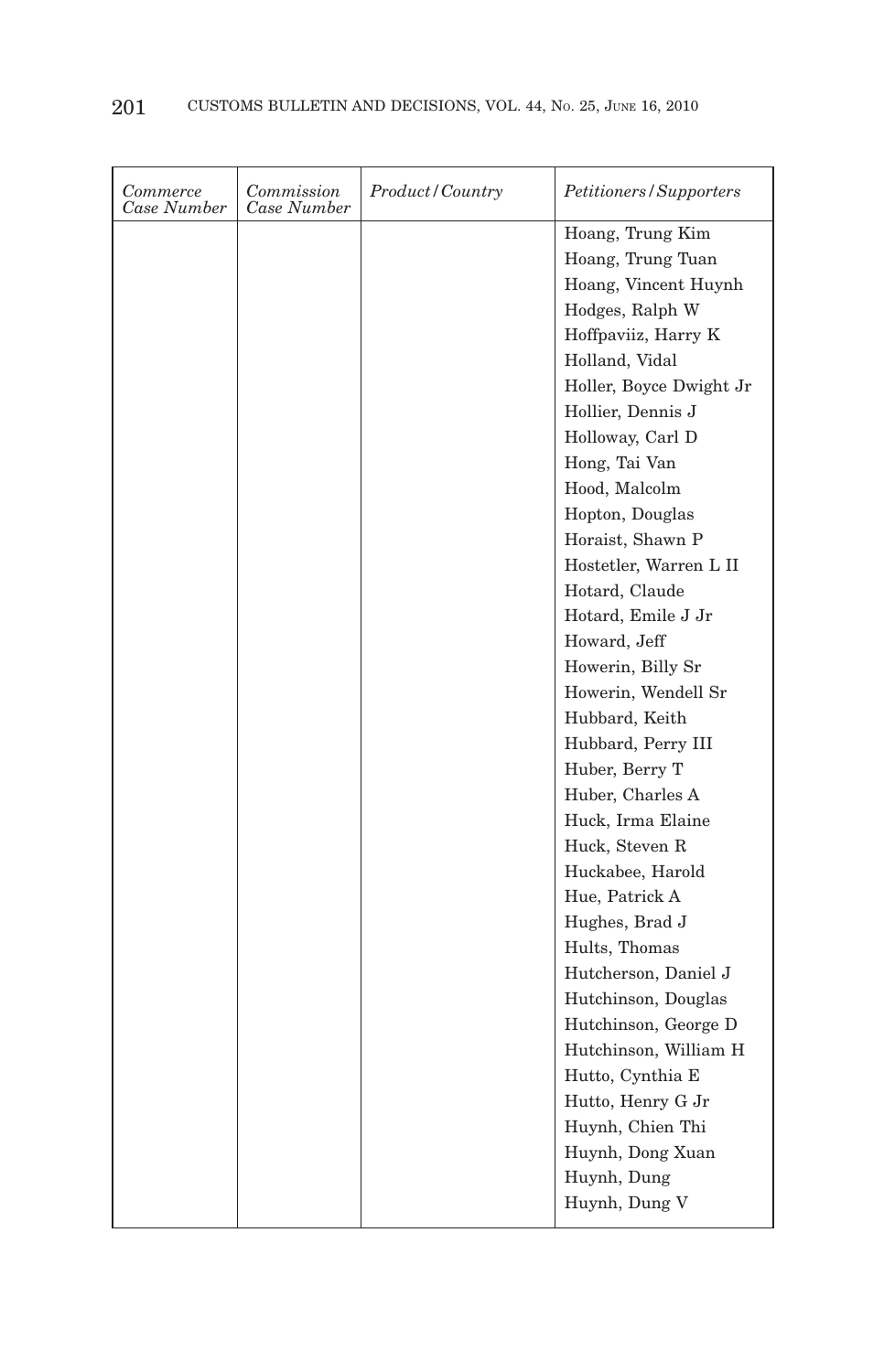| *Commerce Case Number* | *Commission Case Number* | *Product/Country* | *Petitioners/Supporters* |
|---|---|---|---|
| | | | Hoang, Trung Kim |
| | | | Hoang, Trung Tuan |
| | | | Hoang, Vincent Huynh |
| | | | Hodges, Ralph W |
| | | | Hoffpaviiz, Harry K |
| | | | Holland, Vidal |
| | | | Holler, Boyce Dwight Jr |
| | | | Hollier, Dennis J |
| | | | Holloway, Carl D |
| | | | Hong, Tai Van |
| | | | Hood, Malcolm |
| | | | Hopton, Douglas |
| | | | Horaist, Shawn P |
| | | | Hostetler, Warren L II |
| | | | Hotard, Claude |
| | | | Hotard, Emile J Jr |
| | | | Howard, Jeff |
| | | | Howerin, Billy Sr |
| | | | Howerin, Wendell Sr |
| | | | Hubbard, Keith |
| | | | Hubbard, Perry III |
| | | | Huber, Berry T |
| | | | Huber, Charles A |
| | | | Huck, Irma Elaine |
| | | | Huck, Steven R |
| | | | Huckabee, Harold |
| | | | Hue, Patrick A |
| | | | Hughes, Brad J |
| | | | Hults, Thomas |
| | | | Hutcherson, Daniel J |
| | | | Hutchinson, Douglas |
| | | | Hutchinson, George D |
| | | | Hutchinson, William H |
| | | | Hutto, Cynthia E |
| | | | Hutto, Henry G Jr |
| | | | Huynh, Chien Thi |
| | | | Huynh, Dong Xuan |
| | | | Huynh, Dung |
| | | | Huynh, Dung V |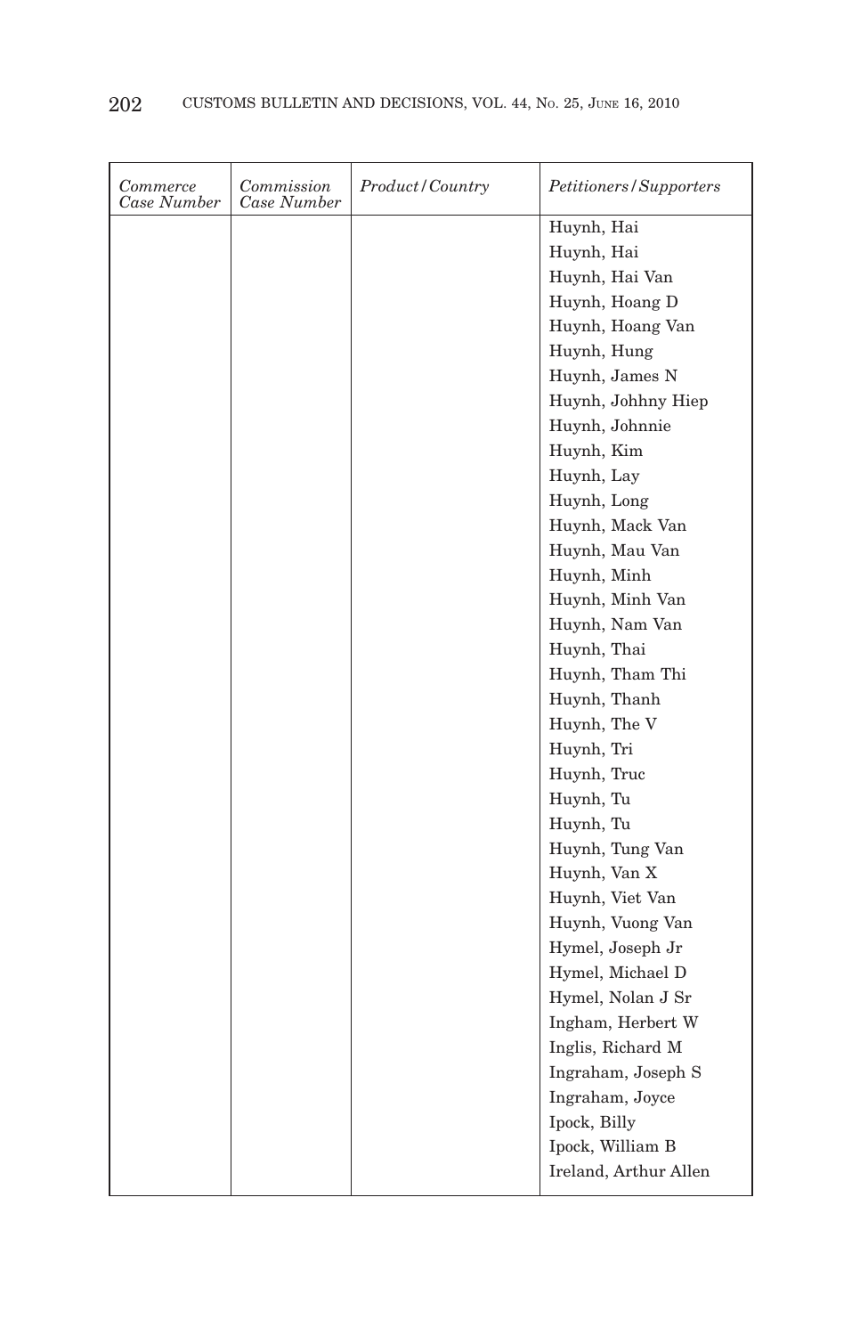| Commerce Case Number | Commission Case Number | Product/Country | Petitioners/Supporters |
|---|---|---|---|
| | | | Huynh, Hai |
| | | | Huynh, Hai |
| | | | Huynh, Hai Van |
| | | | Huynh, Hoang D |
| | | | Huynh, Hoang Van |
| | | | Huynh, Hung |
| | | | Huynh, James N |
| | | | Huynh, Johhny Hiep |
| | | | Huynh, Johnnie |
| | | | Huynh, Kim |
| | | | Huynh, Lay |
| | | | Huynh, Long |
| | | | Huynh, Mack Van |
| | | | Huynh, Mau Van |
| | | | Huynh, Minh |
| | | | Huynh, Minh Van |
| | | | Huynh, Nam Van |
| | | | Huynh, Thai |
| | | | Huynh, Tham Thi |
| | | | Huynh, Thanh |
| | | | Huynh, The V |
| | | | Huynh, Tri |
| | | | Huynh, Truc |
| | | | Huynh, Tu |
| | | | Huynh, Tu |
| | | | Huynh, Tung Van |
| | | | Huynh, Van X |
| | | | Huynh, Viet Van |
| | | | Huynh, Vuong Van |
| | | | Hymel, Joseph Jr |
| | | | Hymel, Michael D |
| | | | Hymel, Nolan J Sr |
| | | | Ingham, Herbert W |
| | | | Inglis, Richard M |
| | | | Ingraham, Joseph S |
| | | | Ingraham, Joyce |
| | | | Ipock, Billy |
| | | | Ipock, William B |
| | | | Ireland, Arthur Allen |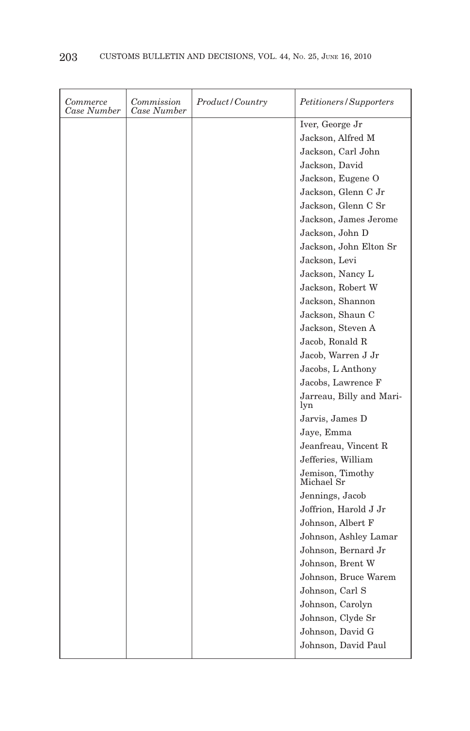| Commerce Case Number | Commission Case Number | Product/Country | Petitioners/Supporters |
|---|---|---|---|
| | | | Iver, George Jr |
| | | | Jackson, Alfred M |
| | | | Jackson, Carl John |
| | | | Jackson, David |
| | | | Jackson, Eugene O |
| | | | Jackson, Glenn C Jr |
| | | | Jackson, Glenn C Sr |
| | | | Jackson, James Jerome |
| | | | Jackson, John D |
| | | | Jackson, John Elton Sr |
| | | | Jackson, Levi |
| | | | Jackson, Nancy L |
| | | | Jackson, Robert W |
| | | | Jackson, Shannon |
| | | | Jackson, Shaun C |
| | | | Jackson, Steven A |
| | | | Jacob, Ronald R |
| | | | Jacob, Warren J Jr |
| | | | Jacobs, L Anthony |
| | | | Jacobs, Lawrence F |
| | | | Jarreau, Billy and Marilyn |
| | | | Jarvis, James D |
| | | | Jaye, Emma |
| | | | Jeanfreau, Vincent R |
| | | | Jefferies, William |
| | | | Jemison, Timothy Michael Sr |
| | | | Jennings, Jacob |
| | | | Joffrion, Harold J Jr |
| | | | Johnson, Albert F |
| | | | Johnson, Ashley Lamar |
| | | | Johnson, Bernard Jr |
| | | | Johnson, Brent W |
| | | | Johnson, Bruce Warem |
| | | | Johnson, Carl S |
| | | | Johnson, Carolyn |
| | | | Johnson, Clyde Sr |
| | | | Johnson, David G |
| | | | Johnson, David Paul |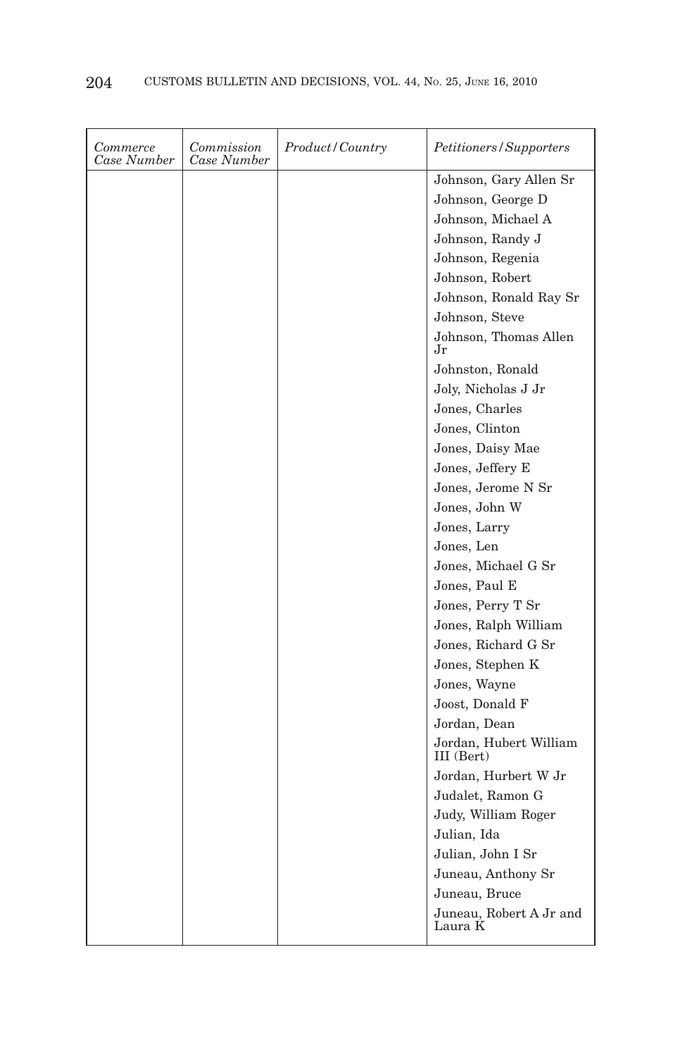| *Commerce Case Number* | *Commission Case Number* | *Product/Country* | *Petitioners/Supporters* |
|---|---|---|---|
| | | | Johnson, Gary Allen Sr |
| | | | Johnson, George D |
| | | | Johnson, Michael A |
| | | | Johnson, Randy J |
| | | | Johnson, Regenia |
| | | | Johnson, Robert |
| | | | Johnson, Ronald Ray Sr |
| | | | Johnson, Steve |
| | | | Johnson, Thomas Allen Jr |
| | | | Johnston, Ronald |
| | | | Joly, Nicholas J Jr |
| | | | Jones, Charles |
| | | | Jones, Clinton |
| | | | Jones, Daisy Mae |
| | | | Jones, Jeffery E |
| | | | Jones, Jerome N Sr |
| | | | Jones, John W |
| | | | Jones, Larry |
| | | | Jones, Len |
| | | | Jones, Michael G Sr |
| | | | Jones, Paul E |
| | | | Jones, Perry T Sr |
| | | | Jones, Ralph William |
| | | | Jones, Richard G Sr |
| | | | Jones, Stephen K |
| | | | Jones, Wayne |
| | | | Joost, Donald F |
| | | | Jordan, Dean |
| | | | Jordan, Hubert William III (Bert) |
| | | | Jordan, Hurbert W Jr |
| | | | Judalet, Ramon G |
| | | | Judy, William Roger |
| | | | Julian, Ida |
| | | | Julian, John I Sr |
| | | | Juneau, Anthony Sr |
| | | | Juneau, Bruce |
| | | | Juneau, Robert A Jr and Laura K |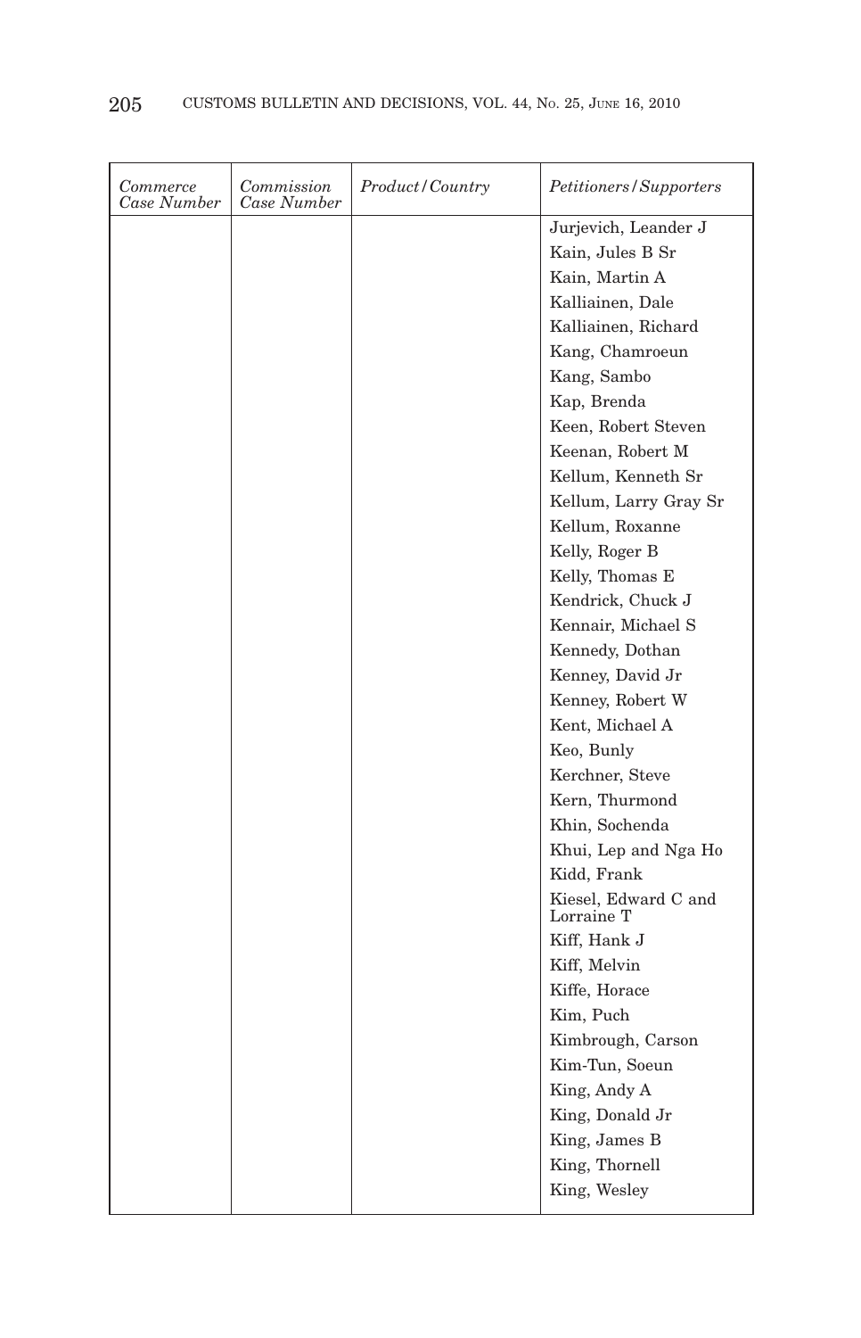| *Commerce Case Number* | *Commission Case Number* | *Product/Country* | *Petitioners/Supporters* |
| --- | --- | --- | --- |
| | | | Jurjevich, Leander J |
| | | | Kain, Jules B Sr |
| | | | Kain, Martin A |
| | | | Kalliainen, Dale |
| | | | Kalliainen, Richard |
| | | | Kang, Chamroeun |
| | | | Kang, Sambo |
| | | | Kap, Brenda |
| | | | Keen, Robert Steven |
| | | | Keenan, Robert M |
| | | | Kellum, Kenneth Sr |
| | | | Kellum, Larry Gray Sr |
| | | | Kellum, Roxanne |
| | | | Kelly, Roger B |
| | | | Kelly, Thomas E |
| | | | Kendrick, Chuck J |
| | | | Kennair, Michael S |
| | | | Kennedy, Dothan |
| | | | Kenney, David Jr |
| | | | Kenney, Robert W |
| | | | Kent, Michael A |
| | | | Keo, Bunly |
| | | | Kerchner, Steve |
| | | | Kern, Thurmond |
| | | | Khin, Sochenda |
| | | | Khui, Lep and Nga Ho |
| | | | Kidd, Frank |
| | | | Kiesel, Edward C and Lorraine T |
| | | | Kiff, Hank J |
| | | | Kiff, Melvin |
| | | | Kiffe, Horace |
| | | | Kim, Puch |
| | | | Kimbrough, Carson |
| | | | Kim-Tun, Soeun |
| | | | King, Andy A |
| | | | King, Donald Jr |
| | | | King, James B |
| | | | King, Thornell |
| | | | King, Wesley |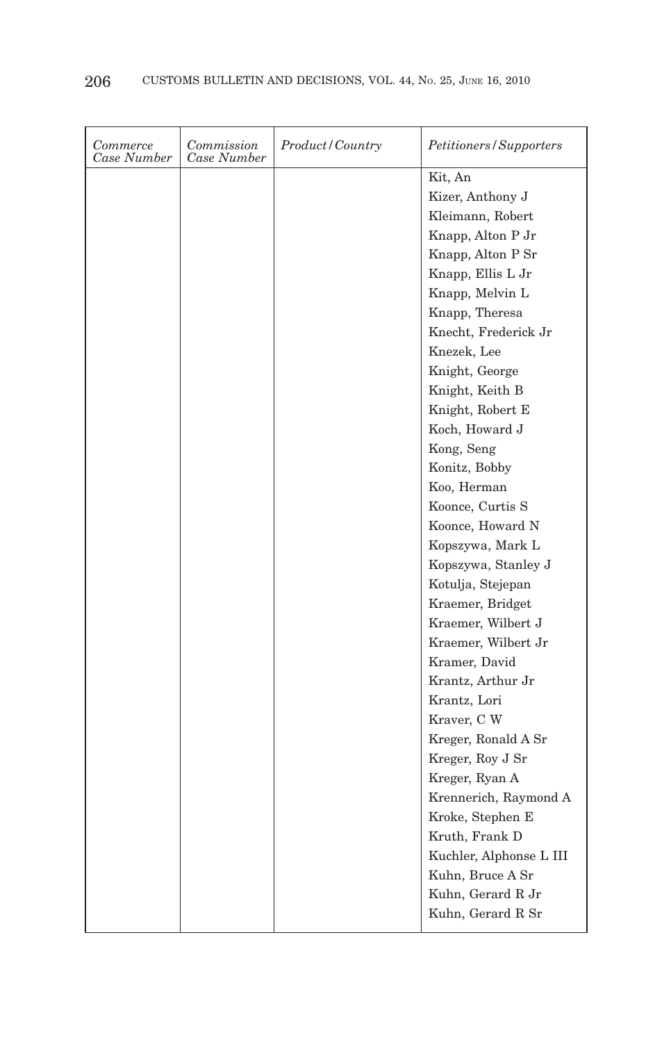| Commerce Case Number | Commission Case Number | Product/Country | Petitioners/Supporters |
|---|---|---|---|
| | | | Kit, An |
| | | | Kizer, Anthony J |
| | | | Kleimann, Robert |
| | | | Knapp, Alton P Jr |
| | | | Knapp, Alton P Sr |
| | | | Knapp, Ellis L Jr |
| | | | Knapp, Melvin L |
| | | | Knapp, Theresa |
| | | | Knecht, Frederick Jr |
| | | | Knezek, Lee |
| | | | Knight, George |
| | | | Knight, Keith B |
| | | | Knight, Robert E |
| | | | Koch, Howard J |
| | | | Kong, Seng |
| | | | Konitz, Bobby |
| | | | Koo, Herman |
| | | | Koonce, Curtis S |
| | | | Koonce, Howard N |
| | | | Kopszywa, Mark L |
| | | | Kopszywa, Stanley J |
| | | | Kotulja, Stejepan |
| | | | Kraemer, Bridget |
| | | | Kraemer, Wilbert J |
| | | | Kraemer, Wilbert Jr |
| | | | Kramer, David |
| | | | Krantz, Arthur Jr |
| | | | Krantz, Lori |
| | | | Kraver, C W |
| | | | Kreger, Ronald A Sr |
| | | | Kreger, Roy J Sr |
| | | | Kreger, Ryan A |
| | | | Krennerich, Raymond A |
| | | | Kroke, Stephen E |
| | | | Kruth, Frank D |
| | | | Kuchler, Alphonse L III |
| | | | Kuhn, Bruce A Sr |
| | | | Kuhn, Gerard R Jr |
| | | | Kuhn, Gerard R Sr |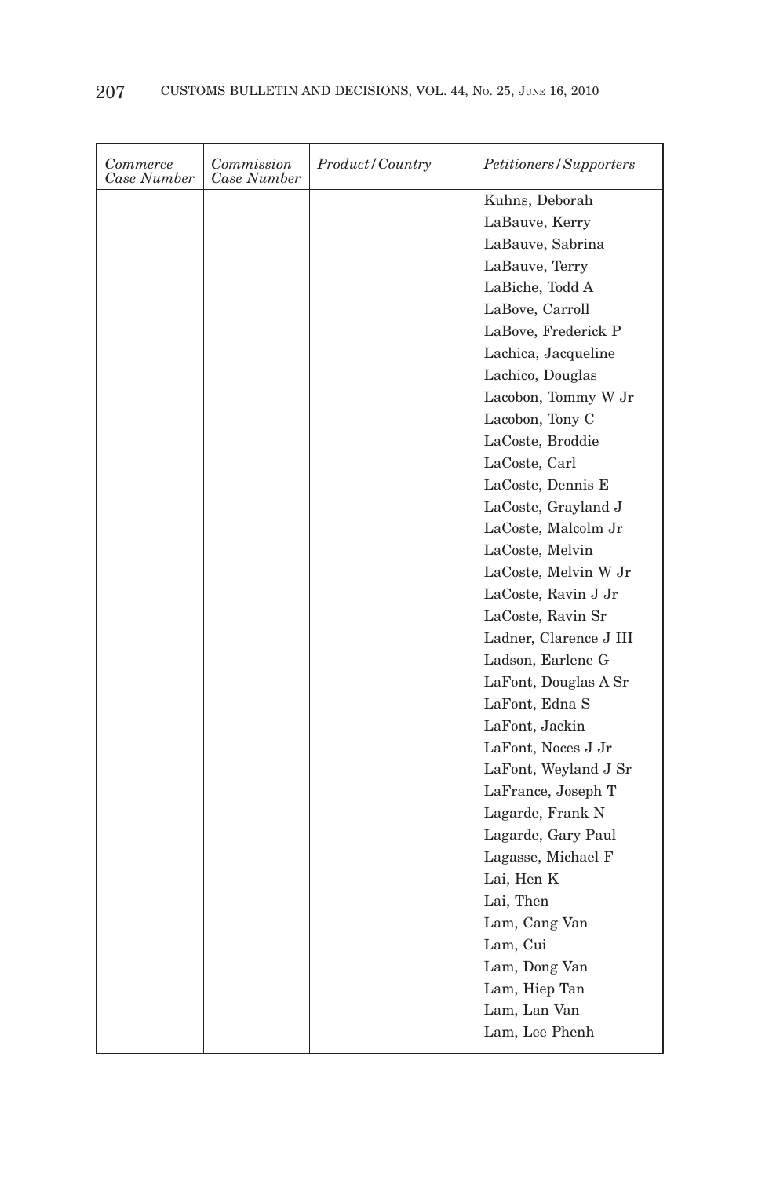| *Commerce Case Number* | *Commission Case Number* | *Product/Country* | *Petitioners/Supporters* |
|---|---|---|---|
| | | | Kuhns, Deborah |
| | | | LaBauve, Kerry |
| | | | LaBauve, Sabrina |
| | | | LaBauve, Terry |
| | | | LaBiche, Todd A |
| | | | LaBove, Carroll |
| | | | LaBove, Frederick P |
| | | | Lachica, Jacqueline |
| | | | Lachico, Douglas |
| | | | Lacobon, Tommy W Jr |
| | | | Lacobon, Tony C |
| | | | LaCoste, Broddie |
| | | | LaCoste, Carl |
| | | | LaCoste, Dennis E |
| | | | LaCoste, Grayland J |
| | | | LaCoste, Malcolm Jr |
| | | | LaCoste, Melvin |
| | | | LaCoste, Melvin W Jr |
| | | | LaCoste, Ravin J Jr |
| | | | LaCoste, Ravin Sr |
| | | | Ladner, Clarence J III |
| | | | Ladson, Earlene G |
| | | | LaFont, Douglas A Sr |
| | | | LaFont, Edna S |
| | | | LaFont, Jackin |
| | | | LaFont, Noces J Jr |
| | | | LaFont, Weyland J Sr |
| | | | LaFrance, Joseph T |
| | | | Lagarde, Frank N |
| | | | Lagarde, Gary Paul |
| | | | Lagasse, Michael F |
| | | | Lai, Hen K |
| | | | Lai, Then |
| | | | Lam, Cang Van |
| | | | Lam, Cui |
| | | | Lam, Dong Van |
| | | | Lam, Hiep Tan |
| | | | Lam, Lan Van |
| | | | Lam, Lee Phenh |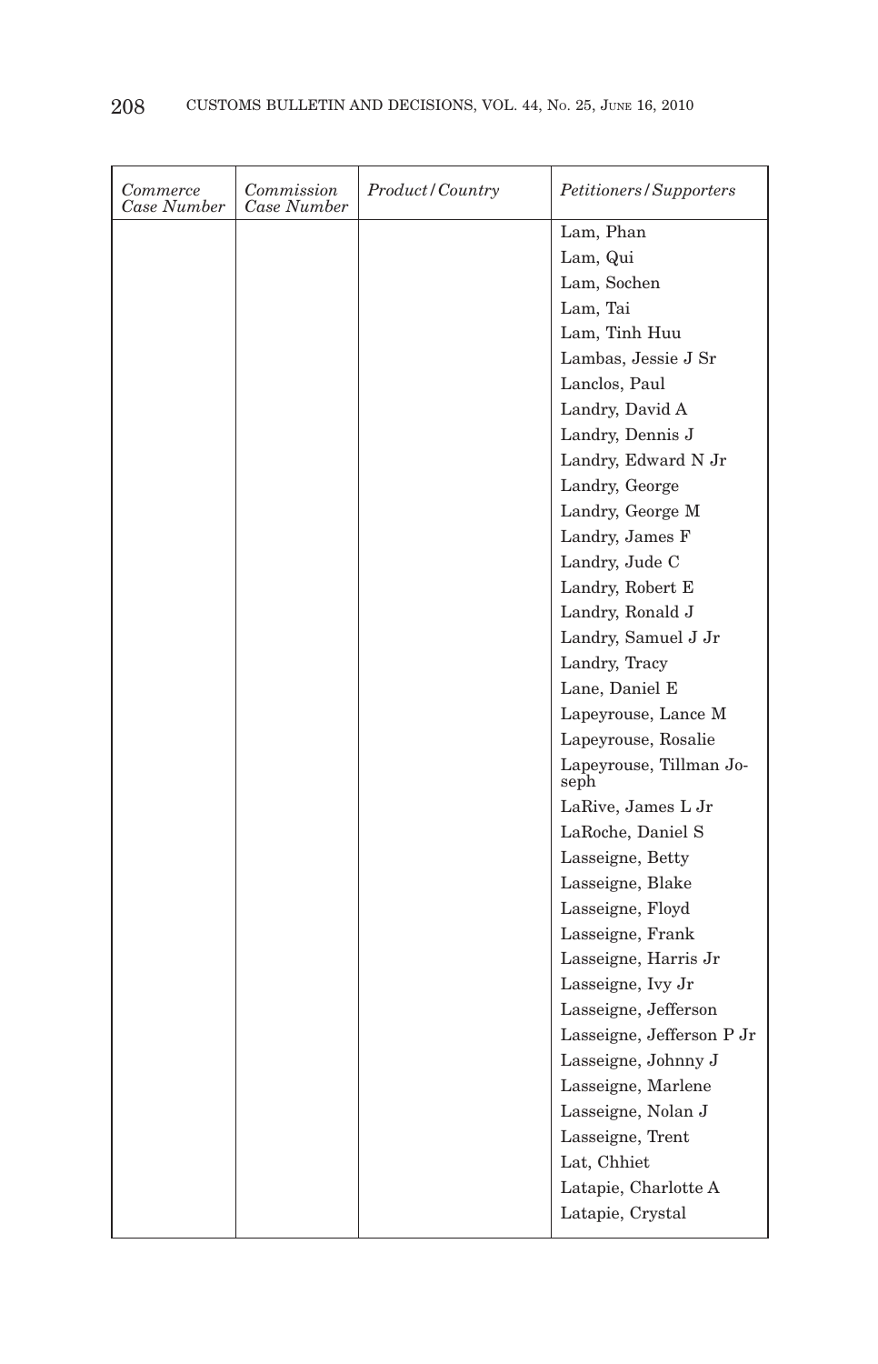| *Commerce Case Number* | *Commission Case Number* | *Product/Country* | *Petitioners/Supporters* |
|---|---|---|---|
| | | | Lam, Phan |
| | | | Lam, Qui |
| | | | Lam, Sochen |
| | | | Lam, Tai |
| | | | Lam, Tinh Huu |
| | | | Lambas, Jessie J Sr |
| | | | Lanclos, Paul |
| | | | Landry, David A |
| | | | Landry, Dennis J |
| | | | Landry, Edward N Jr |
| | | | Landry, George |
| | | | Landry, George M |
| | | | Landry, James F |
| | | | Landry, Jude C |
| | | | Landry, Robert E |
| | | | Landry, Ronald J |
| | | | Landry, Samuel J Jr |
| | | | Landry, Tracy |
| | | | Lane, Daniel E |
| | | | Lapeyrouse, Lance M |
| | | | Lapeyrouse, Rosalie |
| | | | Lapeyrouse, Tillman Joseph |
| | | | LaRive, James L Jr |
| | | | LaRoche, Daniel S |
| | | | Lasseigne, Betty |
| | | | Lasseigne, Blake |
| | | | Lasseigne, Floyd |
| | | | Lasseigne, Frank |
| | | | Lasseigne, Harris Jr |
| | | | Lasseigne, Ivy Jr |
| | | | Lasseigne, Jefferson |
| | | | Lasseigne, Jefferson P Jr |
| | | | Lasseigne, Johnny J |
| | | | Lasseigne, Marlene |
| | | | Lasseigne, Nolan J |
| | | | Lasseigne, Trent |
| | | | Lat, Chhiet |
| | | | Latapie, Charlotte A |
| | | | Latapie, Crystal |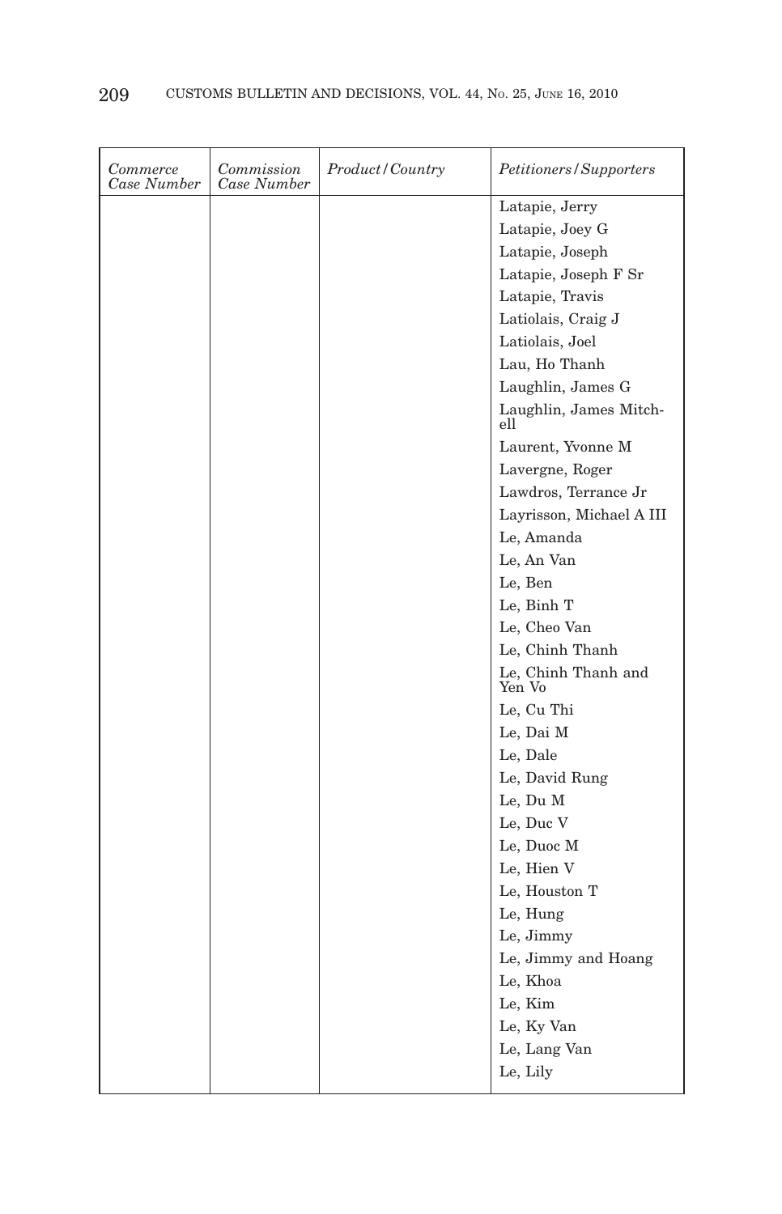| *Commerce Case Number* | *Commission Case Number* | *Product/Country* | *Petitioners/Supporters* |
|---|---|---|---|
| | | | Latapie, Jerry |
| | | | Latapie, Joey G |
| | | | Latapie, Joseph |
| | | | Latapie, Joseph F Sr |
| | | | Latapie, Travis |
| | | | Latiolais, Craig J |
| | | | Latiolais, Joel |
| | | | Lau, Ho Thanh |
| | | | Laughlin, James G |
| | | | Laughlin, James Mitchell |
| | | | Laurent, Yvonne M |
| | | | Lavergne, Roger |
| | | | Lawdros, Terrance Jr |
| | | | Layrisson, Michael A III |
| | | | Le, Amanda |
| | | | Le, An Van |
| | | | Le, Ben |
| | | | Le, Binh T |
| | | | Le, Cheo Van |
| | | | Le, Chinh Thanh |
| | | | Le, Chinh Thanh and Yen Vo |
| | | | Le, Cu Thi |
| | | | Le, Dai M |
| | | | Le, Dale |
| | | | Le, David Rung |
| | | | Le, Du M |
| | | | Le, Duc V |
| | | | Le, Duoc M |
| | | | Le, Hien V |
| | | | Le, Houston T |
| | | | Le, Hung |
| | | | Le, Jimmy |
| | | | Le, Jimmy and Hoang |
| | | | Le, Khoa |
| | | | Le, Kim |
| | | | Le, Ky Van |
| | | | Le, Lang Van |
| | | | Le, Lily |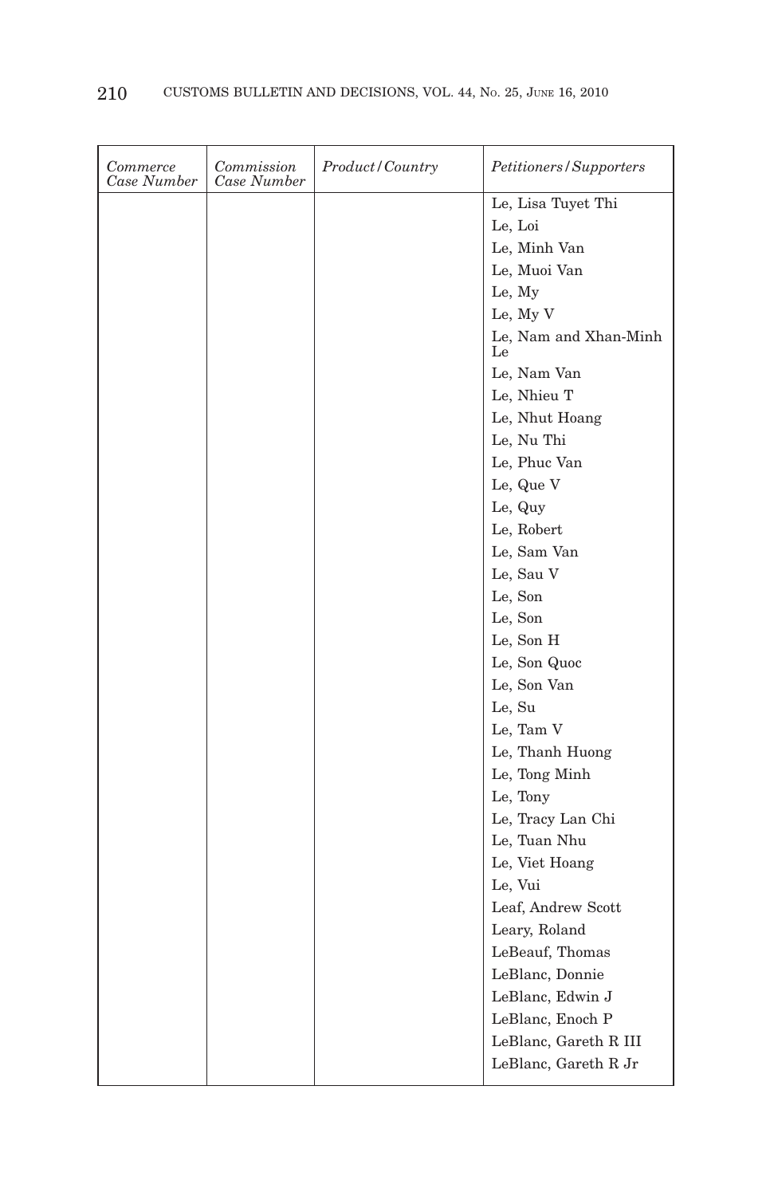| *Commerce Case Number* | *Commission Case Number* | *Product/Country* | *Petitioners/Supporters* |
|---|---|---|---|
| | | | Le, Lisa Tuyet Thi |
| | | | Le, Loi |
| | | | Le, Minh Van |
| | | | Le, Muoi Van |
| | | | Le, My |
| | | | Le, My V |
| | | | Le, Nam and Xhan-Minh Le |
| | | | Le, Nam Van |
| | | | Le, Nhieu T |
| | | | Le, Nhut Hoang |
| | | | Le, Nu Thi |
| | | | Le, Phuc Van |
| | | | Le, Que V |
| | | | Le, Quy |
| | | | Le, Robert |
| | | | Le, Sam Van |
| | | | Le, Sau V |
| | | | Le, Son |
| | | | Le, Son |
| | | | Le, Son H |
| | | | Le, Son Quoc |
| | | | Le, Son Van |
| | | | Le, Su |
| | | | Le, Tam V |
| | | | Le, Thanh Huong |
| | | | Le, Tong Minh |
| | | | Le, Tony |
| | | | Le, Tracy Lan Chi |
| | | | Le, Tuan Nhu |
| | | | Le, Viet Hoang |
| | | | Le, Vui |
| | | | Leaf, Andrew Scott |
| | | | Leary, Roland |
| | | | LeBeauf, Thomas |
| | | | LeBlanc, Donnie |
| | | | LeBlanc, Edwin J |
| | | | LeBlanc, Enoch P |
| | | | LeBlanc, Gareth R III |
| | | | LeBlanc, Gareth R Jr |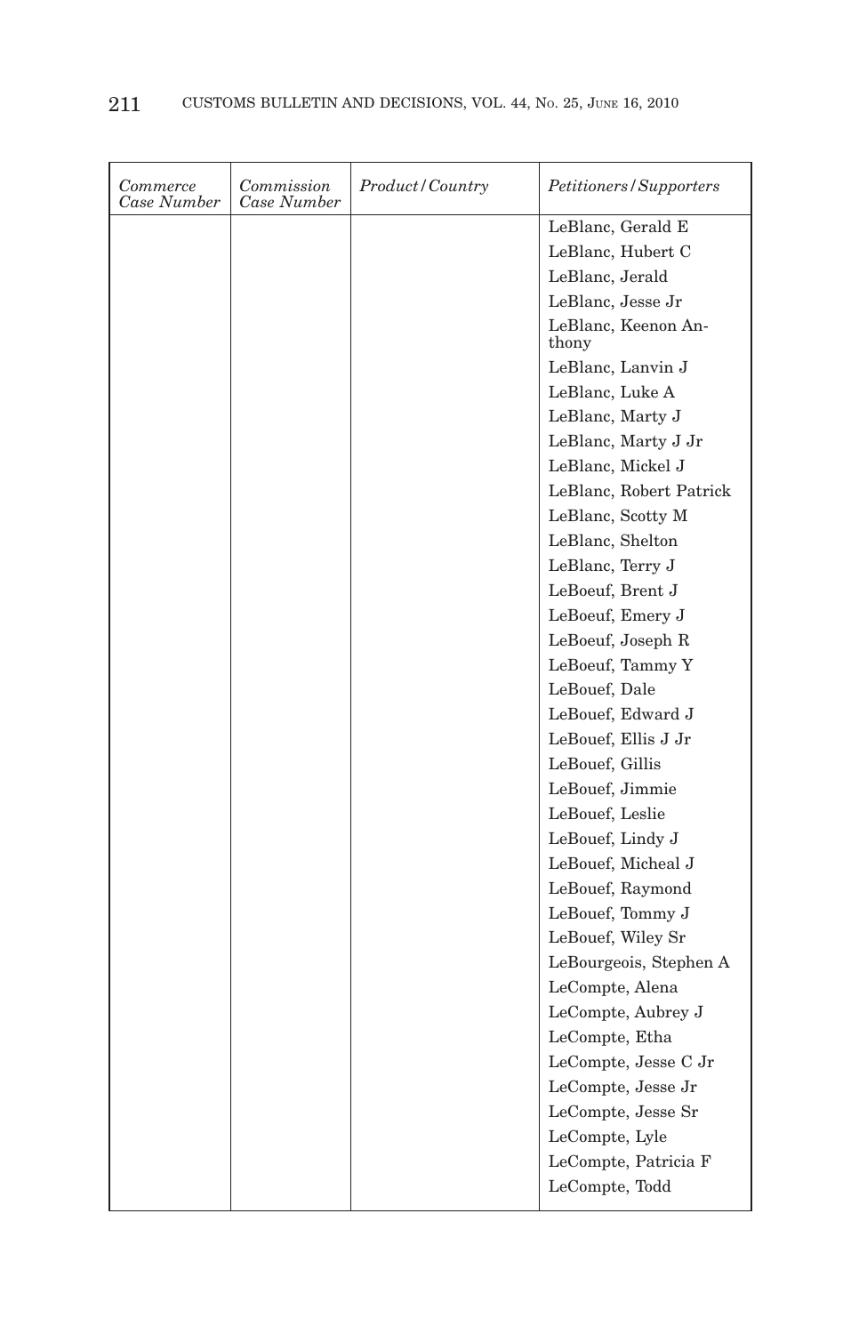| *Commerce Case Number* | *Commission Case Number* | *Product/Country* | *Petitioners/Supporters* |
|---|---|---|---|
| | | | LeBlanc, Gerald E |
| | | | LeBlanc, Hubert C |
| | | | LeBlanc, Jerald |
| | | | LeBlanc, Jesse Jr |
| | | | LeBlanc, Keenon Anthony |
| | | | LeBlanc, Lanvin J |
| | | | LeBlanc, Luke A |
| | | | LeBlanc, Marty J |
| | | | LeBlanc, Marty J Jr |
| | | | LeBlanc, Mickel J |
| | | | LeBlanc, Robert Patrick |
| | | | LeBlanc, Scotty M |
| | | | LeBlanc, Shelton |
| | | | LeBlanc, Terry J |
| | | | LeBoeuf, Brent J |
| | | | LeBoeuf, Emery J |
| | | | LeBoeuf, Joseph R |
| | | | LeBoeuf, Tammy Y |
| | | | LeBouef, Dale |
| | | | LeBouef, Edward J |
| | | | LeBouef, Ellis J Jr |
| | | | LeBouef, Gillis |
| | | | LeBouef, Jimmie |
| | | | LeBouef, Leslie |
| | | | LeBouef, Lindy J |
| | | | LeBouef, Micheal J |
| | | | LeBouef, Raymond |
| | | | LeBouef, Tommy J |
| | | | LeBouef, Wiley Sr |
| | | | LeBourgeois, Stephen A |
| | | | LeCompte, Alena |
| | | | LeCompte, Aubrey J |
| | | | LeCompte, Etha |
| | | | LeCompte, Jesse C Jr |
| | | | LeCompte, Jesse Jr |
| | | | LeCompte, Jesse Sr |
| | | | LeCompte, Lyle |
| | | | LeCompte, Patricia F |
| | | | LeCompte, Todd |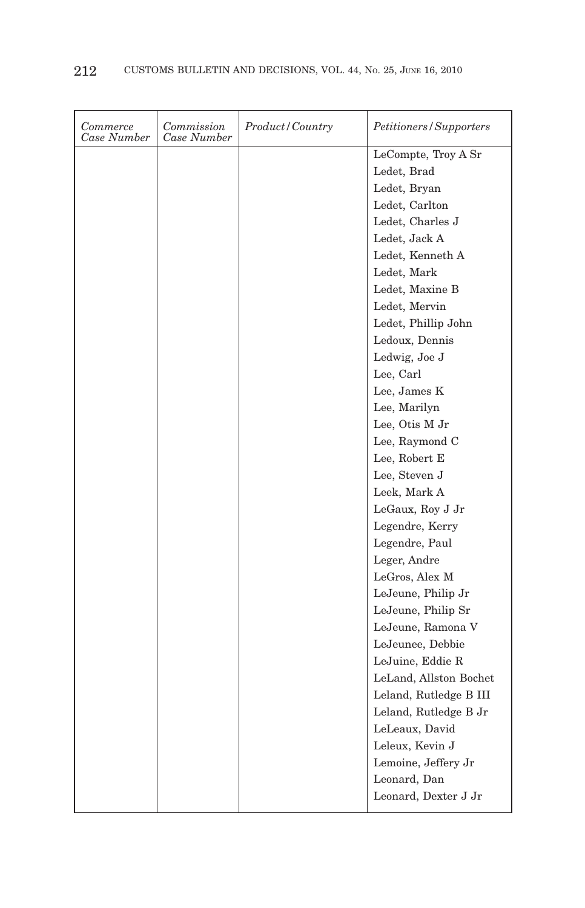| *Commerce Case Number* | *Commission Case Number* | *Product/Country* | *Petitioners/Supporters* |
|---|---|---|---|
| | | | LeCompte, Troy A Sr |
| | | | Ledet, Brad |
| | | | Ledet, Bryan |
| | | | Ledet, Carlton |
| | | | Ledet, Charles J |
| | | | Ledet, Jack A |
| | | | Ledet, Kenneth A |
| | | | Ledet, Mark |
| | | | Ledet, Maxine B |
| | | | Ledet, Mervin |
| | | | Ledet, Phillip John |
| | | | Ledoux, Dennis |
| | | | Ledwig, Joe J |
| | | | Lee, Carl |
| | | | Lee, James K |
| | | | Lee, Marilyn |
| | | | Lee, Otis M Jr |
| | | | Lee, Raymond C |
| | | | Lee, Robert E |
| | | | Lee, Steven J |
| | | | Leek, Mark A |
| | | | LeGaux, Roy J Jr |
| | | | Legendre, Kerry |
| | | | Legendre, Paul |
| | | | Leger, Andre |
| | | | LeGros, Alex M |
| | | | LeJeune, Philip Jr |
| | | | LeJeune, Philip Sr |
| | | | LeJeune, Ramona V |
| | | | LeJeunee, Debbie |
| | | | LeJuine, Eddie R |
| | | | LeLand, Allston Bochet |
| | | | Leland, Rutledge B III |
| | | | Leland, Rutledge B Jr |
| | | | LeLeaux, David |
| | | | Leleux, Kevin J |
| | | | Lemoine, Jeffery Jr |
| | | | Leonard, Dan |
| | | | Leonard, Dexter J Jr |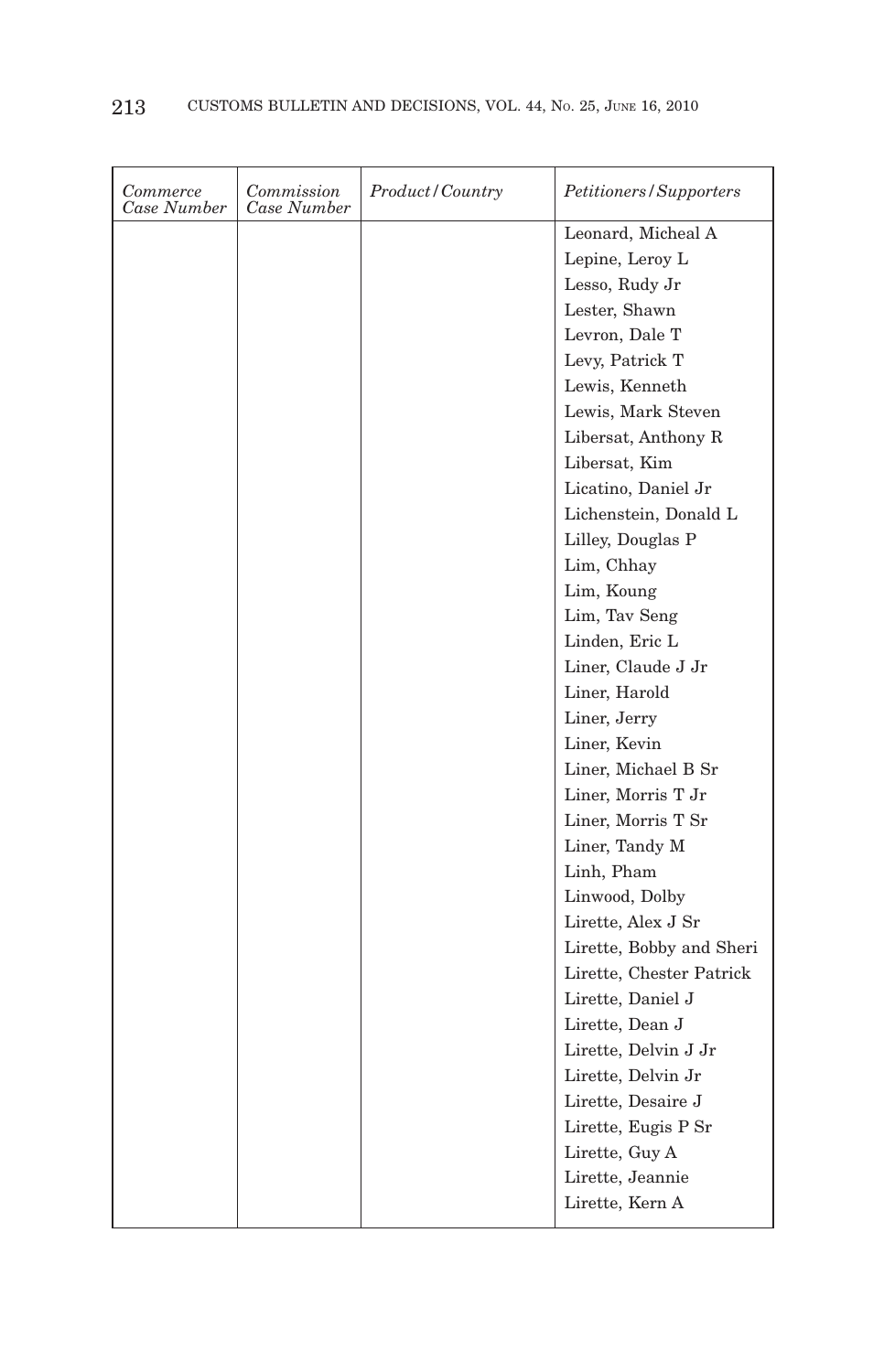| *Commerce Case Number* | *Commission Case Number* | *Product/Country* | *Petitioners/Supporters* |
|---|---|---|---|
| | | | Leonard, Micheal A |
| | | | Lepine, Leroy L |
| | | | Lesso, Rudy Jr |
| | | | Lester, Shawn |
| | | | Levron, Dale T |
| | | | Levy, Patrick T |
| | | | Lewis, Kenneth |
| | | | Lewis, Mark Steven |
| | | | Libersat, Anthony R |
| | | | Libersat, Kim |
| | | | Licatino, Daniel Jr |
| | | | Lichenstein, Donald L |
| | | | Lilley, Douglas P |
| | | | Lim, Chhay |
| | | | Lim, Koung |
| | | | Lim, Tav Seng |
| | | | Linden, Eric L |
| | | | Liner, Claude J Jr |
| | | | Liner, Harold |
| | | | Liner, Jerry |
| | | | Liner, Kevin |
| | | | Liner, Michael B Sr |
| | | | Liner, Morris T Jr |
| | | | Liner, Morris T Sr |
| | | | Liner, Tandy M |
| | | | Linh, Pham |
| | | | Linwood, Dolby |
| | | | Lirette, Alex J Sr |
| | | | Lirette, Bobby and Sheri |
| | | | Lirette, Chester Patrick |
| | | | Lirette, Daniel J |
| | | | Lirette, Dean J |
| | | | Lirette, Delvin J Jr |
| | | | Lirette, Delvin Jr |
| | | | Lirette, Desaire J |
| | | | Lirette, Eugis P Sr |
| | | | Lirette, Guy A |
| | | | Lirette, Jeannie |
| | | | Lirette, Kern A |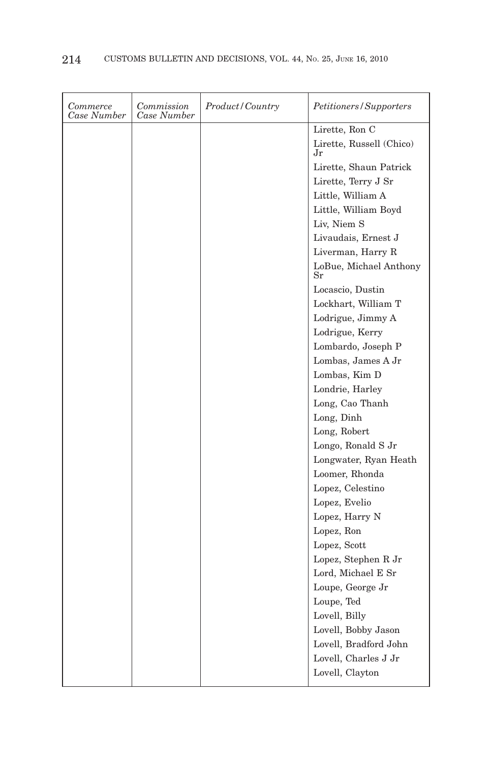| *Commerce Case Number* | *Commission Case Number* | *Product/Country* | *Petitioners/Supporters* |
|---|---|---|---|
| | | | Lirette, Ron C |
| | | | Lirette, Russell (Chico) Jr |
| | | | Lirette, Shaun Patrick |
| | | | Lirette, Terry J Sr |
| | | | Little, William A |
| | | | Little, William Boyd |
| | | | Liv, Niem S |
| | | | Livaudais, Ernest J |
| | | | Liverman, Harry R |
| | | | LoBue, Michael Anthony Sr |
| | | | Locascio, Dustin |
| | | | Lockhart, William T |
| | | | Lodrigue, Jimmy A |
| | | | Lodrigue, Kerry |
| | | | Lombardo, Joseph P |
| | | | Lombas, James A Jr |
| | | | Lombas, Kim D |
| | | | Londrie, Harley |
| | | | Long, Cao Thanh |
| | | | Long, Dinh |
| | | | Long, Robert |
| | | | Longo, Ronald S Jr |
| | | | Longwater, Ryan Heath |
| | | | Loomer, Rhonda |
| | | | Lopez, Celestino |
| | | | Lopez, Evelio |
| | | | Lopez, Harry N |
| | | | Lopez, Ron |
| | | | Lopez, Scott |
| | | | Lopez, Stephen R Jr |
| | | | Lord, Michael E Sr |
| | | | Loupe, George Jr |
| | | | Loupe, Ted |
| | | | Lovell, Billy |
| | | | Lovell, Bobby Jason |
| | | | Lovell, Bradford John |
| | | | Lovell, Charles J Jr |
| | | | Lovell, Clayton |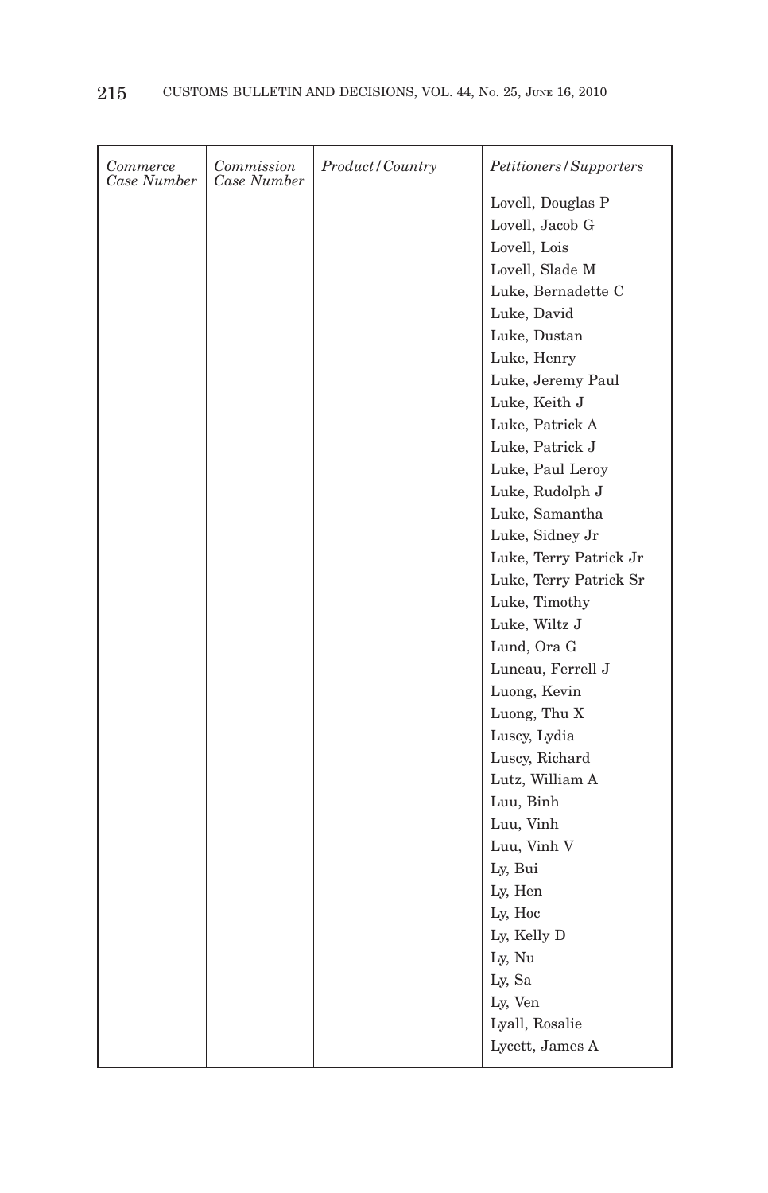| *Commerce Case Number* | *Commission Case Number* | *Product/Country* | *Petitioners/Supporters* |
|---|---|---|---|
| | | | Lovell, Douglas P |
| | | | Lovell, Jacob G |
| | | | Lovell, Lois |
| | | | Lovell, Slade M |
| | | | Luke, Bernadette C |
| | | | Luke, David |
| | | | Luke, Dustan |
| | | | Luke, Henry |
| | | | Luke, Jeremy Paul |
| | | | Luke, Keith J |
| | | | Luke, Patrick A |
| | | | Luke, Patrick J |
| | | | Luke, Paul Leroy |
| | | | Luke, Rudolph J |
| | | | Luke, Samantha |
| | | | Luke, Sidney Jr |
| | | | Luke, Terry Patrick Jr |
| | | | Luke, Terry Patrick Sr |
| | | | Luke, Timothy |
| | | | Luke, Wiltz J |
| | | | Lund, Ora G |
| | | | Luneau, Ferrell J |
| | | | Luong, Kevin |
| | | | Luong, Thu X |
| | | | Luscy, Lydia |
| | | | Luscy, Richard |
| | | | Lutz, William A |
| | | | Luu, Binh |
| | | | Luu, Vinh |
| | | | Luu, Vinh V |
| | | | Ly, Bui |
| | | | Ly, Hen |
| | | | Ly, Hoc |
| | | | Ly, Kelly D |
| | | | Ly, Nu |
| | | | Ly, Sa |
| | | | Ly, Ven |
| | | | Lyall, Rosalie |
| | | | Lycett, James A |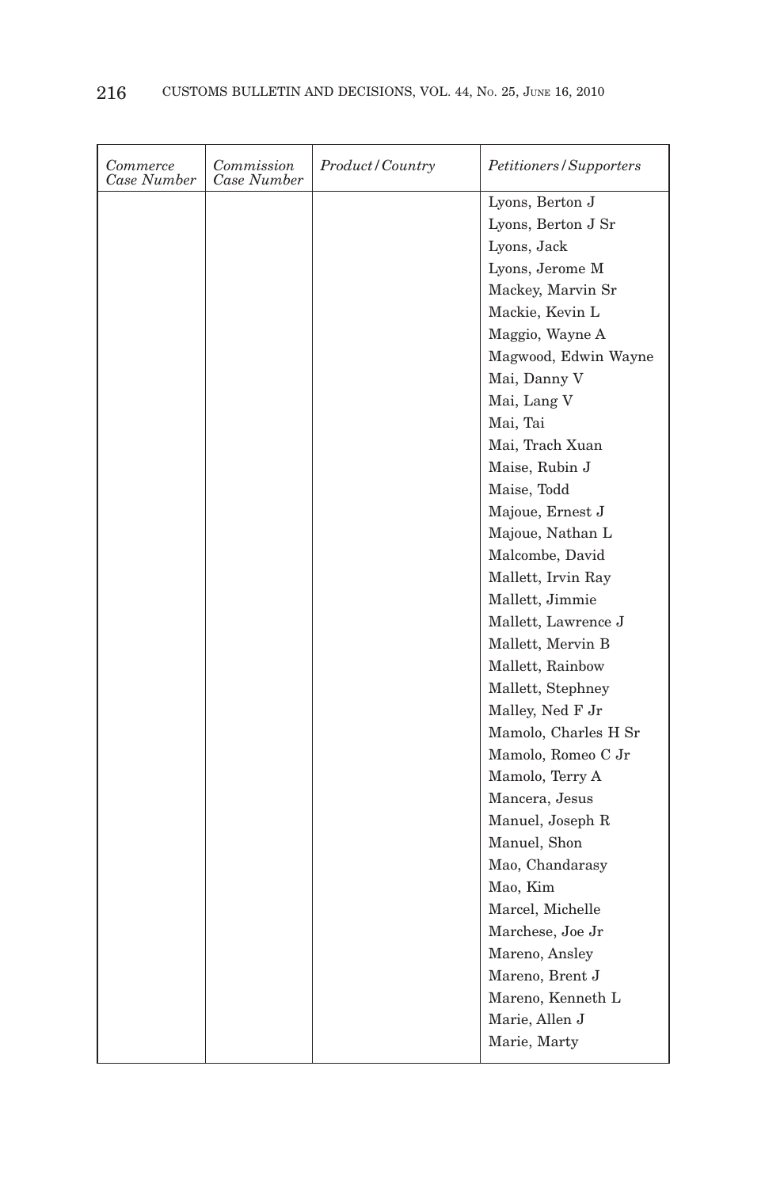| *Commerce Case Number* | *Commission Case Number* | *Product/Country* | *Petitioners/Supporters* |
|---|---|---|---|
| | | | Lyons, Berton J |
| | | | Lyons, Berton J Sr |
| | | | Lyons, Jack |
| | | | Lyons, Jerome M |
| | | | Mackey, Marvin Sr |
| | | | Mackie, Kevin L |
| | | | Maggio, Wayne A |
| | | | Magwood, Edwin Wayne |
| | | | Mai, Danny V |
| | | | Mai, Lang V |
| | | | Mai, Tai |
| | | | Mai, Trach Xuan |
| | | | Maise, Rubin J |
| | | | Maise, Todd |
| | | | Majoue, Ernest J |
| | | | Majoue, Nathan L |
| | | | Malcombe, David |
| | | | Mallett, Irvin Ray |
| | | | Mallett, Jimmie |
| | | | Mallett, Lawrence J |
| | | | Mallett, Mervin B |
| | | | Mallett, Rainbow |
| | | | Mallett, Stephney |
| | | | Malley, Ned F Jr |
| | | | Mamolo, Charles H Sr |
| | | | Mamolo, Romeo C Jr |
| | | | Mamolo, Terry A |
| | | | Mancera, Jesus |
| | | | Manuel, Joseph R |
| | | | Manuel, Shon |
| | | | Mao, Chandarasy |
| | | | Mao, Kim |
| | | | Marcel, Michelle |
| | | | Marchese, Joe Jr |
| | | | Mareno, Ansley |
| | | | Mareno, Brent J |
| | | | Mareno, Kenneth L |
| | | | Marie, Allen J |
| | | | Marie, Marty |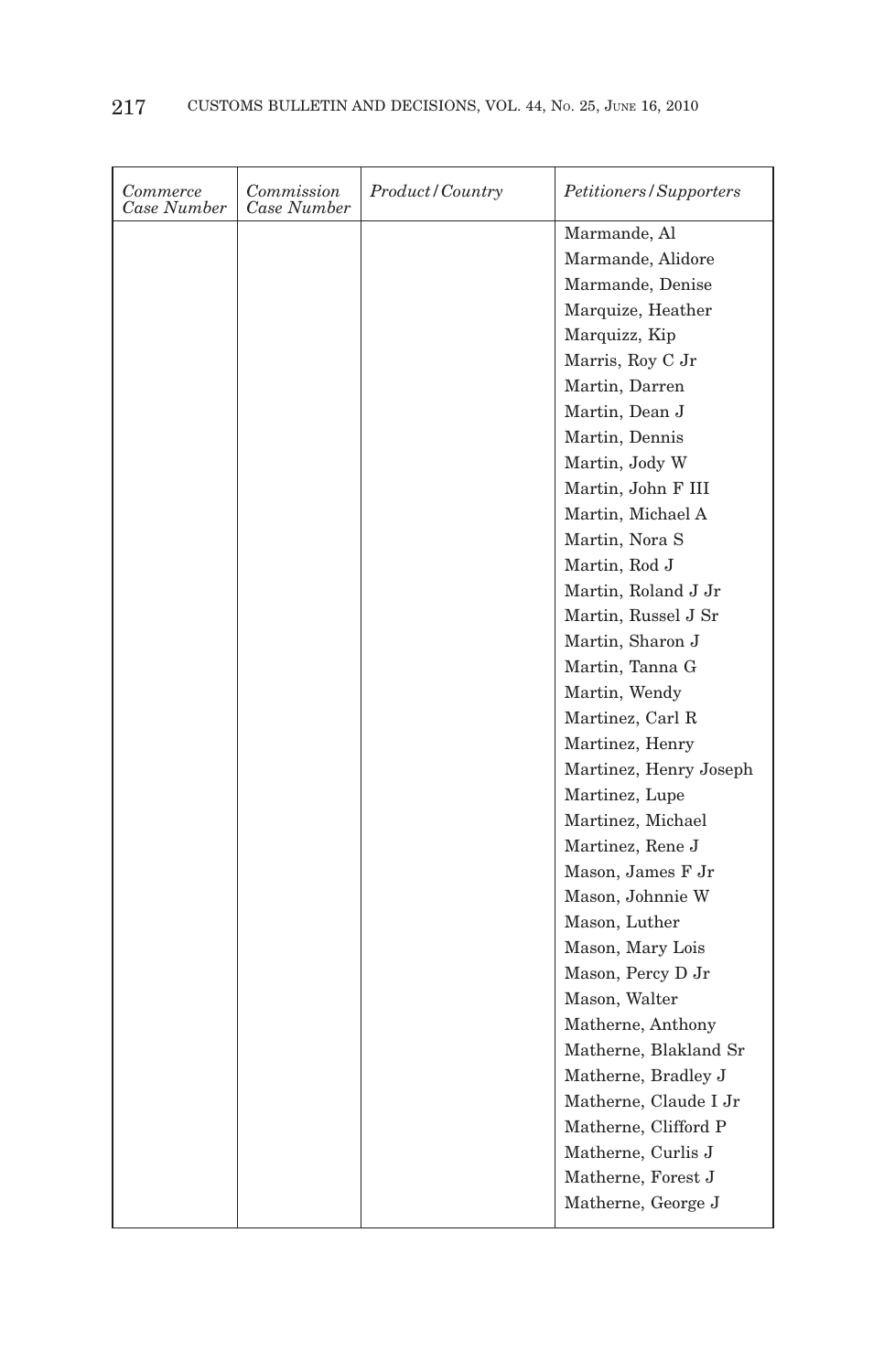| *Commerce Case Number* | *Commission Case Number* | *Product/Country* | *Petitioners/Supporters* |
|---|---|---|---|
| | | | Marmande, Al |
| | | | Marmande, Alidore |
| | | | Marmande, Denise |
| | | | Marquize, Heather |
| | | | Marquizz, Kip |
| | | | Marris, Roy C Jr |
| | | | Martin, Darren |
| | | | Martin, Dean J |
| | | | Martin, Dennis |
| | | | Martin, Jody W |
| | | | Martin, John F III |
| | | | Martin, Michael A |
| | | | Martin, Nora S |
| | | | Martin, Rod J |
| | | | Martin, Roland J Jr |
| | | | Martin, Russel J Sr |
| | | | Martin, Sharon J |
| | | | Martin, Tanna G |
| | | | Martin, Wendy |
| | | | Martinez, Carl R |
| | | | Martinez, Henry |
| | | | Martinez, Henry Joseph |
| | | | Martinez, Lupe |
| | | | Martinez, Michael |
| | | | Martinez, Rene J |
| | | | Mason, James F Jr |
| | | | Mason, Johnnie W |
| | | | Mason, Luther |
| | | | Mason, Mary Lois |
| | | | Mason, Percy D Jr |
| | | | Mason, Walter |
| | | | Matherne, Anthony |
| | | | Matherne, Blakland Sr |
| | | | Matherne, Bradley J |
| | | | Matherne, Claude I Jr |
| | | | Matherne, Clifford P |
| | | | Matherne, Curlis J |
| | | | Matherne, Forest J |
| | | | Matherne, George J |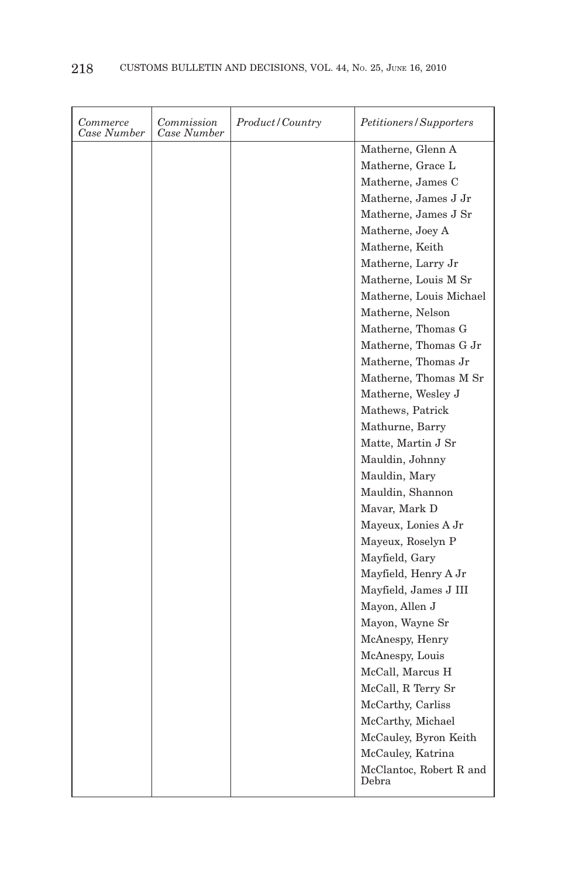| *Commerce Case Number* | *Commission Case Number* | *Product/Country* | *Petitioners/Supporters* |
|---|---|---|---|
| | | | Matherne, Glenn A |
| | | | Matherne, Grace L |
| | | | Matherne, James C |
| | | | Matherne, James J Jr |
| | | | Matherne, James J Sr |
| | | | Matherne, Joey A |
| | | | Matherne, Keith |
| | | | Matherne, Larry Jr |
| | | | Matherne, Louis M Sr |
| | | | Matherne, Louis Michael |
| | | | Matherne, Nelson |
| | | | Matherne, Thomas G |
| | | | Matherne, Thomas G Jr |
| | | | Matherne, Thomas Jr |
| | | | Matherne, Thomas M Sr |
| | | | Matherne, Wesley J |
| | | | Mathews, Patrick |
| | | | Mathurne, Barry |
| | | | Matte, Martin J Sr |
| | | | Mauldin, Johnny |
| | | | Mauldin, Mary |
| | | | Mauldin, Shannon |
| | | | Mavar, Mark D |
| | | | Mayeux, Lonies A Jr |
| | | | Mayeux, Roselyn P |
| | | | Mayfield, Gary |
| | | | Mayfield, Henry A Jr |
| | | | Mayfield, James J III |
| | | | Mayon, Allen J |
| | | | Mayon, Wayne Sr |
| | | | McAnespy, Henry |
| | | | McAnespy, Louis |
| | | | McCall, Marcus H |
| | | | McCall, R Terry Sr |
| | | | McCarthy, Carliss |
| | | | McCarthy, Michael |
| | | | McCauley, Byron Keith |
| | | | McCauley, Katrina |
| | | | McClantoc, Robert R and Debra |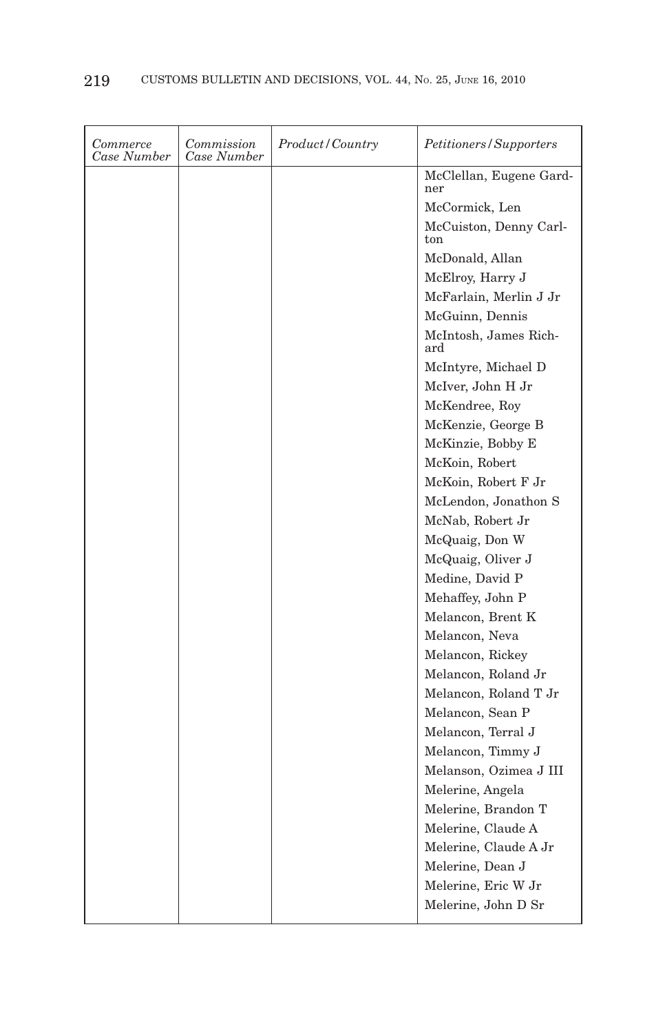| *Commerce Case Number* | *Commission Case Number* | *Product/Country* | *Petitioners/Supporters* |
| --- | --- | --- | --- |
| | | | McClellan, Eugene Gardner |
| | | | McCormick, Len |
| | | | McCuiston, Denny Carlton |
| | | | McDonald, Allan |
| | | | McElroy, Harry J |
| | | | McFarlain, Merlin J Jr |
| | | | McGuinn, Dennis |
| | | | McIntosh, James Richard |
| | | | McIntyre, Michael D |
| | | | McIver, John H Jr |
| | | | McKendree, Roy |
| | | | McKenzie, George B |
| | | | McKinzie, Bobby E |
| | | | McKoin, Robert |
| | | | McKoin, Robert F Jr |
| | | | McLendon, Jonathon S |
| | | | McNab, Robert Jr |
| | | | McQuaig, Don W |
| | | | McQuaig, Oliver J |
| | | | Medine, David P |
| | | | Mehaffey, John P |
| | | | Melancon, Brent K |
| | | | Melancon, Neva |
| | | | Melancon, Rickey |
| | | | Melancon, Roland Jr |
| | | | Melancon, Roland T Jr |
| | | | Melancon, Sean P |
| | | | Melancon, Terral J |
| | | | Melancon, Timmy J |
| | | | Melanson, Ozimea J III |
| | | | Melerine, Angela |
| | | | Melerine, Brandon T |
| | | | Melerine, Claude A |
| | | | Melerine, Claude A Jr |
| | | | Melerine, Dean J |
| | | | Melerine, Eric W Jr |
| | | | Melerine, John D Sr |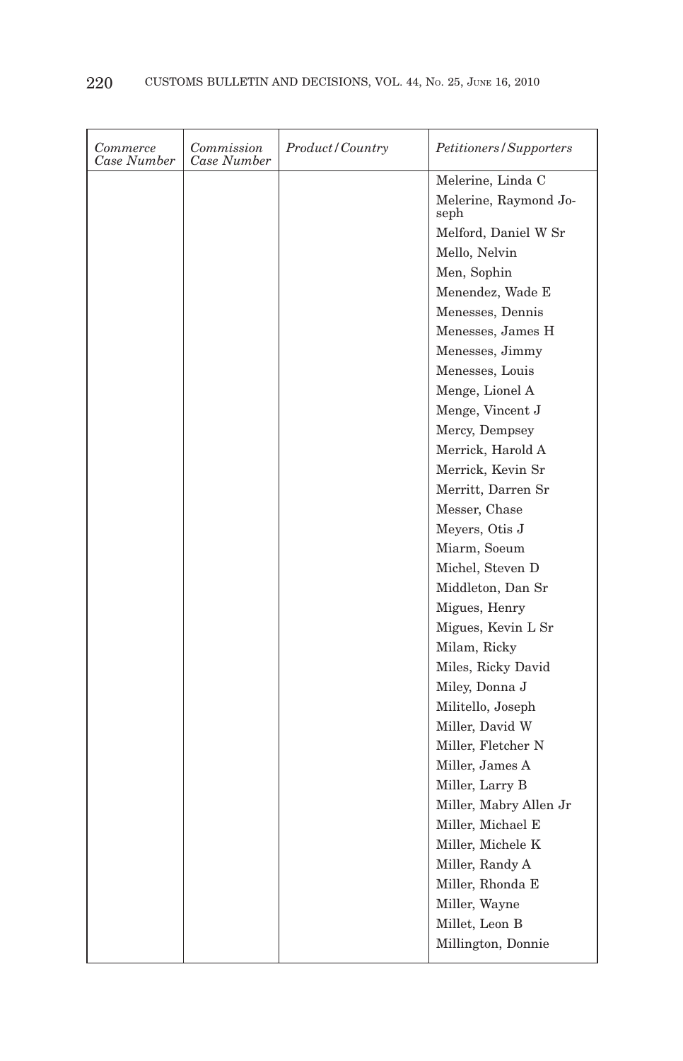| Commerce Case Number | Commission Case Number | Product/Country | Petitioners/Supporters |
|---|---|---|---|
| | | | Melerine, Linda C |
| | | | Melerine, Raymond Joseph |
| | | | Melford, Daniel W Sr |
| | | | Mello, Nelvin |
| | | | Men, Sophin |
| | | | Menendez, Wade E |
| | | | Menesses, Dennis |
| | | | Menesses, James H |
| | | | Menesses, Jimmy |
| | | | Menesses, Louis |
| | | | Menge, Lionel A |
| | | | Menge, Vincent J |
| | | | Mercy, Dempsey |
| | | | Merrick, Harold A |
| | | | Merrick, Kevin Sr |
| | | | Merritt, Darren Sr |
| | | | Messer, Chase |
| | | | Meyers, Otis J |
| | | | Miarm, Soeum |
| | | | Michel, Steven D |
| | | | Middleton, Dan Sr |
| | | | Migues, Henry |
| | | | Migues, Kevin L Sr |
| | | | Milam, Ricky |
| | | | Miles, Ricky David |
| | | | Miley, Donna J |
| | | | Militello, Joseph |
| | | | Miller, David W |
| | | | Miller, Fletcher N |
| | | | Miller, James A |
| | | | Miller, Larry B |
| | | | Miller, Mabry Allen Jr |
| | | | Miller, Michael E |
| | | | Miller, Michele K |
| | | | Miller, Randy A |
| | | | Miller, Rhonda E |
| | | | Miller, Wayne |
| | | | Millet, Leon B |
| | | | Millington, Donnie |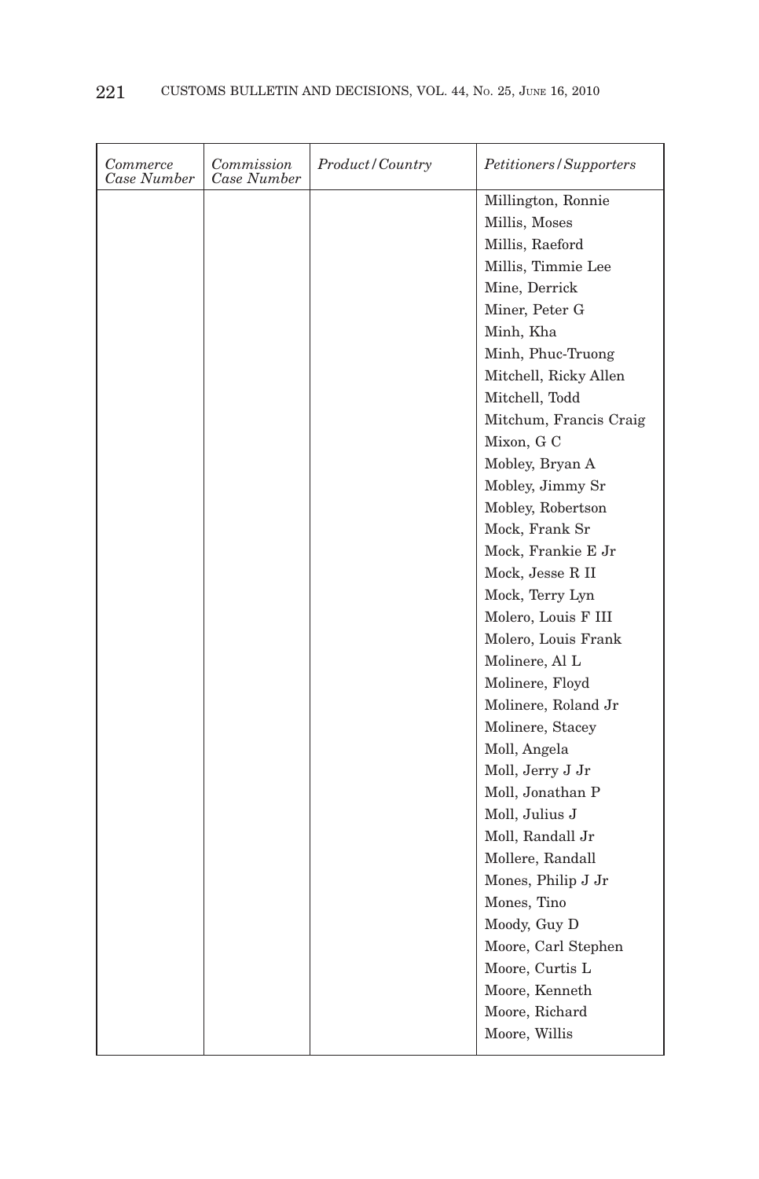| *Commerce Case Number* | *Commission Case Number* | *Product/Country* | *Petitioners/Supporters* |
|---|---|---|---|
| | | | Millington, Ronnie |
| | | | Millis, Moses |
| | | | Millis, Raeford |
| | | | Millis, Timmie Lee |
| | | | Mine, Derrick |
| | | | Miner, Peter G |
| | | | Minh, Kha |
| | | | Minh, Phuc-Truong |
| | | | Mitchell, Ricky Allen |
| | | | Mitchell, Todd |
| | | | Mitchum, Francis Craig |
| | | | Mixon, G C |
| | | | Mobley, Bryan A |
| | | | Mobley, Jimmy Sr |
| | | | Mobley, Robertson |
| | | | Mock, Frank Sr |
| | | | Mock, Frankie E Jr |
| | | | Mock, Jesse R II |
| | | | Mock, Terry Lyn |
| | | | Molero, Louis F III |
| | | | Molero, Louis Frank |
| | | | Molinere, Al L |
| | | | Molinere, Floyd |
| | | | Molinere, Roland Jr |
| | | | Molinere, Stacey |
| | | | Moll, Angela |
| | | | Moll, Jerry J Jr |
| | | | Moll, Jonathan P |
| | | | Moll, Julius J |
| | | | Moll, Randall Jr |
| | | | Mollere, Randall |
| | | | Mones, Philip J Jr |
| | | | Mones, Tino |
| | | | Moody, Guy D |
| | | | Moore, Carl Stephen |
| | | | Moore, Curtis L |
| | | | Moore, Kenneth |
| | | | Moore, Richard |
| | | | Moore, Willis |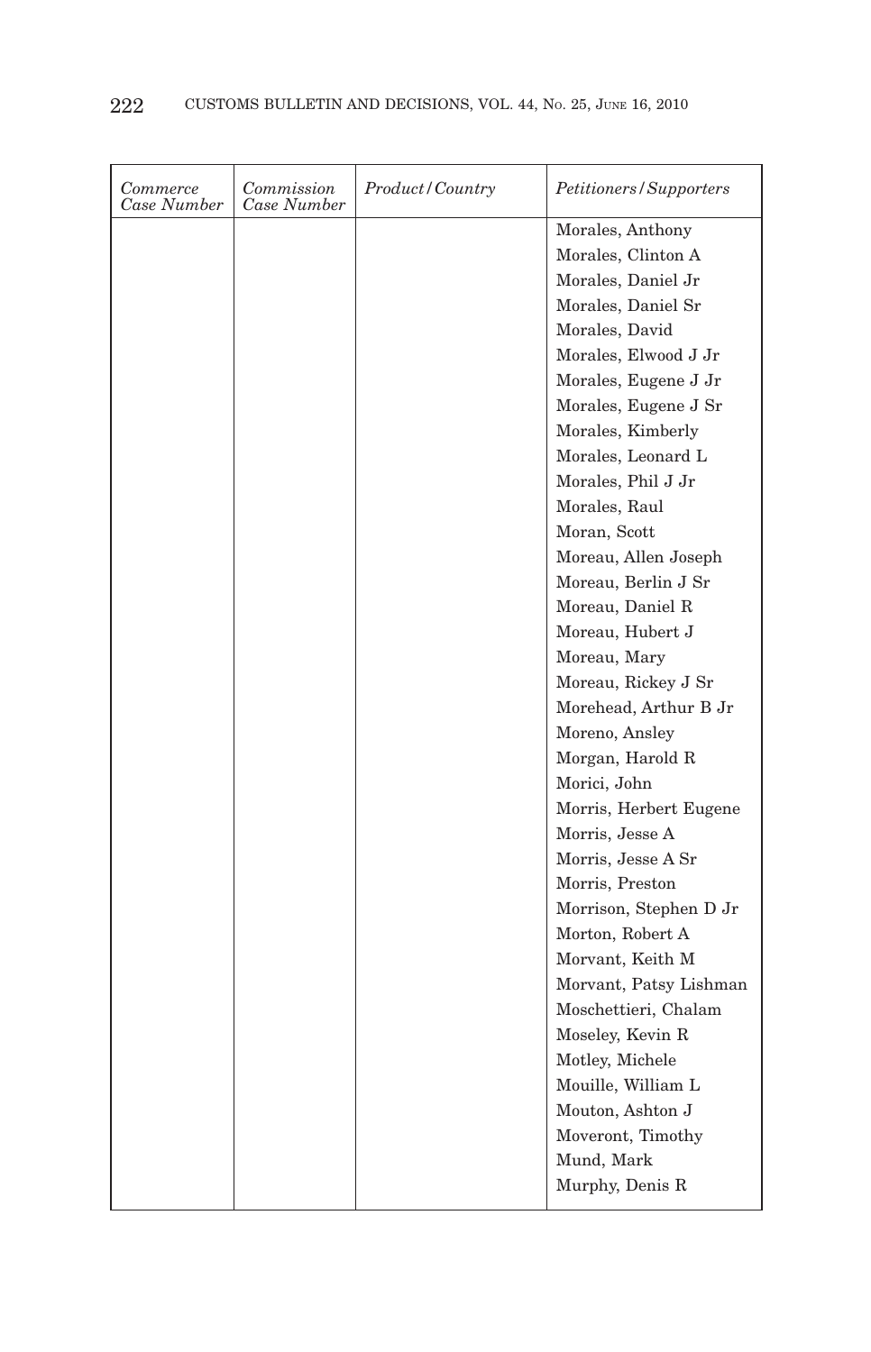| *Commerce Case Number* | *Commission Case Number* | *Product/Country* | *Petitioners/Supporters* |
| --- | --- | --- | --- |
| | | | Morales, Anthony |
| | | | Morales, Clinton A |
| | | | Morales, Daniel Jr |
| | | | Morales, Daniel Sr |
| | | | Morales, David |
| | | | Morales, Elwood J Jr |
| | | | Morales, Eugene J Jr |
| | | | Morales, Eugene J Sr |
| | | | Morales, Kimberly |
| | | | Morales, Leonard L |
| | | | Morales, Phil J Jr |
| | | | Morales, Raul |
| | | | Moran, Scott |
| | | | Moreau, Allen Joseph |
| | | | Moreau, Berlin J Sr |
| | | | Moreau, Daniel R |
| | | | Moreau, Hubert J |
| | | | Moreau, Mary |
| | | | Moreau, Rickey J Sr |
| | | | Morehead, Arthur B Jr |
| | | | Moreno, Ansley |
| | | | Morgan, Harold R |
| | | | Morici, John |
| | | | Morris, Herbert Eugene |
| | | | Morris, Jesse A |
| | | | Morris, Jesse A Sr |
| | | | Morris, Preston |
| | | | Morrison, Stephen D Jr |
| | | | Morton, Robert A |
| | | | Morvant, Keith M |
| | | | Morvant, Patsy Lishman |
| | | | Moschettieri, Chalam |
| | | | Moseley, Kevin R |
| | | | Motley, Michele |
| | | | Mouille, William L |
| | | | Mouton, Ashton J |
| | | | Moveront, Timothy |
| | | | Mund, Mark |
| | | | Murphy, Denis R |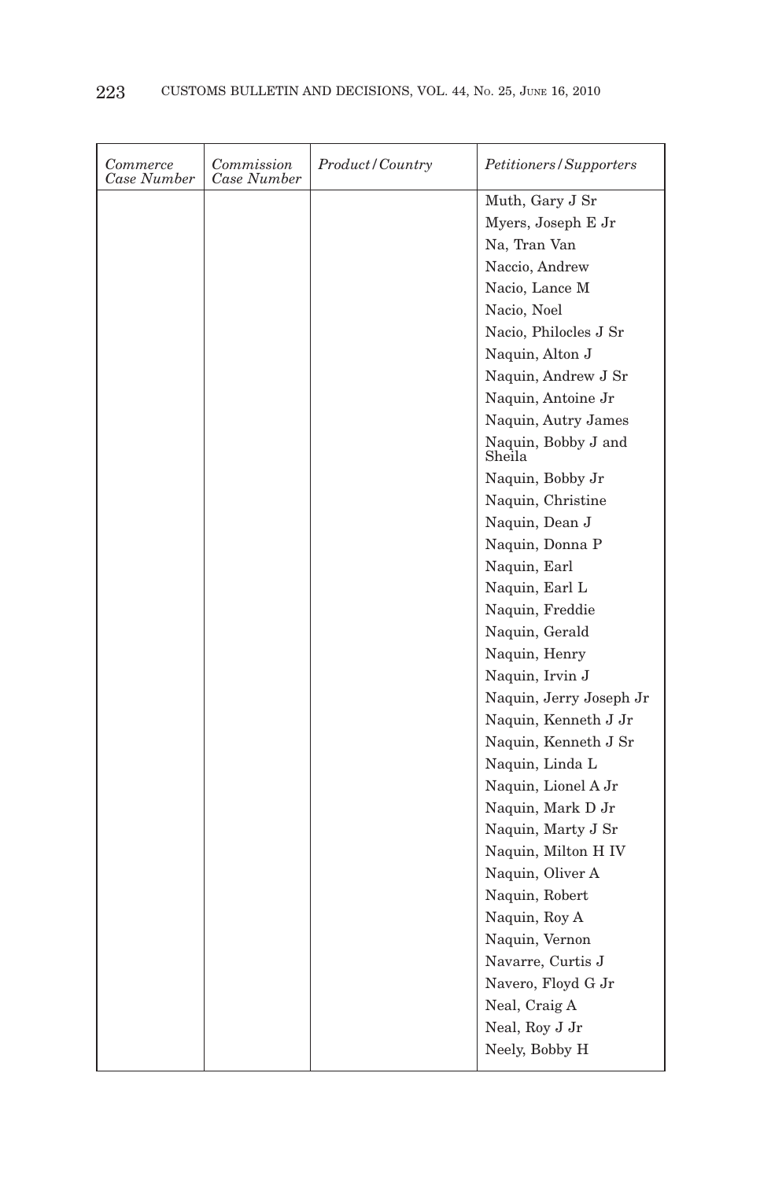| *Commerce Case Number* | *Commission Case Number* | *Product/Country* | *Petitioners/Supporters* |
|---|---|---|---|
| | | | Muth, Gary J Sr |
| | | | Myers, Joseph E Jr |
| | | | Na, Tran Van |
| | | | Naccio, Andrew |
| | | | Nacio, Lance M |
| | | | Nacio, Noel |
| | | | Nacio, Philocles J Sr |
| | | | Naquin, Alton J |
| | | | Naquin, Andrew J Sr |
| | | | Naquin, Antoine Jr |
| | | | Naquin, Autry James |
| | | | Naquin, Bobby J and Sheila |
| | | | Naquin, Bobby Jr |
| | | | Naquin, Christine |
| | | | Naquin, Dean J |
| | | | Naquin, Donna P |
| | | | Naquin, Earl |
| | | | Naquin, Earl L |
| | | | Naquin, Freddie |
| | | | Naquin, Gerald |
| | | | Naquin, Henry |
| | | | Naquin, Irvin J |
| | | | Naquin, Jerry Joseph Jr |
| | | | Naquin, Kenneth J Jr |
| | | | Naquin, Kenneth J Sr |
| | | | Naquin, Linda L |
| | | | Naquin, Lionel A Jr |
| | | | Naquin, Mark D Jr |
| | | | Naquin, Marty J Sr |
| | | | Naquin, Milton H IV |
| | | | Naquin, Oliver A |
| | | | Naquin, Robert |
| | | | Naquin, Roy A |
| | | | Naquin, Vernon |
| | | | Navarre, Curtis J |
| | | | Navero, Floyd G Jr |
| | | | Neal, Craig A |
| | | | Neal, Roy J Jr |
| | | | Neely, Bobby H |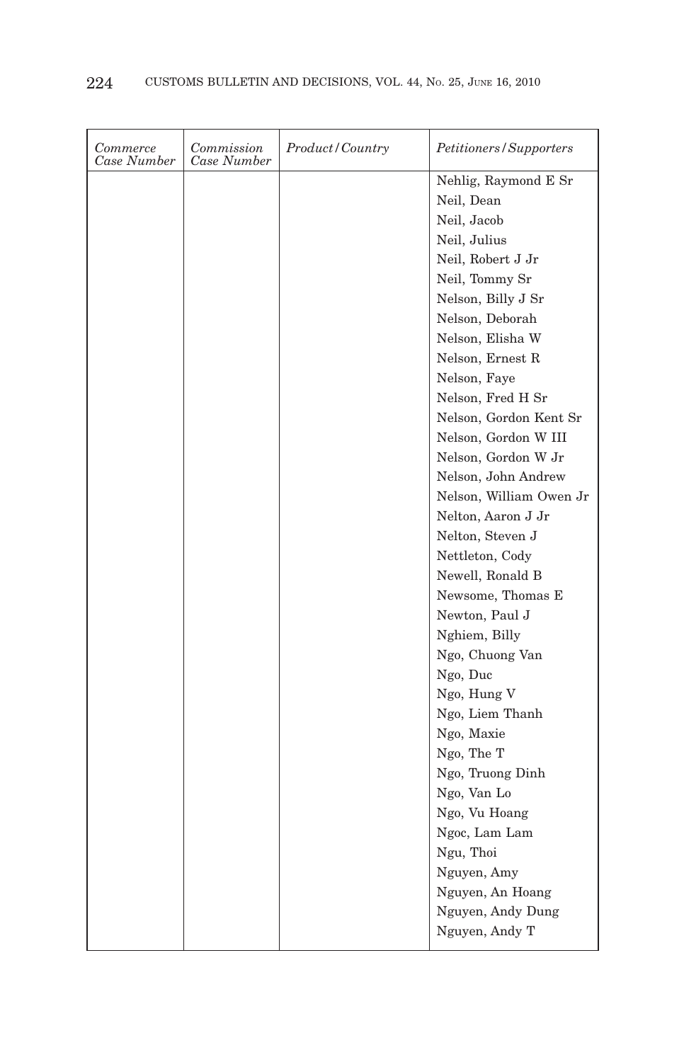| *Commerce Case Number* | *Commission Case Number* | *Product/Country* | *Petitioners/Supporters* |
|---|---|---|---|
| | | | Nehlig, Raymond E Sr |
| | | | Neil, Dean |
| | | | Neil, Jacob |
| | | | Neil, Julius |
| | | | Neil, Robert J Jr |
| | | | Neil, Tommy Sr |
| | | | Nelson, Billy J Sr |
| | | | Nelson, Deborah |
| | | | Nelson, Elisha W |
| | | | Nelson, Ernest R |
| | | | Nelson, Faye |
| | | | Nelson, Fred H Sr |
| | | | Nelson, Gordon Kent Sr |
| | | | Nelson, Gordon W III |
| | | | Nelson, Gordon W Jr |
| | | | Nelson, John Andrew |
| | | | Nelson, William Owen Jr |
| | | | Nelton, Aaron J Jr |
| | | | Nelton, Steven J |
| | | | Nettleton, Cody |
| | | | Newell, Ronald B |
| | | | Newsome, Thomas E |
| | | | Newton, Paul J |
| | | | Nghiem, Billy |
| | | | Ngo, Chuong Van |
| | | | Ngo, Duc |
| | | | Ngo, Hung V |
| | | | Ngo, Liem Thanh |
| | | | Ngo, Maxie |
| | | | Ngo, The T |
| | | | Ngo, Truong Dinh |
| | | | Ngo, Van Lo |
| | | | Ngo, Vu Hoang |
| | | | Ngoc, Lam Lam |
| | | | Ngu, Thoi |
| | | | Nguyen, Amy |
| | | | Nguyen, An Hoang |
| | | | Nguyen, Andy Dung |
| | | | Nguyen, Andy T |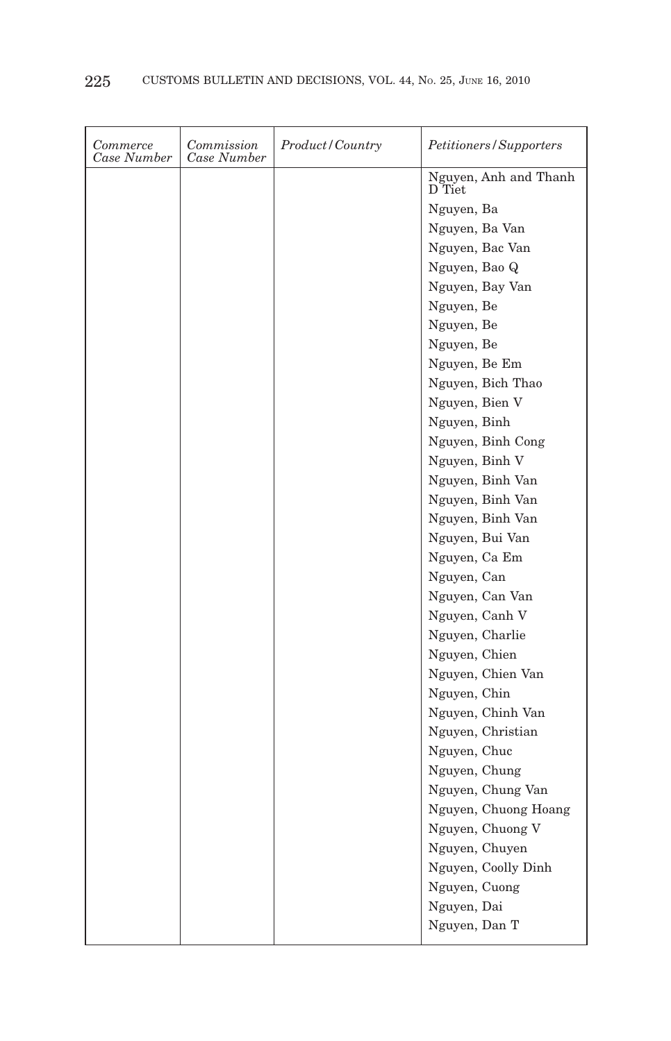| *Commerce Case Number* | *Commission Case Number* | *Product/Country* | *Petitioners/Supporters* |
|---|---|---|---|
| | | | Nguyen, Anh and Thanh D Tiet |
| | | | Nguyen, Ba |
| | | | Nguyen, Ba Van |
| | | | Nguyen, Bac Van |
| | | | Nguyen, Bao Q |
| | | | Nguyen, Bay Van |
| | | | Nguyen, Be |
| | | | Nguyen, Be |
| | | | Nguyen, Be |
| | | | Nguyen, Be Em |
| | | | Nguyen, Bich Thao |
| | | | Nguyen, Bien V |
| | | | Nguyen, Binh |
| | | | Nguyen, Binh Cong |
| | | | Nguyen, Binh V |
| | | | Nguyen, Binh Van |
| | | | Nguyen, Binh Van |
| | | | Nguyen, Binh Van |
| | | | Nguyen, Bui Van |
| | | | Nguyen, Ca Em |
| | | | Nguyen, Can |
| | | | Nguyen, Can Van |
| | | | Nguyen, Canh V |
| | | | Nguyen, Charlie |
| | | | Nguyen, Chien |
| | | | Nguyen, Chien Van |
| | | | Nguyen, Chin |
| | | | Nguyen, Chinh Van |
| | | | Nguyen, Christian |
| | | | Nguyen, Chuc |
| | | | Nguyen, Chung |
| | | | Nguyen, Chung Van |
| | | | Nguyen, Chuong Hoang |
| | | | Nguyen, Chuong V |
| | | | Nguyen, Chuyen |
| | | | Nguyen, Coolly Dinh |
| | | | Nguyen, Cuong |
| | | | Nguyen, Dai |
| | | | Nguyen, Dan T |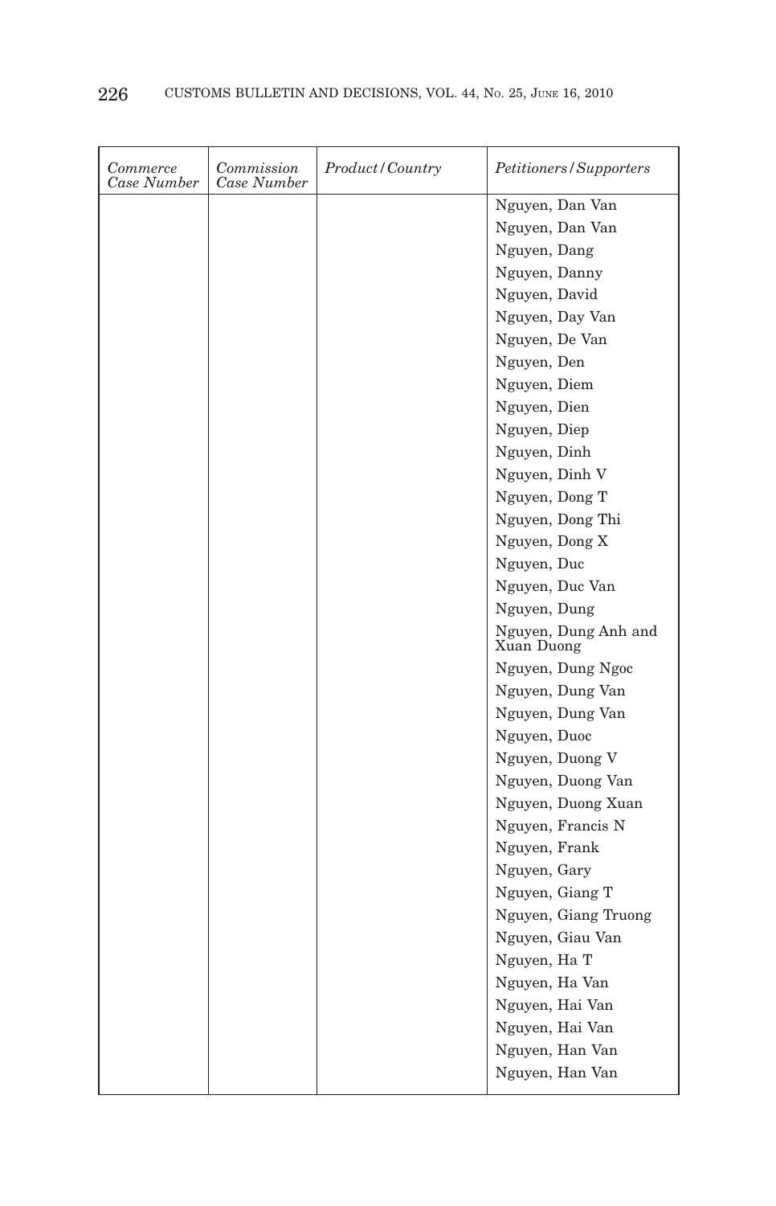| *Commerce Case Number* | *Commission Case Number* | *Product/Country* | *Petitioners/Supporters* |
|---|---|---|---|
| | | | Nguyen, Dan Van |
| | | | Nguyen, Dan Van |
| | | | Nguyen, Dang |
| | | | Nguyen, Danny |
| | | | Nguyen, David |
| | | | Nguyen, Day Van |
| | | | Nguyen, De Van |
| | | | Nguyen, Den |
| | | | Nguyen, Diem |
| | | | Nguyen, Dien |
| | | | Nguyen, Diep |
| | | | Nguyen, Dinh |
| | | | Nguyen, Dinh V |
| | | | Nguyen, Dong T |
| | | | Nguyen, Dong Thi |
| | | | Nguyen, Dong X |
| | | | Nguyen, Duc |
| | | | Nguyen, Duc Van |
| | | | Nguyen, Dung |
| | | | Nguyen, Dung Anh and Xuan Duong |
| | | | Nguyen, Dung Ngoc |
| | | | Nguyen, Dung Van |
| | | | Nguyen, Dung Van |
| | | | Nguyen, Duoc |
| | | | Nguyen, Duong V |
| | | | Nguyen, Duong Van |
| | | | Nguyen, Duong Xuan |
| | | | Nguyen, Francis N |
| | | | Nguyen, Frank |
| | | | Nguyen, Gary |
| | | | Nguyen, Giang T |
| | | | Nguyen, Giang Truong |
| | | | Nguyen, Giau Van |
| | | | Nguyen, Ha T |
| | | | Nguyen, Ha Van |
| | | | Nguyen, Hai Van |
| | | | Nguyen, Hai Van |
| | | | Nguyen, Han Van |
| | | | Nguyen, Han Van |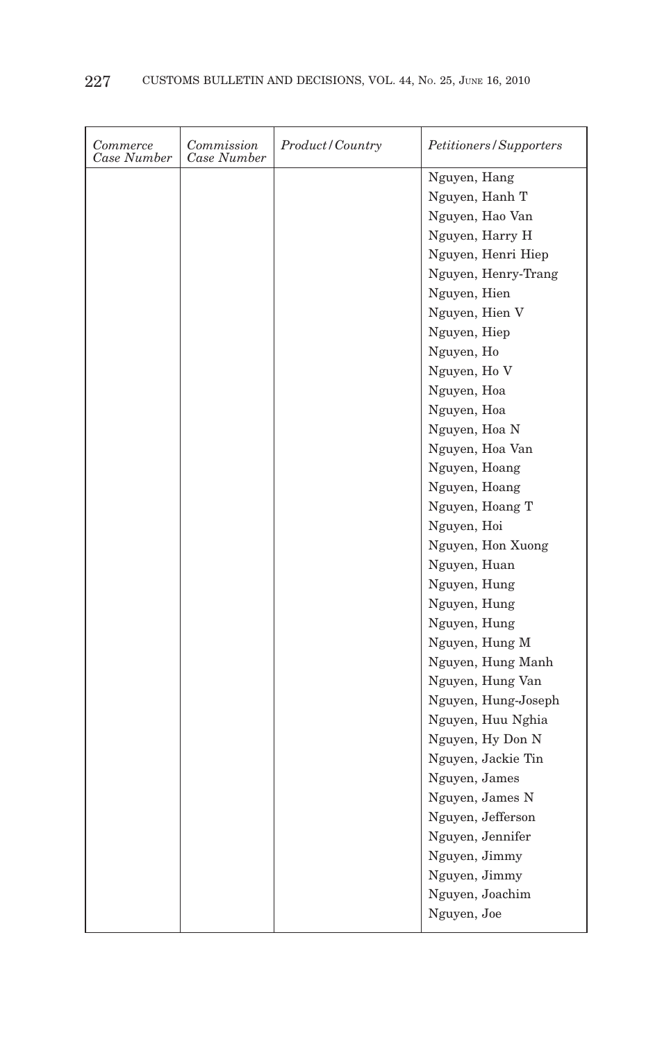| *Commerce Case Number* | *Commission Case Number* | *Product/Country* | *Petitioners/Supporters* |
|---|---|---|---|
| | | | Nguyen, Hang |
| | | | Nguyen, Hanh T |
| | | | Nguyen, Hao Van |
| | | | Nguyen, Harry H |
| | | | Nguyen, Henri Hiep |
| | | | Nguyen, Henry-Trang |
| | | | Nguyen, Hien |
| | | | Nguyen, Hien V |
| | | | Nguyen, Hiep |
| | | | Nguyen, Ho |
| | | | Nguyen, Ho V |
| | | | Nguyen, Hoa |
| | | | Nguyen, Hoa |
| | | | Nguyen, Hoa N |
| | | | Nguyen, Hoa Van |
| | | | Nguyen, Hoang |
| | | | Nguyen, Hoang |
| | | | Nguyen, Hoang T |
| | | | Nguyen, Hoi |
| | | | Nguyen, Hon Xuong |
| | | | Nguyen, Huan |
| | | | Nguyen, Hung |
| | | | Nguyen, Hung |
| | | | Nguyen, Hung |
| | | | Nguyen, Hung M |
| | | | Nguyen, Hung Manh |
| | | | Nguyen, Hung Van |
| | | | Nguyen, Hung-Joseph |
| | | | Nguyen, Huu Nghia |
| | | | Nguyen, Hy Don N |
| | | | Nguyen, Jackie Tin |
| | | | Nguyen, James |
| | | | Nguyen, James N |
| | | | Nguyen, Jefferson |
| | | | Nguyen, Jennifer |
| | | | Nguyen, Jimmy |
| | | | Nguyen, Jimmy |
| | | | Nguyen, Joachim |
| | | | Nguyen, Joe |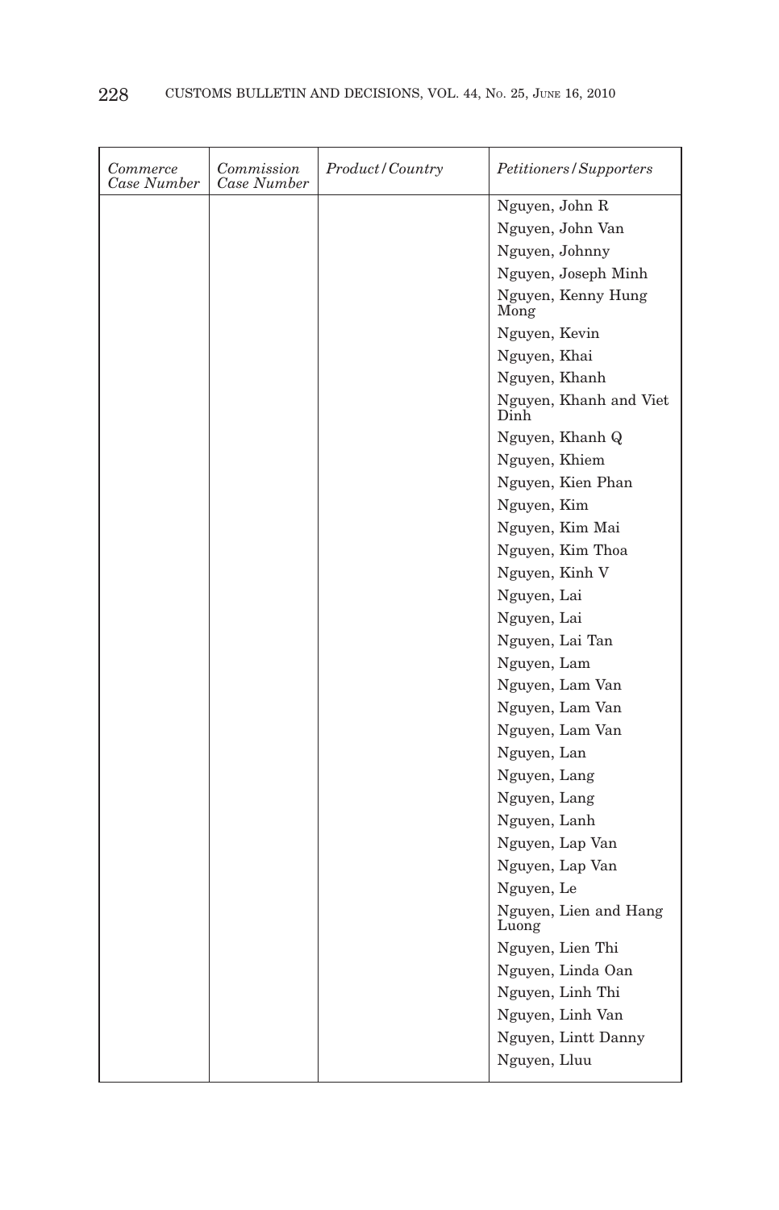| *Commerce Case Number* | *Commission Case Number* | *Product/Country* | *Petitioners/Supporters* |
|---|---|---|---|
| | | | Nguyen, John R |
| | | | Nguyen, John Van |
| | | | Nguyen, Johnny |
| | | | Nguyen, Joseph Minh |
| | | | Nguyen, Kenny Hung Mong |
| | | | Nguyen, Kevin |
| | | | Nguyen, Khai |
| | | | Nguyen, Khanh |
| | | | Nguyen, Khanh and Viet Dinh |
| | | | Nguyen, Khanh Q |
| | | | Nguyen, Khiem |
| | | | Nguyen, Kien Phan |
| | | | Nguyen, Kim |
| | | | Nguyen, Kim Mai |
| | | | Nguyen, Kim Thoa |
| | | | Nguyen, Kinh V |
| | | | Nguyen, Lai |
| | | | Nguyen, Lai |
| | | | Nguyen, Lai Tan |
| | | | Nguyen, Lam |
| | | | Nguyen, Lam Van |
| | | | Nguyen, Lam Van |
| | | | Nguyen, Lam Van |
| | | | Nguyen, Lan |
| | | | Nguyen, Lang |
| | | | Nguyen, Lang |
| | | | Nguyen, Lanh |
| | | | Nguyen, Lap Van |
| | | | Nguyen, Lap Van |
| | | | Nguyen, Le |
| | | | Nguyen, Lien and Hang Luong |
| | | | Nguyen, Lien Thi |
| | | | Nguyen, Linda Oan |
| | | | Nguyen, Linh Thi |
| | | | Nguyen, Linh Van |
| | | | Nguyen, Lintt Danny |
| | | | Nguyen, Lluu |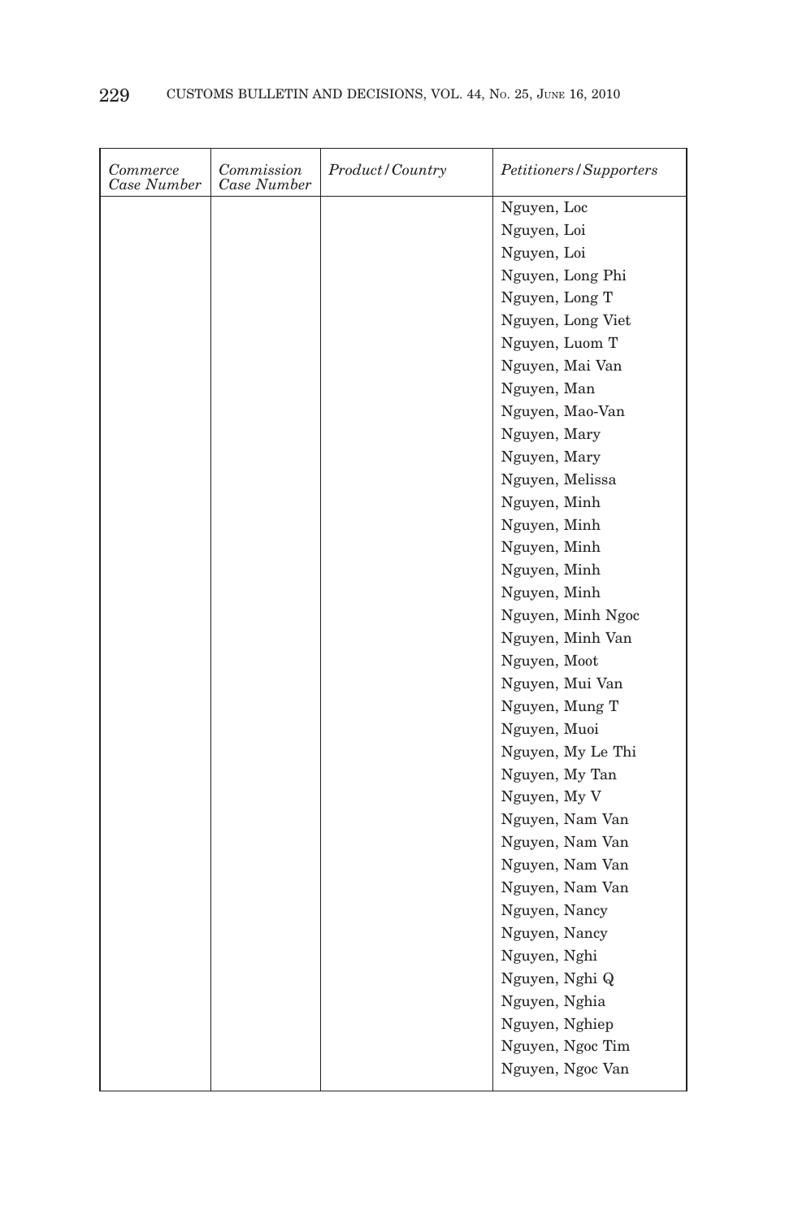| *Commerce Case Number* | *Commission Case Number* | *Product/Country* | *Petitioners/Supporters* |
| --- | --- | --- | --- |
| | | | Nguyen, Loc |
| | | | Nguyen, Loi |
| | | | Nguyen, Loi |
| | | | Nguyen, Long Phi |
| | | | Nguyen, Long T |
| | | | Nguyen, Long Viet |
| | | | Nguyen, Luom T |
| | | | Nguyen, Mai Van |
| | | | Nguyen, Man |
| | | | Nguyen, Mao-Van |
| | | | Nguyen, Mary |
| | | | Nguyen, Mary |
| | | | Nguyen, Melissa |
| | | | Nguyen, Minh |
| | | | Nguyen, Minh |
| | | | Nguyen, Minh |
| | | | Nguyen, Minh |
| | | | Nguyen, Minh |
| | | | Nguyen, Minh Ngoc |
| | | | Nguyen, Minh Van |
| | | | Nguyen, Moot |
| | | | Nguyen, Mui Van |
| | | | Nguyen, Mung T |
| | | | Nguyen, Muoi |
| | | | Nguyen, My Le Thi |
| | | | Nguyen, My Tan |
| | | | Nguyen, My V |
| | | | Nguyen, Nam Van |
| | | | Nguyen, Nam Van |
| | | | Nguyen, Nam Van |
| | | | Nguyen, Nam Van |
| | | | Nguyen, Nancy |
| | | | Nguyen, Nancy |
| | | | Nguyen, Nghi |
| | | | Nguyen, Nghi Q |
| | | | Nguyen, Nghia |
| | | | Nguyen, Nghiep |
| | | | Nguyen, Ngoc Tim |
| | | | Nguyen, Ngoc Van |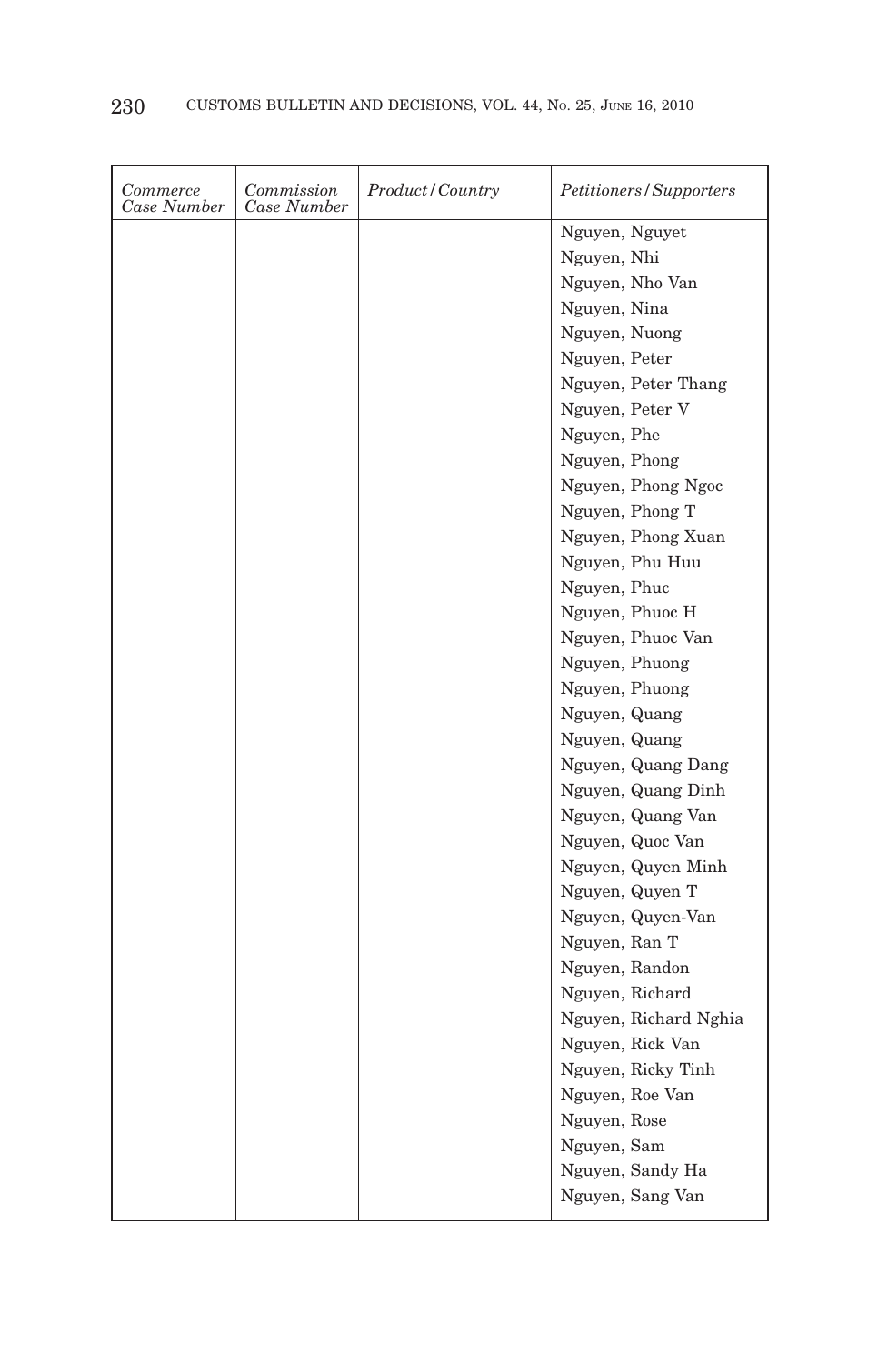| *Commerce Case Number* | *Commission Case Number* | *Product/Country* | *Petitioners/Supporters* |
|---|---|---|---|
| | | | Nguyen, Nguyet |
| | | | Nguyen, Nhi |
| | | | Nguyen, Nho Van |
| | | | Nguyen, Nina |
| | | | Nguyen, Nuong |
| | | | Nguyen, Peter |
| | | | Nguyen, Peter Thang |
| | | | Nguyen, Peter V |
| | | | Nguyen, Phe |
| | | | Nguyen, Phong |
| | | | Nguyen, Phong Ngoc |
| | | | Nguyen, Phong T |
| | | | Nguyen, Phong Xuan |
| | | | Nguyen, Phu Huu |
| | | | Nguyen, Phuc |
| | | | Nguyen, Phuoc H |
| | | | Nguyen, Phuoc Van |
| | | | Nguyen, Phuong |
| | | | Nguyen, Phuong |
| | | | Nguyen, Quang |
| | | | Nguyen, Quang |
| | | | Nguyen, Quang Dang |
| | | | Nguyen, Quang Dinh |
| | | | Nguyen, Quang Van |
| | | | Nguyen, Quoc Van |
| | | | Nguyen, Quyen Minh |
| | | | Nguyen, Quyen T |
| | | | Nguyen, Quyen-Van |
| | | | Nguyen, Ran T |
| | | | Nguyen, Randon |
| | | | Nguyen, Richard |
| | | | Nguyen, Richard Nghia |
| | | | Nguyen, Rick Van |
| | | | Nguyen, Ricky Tinh |
| | | | Nguyen, Roe Van |
| | | | Nguyen, Rose |
| | | | Nguyen, Sam |
| | | | Nguyen, Sandy Ha |
| | | | Nguyen, Sang Van |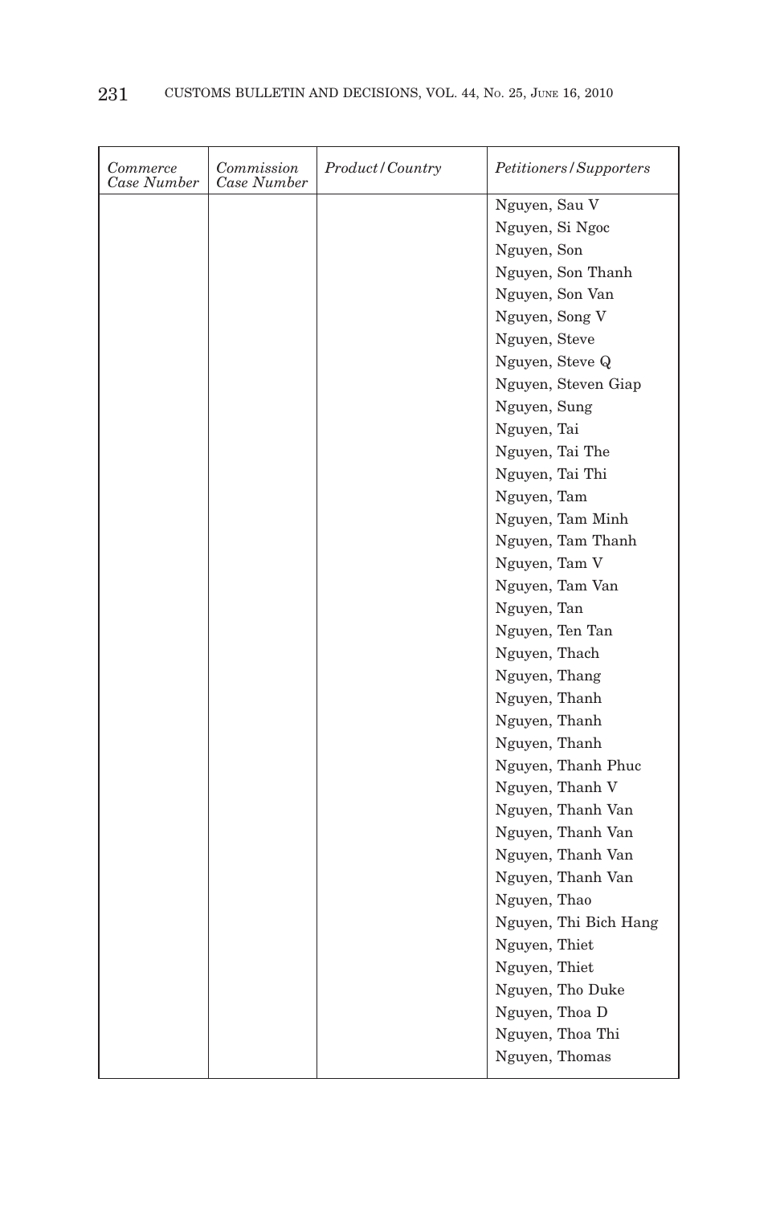| *Commerce Case Number* | *Commission Case Number* | *Product/Country* | *Petitioners/Supporters* |
|---|---|---|---|
| | | | Nguyen, Sau V |
| | | | Nguyen, Si Ngoc |
| | | | Nguyen, Son |
| | | | Nguyen, Son Thanh |
| | | | Nguyen, Son Van |
| | | | Nguyen, Song V |
| | | | Nguyen, Steve |
| | | | Nguyen, Steve Q |
| | | | Nguyen, Steven Giap |
| | | | Nguyen, Sung |
| | | | Nguyen, Tai |
| | | | Nguyen, Tai The |
| | | | Nguyen, Tai Thi |
| | | | Nguyen, Tam |
| | | | Nguyen, Tam Minh |
| | | | Nguyen, Tam Thanh |
| | | | Nguyen, Tam V |
| | | | Nguyen, Tam Van |
| | | | Nguyen, Tan |
| | | | Nguyen, Ten Tan |
| | | | Nguyen, Thach |
| | | | Nguyen, Thang |
| | | | Nguyen, Thanh |
| | | | Nguyen, Thanh |
| | | | Nguyen, Thanh |
| | | | Nguyen, Thanh Phuc |
| | | | Nguyen, Thanh V |
| | | | Nguyen, Thanh Van |
| | | | Nguyen, Thanh Van |
| | | | Nguyen, Thanh Van |
| | | | Nguyen, Thanh Van |
| | | | Nguyen, Thao |
| | | | Nguyen, Thi Bich Hang |
| | | | Nguyen, Thiet |
| | | | Nguyen, Thiet |
| | | | Nguyen, Tho Duke |
| | | | Nguyen, Thoa D |
| | | | Nguyen, Thoa Thi |
| | | | Nguyen, Thomas |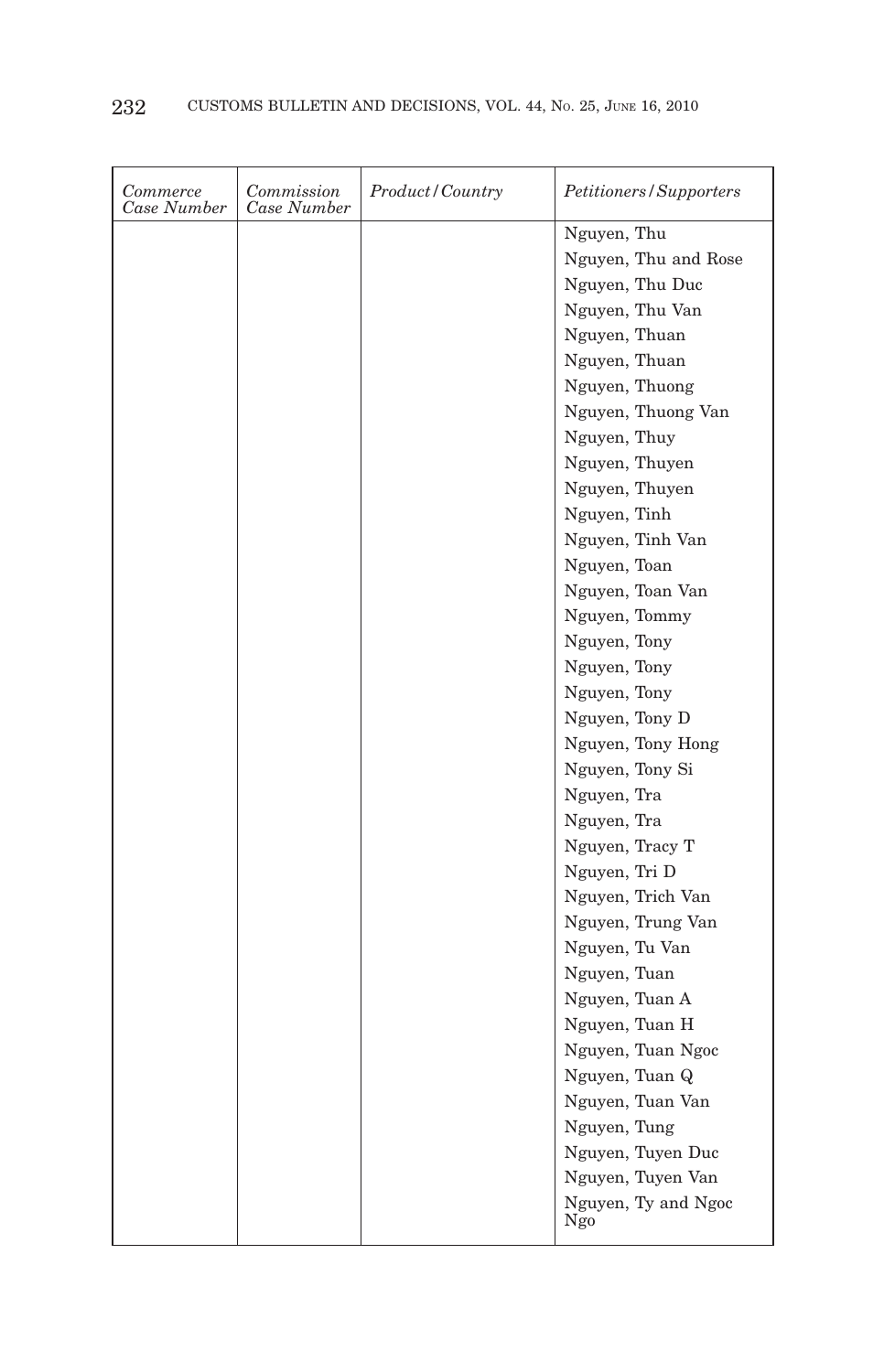| *Commerce Case Number* | *Commission Case Number* | *Product/Country* | *Petitioners/Supporters* |
|---|---|---|---|
| | | | Nguyen, Thu |
| | | | Nguyen, Thu and Rose |
| | | | Nguyen, Thu Duc |
| | | | Nguyen, Thu Van |
| | | | Nguyen, Thuan |
| | | | Nguyen, Thuan |
| | | | Nguyen, Thuong |
| | | | Nguyen, Thuong Van |
| | | | Nguyen, Thuy |
| | | | Nguyen, Thuyen |
| | | | Nguyen, Thuyen |
| | | | Nguyen, Tinh |
| | | | Nguyen, Tinh Van |
| | | | Nguyen, Toan |
| | | | Nguyen, Toan Van |
| | | | Nguyen, Tommy |
| | | | Nguyen, Tony |
| | | | Nguyen, Tony |
| | | | Nguyen, Tony |
| | | | Nguyen, Tony D |
| | | | Nguyen, Tony Hong |
| | | | Nguyen, Tony Si |
| | | | Nguyen, Tra |
| | | | Nguyen, Tra |
| | | | Nguyen, Tracy T |
| | | | Nguyen, Tri D |
| | | | Nguyen, Trich Van |
| | | | Nguyen, Trung Van |
| | | | Nguyen, Tu Van |
| | | | Nguyen, Tuan |
| | | | Nguyen, Tuan A |
| | | | Nguyen, Tuan H |
| | | | Nguyen, Tuan Ngoc |
| | | | Nguyen, Tuan Q |
| | | | Nguyen, Tuan Van |
| | | | Nguyen, Tung |
| | | | Nguyen, Tuyen Duc |
| | | | Nguyen, Tuyen Van |
| | | | Nguyen, Ty and Ngoc Ngo |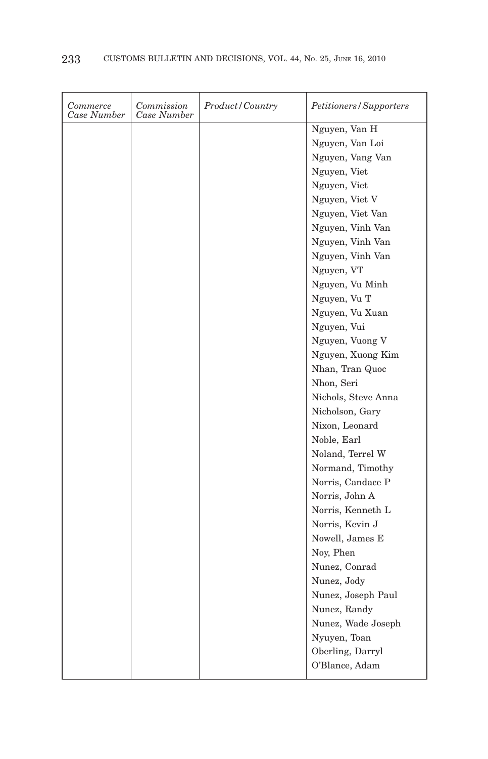| *Commerce Case Number* | *Commission Case Number* | *Product/Country* | *Petitioners/Supporters* |
|---|---|---|---|
| | | | Nguyen, Van H |
| | | | Nguyen, Van Loi |
| | | | Nguyen, Vang Van |
| | | | Nguyen, Viet |
| | | | Nguyen, Viet |
| | | | Nguyen, Viet V |
| | | | Nguyen, Viet Van |
| | | | Nguyen, Vinh Van |
| | | | Nguyen, Vinh Van |
| | | | Nguyen, Vinh Van |
| | | | Nguyen, VT |
| | | | Nguyen, Vu Minh |
| | | | Nguyen, Vu T |
| | | | Nguyen, Vu Xuan |
| | | | Nguyen, Vui |
| | | | Nguyen, Vuong V |
| | | | Nguyen, Xuong Kim |
| | | | Nhan, Tran Quoc |
| | | | Nhon, Seri |
| | | | Nichols, Steve Anna |
| | | | Nicholson, Gary |
| | | | Nixon, Leonard |
| | | | Noble, Earl |
| | | | Noland, Terrel W |
| | | | Normand, Timothy |
| | | | Norris, Candace P |
| | | | Norris, John A |
| | | | Norris, Kenneth L |
| | | | Norris, Kevin J |
| | | | Nowell, James E |
| | | | Noy, Phen |
| | | | Nunez, Conrad |
| | | | Nunez, Jody |
| | | | Nunez, Joseph Paul |
| | | | Nunez, Randy |
| | | | Nunez, Wade Joseph |
| | | | Nyuyen, Toan |
| | | | Oberling, Darryl |
| | | | O'Blance, Adam |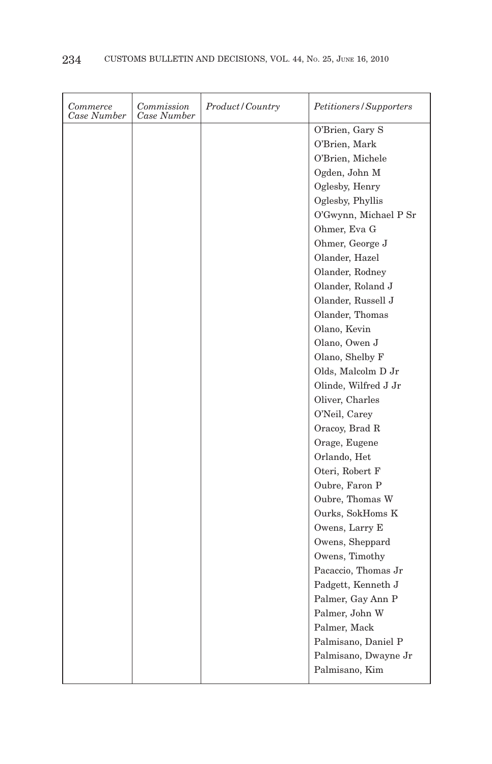| *Commerce Case Number* | *Commission Case Number* | *Product/Country* | *Petitioners/Supporters* |
|---|---|---|---|
| | | | O'Brien, Gary S |
| | | | O'Brien, Mark |
| | | | O'Brien, Michele |
| | | | Ogden, John M |
| | | | Oglesby, Henry |
| | | | Oglesby, Phyllis |
| | | | O'Gwynn, Michael P Sr |
| | | | Ohmer, Eva G |
| | | | Ohmer, George J |
| | | | Olander, Hazel |
| | | | Olander, Rodney |
| | | | Olander, Roland J |
| | | | Olander, Russell J |
| | | | Olander, Thomas |
| | | | Olano, Kevin |
| | | | Olano, Owen J |
| | | | Olano, Shelby F |
| | | | Olds, Malcolm D Jr |
| | | | Olinde, Wilfred J Jr |
| | | | Oliver, Charles |
| | | | O'Neil, Carey |
| | | | Oracoy, Brad R |
| | | | Orage, Eugene |
| | | | Orlando, Het |
| | | | Oteri, Robert F |
| | | | Oubre, Faron P |
| | | | Oubre, Thomas W |
| | | | Ourks, SokHoms K |
| | | | Owens, Larry E |
| | | | Owens, Sheppard |
| | | | Owens, Timothy |
| | | | Pacaccio, Thomas Jr |
| | | | Padgett, Kenneth J |
| | | | Palmer, Gay Ann P |
| | | | Palmer, John W |
| | | | Palmer, Mack |
| | | | Palmisano, Daniel P |
| | | | Palmisano, Dwayne Jr |
| | | | Palmisano, Kim |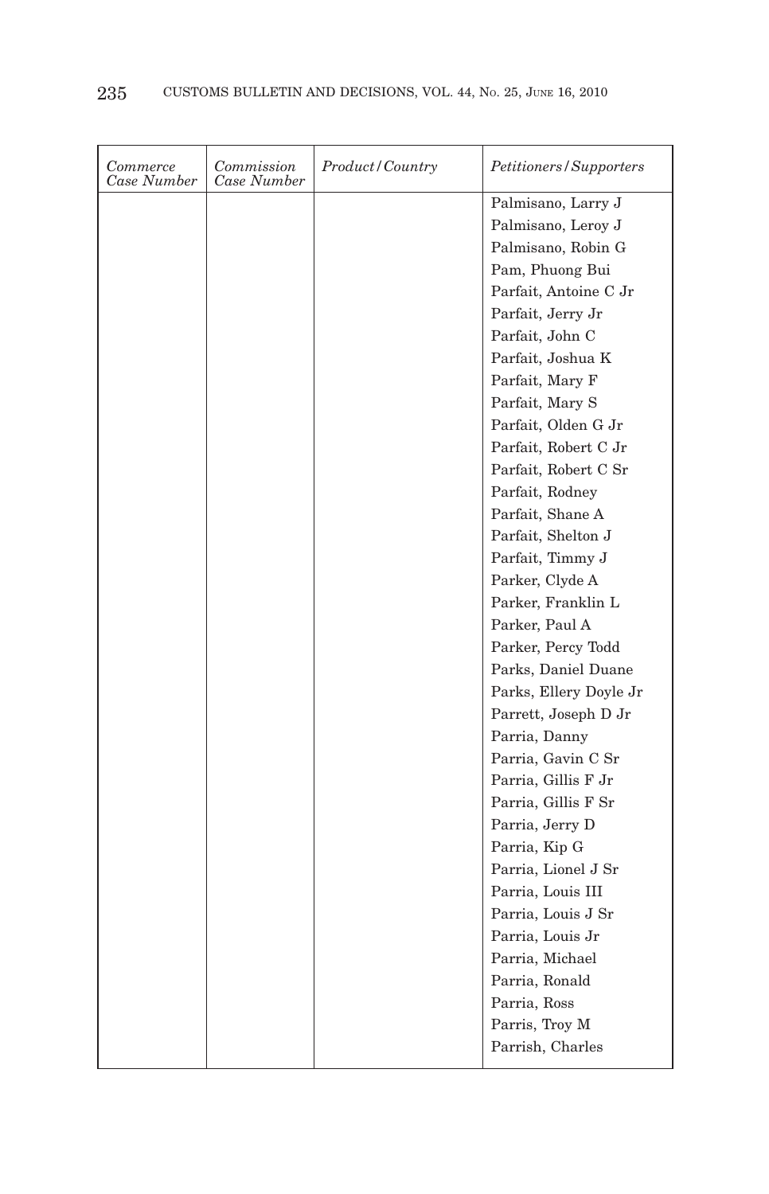| *Commerce Case Number* | *Commission Case Number* | *Product/Country* | *Petitioners/Supporters* |
|---|---|---|---|
| | | | Palmisano, Larry J |
| | | | Palmisano, Leroy J |
| | | | Palmisano, Robin G |
| | | | Pam, Phuong Bui |
| | | | Parfait, Antoine C Jr |
| | | | Parfait, Jerry Jr |
| | | | Parfait, John C |
| | | | Parfait, Joshua K |
| | | | Parfait, Mary F |
| | | | Parfait, Mary S |
| | | | Parfait, Olden G Jr |
| | | | Parfait, Robert C Jr |
| | | | Parfait, Robert C Sr |
| | | | Parfait, Rodney |
| | | | Parfait, Shane A |
| | | | Parfait, Shelton J |
| | | | Parfait, Timmy J |
| | | | Parker, Clyde A |
| | | | Parker, Franklin L |
| | | | Parker, Paul A |
| | | | Parker, Percy Todd |
| | | | Parks, Daniel Duane |
| | | | Parks, Ellery Doyle Jr |
| | | | Parrett, Joseph D Jr |
| | | | Parria, Danny |
| | | | Parria, Gavin C Sr |
| | | | Parria, Gillis F Jr |
| | | | Parria, Gillis F Sr |
| | | | Parria, Jerry D |
| | | | Parria, Kip G |
| | | | Parria, Lionel J Sr |
| | | | Parria, Louis III |
| | | | Parria, Louis J Sr |
| | | | Parria, Louis Jr |
| | | | Parria, Michael |
| | | | Parria, Ronald |
| | | | Parria, Ross |
| | | | Parris, Troy M |
| | | | Parrish, Charles |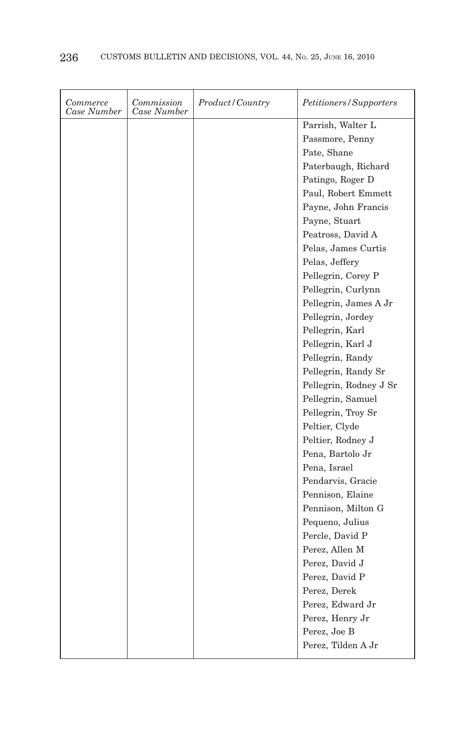| *Commerce Case Number* | *Commission Case Number* | *Product/Country* | *Petitioners/Supporters* |
|---|---|---|---|
| | | | Parrish, Walter L |
| | | | Passmore, Penny |
| | | | Pate, Shane |
| | | | Paterbaugh, Richard |
| | | | Patingo, Roger D |
| | | | Paul, Robert Emmett |
| | | | Payne, John Francis |
| | | | Payne, Stuart |
| | | | Peatross, David A |
| | | | Pelas, James Curtis |
| | | | Pelas, Jeffery |
| | | | Pellegrin, Corey P |
| | | | Pellegrin, Curlynn |
| | | | Pellegrin, James A Jr |
| | | | Pellegrin, Jordey |
| | | | Pellegrin, Karl |
| | | | Pellegrin, Karl J |
| | | | Pellegrin, Randy |
| | | | Pellegrin, Randy Sr |
| | | | Pellegrin, Rodney J Sr |
| | | | Pellegrin, Samuel |
| | | | Pellegrin, Troy Sr |
| | | | Peltier, Clyde |
| | | | Peltier, Rodney J |
| | | | Pena, Bartolo Jr |
| | | | Pena, Israel |
| | | | Pendarvis, Gracie |
| | | | Pennison, Elaine |
| | | | Pennison, Milton G |
| | | | Pequeno, Julius |
| | | | Percle, David P |
| | | | Perez, Allen M |
| | | | Perez, David J |
| | | | Perez, David P |
| | | | Perez, Derek |
| | | | Perez, Edward Jr |
| | | | Perez, Henry Jr |
| | | | Perez, Joe B |
| | | | Perez, Tilden A Jr |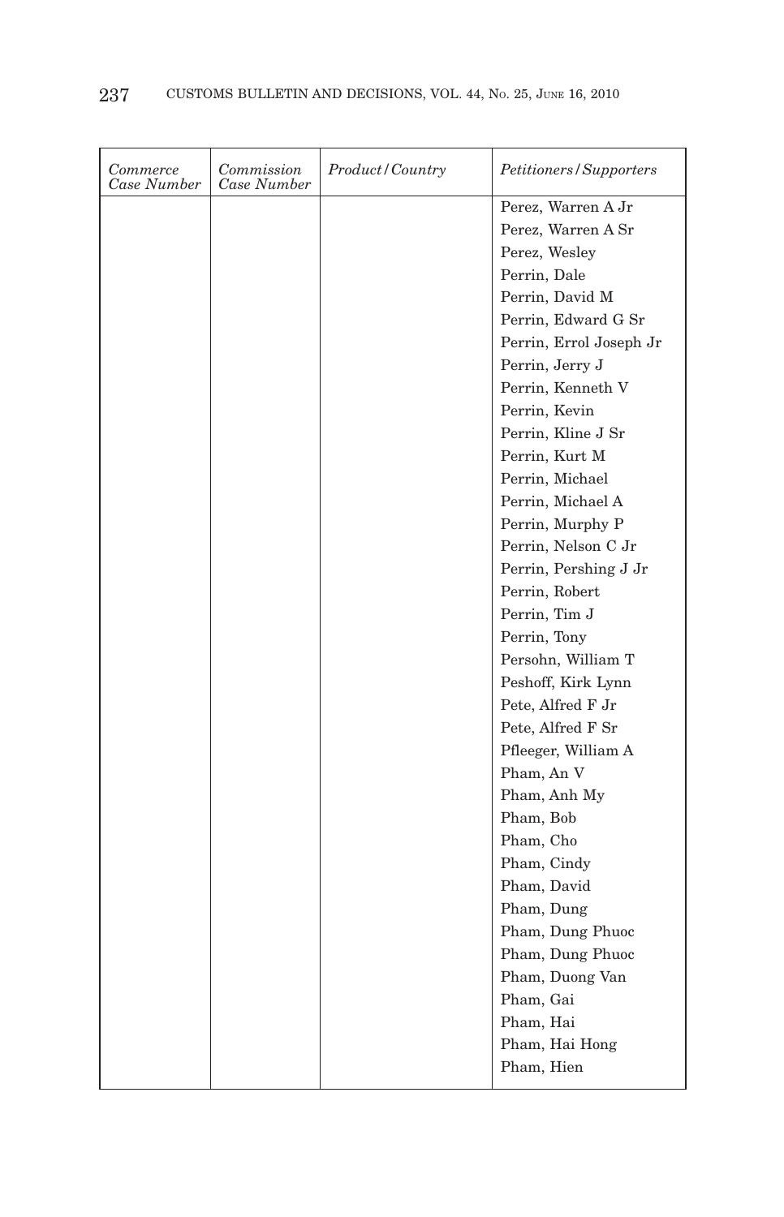| *Commerce Case Number* | *Commission Case Number* | *Product/Country* | *Petitioners/Supporters* |
|---|---|---|---|
| | | | Perez, Warren A Jr |
| | | | Perez, Warren A Sr |
| | | | Perez, Wesley |
| | | | Perrin, Dale |
| | | | Perrin, David M |
| | | | Perrin, Edward G Sr |
| | | | Perrin, Errol Joseph Jr |
| | | | Perrin, Jerry J |
| | | | Perrin, Kenneth V |
| | | | Perrin, Kevin |
| | | | Perrin, Kline J Sr |
| | | | Perrin, Kurt M |
| | | | Perrin, Michael |
| | | | Perrin, Michael A |
| | | | Perrin, Murphy P |
| | | | Perrin, Nelson C Jr |
| | | | Perrin, Pershing J Jr |
| | | | Perrin, Robert |
| | | | Perrin, Tim J |
| | | | Perrin, Tony |
| | | | Persohn, William T |
| | | | Peshoff, Kirk Lynn |
| | | | Pete, Alfred F Jr |
| | | | Pete, Alfred F Sr |
| | | | Pfleeger, William A |
| | | | Pham, An V |
| | | | Pham, Anh My |
| | | | Pham, Bob |
| | | | Pham, Cho |
| | | | Pham, Cindy |
| | | | Pham, David |
| | | | Pham, Dung |
| | | | Pham, Dung Phuoc |
| | | | Pham, Dung Phuoc |
| | | | Pham, Duong Van |
| | | | Pham, Gai |
| | | | Pham, Hai |
| | | | Pham, Hai Hong |
| | | | Pham, Hien |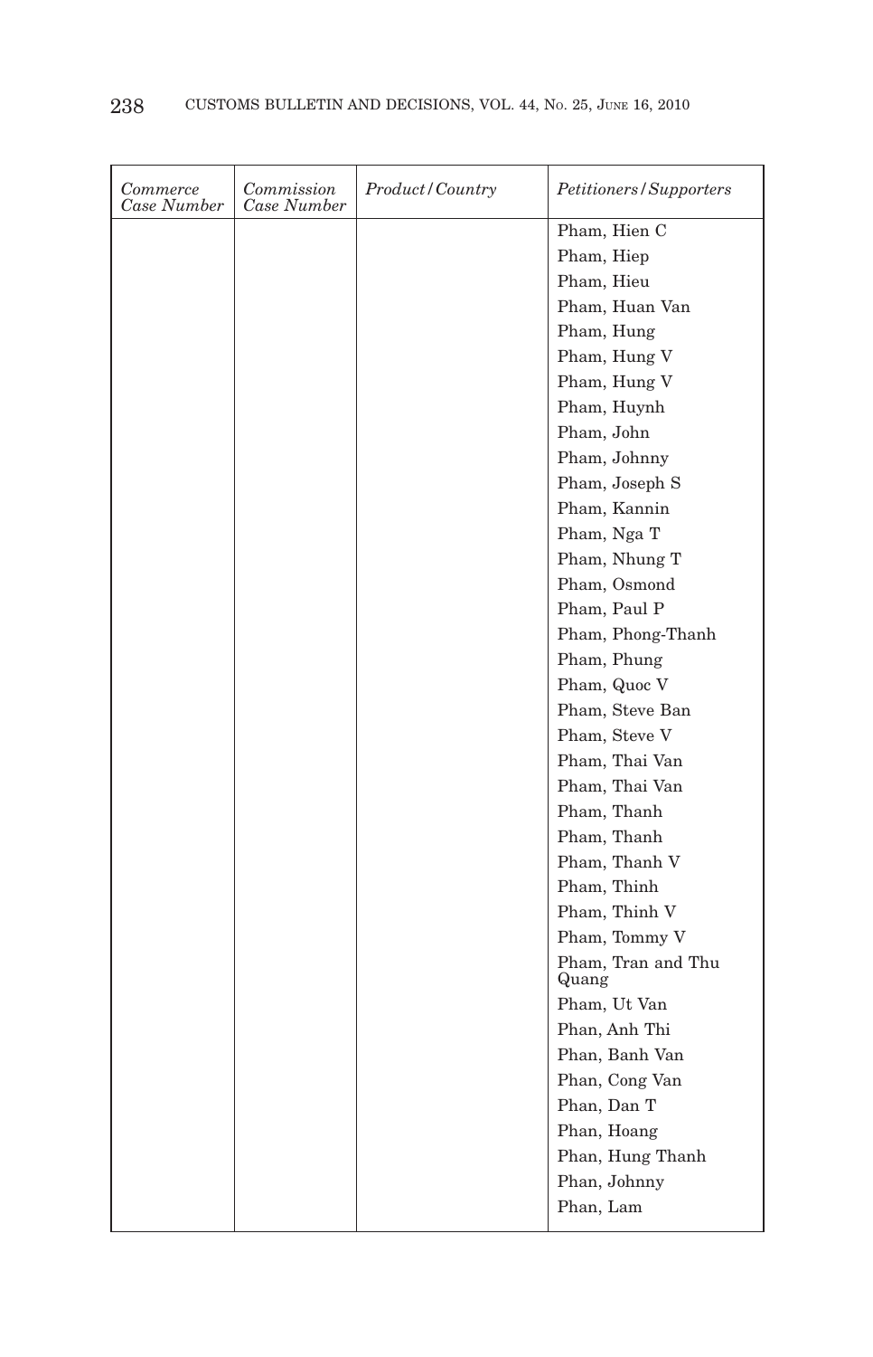| *Commerce Case Number* | *Commission Case Number* | *Product/Country* | *Petitioners/Supporters* |
|---|---|---|---|
| | | | Pham, Hien C |
| | | | Pham, Hiep |
| | | | Pham, Hieu |
| | | | Pham, Huan Van |
| | | | Pham, Hung |
| | | | Pham, Hung V |
| | | | Pham, Hung V |
| | | | Pham, Huynh |
| | | | Pham, John |
| | | | Pham, Johnny |
| | | | Pham, Joseph S |
| | | | Pham, Kannin |
| | | | Pham, Nga T |
| | | | Pham, Nhung T |
| | | | Pham, Osmond |
| | | | Pham, Paul P |
| | | | Pham, Phong-Thanh |
| | | | Pham, Phung |
| | | | Pham, Quoc V |
| | | | Pham, Steve Ban |
| | | | Pham, Steve V |
| | | | Pham, Thai Van |
| | | | Pham, Thai Van |
| | | | Pham, Thanh |
| | | | Pham, Thanh |
| | | | Pham, Thanh V |
| | | | Pham, Thinh |
| | | | Pham, Thinh V |
| | | | Pham, Tommy V |
| | | | Pham, Tran and Thu Quang |
| | | | Pham, Ut Van |
| | | | Phan, Anh Thi |
| | | | Phan, Banh Van |
| | | | Phan, Cong Van |
| | | | Phan, Dan T |
| | | | Phan, Hoang |
| | | | Phan, Hung Thanh |
| | | | Phan, Johnny |
| | | | Phan, Lam |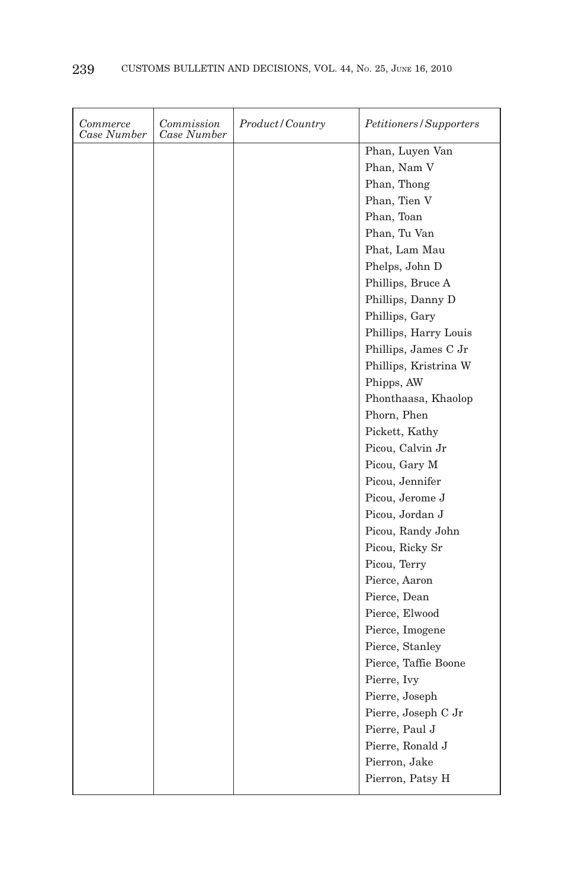| *Commerce Case Number* | *Commission Case Number* | *Product/Country* | *Petitioners/Supporters* |
|---|---|---|---|
| | | | Phan, Luyen Van |
| | | | Phan, Nam V |
| | | | Phan, Thong |
| | | | Phan, Tien V |
| | | | Phan, Toan |
| | | | Phan, Tu Van |
| | | | Phat, Lam Mau |
| | | | Phelps, John D |
| | | | Phillips, Bruce A |
| | | | Phillips, Danny D |
| | | | Phillips, Gary |
| | | | Phillips, Harry Louis |
| | | | Phillips, James C Jr |
| | | | Phillips, Kristrina W |
| | | | Phipps, AW |
| | | | Phonthaasa, Khaolop |
| | | | Phorn, Phen |
| | | | Pickett, Kathy |
| | | | Picou, Calvin Jr |
| | | | Picou, Gary M |
| | | | Picou, Jennifer |
| | | | Picou, Jerome J |
| | | | Picou, Jordan J |
| | | | Picou, Randy John |
| | | | Picou, Ricky Sr |
| | | | Picou, Terry |
| | | | Pierce, Aaron |
| | | | Pierce, Dean |
| | | | Pierce, Elwood |
| | | | Pierce, Imogene |
| | | | Pierce, Stanley |
| | | | Pierce, Taffie Boone |
| | | | Pierre, Ivy |
| | | | Pierre, Joseph |
| | | | Pierre, Joseph C Jr |
| | | | Pierre, Paul J |
| | | | Pierre, Ronald J |
| | | | Pierron, Jake |
| | | | Pierron, Patsy H |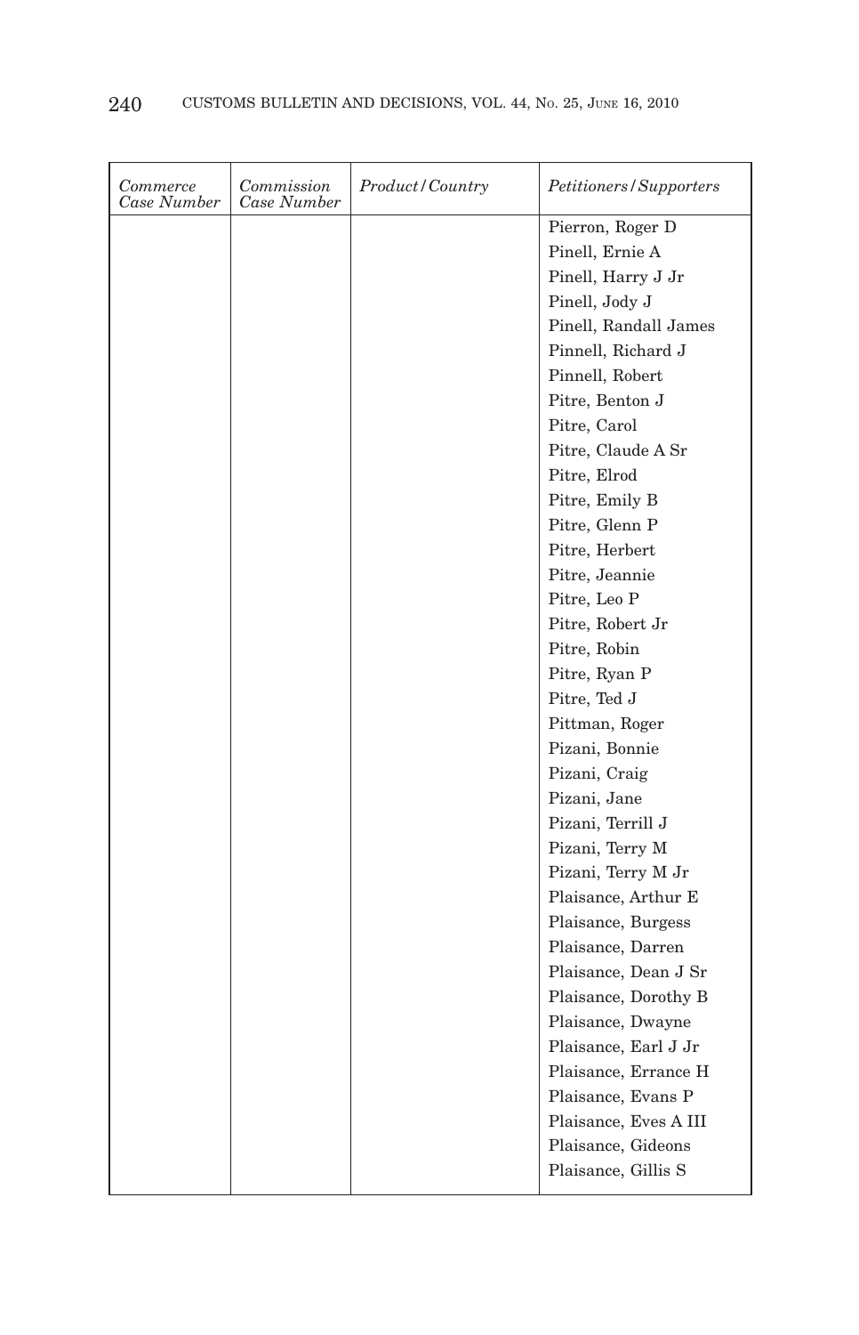| *Commerce Case Number* | *Commission Case Number* | *Product/Country* | *Petitioners/Supporters* |
|---|---|---|---|
| | | | Pierron, Roger D |
| | | | Pinell, Ernie A |
| | | | Pinell, Harry J Jr |
| | | | Pinell, Jody J |
| | | | Pinell, Randall James |
| | | | Pinnell, Richard J |
| | | | Pinnell, Robert |
| | | | Pitre, Benton J |
| | | | Pitre, Carol |
| | | | Pitre, Claude A Sr |
| | | | Pitre, Elrod |
| | | | Pitre, Emily B |
| | | | Pitre, Glenn P |
| | | | Pitre, Herbert |
| | | | Pitre, Jeannie |
| | | | Pitre, Leo P |
| | | | Pitre, Robert Jr |
| | | | Pitre, Robin |
| | | | Pitre, Ryan P |
| | | | Pitre, Ted J |
| | | | Pittman, Roger |
| | | | Pizani, Bonnie |
| | | | Pizani, Craig |
| | | | Pizani, Jane |
| | | | Pizani, Terrill J |
| | | | Pizani, Terry M |
| | | | Pizani, Terry M Jr |
| | | | Plaisance, Arthur E |
| | | | Plaisance, Burgess |
| | | | Plaisance, Darren |
| | | | Plaisance, Dean J Sr |
| | | | Plaisance, Dorothy B |
| | | | Plaisance, Dwayne |
| | | | Plaisance, Earl J Jr |
| | | | Plaisance, Errance H |
| | | | Plaisance, Evans P |
| | | | Plaisance, Eves A III |
| | | | Plaisance, Gideons |
| | | | Plaisance, Gillis S |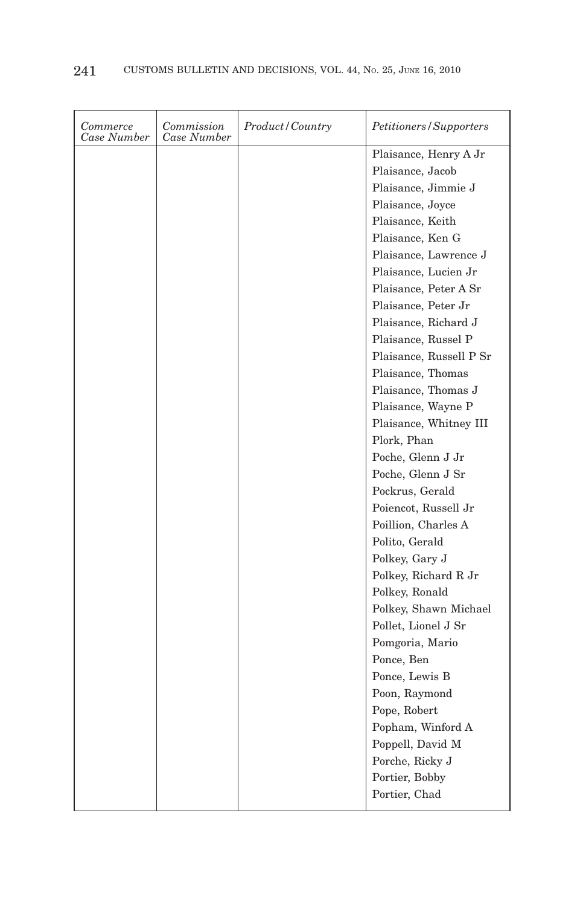| *Commerce Case Number* | *Commission Case Number* | *Product/Country* | *Petitioners/Supporters* |
|---|---|---|---|
| | | | Plaisance, Henry A Jr |
| | | | Plaisance, Jacob |
| | | | Plaisance, Jimmie J |
| | | | Plaisance, Joyce |
| | | | Plaisance, Keith |
| | | | Plaisance, Ken G |
| | | | Plaisance, Lawrence J |
| | | | Plaisance, Lucien Jr |
| | | | Plaisance, Peter A Sr |
| | | | Plaisance, Peter Jr |
| | | | Plaisance, Richard J |
| | | | Plaisance, Russel P |
| | | | Plaisance, Russell P Sr |
| | | | Plaisance, Thomas |
| | | | Plaisance, Thomas J |
| | | | Plaisance, Wayne P |
| | | | Plaisance, Whitney III |
| | | | Plork, Phan |
| | | | Poche, Glenn J Jr |
| | | | Poche, Glenn J Sr |
| | | | Pockrus, Gerald |
| | | | Poiencot, Russell Jr |
| | | | Poillion, Charles A |
| | | | Polito, Gerald |
| | | | Polkey, Gary J |
| | | | Polkey, Richard R Jr |
| | | | Polkey, Ronald |
| | | | Polkey, Shawn Michael |
| | | | Pollet, Lionel J Sr |
| | | | Pomgoria, Mario |
| | | | Ponce, Ben |
| | | | Ponce, Lewis B |
| | | | Poon, Raymond |
| | | | Pope, Robert |
| | | | Popham, Winford A |
| | | | Poppell, David M |
| | | | Porche, Ricky J |
| | | | Portier, Bobby |
| | | | Portier, Chad |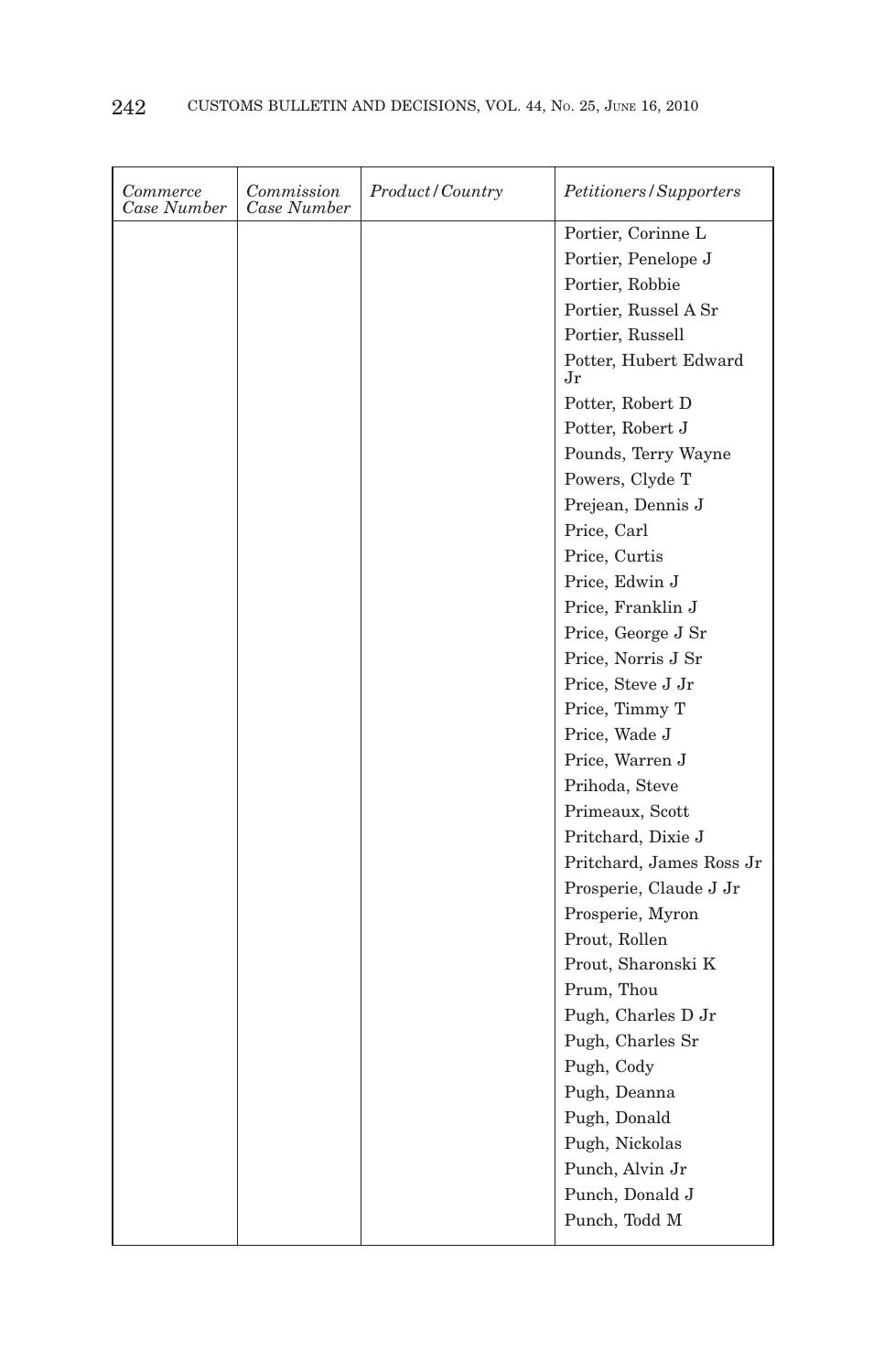| *Commerce Case Number* | *Commission Case Number* | *Product/Country* | *Petitioners/Supporters* |
|---|---|---|---|
| | | | Portier, Corinne L |
| | | | Portier, Penelope J |
| | | | Portier, Robbie |
| | | | Portier, Russel A Sr |
| | | | Portier, Russell |
| | | | Potter, Hubert Edward Jr |
| | | | Potter, Robert D |
| | | | Potter, Robert J |
| | | | Pounds, Terry Wayne |
| | | | Powers, Clyde T |
| | | | Prejean, Dennis J |
| | | | Price, Carl |
| | | | Price, Curtis |
| | | | Price, Edwin J |
| | | | Price, Franklin J |
| | | | Price, George J Sr |
| | | | Price, Norris J Sr |
| | | | Price, Steve J Jr |
| | | | Price, Timmy T |
| | | | Price, Wade J |
| | | | Price, Warren J |
| | | | Prihoda, Steve |
| | | | Primeaux, Scott |
| | | | Pritchard, Dixie J |
| | | | Pritchard, James Ross Jr |
| | | | Prosperie, Claude J Jr |
| | | | Prosperie, Myron |
| | | | Prout, Rollen |
| | | | Prout, Sharonski K |
| | | | Prum, Thou |
| | | | Pugh, Charles D Jr |
| | | | Pugh, Charles Sr |
| | | | Pugh, Cody |
| | | | Pugh, Deanna |
| | | | Pugh, Donald |
| | | | Pugh, Nickolas |
| | | | Punch, Alvin Jr |
| | | | Punch, Donald J |
| | | | Punch, Todd M |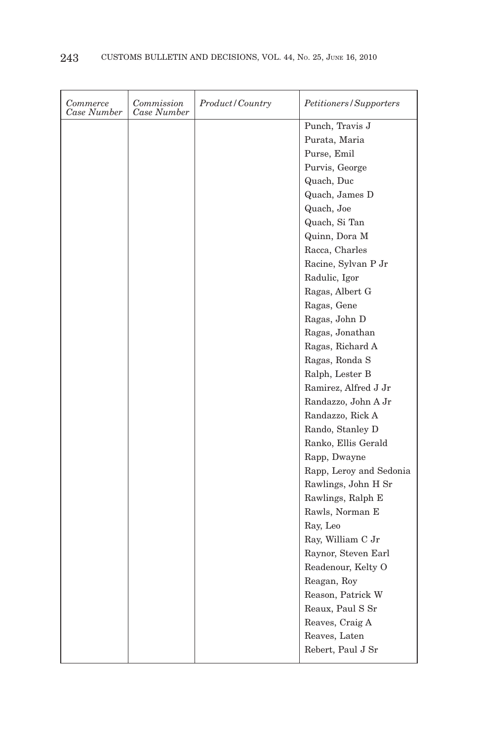| *Commerce Case Number* | *Commission Case Number* | *Product/Country* | *Petitioners/Supporters* |
|---|---|---|---|
| | | | Punch, Travis J |
| | | | Purata, Maria |
| | | | Purse, Emil |
| | | | Purvis, George |
| | | | Quach, Duc |
| | | | Quach, James D |
| | | | Quach, Joe |
| | | | Quach, Si Tan |
| | | | Quinn, Dora M |
| | | | Racca, Charles |
| | | | Racine, Sylvan P Jr |
| | | | Radulic, Igor |
| | | | Ragas, Albert G |
| | | | Ragas, Gene |
| | | | Ragas, John D |
| | | | Ragas, Jonathan |
| | | | Ragas, Richard A |
| | | | Ragas, Ronda S |
| | | | Ralph, Lester B |
| | | | Ramirez, Alfred J Jr |
| | | | Randazzo, John A Jr |
| | | | Randazzo, Rick A |
| | | | Rando, Stanley D |
| | | | Ranko, Ellis Gerald |
| | | | Rapp, Dwayne |
| | | | Rapp, Leroy and Sedonia |
| | | | Rawlings, John H Sr |
| | | | Rawlings, Ralph E |
| | | | Rawls, Norman E |
| | | | Ray, Leo |
| | | | Ray, William C Jr |
| | | | Raynor, Steven Earl |
| | | | Readenour, Kelty O |
| | | | Reagan, Roy |
| | | | Reason, Patrick W |
| | | | Reaux, Paul S Sr |
| | | | Reaves, Craig A |
| | | | Reaves, Laten |
| | | | Rebert, Paul J Sr |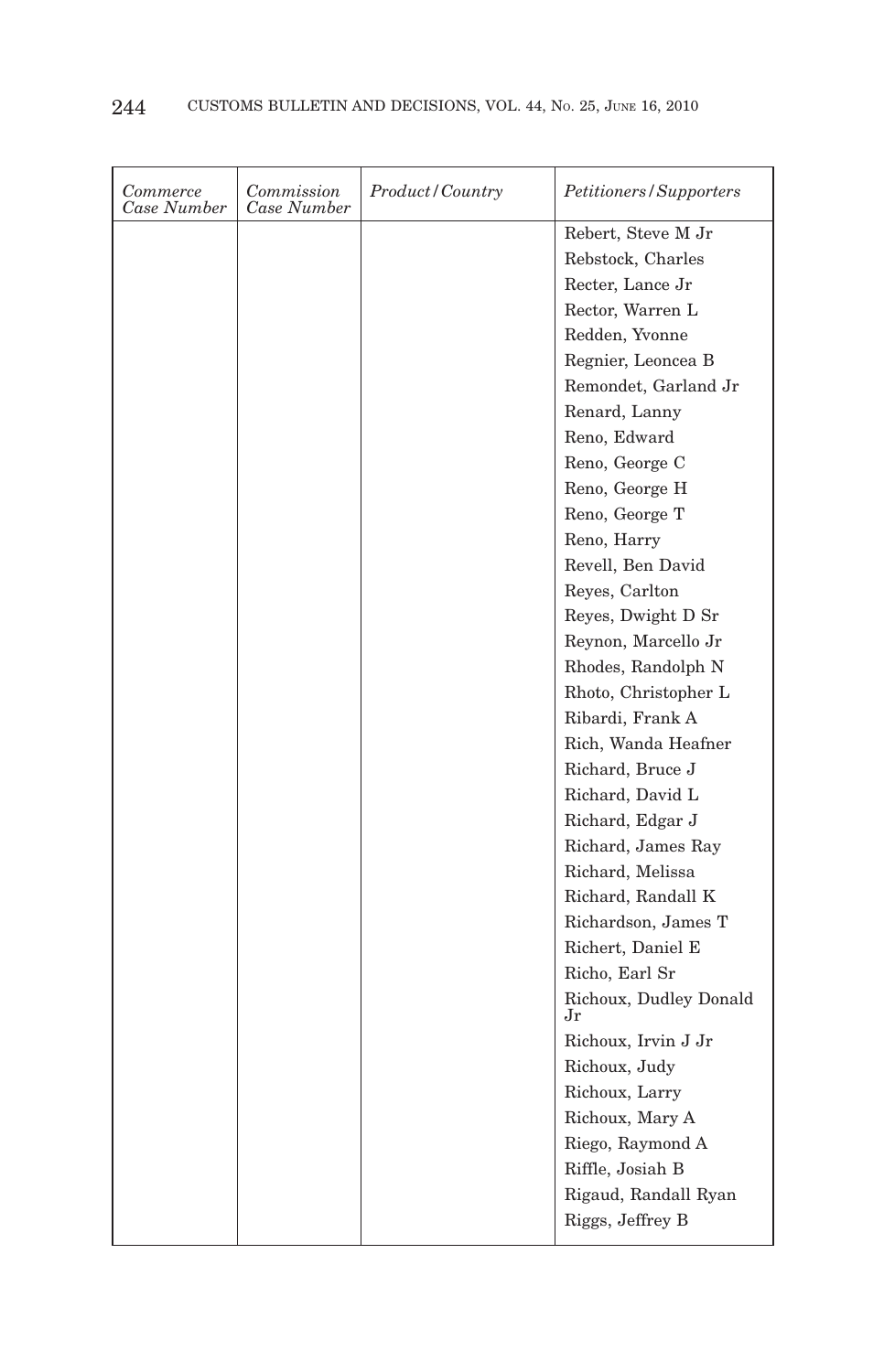| *Commerce Case Number* | *Commission Case Number* | *Product/Country* | *Petitioners/Supporters* |
|---|---|---|---|
| | | | Rebert, Steve M Jr |
| | | | Rebstock, Charles |
| | | | Recter, Lance Jr |
| | | | Rector, Warren L |
| | | | Redden, Yvonne |
| | | | Regnier, Leoncea B |
| | | | Remondet, Garland Jr |
| | | | Renard, Lanny |
| | | | Reno, Edward |
| | | | Reno, George C |
| | | | Reno, George H |
| | | | Reno, George T |
| | | | Reno, Harry |
| | | | Revell, Ben David |
| | | | Reyes, Carlton |
| | | | Reyes, Dwight D Sr |
| | | | Reynon, Marcello Jr |
| | | | Rhodes, Randolph N |
| | | | Rhoto, Christopher L |
| | | | Ribardi, Frank A |
| | | | Rich, Wanda Heafner |
| | | | Richard, Bruce J |
| | | | Richard, David L |
| | | | Richard, Edgar J |
| | | | Richard, James Ray |
| | | | Richard, Melissa |
| | | | Richard, Randall K |
| | | | Richardson, James T |
| | | | Richert, Daniel E |
| | | | Richo, Earl Sr |
| | | | Richoux, Dudley Donald Jr |
| | | | Richoux, Irvin J Jr |
| | | | Richoux, Judy |
| | | | Richoux, Larry |
| | | | Richoux, Mary A |
| | | | Riego, Raymond A |
| | | | Riffle, Josiah B |
| | | | Rigaud, Randall Ryan |
| | | | Riggs, Jeffrey B |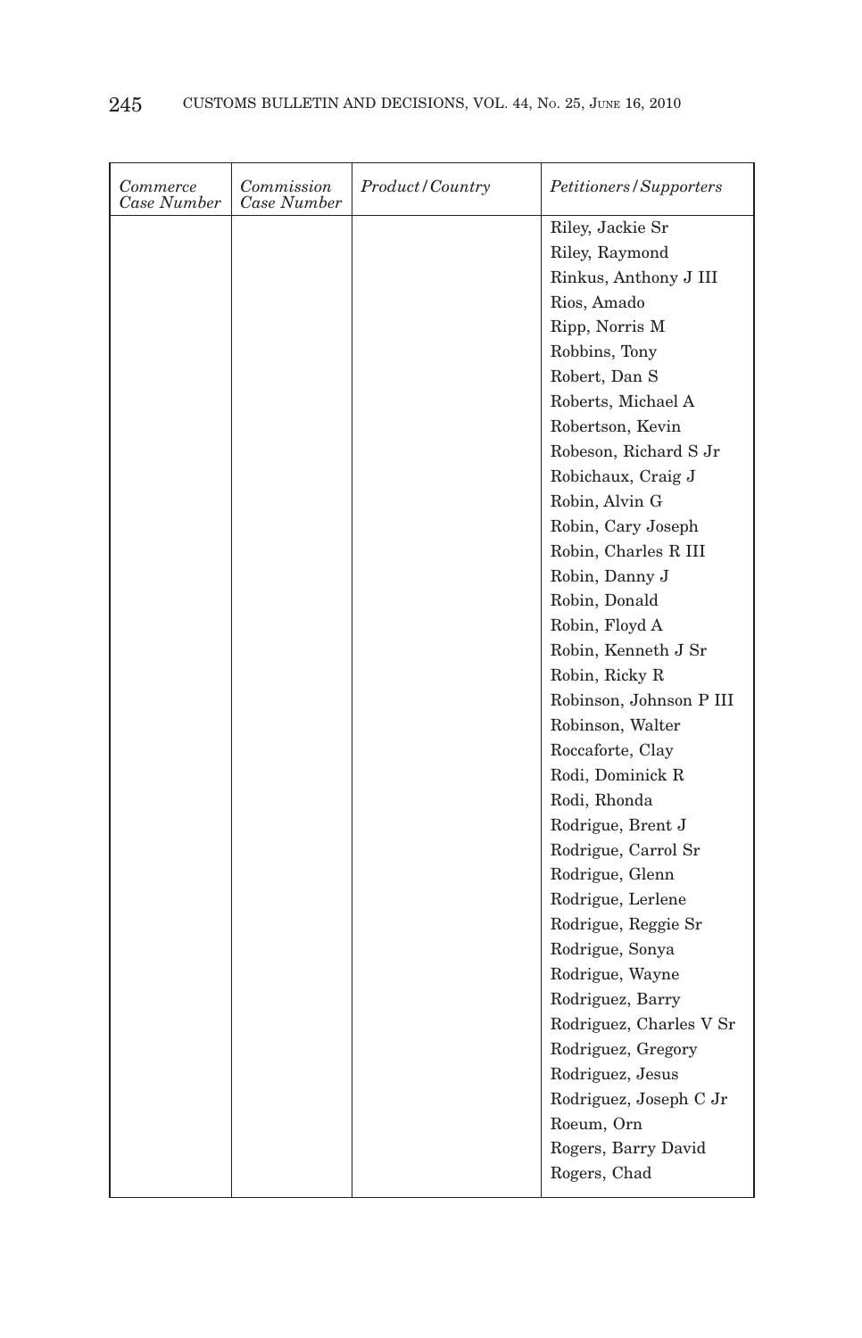| Commerce Case Number | Commission Case Number | Product/Country | Petitioners/Supporters |
|---|---|---|---|
| | | | Riley, Jackie Sr |
| | | | Riley, Raymond |
| | | | Rinkus, Anthony J III |
| | | | Rios, Amado |
| | | | Ripp, Norris M |
| | | | Robbins, Tony |
| | | | Robert, Dan S |
| | | | Roberts, Michael A |
| | | | Robertson, Kevin |
| | | | Robeson, Richard S Jr |
| | | | Robichaux, Craig J |
| | | | Robin, Alvin G |
| | | | Robin, Cary Joseph |
| | | | Robin, Charles R III |
| | | | Robin, Danny J |
| | | | Robin, Donald |
| | | | Robin, Floyd A |
| | | | Robin, Kenneth J Sr |
| | | | Robin, Ricky R |
| | | | Robinson, Johnson P III |
| | | | Robinson, Walter |
| | | | Roccaforte, Clay |
| | | | Rodi, Dominick R |
| | | | Rodi, Rhonda |
| | | | Rodrigue, Brent J |
| | | | Rodrigue, Carrol Sr |
| | | | Rodrigue, Glenn |
| | | | Rodrigue, Lerlene |
| | | | Rodrigue, Reggie Sr |
| | | | Rodrigue, Sonya |
| | | | Rodrigue, Wayne |
| | | | Rodriguez, Barry |
| | | | Rodriguez, Charles V Sr |
| | | | Rodriguez, Gregory |
| | | | Rodriguez, Jesus |
| | | | Rodriguez, Joseph C Jr |
| | | | Roeum, Orn |
| | | | Rogers, Barry David |
| | | | Rogers, Chad |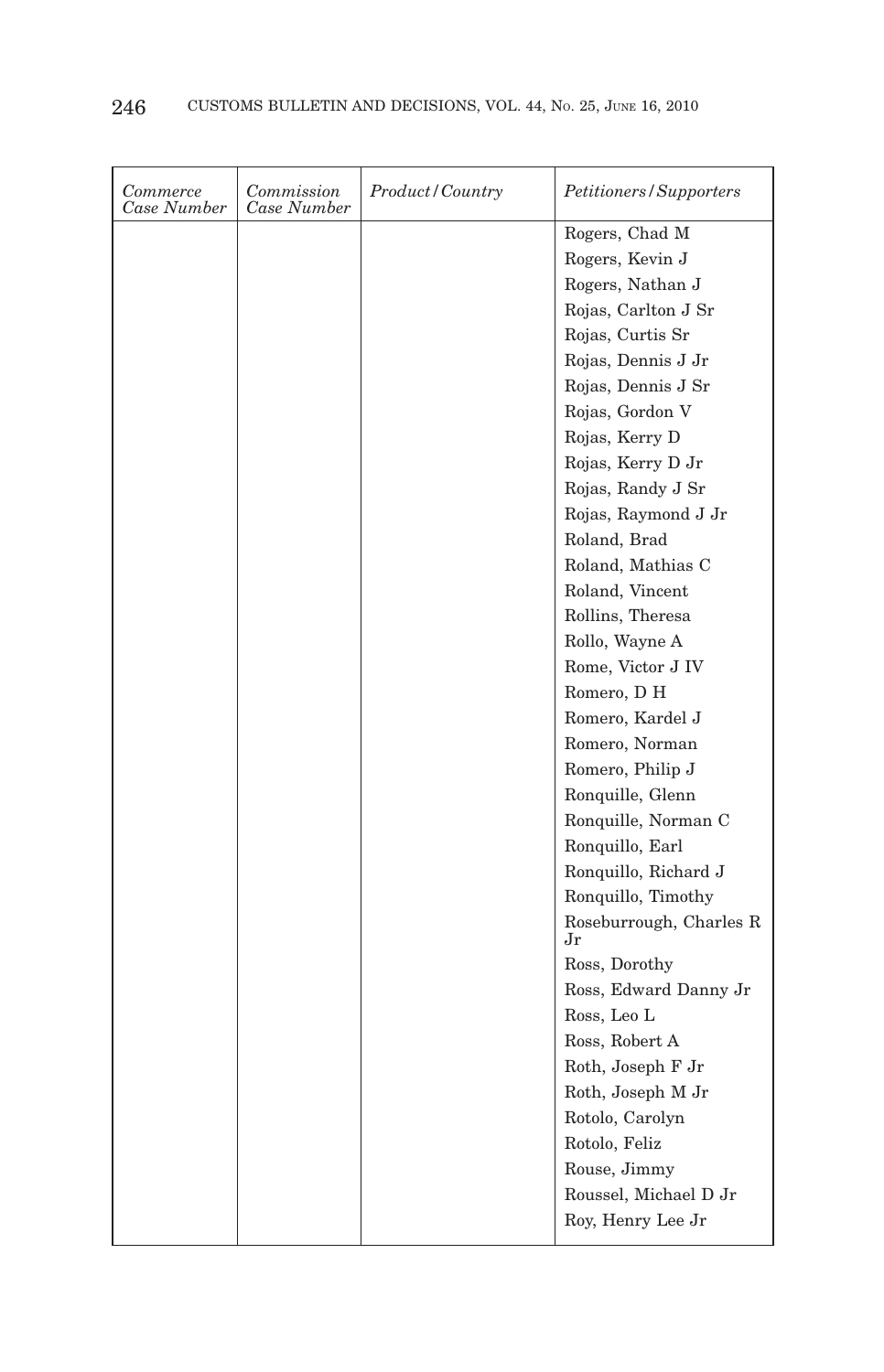| *Commerce Case Number* | *Commission Case Number* | *Product/Country* | *Petitioners/Supporters* |
|---|---|---|---|
| | | | Rogers, Chad M |
| | | | Rogers, Kevin J |
| | | | Rogers, Nathan J |
| | | | Rojas, Carlton J Sr |
| | | | Rojas, Curtis Sr |
| | | | Rojas, Dennis J Jr |
| | | | Rojas, Dennis J Sr |
| | | | Rojas, Gordon V |
| | | | Rojas, Kerry D |
| | | | Rojas, Kerry D Jr |
| | | | Rojas, Randy J Sr |
| | | | Rojas, Raymond J Jr |
| | | | Roland, Brad |
| | | | Roland, Mathias C |
| | | | Roland, Vincent |
| | | | Rollins, Theresa |
| | | | Rollo, Wayne A |
| | | | Rome, Victor J IV |
| | | | Romero, D H |
| | | | Romero, Kardel J |
| | | | Romero, Norman |
| | | | Romero, Philip J |
| | | | Ronquille, Glenn |
| | | | Ronquille, Norman C |
| | | | Ronquillo, Earl |
| | | | Ronquillo, Richard J |
| | | | Ronquillo, Timothy |
| | | | Roseburrough, Charles R Jr |
| | | | Ross, Dorothy |
| | | | Ross, Edward Danny Jr |
| | | | Ross, Leo L |
| | | | Ross, Robert A |
| | | | Roth, Joseph F Jr |
| | | | Roth, Joseph M Jr |
| | | | Rotolo, Carolyn |
| | | | Rotolo, Feliz |
| | | | Rouse, Jimmy |
| | | | Roussel, Michael D Jr |
| | | | Roy, Henry Lee Jr |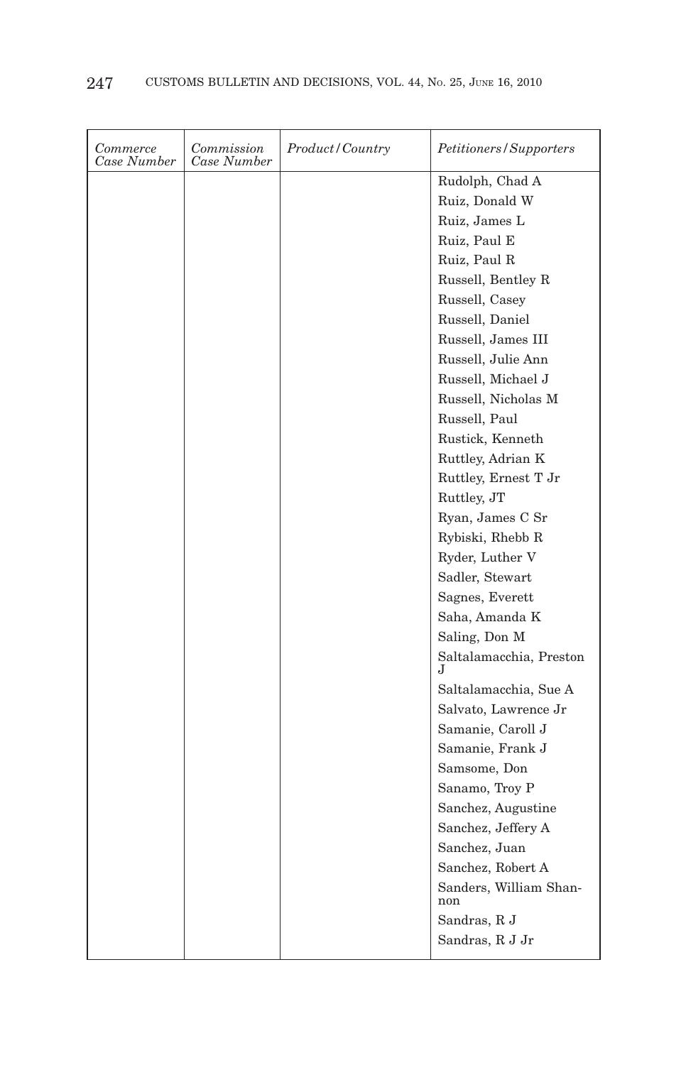| Commerce Case Number | Commission Case Number | Product/Country | Petitioners/Supporters |
|---|---|---|---|
| | | | Rudolph, Chad A |
| | | | Ruiz, Donald W |
| | | | Ruiz, James L |
| | | | Ruiz, Paul E |
| | | | Ruiz, Paul R |
| | | | Russell, Bentley R |
| | | | Russell, Casey |
| | | | Russell, Daniel |
| | | | Russell, James III |
| | | | Russell, Julie Ann |
| | | | Russell, Michael J |
| | | | Russell, Nicholas M |
| | | | Russell, Paul |
| | | | Rustick, Kenneth |
| | | | Ruttley, Adrian K |
| | | | Ruttley, Ernest T Jr |
| | | | Ruttley, JT |
| | | | Ryan, James C Sr |
| | | | Rybiski, Rhebb R |
| | | | Ryder, Luther V |
| | | | Sadler, Stewart |
| | | | Sagnes, Everett |
| | | | Saha, Amanda K |
| | | | Saling, Don M |
| | | | Saltalamacchia, Preston J |
| | | | Saltalamacchia, Sue A |
| | | | Salvato, Lawrence Jr |
| | | | Samanie, Caroll J |
| | | | Samanie, Frank J |
| | | | Samsome, Don |
| | | | Sanamo, Troy P |
| | | | Sanchez, Augustine |
| | | | Sanchez, Jeffery A |
| | | | Sanchez, Juan |
| | | | Sanchez, Robert A |
| | | | Sanders, William Shannon |
| | | | Sandras, R J |
| | | | Sandras, R J Jr |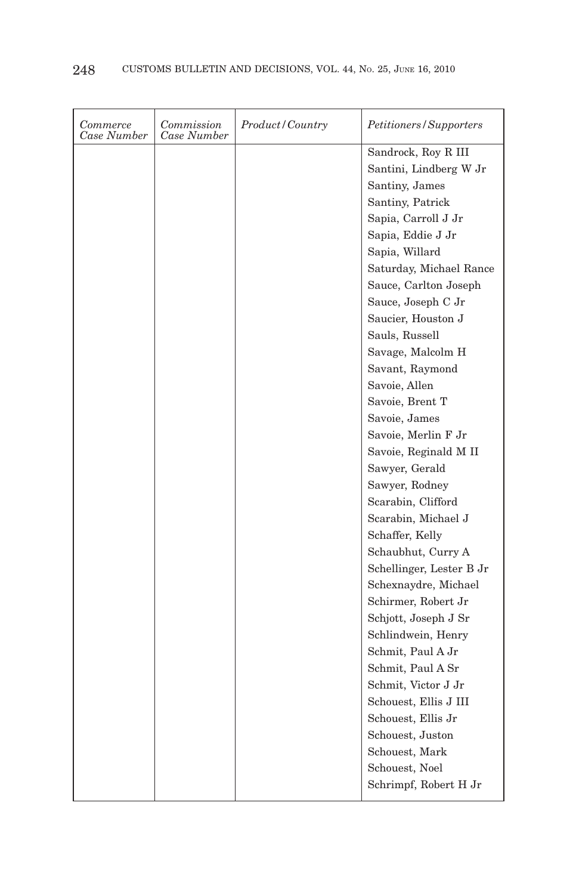| *Commerce Case Number* | *Commission Case Number* | *Product/Country* | *Petitioners/Supporters* |
|---|---|---|---|
| | | | Sandrock, Roy R III |
| | | | Santini, Lindberg W Jr |
| | | | Santiny, James |
| | | | Santiny, Patrick |
| | | | Sapia, Carroll J Jr |
| | | | Sapia, Eddie J Jr |
| | | | Sapia, Willard |
| | | | Saturday, Michael Rance |
| | | | Sauce, Carlton Joseph |
| | | | Sauce, Joseph C Jr |
| | | | Saucier, Houston J |
| | | | Sauls, Russell |
| | | | Savage, Malcolm H |
| | | | Savant, Raymond |
| | | | Savoie, Allen |
| | | | Savoie, Brent T |
| | | | Savoie, James |
| | | | Savoie, Merlin F Jr |
| | | | Savoie, Reginald M II |
| | | | Sawyer, Gerald |
| | | | Sawyer, Rodney |
| | | | Scarabin, Clifford |
| | | | Scarabin, Michael J |
| | | | Schaffer, Kelly |
| | | | Schaubhut, Curry A |
| | | | Schellinger, Lester B Jr |
| | | | Schexnaydre, Michael |
| | | | Schirmer, Robert Jr |
| | | | Schjott, Joseph J Sr |
| | | | Schlindwein, Henry |
| | | | Schmit, Paul A Jr |
| | | | Schmit, Paul A Sr |
| | | | Schmit, Victor J Jr |
| | | | Schouest, Ellis J III |
| | | | Schouest, Ellis Jr |
| | | | Schouest, Juston |
| | | | Schouest, Mark |
| | | | Schouest, Noel |
| | | | Schrimpf, Robert H Jr |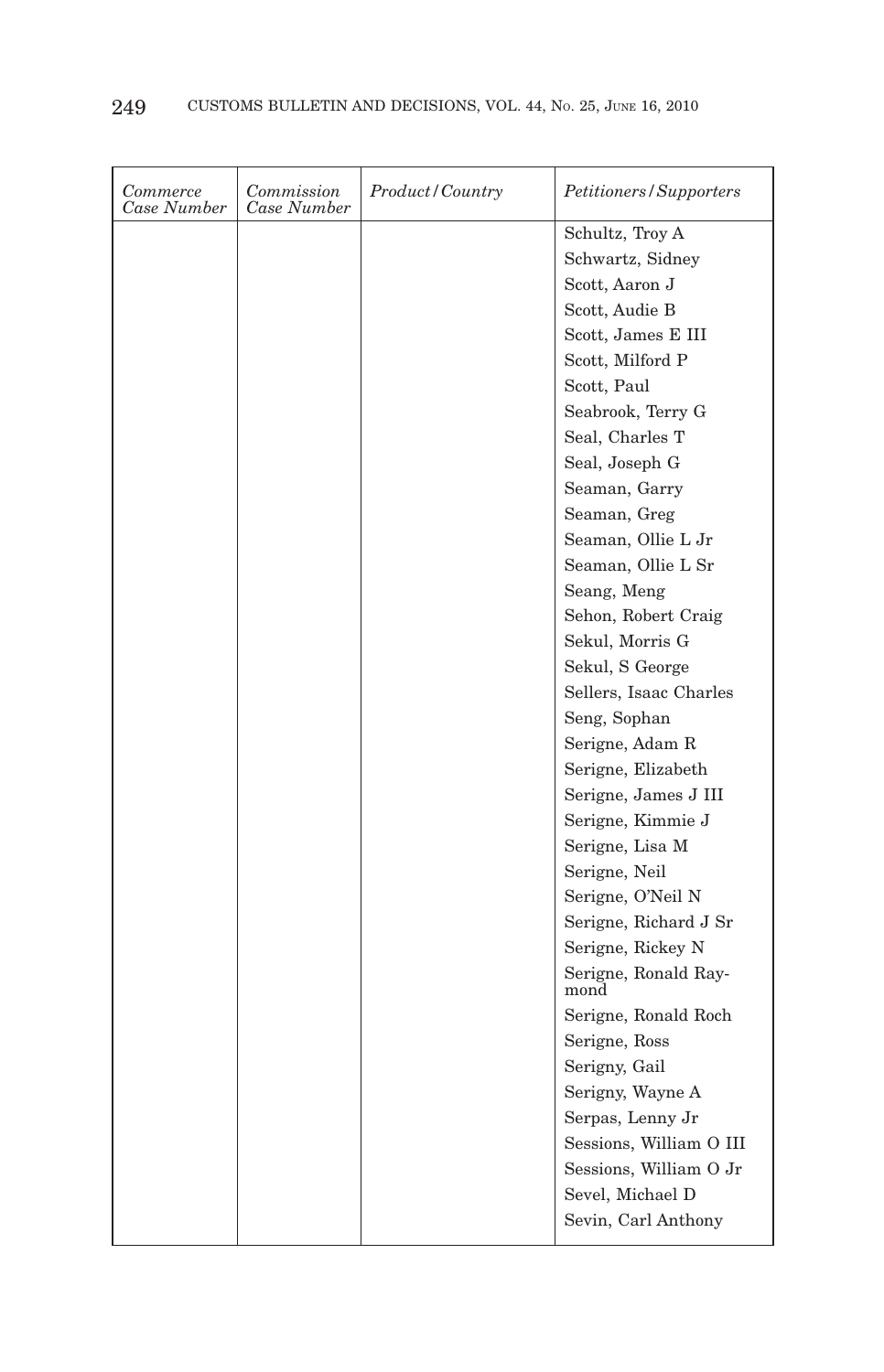| *Commerce Case Number* | *Commission Case Number* | *Product/Country* | *Petitioners/Supporters* |
|---|---|---|---|
| | | | Schultz, Troy A |
| | | | Schwartz, Sidney |
| | | | Scott, Aaron J |
| | | | Scott, Audie B |
| | | | Scott, James E III |
| | | | Scott, Milford P |
| | | | Scott, Paul |
| | | | Seabrook, Terry G |
| | | | Seal, Charles T |
| | | | Seal, Joseph G |
| | | | Seaman, Garry |
| | | | Seaman, Greg |
| | | | Seaman, Ollie L Jr |
| | | | Seaman, Ollie L Sr |
| | | | Seang, Meng |
| | | | Sehon, Robert Craig |
| | | | Sekul, Morris G |
| | | | Sekul, S George |
| | | | Sellers, Isaac Charles |
| | | | Seng, Sophan |
| | | | Serigne, Adam R |
| | | | Serigne, Elizabeth |
| | | | Serigne, James J III |
| | | | Serigne, Kimmie J |
| | | | Serigne, Lisa M |
| | | | Serigne, Neil |
| | | | Serigne, O'Neil N |
| | | | Serigne, Richard J Sr |
| | | | Serigne, Rickey N |
| | | | Serigne, Ronald Raymond |
| | | | Serigne, Ronald Roch |
| | | | Serigne, Ross |
| | | | Serigny, Gail |
| | | | Serigny, Wayne A |
| | | | Serpas, Lenny Jr |
| | | | Sessions, William O III |
| | | | Sessions, William O Jr |
| | | | Sevel, Michael D |
| | | | Sevin, Carl Anthony |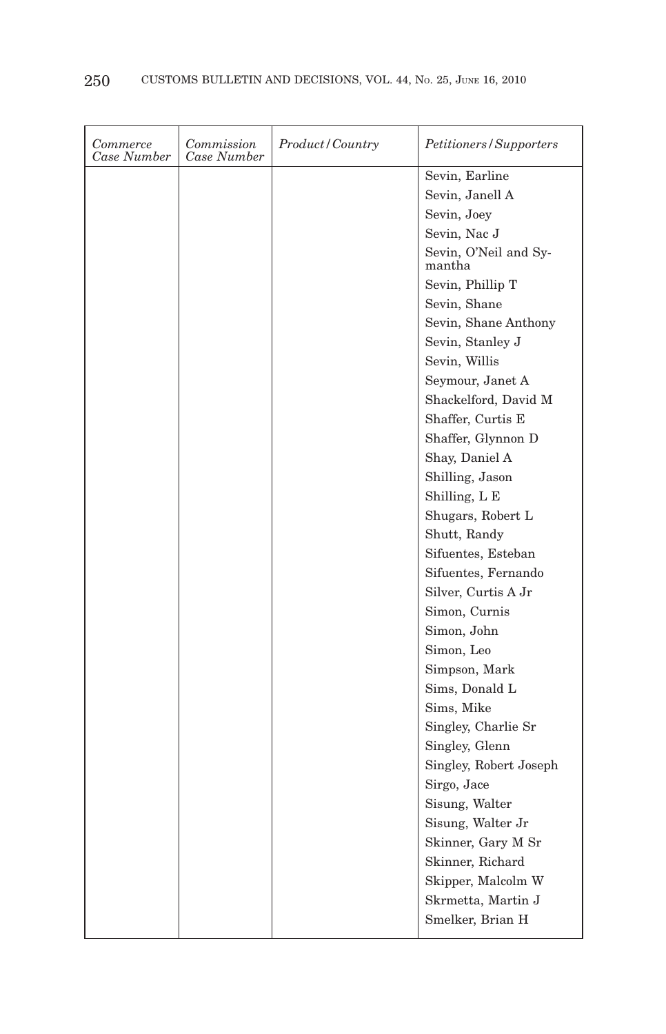| *Commerce Case Number* | *Commission Case Number* | *Product/Country* | *Petitioners/Supporters* |
|---|---|---|---|
| | | | Sevin, Earline |
| | | | Sevin, Janell A |
| | | | Sevin, Joey |
| | | | Sevin, Nac J |
| | | | Sevin, O'Neil and Symantha |
| | | | Sevin, Phillip T |
| | | | Sevin, Shane |
| | | | Sevin, Shane Anthony |
| | | | Sevin, Stanley J |
| | | | Sevin, Willis |
| | | | Seymour, Janet A |
| | | | Shackelford, David M |
| | | | Shaffer, Curtis E |
| | | | Shaffer, Glynnon D |
| | | | Shay, Daniel A |
| | | | Shilling, Jason |
| | | | Shilling, L E |
| | | | Shugars, Robert L |
| | | | Shutt, Randy |
| | | | Sifuentes, Esteban |
| | | | Sifuentes, Fernando |
| | | | Silver, Curtis A Jr |
| | | | Simon, Curnis |
| | | | Simon, John |
| | | | Simon, Leo |
| | | | Simpson, Mark |
| | | | Sims, Donald L |
| | | | Sims, Mike |
| | | | Singley, Charlie Sr |
| | | | Singley, Glenn |
| | | | Singley, Robert Joseph |
| | | | Sirgo, Jace |
| | | | Sisung, Walter |
| | | | Sisung, Walter Jr |
| | | | Skinner, Gary M Sr |
| | | | Skinner, Richard |
| | | | Skipper, Malcolm W |
| | | | Skrmetta, Martin J |
| | | | Smelker, Brian H |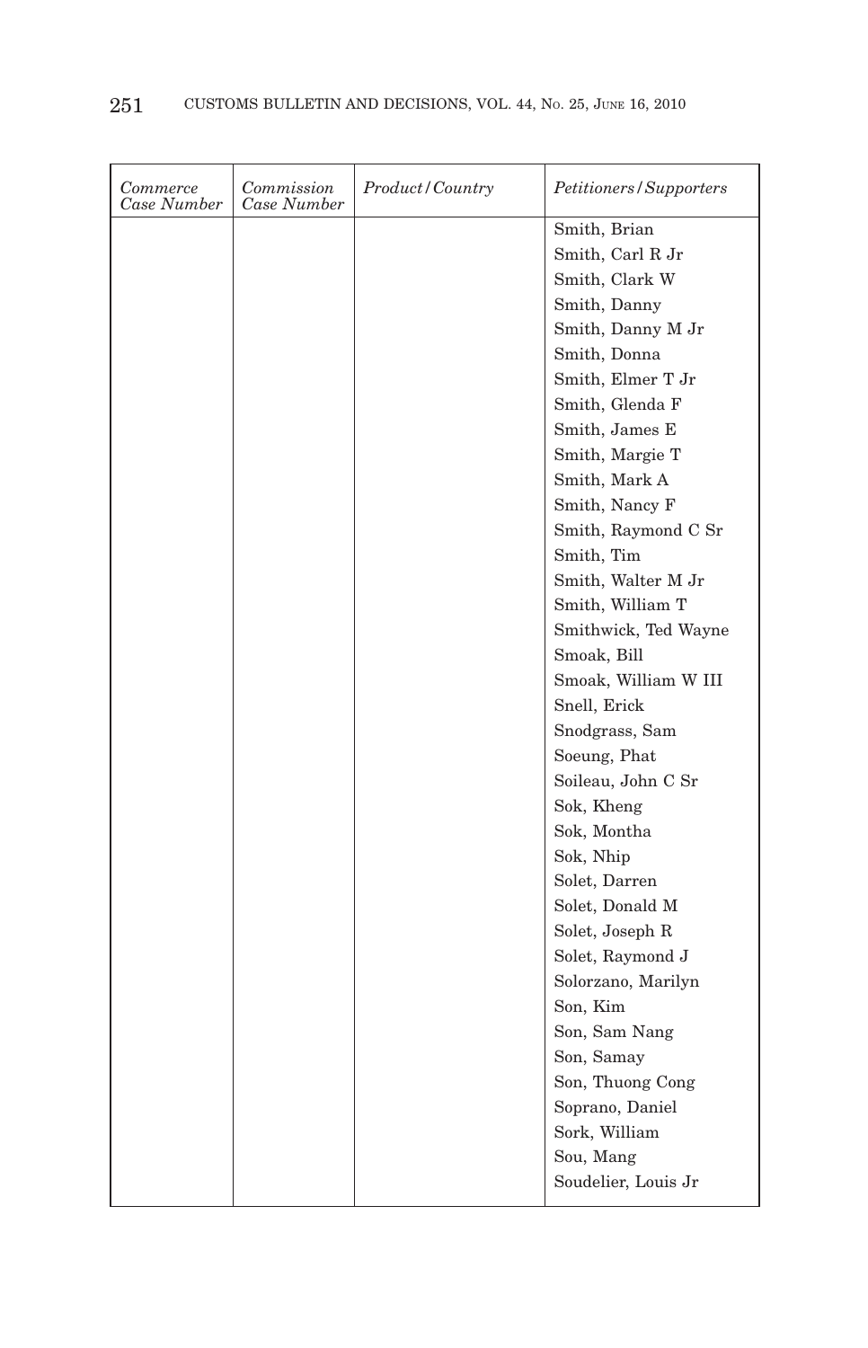| *Commerce Case Number* | *Commission Case Number* | *Product/Country* | *Petitioners/Supporters* |
|---|---|---|---|
| | | | Smith, Brian |
| | | | Smith, Carl R Jr |
| | | | Smith, Clark W |
| | | | Smith, Danny |
| | | | Smith, Danny M Jr |
| | | | Smith, Donna |
| | | | Smith, Elmer T Jr |
| | | | Smith, Glenda F |
| | | | Smith, James E |
| | | | Smith, Margie T |
| | | | Smith, Mark A |
| | | | Smith, Nancy F |
| | | | Smith, Raymond C Sr |
| | | | Smith, Tim |
| | | | Smith, Walter M Jr |
| | | | Smith, William T |
| | | | Smithwick, Ted Wayne |
| | | | Smoak, Bill |
| | | | Smoak, William W III |
| | | | Snell, Erick |
| | | | Snodgrass, Sam |
| | | | Soeung, Phat |
| | | | Soileau, John C Sr |
| | | | Sok, Kheng |
| | | | Sok, Montha |
| | | | Sok, Nhip |
| | | | Solet, Darren |
| | | | Solet, Donald M |
| | | | Solet, Joseph R |
| | | | Solet, Raymond J |
| | | | Solorzano, Marilyn |
| | | | Son, Kim |
| | | | Son, Sam Nang |
| | | | Son, Samay |
| | | | Son, Thuong Cong |
| | | | Soprano, Daniel |
| | | | Sork, William |
| | | | Sou, Mang |
| | | | Soudelier, Louis Jr |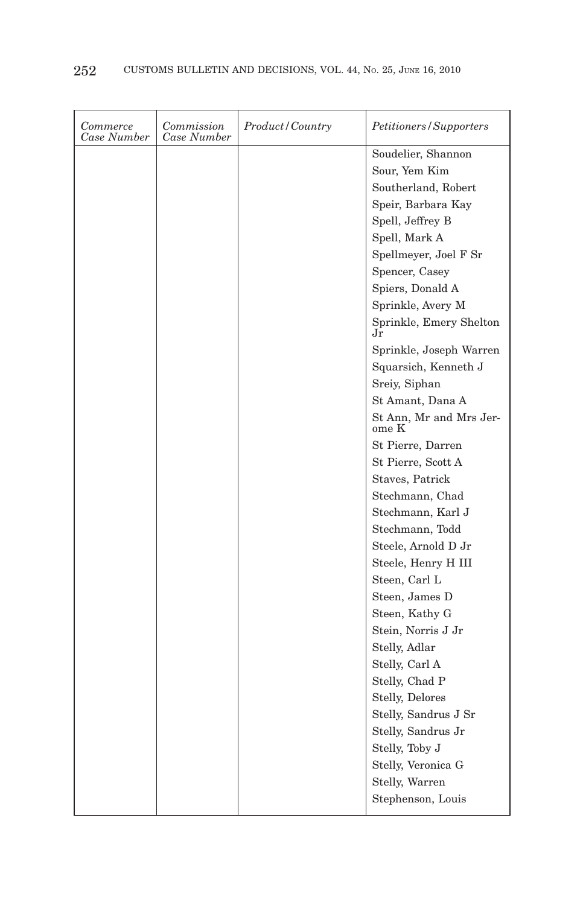| *Commerce Case Number* | *Commission Case Number* | *Product/Country* | *Petitioners/Supporters* |
|---|---|---|---|
| | | | Soudelier, Shannon |
| | | | Sour, Yem Kim |
| | | | Southerland, Robert |
| | | | Speir, Barbara Kay |
| | | | Spell, Jeffrey B |
| | | | Spell, Mark A |
| | | | Spellmeyer, Joel F Sr |
| | | | Spencer, Casey |
| | | | Spiers, Donald A |
| | | | Sprinkle, Avery M |
| | | | Sprinkle, Emery Shelton Jr |
| | | | Sprinkle, Joseph Warren |
| | | | Squarsich, Kenneth J |
| | | | Sreiy, Siphan |
| | | | St Amant, Dana A |
| | | | St Ann, Mr and Mrs Jerome K |
| | | | St Pierre, Darren |
| | | | St Pierre, Scott A |
| | | | Staves, Patrick |
| | | | Stechmann, Chad |
| | | | Stechmann, Karl J |
| | | | Stechmann, Todd |
| | | | Steele, Arnold D Jr |
| | | | Steele, Henry H III |
| | | | Steen, Carl L |
| | | | Steen, James D |
| | | | Steen, Kathy G |
| | | | Stein, Norris J Jr |
| | | | Stelly, Adlar |
| | | | Stelly, Carl A |
| | | | Stelly, Chad P |
| | | | Stelly, Delores |
| | | | Stelly, Sandrus J Sr |
| | | | Stelly, Sandrus Jr |
| | | | Stelly, Toby J |
| | | | Stelly, Veronica G |
| | | | Stelly, Warren |
| | | | Stephenson, Louis |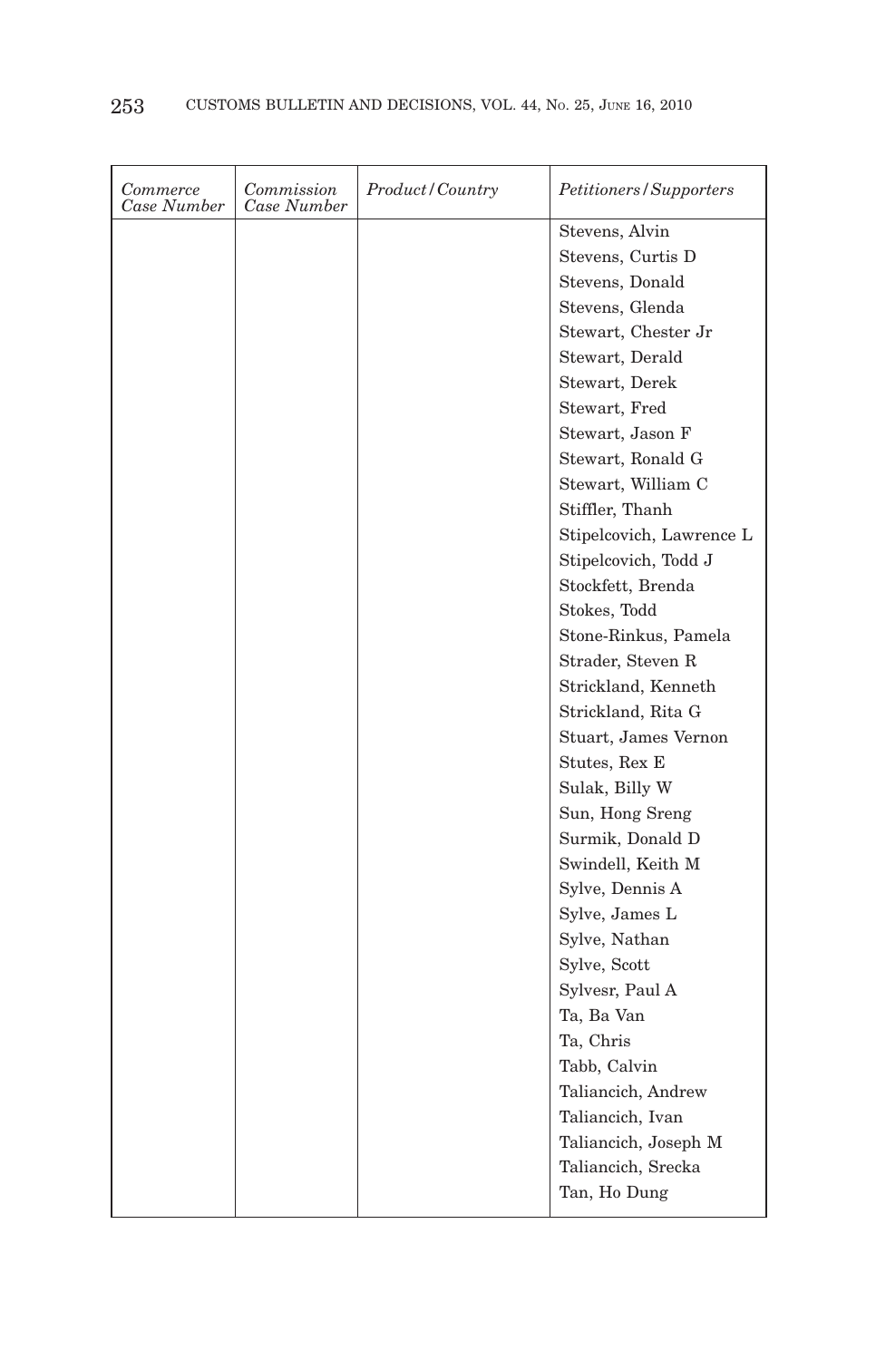| *Commerce Case Number* | *Commission Case Number* | *Product/Country* | *Petitioners/Supporters* |
|---|---|---|---|
| | | | Stevens, Alvin |
| | | | Stevens, Curtis D |
| | | | Stevens, Donald |
| | | | Stevens, Glenda |
| | | | Stewart, Chester Jr |
| | | | Stewart, Derald |
| | | | Stewart, Derek |
| | | | Stewart, Fred |
| | | | Stewart, Jason F |
| | | | Stewart, Ronald G |
| | | | Stewart, William C |
| | | | Stiffler, Thanh |
| | | | Stipelcovich, Lawrence L |
| | | | Stipelcovich, Todd J |
| | | | Stockfett, Brenda |
| | | | Stokes, Todd |
| | | | Stone-Rinkus, Pamela |
| | | | Strader, Steven R |
| | | | Strickland, Kenneth |
| | | | Strickland, Rita G |
| | | | Stuart, James Vernon |
| | | | Stutes, Rex E |
| | | | Sulak, Billy W |
| | | | Sun, Hong Sreng |
| | | | Surmik, Donald D |
| | | | Swindell, Keith M |
| | | | Sylve, Dennis A |
| | | | Sylve, James L |
| | | | Sylve, Nathan |
| | | | Sylve, Scott |
| | | | Sylvesr, Paul A |
| | | | Ta, Ba Van |
| | | | Ta, Chris |
| | | | Tabb, Calvin |
| | | | Taliancich, Andrew |
| | | | Taliancich, Ivan |
| | | | Taliancich, Joseph M |
| | | | Taliancich, Srecka |
| | | | Tan, Ho Dung |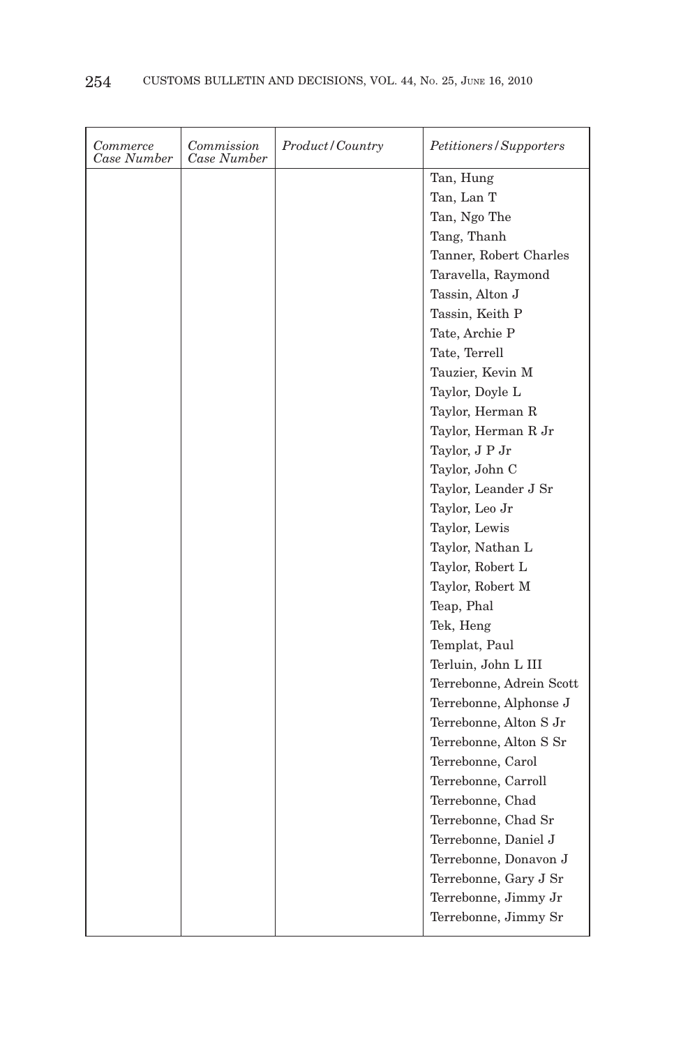| *Commerce Case Number* | *Commission Case Number* | *Product/Country* | *Petitioners/Supporters* |
|---|---|---|---|
| | | | Tan, Hung |
| | | | Tan, Lan T |
| | | | Tan, Ngo The |
| | | | Tang, Thanh |
| | | | Tanner, Robert Charles |
| | | | Taravella, Raymond |
| | | | Tassin, Alton J |
| | | | Tassin, Keith P |
| | | | Tate, Archie P |
| | | | Tate, Terrell |
| | | | Tauzier, Kevin M |
| | | | Taylor, Doyle L |
| | | | Taylor, Herman R |
| | | | Taylor, Herman R Jr |
| | | | Taylor, J P Jr |
| | | | Taylor, John C |
| | | | Taylor, Leander J Sr |
| | | | Taylor, Leo Jr |
| | | | Taylor, Lewis |
| | | | Taylor, Nathan L |
| | | | Taylor, Robert L |
| | | | Taylor, Robert M |
| | | | Teap, Phal |
| | | | Tek, Heng |
| | | | Templat, Paul |
| | | | Terluin, John L III |
| | | | Terrebonne, Adrein Scott |
| | | | Terrebonne, Alphonse J |
| | | | Terrebonne, Alton S Jr |
| | | | Terrebonne, Alton S Sr |
| | | | Terrebonne, Carol |
| | | | Terrebonne, Carroll |
| | | | Terrebonne, Chad |
| | | | Terrebonne, Chad Sr |
| | | | Terrebonne, Daniel J |
| | | | Terrebonne, Donavon J |
| | | | Terrebonne, Gary J Sr |
| | | | Terrebonne, Jimmy Jr |
| | | | Terrebonne, Jimmy Sr |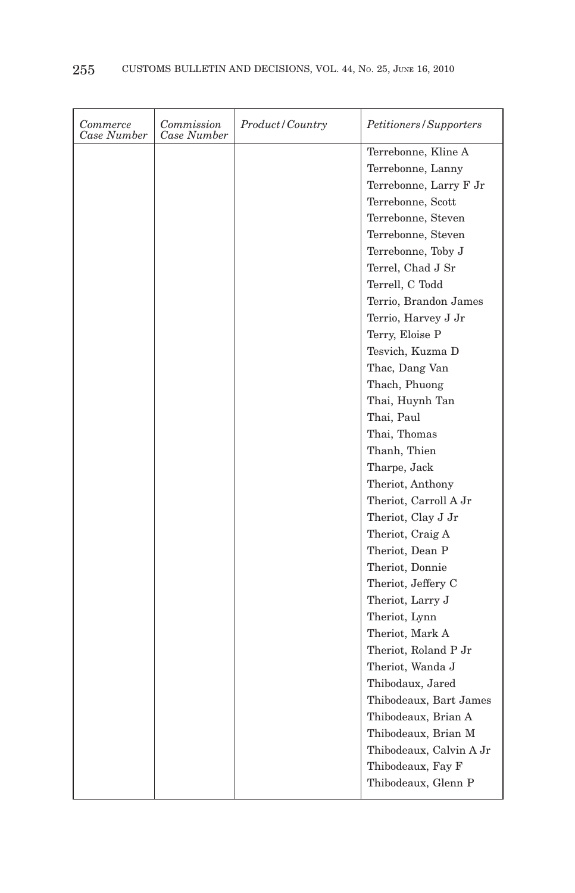| Commerce Case Number | Commission Case Number | Product/Country | Petitioners/Supporters |
|---|---|---|---|
| | | | Terrebonne, Kline A |
| | | | Terrebonne, Lanny |
| | | | Terrebonne, Larry F Jr |
| | | | Terrebonne, Scott |
| | | | Terrebonne, Steven |
| | | | Terrebonne, Steven |
| | | | Terrebonne, Toby J |
| | | | Terrel, Chad J Sr |
| | | | Terrell, C Todd |
| | | | Terrio, Brandon James |
| | | | Terrio, Harvey J Jr |
| | | | Terry, Eloise P |
| | | | Tesvich, Kuzma D |
| | | | Thac, Dang Van |
| | | | Thach, Phuong |
| | | | Thai, Huynh Tan |
| | | | Thai, Paul |
| | | | Thai, Thomas |
| | | | Thanh, Thien |
| | | | Tharpe, Jack |
| | | | Theriot, Anthony |
| | | | Theriot, Carroll A Jr |
| | | | Theriot, Clay J Jr |
| | | | Theriot, Craig A |
| | | | Theriot, Dean P |
| | | | Theriot, Donnie |
| | | | Theriot, Jeffery C |
| | | | Theriot, Larry J |
| | | | Theriot, Lynn |
| | | | Theriot, Mark A |
| | | | Theriot, Roland P Jr |
| | | | Theriot, Wanda J |
| | | | Thibodaux, Jared |
| | | | Thibodeaux, Bart James |
| | | | Thibodeaux, Brian A |
| | | | Thibodeaux, Brian M |
| | | | Thibodeaux, Calvin A Jr |
| | | | Thibodeaux, Fay F |
| | | | Thibodeaux, Glenn P |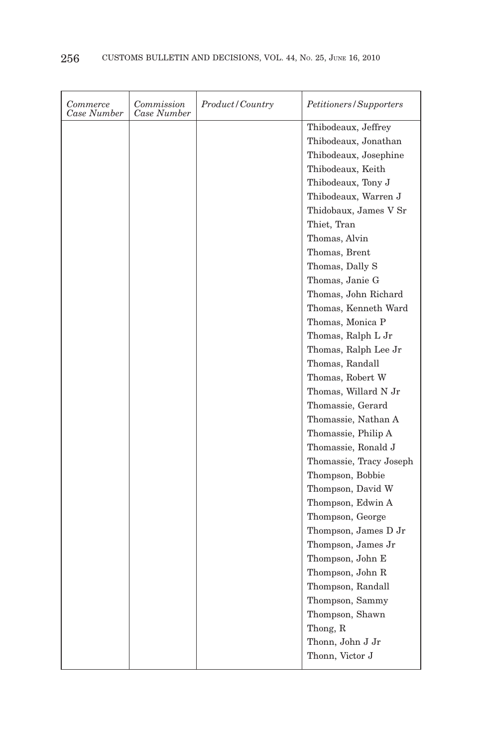| *Commerce Case Number* | *Commission Case Number* | *Product/Country* | *Petitioners/Supporters* |
|---|---|---|---|
| | | | Thibodeaux, Jeffrey |
| | | | Thibodeaux, Jonathan |
| | | | Thibodeaux, Josephine |
| | | | Thibodeaux, Keith |
| | | | Thibodeaux, Tony J |
| | | | Thibodeaux, Warren J |
| | | | Thidobaux, James V Sr |
| | | | Thiet, Tran |
| | | | Thomas, Alvin |
| | | | Thomas, Brent |
| | | | Thomas, Dally S |
| | | | Thomas, Janie G |
| | | | Thomas, John Richard |
| | | | Thomas, Kenneth Ward |
| | | | Thomas, Monica P |
| | | | Thomas, Ralph L Jr |
| | | | Thomas, Ralph Lee Jr |
| | | | Thomas, Randall |
| | | | Thomas, Robert W |
| | | | Thomas, Willard N Jr |
| | | | Thomassie, Gerard |
| | | | Thomassie, Nathan A |
| | | | Thomassie, Philip A |
| | | | Thomassie, Ronald J |
| | | | Thomassie, Tracy Joseph |
| | | | Thompson, Bobbie |
| | | | Thompson, David W |
| | | | Thompson, Edwin A |
| | | | Thompson, George |
| | | | Thompson, James D Jr |
| | | | Thompson, James Jr |
| | | | Thompson, John E |
| | | | Thompson, John R |
| | | | Thompson, Randall |
| | | | Thompson, Sammy |
| | | | Thompson, Shawn |
| | | | Thong, R |
| | | | Thonn, John J Jr |
| | | | Thonn, Victor J |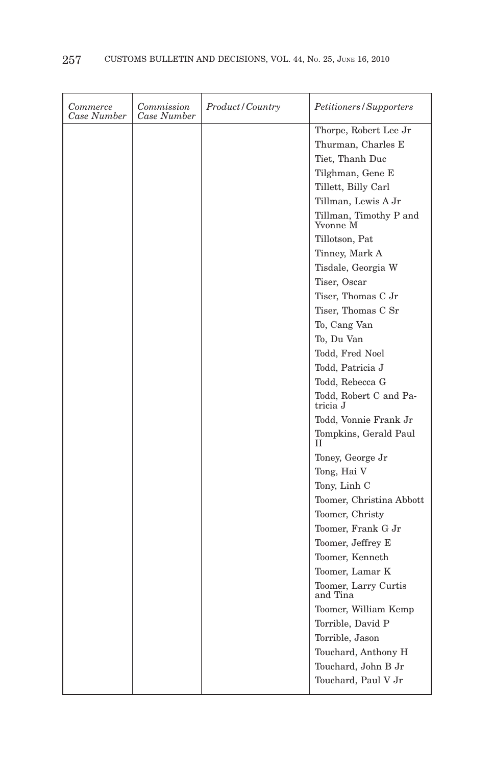| *Commerce Case Number* | *Commission Case Number* | *Product/Country* | *Petitioners/Supporters* |
|---|---|---|---|
| | | | Thorpe, Robert Lee Jr |
| | | | Thurman, Charles E |
| | | | Tiet, Thanh Duc |
| | | | Tilghman, Gene E |
| | | | Tillett, Billy Carl |
| | | | Tillman, Lewis A Jr |
| | | | Tillman, Timothy P and Yvonne M |
| | | | Tillotson, Pat |
| | | | Tinney, Mark A |
| | | | Tisdale, Georgia W |
| | | | Tiser, Oscar |
| | | | Tiser, Thomas C Jr |
| | | | Tiser, Thomas C Sr |
| | | | To, Cang Van |
| | | | To, Du Van |
| | | | Todd, Fred Noel |
| | | | Todd, Patricia J |
| | | | Todd, Rebecca G |
| | | | Todd, Robert C and Patricia J |
| | | | Todd, Vonnie Frank Jr |
| | | | Tompkins, Gerald Paul II |
| | | | Toney, George Jr |
| | | | Tong, Hai V |
| | | | Tony, Linh C |
| | | | Toomer, Christina Abbott |
| | | | Toomer, Christy |
| | | | Toomer, Frank G Jr |
| | | | Toomer, Jeffrey E |
| | | | Toomer, Kenneth |
| | | | Toomer, Lamar K |
| | | | Toomer, Larry Curtis and Tina |
| | | | Toomer, William Kemp |
| | | | Torrible, David P |
| | | | Torrible, Jason |
| | | | Touchard, Anthony H |
| | | | Touchard, John B Jr |
| | | | Touchard, Paul V Jr |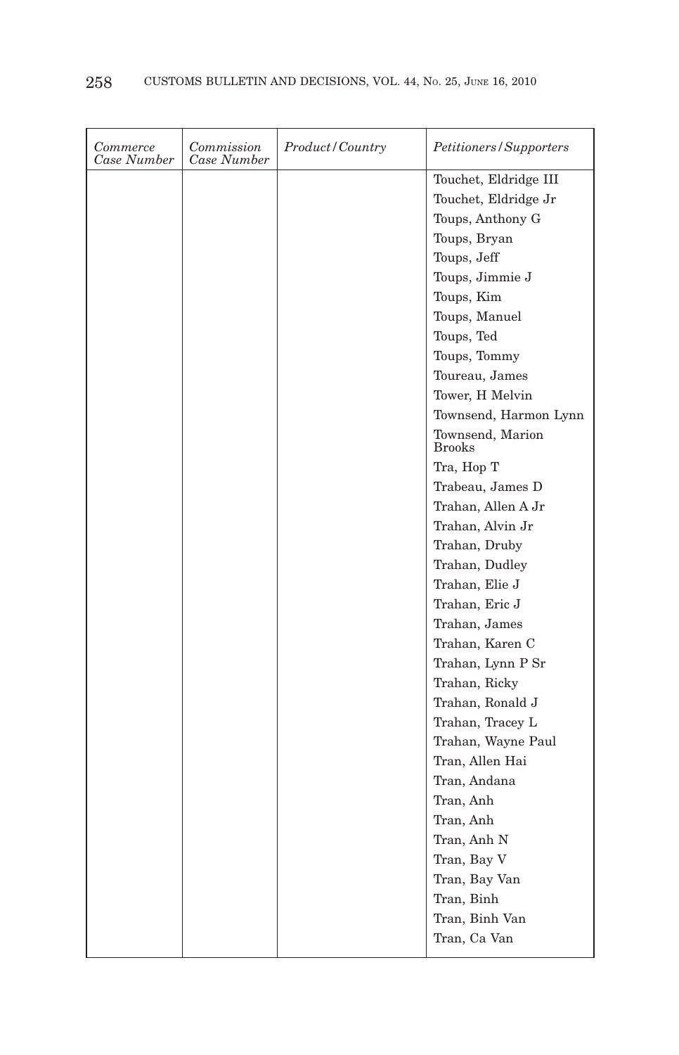| *Commerce Case Number* | *Commission Case Number* | *Product/Country* | *Petitioners/Supporters* |
|---|---|---|---|
| | | | Touchet, Eldridge III |
| | | | Touchet, Eldridge Jr |
| | | | Toups, Anthony G |
| | | | Toups, Bryan |
| | | | Toups, Jeff |
| | | | Toups, Jimmie J |
| | | | Toups, Kim |
| | | | Toups, Manuel |
| | | | Toups, Ted |
| | | | Toups, Tommy |
| | | | Toureau, James |
| | | | Tower, H Melvin |
| | | | Townsend, Harmon Lynn |
| | | | Townsend, Marion Brooks |
| | | | Tra, Hop T |
| | | | Trabeau, James D |
| | | | Trahan, Allen A Jr |
| | | | Trahan, Alvin Jr |
| | | | Trahan, Druby |
| | | | Trahan, Dudley |
| | | | Trahan, Elie J |
| | | | Trahan, Eric J |
| | | | Trahan, James |
| | | | Trahan, Karen C |
| | | | Trahan, Lynn P Sr |
| | | | Trahan, Ricky |
| | | | Trahan, Ronald J |
| | | | Trahan, Tracey L |
| | | | Trahan, Wayne Paul |
| | | | Tran, Allen Hai |
| | | | Tran, Andana |
| | | | Tran, Anh |
| | | | Tran, Anh |
| | | | Tran, Anh N |
| | | | Tran, Bay V |
| | | | Tran, Bay Van |
| | | | Tran, Binh |
| | | | Tran, Binh Van |
| | | | Tran, Ca Van |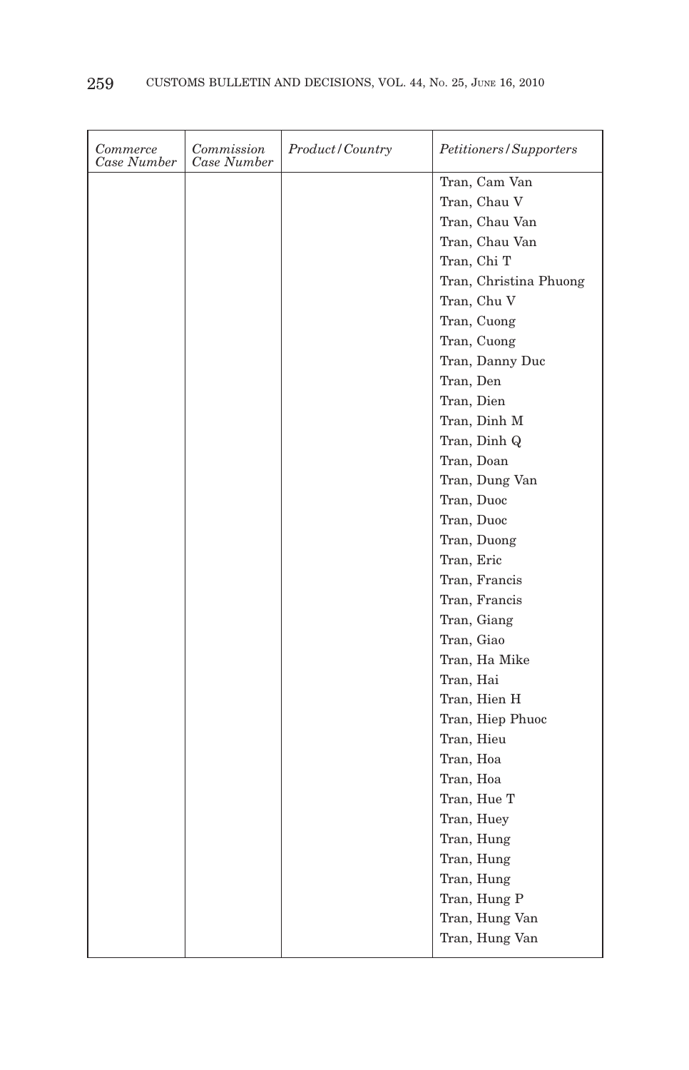| *Commerce Case Number* | *Commission Case Number* | *Product/Country* | *Petitioners/Supporters* |
|---|---|---|---|
| | | | Tran, Cam Van |
| | | | Tran, Chau V |
| | | | Tran, Chau Van |
| | | | Tran, Chau Van |
| | | | Tran, Chi T |
| | | | Tran, Christina Phuong |
| | | | Tran, Chu V |
| | | | Tran, Cuong |
| | | | Tran, Cuong |
| | | | Tran, Danny Duc |
| | | | Tran, Den |
| | | | Tran, Dien |
| | | | Tran, Dinh M |
| | | | Tran, Dinh Q |
| | | | Tran, Doan |
| | | | Tran, Dung Van |
| | | | Tran, Duoc |
| | | | Tran, Duoc |
| | | | Tran, Duong |
| | | | Tran, Eric |
| | | | Tran, Francis |
| | | | Tran, Francis |
| | | | Tran, Giang |
| | | | Tran, Giao |
| | | | Tran, Ha Mike |
| | | | Tran, Hai |
| | | | Tran, Hien H |
| | | | Tran, Hiep Phuoc |
| | | | Tran, Hieu |
| | | | Tran, Hoa |
| | | | Tran, Hoa |
| | | | Tran, Hue T |
| | | | Tran, Huey |
| | | | Tran, Hung |
| | | | Tran, Hung |
| | | | Tran, Hung |
| | | | Tran, Hung P |
| | | | Tran, Hung Van |
| | | | Tran, Hung Van |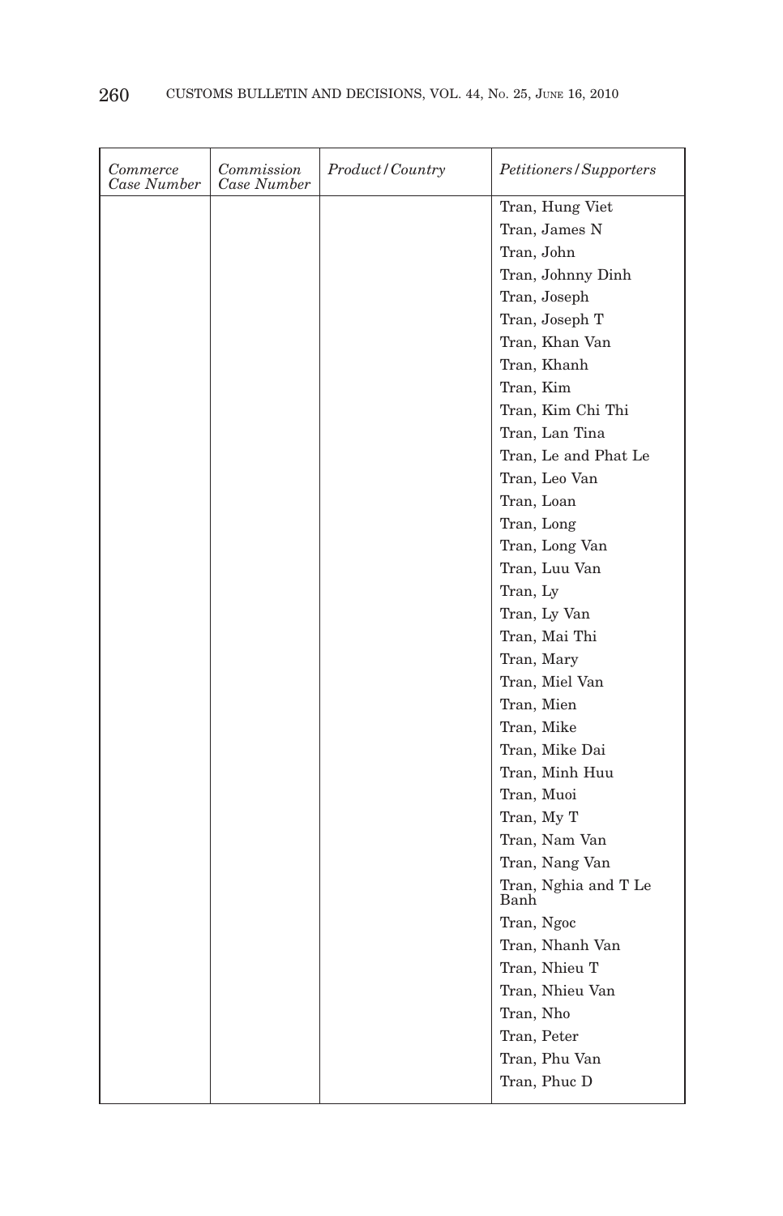| *Commerce Case Number* | *Commission Case Number* | *Product/Country* | *Petitioners/Supporters* |
|---|---|---|---|
| | | | Tran, Hung Viet |
| | | | Tran, James N |
| | | | Tran, John |
| | | | Tran, Johnny Dinh |
| | | | Tran, Joseph |
| | | | Tran, Joseph T |
| | | | Tran, Khan Van |
| | | | Tran, Khanh |
| | | | Tran, Kim |
| | | | Tran, Kim Chi Thi |
| | | | Tran, Lan Tina |
| | | | Tran, Le and Phat Le |
| | | | Tran, Leo Van |
| | | | Tran, Loan |
| | | | Tran, Long |
| | | | Tran, Long Van |
| | | | Tran, Luu Van |
| | | | Tran, Ly |
| | | | Tran, Ly Van |
| | | | Tran, Mai Thi |
| | | | Tran, Mary |
| | | | Tran, Miel Van |
| | | | Tran, Mien |
| | | | Tran, Mike |
| | | | Tran, Mike Dai |
| | | | Tran, Minh Huu |
| | | | Tran, Muoi |
| | | | Tran, My T |
| | | | Tran, Nam Van |
| | | | Tran, Nang Van |
| | | | Tran, Nghia and T Le Banh |
| | | | Tran, Ngoc |
| | | | Tran, Nhanh Van |
| | | | Tran, Nhieu T |
| | | | Tran, Nhieu Van |
| | | | Tran, Nho |
| | | | Tran, Peter |
| | | | Tran, Phu Van |
| | | | Tran, Phuc D |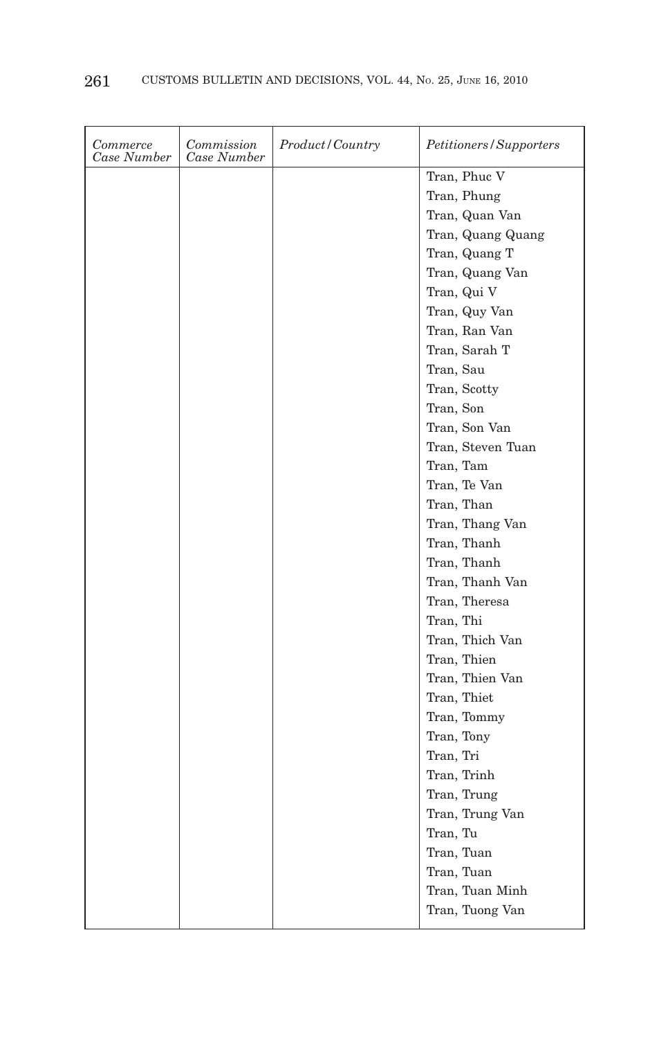| *Commerce Case Number* | *Commission Case Number* | *Product/Country* | *Petitioners/Supporters* |
| --- | --- | --- | --- |
| | | | Tran, Phuc V |
| | | | Tran, Phung |
| | | | Tran, Quan Van |
| | | | Tran, Quang Quang |
| | | | Tran, Quang T |
| | | | Tran, Quang Van |
| | | | Tran, Qui V |
| | | | Tran, Quy Van |
| | | | Tran, Ran Van |
| | | | Tran, Sarah T |
| | | | Tran, Sau |
| | | | Tran, Scotty |
| | | | Tran, Son |
| | | | Tran, Son Van |
| | | | Tran, Steven Tuan |
| | | | Tran, Tam |
| | | | Tran, Te Van |
| | | | Tran, Than |
| | | | Tran, Thang Van |
| | | | Tran, Thanh |
| | | | Tran, Thanh |
| | | | Tran, Thanh Van |
| | | | Tran, Theresa |
| | | | Tran, Thi |
| | | | Tran, Thich Van |
| | | | Tran, Thien |
| | | | Tran, Thien Van |
| | | | Tran, Thiet |
| | | | Tran, Tommy |
| | | | Tran, Tony |
| | | | Tran, Tri |
| | | | Tran, Trinh |
| | | | Tran, Trung |
| | | | Tran, Trung Van |
| | | | Tran, Tu |
| | | | Tran, Tuan |
| | | | Tran, Tuan |
| | | | Tran, Tuan Minh |
| | | | Tran, Tuong Van |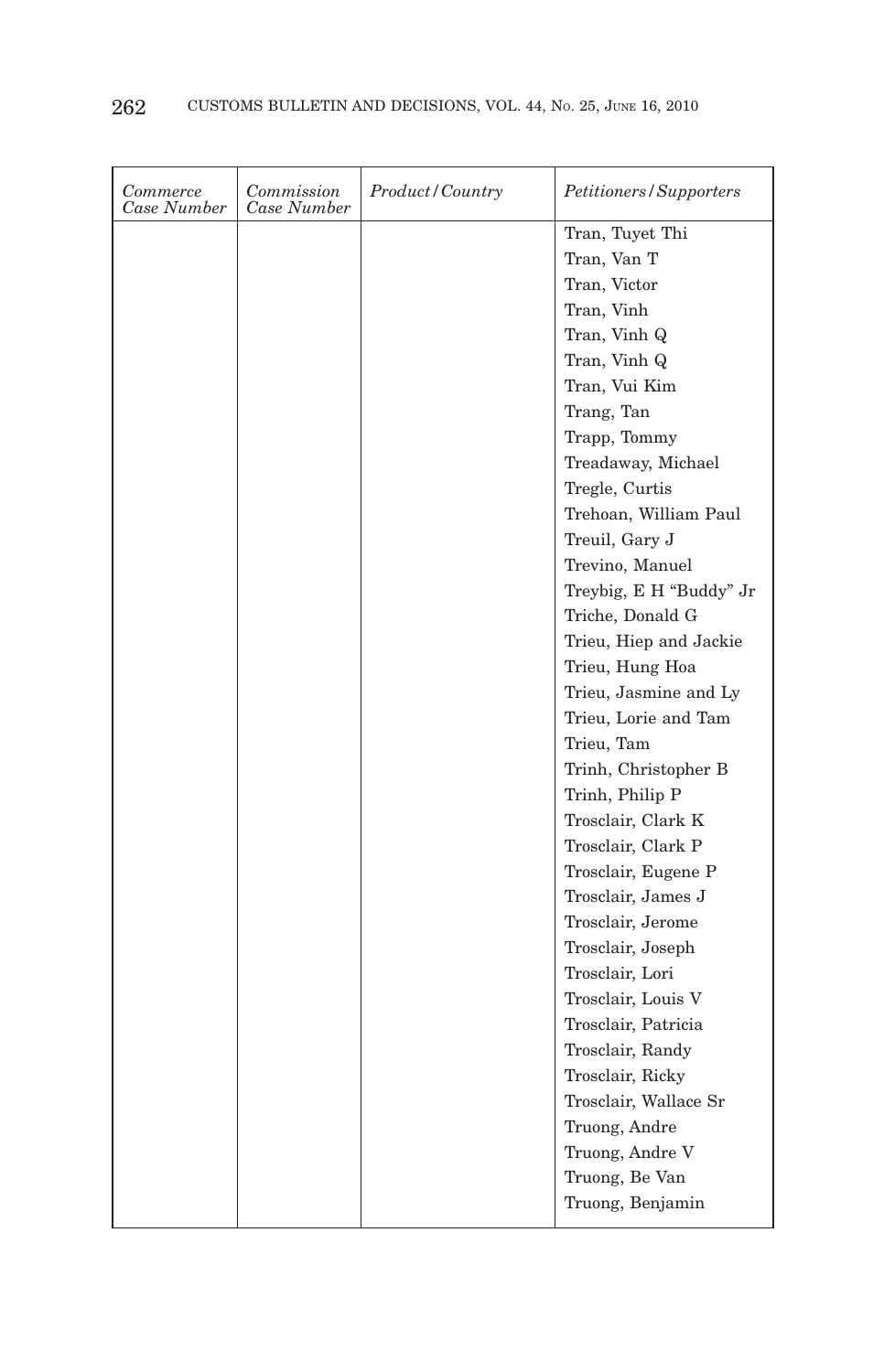| *Commerce Case Number* | *Commission Case Number* | *Product/Country* | *Petitioners/Supporters* |
|---|---|---|---|
| | | | Tran, Tuyet Thi |
| | | | Tran, Van T |
| | | | Tran, Victor |
| | | | Tran, Vinh |
| | | | Tran, Vinh Q |
| | | | Tran, Vinh Q |
| | | | Tran, Vui Kim |
| | | | Trang, Tan |
| | | | Trapp, Tommy |
| | | | Treadaway, Michael |
| | | | Tregle, Curtis |
| | | | Trehoan, William Paul |
| | | | Treuil, Gary J |
| | | | Trevino, Manuel |
| | | | Treybig, E H "Buddy" Jr |
| | | | Triche, Donald G |
| | | | Trieu, Hiep and Jackie |
| | | | Trieu, Hung Hoa |
| | | | Trieu, Jasmine and Ly |
| | | | Trieu, Lorie and Tam |
| | | | Trieu, Tam |
| | | | Trinh, Christopher B |
| | | | Trinh, Philip P |
| | | | Trosclair, Clark K |
| | | | Trosclair, Clark P |
| | | | Trosclair, Eugene P |
| | | | Trosclair, James J |
| | | | Trosclair, Jerome |
| | | | Trosclair, Joseph |
| | | | Trosclair, Lori |
| | | | Trosclair, Louis V |
| | | | Trosclair, Patricia |
| | | | Trosclair, Randy |
| | | | Trosclair, Ricky |
| | | | Trosclair, Wallace Sr |
| | | | Truong, Andre |
| | | | Truong, Andre V |
| | | | Truong, Be Van |
| | | | Truong, Benjamin |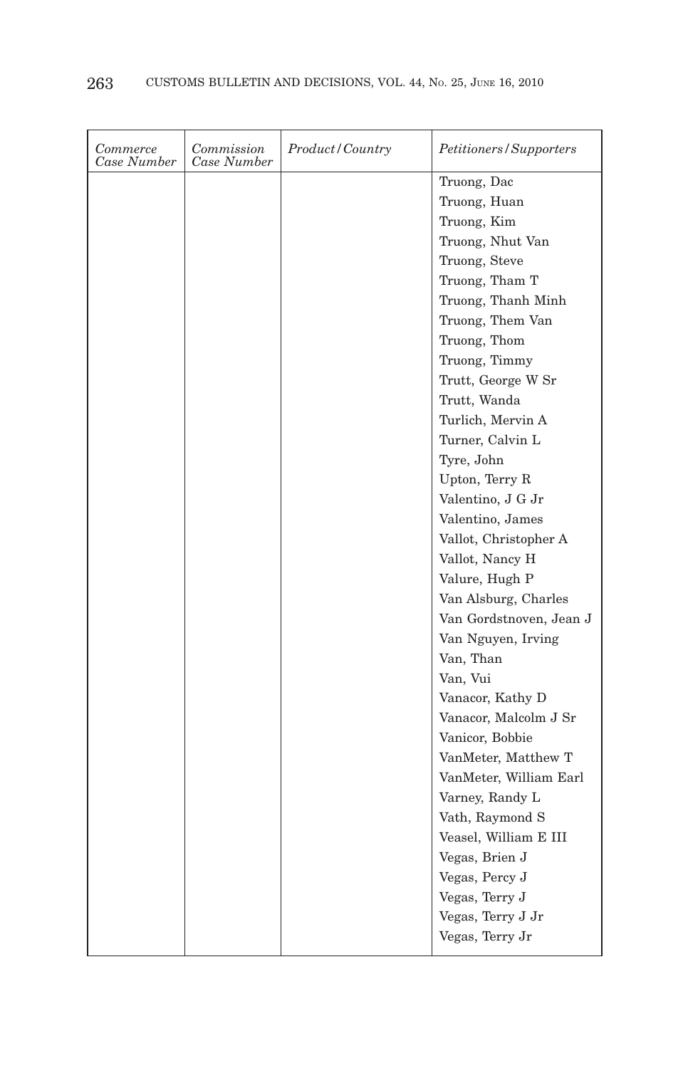| *Commerce Case Number* | *Commission Case Number* | *Product/Country* | *Petitioners/Supporters* |
| --- | --- | --- | --- |
| | | | Truong, Dac |
| | | | Truong, Huan |
| | | | Truong, Kim |
| | | | Truong, Nhut Van |
| | | | Truong, Steve |
| | | | Truong, Tham T |
| | | | Truong, Thanh Minh |
| | | | Truong, Them Van |
| | | | Truong, Thom |
| | | | Truong, Timmy |
| | | | Trutt, George W Sr |
| | | | Trutt, Wanda |
| | | | Turlich, Mervin A |
| | | | Turner, Calvin L |
| | | | Tyre, John |
| | | | Upton, Terry R |
| | | | Valentino, J G Jr |
| | | | Valentino, James |
| | | | Vallot, Christopher A |
| | | | Vallot, Nancy H |
| | | | Valure, Hugh P |
| | | | Van Alsburg, Charles |
| | | | Van Gordstnoven, Jean J |
| | | | Van Nguyen, Irving |
| | | | Van, Than |
| | | | Van, Vui |
| | | | Vanacor, Kathy D |
| | | | Vanacor, Malcolm J Sr |
| | | | Vanicor, Bobbie |
| | | | VanMeter, Matthew T |
| | | | VanMeter, William Earl |
| | | | Varney, Randy L |
| | | | Vath, Raymond S |
| | | | Veasel, William E III |
| | | | Vegas, Brien J |
| | | | Vegas, Percy J |
| | | | Vegas, Terry J |
| | | | Vegas, Terry J Jr |
| | | | Vegas, Terry Jr |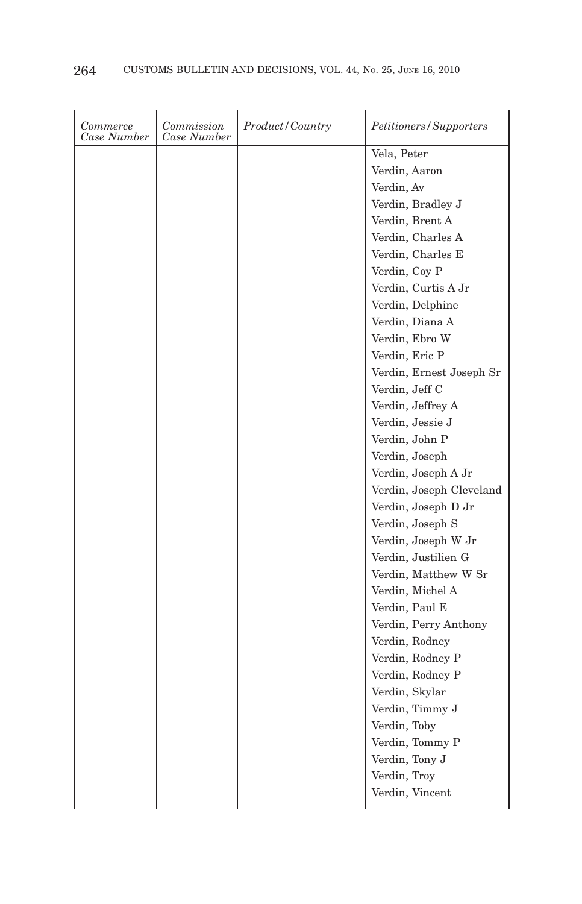| *Commerce Case Number* | *Commission Case Number* | *Product/Country* | *Petitioners/Supporters* |
| --- | --- | --- | --- |
| | | | Vela, Peter |
| | | | Verdin, Aaron |
| | | | Verdin, Av |
| | | | Verdin, Bradley J |
| | | | Verdin, Brent A |
| | | | Verdin, Charles A |
| | | | Verdin, Charles E |
| | | | Verdin, Coy P |
| | | | Verdin, Curtis A Jr |
| | | | Verdin, Delphine |
| | | | Verdin, Diana A |
| | | | Verdin, Ebro W |
| | | | Verdin, Eric P |
| | | | Verdin, Ernest Joseph Sr |
| | | | Verdin, Jeff C |
| | | | Verdin, Jeffrey A |
| | | | Verdin, Jessie J |
| | | | Verdin, John P |
| | | | Verdin, Joseph |
| | | | Verdin, Joseph A Jr |
| | | | Verdin, Joseph Cleveland |
| | | | Verdin, Joseph D Jr |
| | | | Verdin, Joseph S |
| | | | Verdin, Joseph W Jr |
| | | | Verdin, Justilien G |
| | | | Verdin, Matthew W Sr |
| | | | Verdin, Michel A |
| | | | Verdin, Paul E |
| | | | Verdin, Perry Anthony |
| | | | Verdin, Rodney |
| | | | Verdin, Rodney P |
| | | | Verdin, Rodney P |
| | | | Verdin, Skylar |
| | | | Verdin, Timmy J |
| | | | Verdin, Toby |
| | | | Verdin, Tommy P |
| | | | Verdin, Tony J |
| | | | Verdin, Troy |
| | | | Verdin, Vincent |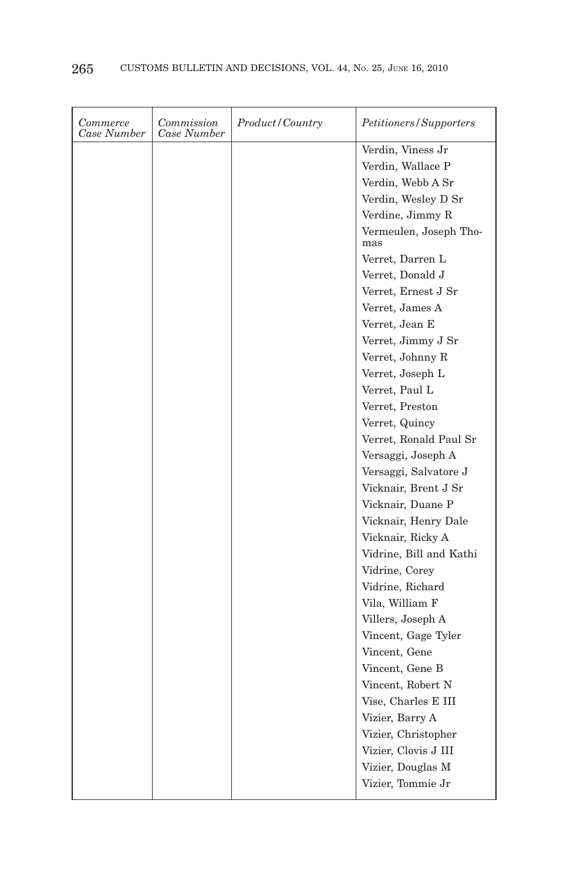| *Commerce Case Number* | *Commission Case Number* | *Product/Country* | *Petitioners/Supporters* |
|---|---|---|---|
| | | | Verdin, Viness Jr |
| | | | Verdin, Wallace P |
| | | | Verdin, Webb A Sr |
| | | | Verdin, Wesley D Sr |
| | | | Verdine, Jimmy R |
| | | | Vermeulen, Joseph Thomas |
| | | | Verret, Darren L |
| | | | Verret, Donald J |
| | | | Verret, Ernest J Sr |
| | | | Verret, James A |
| | | | Verret, Jean E |
| | | | Verret, Jimmy J Sr |
| | | | Verret, Johnny R |
| | | | Verret, Joseph L |
| | | | Verret, Paul L |
| | | | Verret, Preston |
| | | | Verret, Quincy |
| | | | Verret, Ronald Paul Sr |
| | | | Versaggi, Joseph A |
| | | | Versaggi, Salvatore J |
| | | | Vicknair, Brent J Sr |
| | | | Vicknair, Duane P |
| | | | Vicknair, Henry Dale |
| | | | Vicknair, Ricky A |
| | | | Vidrine, Bill and Kathi |
| | | | Vidrine, Corey |
| | | | Vidrine, Richard |
| | | | Vila, William F |
| | | | Villers, Joseph A |
| | | | Vincent, Gage Tyler |
| | | | Vincent, Gene |
| | | | Vincent, Gene B |
| | | | Vincent, Robert N |
| | | | Vise, Charles E III |
| | | | Vizier, Barry A |
| | | | Vizier, Christopher |
| | | | Vizier, Clovis J III |
| | | | Vizier, Douglas M |
| | | | Vizier, Tommie Jr |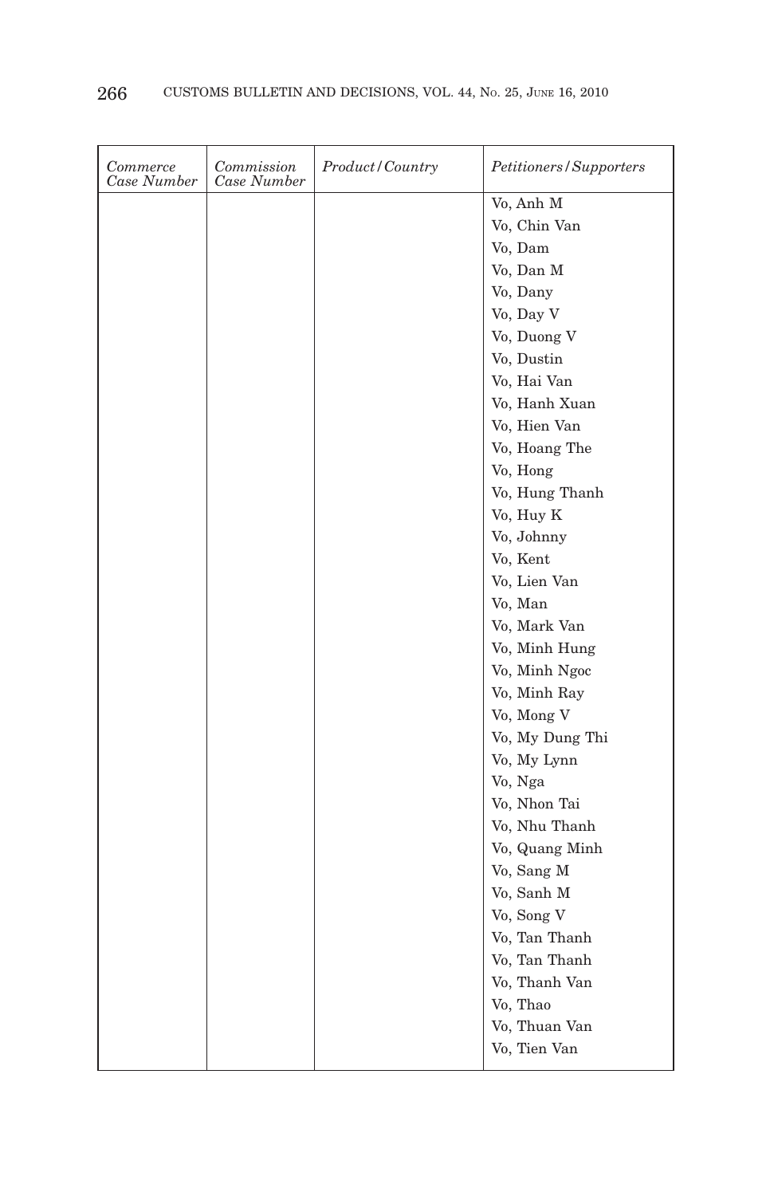| *Commerce Case Number* | *Commission Case Number* | *Product/Country* | *Petitioners/Supporters* |
|---|---|---|---|
| | | | Vo, Anh M |
| | | | Vo, Chin Van |
| | | | Vo, Dam |
| | | | Vo, Dan M |
| | | | Vo, Dany |
| | | | Vo, Day V |
| | | | Vo, Duong V |
| | | | Vo, Dustin |
| | | | Vo, Hai Van |
| | | | Vo, Hanh Xuan |
| | | | Vo, Hien Van |
| | | | Vo, Hoang The |
| | | | Vo, Hong |
| | | | Vo, Hung Thanh |
| | | | Vo, Huy K |
| | | | Vo, Johnny |
| | | | Vo, Kent |
| | | | Vo, Lien Van |
| | | | Vo, Man |
| | | | Vo, Mark Van |
| | | | Vo, Minh Hung |
| | | | Vo, Minh Ngoc |
| | | | Vo, Minh Ray |
| | | | Vo, Mong V |
| | | | Vo, My Dung Thi |
| | | | Vo, My Lynn |
| | | | Vo, Nga |
| | | | Vo, Nhon Tai |
| | | | Vo, Nhu Thanh |
| | | | Vo, Quang Minh |
| | | | Vo, Sang M |
| | | | Vo, Sanh M |
| | | | Vo, Song V |
| | | | Vo, Tan Thanh |
| | | | Vo, Tan Thanh |
| | | | Vo, Thanh Van |
| | | | Vo, Thao |
| | | | Vo, Thuan Van |
| | | | Vo, Tien Van |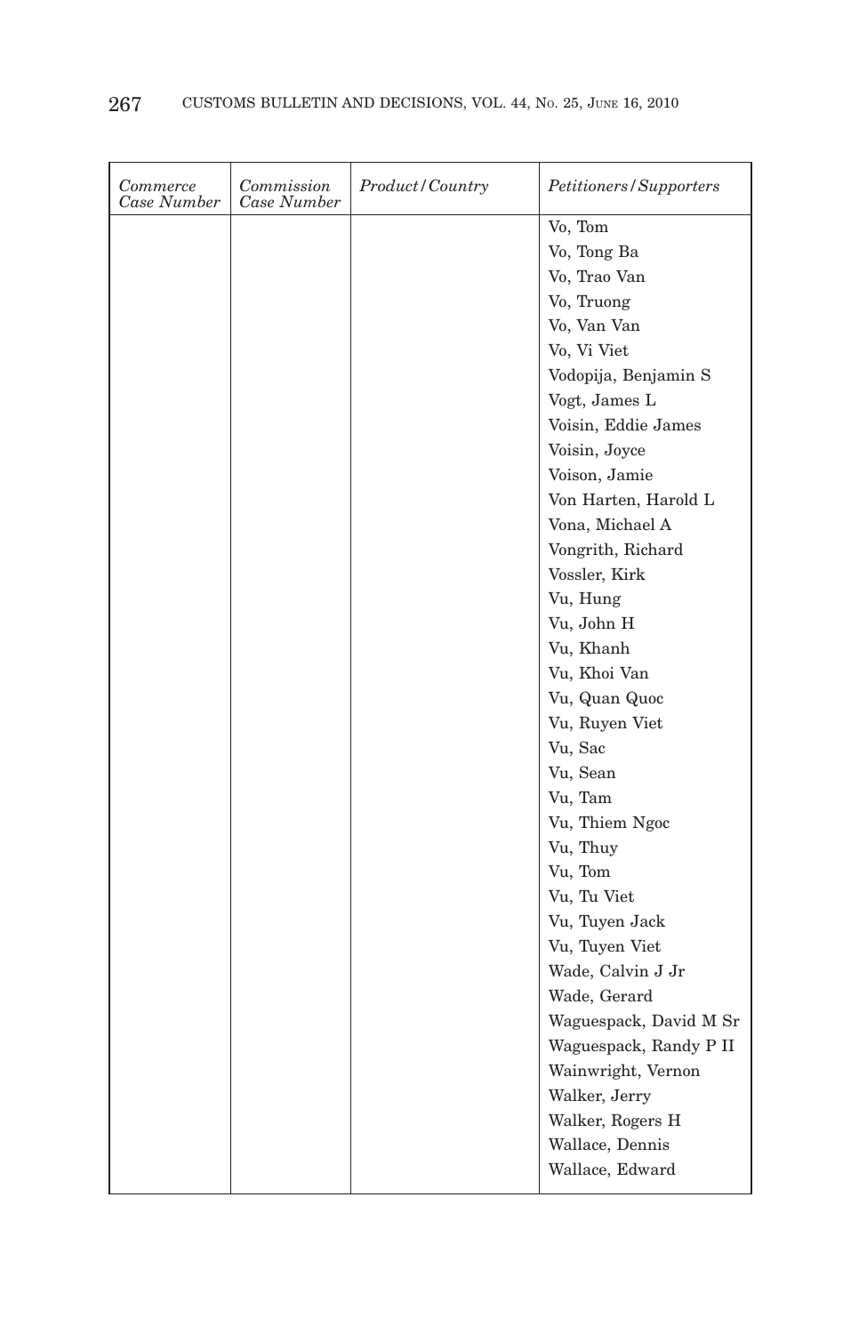| *Commerce Case Number* | *Commission Case Number* | *Product/Country* | *Petitioners/Supporters* |
|---|---|---|---|
| | | | Vo, Tom |
| | | | Vo, Tong Ba |
| | | | Vo, Trao Van |
| | | | Vo, Truong |
| | | | Vo, Van Van |
| | | | Vo, Vi Viet |
| | | | Vodopija, Benjamin S |
| | | | Vogt, James L |
| | | | Voisin, Eddie James |
| | | | Voisin, Joyce |
| | | | Voison, Jamie |
| | | | Von Harten, Harold L |
| | | | Vona, Michael A |
| | | | Vongrith, Richard |
| | | | Vossler, Kirk |
| | | | Vu, Hung |
| | | | Vu, John H |
| | | | Vu, Khanh |
| | | | Vu, Khoi Van |
| | | | Vu, Quan Quoc |
| | | | Vu, Ruyen Viet |
| | | | Vu, Sac |
| | | | Vu, Sean |
| | | | Vu, Tam |
| | | | Vu, Thiem Ngoc |
| | | | Vu, Thuy |
| | | | Vu, Tom |
| | | | Vu, Tu Viet |
| | | | Vu, Tuyen Jack |
| | | | Vu, Tuyen Viet |
| | | | Wade, Calvin J Jr |
| | | | Wade, Gerard |
| | | | Waguespack, David M Sr |
| | | | Waguespack, Randy P II |
| | | | Wainwright, Vernon |
| | | | Walker, Jerry |
| | | | Walker, Rogers H |
| | | | Wallace, Dennis |
| | | | Wallace, Edward |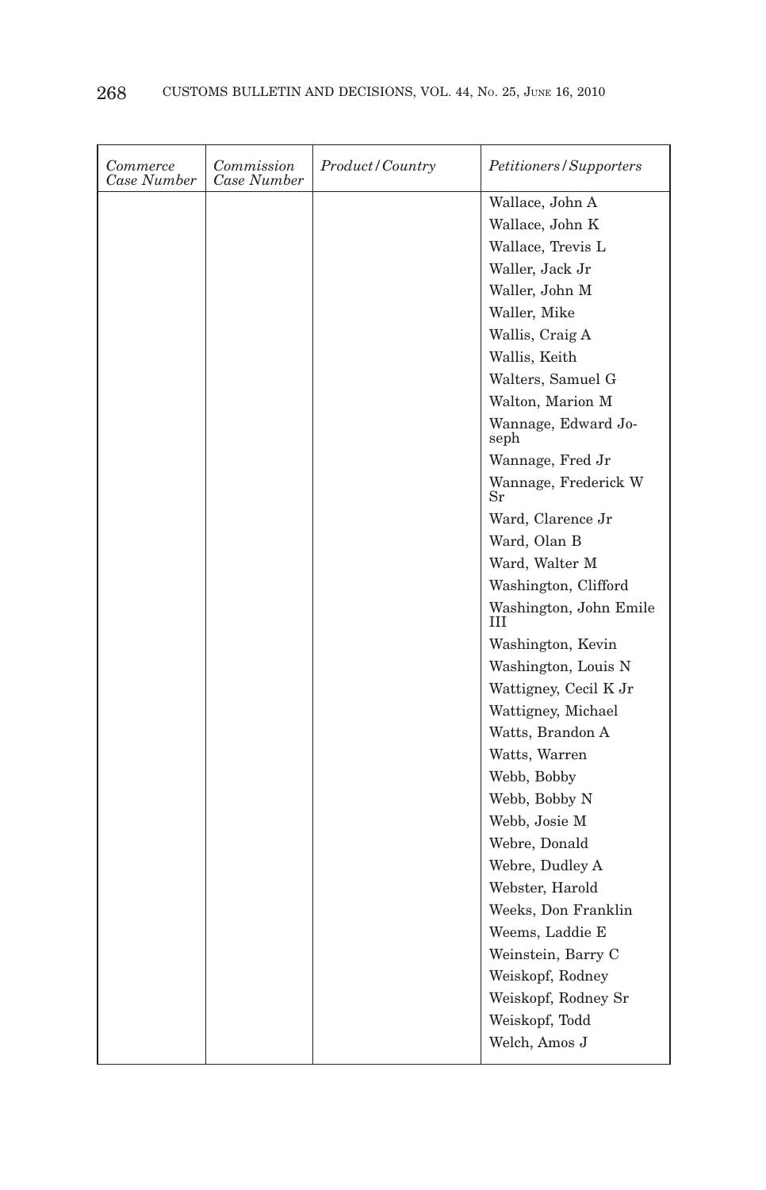| *Commerce Case Number* | *Commission Case Number* | *Product/Country* | *Petitioners/Supporters* |
|---|---|---|---|
| | | | Wallace, John A |
| | | | Wallace, John K |
| | | | Wallace, Trevis L |
| | | | Waller, Jack Jr |
| | | | Waller, John M |
| | | | Waller, Mike |
| | | | Wallis, Craig A |
| | | | Wallis, Keith |
| | | | Walters, Samuel G |
| | | | Walton, Marion M |
| | | | Wannage, Edward Joseph |
| | | | Wannage, Fred Jr |
| | | | Wannage, Frederick W Sr |
| | | | Ward, Clarence Jr |
| | | | Ward, Olan B |
| | | | Ward, Walter M |
| | | | Washington, Clifford |
| | | | Washington, John Emile III |
| | | | Washington, Kevin |
| | | | Washington, Louis N |
| | | | Wattigney, Cecil K Jr |
| | | | Wattigney, Michael |
| | | | Watts, Brandon A |
| | | | Watts, Warren |
| | | | Webb, Bobby |
| | | | Webb, Bobby N |
| | | | Webb, Josie M |
| | | | Webre, Donald |
| | | | Webre, Dudley A |
| | | | Webster, Harold |
| | | | Weeks, Don Franklin |
| | | | Weems, Laddie E |
| | | | Weinstein, Barry C |
| | | | Weiskopf, Rodney |
| | | | Weiskopf, Rodney Sr |
| | | | Weiskopf, Todd |
| | | | Welch, Amos J |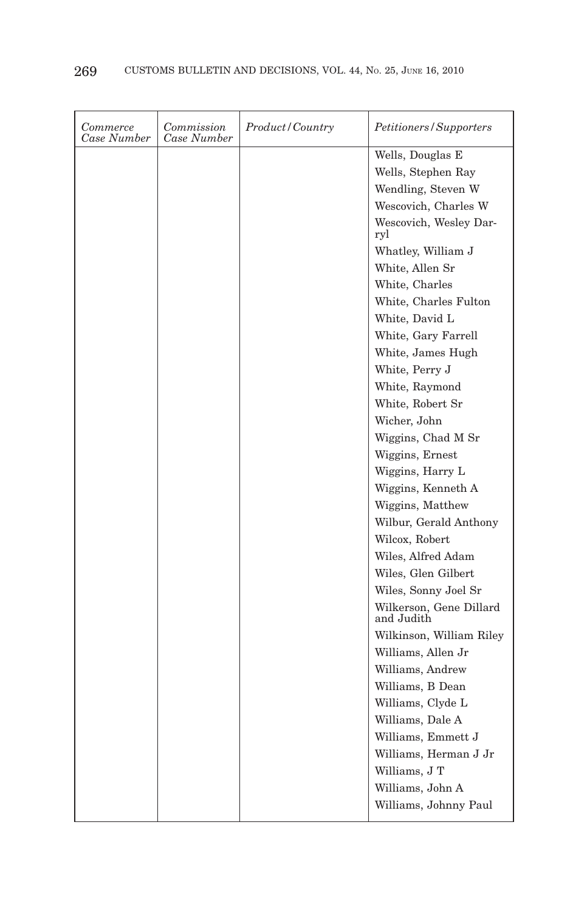| *Commerce Case Number* | *Commission Case Number* | *Product/Country* | *Petitioners/Supporters* |
|---|---|---|---|
| | | | Wells, Douglas E |
| | | | Wells, Stephen Ray |
| | | | Wendling, Steven W |
| | | | Wescovich, Charles W |
| | | | Wescovich, Wesley Darryl |
| | | | Whatley, William J |
| | | | White, Allen Sr |
| | | | White, Charles |
| | | | White, Charles Fulton |
| | | | White, David L |
| | | | White, Gary Farrell |
| | | | White, James Hugh |
| | | | White, Perry J |
| | | | White, Raymond |
| | | | White, Robert Sr |
| | | | Wicher, John |
| | | | Wiggins, Chad M Sr |
| | | | Wiggins, Ernest |
| | | | Wiggins, Harry L |
| | | | Wiggins, Kenneth A |
| | | | Wiggins, Matthew |
| | | | Wilbur, Gerald Anthony |
| | | | Wilcox, Robert |
| | | | Wiles, Alfred Adam |
| | | | Wiles, Glen Gilbert |
| | | | Wiles, Sonny Joel Sr |
| | | | Wilkerson, Gene Dillard and Judith |
| | | | Wilkinson, William Riley |
| | | | Williams, Allen Jr |
| | | | Williams, Andrew |
| | | | Williams, B Dean |
| | | | Williams, Clyde L |
| | | | Williams, Dale A |
| | | | Williams, Emmett J |
| | | | Williams, Herman J Jr |
| | | | Williams, J T |
| | | | Williams, John A |
| | | | Williams, Johnny Paul |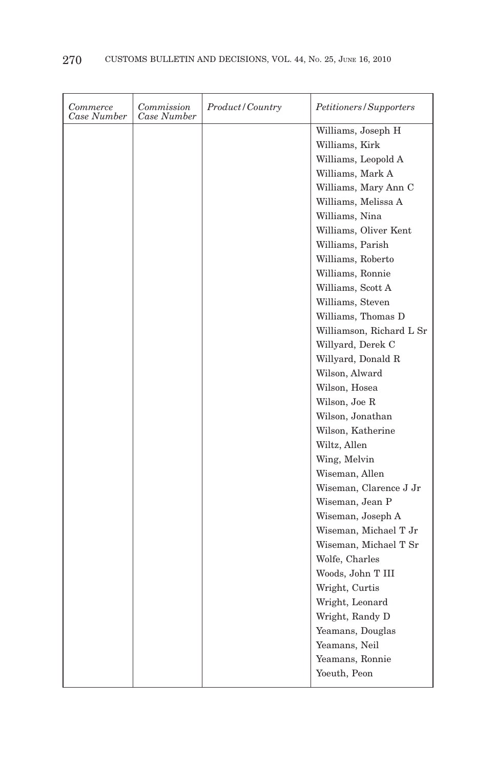| *Commerce Case Number* | *Commission Case Number* | *Product/Country* | *Petitioners/Supporters* |
|---|---|---|---|
| | | | Williams, Joseph H |
| | | | Williams, Kirk |
| | | | Williams, Leopold A |
| | | | Williams, Mark A |
| | | | Williams, Mary Ann C |
| | | | Williams, Melissa A |
| | | | Williams, Nina |
| | | | Williams, Oliver Kent |
| | | | Williams, Parish |
| | | | Williams, Roberto |
| | | | Williams, Ronnie |
| | | | Williams, Scott A |
| | | | Williams, Steven |
| | | | Williams, Thomas D |
| | | | Williamson, Richard L Sr |
| | | | Willyard, Derek C |
| | | | Willyard, Donald R |
| | | | Wilson, Alward |
| | | | Wilson, Hosea |
| | | | Wilson, Joe R |
| | | | Wilson, Jonathan |
| | | | Wilson, Katherine |
| | | | Wiltz, Allen |
| | | | Wing, Melvin |
| | | | Wiseman, Allen |
| | | | Wiseman, Clarence J Jr |
| | | | Wiseman, Jean P |
| | | | Wiseman, Joseph A |
| | | | Wiseman, Michael T Jr |
| | | | Wiseman, Michael T Sr |
| | | | Wolfe, Charles |
| | | | Woods, John T III |
| | | | Wright, Curtis |
| | | | Wright, Leonard |
| | | | Wright, Randy D |
| | | | Yeamans, Douglas |
| | | | Yeamans, Neil |
| | | | Yeamans, Ronnie |
| | | | Yoeuth, Peon |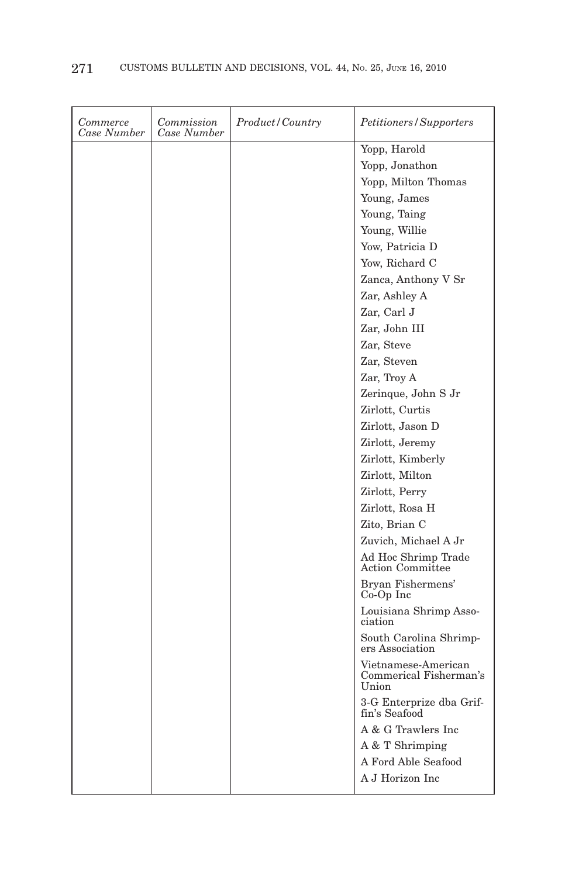| Commerce Case Number | Commission Case Number | Product/Country | Petitioners/Supporters |
|---|---|---|---|
| | | | Yopp, Harold |
| | | | Yopp, Jonathon |
| | | | Yopp, Milton Thomas |
| | | | Young, James |
| | | | Young, Taing |
| | | | Young, Willie |
| | | | Yow, Patricia D |
| | | | Yow, Richard C |
| | | | Zanca, Anthony V Sr |
| | | | Zar, Ashley A |
| | | | Zar, Carl J |
| | | | Zar, John III |
| | | | Zar, Steve |
| | | | Zar, Steven |
| | | | Zar, Troy A |
| | | | Zerinque, John S Jr |
| | | | Zirlott, Curtis |
| | | | Zirlott, Jason D |
| | | | Zirlott, Jeremy |
| | | | Zirlott, Kimberly |
| | | | Zirlott, Milton |
| | | | Zirlott, Perry |
| | | | Zirlott, Rosa H |
| | | | Zito, Brian C |
| | | | Zuvich, Michael A Jr |
| | | | Ad Hoc Shrimp Trade Action Committee |
| | | | Bryan Fishermens' Co-Op Inc |
| | | | Louisiana Shrimp Association |
| | | | South Carolina Shrimpers Association |
| | | | Vietnamese-American Commerical Fisherman's Union |
| | | | 3-G Enterprize dba Griffin's Seafood |
| | | | A & G Trawlers Inc |
| | | | A & T Shrimping |
| | | | A Ford Able Seafood |
| | | | A J Horizon Inc |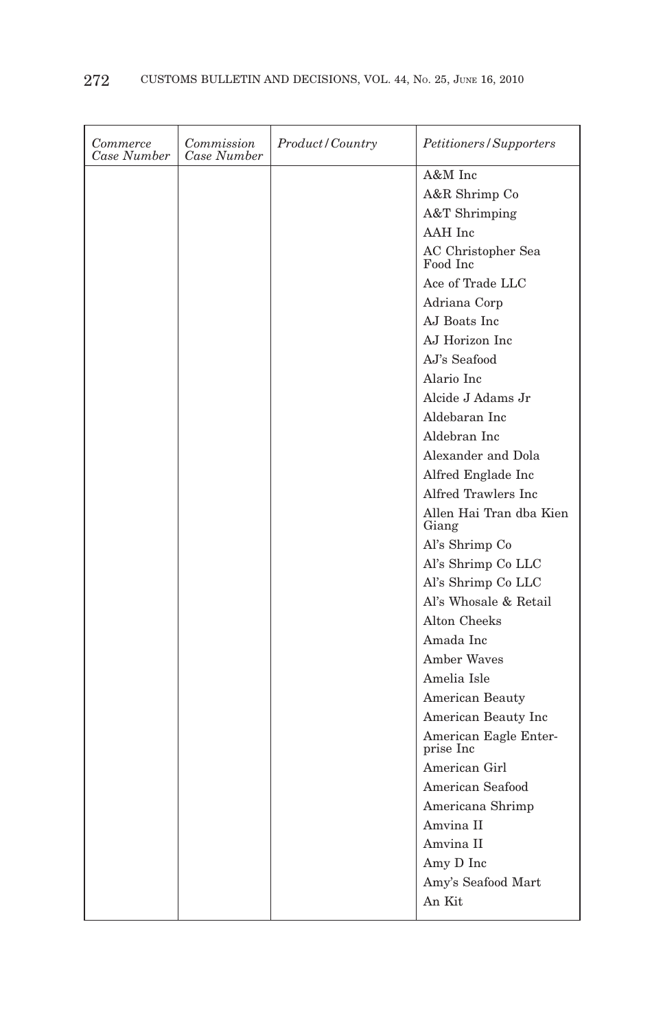| *Commerce Case Number* | *Commission Case Number* | *Product/Country* | *Petitioners/Supporters* |
|---|---|---|---|
| | | | A&M Inc |
| | | | A&R Shrimp Co |
| | | | A&T Shrimping |
| | | | AAH Inc |
| | | | AC Christopher Sea Food Inc |
| | | | Ace of Trade LLC |
| | | | Adriana Corp |
| | | | AJ Boats Inc |
| | | | AJ Horizon Inc |
| | | | AJ's Seafood |
| | | | Alario Inc |
| | | | Alcide J Adams Jr |
| | | | Aldebaran Inc |
| | | | Aldebran Inc |
| | | | Alexander and Dola |
| | | | Alfred Englade Inc |
| | | | Alfred Trawlers Inc |
| | | | Allen Hai Tran dba Kien Giang |
| | | | Al's Shrimp Co |
| | | | Al's Shrimp Co LLC |
| | | | Al's Shrimp Co LLC |
| | | | Al's Whosale & Retail |
| | | | Alton Cheeks |
| | | | Amada Inc |
| | | | Amber Waves |
| | | | Amelia Isle |
| | | | American Beauty |
| | | | American Beauty Inc |
| | | | American Eagle Enterprise Inc |
| | | | American Girl |
| | | | American Seafood |
| | | | Americana Shrimp |
| | | | Amvina II |
| | | | Amvina II |
| | | | Amy D Inc |
| | | | Amy's Seafood Mart |
| | | | An Kit |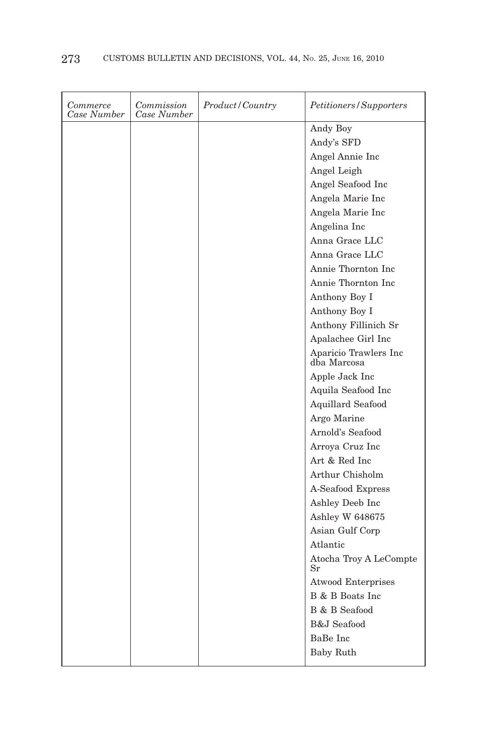| *Commerce Case Number* | *Commission Case Number* | *Product/Country* | *Petitioners/Supporters* |
|---|---|---|---|
| | | | Andy Boy |
| | | | Andy's SFD |
| | | | Angel Annie Inc |
| | | | Angel Leigh |
| | | | Angel Seafood Inc |
| | | | Angela Marie Inc |
| | | | Angela Marie Inc |
| | | | Angelina Inc |
| | | | Anna Grace LLC |
| | | | Anna Grace LLC |
| | | | Annie Thornton Inc |
| | | | Annie Thornton Inc |
| | | | Anthony Boy I |
| | | | Anthony Boy I |
| | | | Anthony Fillinich Sr |
| | | | Apalachee Girl Inc |
| | | | Aparicio Trawlers Inc dba Marcosa |
| | | | Apple Jack Inc |
| | | | Aquila Seafood Inc |
| | | | Aquillard Seafood |
| | | | Argo Marine |
| | | | Arnold's Seafood |
| | | | Arroya Cruz Inc |
| | | | Art & Red Inc |
| | | | Arthur Chisholm |
| | | | A-Seafood Express |
| | | | Ashley Deeb Inc |
| | | | Ashley W 648675 |
| | | | Asian Gulf Corp |
| | | | Atlantic |
| | | | Atocha Troy A LeCompte Sr |
| | | | Atwood Enterprises |
| | | | B & B Boats Inc |
| | | | B & B Seafood |
| | | | B&J Seafood |
| | | | BaBe Inc |
| | | | Baby Ruth |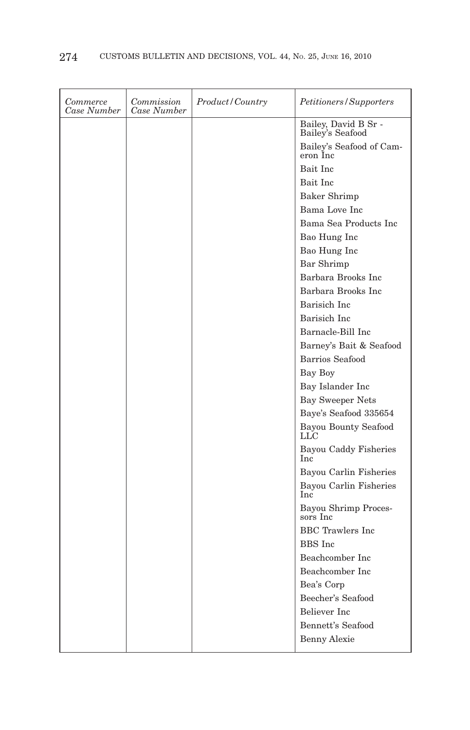| *Commerce Case Number* | *Commission Case Number* | *Product/Country* | *Petitioners/Supporters* |
|---|---|---|---|
| | | | Bailey, David B Sr - Bailey's Seafood |
| | | | Bailey's Seafood of Cameron Inc |
| | | | Bait Inc |
| | | | Bait Inc |
| | | | Baker Shrimp |
| | | | Bama Love Inc |
| | | | Bama Sea Products Inc |
| | | | Bao Hung Inc |
| | | | Bao Hung Inc |
| | | | Bar Shrimp |
| | | | Barbara Brooks Inc |
| | | | Barbara Brooks Inc |
| | | | Barisich Inc |
| | | | Barisich Inc |
| | | | Barnacle-Bill Inc |
| | | | Barney's Bait & Seafood |
| | | | Barrios Seafood |
| | | | Bay Boy |
| | | | Bay Islander Inc |
| | | | Bay Sweeper Nets |
| | | | Baye's Seafood 335654 |
| | | | Bayou Bounty Seafood LLC |
| | | | Bayou Caddy Fisheries Inc |
| | | | Bayou Carlin Fisheries |
| | | | Bayou Carlin Fisheries Inc |
| | | | Bayou Shrimp Processors Inc |
| | | | BBC Trawlers Inc |
| | | | BBS Inc |
| | | | Beachcomber Inc |
| | | | Beachcomber Inc |
| | | | Bea's Corp |
| | | | Beecher's Seafood |
| | | | Believer Inc |
| | | | Bennett's Seafood |
| | | | Benny Alexie |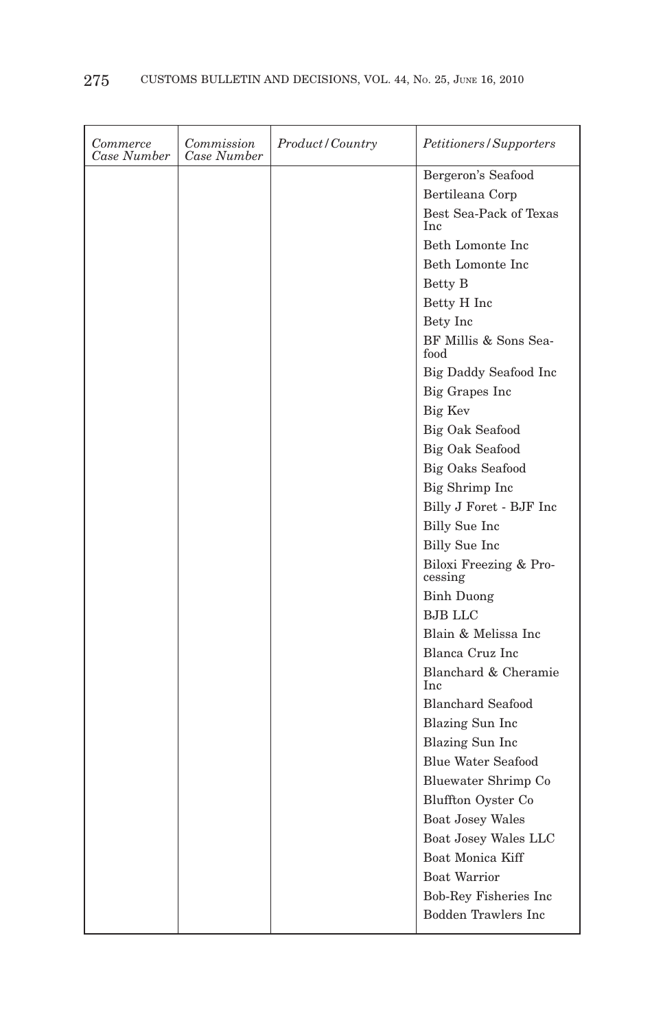| *Commerce Case Number* | *Commission Case Number* | *Product/Country* | *Petitioners/Supporters* |
|---|---|---|---|
| | | | Bergeron's Seafood |
| | | | Bertileana Corp |
| | | | Best Sea-Pack of Texas Inc |
| | | | Beth Lomonte Inc |
| | | | Beth Lomonte Inc |
| | | | Betty B |
| | | | Betty H Inc |
| | | | Bety Inc |
| | | | BF Millis & Sons Seafood |
| | | | Big Daddy Seafood Inc |
| | | | Big Grapes Inc |
| | | | Big Kev |
| | | | Big Oak Seafood |
| | | | Big Oak Seafood |
| | | | Big Oaks Seafood |
| | | | Big Shrimp Inc |
| | | | Billy J Foret - BJF Inc |
| | | | Billy Sue Inc |
| | | | Billy Sue Inc |
| | | | Biloxi Freezing & Processing |
| | | | Binh Duong |
| | | | BJB LLC |
| | | | Blain & Melissa Inc |
| | | | Blanca Cruz Inc |
| | | | Blanchard & Cheramie Inc |
| | | | Blanchard Seafood |
| | | | Blazing Sun Inc |
| | | | Blazing Sun Inc |
| | | | Blue Water Seafood |
| | | | Bluewater Shrimp Co |
| | | | Bluffton Oyster Co |
| | | | Boat Josey Wales |
| | | | Boat Josey Wales LLC |
| | | | Boat Monica Kiff |
| | | | Boat Warrior |
| | | | Bob-Rey Fisheries Inc |
| | | | Bodden Trawlers Inc |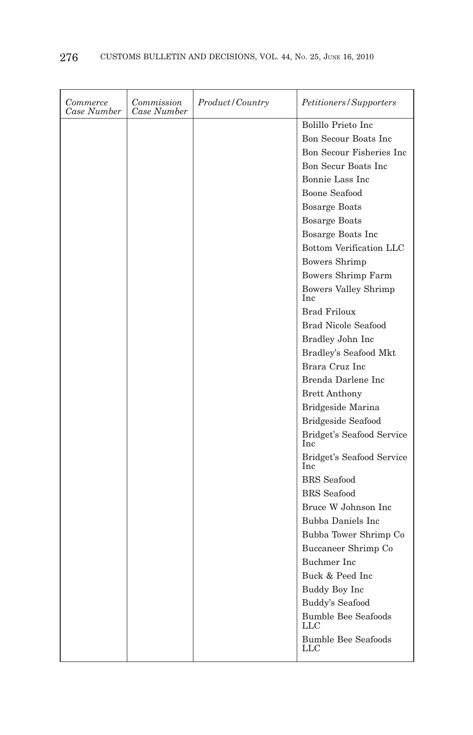| Commerce Case Number | Commission Case Number | Product/Country | Petitioners/Supporters |
|---|---|---|---|
| | | | Bolillo Prieto Inc |
| | | | Bon Secour Boats Inc |
| | | | Bon Secour Fisheries Inc |
| | | | Bon Secur Boats Inc |
| | | | Bonnie Lass Inc |
| | | | Boone Seafood |
| | | | Bosarge Boats |
| | | | Bosarge Boats |
| | | | Bosarge Boats Inc |
| | | | Bottom Verification LLC |
| | | | Bowers Shrimp |
| | | | Bowers Shrimp Farm |
| | | | Bowers Valley Shrimp Inc |
| | | | Brad Friloux |
| | | | Brad Nicole Seafood |
| | | | Bradley John Inc |
| | | | Bradley's Seafood Mkt |
| | | | Brara Cruz Inc |
| | | | Brenda Darlene Inc |
| | | | Brett Anthony |
| | | | Bridgeside Marina |
| | | | Bridgeside Seafood |
| | | | Bridget's Seafood Service Inc |
| | | | Bridget's Seafood Service Inc |
| | | | BRS Seafood |
| | | | BRS Seafood |
| | | | Bruce W Johnson Inc |
| | | | Bubba Daniels Inc |
| | | | Bubba Tower Shrimp Co |
| | | | Buccaneer Shrimp Co |
| | | | Buchmer Inc |
| | | | Buck & Peed Inc |
| | | | Buddy Boy Inc |
| | | | Buddy's Seafood |
| | | | Bumble Bee Seafoods LLC |
| | | | Bumble Bee Seafoods LLC |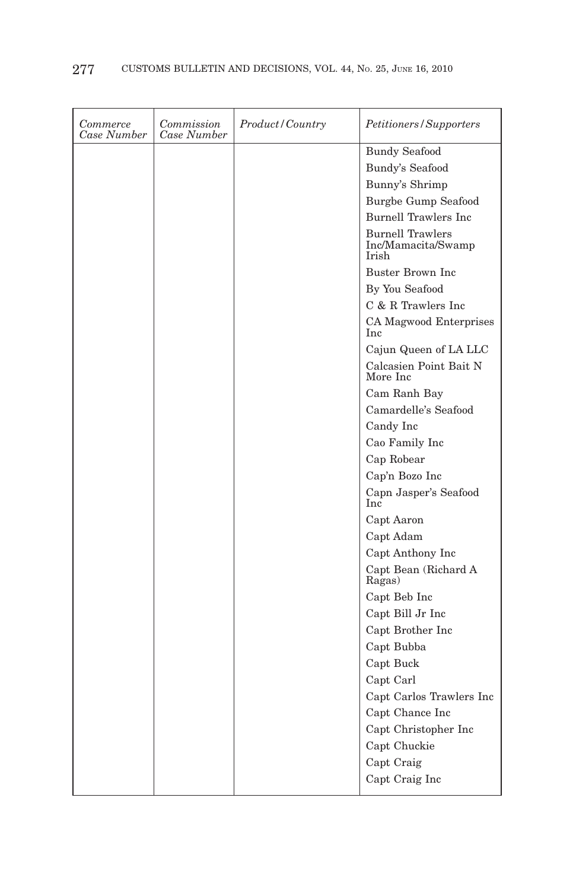| *Commerce Case Number* | *Commission Case Number* | *Product/Country* | *Petitioners/Supporters* |
|---|---|---|---|
| | | | Bundy Seafood |
| | | | Bundy's Seafood |
| | | | Bunny's Shrimp |
| | | | Burgbe Gump Seafood |
| | | | Burnell Trawlers Inc |
| | | | Burnell Trawlers Inc/Mamacita/Swamp Irish |
| | | | Buster Brown Inc |
| | | | By You Seafood |
| | | | C & R Trawlers Inc |
| | | | CA Magwood Enterprises Inc |
| | | | Cajun Queen of LA LLC |
| | | | Calcasien Point Bait N More Inc |
| | | | Cam Ranh Bay |
| | | | Camardelle's Seafood |
| | | | Candy Inc |
| | | | Cao Family Inc |
| | | | Cap Robear |
| | | | Cap'n Bozo Inc |
| | | | Capn Jasper's Seafood Inc |
| | | | Capt Aaron |
| | | | Capt Adam |
| | | | Capt Anthony Inc |
| | | | Capt Bean (Richard A Ragas) |
| | | | Capt Beb Inc |
| | | | Capt Bill Jr Inc |
| | | | Capt Brother Inc |
| | | | Capt Bubba |
| | | | Capt Buck |
| | | | Capt Carl |
| | | | Capt Carlos Trawlers Inc |
| | | | Capt Chance Inc |
| | | | Capt Christopher Inc |
| | | | Capt Chuckie |
| | | | Capt Craig |
| | | | Capt Craig Inc |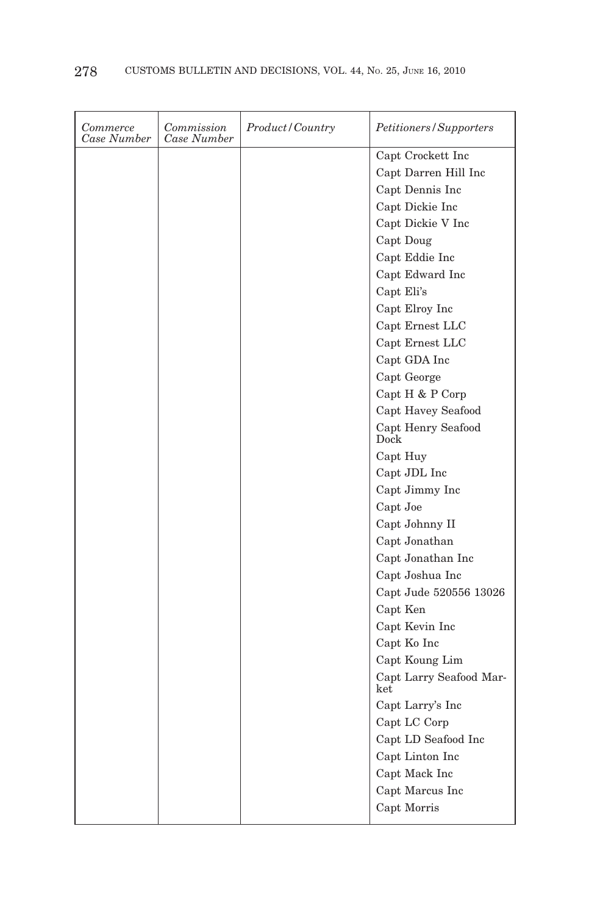| *Commerce Case Number* | *Commission Case Number* | *Product/Country* | *Petitioners/Supporters* |
|---|---|---|---|
| | | | Capt Crockett Inc |
| | | | Capt Darren Hill Inc |
| | | | Capt Dennis Inc |
| | | | Capt Dickie Inc |
| | | | Capt Dickie V Inc |
| | | | Capt Doug |
| | | | Capt Eddie Inc |
| | | | Capt Edward Inc |
| | | | Capt Eli's |
| | | | Capt Elroy Inc |
| | | | Capt Ernest LLC |
| | | | Capt Ernest LLC |
| | | | Capt GDA Inc |
| | | | Capt George |
| | | | Capt H & P Corp |
| | | | Capt Havey Seafood |
| | | | Capt Henry Seafood Dock |
| | | | Capt Huy |
| | | | Capt JDL Inc |
| | | | Capt Jimmy Inc |
| | | | Capt Joe |
| | | | Capt Johnny II |
| | | | Capt Jonathan |
| | | | Capt Jonathan Inc |
| | | | Capt Joshua Inc |
| | | | Capt Jude 520556 13026 |
| | | | Capt Ken |
| | | | Capt Kevin Inc |
| | | | Capt Ko Inc |
| | | | Capt Koung Lim |
| | | | Capt Larry Seafood Market |
| | | | Capt Larry's Inc |
| | | | Capt LC Corp |
| | | | Capt LD Seafood Inc |
| | | | Capt Linton Inc |
| | | | Capt Mack Inc |
| | | | Capt Marcus Inc |
| | | | Capt Morris |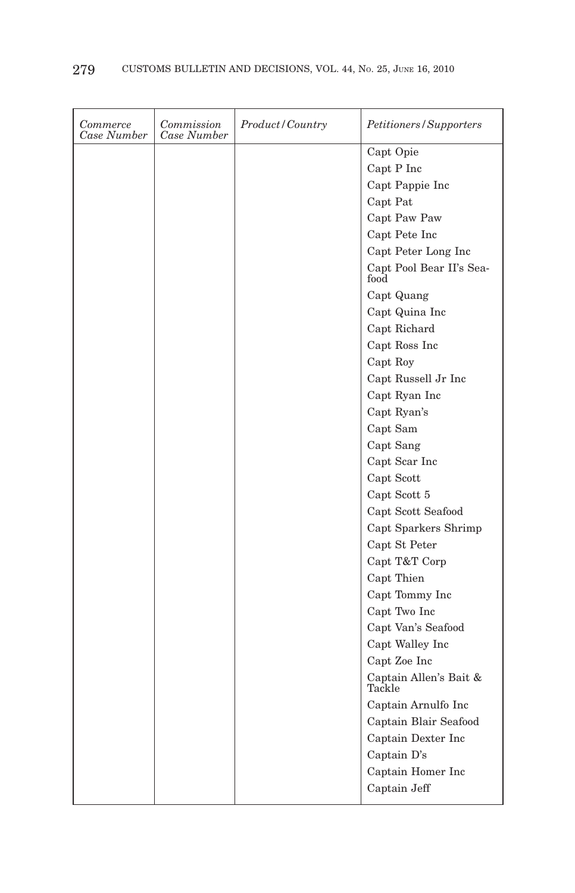| *Commerce Case Number* | *Commission Case Number* | *Product/Country* | *Petitioners/Supporters* |
|---|---|---|---|
| | | | Capt Opie |
| | | | Capt P Inc |
| | | | Capt Pappie Inc |
| | | | Capt Pat |
| | | | Capt Paw Paw |
| | | | Capt Pete Inc |
| | | | Capt Peter Long Inc |
| | | | Capt Pool Bear II's Seafood |
| | | | Capt Quang |
| | | | Capt Quina Inc |
| | | | Capt Richard |
| | | | Capt Ross Inc |
| | | | Capt Roy |
| | | | Capt Russell Jr Inc |
| | | | Capt Ryan Inc |
| | | | Capt Ryan's |
| | | | Capt Sam |
| | | | Capt Sang |
| | | | Capt Scar Inc |
| | | | Capt Scott |
| | | | Capt Scott 5 |
| | | | Capt Scott Seafood |
| | | | Capt Sparkers Shrimp |
| | | | Capt St Peter |
| | | | Capt T&T Corp |
| | | | Capt Thien |
| | | | Capt Tommy Inc |
| | | | Capt Two Inc |
| | | | Capt Van's Seafood |
| | | | Capt Walley Inc |
| | | | Capt Zoe Inc |
| | | | Captain Allen's Bait & Tackle |
| | | | Captain Arnulfo Inc |
| | | | Captain Blair Seafood |
| | | | Captain Dexter Inc |
| | | | Captain D's |
| | | | Captain Homer Inc |
| | | | Captain Jeff |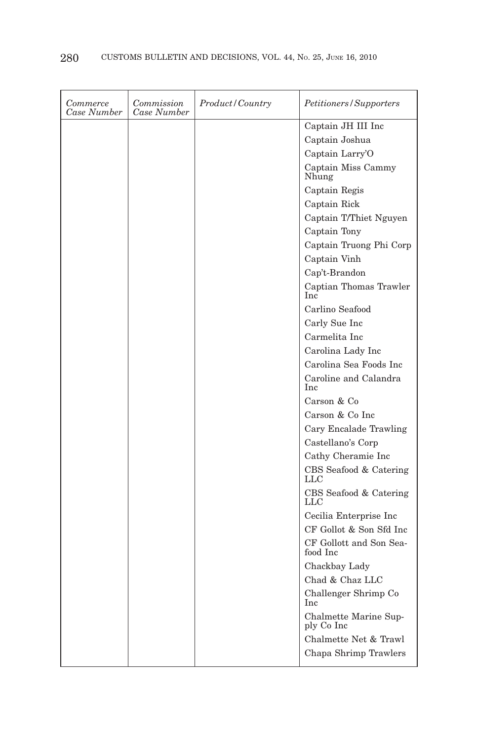| *Commerce Case Number* | *Commission Case Number* | *Product/Country* | *Petitioners/Supporters* |
|---|---|---|---|
| | | | Captain JH III Inc |
| | | | Captain Joshua |
| | | | Captain Larry'O |
| | | | Captain Miss Cammy Nhung |
| | | | Captain Regis |
| | | | Captain Rick |
| | | | Captain T/Thiet Nguyen |
| | | | Captain Tony |
| | | | Captain Truong Phi Corp |
| | | | Captain Vinh |
| | | | Cap't-Brandon |
| | | | Captian Thomas Trawler Inc |
| | | | Carlino Seafood |
| | | | Carly Sue Inc |
| | | | Carmelita Inc |
| | | | Carolina Lady Inc |
| | | | Carolina Sea Foods Inc |
| | | | Caroline and Calandra Inc |
| | | | Carson & Co |
| | | | Carson & Co Inc |
| | | | Cary Encalade Trawling |
| | | | Castellano's Corp |
| | | | Cathy Cheramie Inc |
| | | | CBS Seafood & Catering LLC |
| | | | CBS Seafood & Catering LLC |
| | | | Cecilia Enterprise Inc |
| | | | CF Gollot & Son Sfd Inc |
| | | | CF Gollott and Son Seafood Inc |
| | | | Chackbay Lady |
| | | | Chad & Chaz LLC |
| | | | Challenger Shrimp Co Inc |
| | | | Chalmette Marine Supply Co Inc |
| | | | Chalmette Net & Trawl |
| | | | Chapa Shrimp Trawlers |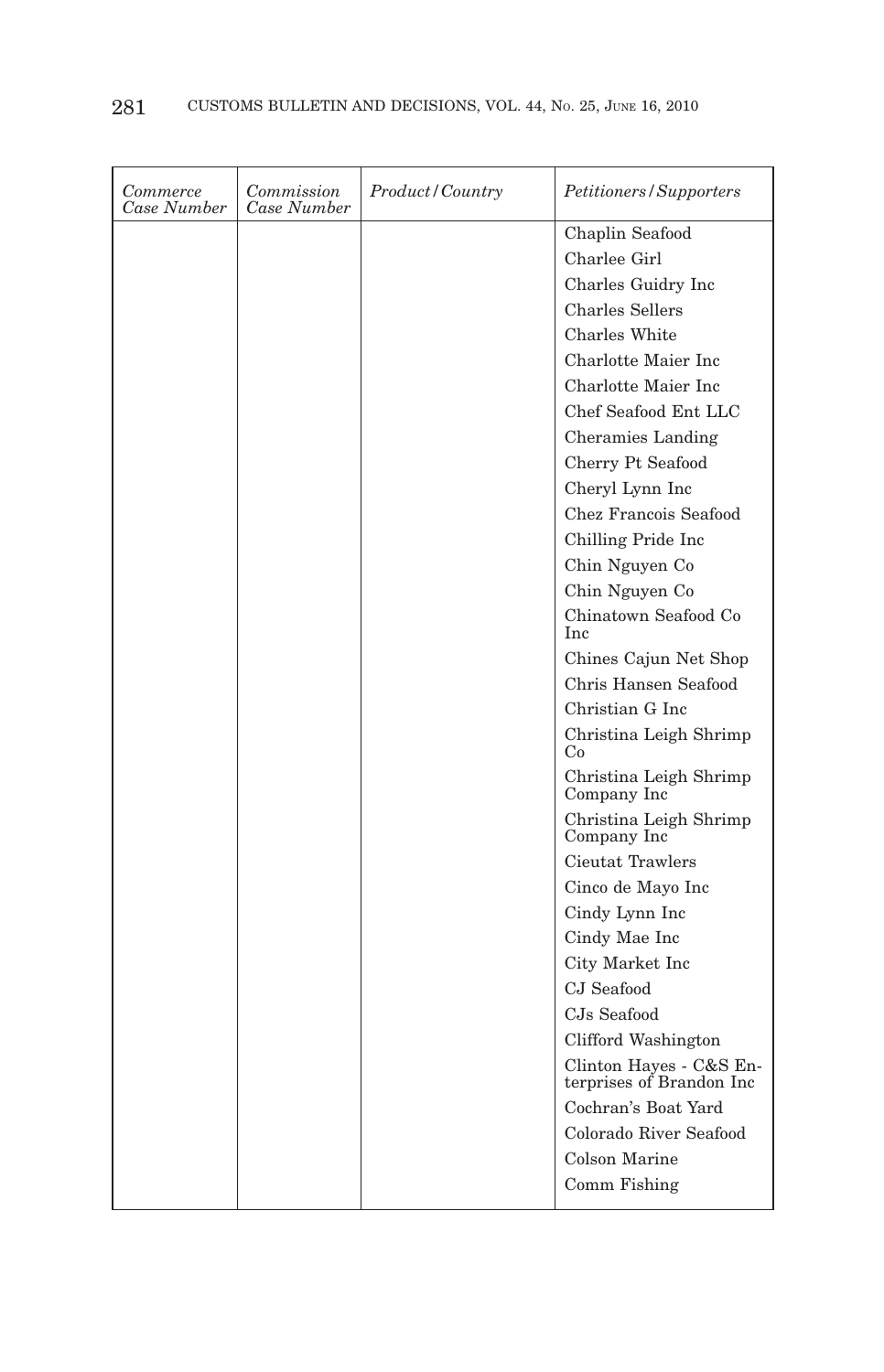| *Commerce Case Number* | *Commission Case Number* | *Product/Country* | *Petitioners/Supporters* |
| --- | --- | --- | --- |
| | | | Chaplin Seafood |
| | | | Charlee Girl |
| | | | Charles Guidry Inc |
| | | | Charles Sellers |
| | | | Charles White |
| | | | Charlotte Maier Inc |
| | | | Charlotte Maier Inc |
| | | | Chef Seafood Ent LLC |
| | | | Cheramies Landing |
| | | | Cherry Pt Seafood |
| | | | Cheryl Lynn Inc |
| | | | Chez Francois Seafood |
| | | | Chilling Pride Inc |
| | | | Chin Nguyen Co |
| | | | Chin Nguyen Co |
| | | | Chinatown Seafood Co Inc |
| | | | Chines Cajun Net Shop |
| | | | Chris Hansen Seafood |
| | | | Christian G Inc |
| | | | Christina Leigh Shrimp Co |
| | | | Christina Leigh Shrimp Company Inc |
| | | | Christina Leigh Shrimp Company Inc |
| | | | Cieutat Trawlers |
| | | | Cinco de Mayo Inc |
| | | | Cindy Lynn Inc |
| | | | Cindy Mae Inc |
| | | | City Market Inc |
| | | | CJ Seafood |
| | | | CJs Seafood |
| | | | Clifford Washington |
| | | | Clinton Hayes - C&S Enterprises of Brandon Inc |
| | | | Cochran's Boat Yard |
| | | | Colorado River Seafood |
| | | | Colson Marine |
| | | | Comm Fishing |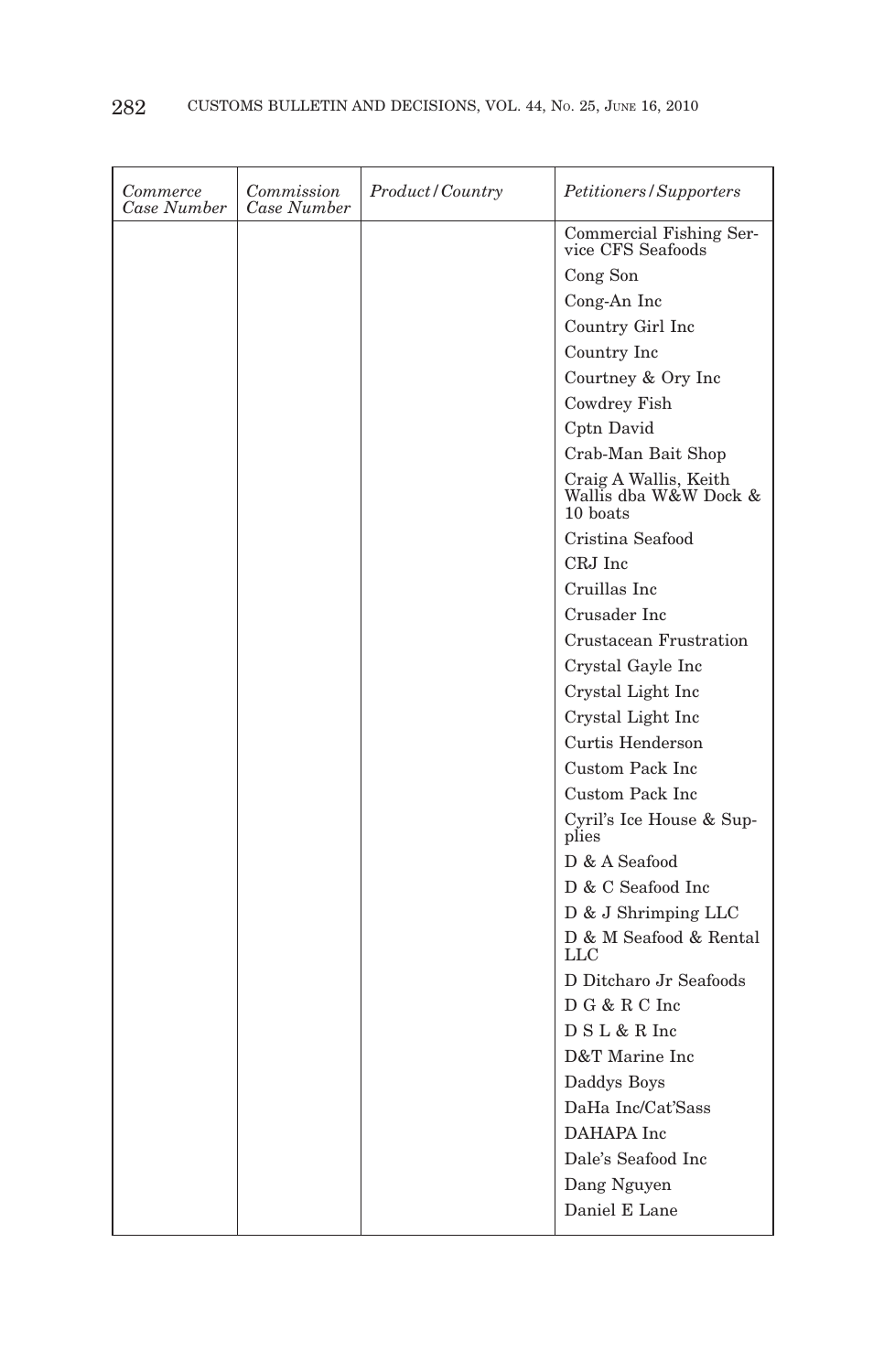| *Commerce Case Number* | *Commission Case Number* | *Product/Country* | *Petitioners/Supporters* |
|---|---|---|---|
| | | | Commercial Fishing Service CFS Seafoods |
| | | | Cong Son |
| | | | Cong-An Inc |
| | | | Country Girl Inc |
| | | | Country Inc |
| | | | Courtney & Ory Inc |
| | | | Cowdrey Fish |
| | | | Cptn David |
| | | | Crab-Man Bait Shop |
| | | | Craig A Wallis, Keith Wallis dba W&W Dock & 10 boats |
| | | | Cristina Seafood |
| | | | CRJ Inc |
| | | | Cruillas Inc |
| | | | Crusader Inc |
| | | | Crustacean Frustration |
| | | | Crystal Gayle Inc |
| | | | Crystal Light Inc |
| | | | Crystal Light Inc |
| | | | Curtis Henderson |
| | | | Custom Pack Inc |
| | | | Custom Pack Inc |
| | | | Cyril's Ice House & Supplies |
| | | | D & A Seafood |
| | | | D & C Seafood Inc |
| | | | D & J Shrimping LLC |
| | | | D & M Seafood & Rental LLC |
| | | | D Ditcharo Jr Seafoods |
| | | | D G & R C Inc |
| | | | D S L & R Inc |
| | | | D&T Marine Inc |
| | | | Daddys Boys |
| | | | DaHa Inc/Cat'Sass |
| | | | DAHAPA Inc |
| | | | Dale's Seafood Inc |
| | | | Dang Nguyen |
| | | | Daniel E Lane |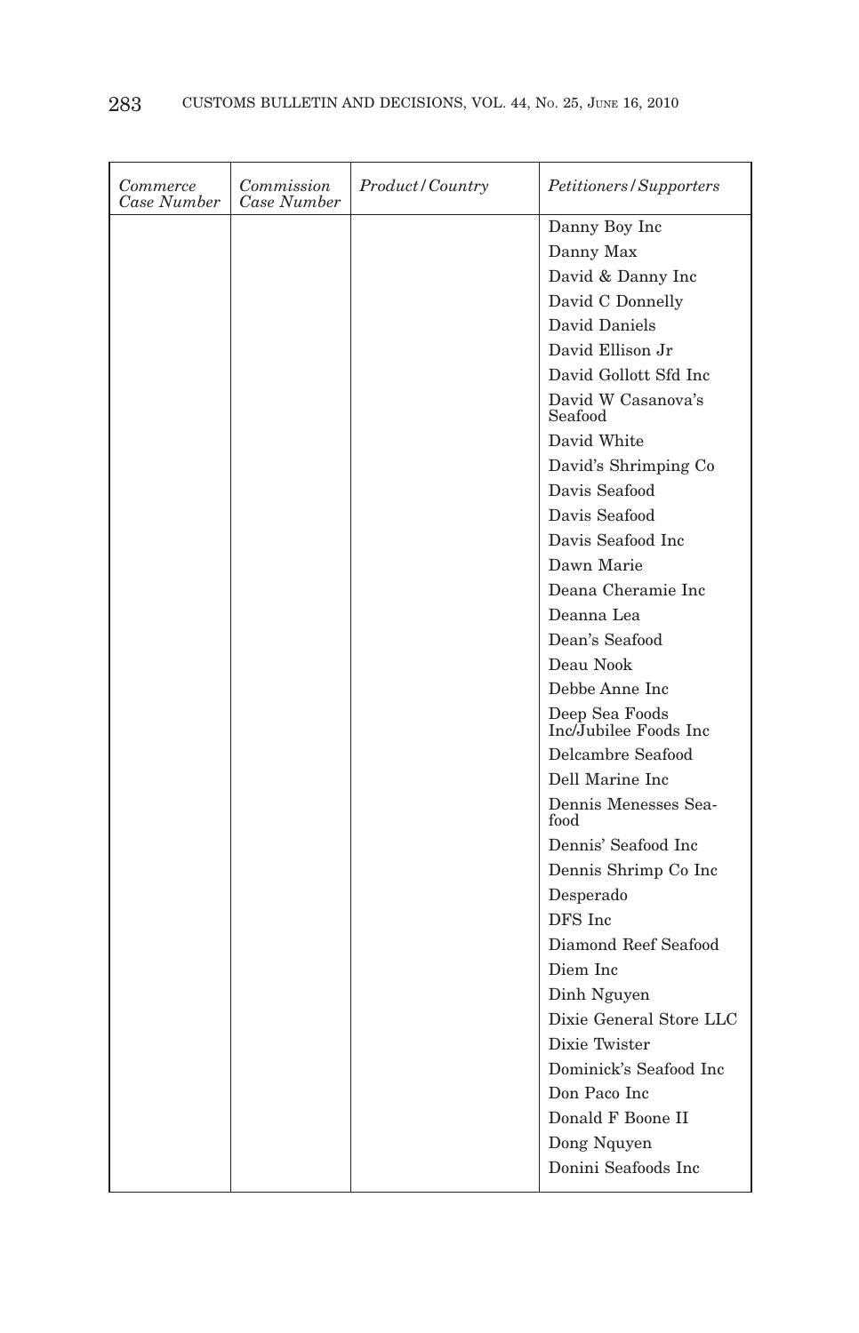| *Commerce Case Number* | *Commission Case Number* | *Product/Country* | *Petitioners/Supporters* |
|---|---|---|---|
| | | | Danny Boy Inc |
| | | | Danny Max |
| | | | David & Danny Inc |
| | | | David C Donnelly |
| | | | David Daniels |
| | | | David Ellison Jr |
| | | | David Gollott Sfd Inc |
| | | | David W Casanova's Seafood |
| | | | David White |
| | | | David's Shrimping Co |
| | | | Davis Seafood |
| | | | Davis Seafood |
| | | | Davis Seafood Inc |
| | | | Dawn Marie |
| | | | Deana Cheramie Inc |
| | | | Deanna Lea |
| | | | Dean's Seafood |
| | | | Deau Nook |
| | | | Debbe Anne Inc |
| | | | Deep Sea Foods Inc/Jubilee Foods Inc |
| | | | Delcambre Seafood |
| | | | Dell Marine Inc |
| | | | Dennis Menesses Seafood |
| | | | Dennis' Seafood Inc |
| | | | Dennis Shrimp Co Inc |
| | | | Desperado |
| | | | DFS Inc |
| | | | Diamond Reef Seafood |
| | | | Diem Inc |
| | | | Dinh Nguyen |
| | | | Dixie General Store LLC |
| | | | Dixie Twister |
| | | | Dominick's Seafood Inc |
| | | | Don Paco Inc |
| | | | Donald F Boone II |
| | | | Dong Nquyen |
| | | | Donini Seafoods Inc |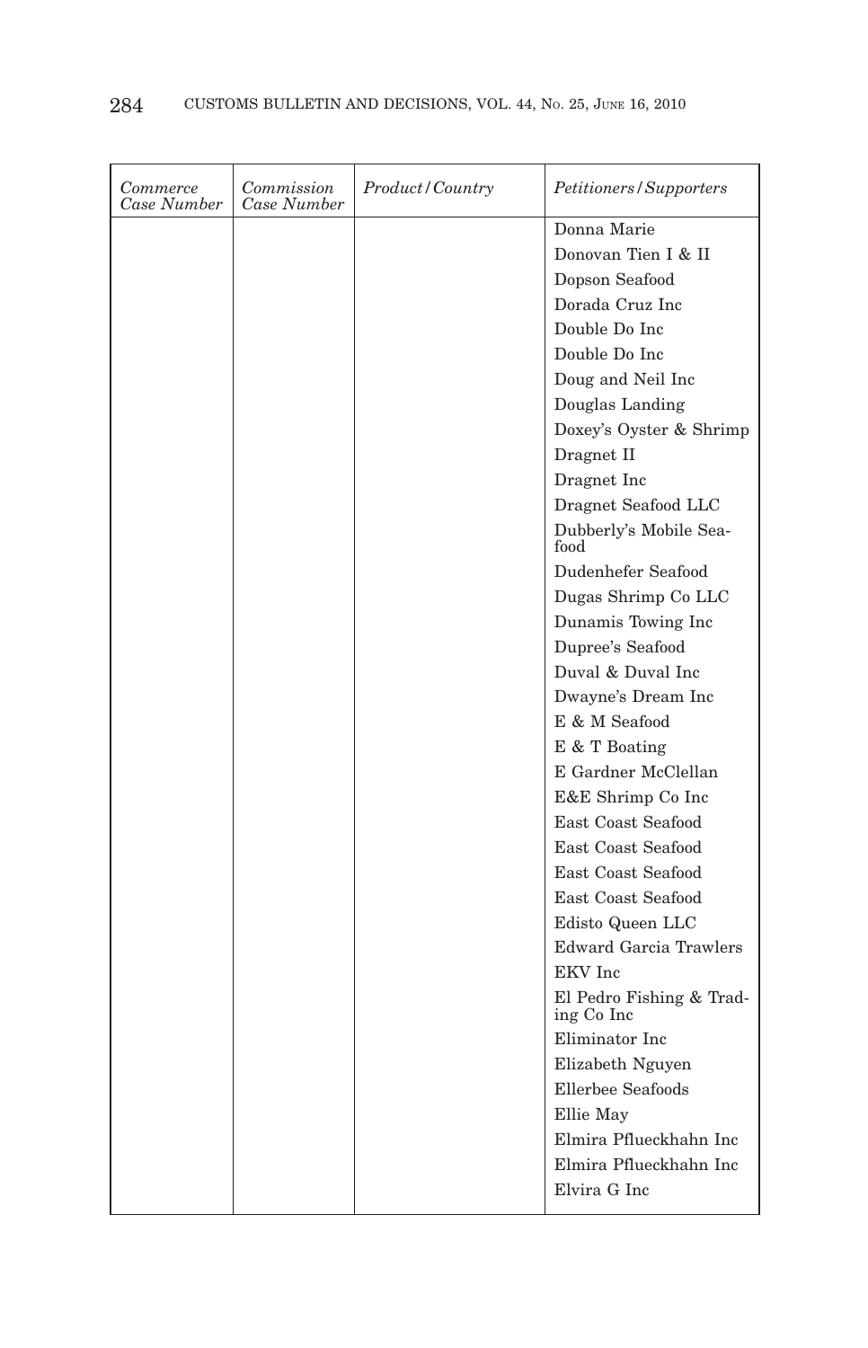| *Commerce Case Number* | *Commission Case Number* | *Product/Country* | *Petitioners/Supporters* |
|---|---|---|---|
| | | | Donna Marie |
| | | | Donovan Tien I & II |
| | | | Dopson Seafood |
| | | | Dorada Cruz Inc |
| | | | Double Do Inc |
| | | | Double Do Inc |
| | | | Doug and Neil Inc |
| | | | Douglas Landing |
| | | | Doxey's Oyster & Shrimp |
| | | | Dragnet II |
| | | | Dragnet Inc |
| | | | Dragnet Seafood LLC |
| | | | Dubberly's Mobile Seafood |
| | | | Dudenhefer Seafood |
| | | | Dugas Shrimp Co LLC |
| | | | Dunamis Towing Inc |
| | | | Dupree's Seafood |
| | | | Duval & Duval Inc |
| | | | Dwayne's Dream Inc |
| | | | E & M Seafood |
| | | | E & T Boating |
| | | | E Gardner McClellan |
| | | | E&E Shrimp Co Inc |
| | | | East Coast Seafood |
| | | | East Coast Seafood |
| | | | East Coast Seafood |
| | | | East Coast Seafood |
| | | | Edisto Queen LLC |
| | | | Edward Garcia Trawlers |
| | | | EKV Inc |
| | | | El Pedro Fishing & Trading Co Inc |
| | | | Eliminator Inc |
| | | | Elizabeth Nguyen |
| | | | Ellerbee Seafoods |
| | | | Ellie May |
| | | | Elmira Pflueckhahn Inc |
| | | | Elmira Pflueckhahn Inc |
| | | | Elvira G Inc |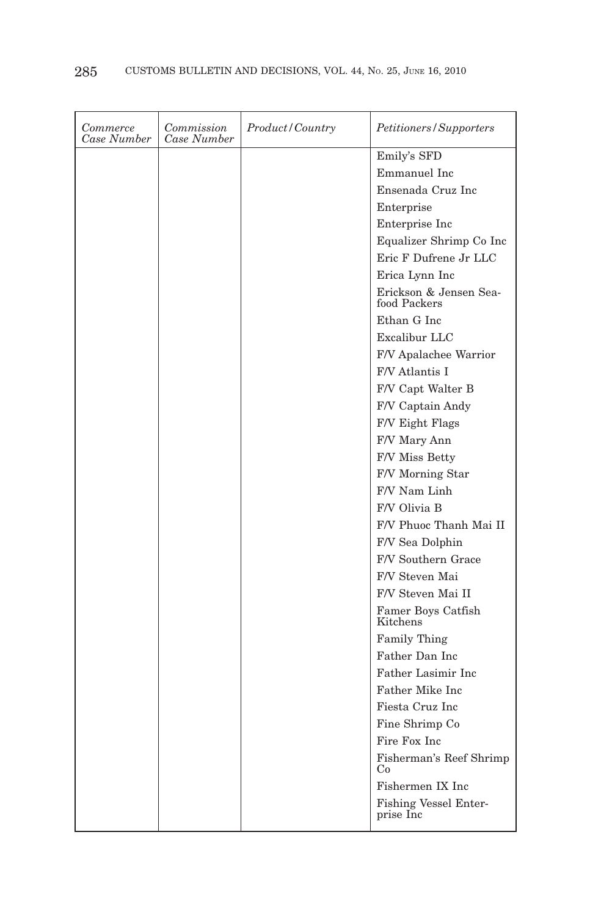| *Commerce Case Number* | *Commission Case Number* | *Product/Country* | *Petitioners/Supporters* |
|---|---|---|---|
| | | | Emily's SFD |
| | | | Emmanuel Inc |
| | | | Ensenada Cruz Inc |
| | | | Enterprise |
| | | | Enterprise Inc |
| | | | Equalizer Shrimp Co Inc |
| | | | Eric F Dufrene Jr LLC |
| | | | Erica Lynn Inc |
| | | | Erickson & Jensen Seafood Packers |
| | | | Ethan G Inc |
| | | | Excalibur LLC |
| | | | F/V Apalachee Warrior |
| | | | F/V Atlantis I |
| | | | F/V Capt Walter B |
| | | | F/V Captain Andy |
| | | | F/V Eight Flags |
| | | | F/V Mary Ann |
| | | | F/V Miss Betty |
| | | | F/V Morning Star |
| | | | F/V Nam Linh |
| | | | F/V Olivia B |
| | | | F/V Phuoc Thanh Mai II |
| | | | F/V Sea Dolphin |
| | | | F/V Southern Grace |
| | | | F/V Steven Mai |
| | | | F/V Steven Mai II |
| | | | Famer Boys Catfish Kitchens |
| | | | Family Thing |
| | | | Father Dan Inc |
| | | | Father Lasimir Inc |
| | | | Father Mike Inc |
| | | | Fiesta Cruz Inc |
| | | | Fine Shrimp Co |
| | | | Fire Fox Inc |
| | | | Fisherman's Reef Shrimp Co |
| | | | Fishermen IX Inc |
| | | | Fishing Vessel Enterprise Inc |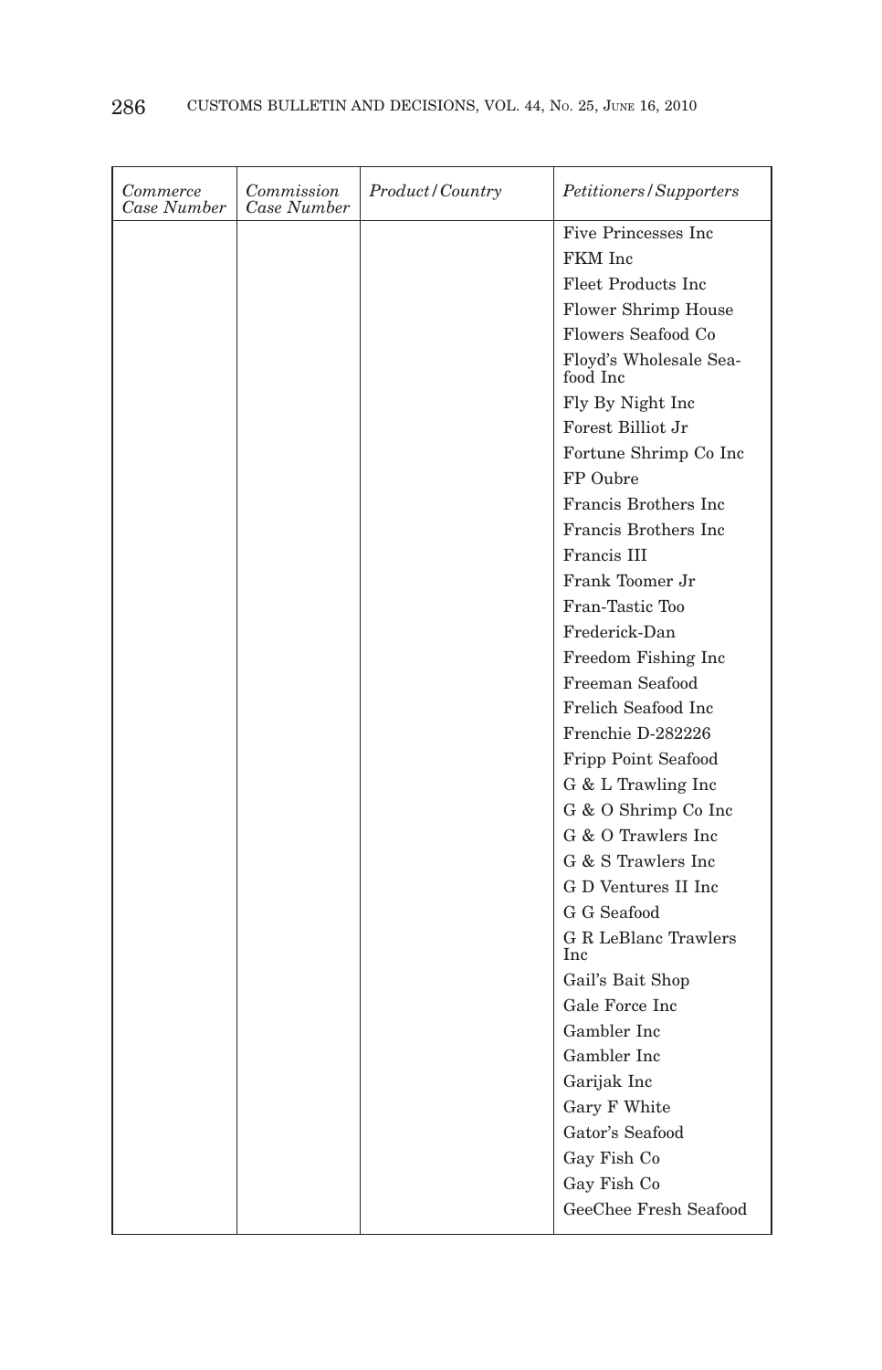| *Commerce Case Number* | *Commission Case Number* | *Product/Country* | *Petitioners/Supporters* |
|---|---|---|---|
| | | | Five Princesses Inc |
| | | | FKM Inc |
| | | | Fleet Products Inc |
| | | | Flower Shrimp House |
| | | | Flowers Seafood Co |
| | | | Floyd's Wholesale Seafood Inc |
| | | | Fly By Night Inc |
| | | | Forest Billiot Jr |
| | | | Fortune Shrimp Co Inc |
| | | | FP Oubre |
| | | | Francis Brothers Inc |
| | | | Francis Brothers Inc |
| | | | Francis III |
| | | | Frank Toomer Jr |
| | | | Fran-Tastic Too |
| | | | Frederick-Dan |
| | | | Freedom Fishing Inc |
| | | | Freeman Seafood |
| | | | Frelich Seafood Inc |
| | | | Frenchie D-282226 |
| | | | Fripp Point Seafood |
| | | | G & L Trawling Inc |
| | | | G & O Shrimp Co Inc |
| | | | G & O Trawlers Inc |
| | | | G & S Trawlers Inc |
| | | | G D Ventures II Inc |
| | | | G G Seafood |
| | | | G R LeBlanc Trawlers Inc |
| | | | Gail's Bait Shop |
| | | | Gale Force Inc |
| | | | Gambler Inc |
| | | | Gambler Inc |
| | | | Garijak Inc |
| | | | Gary F White |
| | | | Gator's Seafood |
| | | | Gay Fish Co |
| | | | Gay Fish Co |
| | | | GeeChee Fresh Seafood |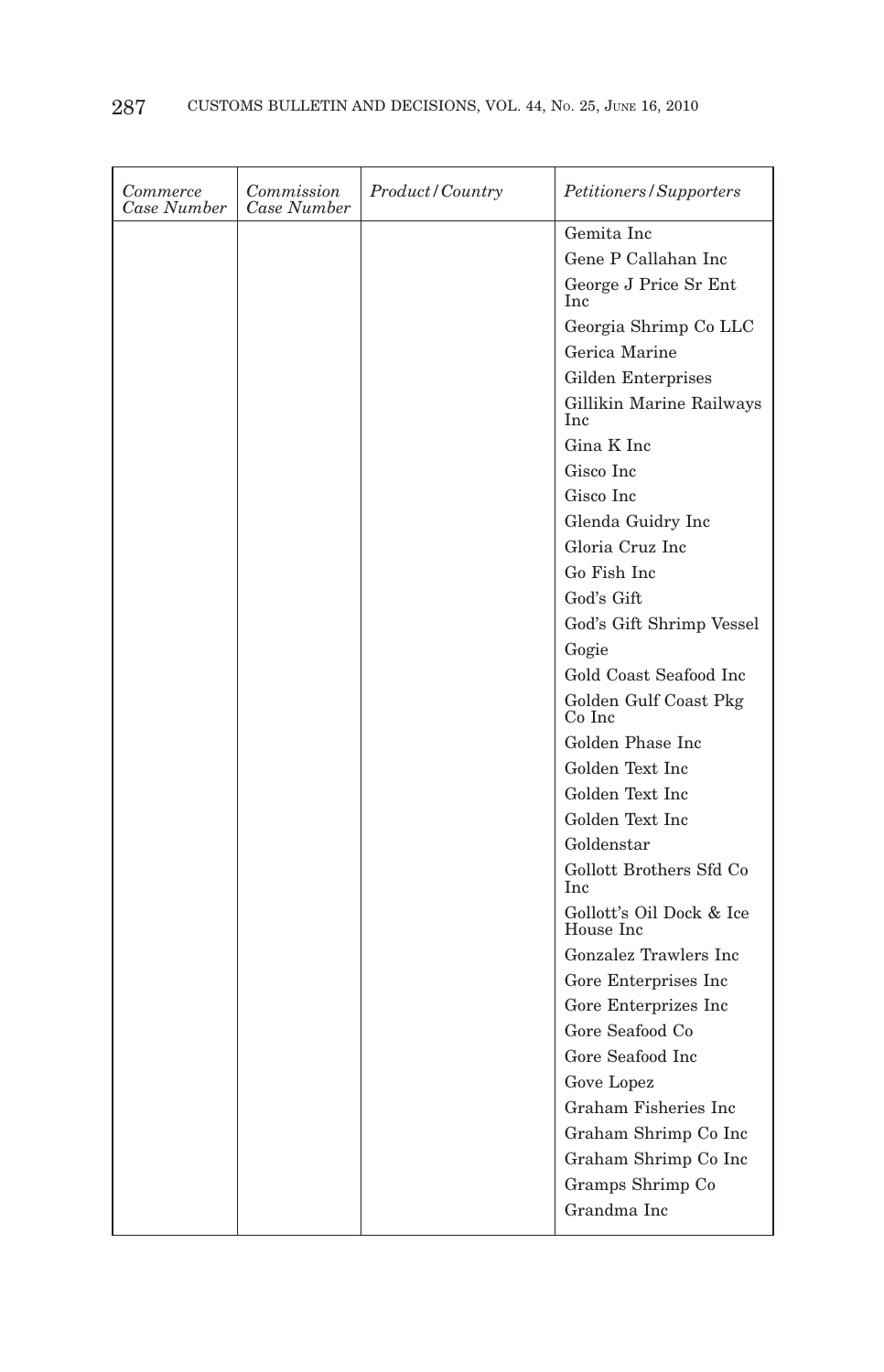| *Commerce Case Number* | *Commission Case Number* | *Product/Country* | *Petitioners/Supporters* |
|---|---|---|---|
| | | | Gemita Inc |
| | | | Gene P Callahan Inc |
| | | | George J Price Sr Ent Inc |
| | | | Georgia Shrimp Co LLC |
| | | | Gerica Marine |
| | | | Gilden Enterprises |
| | | | Gillikin Marine Railways Inc |
| | | | Gina K Inc |
| | | | Gisco Inc |
| | | | Gisco Inc |
| | | | Glenda Guidry Inc |
| | | | Gloria Cruz Inc |
| | | | Go Fish Inc |
| | | | God's Gift |
| | | | God's Gift Shrimp Vessel |
| | | | Gogie |
| | | | Gold Coast Seafood Inc |
| | | | Golden Gulf Coast Pkg Co Inc |
| | | | Golden Phase Inc |
| | | | Golden Text Inc |
| | | | Golden Text Inc |
| | | | Golden Text Inc |
| | | | Goldenstar |
| | | | Gollott Brothers Sfd Co Inc |
| | | | Gollott's Oil Dock & Ice House Inc |
| | | | Gonzalez Trawlers Inc |
| | | | Gore Enterprises Inc |
| | | | Gore Enterprizes Inc |
| | | | Gore Seafood Co |
| | | | Gore Seafood Inc |
| | | | Gove Lopez |
| | | | Graham Fisheries Inc |
| | | | Graham Shrimp Co Inc |
| | | | Graham Shrimp Co Inc |
| | | | Gramps Shrimp Co |
| | | | Grandma Inc |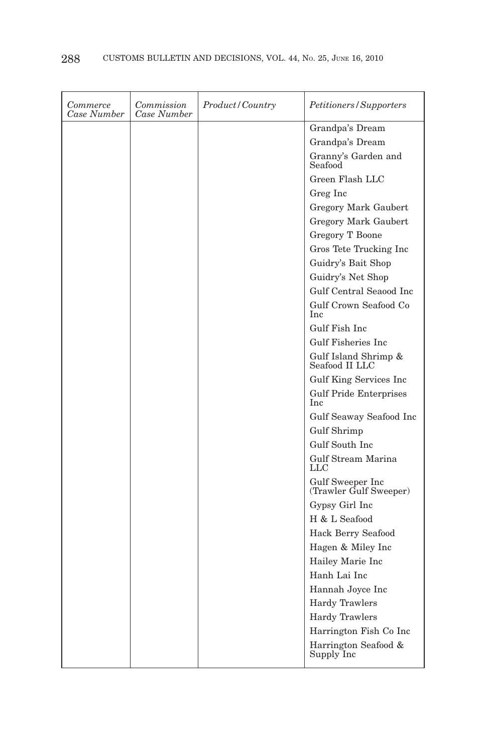| *Commerce Case Number* | *Commission Case Number* | *Product/Country* | *Petitioners/Supporters* |
|---|---|---|---|
| | | | Grandpa's Dream |
| | | | Grandpa's Dream |
| | | | Granny's Garden and Seafood |
| | | | Green Flash LLC |
| | | | Greg Inc |
| | | | Gregory Mark Gaubert |
| | | | Gregory Mark Gaubert |
| | | | Gregory T Boone |
| | | | Gros Tete Trucking Inc |
| | | | Guidry's Bait Shop |
| | | | Guidry's Net Shop |
| | | | Gulf Central Seaood Inc |
| | | | Gulf Crown Seafood Co Inc |
| | | | Gulf Fish Inc |
| | | | Gulf Fisheries Inc |
| | | | Gulf Island Shrimp & Seafood II LLC |
| | | | Gulf King Services Inc |
| | | | Gulf Pride Enterprises Inc |
| | | | Gulf Seaway Seafood Inc |
| | | | Gulf Shrimp |
| | | | Gulf South Inc |
| | | | Gulf Stream Marina LLC |
| | | | Gulf Sweeper Inc (Trawler Gulf Sweeper) |
| | | | Gypsy Girl Inc |
| | | | H & L Seafood |
| | | | Hack Berry Seafood |
| | | | Hagen & Miley Inc |
| | | | Hailey Marie Inc |
| | | | Hanh Lai Inc |
| | | | Hannah Joyce Inc |
| | | | Hardy Trawlers |
| | | | Hardy Trawlers |
| | | | Harrington Fish Co Inc |
| | | | Harrington Seafood & Supply Inc |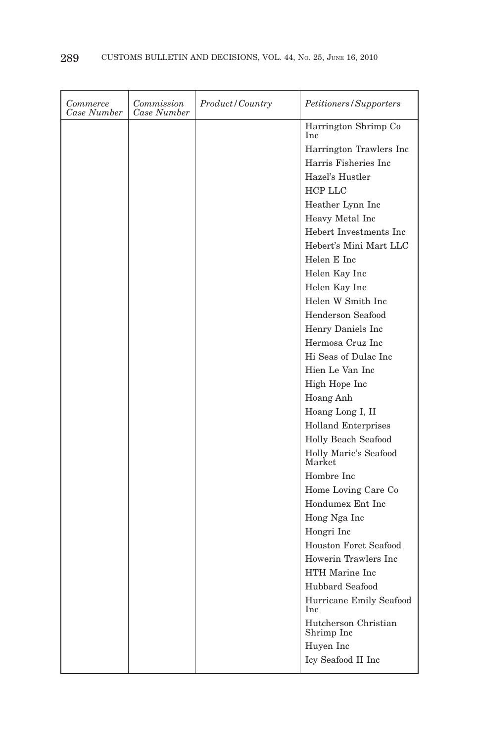| *Commerce Case Number* | *Commission Case Number* | *Product/Country* | *Petitioners/Supporters* |
|---|---|---|---|
| | | | Harrington Shrimp Co Inc |
| | | | Harrington Trawlers Inc |
| | | | Harris Fisheries Inc |
| | | | Hazel's Hustler |
| | | | HCP LLC |
| | | | Heather Lynn Inc |
| | | | Heavy Metal Inc |
| | | | Hebert Investments Inc |
| | | | Hebert's Mini Mart LLC |
| | | | Helen E Inc |
| | | | Helen Kay Inc |
| | | | Helen Kay Inc |
| | | | Helen W Smith Inc |
| | | | Henderson Seafood |
| | | | Henry Daniels Inc |
| | | | Hermosa Cruz Inc |
| | | | Hi Seas of Dulac Inc |
| | | | Hien Le Van Inc |
| | | | High Hope Inc |
| | | | Hoang Anh |
| | | | Hoang Long I, II |
| | | | Holland Enterprises |
| | | | Holly Beach Seafood |
| | | | Holly Marie's Seafood Market |
| | | | Hombre Inc |
| | | | Home Loving Care Co |
| | | | Hondumex Ent Inc |
| | | | Hong Nga Inc |
| | | | Hongri Inc |
| | | | Houston Foret Seafood |
| | | | Howerin Trawlers Inc |
| | | | HTH Marine Inc |
| | | | Hubbard Seafood |
| | | | Hurricane Emily Seafood Inc |
| | | | Hutcherson Christian Shrimp Inc |
| | | | Huyen Inc |
| | | | Icy Seafood II Inc |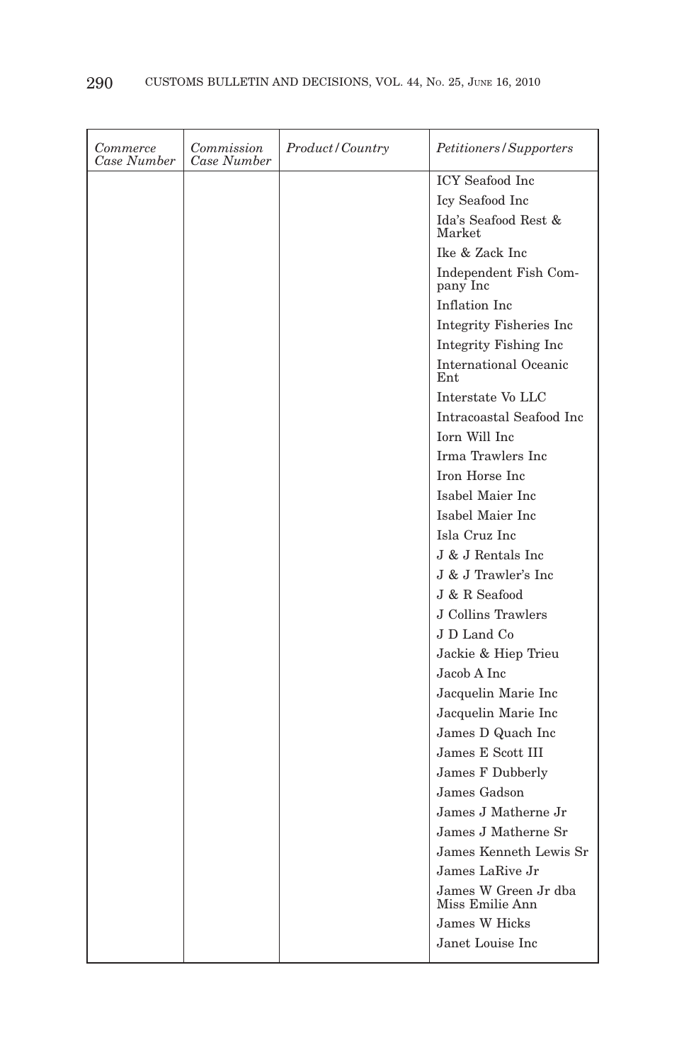| *Commerce Case Number* | *Commission Case Number* | *Product/Country* | *Petitioners/Supporters* |
|---|---|---|---|
| | | | ICY Seafood Inc |
| | | | Icy Seafood Inc |
| | | | Ida's Seafood Rest & Market |
| | | | Ike & Zack Inc |
| | | | Independent Fish Company Inc |
| | | | Inflation Inc |
| | | | Integrity Fisheries Inc |
| | | | Integrity Fishing Inc |
| | | | International Oceanic Ent |
| | | | Interstate Vo LLC |
| | | | Intracoastal Seafood Inc |
| | | | Iorn Will Inc |
| | | | Irma Trawlers Inc |
| | | | Iron Horse Inc |
| | | | Isabel Maier Inc |
| | | | Isabel Maier Inc |
| | | | Isla Cruz Inc |
| | | | J & J Rentals Inc |
| | | | J & J Trawler's Inc |
| | | | J & R Seafood |
| | | | J Collins Trawlers |
| | | | J D Land Co |
| | | | Jackie & Hiep Trieu |
| | | | Jacob A Inc |
| | | | Jacquelin Marie Inc |
| | | | Jacquelin Marie Inc |
| | | | James D Quach Inc |
| | | | James E Scott III |
| | | | James F Dubberly |
| | | | James Gadson |
| | | | James J Matherne Jr |
| | | | James J Matherne Sr |
| | | | James Kenneth Lewis Sr |
| | | | James LaRive Jr |
| | | | James W Green Jr dba Miss Emilie Ann |
| | | | James W Hicks |
| | | | Janet Louise Inc |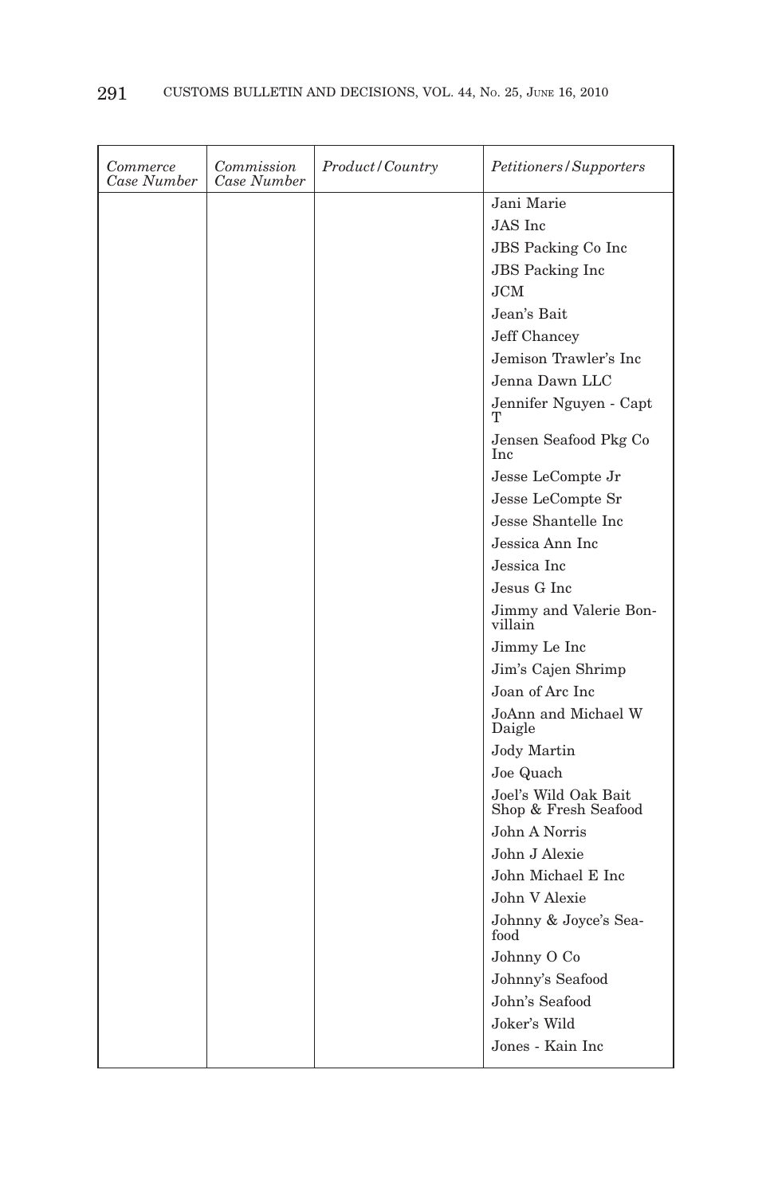| *Commerce Case Number* | *Commission Case Number* | *Product/Country* | *Petitioners/Supporters* |
|---|---|---|---|
| | | | Jani Marie |
| | | | JAS Inc |
| | | | JBS Packing Co Inc |
| | | | JBS Packing Inc |
| | | | JCM |
| | | | Jean's Bait |
| | | | Jeff Chancey |
| | | | Jemison Trawler's Inc |
| | | | Jenna Dawn LLC |
| | | | Jennifer Nguyen - Capt T |
| | | | Jensen Seafood Pkg Co Inc |
| | | | Jesse LeCompte Jr |
| | | | Jesse LeCompte Sr |
| | | | Jesse Shantelle Inc |
| | | | Jessica Ann Inc |
| | | | Jessica Inc |
| | | | Jesus G Inc |
| | | | Jimmy and Valerie Bonvillain |
| | | | Jimmy Le Inc |
| | | | Jim's Cajen Shrimp |
| | | | Joan of Arc Inc |
| | | | JoAnn and Michael W Daigle |
| | | | Jody Martin |
| | | | Joe Quach |
| | | | Joel's Wild Oak Bait Shop & Fresh Seafood |
| | | | John A Norris |
| | | | John J Alexie |
| | | | John Michael E Inc |
| | | | John V Alexie |
| | | | Johnny & Joyce's Seafood |
| | | | Johnny O Co |
| | | | Johnny's Seafood |
| | | | John's Seafood |
| | | | Joker's Wild |
| | | | Jones - Kain Inc |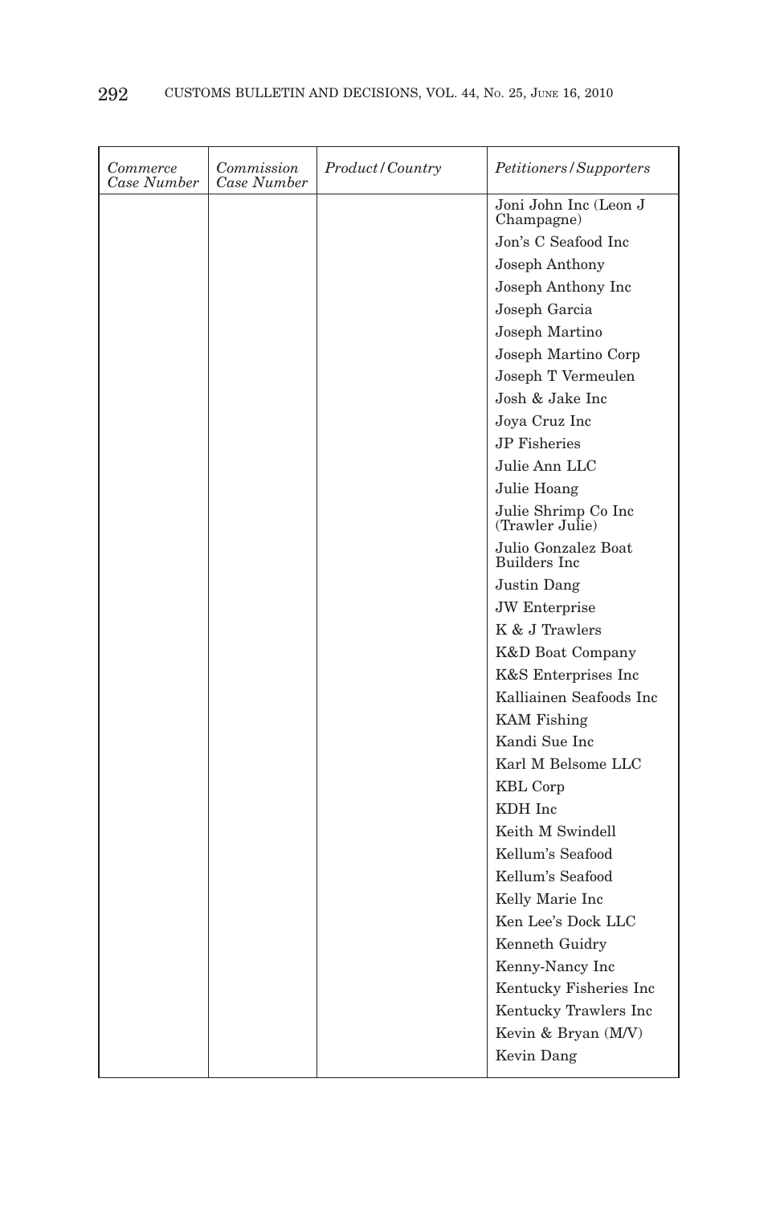| *Commerce Case Number* | *Commission Case Number* | *Product/Country* | *Petitioners/Supporters* |
|---|---|---|---|
| | | | Joni John Inc (Leon J Champagne) |
| | | | Jon's C Seafood Inc |
| | | | Joseph Anthony |
| | | | Joseph Anthony Inc |
| | | | Joseph Garcia |
| | | | Joseph Martino |
| | | | Joseph Martino Corp |
| | | | Joseph T Vermeulen |
| | | | Josh & Jake Inc |
| | | | Joya Cruz Inc |
| | | | JP Fisheries |
| | | | Julie Ann LLC |
| | | | Julie Hoang |
| | | | Julie Shrimp Co Inc (Trawler Julie) |
| | | | Julio Gonzalez Boat Builders Inc |
| | | | Justin Dang |
| | | | JW Enterprise |
| | | | K & J Trawlers |
| | | | K&D Boat Company |
| | | | K&S Enterprises Inc |
| | | | Kalliainen Seafoods Inc |
| | | | KAM Fishing |
| | | | Kandi Sue Inc |
| | | | Karl M Belsome LLC |
| | | | KBL Corp |
| | | | KDH Inc |
| | | | Keith M Swindell |
| | | | Kellum's Seafood |
| | | | Kellum's Seafood |
| | | | Kelly Marie Inc |
| | | | Ken Lee's Dock LLC |
| | | | Kenneth Guidry |
| | | | Kenny-Nancy Inc |
| | | | Kentucky Fisheries Inc |
| | | | Kentucky Trawlers Inc |
| | | | Kevin & Bryan (M/V) |
| | | | Kevin Dang |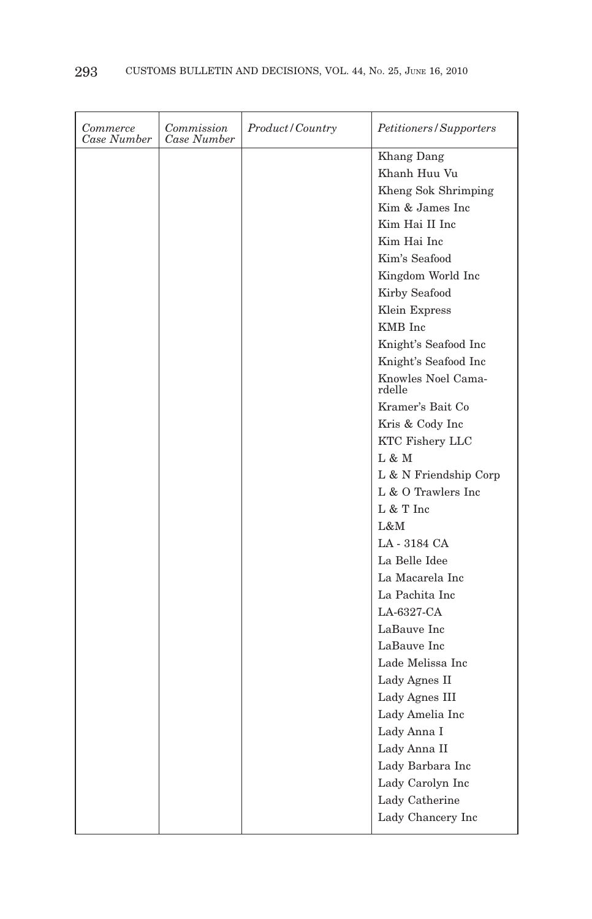| *Commerce Case Number* | *Commission Case Number* | *Product/Country* | *Petitioners/Supporters* |
|---|---|---|---|
| | | | Khang Dang |
| | | | Khanh Huu Vu |
| | | | Kheng Sok Shrimping |
| | | | Kim & James Inc |
| | | | Kim Hai II Inc |
| | | | Kim Hai Inc |
| | | | Kim's Seafood |
| | | | Kingdom World Inc |
| | | | Kirby Seafood |
| | | | Klein Express |
| | | | KMB Inc |
| | | | Knight's Seafood Inc |
| | | | Knight's Seafood Inc |
| | | | Knowles Noel Camardelle |
| | | | Kramer's Bait Co |
| | | | Kris & Cody Inc |
| | | | KTC Fishery LLC |
| | | | L & M |
| | | | L & N Friendship Corp |
| | | | L & O Trawlers Inc |
| | | | L & T Inc |
| | | | L&M |
| | | | LA - 3184 CA |
| | | | La Belle Idee |
| | | | La Macarela Inc |
| | | | La Pachita Inc |
| | | | LA-6327-CA |
| | | | LaBauve Inc |
| | | | LaBauve Inc |
| | | | Lade Melissa Inc |
| | | | Lady Agnes II |
| | | | Lady Agnes III |
| | | | Lady Amelia Inc |
| | | | Lady Anna I |
| | | | Lady Anna II |
| | | | Lady Barbara Inc |
| | | | Lady Carolyn Inc |
| | | | Lady Catherine |
| | | | Lady Chancery Inc |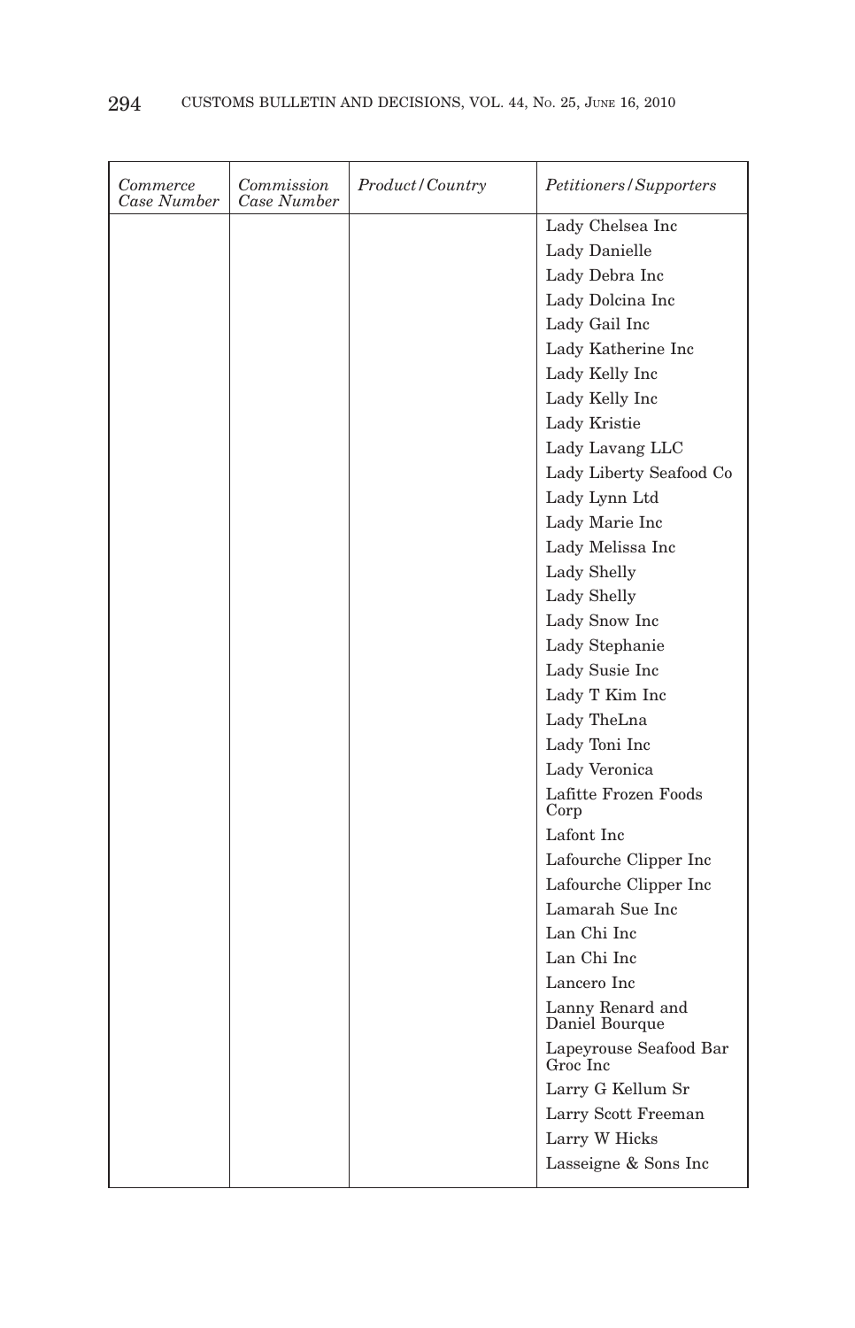| *Commerce Case Number* | *Commission Case Number* | *Product/Country* | *Petitioners/Supporters* |
|---|---|---|---|
| | | | Lady Chelsea Inc |
| | | | Lady Danielle |
| | | | Lady Debra Inc |
| | | | Lady Dolcina Inc |
| | | | Lady Gail Inc |
| | | | Lady Katherine Inc |
| | | | Lady Kelly Inc |
| | | | Lady Kelly Inc |
| | | | Lady Kristie |
| | | | Lady Lavang LLC |
| | | | Lady Liberty Seafood Co |
| | | | Lady Lynn Ltd |
| | | | Lady Marie Inc |
| | | | Lady Melissa Inc |
| | | | Lady Shelly |
| | | | Lady Shelly |
| | | | Lady Snow Inc |
| | | | Lady Stephanie |
| | | | Lady Susie Inc |
| | | | Lady T Kim Inc |
| | | | Lady TheLna |
| | | | Lady Toni Inc |
| | | | Lady Veronica |
| | | | Lafitte Frozen Foods Corp |
| | | | Lafont Inc |
| | | | Lafourche Clipper Inc |
| | | | Lafourche Clipper Inc |
| | | | Lamarah Sue Inc |
| | | | Lan Chi Inc |
| | | | Lan Chi Inc |
| | | | Lancero Inc |
| | | | Lanny Renard and Daniel Bourque |
| | | | Lapeyrouse Seafood Bar Groc Inc |
| | | | Larry G Kellum Sr |
| | | | Larry Scott Freeman |
| | | | Larry W Hicks |
| | | | Lasseigne & Sons Inc |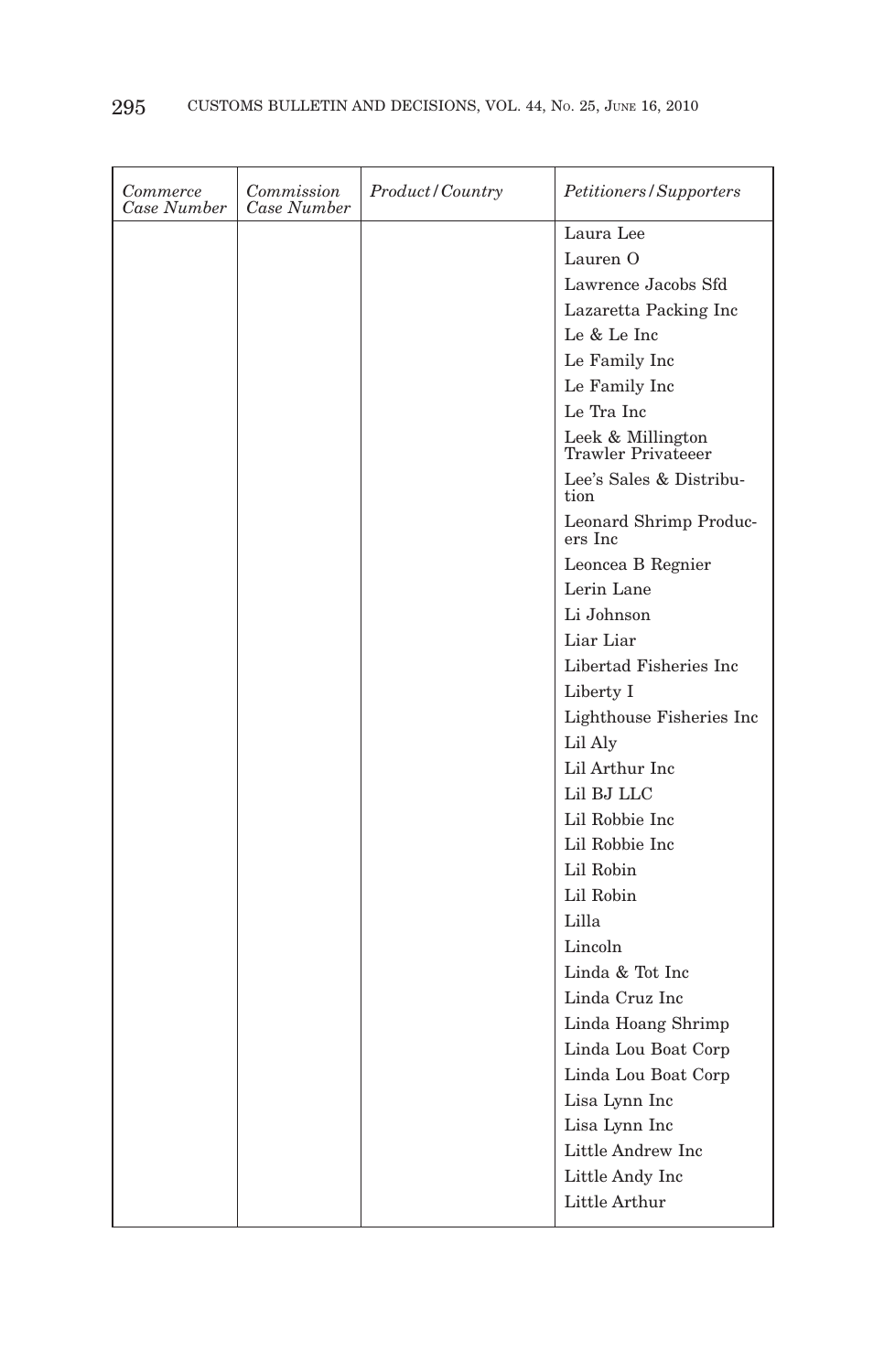| *Commerce Case Number* | *Commission Case Number* | *Product/Country* | *Petitioners/Supporters* |
|---|---|---|---|
| | | | Laura Lee |
| | | | Lauren O |
| | | | Lawrence Jacobs Sfd |
| | | | Lazaretta Packing Inc |
| | | | Le & Le Inc |
| | | | Le Family Inc |
| | | | Le Family Inc |
| | | | Le Tra Inc |
| | | | Leek & Millington Trawler Privateeer |
| | | | Lee's Sales & Distribution |
| | | | Leonard Shrimp Producers Inc |
| | | | Leoncea B Regnier |
| | | | Lerin Lane |
| | | | Li Johnson |
| | | | Liar Liar |
| | | | Libertad Fisheries Inc |
| | | | Liberty I |
| | | | Lighthouse Fisheries Inc |
| | | | Lil Aly |
| | | | Lil Arthur Inc |
| | | | Lil BJ LLC |
| | | | Lil Robbie Inc |
| | | | Lil Robbie Inc |
| | | | Lil Robin |
| | | | Lil Robin |
| | | | Lilla |
| | | | Lincoln |
| | | | Linda & Tot Inc |
| | | | Linda Cruz Inc |
| | | | Linda Hoang Shrimp |
| | | | Linda Lou Boat Corp |
| | | | Linda Lou Boat Corp |
| | | | Lisa Lynn Inc |
| | | | Lisa Lynn Inc |
| | | | Little Andrew Inc |
| | | | Little Andy Inc |
| | | | Little Arthur |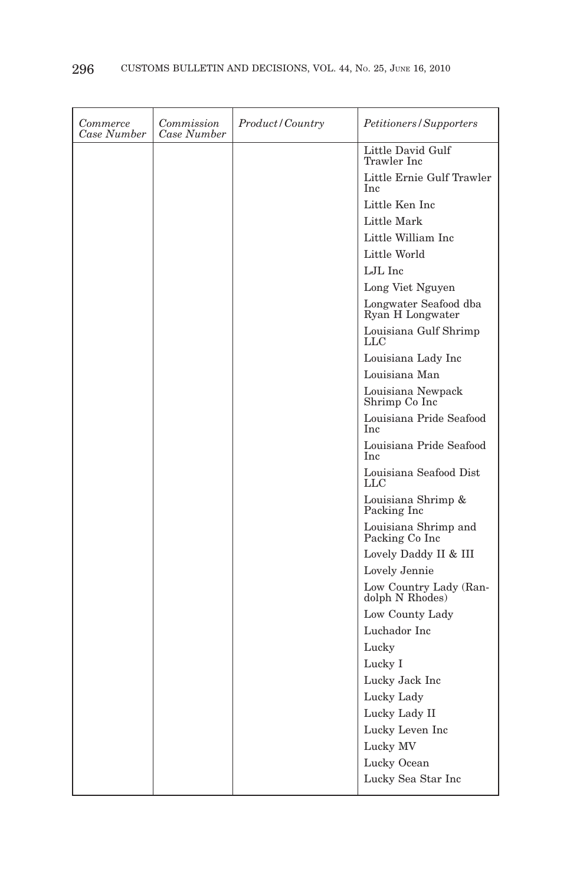| Commerce Case Number | Commission Case Number | Product/Country | Petitioners/Supporters |
|---|---|---|---|
| | | | Little David Gulf Trawler Inc |
| | | | Little Ernie Gulf Trawler Inc |
| | | | Little Ken Inc |
| | | | Little Mark |
| | | | Little William Inc |
| | | | Little World |
| | | | LJL Inc |
| | | | Long Viet Nguyen |
| | | | Longwater Seafood dba Ryan H Longwater |
| | | | Louisiana Gulf Shrimp LLC |
| | | | Louisiana Lady Inc |
| | | | Louisiana Man |
| | | | Louisiana Newpack Shrimp Co Inc |
| | | | Louisiana Pride Seafood Inc |
| | | | Louisiana Pride Seafood Inc |
| | | | Louisiana Seafood Dist LLC |
| | | | Louisiana Shrimp & Packing Inc |
| | | | Louisiana Shrimp and Packing Co Inc |
| | | | Lovely Daddy II & III |
| | | | Lovely Jennie |
| | | | Low Country Lady (Randolph N Rhodes) |
| | | | Low County Lady |
| | | | Luchador Inc |
| | | | Lucky |
| | | | Lucky I |
| | | | Lucky Jack Inc |
| | | | Lucky Lady |
| | | | Lucky Lady II |
| | | | Lucky Leven Inc |
| | | | Lucky MV |
| | | | Lucky Ocean |
| | | | Lucky Sea Star Inc |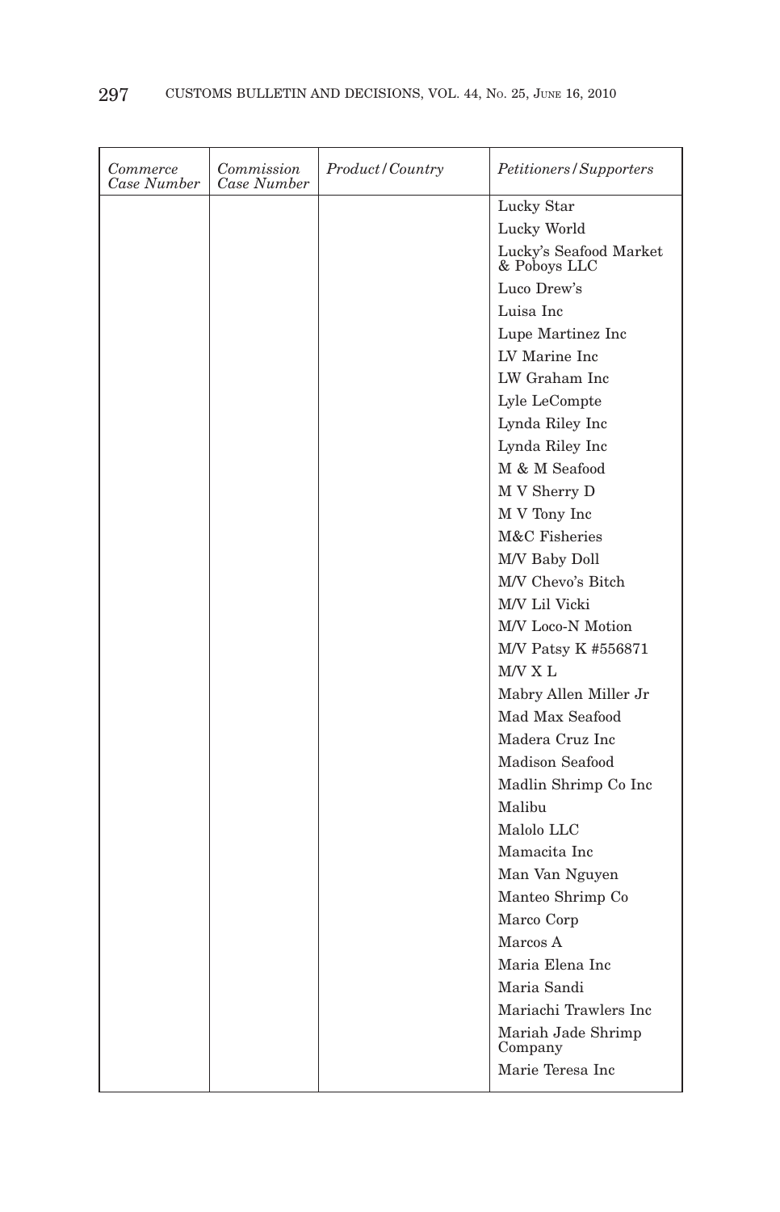| *Commerce Case Number* | *Commission Case Number* | *Product/Country* | *Petitioners/Supporters* |
|---|---|---|---|
| | | | Lucky Star |
| | | | Lucky World |
| | | | Lucky's Seafood Market & Poboys LLC |
| | | | Luco Drew's |
| | | | Luisa Inc |
| | | | Lupe Martinez Inc |
| | | | LV Marine Inc |
| | | | LW Graham Inc |
| | | | Lyle LeCompte |
| | | | Lynda Riley Inc |
| | | | Lynda Riley Inc |
| | | | M & M Seafood |
| | | | M V Sherry D |
| | | | M V Tony Inc |
| | | | M&C Fisheries |
| | | | M/V Baby Doll |
| | | | M/V Chevo's Bitch |
| | | | M/V Lil Vicki |
| | | | M/V Loco-N Motion |
| | | | M/V Patsy K #556871 |
| | | | M/V X L |
| | | | Mabry Allen Miller Jr |
| | | | Mad Max Seafood |
| | | | Madera Cruz Inc |
| | | | Madison Seafood |
| | | | Madlin Shrimp Co Inc |
| | | | Malibu |
| | | | Malolo LLC |
| | | | Mamacita Inc |
| | | | Man Van Nguyen |
| | | | Manteo Shrimp Co |
| | | | Marco Corp |
| | | | Marcos A |
| | | | Maria Elena Inc |
| | | | Maria Sandi |
| | | | Mariachi Trawlers Inc |
| | | | Mariah Jade Shrimp Company |
| | | | Marie Teresa Inc |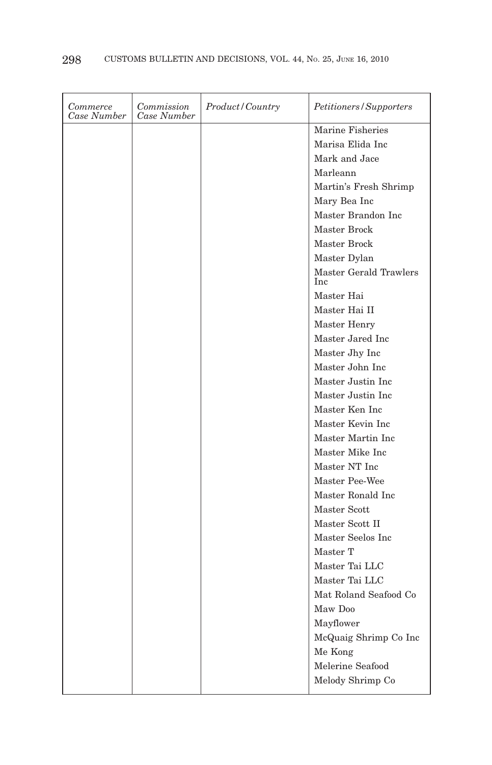| *Commerce Case Number* | *Commission Case Number* | *Product/Country* | *Petitioners/Supporters* |
|---|---|---|---|
| | | | Marine Fisheries |
| | | | Marisa Elida Inc |
| | | | Mark and Jace |
| | | | Marleann |
| | | | Martin's Fresh Shrimp |
| | | | Mary Bea Inc |
| | | | Master Brandon Inc |
| | | | Master Brock |
| | | | Master Brock |
| | | | Master Dylan |
| | | | Master Gerald Trawlers Inc |
| | | | Master Hai |
| | | | Master Hai II |
| | | | Master Henry |
| | | | Master Jared Inc |
| | | | Master Jhy Inc |
| | | | Master John Inc |
| | | | Master Justin Inc |
| | | | Master Justin Inc |
| | | | Master Ken Inc |
| | | | Master Kevin Inc |
| | | | Master Martin Inc |
| | | | Master Mike Inc |
| | | | Master NT Inc |
| | | | Master Pee-Wee |
| | | | Master Ronald Inc |
| | | | Master Scott |
| | | | Master Scott II |
| | | | Master Seelos Inc |
| | | | Master T |
| | | | Master Tai LLC |
| | | | Master Tai LLC |
| | | | Mat Roland Seafood Co |
| | | | Maw Doo |
| | | | Mayflower |
| | | | McQuaig Shrimp Co Inc |
| | | | Me Kong |
| | | | Melerine Seafood |
| | | | Melody Shrimp Co |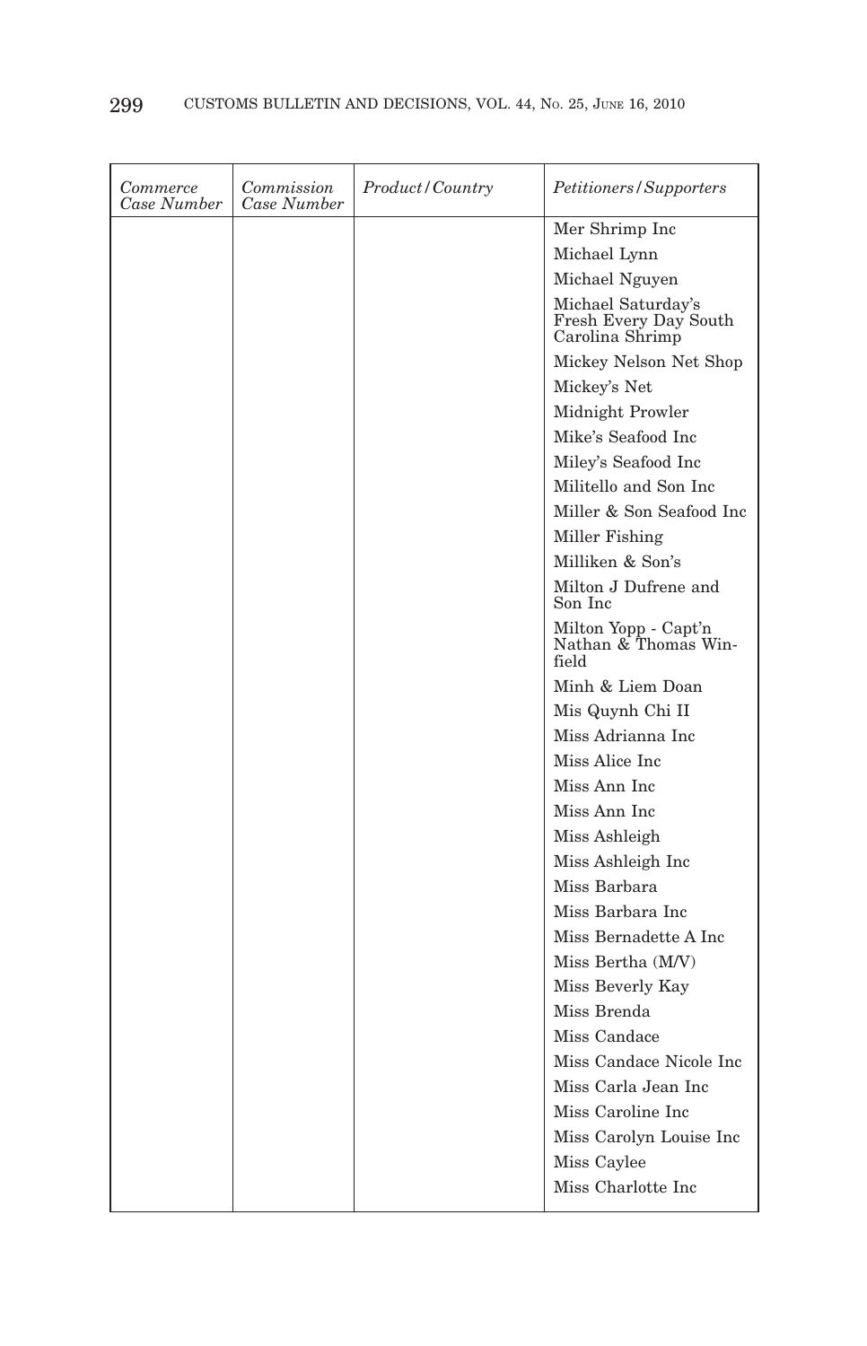| *Commerce Case Number* | *Commission Case Number* | *Product/Country* | *Petitioners/Supporters* |
|---|---|---|---|
| | | | Mer Shrimp Inc |
| | | | Michael Lynn |
| | | | Michael Nguyen |
| | | | Michael Saturday's Fresh Every Day South Carolina Shrimp |
| | | | Mickey Nelson Net Shop |
| | | | Mickey's Net |
| | | | Midnight Prowler |
| | | | Mike's Seafood Inc |
| | | | Miley's Seafood Inc |
| | | | Militello and Son Inc |
| | | | Miller & Son Seafood Inc |
| | | | Miller Fishing |
| | | | Milliken & Son's |
| | | | Milton J Dufrene and Son Inc |
| | | | Milton Yopp - Capt'n Nathan & Thomas Winfield |
| | | | Minh & Liem Doan |
| | | | Mis Quynh Chi II |
| | | | Miss Adrianna Inc |
| | | | Miss Alice Inc |
| | | | Miss Ann Inc |
| | | | Miss Ann Inc |
| | | | Miss Ashleigh |
| | | | Miss Ashleigh Inc |
| | | | Miss Barbara |
| | | | Miss Barbara Inc |
| | | | Miss Bernadette A Inc |
| | | | Miss Bertha (M/V) |
| | | | Miss Beverly Kay |
| | | | Miss Brenda |
| | | | Miss Candace |
| | | | Miss Candace Nicole Inc |
| | | | Miss Carla Jean Inc |
| | | | Miss Caroline Inc |
| | | | Miss Carolyn Louise Inc |
| | | | Miss Caylee |
| | | | Miss Charlotte Inc |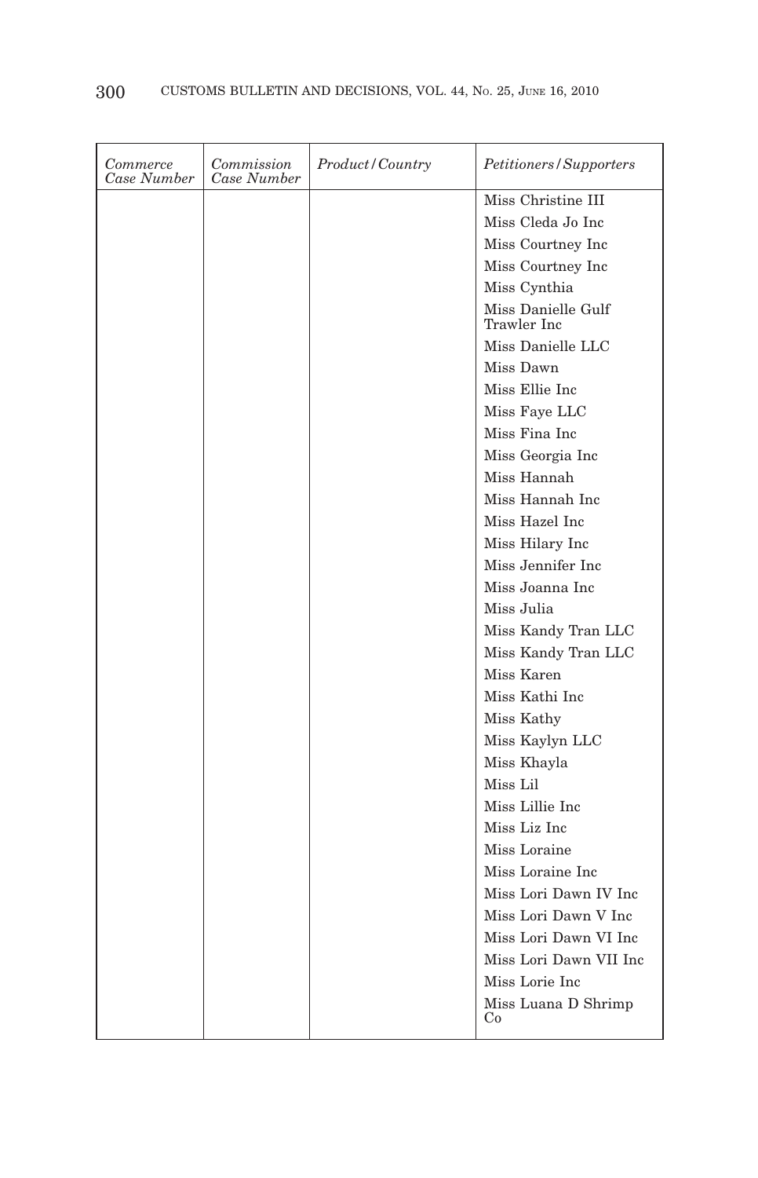| *Commerce Case Number* | *Commission Case Number* | *Product/Country* | *Petitioners/Supporters* |
|---|---|---|---|
| | | | Miss Christine III |
| | | | Miss Cleda Jo Inc |
| | | | Miss Courtney Inc |
| | | | Miss Courtney Inc |
| | | | Miss Cynthia |
| | | | Miss Danielle Gulf Trawler Inc |
| | | | Miss Danielle LLC |
| | | | Miss Dawn |
| | | | Miss Ellie Inc |
| | | | Miss Faye LLC |
| | | | Miss Fina Inc |
| | | | Miss Georgia Inc |
| | | | Miss Hannah |
| | | | Miss Hannah Inc |
| | | | Miss Hazel Inc |
| | | | Miss Hilary Inc |
| | | | Miss Jennifer Inc |
| | | | Miss Joanna Inc |
| | | | Miss Julia |
| | | | Miss Kandy Tran LLC |
| | | | Miss Kandy Tran LLC |
| | | | Miss Karen |
| | | | Miss Kathi Inc |
| | | | Miss Kathy |
| | | | Miss Kaylyn LLC |
| | | | Miss Khayla |
| | | | Miss Lil |
| | | | Miss Lillie Inc |
| | | | Miss Liz Inc |
| | | | Miss Loraine |
| | | | Miss Loraine Inc |
| | | | Miss Lori Dawn IV Inc |
| | | | Miss Lori Dawn V Inc |
| | | | Miss Lori Dawn VI Inc |
| | | | Miss Lori Dawn VII Inc |
| | | | Miss Lorie Inc |
| | | | Miss Luana D Shrimp Co |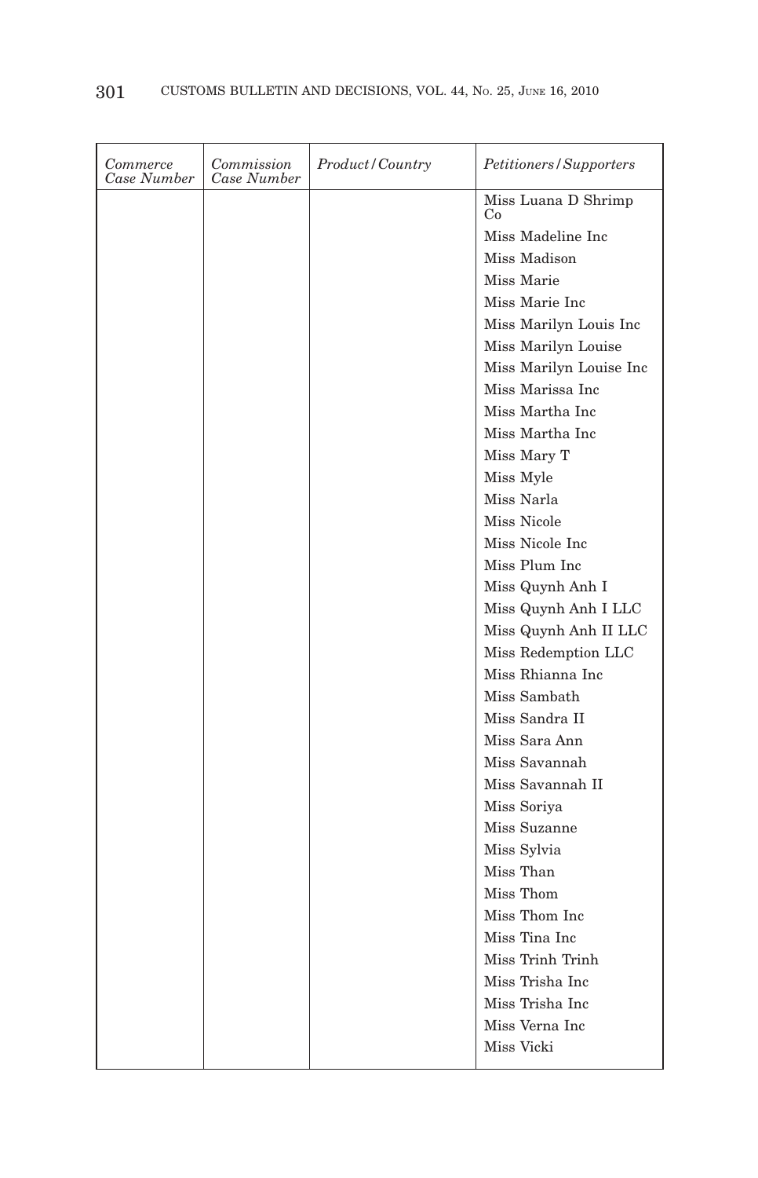| *Commerce Case Number* | *Commission Case Number* | *Product/Country* | *Petitioners/Supporters* |
|---|---|---|---|
| | | | Miss Luana D Shrimp Co |
| | | | Miss Madeline Inc |
| | | | Miss Madison |
| | | | Miss Marie |
| | | | Miss Marie Inc |
| | | | Miss Marilyn Louis Inc |
| | | | Miss Marilyn Louise |
| | | | Miss Marilyn Louise Inc |
| | | | Miss Marissa Inc |
| | | | Miss Martha Inc |
| | | | Miss Martha Inc |
| | | | Miss Mary T |
| | | | Miss Myle |
| | | | Miss Narla |
| | | | Miss Nicole |
| | | | Miss Nicole Inc |
| | | | Miss Plum Inc |
| | | | Miss Quynh Anh I |
| | | | Miss Quynh Anh I LLC |
| | | | Miss Quynh Anh II LLC |
| | | | Miss Redemption LLC |
| | | | Miss Rhianna Inc |
| | | | Miss Sambath |
| | | | Miss Sandra II |
| | | | Miss Sara Ann |
| | | | Miss Savannah |
| | | | Miss Savannah II |
| | | | Miss Soriya |
| | | | Miss Suzanne |
| | | | Miss Sylvia |
| | | | Miss Than |
| | | | Miss Thom |
| | | | Miss Thom Inc |
| | | | Miss Tina Inc |
| | | | Miss Trinh Trinh |
| | | | Miss Trisha Inc |
| | | | Miss Trisha Inc |
| | | | Miss Verna Inc |
| | | | Miss Vicki |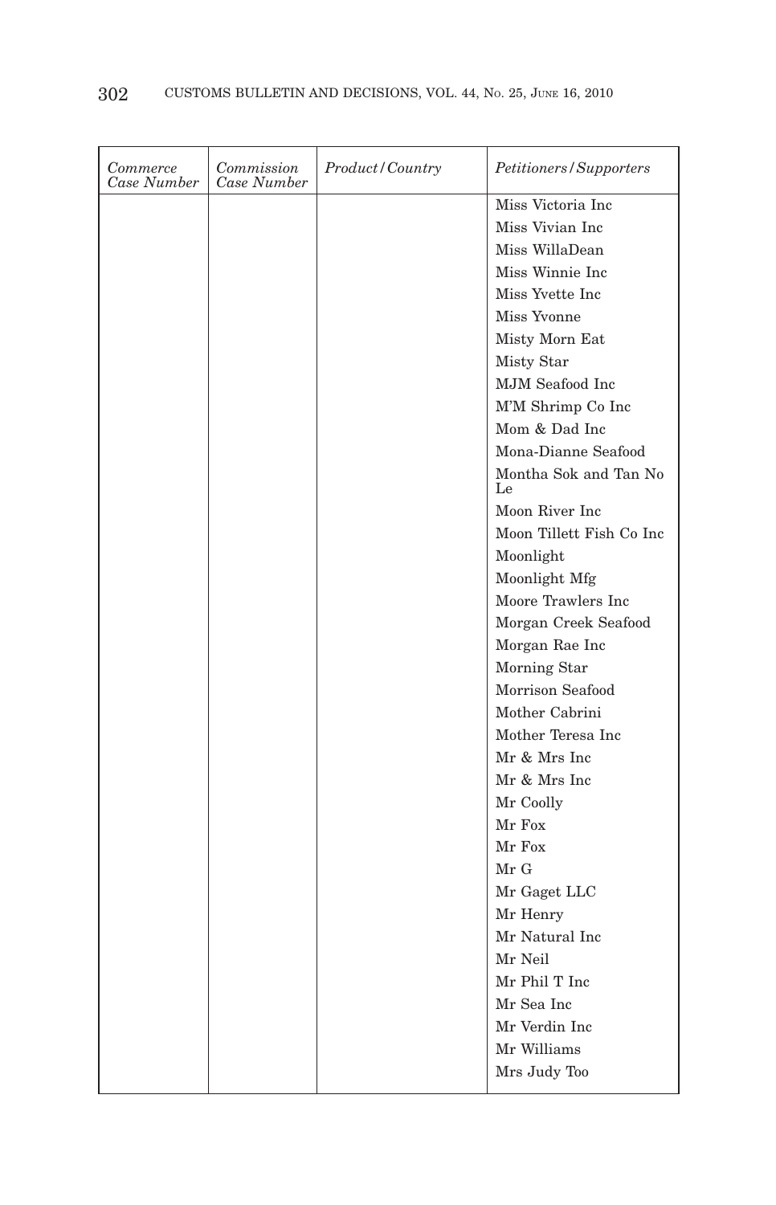| *Commerce Case Number* | *Commission Case Number* | *Product/Country* | *Petitioners/Supporters* |
|---|---|---|---|
| | | | Miss Victoria Inc |
| | | | Miss Vivian Inc |
| | | | Miss WillaDean |
| | | | Miss Winnie Inc |
| | | | Miss Yvette Inc |
| | | | Miss Yvonne |
| | | | Misty Morn Eat |
| | | | Misty Star |
| | | | MJM Seafood Inc |
| | | | M'M Shrimp Co Inc |
| | | | Mom & Dad Inc |
| | | | Mona-Dianne Seafood |
| | | | Montha Sok and Tan No Le |
| | | | Moon River Inc |
| | | | Moon Tillett Fish Co Inc |
| | | | Moonlight |
| | | | Moonlight Mfg |
| | | | Moore Trawlers Inc |
| | | | Morgan Creek Seafood |
| | | | Morgan Rae Inc |
| | | | Morning Star |
| | | | Morrison Seafood |
| | | | Mother Cabrini |
| | | | Mother Teresa Inc |
| | | | Mr & Mrs Inc |
| | | | Mr & Mrs Inc |
| | | | Mr Coolly |
| | | | Mr Fox |
| | | | Mr Fox |
| | | | Mr G |
| | | | Mr Gaget LLC |
| | | | Mr Henry |
| | | | Mr Natural Inc |
| | | | Mr Neil |
| | | | Mr Phil T Inc |
| | | | Mr Sea Inc |
| | | | Mr Verdin Inc |
| | | | Mr Williams |
| | | | Mrs Judy Too |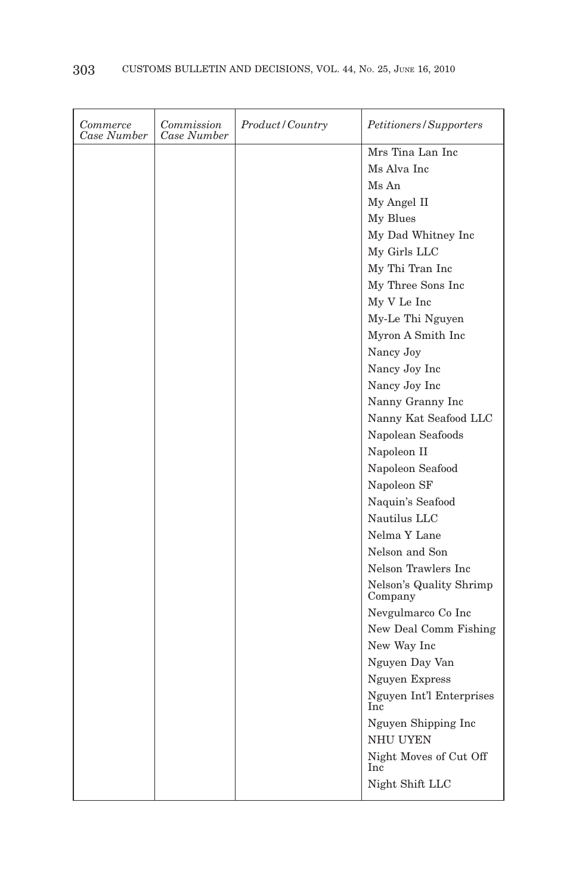| *Commerce Case Number* | *Commission Case Number* | *Product/Country* | *Petitioners/Supporters* |
|---|---|---|---|
| | | | Mrs Tina Lan Inc |
| | | | Ms Alva Inc |
| | | | Ms An |
| | | | My Angel II |
| | | | My Blues |
| | | | My Dad Whitney Inc |
| | | | My Girls LLC |
| | | | My Thi Tran Inc |
| | | | My Three Sons Inc |
| | | | My V Le Inc |
| | | | My-Le Thi Nguyen |
| | | | Myron A Smith Inc |
| | | | Nancy Joy |
| | | | Nancy Joy Inc |
| | | | Nancy Joy Inc |
| | | | Nanny Granny Inc |
| | | | Nanny Kat Seafood LLC |
| | | | Napolean Seafoods |
| | | | Napoleon II |
| | | | Napoleon Seafood |
| | | | Napoleon SF |
| | | | Naquin's Seafood |
| | | | Nautilus LLC |
| | | | Nelma Y Lane |
| | | | Nelson and Son |
| | | | Nelson Trawlers Inc |
| | | | Nelson's Quality Shrimp Company |
| | | | Nevgulmarco Co Inc |
| | | | New Deal Comm Fishing |
| | | | New Way Inc |
| | | | Nguyen Day Van |
| | | | Nguyen Express |
| | | | Nguyen Int'l Enterprises Inc |
| | | | Nguyen Shipping Inc |
| | | | NHU UYEN |
| | | | Night Moves of Cut Off Inc |
| | | | Night Shift LLC |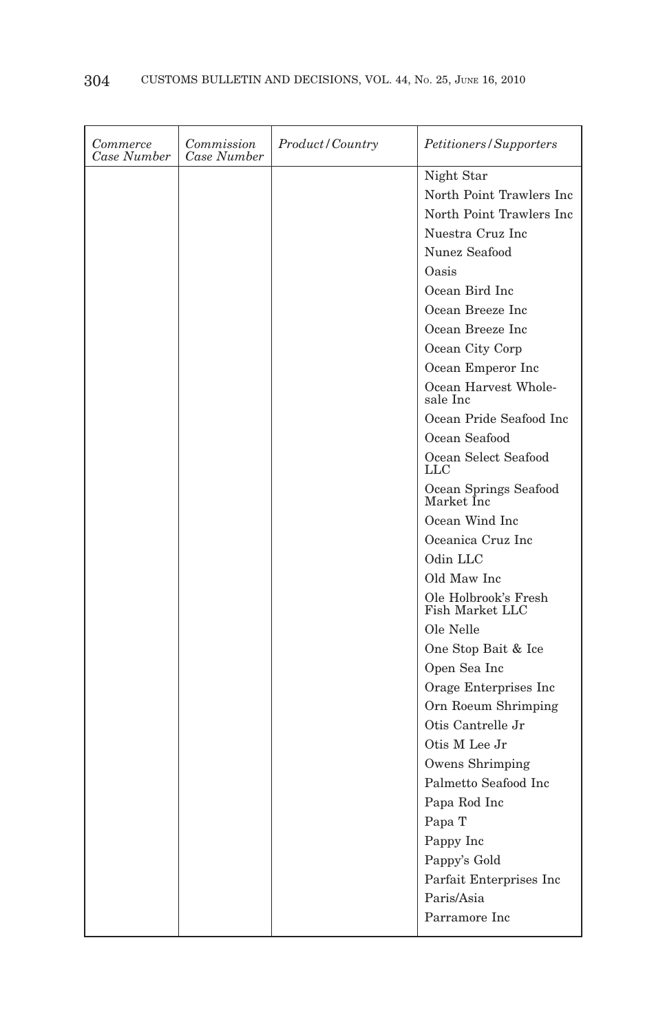| *Commerce Case Number* | *Commission Case Number* | *Product/Country* | *Petitioners/Supporters* |
|---|---|---|---|
| | | | Night Star |
| | | | North Point Trawlers Inc |
| | | | North Point Trawlers Inc |
| | | | Nuestra Cruz Inc |
| | | | Nunez Seafood |
| | | | Oasis |
| | | | Ocean Bird Inc |
| | | | Ocean Breeze Inc |
| | | | Ocean Breeze Inc |
| | | | Ocean City Corp |
| | | | Ocean Emperor Inc |
| | | | Ocean Harvest Wholesale Inc |
| | | | Ocean Pride Seafood Inc |
| | | | Ocean Seafood |
| | | | Ocean Select Seafood LLC |
| | | | Ocean Springs Seafood Market Inc |
| | | | Ocean Wind Inc |
| | | | Oceanica Cruz Inc |
| | | | Odin LLC |
| | | | Old Maw Inc |
| | | | Ole Holbrook's Fresh Fish Market LLC |
| | | | Ole Nelle |
| | | | One Stop Bait & Ice |
| | | | Open Sea Inc |
| | | | Orage Enterprises Inc |
| | | | Orn Roeum Shrimping |
| | | | Otis Cantrelle Jr |
| | | | Otis M Lee Jr |
| | | | Owens Shrimping |
| | | | Palmetto Seafood Inc |
| | | | Papa Rod Inc |
| | | | Papa T |
| | | | Pappy Inc |
| | | | Pappy's Gold |
| | | | Parfait Enterprises Inc |
| | | | Paris/Asia |
| | | | Parramore Inc |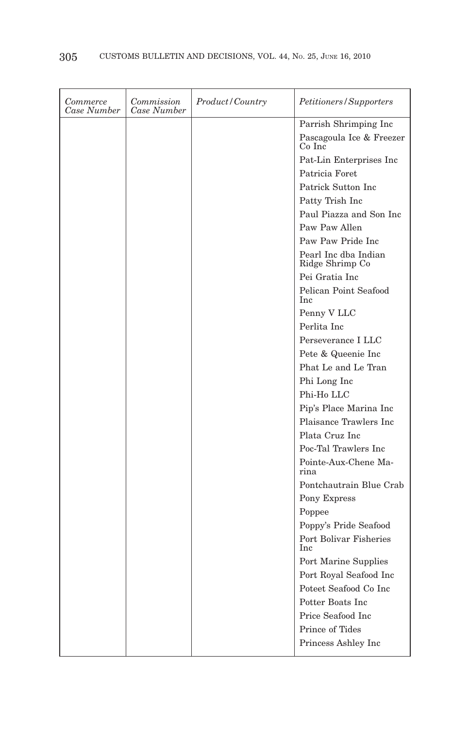| *Commerce Case Number* | *Commission Case Number* | *Product/Country* | *Petitioners/Supporters* |
|---|---|---|---|
| | | | Parrish Shrimping Inc |
| | | | Pascagoula Ice & Freezer Co Inc |
| | | | Pat-Lin Enterprises Inc |
| | | | Patricia Foret |
| | | | Patrick Sutton Inc |
| | | | Patty Trish Inc |
| | | | Paul Piazza and Son Inc |
| | | | Paw Paw Allen |
| | | | Paw Paw Pride Inc |
| | | | Pearl Inc dba Indian Ridge Shrimp Co |
| | | | Pei Gratia Inc |
| | | | Pelican Point Seafood Inc |
| | | | Penny V LLC |
| | | | Perlita Inc |
| | | | Perseverance I LLC |
| | | | Pete & Queenie Inc |
| | | | Phat Le and Le Tran |
| | | | Phi Long Inc |
| | | | Phi-Ho LLC |
| | | | Pip's Place Marina Inc |
| | | | Plaisance Trawlers Inc |
| | | | Plata Cruz Inc |
| | | | Poc-Tal Trawlers Inc |
| | | | Pointe-Aux-Chene Marina |
| | | | Pontchautrain Blue Crab |
| | | | Pony Express |
| | | | Poppee |
| | | | Poppy's Pride Seafood |
| | | | Port Bolivar Fisheries Inc |
| | | | Port Marine Supplies |
| | | | Port Royal Seafood Inc |
| | | | Poteet Seafood Co Inc |
| | | | Potter Boats Inc |
| | | | Price Seafood Inc |
| | | | Prince of Tides |
| | | | Princess Ashley Inc |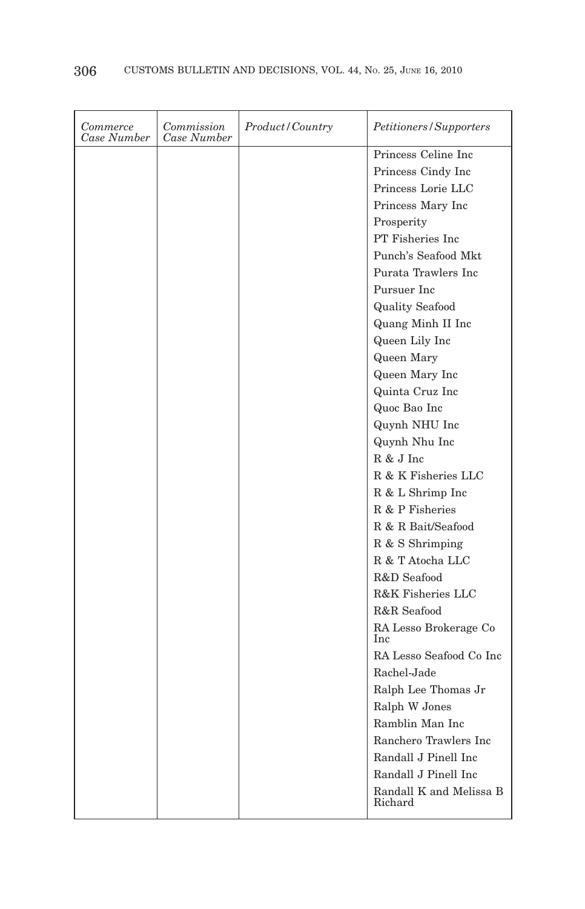| *Commerce Case Number* | *Commission Case Number* | *Product/Country* | *Petitioners/Supporters* |
|---|---|---|---|
| | | | Princess Celine Inc |
| | | | Princess Cindy Inc |
| | | | Princess Lorie LLC |
| | | | Princess Mary Inc |
| | | | Prosperity |
| | | | PT Fisheries Inc |
| | | | Punch's Seafood Mkt |
| | | | Purata Trawlers Inc |
| | | | Pursuer Inc |
| | | | Quality Seafood |
| | | | Quang Minh II Inc |
| | | | Queen Lily Inc |
| | | | Queen Mary |
| | | | Queen Mary Inc |
| | | | Quinta Cruz Inc |
| | | | Quoc Bao Inc |
| | | | Quynh NHU Inc |
| | | | Quynh Nhu Inc |
| | | | R & J Inc |
| | | | R & K Fisheries LLC |
| | | | R & L Shrimp Inc |
| | | | R & P Fisheries |
| | | | R & R Bait/Seafood |
| | | | R & S Shrimping |
| | | | R & T Atocha LLC |
| | | | R&D Seafood |
| | | | R&K Fisheries LLC |
| | | | R&R Seafood |
| | | | RA Lesso Brokerage Co Inc |
| | | | RA Lesso Seafood Co Inc |
| | | | Rachel-Jade |
| | | | Ralph Lee Thomas Jr |
| | | | Ralph W Jones |
| | | | Ramblin Man Inc |
| | | | Ranchero Trawlers Inc |
| | | | Randall J Pinell Inc |
| | | | Randall J Pinell Inc |
| | | | Randall K and Melissa B Richard |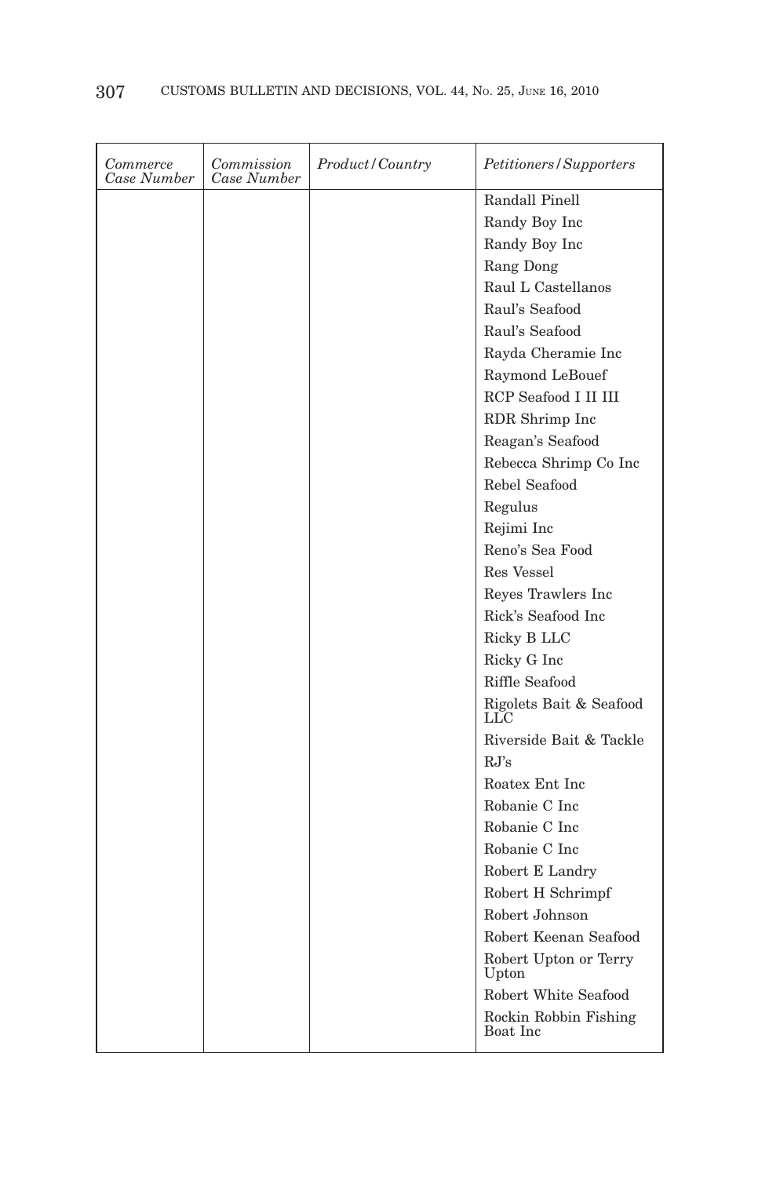| *Commerce Case Number* | *Commission Case Number* | *Product/Country* | *Petitioners/Supporters* |
|---|---|---|---|
| | | | Randall Pinell |
| | | | Randy Boy Inc |
| | | | Randy Boy Inc |
| | | | Rang Dong |
| | | | Raul L Castellanos |
| | | | Raul's Seafood |
| | | | Raul's Seafood |
| | | | Rayda Cheramie Inc |
| | | | Raymond LeBouef |
| | | | RCP Seafood I II III |
| | | | RDR Shrimp Inc |
| | | | Reagan's Seafood |
| | | | Rebecca Shrimp Co Inc |
| | | | Rebel Seafood |
| | | | Regulus |
| | | | Rejimi Inc |
| | | | Reno's Sea Food |
| | | | Res Vessel |
| | | | Reyes Trawlers Inc |
| | | | Rick's Seafood Inc |
| | | | Ricky B LLC |
| | | | Ricky G Inc |
| | | | Riffle Seafood |
| | | | Rigolets Bait & Seafood LLC |
| | | | Riverside Bait & Tackle |
| | | | RJ's |
| | | | Roatex Ent Inc |
| | | | Robanie C Inc |
| | | | Robanie C Inc |
| | | | Robanie C Inc |
| | | | Robert E Landry |
| | | | Robert H Schrimpf |
| | | | Robert Johnson |
| | | | Robert Keenan Seafood |
| | | | Robert Upton or Terry Upton |
| | | | Robert White Seafood |
| | | | Rockin Robbin Fishing Boat Inc |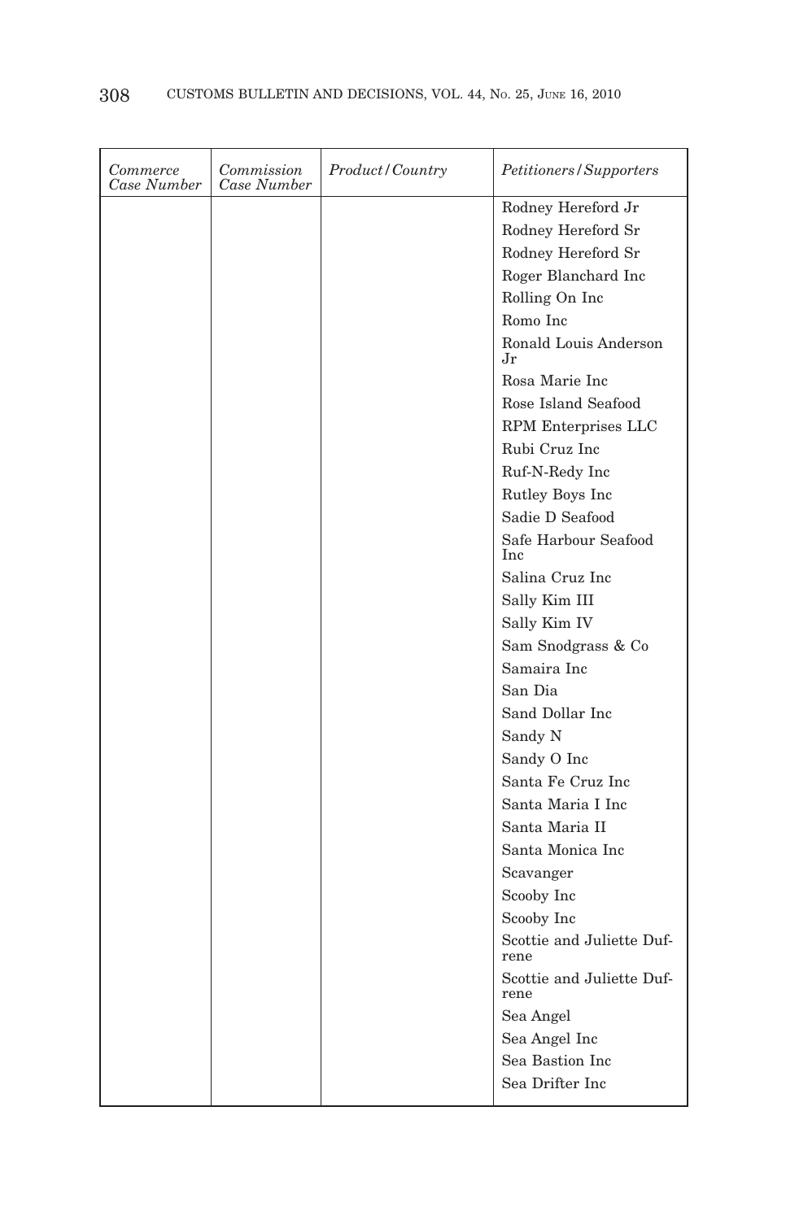| *Commerce Case Number* | *Commission Case Number* | *Product/Country* | *Petitioners/Supporters* |
|---|---|---|---|
| | | | Rodney Hereford Jr |
| | | | Rodney Hereford Sr |
| | | | Rodney Hereford Sr |
| | | | Roger Blanchard Inc |
| | | | Rolling On Inc |
| | | | Romo Inc |
| | | | Ronald Louis Anderson Jr |
| | | | Rosa Marie Inc |
| | | | Rose Island Seafood |
| | | | RPM Enterprises LLC |
| | | | Rubi Cruz Inc |
| | | | Ruf-N-Redy Inc |
| | | | Rutley Boys Inc |
| | | | Sadie D Seafood |
| | | | Safe Harbour Seafood Inc |
| | | | Salina Cruz Inc |
| | | | Sally Kim III |
| | | | Sally Kim IV |
| | | | Sam Snodgrass & Co |
| | | | Samaira Inc |
| | | | San Dia |
| | | | Sand Dollar Inc |
| | | | Sandy N |
| | | | Sandy O Inc |
| | | | Santa Fe Cruz Inc |
| | | | Santa Maria I Inc |
| | | | Santa Maria II |
| | | | Santa Monica Inc |
| | | | Scavanger |
| | | | Scooby Inc |
| | | | Scooby Inc |
| | | | Scottie and Juliette Dufrene |
| | | | Scottie and Juliette Dufrene |
| | | | Sea Angel |
| | | | Sea Angel Inc |
| | | | Sea Bastion Inc |
| | | | Sea Drifter Inc |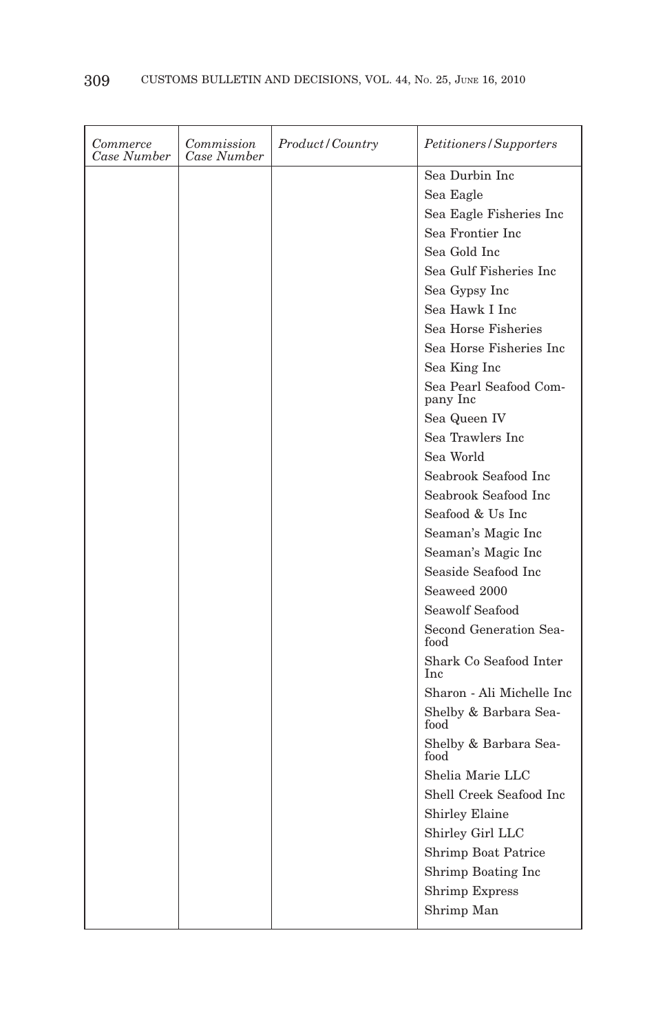| *Commerce Case Number* | *Commission Case Number* | *Product/Country* | *Petitioners/Supporters* |
|---|---|---|---|
| | | | Sea Durbin Inc |
| | | | Sea Eagle |
| | | | Sea Eagle Fisheries Inc |
| | | | Sea Frontier Inc |
| | | | Sea Gold Inc |
| | | | Sea Gulf Fisheries Inc |
| | | | Sea Gypsy Inc |
| | | | Sea Hawk I Inc |
| | | | Sea Horse Fisheries |
| | | | Sea Horse Fisheries Inc |
| | | | Sea King Inc |
| | | | Sea Pearl Seafood Company Inc |
| | | | Sea Queen IV |
| | | | Sea Trawlers Inc |
| | | | Sea World |
| | | | Seabrook Seafood Inc |
| | | | Seabrook Seafood Inc |
| | | | Seafood & Us Inc |
| | | | Seaman's Magic Inc |
| | | | Seaman's Magic Inc |
| | | | Seaside Seafood Inc |
| | | | Seaweed 2000 |
| | | | Seawolf Seafood |
| | | | Second Generation Seafood |
| | | | Shark Co Seafood Inter Inc |
| | | | Sharon - Ali Michelle Inc |
| | | | Shelby & Barbara Seafood |
| | | | Shelby & Barbara Seafood |
| | | | Shelia Marie LLC |
| | | | Shell Creek Seafood Inc |
| | | | Shirley Elaine |
| | | | Shirley Girl LLC |
| | | | Shrimp Boat Patrice |
| | | | Shrimp Boating Inc |
| | | | Shrimp Express |
| | | | Shrimp Man |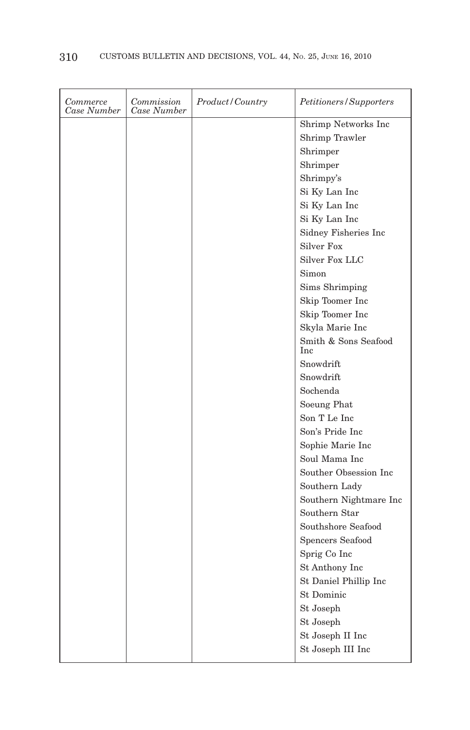| *Commerce Case Number* | *Commission Case Number* | *Product/Country* | *Petitioners/Supporters* |
|---|---|---|---|
| | | | Shrimp Networks Inc |
| | | | Shrimp Trawler |
| | | | Shrimper |
| | | | Shrimper |
| | | | Shrimpy's |
| | | | Si Ky Lan Inc |
| | | | Si Ky Lan Inc |
| | | | Si Ky Lan Inc |
| | | | Sidney Fisheries Inc |
| | | | Silver Fox |
| | | | Silver Fox LLC |
| | | | Simon |
| | | | Sims Shrimping |
| | | | Skip Toomer Inc |
| | | | Skip Toomer Inc |
| | | | Skyla Marie Inc |
| | | | Smith & Sons Seafood Inc |
| | | | Snowdrift |
| | | | Snowdrift |
| | | | Sochenda |
| | | | Soeung Phat |
| | | | Son T Le Inc |
| | | | Son's Pride Inc |
| | | | Sophie Marie Inc |
| | | | Soul Mama Inc |
| | | | Souther Obsession Inc |
| | | | Southern Lady |
| | | | Southern Nightmare Inc |
| | | | Southern Star |
| | | | Southshore Seafood |
| | | | Spencers Seafood |
| | | | Sprig Co Inc |
| | | | St Anthony Inc |
| | | | St Daniel Phillip Inc |
| | | | St Dominic |
| | | | St Joseph |
| | | | St Joseph |
| | | | St Joseph II Inc |
| | | | St Joseph III Inc |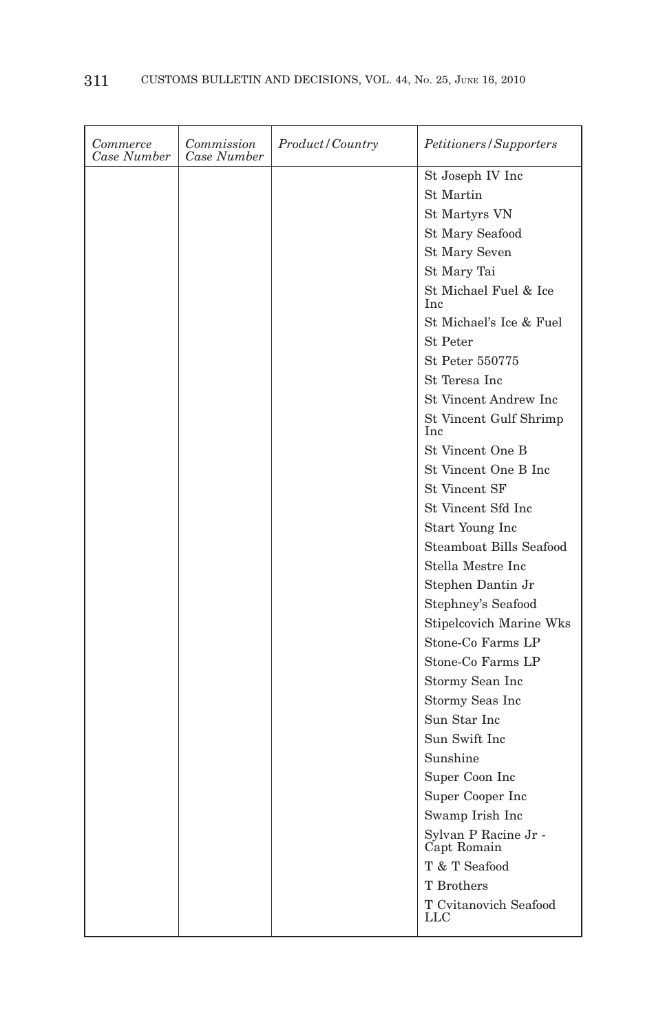| *Commerce Case Number* | *Commission Case Number* | *Product/Country* | *Petitioners/Supporters* |
| --- | --- | --- | --- |
| | | | St Joseph IV Inc |
| | | | St Martin |
| | | | St Martyrs VN |
| | | | St Mary Seafood |
| | | | St Mary Seven |
| | | | St Mary Tai |
| | | | St Michael Fuel & Ice Inc |
| | | | St Michael's Ice & Fuel |
| | | | St Peter |
| | | | St Peter 550775 |
| | | | St Teresa Inc |
| | | | St Vincent Andrew Inc |
| | | | St Vincent Gulf Shrimp Inc |
| | | | St Vincent One B |
| | | | St Vincent One B Inc |
| | | | St Vincent SF |
| | | | St Vincent Sfd Inc |
| | | | Start Young Inc |
| | | | Steamboat Bills Seafood |
| | | | Stella Mestre Inc |
| | | | Stephen Dantin Jr |
| | | | Stephney's Seafood |
| | | | Stipelcovich Marine Wks |
| | | | Stone-Co Farms LP |
| | | | Stone-Co Farms LP |
| | | | Stormy Sean Inc |
| | | | Stormy Seas Inc |
| | | | Sun Star Inc |
| | | | Sun Swift Inc |
| | | | Sunshine |
| | | | Super Coon Inc |
| | | | Super Cooper Inc |
| | | | Swamp Irish Inc |
| | | | Sylvan P Racine Jr - Capt Romain |
| | | | T & T Seafood |
| | | | T Brothers |
| | | | T Cvitanovich Seafood LLC |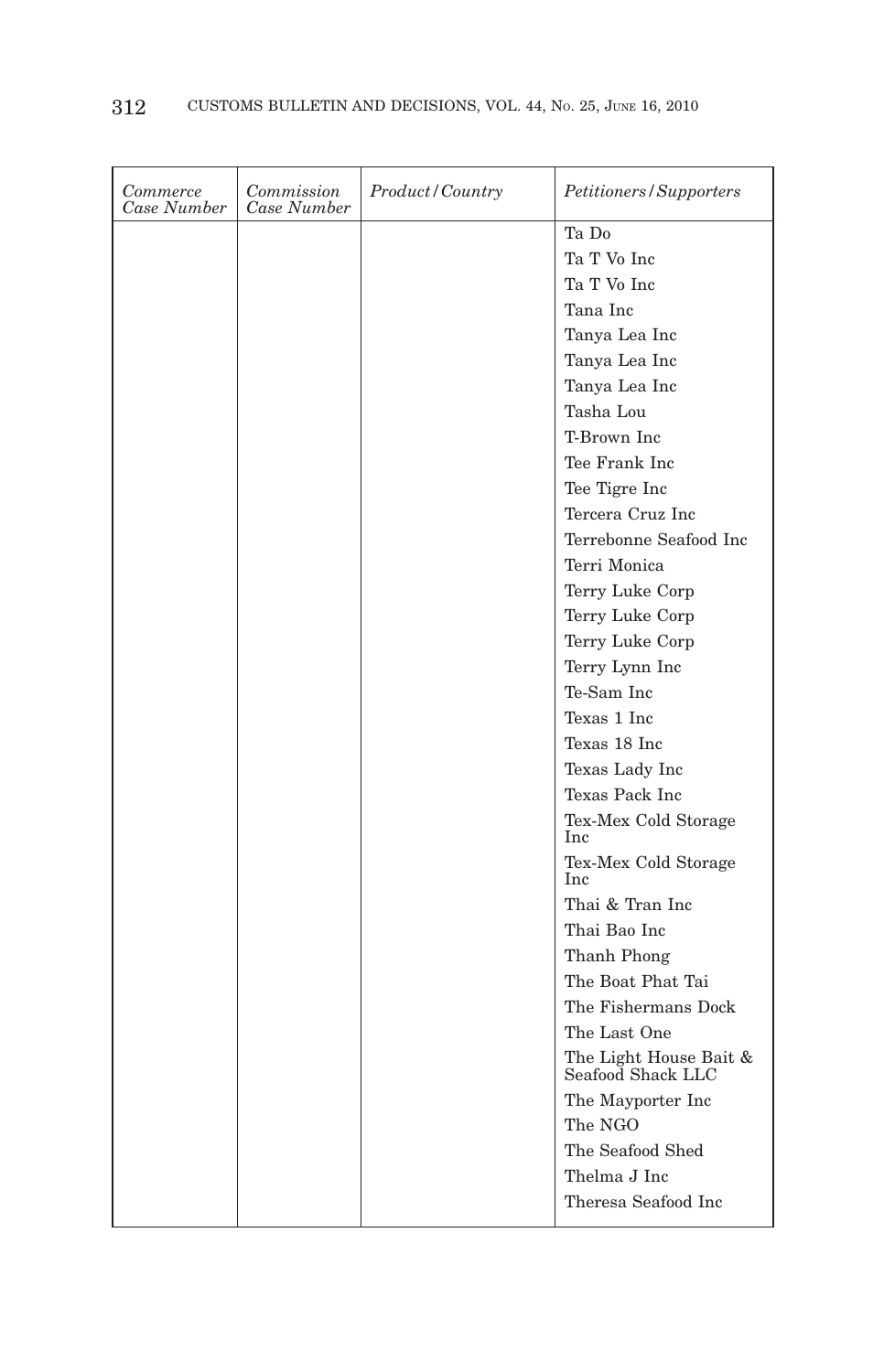| *Commerce Case Number* | *Commission Case Number* | *Product/Country* | *Petitioners/Supporters* |
|---|---|---|---|
| | | | Ta Do |
| | | | Ta T Vo Inc |
| | | | Ta T Vo Inc |
| | | | Tana Inc |
| | | | Tanya Lea Inc |
| | | | Tanya Lea Inc |
| | | | Tanya Lea Inc |
| | | | Tasha Lou |
| | | | T-Brown Inc |
| | | | Tee Frank Inc |
| | | | Tee Tigre Inc |
| | | | Tercera Cruz Inc |
| | | | Terrebonne Seafood Inc |
| | | | Terri Monica |
| | | | Terry Luke Corp |
| | | | Terry Luke Corp |
| | | | Terry Luke Corp |
| | | | Terry Lynn Inc |
| | | | Te-Sam Inc |
| | | | Texas 1 Inc |
| | | | Texas 18 Inc |
| | | | Texas Lady Inc |
| | | | Texas Pack Inc |
| | | | Tex-Mex Cold Storage Inc |
| | | | Tex-Mex Cold Storage Inc |
| | | | Thai & Tran Inc |
| | | | Thai Bao Inc |
| | | | Thanh Phong |
| | | | The Boat Phat Tai |
| | | | The Fishermans Dock |
| | | | The Last One |
| | | | The Light House Bait & Seafood Shack LLC |
| | | | The Mayporter Inc |
| | | | The NGO |
| | | | The Seafood Shed |
| | | | Thelma J Inc |
| | | | Theresa Seafood Inc |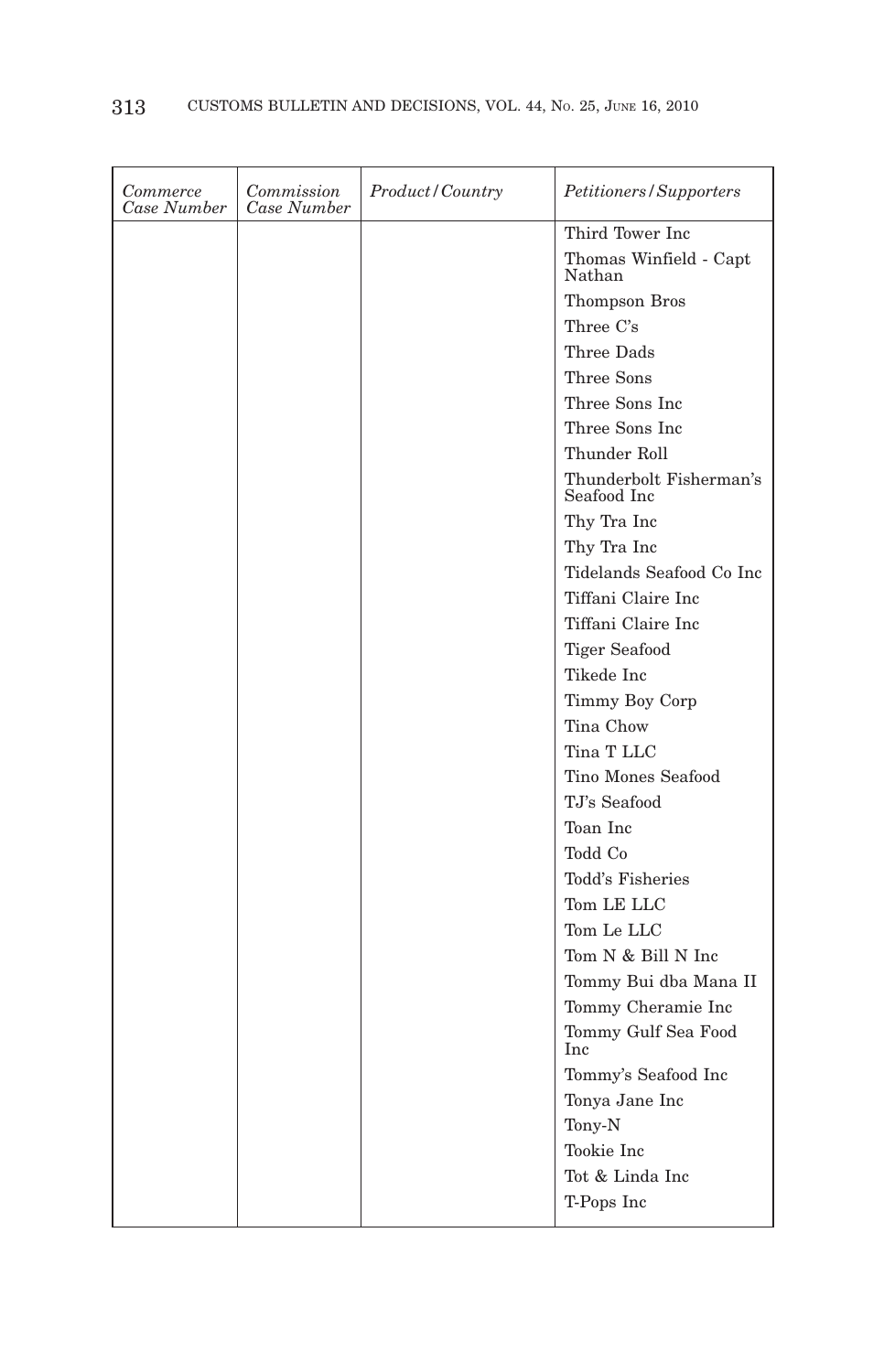| *Commerce Case Number* | *Commission Case Number* | *Product/Country* | *Petitioners/Supporters* |
|---|---|---|---|
| | | | Third Tower Inc |
| | | | Thomas Winfield - Capt Nathan |
| | | | Thompson Bros |
| | | | Three C's |
| | | | Three Dads |
| | | | Three Sons |
| | | | Three Sons Inc |
| | | | Three Sons Inc |
| | | | Thunder Roll |
| | | | Thunderbolt Fisherman's Seafood Inc |
| | | | Thy Tra Inc |
| | | | Thy Tra Inc |
| | | | Tidelands Seafood Co Inc |
| | | | Tiffani Claire Inc |
| | | | Tiffani Claire Inc |
| | | | Tiger Seafood |
| | | | Tikede Inc |
| | | | Timmy Boy Corp |
| | | | Tina Chow |
| | | | Tina T LLC |
| | | | Tino Mones Seafood |
| | | | TJ's Seafood |
| | | | Toan Inc |
| | | | Todd Co |
| | | | Todd's Fisheries |
| | | | Tom LE LLC |
| | | | Tom Le LLC |
| | | | Tom N & Bill N Inc |
| | | | Tommy Bui dba Mana II |
| | | | Tommy Cheramie Inc |
| | | | Tommy Gulf Sea Food Inc |
| | | | Tommy's Seafood Inc |
| | | | Tonya Jane Inc |
| | | | Tony-N |
| | | | Tookie Inc |
| | | | Tot & Linda Inc |
| | | | T-Pops Inc |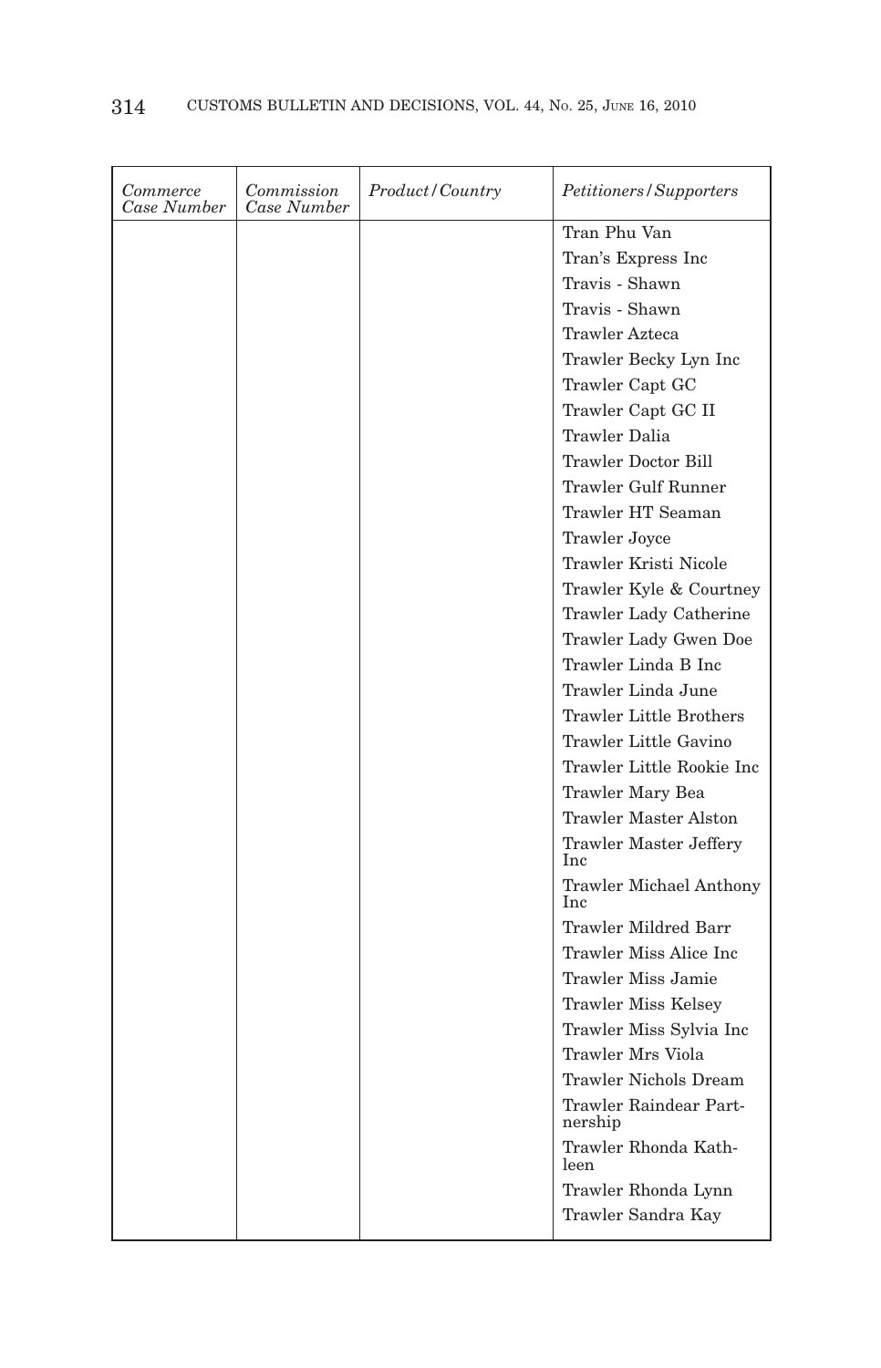| *Commerce Case Number* | *Commission Case Number* | *Product/Country* | *Petitioners/Supporters* |
|---|---|---|---|
| | | | Tran Phu Van |
| | | | Tran's Express Inc |
| | | | Travis - Shawn |
| | | | Travis - Shawn |
| | | | Trawler Azteca |
| | | | Trawler Becky Lyn Inc |
| | | | Trawler Capt GC |
| | | | Trawler Capt GC II |
| | | | Trawler Dalia |
| | | | Trawler Doctor Bill |
| | | | Trawler Gulf Runner |
| | | | Trawler HT Seaman |
| | | | Trawler Joyce |
| | | | Trawler Kristi Nicole |
| | | | Trawler Kyle & Courtney |
| | | | Trawler Lady Catherine |
| | | | Trawler Lady Gwen Doe |
| | | | Trawler Linda B Inc |
| | | | Trawler Linda June |
| | | | Trawler Little Brothers |
| | | | Trawler Little Gavino |
| | | | Trawler Little Rookie Inc |
| | | | Trawler Mary Bea |
| | | | Trawler Master Alston |
| | | | Trawler Master Jeffery Inc |
| | | | Trawler Michael Anthony Inc |
| | | | Trawler Mildred Barr |
| | | | Trawler Miss Alice Inc |
| | | | Trawler Miss Jamie |
| | | | Trawler Miss Kelsey |
| | | | Trawler Miss Sylvia Inc |
| | | | Trawler Mrs Viola |
| | | | Trawler Nichols Dream |
| | | | Trawler Raindear Partnership |
| | | | Trawler Rhonda Kathleen |
| | | | Trawler Rhonda Lynn |
| | | | Trawler Sandra Kay |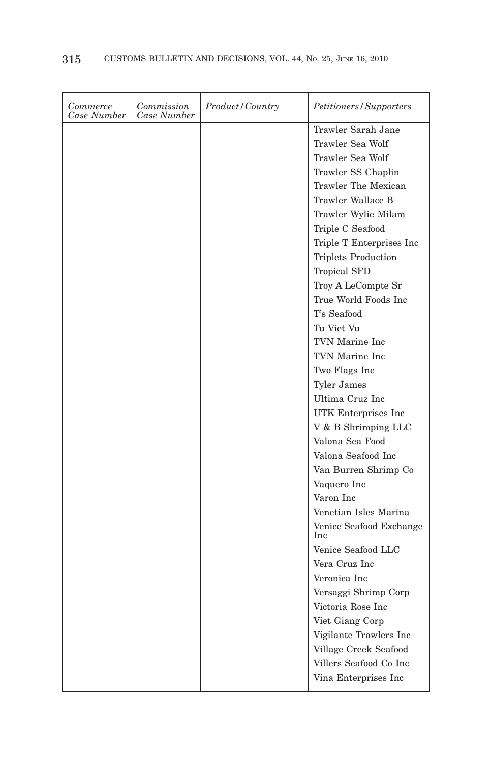| *Commerce Case Number* | *Commission Case Number* | *Product/Country* | *Petitioners/Supporters* |
|---|---|---|---|
| | | | Trawler Sarah Jane |
| | | | Trawler Sea Wolf |
| | | | Trawler Sea Wolf |
| | | | Trawler SS Chaplin |
| | | | Trawler The Mexican |
| | | | Trawler Wallace B |
| | | | Trawler Wylie Milam |
| | | | Triple C Seafood |
| | | | Triple T Enterprises Inc |
| | | | Triplets Production |
| | | | Tropical SFD |
| | | | Troy A LeCompte Sr |
| | | | True World Foods Inc |
| | | | T's Seafood |
| | | | Tu Viet Vu |
| | | | TVN Marine Inc |
| | | | TVN Marine Inc |
| | | | Two Flags Inc |
| | | | Tyler James |
| | | | Ultima Cruz Inc |
| | | | UTK Enterprises Inc |
| | | | V & B Shrimping LLC |
| | | | Valona Sea Food |
| | | | Valona Seafood Inc |
| | | | Van Burren Shrimp Co |
| | | | Vaquero Inc |
| | | | Varon Inc |
| | | | Venetian Isles Marina |
| | | | Venice Seafood Exchange Inc |
| | | | Venice Seafood LLC |
| | | | Vera Cruz Inc |
| | | | Veronica Inc |
| | | | Versaggi Shrimp Corp |
| | | | Victoria Rose Inc |
| | | | Viet Giang Corp |
| | | | Vigilante Trawlers Inc |
| | | | Village Creek Seafood |
| | | | Villers Seafood Co Inc |
| | | | Vina Enterprises Inc |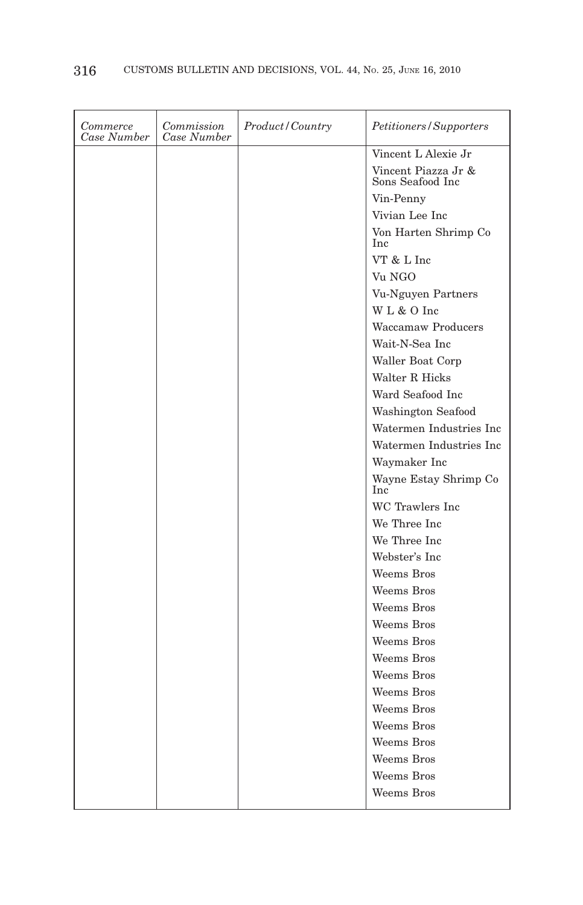| *Commerce Case Number* | *Commission Case Number* | *Product/Country* | *Petitioners/Supporters* |
|---|---|---|---|
| | | | Vincent L Alexie Jr |
| | | | Vincent Piazza Jr & Sons Seafood Inc |
| | | | Vin-Penny |
| | | | Vivian Lee Inc |
| | | | Von Harten Shrimp Co Inc |
| | | | VT & L Inc |
| | | | Vu NGO |
| | | | Vu-Nguyen Partners |
| | | | W L & O Inc |
| | | | Waccamaw Producers |
| | | | Wait-N-Sea Inc |
| | | | Waller Boat Corp |
| | | | Walter R Hicks |
| | | | Ward Seafood Inc |
| | | | Washington Seafood |
| | | | Watermen Industries Inc |
| | | | Watermen Industries Inc |
| | | | Waymaker Inc |
| | | | Wayne Estay Shrimp Co Inc |
| | | | WC Trawlers Inc |
| | | | We Three Inc |
| | | | We Three Inc |
| | | | Webster's Inc |
| | | | Weems Bros |
| | | | Weems Bros |
| | | | Weems Bros |
| | | | Weems Bros |
| | | | Weems Bros |
| | | | Weems Bros |
| | | | Weems Bros |
| | | | Weems Bros |
| | | | Weems Bros |
| | | | Weems Bros |
| | | | Weems Bros |
| | | | Weems Bros |
| | | | Weems Bros |
| | | | Weems Bros |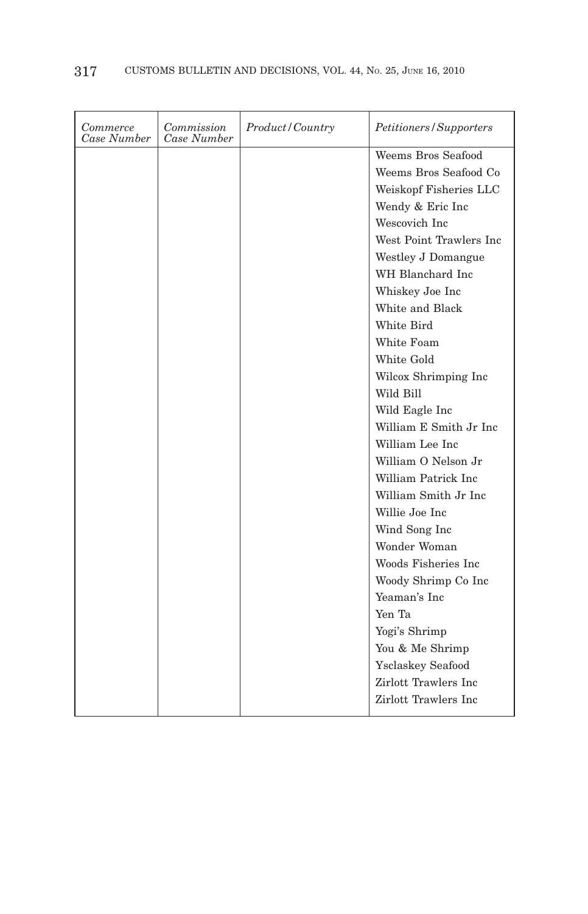| *Commerce Case Number* | *Commission Case Number* | *Product/Country* | *Petitioners/Supporters* |
|---|---|---|---|
| | | | Weems Bros Seafood |
| | | | Weems Bros Seafood Co |
| | | | Weiskopf Fisheries LLC |
| | | | Wendy & Eric Inc |
| | | | Wescovich Inc |
| | | | West Point Trawlers Inc |
| | | | Westley J Domangue |
| | | | WH Blanchard Inc |
| | | | Whiskey Joe Inc |
| | | | White and Black |
| | | | White Bird |
| | | | White Foam |
| | | | White Gold |
| | | | Wilcox Shrimping Inc |
| | | | Wild Bill |
| | | | Wild Eagle Inc |
| | | | William E Smith Jr Inc |
| | | | William Lee Inc |
| | | | William O Nelson Jr |
| | | | William Patrick Inc |
| | | | William Smith Jr Inc |
| | | | Willie Joe Inc |
| | | | Wind Song Inc |
| | | | Wonder Woman |
| | | | Woods Fisheries Inc |
| | | | Woody Shrimp Co Inc |
| | | | Yeaman's Inc |
| | | | Yen Ta |
| | | | Yogi's Shrimp |
| | | | You & Me Shrimp |
| | | | Ysclaskey Seafood |
| | | | Zirlott Trawlers Inc |
| | | | Zirlott Trawlers Inc |